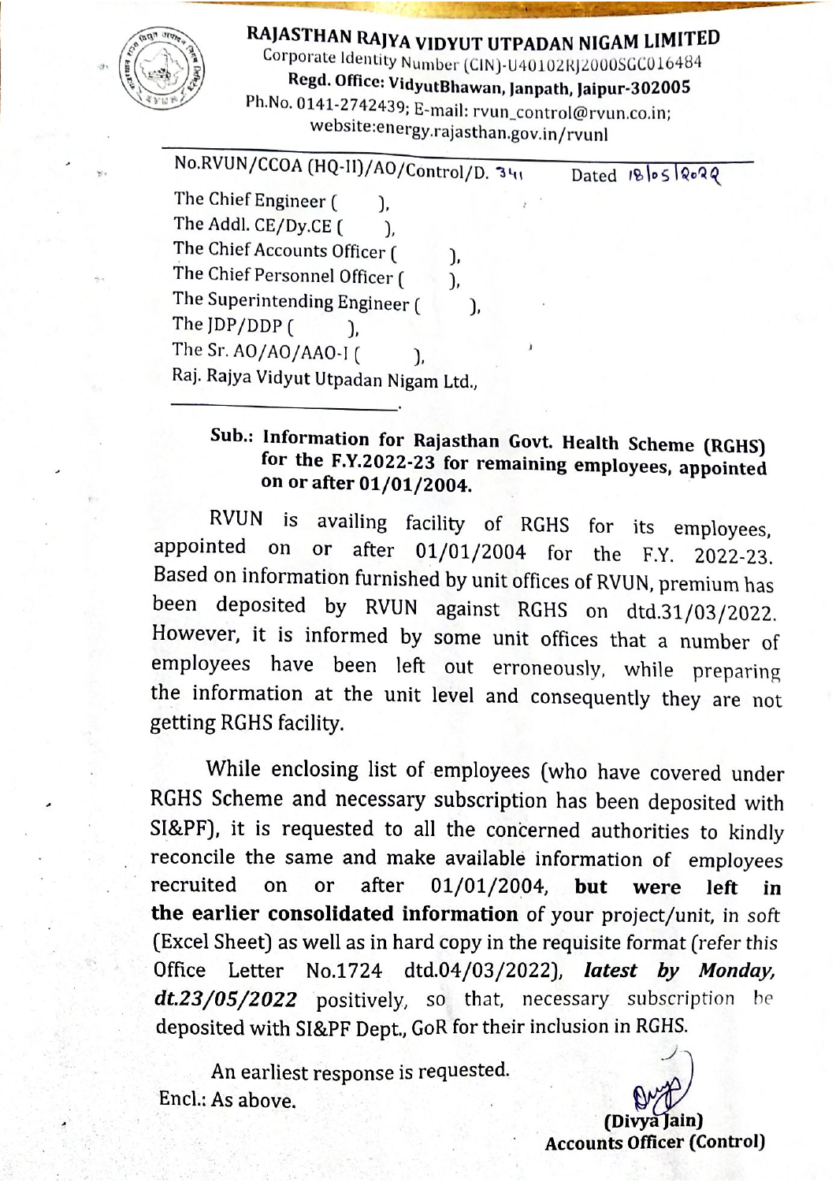# RAJASTHAN RAJYA VIDYUT UTPADAN NIGAM LIMITED

Corporate Identity Number (CIN)-U40102RJ2000SGC016484
**Regd. Office: VidyutBhawan, Janpath, Jaipur-302005**
Ph.No. 0141-2742439; E-mail: rvun_control@rvun.co.in;
website:energy.rajasthan.gov.in/rvunl

No.RVUN/CCOA (HQ-II)/AO/Control/D. 341 Dated 18/05/2022

The Chief Engineer ( ),
The Addl. CE/Dy.CE ( ),
The Chief Accounts Officer ( ),
The Chief Personnel Officer ( ),
The Superintending Engineer ( ),
The JDP/DDP ( ),
The Sr. AO/AO/AAO-I ( ),
Raj. Rajya Vidyut Utpadan Nigam Ltd.,
____________.

**Sub.: Information for Rajasthan Govt. Health Scheme (RGHS) for the F.Y.2022-23 for remaining employees, appointed on or after 01/01/2004.**

RVUN is availing facility of RGHS for its employees, appointed on or after 01/01/2004 for the F.Y. 2022-23. Based on information furnished by unit offices of RVUN, premium has been deposited by RVUN against RGHS on dtd.31/03/2022. However, it is informed by some unit offices that a number of employees have been left out erroneously, while preparing the information at the unit level and consequently they are not getting RGHS facility.

While enclosing list of employees (who have covered under RGHS Scheme and necessary subscription has been deposited with SI&PF), it is requested to all the concerned authorities to kindly reconcile the same and make available information of employees recruited on or after 01/01/2004, **but were left in the earlier consolidated information** of your project/unit, in soft (Excel Sheet) as well as in hard copy in the requisite format (refer this Office Letter No.1724 dtd.04/03/2022), ***latest by Monday, dt.23/05/2022*** positively, so that, necessary subscription be deposited with SI&PF Dept., GoR for their inclusion in RGHS.

An earliest response is requested.

Encl.: As above.

**(Divya Jain)**
**Accounts Officer (Control)**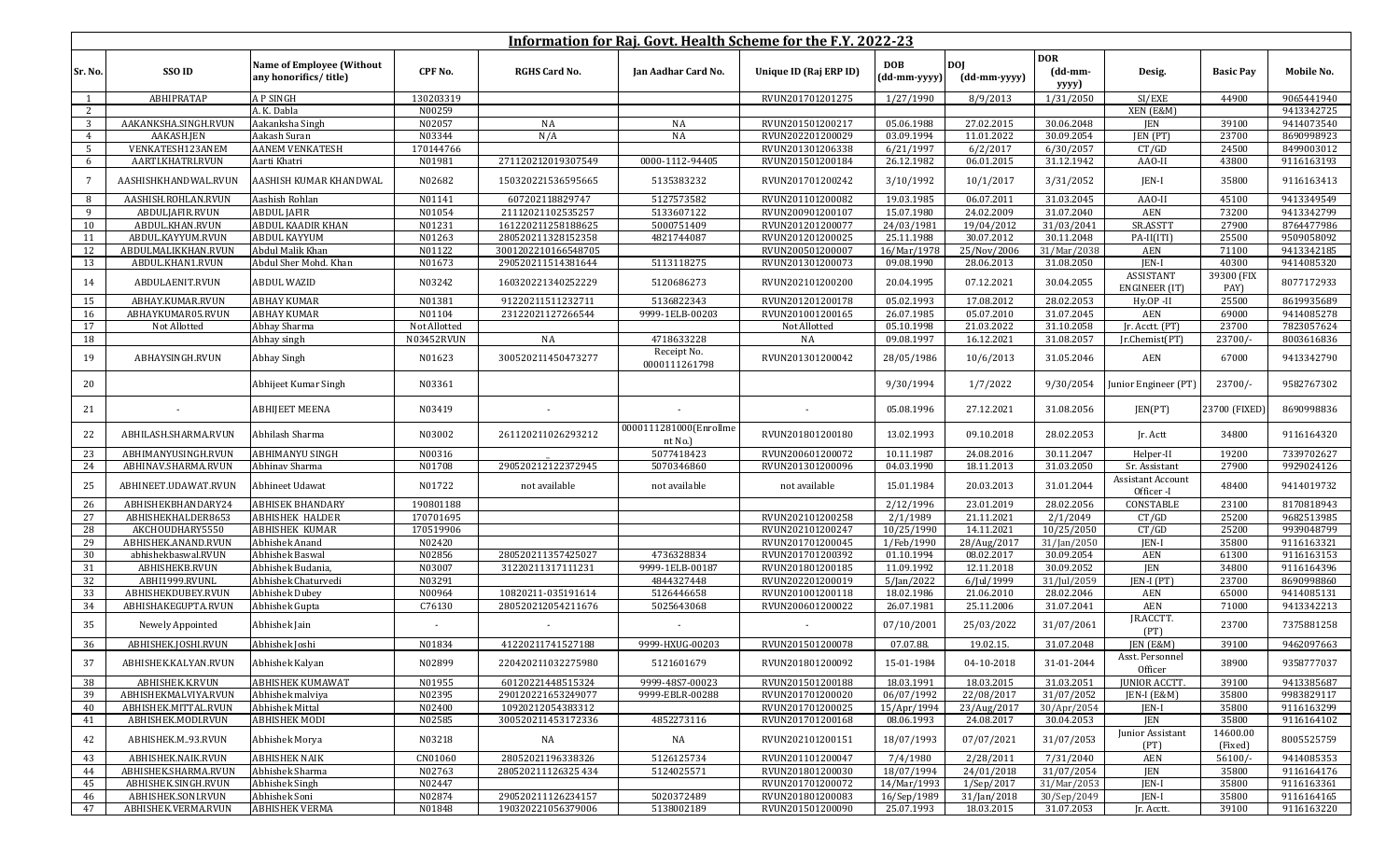## Information for Raj. Govt. Health Scheme for the F.Y. 2022-23

| Sr. No. | SSO ID | Name of Employee (Without any honorifics/ title) | CPF No. | RGHS Card No. | Jan Aadhar Card No. | Unique ID (Raj ERP ID) | DOB (dd-mm-yyyy) | DOJ (dd-mm-yyyy) | DOR (dd-mm-yyyy) | Desig. | Basic Pay | Mobile No. |
|---|---|---|---|---|---|---|---|---|---|---|---|---|
| 1 | ABHIPRATAP | A P SINGH | 130203319 | | | RVUN201701201275 | 1/27/1990 | 8/9/2013 | 1/31/2050 | SI/EXE | 44900 | 9065441940 |
| 2 | | A. K. Dabla | N00259 | | | | | | | XEN (E&M) | | 9413342725 |
| 3 | AAKANKSHA.SINGH.RVUN | Aakanksha Singh | N02057 | NA | NA | RVUN201501200217 | 05.06.1988 | 27.02.2015 | 30.06.2048 | JEN | 39100 | 9414073540 |
| 4 | AAKASH.JEN | Aakash Suran | N03344 | N/A | NA | RVUN202201200029 | 03.09.1994 | 11.01.2022 | 30.09.2054 | JEN (PT) | 23700 | 8690998923 |
| 5 | VENKATESH123ANEM | AANEM VENKATESH | 170144766 | | | RVUN201301206338 | 6/21/1997 | 6/2/2017 | 6/30/2057 | CT/GD | 24500 | 8499003012 |
| 6 | AARTI.KHATRI.RVUN | Aarti Khatri | N01981 | 271120212019307549 | 0000-1112-94405 | RVUN201501200184 | 26.12.1982 | 06.01.2015 | 31.12.1942 | AAO-II | 43800 | 9116163193 |
| 7 | AASHISHKHANDWAL.RVUN | AASHISH KUMAR KHANDWAL | N02682 | 150320221536595665 | 5135383232 | RVUN201701200242 | 3/10/1992 | 10/1/2017 | 3/31/2052 | JEN-I | 35800 | 9116163413 |
| 8 | AASHISH.ROHLAN.RVUN | Aashish Rohlan | N01141 | 607202118829747 | 5127573582 | RVUN201101200082 | 19.03.1985 | 06.07.2011 | 31.03.2045 | AAO-II | 45100 | 9413349549 |
| 9 | ABDULJAFIR.RVUN | ABDUL JAFIR | N01054 | 21112021102535257 | 5133607122 | RVUN200901200107 | 15.07.1980 | 24.02.2009 | 31.07.2040 | AEN | 73200 | 9413342799 |
| 10 | ABDUL.KHAN.RVUN | ABDUL KAADIR KHAN | N01231 | 161220211258188625 | 5000751409 | RVUN201201200077 | 24/03/1981 | 19/04/2012 | 31/03/2041 | SR.ASSTT | 27900 | 8764477986 |
| 11 | ABDUL.KAYYUM.RVUN | ABDUL KAYYUM | N01263 | 280520211328152358 | 4821744087 | RVUN201201200025 | 25.11.1988 | 30.07.2012 | 30.11.2048 | PA-II(ITI) | 25500 | 9509058092 |
| 12 | ABDULMALIKKHAN.RVUN | Abdul Malik Khan | N01122 | 3001202210166548705 | | RVUN200501200007 | 16/Mar/1978 | 25/Nov/2006 | 31/Mar/2038 | AEN | 71100 | 9413342185 |
| 13 | ABDUL.KHAN1.RVUN | Abdul Sher Mohd. Khan | N01673 | 290520211514381644 | 5113118275 | RVUN201301200073 | 09.08.1990 | 28.06.2013 | 31.08.2050 | JEN-I | 40300 | 9414085320 |
| 14 | ABDULAENIT.RVUN | ABDUL WAZID | N03242 | 160320221340252229 | 5120686273 | RVUN202101200200 | 20.04.1995 | 07.12.2021 | 30.04.2055 | ASSISTANT ENGINEER (IT) | 39300 (FIX PAY) | 8077172933 |
| 15 | ABHAY.KUMAR.RVUN | ABHAY KUMAR | N01381 | 91220211511232711 | 5136822343 | RVUN201201200178 | 05.02.1993 | 17.08.2012 | 28.02.2053 | Hy.OP -II | 25500 | 8619935689 |
| 16 | ABHAYKUMAR05.RVUN | ABHAY KUMAR | N01104 | 23122021127266544 | 9999-1ELB-00203 | RVUN201001200165 | 26.07.1985 | 05.07.2010 | 31.07.2045 | AEN | 69000 | 9414085278 |
| 17 | Not Allotted | Abhay Sharma | Not Allotted | | | Not Allotted | 05.10.1998 | 21.03.2022 | 31.10.2058 | Jr. Acctt. (PT) | 23700 | 7823057624 |
| 18 | | Abhay singh | N03452RVUN | NA | 4718633228 | NA | 09.08.1997 | 16.12.2021 | 31.08.2057 | Jr.Chemist(PT) | 23700/- | 8003616836 |
| 19 | ABHAYSINGH.RVUN | Abhay Singh | N01623 | 300520211450473277 | Receipt No. 0000111261798 | RVUN201301200042 | 28/05/1986 | 10/6/2013 | 31.05.2046 | AEN | 67000 | 9413342790 |
| 20 | | Abhijeet Kumar Singh | N03361 | | | | 9/30/1994 | 1/7/2022 | 9/30/2054 | Junior Engineer (PT) | 23700/- | 9582767302 |
| 21 | - | ABHIJEET MEENA | N03419 | - | - | - | 05.08.1996 | 27.12.2021 | 31.08.2056 | JEN(PT) | 23700 (FIXED) | 8690998836 |
| 22 | ABHILASH.SHARMA.RVUN | Abhilash Sharma | N03002 | 261120211026293212 | 0000111281000(Enrollme nt No.) | RVUN201801200180 | 13.02.1993 | 09.10.2018 | 28.02.2053 | Jr. Actt | 34800 | 9116164320 |
| 23 | ABHIMANYUSINGH.RVUN | ABHIMANYU SINGH | N00316 | - | 5077418423 | RVUN200601200072 | 10.11.1987 | 24.08.2016 | 30.11.2047 | Helper-II | 19200 | 7339702627 |
| 24 | ABHINAV.SHARMA.RVUN | Abhinav Sharma | N01708 | 290520212122372945 | 5070346860 | RVUN201301200096 | 04.03.1990 | 18.11.2013 | 31.03.2050 | Sr. Assistant | 27900 | 9929024126 |
| 25 | ABHINEET.UDAWAT.RVUN | Abhineet Udawat | N01722 | not available | not available | not available | 15.01.1984 | 20.03.2013 | 31.01.2044 | Assistant Account Officer -I | 48400 | 9414019732 |
| 26 | ABHISHEKBHANDARY24 | ABHISEK BHANDARY | 190801188 | | | | 2/12/1996 | 23.01.2019 | 28.02.2056 | CONSTABLE | 23100 | 8170818943 |
| 27 | ABHISHEKHALDER8653 | ABHISHEK HALDER | 170701695 | | | RVUN202101200258 | 2/1/1989 | 21.11.2021 | 2/1/2049 | CT/GD | 25200 | 9682513985 |
| 28 | AKCHOUDHARY5550 | ABHISHEK KUMAR | 170519906 | | | RVUN202101200247 | 10/25/1990 | 14.11.2021 | 10/25/2050 | CT/GD | 25200 | 9939048799 |
| 29 | ABHISHEK.ANAND.RVUN | Abhishek Anand | N02420 | | | RVUN201701200045 | 1/Feb/1990 | 28/Aug/2017 | 31/Jan/2050 | JEN-I | 35800 | 9116163321 |
| 30 | abhishekbaswal.RVUN | Abhishek Baswal | N02856 | 280520211357425027 | 4736328834 | RVUN201701200392 | 01.10.1994 | 08.02.2017 | 30.09.2054 | AEN | 61300 | 9116163153 |
| 31 | ABHISHEKB.RVUN | Abhishek Budania, | N03007 | 31220211317111231 | 9999-1ELB-00187 | RVUN201801200185 | 11.09.1992 | 12.11.2018 | 30.09.2052 | JEN | 34800 | 9116164396 |
| 32 | ABHI1999.RVUNL | Abhishek Chaturvedi | N03291 | | 4844327448 | RVUN202201200019 | 5/Jan/2022 | 6/Jul/1999 | 31/Jul/2059 | JEN-I (PT) | 23700 | 8690998860 |
| 33 | ABHISHEKDUBEY.RVUN | Abhishek Dubey | N00964 | 10820211-035191614 | 5126446658 | RVUN201001200118 | 18.02.1986 | 21.06.2010 | 28.02.2046 | AEN | 65000 | 9414085131 |
| 34 | ABHISHAKEGUPTA.RVUN | Abhishek Gupta | C76130 | 280520212054211676 | 5025643068 | RVUN200601200022 | 26.07.1981 | 25.11.2006 | 31.07.2041 | AEN | 71000 | 9413342213 |
| 35 | Newely Appointed | Abhishek Jain | - | - | - | - | 07/10/2001 | 25/03/2022 | 31/07/2061 | JRACCTT. (PT) | 23700 | 7375881258 |
| 36 | ABHISHEK.JOSHI.RVUN | Abhishek Joshi | N01834 | 41220211741527188 | 9999-HXUG-00203 | RVUN201501200078 | 07.07.88. | 19.02.15. | 31.07.2048 | JEN (E&M) | 39100 | 9462097663 |
| 37 | ABHISHEK.KALYAN.RVUN | Abhishek Kalyan | N02899 | 220420211032275980 | 5121601679 | RVUN201801200092 | 15-01-1984 | 04-10-2018 | 31-01-2044 | Asst. Personnel Officer | 38900 | 9358777037 |
| 38 | ABHISHEK.K.RVUN | ABHISHEK KUMAWAT | N01955 | 60120221448515324 | 9999-48S7-00023 | RVUN201501200188 | 18.03.1991 | 18.03.2015 | 31.03.2051 | JUNIOR ACCTT. | 39100 | 9413385687 |
| 39 | ABHISHEKMALVIYA.RVUN | Abhishek malviya | N02395 | 290120221653249077 | 9999-EBLR-00288 | RVUN201701200020 | 06/07/1992 | 22/08/2017 | 31/07/2052 | JEN-I (E&M) | 35800 | 9983829117 |
| 40 | ABHISHEK.MITTAL.RVUN | Abhishek Mittal | N02400 | 10920212054383312 | | RVUN201701200025 | 15/Apr/1994 | 23/Aug/2017 | 30/Apr/2054 | JEN-I | 35800 | 9116163299 |
| 41 | ABHISHEK.MODI.RVUN | ABHISHEK MODI | N02585 | 300520211453172336 | 4852273116 | RVUN201701200168 | 08.06.1993 | 24.08.2017 | 30.04.2053 | JEN | 35800 | 9116164102 |
| 42 | ABHISHEK.M..93.RVUN | Abhishek Morya | N03218 | NA | NA | RVUN202101200151 | 18/07/1993 | 07/07/2021 | 31/07/2053 | Junior Assistant (PT) | 14600.00 (Fixed) | 8005525759 |
| 43 | ABHISHEK.NAIK.RVUN | ABHISHEK NAIK | CN01060 | 28052021196338326 | 5126125734 | RVUN201101200047 | 7/4/1980 | 2/28/2011 | 7/31/2040 | AEN | 56100/- | 9414085353 |
| 44 | ABHISHEKSHARMA.RVUN | Abhishek Sharma | N02763 | 280520211126325 434 | 5124025571 | RVUN201801200030 | 18/07/1994 | 24/01/2018 | 31/07/2054 | JEN | 35800 | 9116164176 |
| 45 | ABHISHEK.SINGH.RVUN | Abhishek Singh | N02447 | | | RVUN201701200072 | 14/Mar/1993 | 1/Sep/2017 | 31/Mar/2053 | JEN-I | 35800 | 9116163361 |
| 46 | ABHISHEK.SONI.RVUN | Abhishek Soni | N02874 | 290520211126234157 | 5020372489 | RVUN201801200083 | 16/Sep/1989 | 31/Jan/2018 | 30/Sep/2049 | JEN-I | 35800 | 9116164165 |
| 47 | ABHISHEK.VERMA.RVUN | ABHISHEK VERMA | N01848 | 190320221056379006 | 5138002189 | RVUN201501200090 | 25.07.1993 | 18.03.2015 | 31.07.2053 | Jr. Acctt. | 39100 | 9116163220 |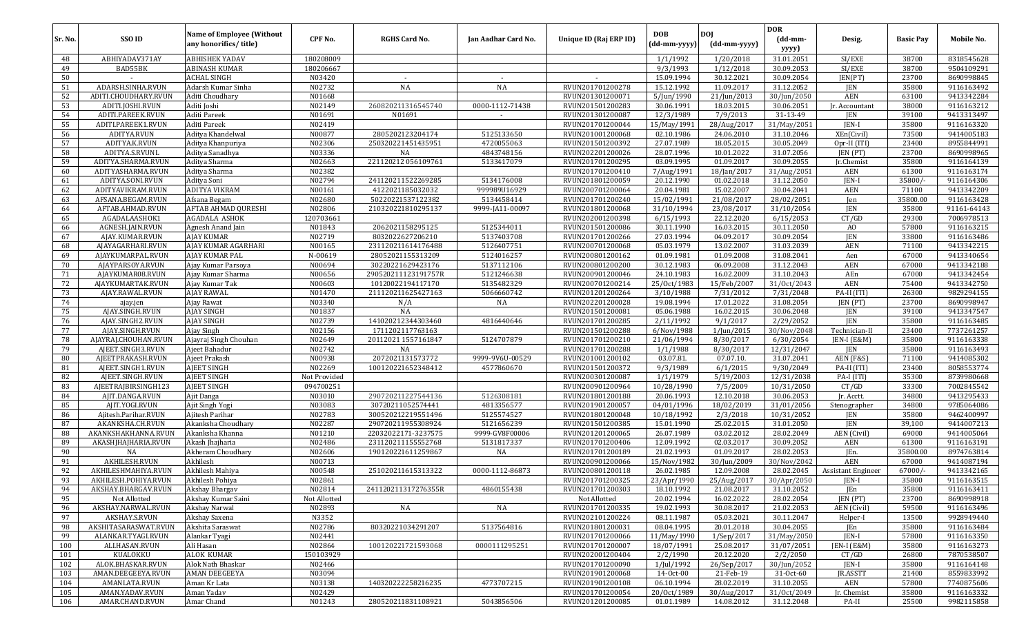| Sr. No. | SSO ID | Name of Employee (Without any honorifics/ title) | CPF No. | RGHS Card No. | Jan Aadhar Card No. | Unique ID (Raj ERP ID) | DOB (dd-mm-yyyy) | DOJ (dd-mm-yyyy) | DOR (dd-mm-yyyy) | Desig. | Basic Pay | Mobile No. |
|---|---|---|---|---|---|---|---|---|---|---|---|---|
| 48 | ABHIYADAV371AY | ABHISHEK YADAV | 180208009 | | | | 1/1/1992 | 1/20/2018 | 31.01.2051 | SI/EXE | 38700 | 8318545628 |
| 49 | BAD55BK | ABINASH KUMAR | 180206667 | | | | 9/3/1993 | 1/12/2018 | 30.09.2053 | SI/EXE | 38700 | 9504109291 |
| 50 | - | ACHAL SINGH | N03420 | - | - | - | 15.09.1994 | 30.12.2021 | 30.09.2054 | JEN(PT) | 23700 | 8690998845 |
| 51 | ADARSH.SINHA.RVUN | Adarsh Kumar Sinha | N02732 | NA | NA | RVUN201701200278 | 15.12.1992 | 11.09.2017 | 31.12.2052 | JEN | 35800 | 9116163492 |
| 52 | ADITI.CHOUDHARY.RVUN | Aditi Choudhary | N01668 | | | RVUN201301200071 | 5/Jun/1990 | 21/Jun/2013 | 30/Jun/2050 | AEN | 63100 | 9413342284 |
| 53 | ADITI.JOSHI.RVUN | Aditi Joshi | N02149 | 260820211316545740 | 0000-1112-71438 | RVUN201501200283 | 30.06.1991 | 18.03.2015 | 30.06.2051 | Jr. Accountant | 38000 | 9116163212 |
| 54 | ADITI.PAREEK.RVUN | Aditi Pareek | N01691 | N01691 | - | RVUN201301200087 | 12/3/1989 | 7/9/2013 | 31-13-49 | JEN | 39100 | 9413313497 |
| 55 | ADITI.PAREEK1.RVUN | Aditi Pareek | N02419 | | | RVUN201701200044 | 15/May/1991 | 28/Aug/2017 | 31/May/2051 | JEN-I | 35800 | 9116163320 |
| 56 | ADITYA.RVUN | Aditya Khandelwal | N00877 | 2805202123204174 | 5125133650 | RVUN201001200068 | 02.10.1986 | 24.06.2010 | 31.10.2046 | XEn(Civil) | 73500 | 9414005183 |
| 57 | ADITYA.K.RVUN | Aditya Khanpuriya | N02306 | 250320221451435951 | 4720055063 | RVUN201501200392 | 27.07.1989 | 18.05.2015 | 30.05.2049 | Opr-II (ITI) | 23400 | 8955844991 |
| 58 | ADITYA.S.RVUNL | Aditya Sanadhya | N03336 | NA | 4843748156 | RVUN202201200026 | 28.07.1996 | 10.01.2022 | 31.07.2056 | JEN (PT) | 23700 | 8690998965 |
| 59 | ADITYA.SHARMA.RVUN | Aditya Sharma | N02663 | 221120212 056109761 | 5133417079 | RVUN201701200295 | 03.09.1995 | 01.09.2017 | 30.09.2055 | Jr.Chemist | 35800 | 9116164139 |
| 60 | ADITYASHARMA.RVUN | Aditya Sharma | N02382 | | | RVUN201701200410 | 7/Aug/1991 | 18/Jan/2017 | 31/Aug/2051 | AEN | 61300 | 9116163174 |
| 61 | ADITYA.SONI.RVUN | Aditya Soni | N02794 | 241120211522269285 | 5134176008 | RVUN201801200059 | 20.12.1990 | 01.02.2018 | 31.12.2050 | JEN-I | 35800/- | 9116164306 |
| 62 | ADITYAVIKRAM.RVUN | ADITYA VIKRAM | N00161 | 4122021185032032 | 999989U16929 | RVUN200701200064 | 20.04.1981 | 15.02.2007 | 30.04.2041 | AEN | 71100 | 9413342209 |
| 63 | AFSANA.BEGAM.RVUN | Afsana Begam | N02680 | 50220221537122382 | 5134458414 | RVUN201701200240 | 15/02/1991 | 21/08/2017 | 28/02/2051 | Jen | 35800.00 | 9116163428 |
| 64 | AFTAB.AHMAD.RVUN | AFTAB AHMAD QURESHI | N02806 | 210320221810295137 | 9999-JA11-00097 | RVUN201801200068 | 31/10/1994 | 23/08/2017 | 31/10/2054 | JEN | 35800 | 91161-64143 |
| 65 | AGADAL.AASHOK1 | AGADALA ASHOK | 120703661 | | | RVUN202001200398 | 6/15/1993 | 22.12.2020 | 6/15/2053 | CT/GD | 29300 | 7006978513 |
| 66 | AGNESH.JAIN.RVUN | Agnesh Anand Jain | N01843 | 2062021158295125 | 5125344011 | RVUN201501200086 | 30.11.1990 | 16.03.2015 | 30.11.2050 | AO | 57800 | 9116163215 |
| 67 | AJAY.KUMAR.RVUN | AJAY KUMAR | N02719 | 8032022627206210 | 5137403708 | RVUN201701200266 | 27.03.1994 | 04.09.2017 | 30.09.2054 | JEN | 33800 | 9116163486 |
| 68 | AJAYAGARHARI.RVUN | AJAY KUMAR AGARHARI | N00165 | 231120211614176488 | 5126407751 | RVUN200701200068 | 05.03.1979 | 13.02.2007 | 31.03.2039 | AEN | 71100 | 9413342215 |
| 69 | AJAYKUMARPAL.RVUN | AJAY KUMAR PAL | N-00619 | 28052021155313209 | 5124016257 | RVUN200801200162 | 01.09.1981 | 01.09.2008 | 31.08.2041 | Aen | 67000 | 9413340654 |
| 70 | AJAYPARSOYA.RVUN | Ajay Kumar Parsoya | N00694 | 30220221629423176 | 5137112106 | RVUN200801200200 | 30.12.1983 | 06.09.2008 | 31.12.2043 | AEN | 67000 | 9413342188 |
| 71 | AJAYKUMAR08.RVUN | Ajay Kumar Sharma | N00656 | 290520211123191757R | 5121246638 | RVUN200901200046 | 24.10.1983 | 16.02.2009 | 31.10.2043 | AEn | 67000 | 9413342454 |
| 72 | AJAYKUMARTAK.RVUN | Ajay Kumar Tak | N00603 | 10120022194117170 | 5135482329 | RVUN200701200214 | 25/Oct/1983 | 15/Feb/2007 | 31/Oct/2043 | AEN | 75400 | 9413342750 |
| 73 | AJAY.RAWAL.RVUN | AJAY RAWAL | N01470 | 211120211625427163 | 5066660742 | RVUN201201200264 | 3/10/1988 | 7/31/2012 | 7/31/2048 | PA-II (ITI) | 26300 | 9829294155 |
| 74 | ajay.jen | Ajay Rawat | N03340 | N/A | NA | RVUN202201200028 | 19.08.1994 | 17.01.2022 | 31.08.2054 | JEN (PT) | 23700 | 8690998947 |
| 75 | AJAY.SINGH.RVUN | AJAY SINGH | N01837 | NA | | RVUN201501200081 | 05.06.1988 | 16.02.2015 | 30.06.2048 | JEN | 39100 | 9413347547 |
| 76 | AJAY.SINGH2.RVUN | AJAY SINGH | N02739 | 141020212344303460 | 4816440646 | RVUN201701200285 | 2/11/1992 | 9/1/2017 | 2/29/2052 | JEN | 35800 | 9116163485 |
| 77 | AJAY.SINGH.RVUN | Ajay Singh | N02156 | 1711202117763163 | | RVUN201501200288 | 6/Nov/1988 | 1/Jun/2015 | 30/Nov/2048 | Technician-II | 23400 | 7737261257 |
| 78 | AJAYRAJ.CHOUHAN.RVUN | Ajayraj Singh Chouhan | N02649 | 20112021 1557161847 | 5124707879 | RVUN201701200210 | 21/06/1994 | 8/30/2017 | 6/30/2054 | JEN-I (E&M) | 35800 | 9116163338 |
| 79 | AJEET.SINGH3.RVUN | Ajeet Bahadur | N02742 | NA | | RVUN201701200288 | 1/1/1988 | 8/30/2017 | 12/31/2047 | JEN | 35800 | 9116163493 |
| 80 | AJEETPRAKASH.RVUN | Ajeet Prakash | N00938 | 2072021131573772 | 9999-9V6U-00529 | RVUN201001200102 | 03.07.81. | 07.07.10. | 31.07.2041 | AEN (F&S) | 71100 | 9414085302 |
| 81 | AJEET.SINGH1.RVUN | AJEET SINGH | N02269 | 100120221652348412 | 4577860670 | RVUN201501200372 | 9/3/1989 | 6/1/2015 | 9/30/2049 | PA-II (ITI) | 23400 | 8058553774 |
| 82 | AJEET.SINGH.RVUN | AJEET SINGH | Not Provided | | | RVUN200301200087 | 1/1/1979 | 5/19/2003 | 12/31/2038 | PA-I (ITI) | 35300 | 8739980668 |
| 83 | AJEETRAJBIRSINGH123 | AJEET SINGH | 094700251 | | | RVUN200901200964 | 10/28/1990 | 7/5/2009 | 10/31/2050 | CT/GD | 33300 | 7002845542 |
| 84 | AJIT.DANGA.RVUN | Ajit Danga | N03010 | 290720211227544136 | 5126308181 | RVUN201801200188 | 20.06.1993 | 12.10.2018 | 30.06.2053 | Jr. Acctt. | 34800 | 9413295433 |
| 85 | AJIT.YOGI.RVUN | Ajit Singh Yogi | N03083 | 30720211052574441 | 4813356577 | RVUN201901200057 | 04/01/1996 | 18/02/2019 | 31/01/2056 | Stenographer | 34800 | 9785064086 |
| 86 | Ajitesh.Parihar.RVUN | Ajitesh Parihar | N02783 | 300520212219551496 | 5125574527 | RVUN201801200048 | 10/18/1992 | 2/3/2018 | 10/31/2052 | JEN | 35800 | 9462400997 |
| 87 | AKANKSHA.CH.RVUN | Akanksha Choudhary | N02287 | 290720211955308924 | 5121656239 | RVUN201501200385 | 15.01.1990 | 25.02.2015 | 31.01.2050 | JEN | 39,100 | 9414007213 |
| 88 | AKANKSHAKHANNA.RVUN | Akanksha Khanna | N01210 | 22032022171-3237575 | 9999-GV8F00006 | RVUN201201200065 | 26.07.1989 | 03.02.2012 | 28.02.2049 | AEN (Civil) | 69000 | 9414005064 |
| 89 | AKASHJHAJHARIA.RVUN | Akash Jhajharia | N02486 | 231120211155552768 | 5131817337 | RVUN201701200406 | 12.09.1992 | 02.03.2017 | 30.09.2052 | AEN | 61300 | 9116163191 |
| 90 | NA | Akheram Choudhary | N02606 | 190120221611259867 | NA | RVUN201701200189 | 21.02.1993 | 01.09.2017 | 28.02.2053 | JEn. | 35800.00 | 8974763814 |
| 91 | AKHILESH.RVUN | Akhilesh | N00713 | | | RVUN200901200066 | 15/Nov/1982 | 30/Jun/2009 | 30/Nov/2042 | AEN | 67000 | 9414087194 |
| 92 | AKHILESHMAHIYA.RVUN | Akhilesh Mahiya | N00548 | 251020211615313322 | 0000-1112-86873 | RVUN200801200118 | 26.02.1985 | 12.09.2008 | 28.02.2045 | Assistant Engineer | 67000/- | 9413342165 |
| 93 | AKHILESH.POHIYA.RVUN | Akhilesh Pohiya | N02861 | | | RVUN201701200325 | 23/Apr/1990 | 25/Aug/2017 | 30/Apr/2050 | JEN-I | 35800 | 9116163515 |
| 94 | AKSHAY.BHARGAV.RVUN | Akshay Bhargav | N02814 | 241120211317276355R | 4860155438 | RVUN201701200303 | 18.10.1992 | 21.08.2017 | 31.10.2052 | JEn | 35800 | 9116163411 |
| 95 | Not Allotted | Akshay Kumar Saini | Not Allotted | | | Not Allotted | 20.02.1994 | 16.02.2022 | 28.02.2054 | JEN (PT) | 23700 | 8690998918 |
| 96 | AKSHAY.NARWAL.RVUN | Akshay Narwal | N02893 | NA | NA | RVUN201701200335 | 19.02.1993 | 30.08.2017 | 21.02.2053 | AEN (Civil) | 59500 | 9116163496 |
| 97 | AKSHAY.S.RVUN | Akshay Saxena | N3352 | | | RVUN202101200224 | 08.11.1987 | 05.03.2021 | 30.11.2047 | Helper-I | 13500 | 9928949440 |
| 98 | AKSHITASARASWAT.RVUN | Akshita Saraswat | N02786 | 80320221034291207 | 5137564816 | RVUN201801200031 | 08.04.1995 | 20.01.2018 | 30.04.2055 | JEn | 35800 | 9116163484 |
| 99 | ALANKAR.TYAGI.RVUN | Alankar Tyagi | N02441 | | | RVUN201701200066 | 11/May/1990 | 1/Sep/2017 | 31/May/2050 | JEN-I | 57800 | 9116163350 |
| 100 | ALI.HASAN.RVUN | Ali Hasan | N02864 | 100120221721593068 | 0000111295251 | RVUN201701200007 | 18/07/1991 | 25.08.2017 | 31/07/2051 | JEN-I (E&M) | 35800 | 9116163273 |
| 101 | KUALOKKU | ALOK KUMAR | 150103929 | | | RVUN202001200404 | 2/2/1990 | 20.12.2020 | 2/2/2050 | CT/GD | 26800 | 7870538507 |
| 102 | ALOK.BHASKAR.RVUN | Alok Nath Bhaskar | N02466 | | | RVUN201701200090 | 1/Jul/1992 | 26/Sep/2017 | 30/Jun/2052 | JEN-I | 35800 | 9116164148 |
| 103 | AMAN.DEEGEEYA.RVUN | AMAN DEEGEEYA | N03094 | | | RVUN201901200068 | 14-Oct-00 | 21-Feb-19 | 31-Oct-60 | JR.ASSTT | 21400 | 8559833992 |
| 104 | AMANLATA.RVUN | Aman Kr Lata | N03138 | 140320222258216235 | 4773707215 | RVUN201901200108 | 06.10.1994 | 28.02.2019 | 31.10.2055 | AEN | 57800 | 7740875606 |
| 105 | AMAN.YADAV.RVUN | Aman Yadav | N02429 | | | RVUN201701200054 | 20/Oct/1989 | 30/Aug/2017 | 31/Oct/2049 | Jr. Chemist | 35800 | 9116163332 |
| 106 | AMAR.CHAND.RVUN | Amar Chand | N01243 | 280520211831108921 | 5043856506 | RVUN201201200085 | 01.01.1989 | 14.08.2012 | 31.12.2048 | PA-II | 25500 | 9982115858 |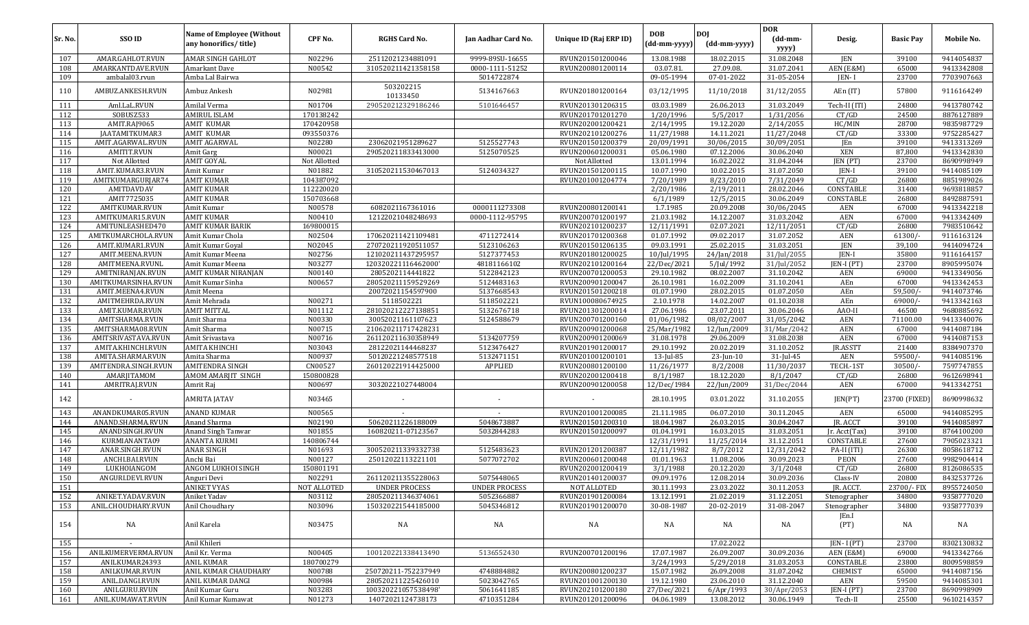| Sr. No. | SSO ID | Name of Employee (Without any honorifics/ title) | CPF No. | RGHS Card No. | Jan Aadhar Card No. | Unique ID (Raj ERP ID) | DOB (dd-mm-yyyy) | DOJ (dd-mm-yyyy) | DOR (dd-mm-yyyy) | Desig. | Basic Pay | Mobile No. |
|---|---|---|---|---|---|---|---|---|---|---|---|---|
| 107 | AMAR.GAHLOT.RVUN | AMAR SINGH GAHLOT | N02296 | 25112021234881091 | 9999-89SU-16655 | RVUN201501200046 | 13.08.1988 | 18.02.2015 | 31.08.2048 | JEN | 39100 | 9414054837 |
| 108 | AMARKANTDAVE.RVUN | Amarkant Dave | N00542 | 310520211421358158 | 0000-1111-51252 | RVUN200801200114 | 03.07.81. | 27.09.08. | 31.07.2041 | AEN (E&M) | 65000 | 9413342808 |
| 109 | ambalal03.rvun | Amba Lal Bairwa | | | 5014722874 | | 09-05-1994 | 07-01-2022 | 31-05-2054 | JEN- I | 23700 | 7703907663 |
| 110 | AMBUZ.ANKESH.RVUN | Ambuz Ankesh | N02981 | 503202215 10133450 | 5134167663 | RVUN201801200164 | 03/12/1995 | 11/10/2018 | 31/12/2055 | AEn (IT) | 57800 | 9116164249 |
| 111 | Aml.LaL.RVUN | Amilal Verma | N01704 | 290520212329186246 | 5101646457 | RVUN201301206315 | 03.03.1989 | 26.06.2013 | 31.03.2049 | Tech-II (ITI) | 24800 | 9413780742 |
| 112 | SOBUSZ533 | AMIRUL ISLAM | 170138242 | | | RVUN201701201270 | 1/20/1996 | 5/5/2017 | 1/31/2056 | CT/GD | 24500 | 8876127889 |
| 113 | AMIT.RAJ9065 | AMIT KUMAR | 170420958 | | | RVUN202001200421 | 2/14/1995 | 19.12.2020 | 2/14/2055 | HC/MIN | 28700 | 9835987729 |
| 114 | JAATAMITKUMAR3 | AMIT KUMAR | 093550376 | | | RVUN202101200276 | 11/27/1988 | 14.11.2021 | 11/27/2048 | CT/GD | 33300 | 9752285427 |
| 115 | AMIT.AGARWAL.RVUN | AMIT AGARWAL | N02280 | 23062021951289627 | 5125527743 | RVUN201501200379 | 20/09/1991 | 30/06/2015 | 30/09/2051 | JEn | 39100 | 9413313269 |
| 116 | AMITIT.RVUN | Amit Garg | N00021 | 290520211833413000 | 5125070525 | RVUN200601200031 | 05.06.1980 | 07.12.2006 | 30.06.2040 | XEN | 87,800 | 9413342830 |
| 117 | Not Allotted | AMIT GOYAL | Not Allotted | | | Not Allotted | 13.01.1994 | 16.02.2022 | 31.04.2044 | JEN (PT) | 23700 | 8690998949 |
| 118 | AMIT.KUMAR3.RVUN | Amit Kumar | N01882 | 310520211530467013 | 5124034327 | RVUN201501200115 | 10.07.1990 | 10.02.2015 | 31.07.2050 | JEN-I | 39100 | 9414085109 |
| 119 | AMITKUMARGURJAR74 | AMIT KUMAR | 104387092 | | | RVUN201001204774 | 7/20/1989 | 8/23/2010 | 7/31/2049 | CT/GD | 26800 | 8851989026 |
| 120 | AMITDAVDAV | AMIT KUMAR | 112220020 | | | | 2/20/1986 | 2/19/2011 | 28.02.2046 | CONSTABLE | 31400 | 9693818857 |
| 121 | AMIT7725035 | AMIT KUMAR | 150703668 | | | | 6/1/1989 | 12/5/2015 | 30.06.2049 | CONSTABLE | 26800 | 8492887591 |
| 122 | AMITKUMAR.RVUN | Amit Kumar | N00578 | 6082021167361016 | 0000111273308 | RVUN200801200141 | 1.7.1985 | 20.09.2008 | 30/06/2045 | AEN | 67000 | 9413342218 |
| 123 | AMITKUMAR15.RVUN | AMIT KUMAR | N00410 | 12122021048248693 | 0000-1112-95795 | RVUN200701200197 | 21.03.1982 | 14.12.2007 | 31.03.2042 | AEN | 67000 | 9413342409 |
| 124 | AMITUNLEASHED470 | AMIT KUMAR BARIK | 169800015 | | | RVUN202101200237 | 12/11/1991 | 02.07.2021 | 12/11/2051 | CT/GD | 26800 | 7983510642 |
| 125 | AMITKUMARCHOLA.RVUN | Amit Kumar Chola | N02504 | 170620211421109481 | 4711272414 | RVUN201701200368 | 01.07.1992 | 09.02.2017 | 31.07.2052 | AEN | 61300/- | 9116163124 |
| 126 | AMIT.KUMAR1.RVUN | Amit Kumar Goyal | N02045 | 270720211920511057 | 5123106263 | RVUN201501206135 | 09.03.1991 | 25.02.2015 | 31.03.2051 | JEN | 39,100 | 9414094724 |
| 127 | AMIT.MEENA.RVUN | Amit Kumar Meena | N02756 | 121020211437295957 | 5127377453 | RVUN201801200025 | 10/Jul/1995 | 24/Jan/2018 | 31/Jul/2055 | JEN-I | 35800 | 9116164157 |
| 128 | AMITMEENA.RVUNL | Amit Kumar Meena | N03277 | 120320221116462000' | 48181166102 | RVUN202101200164 | 22/Dec/2021 | 5/Jul/1992 | 31/Jul/2052 | JEN-I (PT) | 23700 | 8905995074 |
| 129 | AMITNIRANJAN.RVUN | AMIT KUMAR NIRANJAN | N00140 | 2805202114441822 | 5122842123 | RVUN200701200053 | 29.10.1982 | 08.02.2007 | 31.10.2042 | AEN | 69000 | 9413349056 |
| 130 | AMITKUMARSINHA.RVUN | Amit Kumar Sinha | N00657 | 280520211159529269 | 5124483163 | RVUN200901200047 | 26.10.1981 | 16.02.2009 | 31.10.2041 | AEn | 67000 | 9413342453 |
| 131 | AMIT.MEENA4.RVUN | Amit Meena | | 20072021154597900 | 5137668543 | RVUN201501200218 | 01.07.1990 | 28.02.2015 | 01.07.2050 | AEn | 59,500/- | 9414073746 |
| 132 | AMITMEHRDA.RVUN | Amit Mehrada | N00271 | 5118502221 | 5118502221 | RVUN100080674925 | 2.10.1978 | 14.02.2007 | 01.10.2038 | AEn | 69000/- | 9413342163 |
| 133 | AMIT.KUMAR.RVUN | AMIT MITTAL | N01112 | 281020212227138851 | 5132676718 | RVUN201301200014 | 27.06.1986 | 23.07.2011 | 30.06.2046 | AAO-II | 46500 | 9680885692 |
| 134 | AMITSHARMA.RVUN | Amit Sharma | N00330 | 30052021161107623 | 5124588679 | RVUN200701200160 | 01/06/1982 | 08/02/2007 | 31/05/2042 | AEN | 71100.00 | 9413340076 |
| 135 | AMITSHARMA08.RVUN | Amit Sharma | N00715 | 210620211717428231 | | RVUN200901200068 | 25/Mar/1982 | 12/Jun/2009 | 31/Mar/2042 | AEN | 67000 | 9414087184 |
| 136 | AMITSRIVASTAVA.RVUN | Amit Srivastava | N00716 | 261120211630358949 | 5134207759 | RVUN200901200069 | 31.08.1978 | 29.06.2009 | 31.08.2038 | AEN | 67000 | 9414087153 |
| 137 | AMITA.KHINCHI.RVUN | AMITA KHINCHI | N03043 | 28122021144468237 | 5123476427 | RVUN201901200017 | 29.10.1992 | 20.02.2019 | 31.10.2052 | JR.ASSTT | 21400 | 8384907370 |
| 138 | AMITA.SHARMA.RVUN | Amita Sharma | N00937 | 50120221248577518 | 5132471151 | RVUN201001200101 | 13-Jul-85 | 23-Jun-10 | 31-Jul-45 | AEN | 59500/- | 9414085196 |
| 139 | AMITENDRA.SINGH.RVUN | AMITENDRA SINGH | CN00527 | 260120221914425000 | APPLIED | RVUN200801200100 | 11/26/1977 | 8/2/2008 | 11/30/2037 | TECH.-1ST | 30500/- | 7597747855 |
| 140 | AMARJITAMOM | AMOM AMARJIT SINGH | 150800828 | | | RVUN202001200418 | 8/1/1987 | 18.12.2020 | 8/1/2047 | CT/GD | 26800 | 9612698941 |
| 141 | AMRITRAJ.RVUN | Amrit Raj | N00697 | 30320221027448004 | | RVUN200901200058 | 12/Dec/1984 | 22/Jun/2009 | 31/Dec/2044 | AEN | 67000 | 9413342751 |
| 142 | - | AMRITA JATAV | N03465 | - | - | - | 28.10.1995 | 03.01.2022 | 31.10.2055 | JEN(PT) | 23700 (FIXED) | 8690998632 |
| 143 | ANANDKUMAR05.RVUN | ANAND KUMAR | N00565 | - | - | RVUN201001200085 | 21.11.1985 | 06.07.2010 | 30.11.2045 | AEN | 65000 | 9414085295 |
| 144 | ANAND.SHARMA.RVUN | Anand Sharma | N02190 | 50620211226188009 | 5048673887 | RVUN201501200310 | 18.04.1987 | 26.03.2015 | 30.04.2047 | JR. ACCT | 39100 | 9414085897 |
| 145 | ANANDSINGH.RVUN | Anand Singh Tanwar | N01855 | 160820211-07123567 | 5032844283 | RVUN201501200097 | 01.04.1991 | 16.03.2015 | 31.03.2051 | Jr. Acct(Tax) | 39100 | 8764100200 |
| 146 | KURMIANANTA09 | ANANTA KURMI | 140806744 | | | | 12/31/1991 | 11/25/2014 | 31.12.2051 | CONSTABLE | 27600 | 7905023321 |
| 147 | ANAR.SINGH.RVUN | ANAR SINGH | N01693 | 300520211339332738 | 5125483623 | RVUN201201200387 | 12/11/1982 | 8/7/2012 | 12/31/2042 | PA-II (ITI) | 26300 | 8058618712 |
| 148 | ANCHI.BAI.RVUN | Anchi Bai | N00127 | 25012022113221101 | 5077072702 | RVUN200601200048 | 01.01.1963 | 11.08.2006 | 30.09.2023 | PEON | 27600 | 9982904414 |
| 149 | LUKHOIANGOM | ANGOM LUKHOI SINGH | 150801191 | | | RVUN202001200419 | 3/1/1988 | 20.12.2020 | 3/1/2048 | CT/GD | 26800 | 8126086535 |
| 150 | ANGURI.DEVI.RVUN | Anguri Devi | N02291 | 261120211355228063 | 5075448065 | RVUN201401200037 | 09.09.1976 | 12.08.2014 | 30.09.2036 | Class-IV | 20800 | 8432537726 |
| 151 | | ANIKET VYAS | NOT ALLOTED | UNDER PROCESS | UNDER PROCESS | NOT ALLOTED | 30.11.1993 | 23.03.2022 | 30.11.2053 | JR. ACCT. | 23700/- FIX | 8955724050 |
| 152 | ANIKET.YADAV.RVUN | Aniket Yadav | N03112 | 280520211346374061 | 5052366887 | RVUN201901200084 | 13.12.1991 | 21.02.2019 | 31.12.2051 | Stenographer | 34800 | 9358777020 |
| 153 | ANIL.CHOUDHARY.RVUN | Anil Choudhary | N03096 | 150320221544185000 | 5045346812 | RVUN201901200070 | 30-08-1987 | 20-02-2019 | 31-08-2047 | Stenographer | 34800 | 9358777039 |
| 154 | NA | Anil Karela | N03475 | NA | NA | NA | NA | NA | NA | JEn.I (PT) | NA | NA |
| 155 | - | Anil Khileri | | | | | | 17.02.2022 | | JEN - I (PT) | 23700 | 8302130832 |
| 156 | ANILKUMERVERMA.RVUN | Anil Kr. Verma | N00405 | 100120221338413490 | 5136552430 | RVUN200701200196 | 17.07.1987 | 26.09.2007 | 30.09.2036 | AEN (E&M) | 69000 | 9413342766 |
| 157 | ANILKUMAR24393 | ANIL KUMAR | 180700279 | | | | 3/24/1993 | 5/29/2018 | 31.03.2053 | CONSTABLE | 23800 | 8009598859 |
| 158 | ANILKUMAR.RVUN | ANIL KUMAR CHAUDHARY | N00788 | 250720211-752237949 | 4748884882 | RVUN200801200237 | 15.07.1982 | 26.09.2008 | 31.07.2042 | CHEMIST | 65000 | 9414087156 |
| 159 | ANIL.DANGI.RVUN | ANIL KUMAR DANGI | N00984 | 280520211225426010 | 5023042765 | RVUN201001200130 | 19.12.1980 | 23.06.2010 | 31.12.2040 | AEN | 59500 | 9414085301 |
| 160 | ANILGURU.RVUN | Anil Kumar Guru | N03283 | 100320221057538498' | 5061641185 | RVUN202101200180 | 27/Dec/2021 | 6/Apr/1993 | 30/Apr/2053 | JEN-I (PT) | 23700 | 8690998909 |
| 161 | ANIL.KUMAWAT.RVUN | Anil Kumar Kumawat | N01273 | 14072021124738173 | 4710351284 | RVUN201201200096 | 04.06.1989 | 13.08.2012 | 30.06.1949 | Tech-II | 25500 | 9610214357 |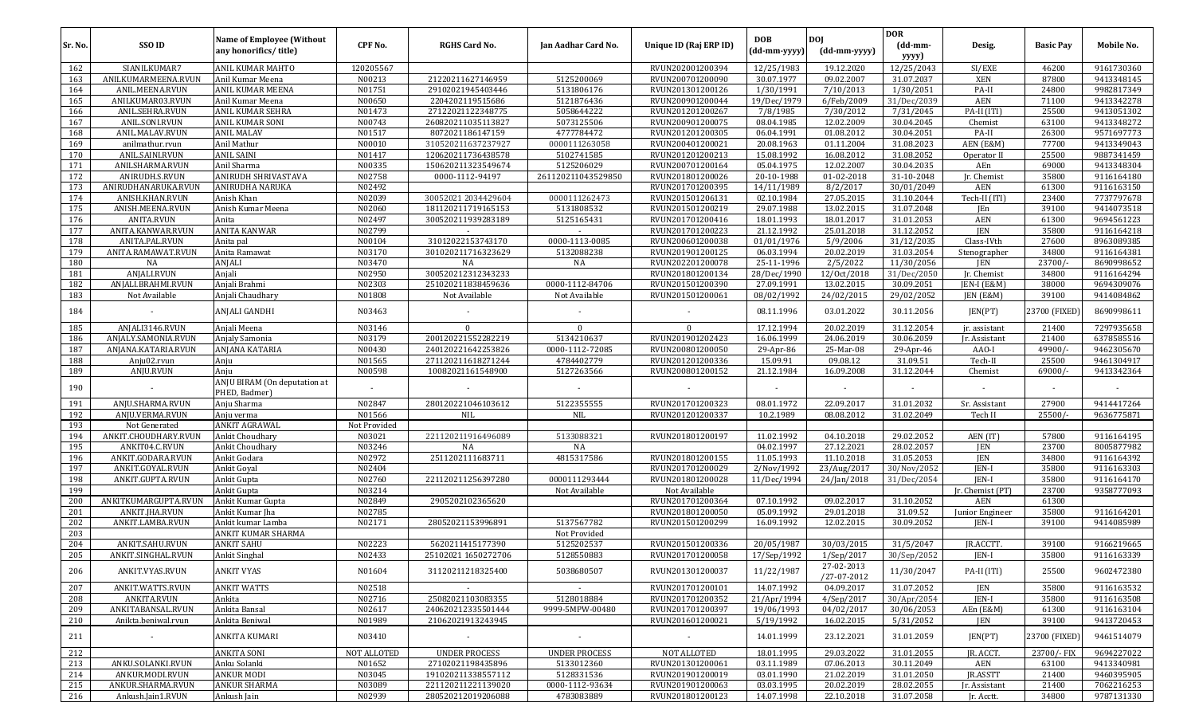| Sr. No. | SSO ID | Name of Employee (Without any honorifics/ title) | CPF No. | RGHS Card No. | Jan Aadhar Card No. | Unique ID (Raj ERP ID) | DOB (dd-mm-yyyy) | DOJ (dd-mm-yyyy) | DOR (dd-mm-yyyy) | Desig. | Basic Pay | Mobile No. |
|---|---|---|---|---|---|---|---|---|---|---|---|---|
| 162 | SIANILKUMAR7 | ANIL KUMAR MAHTO | 120205567 | | | RVUN202001200394 | 12/25/1983 | 19.12.2020 | 12/25/2043 | SI/EXE | 46200 | 9161730360 |
| 163 | ANILKUMARMEENA.RVUN | Anil Kumar Meena | N00213 | 21220211627146959 | 5125200069 | RVUN200701200090 | 30.07.1977 | 09.02.2007 | 31.07.2037 | XEN | 87800 | 9413348145 |
| 164 | ANIL.MEENA.RVUN | ANIL KUMAR MEENA | N01751 | 29102021945403446 | 5131806176 | RVUN201301200126 | 1/30/1991 | 7/10/2013 | 1/30/2051 | PA-II | 24800 | 9982817349 |
| 165 | ANILKUMAR03.RVUN | Anil Kumar Meena | N00650 | 2204202119515686 | 5121876436 | RVUN200901200044 | 19/Dec/1979 | 6/Feb/2009 | 31/Dec/2039 | AEN | 71100 | 9413342278 |
| 166 | ANIL.SEHRA.RVUN | ANIL KUMAR SEHRA | N01473 | 27122021122348775 | 5058644222 | RVUN201201200267 | 7/8/1985 | 7/30/2012 | 7/31/2045 | PA-II (ITI) | 25500 | 9413051302 |
| 167 | ANIL.SONI.RVUN | ANIL KUMAR SONI | N00743 | 26082021103513827 | 5073125506 | RVUN200901200075 | 08.04.1985 | 12.02.2009 | 30.04.2045 | Chemist | 63100 | 9413348272 |
| 168 | ANIL.MALAV.RVUN | ANIL MALAV | N01517 | 8072021186147159 | 4777784472 | RVUN201201200305 | 06.04.1991 | 01.08.2012 | 30.04.2051 | PA-II | 26300 | 9571697773 |
| 169 | anilmathur.rvun | Anil Mathur | N00010 | 310520211637237927 | 0000111263058 | RVUN200401200021 | 20.08.1963 | 01.11.2004 | 31.08.2023 | AEN (E&M) | 77700 | 9413349043 |
| 170 | ANIL.SAINI.RVUN | ANIL SAINI | N01417 | 120620211736438578 | 5102741585 | RVUN201201200213 | 15.08.1992 | 16.08.2012 | 31.08.2052 | Operator II | 25500 | 9887341459 |
| 171 | ANILSHARMA.RVUN | Anil Sharma | N00335 | 150620211323549674 | 5125206029 | RVUN200701200164 | 05.04.1975 | 12.02.2007 | 30.04.2035 | AEn | 69000 | 9413348304 |
| 172 | ANIRUDH.S.RVUN | ANIRUDH SHRIVASTAVA | N02758 | 0000-1112-94197 | 261120211043529850 | RVUN201801200026 | 20-10-1988 | 01-02-2018 | 31-10-2048 | Jr. Chemist | 35800 | 9116164180 |
| 173 | ANIRUDHANARUKA.RVUN | ANIRUDHA NARUKA | N02492 | | | RVUN201701200395 | 14/11/1989 | 8/2/2017 | 30/01/2049 | AEN | 61300 | 9116163150 |
| 174 | ANISH.KHAN.RVUN | Anish Khan | N02039 | 30052021 2034429604 | 0000111262473 | RVUN201501206131 | 02.10.1984 | 27.05.2015 | 31.10.2044 | Tech-II (ITI) | 23400 | 7737797678 |
| 175 | ANISH.MEENA.RVUN | Anish Kumar Meena | N02060 | 181120211719165153 | 5131808532 | RVUN201501200219 | 29.07.1988 | 13.02.2015 | 31.07.2048 | JEn | 39100 | 9414073518 |
| 176 | ANITA.RVUN | Anita | N02497 | 300520211939283189 | 5125165431 | RVUN201701200416 | 18.01.1993 | 18.01.2017 | 31.01.2053 | AEN | 61300 | 9694561223 |
| 177 | ANITA.KANWAR.RVUN | ANITA KANWAR | N02799 | - | - | RVUN201701200223 | 21.12.1992 | 25.01.2018 | 31.12.2052 | JEN | 35800 | 9116164218 |
| 178 | ANITA.PAL.RVUN | Anita pal | N00104 | 31012022153743170 | 0000-1113-0085 | RVUN200601200038 | 01/01/1976 | 5/9/2006 | 31/12/2035 | Class-IVth | 27600 | 8963089385 |
| 179 | ANITA.RAMAWAT.RVUN | Anita Ramawat | N03170 | 301020211716323629 | 5132088238 | RVUN201901200125 | 06.03.1994 | 20.02.2019 | 31.03.2054 | Stenographer | 34800 | 9116164381 |
| 180 | NA | ANJALI | N03470 | NA | NA | RVUN202201200078 | 25-11-1996 | 2/5/2022 | 11/30/2056 | JEN | 23700/- | 8690998652 |
| 181 | ANJALI.RVUN | Anjali | N02950 | 300520212312343233 | | RVUN201801200134 | 28/Dec/1990 | 12/Oct/2018 | 31/Dec/2050 | Jr. Chemist | 34800 | 9116164294 |
| 182 | ANJALI.BRAHMI.RVUN | Anjali Brahmi | N02303 | 251020211838459636 | 0000-1112-84706 | RVUN201501200390 | 27.09.1991 | 13.02.2015 | 30.09.2051 | JEN-I (E&M) | 38000 | 9694309076 |
| 183 | Not Available | Anjali Chaudhary | N01808 | Not Available | Not Available | RVUN201501200061 | 08/02/1992 | 24/02/2015 | 29/02/2052 | JEN (E&M) | 39100 | 9414084862 |
| 184 | - | ANJALI GANDHI | N03463 | - | - | - | 08.11.1996 | 03.01.2022 | 30.11.2056 | JEN(PT) | 23700 (FIXED) | 8690998611 |
| 185 | ANJALI3146.RVUN | Anjali Meena | N03146 | 0 | 0 | 0 | 17.12.1994 | 20.02.2019 | 31.12.2054 | jr. assistant | 21400 | 7297935658 |
| 186 | ANJALY.SAMONIA.RVUN | Anjaly Samonia | N03179 | 200120221552282219 | 5134210637 | RVUN201901202423 | 16.06.1999 | 24.06.2019 | 30.06.2059 | Jr. Assistant | 21400 | 6378585516 |
| 187 | ANJANA.KATARIA.RVUN | ANJANA KATARIA | N00430 | 240120221642253826 | 0000-1112-72085 | RVUN200801200050 | 29-Apr-86 | 25-Mar-08 | 29-Apr-46 | AAO-I | 49900/- | 9462305670 |
| 188 | Anju02.rvun | Anju | N01565 | 271120211618271244 | 4784402779 | RVUN201201200336 | 15.09.91 | 09.08.12 | 31.09.51 | Tech-II | 25500 | 9461304917 |
| 189 | ANJU.RVUN | Anju | N00598 | 10082021161548900 | 5127263566 | RVUN200801200152 | 21.12.1984 | 16.09.2008 | 31.12.2044 | Chemist | 69000/- | 9413342364 |
| 190 | - | ANJU BIRAM (On deputation at PHED, Badmer) | - | - | - | - | - | - | - | - | - | - |
| 191 | ANJU.SHARMA.RVUN | Anju Sharma | N02847 | 280120221046103612 | 5122355555 | RVUN201701200323 | 08.01.1972 | 22.09.2017 | 31.01.2032 | Sr. Assistant | 27900 | 9414417264 |
| 192 | ANJU.VERMA.RVUN | Anju verma | N01566 | NIL | NIL | RVUN201201200337 | 10.2.1989 | 08.08.2012 | 31.02.2049 | Tech II | 25500/- | 9636775871 |
| 193 | Not Generated | ANKIT AGRAWAL | Not Provided | | | | | | | | | |
| 194 | ANKIT.CHOUDHARY.RVUN | Ankit Choudhary | N03021 | 221120211916496089 | 5133088321 | RVUN201801200197 | 11.02.1992 | 04.10.2018 | 29.02.2052 | AEN (IT) | 57800 | 9116164195 |
| 195 | ANKIT04.C.RVUN | Ankit Choudhary | N03246 | NA | NA | | 04.02.1997 | 27.12.2021 | 28.02.2057 | JEN | 23700 | 8005877982 |
| 196 | ANKIT.GODARA.RVUN | Ankit Godara | N02972 | 2511202111683711 | 4815317586 | RVUN201801200155 | 11.05.1993 | 11.10.2018 | 31.05.2053 | JEN | 34800 | 9116164392 |
| 197 | ANKIT.GOYAL.RVUN | Ankit Goyal | N02404 | | | RVUN201701200029 | 2/Nov/1992 | 23/Aug/2017 | 30/Nov/2052 | JEN-I | 35800 | 9116163303 |
| 198 | ANKIT.GUPTA.RVUN | Ankit Gupta | N02760 | 221120211256397280 | 0000111293444 | RVUN201801200028 | 11/Dec/1994 | 24/Jan/2018 | 31/Dec/2054 | JEN-I | 35800 | 9116164170 |
| 199 | | Ankit Gupta | N03214 | | Not Available | | | | | Jr. Chemist (PT) | 23700 | 9358777093 |
| 200 | ANKITKUMARGUPTA.RVUN | Ankit Kumar Gupta | N02849 | 2905202102365620 | | RVUN201701200364 | 07.10.1992 | 09.02.2017 | 31.10.2052 | AEN | 61300 | |
| 201 | ANKIT.JHA.RVUN | Ankit Kumar Jha | N02785 | | | RVUN201801200050 | 05.09.1992 | 29.01.2018 | 31.09.52 | Junior Engineer | 35800 | 9116164201 |
| 202 | ANKIT.LAMBA.RVUN | Ankit kumar Lamba | N02171 | 28052021153996891 | 5137567782 | RVUN201501200299 | 16.09.1992 | 12.02.2015 | 30.09.2052 | JEN-I | 39100 | 9414085989 |
| 203 | | ANKIT KUMAR SHARMA | | | Not Provided | | | | | | | |
| 204 | ANKIT.SAHU.RVUN | ANKIT SAHU | N02223 | 5620211415177390 | 5125202537 | RVUN201501200336 | 20/05/1987 | 30/03/2015 | 31/5/2047 | JR.ACCTT. | 39100 | 9166219665 |
| 205 | ANKIT.SINGHAL.RVUN | Ankit Singhal | N02433 | 25102021 1650272706 | 5128550883 | RVUN201701200058 | 17/Sep/1992 | 1/Sep/2017 | 30/Sep/2052 | JEN-I | 35800 | 9116163339 |
| 206 | ANKIT.VYAS.RVUN | ANKIT VYAS | N01604 | 31120211218325400 | 5038680507 | RVUN201301200037 | 11/22/1987 | 27-02-2013 /27-07-2012 | 11/30/2047 | PA-II (ITI) | 25500 | 9602472380 |
| 207 | ANKIT.WATTS.RVUN | ANKIT WATTS | N02518 | - | - | RVUN201701200101 | 14.07.1992 | 04.09.2017 | 31.07.2052 | JEN | 35800 | 9116163532 |
| 208 | ANKITA.RVUN | Ankita | N02716 | 25082021103083355 | 5128018884 | RVUN201701200352 | 21/Apr/1994 | 4/Sep/2017 | 30/Apr/2054 | JEN-I | 35800 | 9116163508 |
| 209 | ANKITABANSAL.RVUN | Ankita Bansal | N02617 | 240620212335501444 | 9999-5MPW-00480 | RVUN201701200397 | 19/06/1993 | 04/02/2017 | 30/06/2053 | AEn (E&M) | 61300 | 9116163104 |
| 210 | Ankita.beniwal.rvun | Ankita Beniwal | N01989 | 21062021913243945 | | RVUN201601200021 | 5/19/1992 | 16.02.2015 | 5/31/2052 | JEN | 39100 | 9413720453 |
| 211 | - | ANKITA KUMARI | N03410 | - | - | - | 14.01.1999 | 23.12.2021 | 31.01.2059 | JEN(PT) | 23700 (FIXED) | 9461514079 |
| 212 | | ANKITA SONI | NOT ALLOTED | UNDER PROCESS | UNDER PROCESS | NOT ALLOTED | 18.01.1995 | 29.03.2022 | 31.01.2055 | JR. ACCT. | 23700/- FIX | 9694227022 |
| 213 | ANKU.SOLANKI.RVUN | Anku Solanki | N01652 | 27102021198435896 | 5133012360 | RVUN201301200061 | 03.11.1989 | 07.06.2013 | 30.11.2049 | AEN | 63100 | 9413340981 |
| 214 | ANKUR.MODI.RVUN | ANKUR MODI | N03045 | 191020211338557112 | 5128331536 | RVUN201901200019 | 03.01.1990 | 21.02.2019 | 31.01.2050 | JR.ASSTT | 21400 | 9460395905 |
| 215 | ANKUR.SHARMA.RVUN | ANKUR SHARMA | N03089 | 221120211221139020 | 0000-1112-93634 | RVUN201901200063 | 03.03.1995 | 20.02.2019 | 28.02.2055 | Jr. Assistant | 21400 | 7062216253 |
| 216 | Ankush.Jain1.RVUN | Ankush Jain | N02939 | 280520212019206088 | 4783083889 | RVUN201801200123 | 14.07.1998 | 22.10.2018 | 31.07.2058 | Jr. Acctt. | 34800 | 9787131330 |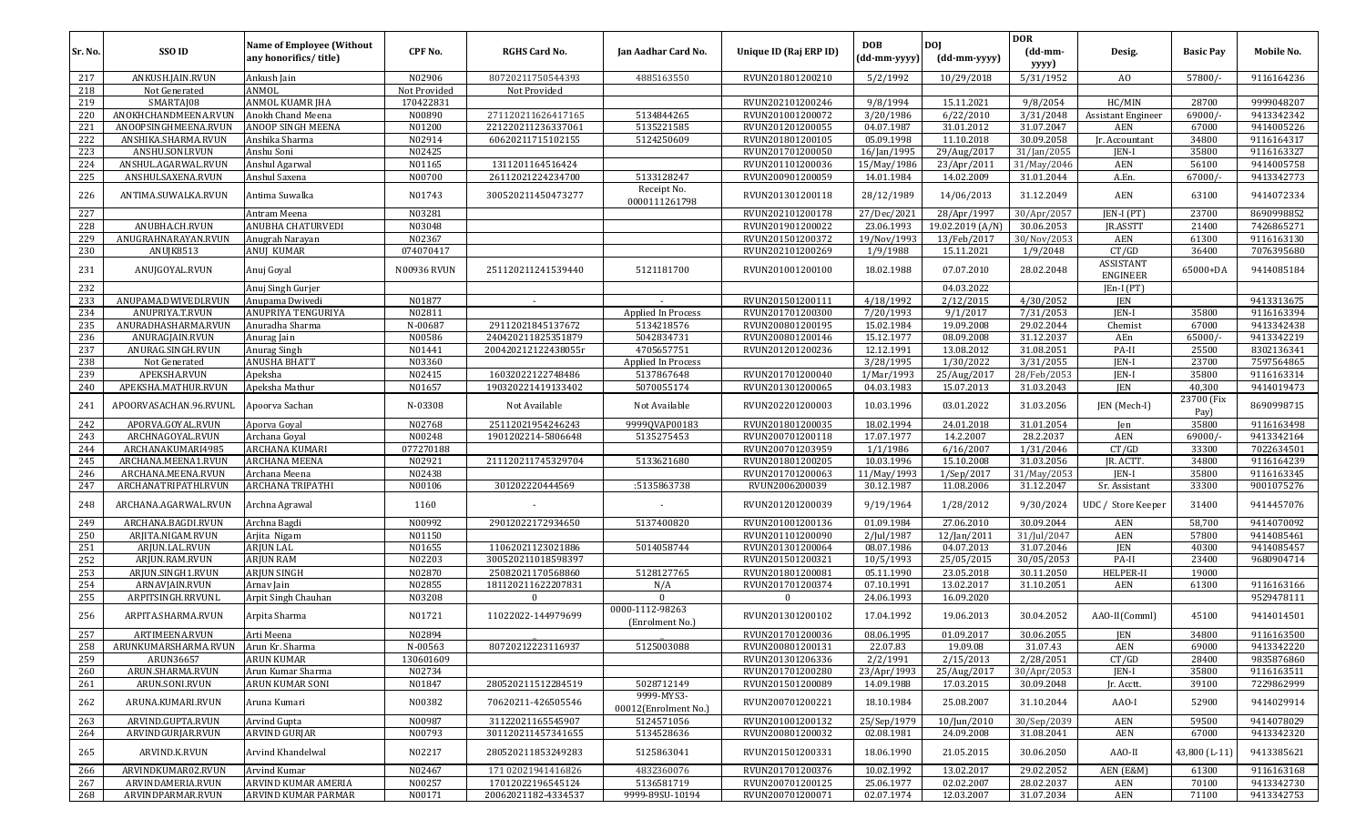| Sr. No. | SSO ID | Name of Employee (Without any honorifics/ title) | CPF No. | RGHS Card No. | Jan Aadhar Card No. | Unique ID (Raj ERP ID) | DOB (dd-mm-yyyy) | DOJ (dd-mm-yyyy) | DOR (dd-mm-yyyy) | Desig. | Basic Pay | Mobile No. |
|---|---|---|---|---|---|---|---|---|---|---|---|---|
| 217 | ANKUSH.JAIN.RVUN | Ankush Jain | N02906 | 807202117505444393 | 4885163550 | RVUN201801200210 | 5/2/1992 | 10/29/2018 | 5/31/1952 | AO | 57800/- | 9116164236 |
| 218 | Not Generated | ANMOL | Not Provided | Not Provided | | | | | | | | |
| 219 | SMARTAJ08 | ANMOL KUAMR JHA | 170422831 | | | RVUN202101200246 | 9/8/1994 | 15.11.2021 | 9/8/2054 | HC/MIN | 28700 | 9999048207 |
| 220 | ANOKHCHANDMEENA.RVUN | Anokh Chand Meena | N00890 | 271120211626417165 | 5134844265 | RVUN201001200072 | 3/20/1986 | 6/22/2010 | 3/31/2048 | Assistant Engineer | 69000/- | 9413342342 |
| 221 | ANOOPSINGHMEENA.RVUN | ANOOP SINGH MEENA | N01200 | 221220211236337061 | 5135221585 | RVUN201201200055 | 04.07.1987 | 31.01.2012 | 31.07.2047 | AEN | 67000 | 9414005226 |
| 222 | ANSHIKA.SHARMA.RVUN | Anshika Sharma | N02914 | 60620211715102155 | 5124250609 | RVUN201801200105 | 05.09.1998 | 11.10.2018 | 30.09.2058 | Jr. Accountant | 34800 | 9116164317 |
| 223 | ANSHU.SONI.RVUN | Anshu Soni | N02425 | | | RVUN201701200050 | 16/Jan/1995 | 29/Aug/2017 | 31/Jan/2055 | JEN-I | 35800 | 9116163327 |
| 224 | ANSHUL.AGARWAL.RVUN | Anshul Agarwal | N01165 | 1311201164516424 | | RVUN201101200036 | 15/May/1986 | 23/Apr/2011 | 31/May/2046 | AEN | 56100 | 9414005758 |
| 225 | ANSHULSAXENA.RVUN | Anshul Saxena | N00700 | 26112021224234700 | 5133128247 | RVUN200901200059 | 14.01.1984 | 14.02.2009 | 31.01.2044 | A.En. | 67000/- | 9413342773 |
| 226 | ANTIMA.SUWALKA.RVUN | Antima Suwalka | N01743 | 300520211450473277 | Receipt No. 0000111261798 | RVUN201301200118 | 28/12/1989 | 14/06/2013 | 31.12.2049 | AEN | 63100 | 9414072334 |
| 227 | | Antram Meena | N03281 | | | RVUN202101200178 | 27/Dec/2021 | 28/Apr/1997 | 30/Apr/2057 | JEN-I (PT) | 23700 | 8690998852 |
| 228 | ANUBHA.CH.RVUN | ANUBHA CHATURVEDI | N03048 | | | RVUN201901200022 | 23.06.1993 | 19.02.2019 (A/N) | 30.06.2053 | JR.ASSTT | 21400 | 7426865271 |
| 229 | ANUGRAHNARAYAN.RVUN | Anugrah Narayan | N02367 | | | RVUN201501200372 | 19/Nov/1993 | 13/Feb/2017 | 30/Nov/2053 | AEN | 61300 | 9116163130 |
| 230 | ANUJK8513 | ANUJ KUMAR | 074070417 | | | RVUN202101200269 | 1/9/1988 | 15.11.2021 | 1/9/2048 | CT/GD | 36400 | 7076395680 |
| 231 | ANUJGOYAL.RVUN | Anuj Goyal | N00936 RVUN | 251120211241539440 | 5121181700 | RVUN201001200100 | 18.02.1988 | 07.07.2010 | 28.02.2048 | ASSISTANT ENGINEER | 65000+DA | 9414085184 |
| 232 | | Anuj Singh Gurjer | | | | | | 04.03.2022 | | JEn-I (PT) | | |
| 233 | ANUPAMA.DWIVEDI.RVUN | Anupama Dwivedi | N01877 | - | - | RVUN201501200111 | 4/18/1992 | 2/12/2015 | 4/30/2052 | JEN | | 9413313675 |
| 234 | ANUPRIYA.T.RVUN | ANUPRIYA TENGURIYA | N02811 | | Applied In Process | RVUN201701200300 | 7/20/1993 | 9/1/2017 | 7/31/2053 | JEN-I | 35800 | 9116163394 |
| 235 | ANURADHASHARMA.RVUN | Anuradha Sharma | N-00687 | 29112021845137672 | 5134218576 | RVUN200801200195 | 15.02.1984 | 19.09.2008 | 29.02.2044 | Chemist | 67000 | 9413342438 |
| 236 | ANURAGJAIN.RVUN | Anurag Jain | N00586 | 240420211825351879 | 5042834731 | RVUN200801200146 | 15.12.1977 | 08.09.2008 | 31.12.2037 | AEn | 65000/- | 9413342219 |
| 237 | ANURAG.SINGH.RVUN | Anurag Singh | N01441 | 200420212122438055r | 4705657751 | RVUN201201200236 | 12.12.1991 | 13.08.2012 | 31.08.2051 | PA-II | 25500 | 8302136341 |
| 238 | Not Generated | ANUSHA BHATT | N03360 | | Applied In Process | | 3/28/1995 | 1/30/2022 | 3/31/2055 | JEN-I | 23700 | 7597564865 |
| 239 | APEKSHA.RVUN | Apeksha | N02415 | 16032022122748486 | 5137867648 | RVUN201701200040 | 1/Mar/1993 | 25/Aug/2017 | 28/Feb/2053 | JEN-I | 35800 | 9116163314 |
| 240 | APEKSHA.MATHUR.RVUN | Apeksha Mathur | N01657 | 190320221419133402 | 5070055174 | RVUN201301200065 | 04.03.1983 | 15.07.2013 | 31.03.2043 | JEN | 40,300 | 9414019473 |
| 241 | APOORVASACHAN.96.RVUNL | Apoorva Sachan | N-03308 | Not Available | Not Available | RVUN202201200003 | 10.03.1996 | 03.01.2022 | 31.03.2056 | JEN (Mech-I) | 23700 (Fix Pay) | 8690998715 |
| 242 | APORVA.GOYAL.RVUN | Aporva Goyal | N02768 | 25112021954246243 | 9999QVAP00183 | RVUN201801200035 | 18.02.1994 | 24.01.2018 | 31.01.2054 | Jen | 35800 | 9116163498 |
| 243 | ARCHNAGOYAL.RVUN | Archana Goyal | N00248 | 1901202214-5806648 | 5135275453 | RVUN200701200118 | 17.07.1977 | 14.2.2007 | 28.2.2037 | AEN | 69000/- | 9413342164 |
| 244 | ARCHANAKUMARI4985 | ARCHANA KUMARI | 077270188 | | | RVUN200701203959 | 1/1/1986 | 6/16/2007 | 1/31/2046 | CT/GD | 33300 | 7022634501 |
| 245 | ARCHANA.MEENA1.RVUN | ARCHANA MEENA | N02921 | 211120211745329704 | 5133621680 | RVUN201801200205 | 10.03.1996 | 15.10.2008 | 31.03.2056 | JR. ACTT. | 34800 | 9116164239 |
| 246 | ARCHANA.MEENA.RVUN | Archana Meena | N02438 | | | RVUN201701200063 | 11/May/1993 | 1/Sep/2017 | 31/May/2053 | JEN-I | 35800 | 9116163345 |
| 247 | ARCHANATRIPATHI.RVUN | ARCHANA TRIPATHI | N00106 | 301202220444569 | :5135863738 | RVUN2006200039 | 30.12.1987 | 11.08.2006 | 31.12.2047 | Sr. Assistant | 33300 | 9001075276 |
| 248 | ARCHANA.AGARWAL.RVUN | Archna Agrawal | 1160 | - | - | RVUN201201200039 | 9/19/1964 | 1/28/2012 | 9/30/2024 | UDC / Store Keeper | 31400 | 9414457076 |
| 249 | ARCHANA.BAGDI.RVUN | Archna Bagdi | N00992 | 29012022172934650 | 5137400820 | RVUN201001200136 | 01.09.1984 | 27.06.2010 | 30.09.2044 | AEN | 58,700 | 9414070092 |
| 250 | ARJITA.NIGAM.RVUN | Arjita Nigam | N01150 | | | RVUN201101200090 | 2/Jul/1987 | 12/Jan/2011 | 31/Jul/2047 | AEN | 57800 | 9414085461 |
| 251 | ARJUN.LAL.RVUN | ARJUN LAL | N01655 | 11062021123021886 | 5014058744 | RVUN201301200064 | 08.07.1986 | 04.07.2013 | 31.07.2046 | JEN | 40300 | 9414085457 |
| 252 | ARJUN.RAM.RVUN | ARJUN RAM | N02203 | 300520211018598397 | | RVUN201501200321 | 10/5/1993 | 25/05/2015 | 30/05/2053 | PA-II | 23400 | 9680904714 |
| 253 | ARJUN.SINGH1.RVUN | ARJUN SINGH | N02870 | 25082021170568860 | 5128127765 | RVUN201801200081 | 05.11.1990 | 23.05.2018 | 30.11.2050 | HELPER-II | 19000 | |
| 254 | ARNAVJAIN.RVUN | Arnav Jain | N02855 | 181120211622207831 | N/A | RVUN201701200374 | 07.10.1991 | 13.02.2017 | 31.10.2051 | AEN | 61300 | 9116163166 |
| 255 | ARPITSINGH.RRVUNL | Arpit Singh Chauhan | N03208 | 0 | 0 | 0 | 24.06.1993 | 16.09.2020 | | | | 9529478111 |
| 256 | ARPITA.SHARMA.RVUN | Arpita Sharma | N01721 | 11022022-144979699 | 0000-1112-98263 (Enrolment No.) | RVUN201301200102 | 17.04.1992 | 19.06.2013 | 30.04.2052 | AAO-II(Comml) | 45100 | 9414014501 |
| 257 | ARTIMEENA.RVUN | Arti Meena | N02894 | | | RVUN201701200036 | 08.06.1995 | 01.09.2017 | 30.06.2055 | JEN | 34800 | 9116163500 |
| 258 | ARUNKUMARSHARMA.RVUN | Arun Kr. Sharma | N-00563 | 80720212223116937 | 5125003088 | RVUN200801200131 | 22.07.83 | 19.09.08 | 31.07.43 | AEN | 69000 | 9413342220 |
| 259 | ARUN36657 | ARUN KUMAR | 130601609 | | | RVUN201301206336 | 2/2/1991 | 2/15/2013 | 2/28/2051 | CT/GD | 28400 | 9835876860 |
| 260 | ARUN.SHARMA.RVUN | Arun Kumar Sharma | N02734 | | | RVUN201701200280 | 23/Apr/1993 | 25/Aug/2017 | 30/Apr/2053 | JEN-I | 35800 | 9116163511 |
| 261 | ARUN.SONI.RVUN | ARUN KUMAR SONI | N01847 | 280520211512284519 | 5028712149 | RVUN201501200089 | 14.09.1988 | 17.03.2015 | 30.09.2048 | Jr. Acctt. | 39100 | 7229862999 |
| 262 | ARUNA.KUMARI.RVUN | Aruna Kumari | N00382 | 70620211-426505546 | 9999-MYS3-00012(Enrolment No.) | RVUN200701200221 | 18.10.1984 | 25.08.2007 | 31.10.2044 | AAO-I | 52900 | 9414029914 |
| 263 | ARVIND.GUPTA.RVUN | Arvind Gupta | N00987 | 31122021165545907 | 5124571056 | RVUN201001200132 | 25/Sep/1979 | 10/Jun/2010 | 30/Sep/2039 | AEN | 59500 | 9414078029 |
| 264 | ARVINDGURJAR.RVUN | ARVIND GURJAR | N00793 | 301120211457341655 | 5134528636 | RVUN200801200032 | 02.08.1981 | 24.09.2008 | 31.08.2041 | AEN | 67000 | 9413342320 |
| 265 | ARVIND.K.RVUN | Arvind Khandelwal | N02217 | 280520211853249283 | 5125863041 | RVUN201501200331 | 18.06.1990 | 21.05.2015 | 30.06.2050 | AAO-II | 43,800 (L-11) | 9413385621 |
| 266 | ARVINDKUMAR02.RVUN | Arvind Kumar | N02467 | 171 02021941416826 | 4832360076 | RVUN201701200376 | 10.02.1992 | 13.02.2017 | 29.02.2052 | AEN (E&M) | 61300 | 9116163168 |
| 267 | ARVINDAMERIA.RVUN | ARVIND KUMAR AMERIA | N00257 | 17012022196545124 | 5136581719 | RVUN200701200125 | 25.06.1977 | 02.02.2007 | 28.02.2037 | AEN | 70100 | 9413342730 |
| 268 | ARVINDPARMAR.RVUN | ARVIND KUMAR PARMAR | N00171 | 20062021182-4334537 | 9999-89SU-10194 | RVUN200701200071 | 02.07.1974 | 12.03.2007 | 31.07.2034 | AEN | 71100 | 9413342753 |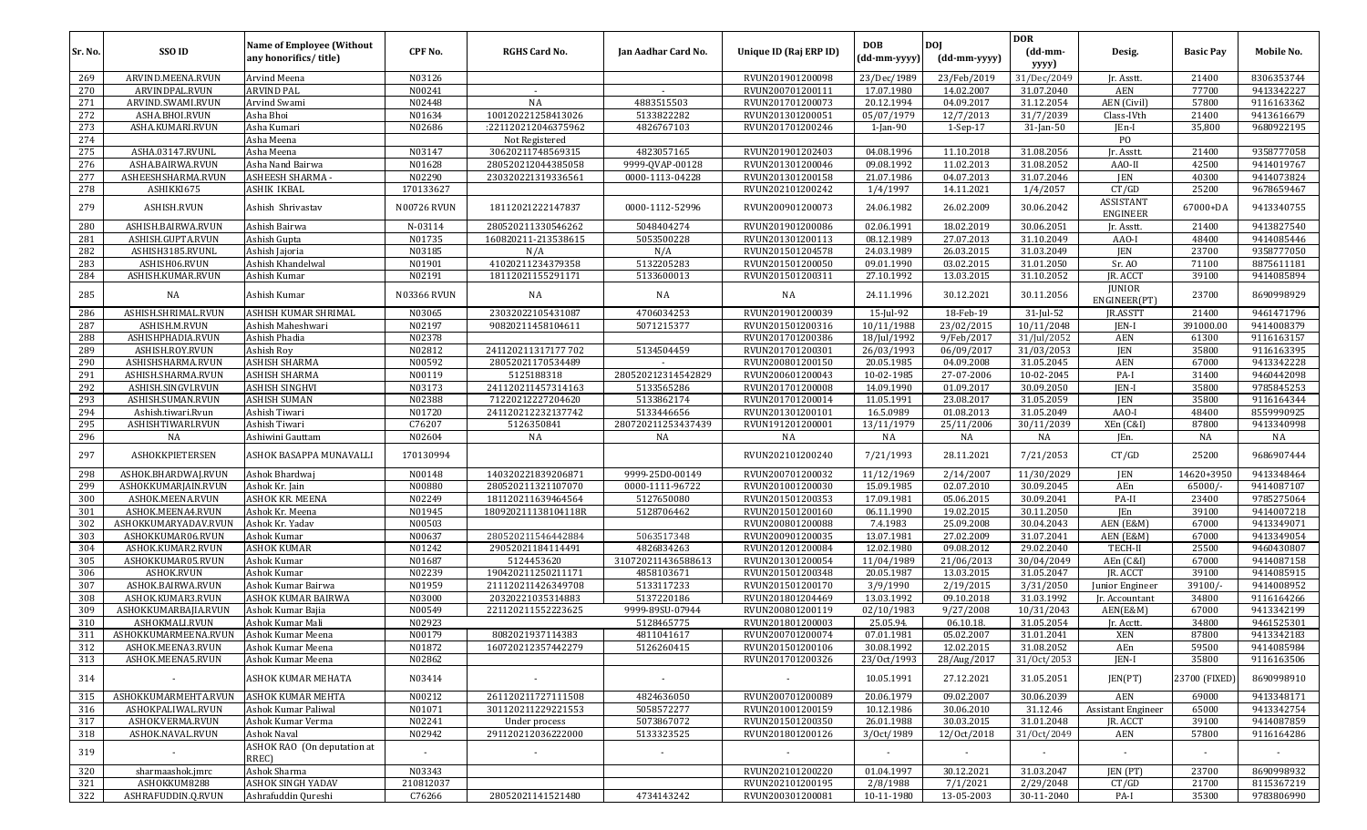| Sr. No. | SSO ID | Name of Employee (Without any honorifics/ title) | CPF No. | RGHS Card No. | Jan Aadhar Card No. | Unique ID (Raj ERP ID) | DOB (dd-mm-yyyy) | DOJ (dd-mm-yyyy) | DOR (dd-mm-yyyy) | Desig. | Basic Pay | Mobile No. |
|---|---|---|---|---|---|---|---|---|---|---|---|---|
| 269 | ARVIND.MEENA.RVUN | Arvind Meena | N03126 | | | RVUN201901200098 | 23/Dec/1989 | 23/Feb/2019 | 31/Dec/2049 | Jr. Asstt. | 21400 | 8306353744 |
| 270 | ARVINDPAL.RVUN | ARVIND PAL | N00241 | - | - | RVUN200701200111 | 17.07.1980 | 14.02.2007 | 31.07.2040 | AEN | 77700 | 9413342227 |
| 271 | ARVIND.SWAMI.RVUN | Arvind Swami | N02448 | NA | 4883515503 | RVUN201701200073 | 20.12.1994 | 04.09.2017 | 31.12.2054 | AEN (Civil) | 57800 | 9116163362 |
| 272 | ASHA.BHOI.RVUN | Asha Bhoi | N01634 | 100120221258413026 | 5133822282 | RVUN201301200051 | 05/07/1979 | 12/7/2013 | 31/7/2039 | Class-IVth | 21400 | 9413616679 |
| 273 | ASHA.KUMARI.RVUN | Asha Kumari | N02686 | :221120212046375962 | 4826767103 | RVUN201701200246 | 1-Jan-90 | 1-Sep-17 | 31-Jan-50 | JEn-I | 35,800 | 9680922195 |
| 274 | | Asha Meena | | Not Registered | | | | | | PO | | |
| 275 | ASHA.03147.RVUNL | Asha Meena | N03147 | 30620211748569315 | 4823057165 | RVUN201901202403 | 04.08.1996 | 11.10.2018 | 31.08.2056 | Jr. Asstt. | 21400 | 9358777058 |
| 276 | ASHA.BAIRWA.RVUN | Asha Nand Bairwa | N01628 | 280520212044385058 | 9999-QVAP-00128 | RVUN201301200046 | 09.08.1992 | 11.02.2013 | 31.08.2052 | AAO-II | 42500 | 9414019767 |
| 277 | ASHEESHSHARMA.RVUN | ASHEESH SHARMA - | N02290 | 230320221319336561 | 0000-1113-04228 | RVUN201301200158 | 21.07.1986 | 04.07.2013 | 31.07.2046 | JEN | 40300 | 9414073824 |
| 278 | ASHIKKI675 | ASHIK IKBAL | 170133627 | | | RVUN202101200242 | 1/4/1997 | 14.11.2021 | 1/4/2057 | CT/GD | 25200 | 9678659467 |
| 279 | ASHISH.RVUN | Ashish Shrivastav | N00726 RVUN | 18112021222147837 | 0000-1112-52996 | RVUN200901200073 | 24.06.1982 | 26.02.2009 | 30.06.2042 | ASSISTANT ENGINEER | 67000+DA | 9413340755 |
| 280 | ASHISH.BAIRWA.RVUN | Ashish Bairwa | N-03114 | 280520211330546262 | 5048404274 | RVUN201901200086 | 02.06.1991 | 18.02.2019 | 30.06.2051 | Jr. Asstt. | 21400 | 9413827540 |
| 281 | ASHISH.GUPTA.RVUN | Ashish Gupta | N01735 | 160820211-213538615 | 5053500228 | RVUN201301200113 | 08.12.1989 | 27.07.2013 | 31.10.2049 | AAO-I | 48400 | 9414085446 |
| 282 | ASHISH3185.RVUNL | Ashish Jajoria | N03185 | N/A | N/A | RVUN201501204578 | 24.03.1989 | 26.03.2015 | 31.03.2049 | JEN | 23700 | 9358777050 |
| 283 | ASHISH06.RVUN | Ashish Khandelwal | N01901 | 41020211234379358 | 5132205283 | RVUN201501200050 | 09.01.1990 | 03.02.2015 | 31.01.2050 | Sr. AO | 71100 | 8875611181 |
| 284 | ASHISH.KUMAR.RVUN | Ashish Kumar | N02191 | 18112021155291171 | 5133600013 | RVUN201501200311 | 27.10.1992 | 13.03.2015 | 31.10.2052 | JR. ACCT | 39100 | 9414085894 |
| 285 | NA | Ashish Kumar | N03366 RVUN | NA | NA | NA | 24.11.1996 | 30.12.2021 | 30.11.2056 | JUNIOR ENGINEER(PT) | 23700 | 8690998929 |
| 286 | ASHISH.SHRIMAL.RVUN | ASHISH KUMAR SHRIMAL | N03065 | 23032022105431087 | 4706034253 | RVUN201901200039 | 15-Jul-92 | 18-Feb-19 | 31-Jul-52 | JR.ASSTT | 21400 | 9461471796 |
| 287 | ASHISH.M.RVUN | Ashish Maheshwari | N02197 | 90820211458104611 | 5071215377 | RVUN201501200316 | 10/11/1988 | 23/02/2015 | 10/11/2048 | JEN-I | 391000.00 | 9414008379 |
| 288 | ASHISHPHADIA.RVUN | Ashish Phadia | N02378 | | | RVUN201701200386 | 18/Jul/1992 | 9/Feb/2017 | 31/Jul/2052 | AEN | 61300 | 9116163157 |
| 289 | ASHISH.ROY.RVUN | Ashish Roy | N02812 | 241120211317177 702 | 5134504459 | RVUN201701200301 | 26/03/1993 | 06/09/2017 | 31/03/2053 | JEN | 35800 | 9116163395 |
| 290 | ASHISHSHARMA.RVUN | ASHISH SHARMA | N00592 | 28052021170534489 | - | RVUN200801200150 | 20.05.1985 | 04.09.2008 | 31.05.2045 | AEN | 67000 | 9413342228 |
| 291 | ASHISH.SHARMA.RVUN | ASHISH SHARMA | N00119 | 5125188318 | 280520212314542829 | RVUN200601200043 | 10-02-1985 | 27-07-2006 | 10-02-2045 | PA-I | 31400 | 9460442098 |
| 292 | ASHISH.SINGVI.RVUN | ASHISH SINGHVI | N03173 | 241120211457314163 | 5133565286 | RVUN201701200008 | 14.09.1990 | 01.09.2017 | 30.09.2050 | JEN-I | 35800 | 9785845253 |
| 293 | ASHISH.SUMAN.RVUN | ASHISH SUMAN | N02388 | 71220212227204620 | 5133862174 | RVUN201701200014 | 11.05.1991 | 23.08.2017 | 31.05.2059 | JEN | 35800 | 9116164344 |
| 294 | Ashish.tiwari.Rvun | Ashish Tiwari | N01720 | 241120212232137742 | 5133446656 | RVUN201301200101 | 16.5.0989 | 01.08.2013 | 31.05.2049 | AAO-I | 48400 | 8559990925 |
| 295 | ASHISHTIWARI.RVUN | Ashish Tiwari | C76207 | 5126350841 | 280720211253437439 | RVUN191201200001 | 13/11/1979 | 25/11/2006 | 30/11/2039 | XEn (C&I) | 87800 | 9413340998 |
| 296 | NA | Ashiwini Gauttam | N02604 | NA | NA | NA | NA | NA | NA | JEn. | NA | NA |
| 297 | ASHOKKPIETERSEN | ASHOK BASAPPA MUNAVALLI | 170130994 | | | RVUN202101200240 | 7/21/1993 | 28.11.2021 | 7/21/2053 | CT/GD | 25200 | 9686907444 |
| 298 | ASHOK.BHARDWAJ.RVUN | Ashok Bhardwaj | N00148 | 140320221839206871 | 9999-25D0-00149 | RVUN200701200032 | 11/12/1969 | 2/14/2007 | 11/30/2029 | JEN | 14620+3950 | 9413348464 |
| 299 | ASHOKKUMARJAIN.RVUN | Ashok Kr. Jain | N00880 | 280520211321107070 | 0000-1111-96722 | RVUN201001200030 | 15.09.1985 | 02.07.2010 | 30.09.2045 | AEn | 65000/- | 9414087107 |
| 300 | ASHOK.MEENA.RVUN | ASHOK KR. MEENA | N02249 | 181120211639464564 | 5127650080 | RVUN201501200353 | 17.09.1981 | 05.06.2015 | 30.09.2041 | PA-II | 23400 | 9785275064 |
| 301 | ASHOK.MEENA4.RVUN | Ashok Kr. Meena | N01945 | 180920211138104118R | 5128706462 | RVUN201501200160 | 06.11.1990 | 19.02.2015 | 30.11.2050 | JEn | 39100 | 9414007218 |
| 302 | ASHOKKUMARYADAV.RVUN | Ashok Kr. Yadav | N00503 | | | RVUN200801200088 | 7.4.1983 | 25.09.2008 | 30.04.2043 | AEN (E&M) | 67000 | 9413349071 |
| 303 | ASHOKKUMAR06.RVUN | Ashok Kumar | N00637 | 280520211546442884 | 5063517348 | RVUN200901200035 | 13.07.1981 | 27.02.2009 | 31.07.2041 | AEN (E&M) | 67000 | 9413349054 |
| 304 | ASHOK.KUMAR2.RVUN | ASHOK KUMAR | N01242 | 29052021184114491 | 4826834263 | RVUN201201200084 | 12.02.1980 | 09.08.2012 | 29.02.2040 | TECH-II | 25500 | 9460430807 |
| 305 | ASHOKKUMAR05.RVUN | Ashok Kumar | N01687 | 5124453620 | 310720211436588613 | RVUN201301200054 | 11/04/1989 | 21/06/2013 | 30/04/2049 | AEn (C&I) | 67000 | 9414087158 |
| 306 | ASHOK.RVUN | Ashok Kumar | N02239 | 19042021125021171 | 4858103671 | RVUN201501200348 | 20.05.1987 | 13.03.2015 | 31.05.2047 | JR. ACCT | 39100 | 9414085915 |
| 307 | ASHOK.BAIRWA.RVUN | Ashok Kumar Bairwa | N01959 | 211120211426349708 | 5133117233 | RVUN201501200170 | 3/9/1990 | 2/19/2015 | 3/31/2050 | Junior Engineer | 39100/- | 9414008952 |
| 308 | ASHOK.KUMAR3.RVUN | ASHOK KUMAR BAIRWA | N03000 | 20320221035314883 | 5137220186 | RVUN201801204469 | 13.03.1992 | 09.10.2018 | 31.03.1992 | Jr. Accountant | 34800 | 9116164266 |
| 309 | ASHOKKUMARBAJIA.RVUN | Ashok Kumar Bajia | N00549 | 221120211552223625 | 9999-89SU-07944 | RVUN200801200119 | 02/10/1983 | 9/27/2008 | 10/31/2043 | AEN(E&M) | 67000 | 9413342199 |
| 310 | ASHOKMALI.RVUN | Ashok Kumar Mali | N02923 | | 5128465775 | RVUN201801200003 | 25.05.94. | 06.10.18. | 31.05.2054 | Jr. Acctt. | 34800 | 9461525301 |
| 311 | ASHOKKUMARMEENA.RVUN | Ashok Kumar Meena | N00179 | 8082021937114383 | 4811041617 | RVUN200701200074 | 07.01.1981 | 05.02.2007 | 31.01.2041 | XEN | 87800 | 9413342183 |
| 312 | ASHOK.MEENA3.RVUN | Ashok Kumar Meena | N01872 | 160720212357442279 | 5126260415 | RVUN201501200106 | 30.08.1992 | 12.02.2015 | 31.08.2052 | AEn | 59500 | 9414085984 |
| 313 | ASHOK.MEENA5.RVUN | Ashok Kumar Meena | N02862 | | | RVUN201701200326 | 23/Oct/1993 | 28/Aug/2017 | 31/Oct/2053 | JEN-I | 35800 | 9116163506 |
| 314 | - | ASHOK KUMAR MEHATA | N03414 | - | - | - | 10.05.1991 | 27.12.2021 | 31.05.2051 | JEN(PT) | 23700 (FIXED) | 8690998910 |
| 315 | ASHOKKUMARMEHTA.RVUN | ASHOK KUMAR MEHTA | N00212 | 261120211727111508 | 4824636050 | RVUN200701200089 | 20.06.1979 | 09.02.2007 | 30.06.2039 | AEN | 69000 | 9413348171 |
| 316 | ASHOKPALIWAL.RVUN | Ashok Kumar Paliwal | N01071 | 301120211229221553 | 5058572277 | RVUN201001200159 | 10.12.1986 | 30.06.2010 | 31.12.46 | Assistant Engineer | 65000 | 9413342754 |
| 317 | ASHOKVERMA.RVUN | Ashok Kumar Verma | N02241 | Under process | 5073867072 | RVUN201501200350 | 26.01.1988 | 30.03.2015 | 31.01.2048 | JR. ACCT | 39100 | 9414087859 |
| 318 | ASHOK.NAVAL.RVUN | Ashok Naval | N02942 | 291120212036222000 | 5133323525 | RVUN201801200126 | 3/Oct/1989 | 12/Oct/2018 | 31/Oct/2049 | AEN | 57800 | 9116164286 |
| 319 | - | ASHOK RAO (On deputation at RREC) | - | - | - | - | - | - | - | - | - | - |
| 320 | sharmaashok.jmrc | Ashok Sharma | N03343 | | | RVUN202101200220 | 01.04.1997 | 30.12.2021 | 31.03.2047 | JEN (PT) | 23700 | 8690998932 |
| 321 | ASHOKKUM8288 | ASHOK SINGH YADAV | 210812037 | | | RVUN202101200195 | 2/8/1988 | 7/1/2021 | 2/29/2048 | CT/GD | 21700 | 8115367219 |
| 322 | ASHRAFUDDIN.Q.RVUN | Ashrafuddin Qureshi | C76266 | 28052021141521480 | 4734143242 | RVUN200301200081 | 10-11-1980 | 13-05-2003 | 30-11-2040 | PA-I | 35300 | 9783806990 |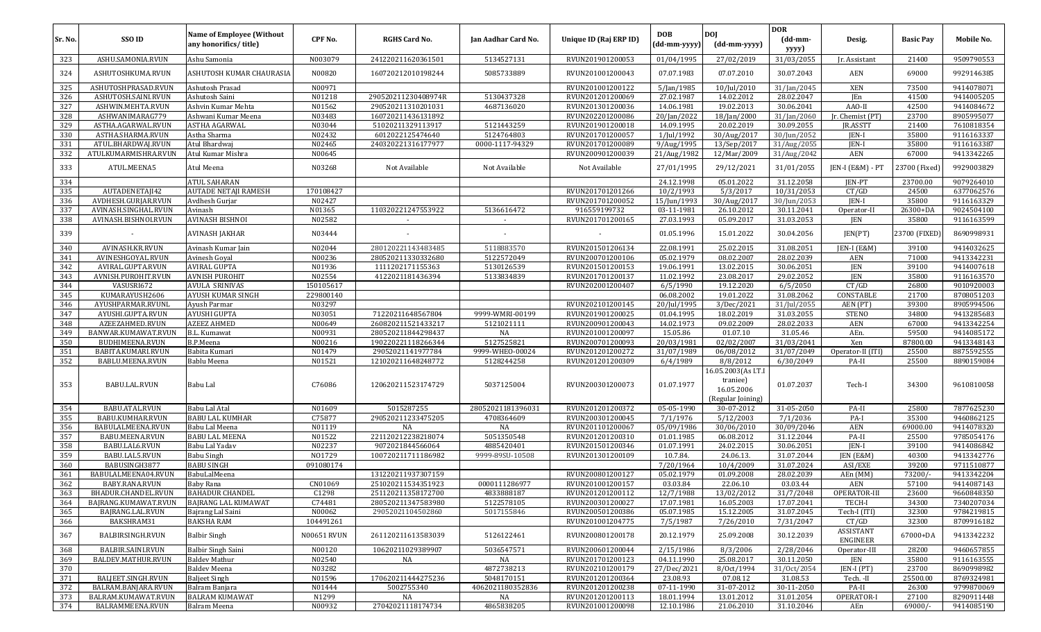| Sr. No. | SSO ID | Name of Employee (Without any honorifics/ title) | CPF No. | RGHS Card No. | Jan Aadhar Card No. | Unique ID (Raj ERP ID) | DOB (dd-mm-yyyy) | DOJ (dd-mm-yyyy) | DOR (dd-mm-yyyy) | Desig. | Basic Pay | Mobile No. |
|---|---|---|---|---|---|---|---|---|---|---|---|---|
| 323 | ASHU.SAMONIA.RVUN | Ashu Samonia | N003079 | 241220211620361501 | 5134527131 | RVUN201901200053 | 01/04/1995 | 27/02/2019 | 31/03/2055 | Jr. Assistant | 21400 | 9509790553 |
| 324 | ASHUTOSHKUMA.RVUN | ASHUTOSH KUMAR CHAURASIA | N00820 | 160720212010198244 | 5085733889 | RVUN201001200043 | 07.07.1983 | 07.07.2010 | 30.07.2043 | AEN | 69000 | 9929146385 |
| 325 | ASHUTOSHPRASAD.RVUN | Ashutosh Prasad | N00971 | | | RVUN201001200122 | 5/Jan/1985 | 10/Jul/2010 | 31/Jan/2045 | XEN | 73500 | 9414078071 |
| 326 | ASHUTOSH.SAINI.RVUN | Ashutosh Saini | N01218 | 290520211230408974R | 5130437328 | RVUN201201200069 | 27.02.1987 | 14.02.2012 | 28.02.2047 | JEn | 41500 | 9414005205 |
| 327 | ASHWIN.MEHTA.RVUN | Ashvin Kumar Mehta | N01562 | 290520211310201031 | 4687136020 | RVUN201301200036 | 14.06.1981 | 19.02.2013 | 30.06.2041 | AAO-II | 42500 | 9414084672 |
| 328 | ASHWANIMARAG779 | Ashwani Kumar Meena | N03483 | 160720211436131892 | | RVUN202201200086 | 20/Jan/2022 | 18/Jan/2000 | 31/Jan/2060 | Jr. Chemist (PT) | 23700 | 8905995077 |
| 329 | ASTHA.AGARWAL.RVUN | ASTHA AGARWAL | N03044 | 51020211329113917 | 5121443259 | RVUN201901200018 | 14.09.1995 | 20.02.2019 | 30.09.2055 | JR.ASSTT | 21400 | 7610818354 |
| 330 | ASTHA.SHARMA.RVUN | Astha Sharma | N02432 | 6012022125474640 | 5124764803 | RVUN201701200057 | 1/Jul/1992 | 30/Aug/2017 | 30/Jun/2052 | JEN-I | 35800 | 9116163337 |
| 331 | ATUL.BHARDWAJ.RVUN | Atul Bhardwaj | N02465 | 240320221316177977 | 0000-1117-94329 | RVUN201701200089 | 9/Aug/1995 | 13/Sep/2017 | 31/Aug/2055 | JEN-I | 35800 | 9116163387 |
| 332 | ATULKUMARMISHRA.RVUN | Atul Kumar Mishra | N00645 | | | RVUN200901200039 | 21/Aug/1982 | 12/Mar/2009 | 31/Aug/2042 | AEN | 67000 | 9413342265 |
| 333 | ATUL.MEENA5 | Atul Meena | N03268 | Not Available | Not Available | Not Available | 27/01/1995 | 29/12/2021 | 31/01/2055 | JEN-I (E&M) - PT | 23700 (Fixed) | 9929003829 |
| 334 | | ATUL SAHARAN | | | | | 24.12.1998 | 05.01.2022 | 31.12.2058 | JEN-PT | 23700.00 | 9079264010 |
| 335 | AUTADENETAJI42 | AUTADE NETAJI RAMESH | 170108427 | | | RVUN201701201266 | 10/2/1993 | 5/3/2017 | 10/31/2053 | CT/GD | 24500 | 6377062576 |
| 336 | AVDHESH.GURJAR.RVUN | Avdhesh Gurjar | N02427 | | | RVUN201701200052 | 15/Jun/1993 | 30/Aug/2017 | 30/Jun/2053 | JEN-I | 35800 | 9116163329 |
| 337 | AVINASH.SINGHAL.RVUN | Avinash | N01365 | 110320221247553922 | 5136616472 | 916559199732 | 03-11-1981 | 26.10.2012 | 30.11.2041 | Operator-II | 26300+DA | 9024504100 |
| 338 | AVINASH.BISHNOI.RVUN | AVINASH BISHNOI | N02582 | - | - | RVUN201701200165 | 27.03.1993 | 05.09.2017 | 31.03.2053 | JEN | 35800 | 9116163599 |
| 339 | - | AVINASH JAKHAR | N03444 | - | - | - | 01.05.1996 | 15.01.2022 | 30.04.2056 | JEN(PT) | 23700 (FIXED) | 8690998931 |
| 340 | AVINASH.KR.RVUN | Avinash Kumar Jain | N02044 | 280120221143483485 | 5118883570 | RVUN201501206134 | 22.08.1991 | 25.02.2015 | 31.08.2051 | JEN-I (E&M) | 39100 | 9414032625 |
| 341 | AVINESHGOYAL.RVUN | Avinesh Goyal | N00236 | 280520211330326880 | 5122572049 | RVUN200701200106 | 05.02.1979 | 08.02.2007 | 28.02.2039 | AEN | 71000 | 9413342231 |
| 342 | AVIRAL.GUPTA.RVUN | AVIRAL GUPTA | N01936 | 1111202171155363 | 5130126539 | RVUN201501200153 | 19.06.1991 | 13.02.2015 | 30.06.2051 | JEN | 39100 | 9414007618 |
| 343 | AVNISH.PUROHIT.RVUN | AVNISH PUROHIT | N02554 | 4122021181436394 | 5133834839 | RVUN201701200137 | 11.02.1992 | 23.08.2017 | 29.02.2052 | JEN | 35800 | 9116163570 |
| 344 | VASUSRI672 | AVULA SRINIVAS | 150105617 | | | RVUN202001200407 | 6/5/1990 | 19.12.2020 | 6/5/2050 | CT/GD | 26800 | 9010920003 |
| 345 | KUMARAYUSH2606 | AYUSH KUMAR SINGH | 229800140 | | | | 06.08.2002 | 19.01.2022 | 31.08.2062 | CONSTABLE | 21700 | 8708051203 |
| 346 | AYUSHPARMAR.RVUNL | Ayush Parmar | N03297 | | | RVUN202101200145 | 20/Jul/1995 | 3/Dec/2021 | 31/Jul/2055 | AEN (PT) | 39300 | 8905994506 |
| 347 | AYUSHI.GUPTA.RVUN | AYUSHI GUPTA | N03051 | 71220211648567804 | 9999-WMRI-00199 | RVUN201901200025 | 01.04.1995 | 18.02.2019 | 31.03.2055 | STENO | 34800 | 9413285683 |
| 348 | AZEEZAHMED.RVUN | AZEEZ AHMED | N00649 | 260820211521433217 | 5121021111 | RVUN200901200043 | 14.02.1973 | 09.02.2009 | 28.02.2033 | AEN | 67000 | 9413342254 |
| 349 | BANWAR.KUMAWAT.RVUN | B.L. Kumawat | N00931 | 280520211844298437 | NA | RVUN201001200097 | 15.05.86 | 01.07.10 | 31.05.46 | AEn. | 59500 | 9414085172 |
| 350 | BUDHIMEENA.RVUN | B.P.Meena | N00216 | 190220221118266344 | 5127525821 | RVUN200701200093 | 20/03/1981 | 02/02/2007 | 31/03/2041 | Xen | 87800.00 | 9413348143 |
| 351 | BABITA.KUMARI.RVUN | Babita Kumari | N01479 | 29052021141977784 | 9999-WHEO-00024 | RVUN201201200272 | 31/07/1989 | 06/08/2012 | 31/07/2049 | Operator-II (ITI) | 25500 | 8875592555 |
| 352 | BABLU.MEENA.RVUN | Bablu Meena | N01521 | 121020211648248772 | 5128244258 | RVUN201201200309 | 6/4/1989 | 8/8/2012 | 6/30/2049 | PA-II | 25500 | 8890159084 |
| 353 | BABU.LAL.RVUN | Babu Lal | C76086 | 120620211523174729 | 5037125004 | RVUN200301200073 | 01.07.1977 | 16.05.2003(As I.T.I traniee) 16.05.2006 (Regular Joining) | 01.07.2037 | Tech-I | 34300 | 9610810058 |
| 354 | BABU.ATAL.RVUN | Babu Lal Atal | N01609 | 5015287255 | 28052021181396031 | RVUN201201200372 | 05-05-1990 | 30-07-2012 | 31-05-2050 | PA-II | 25800 | 7877625230 |
| 355 | BABU.KUMHAR.RVUN | BABU LAL KUMHAR | C75877 | 290520211233475205 | 4708364609 | RVUN200301200045 | 7/1/1976 | 5/12/2003 | 7/1/2036 | PA-I | 35300 | 9460862125 |
| 356 | BABULALMEENA.RVUN | Babu Lal Meena | N01119 | NA | NA | RVUN201101200067 | 05/09/1986 | 30/06/2010 | 30/09/2046 | AEN | 69000.00 | 9414078320 |
| 357 | BABU.MEENA.RVUN | BABU LAL MEENA | N01522 | 221120212238218074 | 5051350548 | RVUN201201200310 | 01.01.1985 | 06.08.2012 | 31.12.2044 | PA-II | 25500 | 9785054176 |
| 358 | BABU.LAL6.RVUN | Babu Lal Yadav | N02237 | 9072021844566064 | 4885420401 | RVUN201501200346 | 01.07.1991 | 24.02.2015 | 30.06.2051 | JEN-I | 39100 | 9414086842 |
| 359 | BABU.LAL5.RVUN | Babu Singh | N01729 | 100720211711186982 | 9999-89SU-10508 | RVUN201301200109 | 10.7.84. | 24.06.13. | 31.07.2044 | JEN (E&M) | 40300 | 9413342776 |
| 360 | BABUSINGH3877 | BABU SINGH | 091080174 | | | | 7/20/1964 | 10/4/2009 | 31.07.2024 | ASI/EXE | 39200 | 9711510877 |
| 361 | BABULALMEENA04.RVUN | BabuLalMeena | | 131220211937307159 | | RVUN200801200127 | 05.02.1979 | 01.09.2008 | 28.02.2039 | AEn (MM) | 73200/- | 9413342204 |
| 362 | BABY.RANA.RVUN | Baby Rana | CN01069 | 251020211534351923 | 0000111286977 | RVUN201001200157 | 03.03.84 | 22.06.10 | 03.03.44 | AEN | 57100 | 9414087143 |
| 363 | BHADUR.CHANDEL.RVUN | BAHADUR CHANDEL | C1298 | 251120211358172700 | 4833888187 | RVUN201201200112 | 12/7/1988 | 13/02/2012 | 31/7/2048 | OPERATOR-III | 23600 | 9660848350 |
| 364 | BAJRANG.KUMAWAT.RVUN | BAJRANG LAL KUMAWAT | C74481 | 280520211347583980 | 5122578105 | RVUN200301200027 | 17.07.1981 | 16.05.2003 | 17.07.2041 | TECH-I | 34300 | 7340207034 |
| 365 | BAJRANG.LAL.RVUN | Bajrang Lal Saini | N00062 | 29052021104502860 | 5017155846 | RVUN200501200386 | 05.07.1985 | 15.12.2005 | 31.07.2045 | Tech-I (ITI) | 32300 | 9784219815 |
| 366 | BAKSHRAM31 | BAKSHA RAM | 104491261 | | | RVUN201001204775 | 7/5/1987 | 7/26/2010 | 7/31/2047 | CT/GD | 32300 | 8709916182 |
| 367 | BALBIRSINGH.RVUN | Balbir Singh | N00651 RVUN | 261120211613583039 | 5126122461 | RVUN200801200178 | 20.12.1979 | 25.09.2008 | 30.12.2039 | ASSISTANT ENGINEER | 67000+DA | 9413342232 |
| 368 | BALBIR.SAINI.RVUN | Balbir Singh Saini | N00120 | 10620211029389907 | 5036547571 | RVUN200601200044 | 2/15/1986 | 8/3/2006 | 2/28/2046 | Operator-III | 28200 | 9460657855 |
| 369 | BALDEV.MATHUR.RVUN | Baldev Mathur | N02540 | NA | NA | RVUN201701200123 | 04.11.1990 | 25.08.2017 | 30.11.2050 | JEN | 35800 | 9116163555 |
| 370 | | Baldev Meena | N03282 | | 4872738213 | RVUN202101200179 | 27/Dec/2021 | 8/Oct/1994 | 31/Oct/2054 | JEN-I (PT) | 23700 | 8690998982 |
| 371 | BALJEET.SINGH.RVUN | Baljeet Singh | N01596 | 170620211444275236 | 5048170151 | RVUN201201200364 | 23.08.93 | 07.08.12 | 31.08.53 | Tech. -II | 25500.00 | 8769324981 |
| 372 | BALRAM.BANJARA.RVUN | Balram Banjara | N01444 | 5002755340 | 4062021180352836 | RVUN201201200238 | 07-11-1990 | 31-07-2012 | 30-11-2050 | PA-II | 26300 | 9799870069 |
| 373 | BALRAM.KUMAWAT.RVUN | BALRAM KUMAWAT | N1299 | NA | NA | RVUN201201200113 | 18.01.1994 | 13.01.2012 | 31.01.2054 | OPERATOR-I | 27100 | 8290911448 |
| 374 | BALRAMMEENA.RVUN | Balram Meena | N00932 | 27042021118174734 | 4865838205 | RVUN201001200098 | 12.10.1986 | 21.06.2010 | 31.10.2046 | AEn | 69000/- | 9414085190 |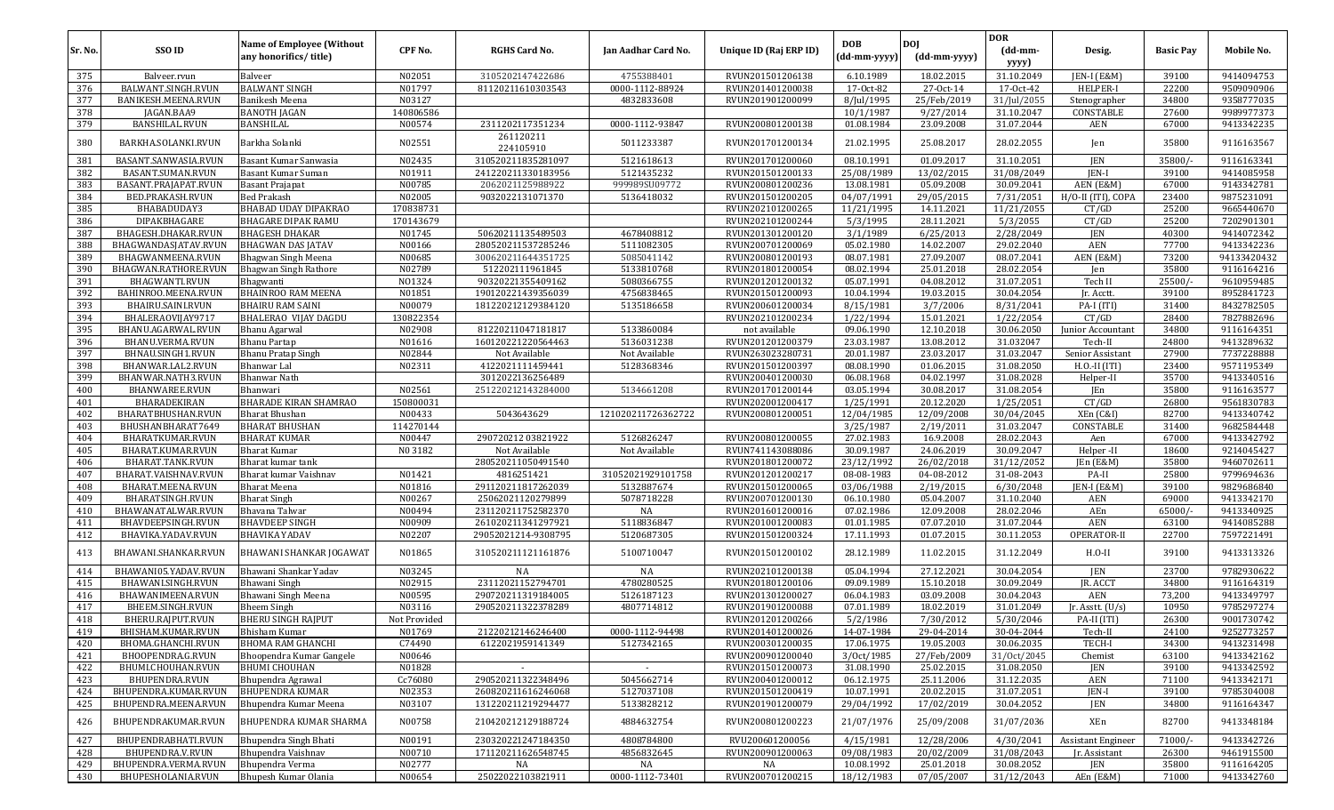| Sr. No. | SSO ID | Name of Employee (Without any honorifics/ title) | CPF No. | RGHS Card No. | Jan Aadhar Card No. | Unique ID (Raj ERP ID) | DOB (dd-mm-yyyy) | DOJ (dd-mm-yyyy) | DOR (dd-mm-yyyy) | Desig. | Basic Pay | Mobile No. |
|---|---|---|---|---|---|---|---|---|---|---|---|---|
| 375 | Balveer.rvun | Balveer | N02051 | 3105202147422686 | 4755388401 | RVUN201501206138 | 6.10.1989 | 18.02.2015 | 31.10.2049 | JEN-I (E&M) | 39100 | 9414094753 |
| 376 | BALWANT.SINGH.RVUN | BALWANT SINGH | N01797 | 81120211610303543 | 0000-1112-88924 | RVUN201401200038 | 17-Oct-82 | 27-Oct-14 | 17-Oct-42 | HELPER-I | 22200 | 9509090906 |
| 377 | BANIKESH.MEENA.RVUN | Banikesh Meena | N03127 | | 4832833608 | RVUN201901200099 | 8/Jul/1995 | 25/Feb/2019 | 31/Jul/2055 | Stenographer | 34800 | 9358777035 |
| 378 | JAGAN.BAA9 | BANOTH JAGAN | 140806586 | | | | 10/1/1987 | 9/27/2014 | 31.10.2047 | CONSTABLE | 27600 | 9989977373 |
| 379 | BANSHILAL.RVUN | BANSHILAL | N00574 | 2311202117351234 | 0000-1112-93847 | RVUN200801200138 | 01.08.1984 | 23.09.2008 | 31.07.2044 | AEN | 67000 | 9413342235 |
| 380 | BARKHA.SOLANKI.RVUN | Barkha Solanki | N02551 | 261120211 224105910 | 5011233387 | RVUN201701200134 | 21.02.1995 | 25.08.2017 | 28.02.2055 | Jen | 35800 | 9116163567 |
| 381 | BASANT.SANWASIA.RVUN | Basant Kumar Sanwasia | N02435 | 3105202111835281097 | 5121618613 | RVUN201701200060 | 08.10.1991 | 01.09.2017 | 31.10.2051 | JEN | 35800/- | 9116163341 |
| 382 | BASANT.SUMAN.RVUN | Basant Kumar Suman | N01911 | 2412202111330183956 | 5121435232 | RVUN201501200133 | 25/08/1989 | 13/02/2015 | 31/08/2049 | JEN-I | 39100 | 9414085958 |
| 383 | BASANT.PRAJAPAT.RVUN | Basant Prajapat | N00785 | 2062021125988922 | 999989SU09772 | RVUN200801200236 | 13.08.1981 | 05.09.2008 | 30.09.2041 | AEN (E&M) | 67000 | 9143342781 |
| 384 | BED.PRAKASH.RVUN | Bed Prakash | N02005 | 9032022131071370 | 5136418032 | RVUN201501200205 | 04/07/1991 | 29/05/2015 | 7/31/2051 | H/O-II (ITI), COPA | 23400 | 9875231091 |
| 385 | BHABADUDAY3 | BHABAD UDAY DIPAKRAO | 170838731 | | | RVUN202101200265 | 11/21/1995 | 14.11.2021 | 11/21/2055 | CT/GD | 25200 | 9665440670 |
| 386 | DIPAKBHAGARE | BHAGARE DIPAK RAMU | 170143679 | | | RVUN202101200244 | 5/3/1995 | 28.11.2021 | 5/3/2055 | CT/GD | 25200 | 7202901301 |
| 387 | BHAGESH.DHAKAR.RVUN | BHAGESH DHAKAR | N01745 | 50620211135489503 | 4678408812 | RVUN201301200120 | 3/1/1989 | 6/25/2013 | 2/28/2049 | JEN | 40300 | 9414072342 |
| 388 | BHAGWANDASJATAV.RVUN | BHAGWAN DAS JATAV | N00166 | 2805202111537285246 | 5111082305 | RVUN200701200069 | 05.02.1980 | 14.02.2007 | 29.02.2040 | AEN | 77700 | 9413342236 |
| 389 | BHAGWANMEENA.RVUN | Bhagwan Singh Meena | N00685 | 300620211644351725 | 5085041142 | RVUN200801200193 | 08.07.1981 | 27.09.2007 | 08.07.2041 | AEN (E&M) | 73200 | 94133420432 |
| 390 | BHAGWAN.RATHORE.RVUN | Bhagwan Singh Rathore | N02789 | 512202111961845 | 5133810768 | RVUN201801200054 | 08.02.1994 | 25.01.2018 | 28.02.2054 | Jen | 35800 | 9116164216 |
| 391 | BHAGWANTI.RVUN | Bhagwanti | NO1324 | 90320221355409162 | 5080366755 | RVUN201201200132 | 05.07.1991 | 04.08.2012 | 31.07.2051 | Tech II | 25500/- | 9610959485 |
| 392 | BAHINROO.MEENA.RVUN | BHAINROO RAM MEENA | N01851 | 190120221439356039 | 4756838465 | RVUN201501200093 | 10.04.1994 | 19.03.2015 | 30.04.2054 | Jr. Acctt. | 39100 | 8952841723 |
| 393 | BHAIRU.SAINI.RVUN | BHAIRU RAM SAINI | N00079 | 181220212129384120 | 5135186658 | RVUN200601200034 | 8/15/1981 | 3/7/2006 | 8/31/2041 | PA-I (ITI) | 31400 | 8432782505 |
| 394 | BHALERAOVIJAY9717 | BHALERAO VIJAY DAGDU | 130822354 | | | RVUN202101200234 | 1/22/1994 | 15.01.2021 | 1/22/2054 | CT/GD | 28400 | 7827882696 |
| 395 | BHANU.AGARWAL.RVUN | Bhanu Agarwal | N02908 | 81220211047181817 | 5133860084 | not available | 09.06.1990 | 12.10.2018 | 30.06.2050 | Junior Accountant | 34800 | 9116164351 |
| 396 | BHANU.VERMA.RVUN | Bhanu Partap | N01616 | 160120221220564463 | 5136031238 | RVUN201201200379 | 23.03.1987 | 13.08.2012 | 31.032047 | Tech-II | 24800 | 9413289632 |
| 397 | BHNAU.SINGH1.RVUN | Bhanu Pratap Singh | N02844 | Not Available | Not Available | RVUN263023280731 | 20.01.1987 | 23.03.2017 | 31.03.2047 | Senior Assistant | 27900 | 7737228888 |
| 398 | BHANWAR.LAL2.RVUN | Bhanwar Lal | N02311 | 4122021111459441 | 5128368346 | RVUN201501200397 | 08.08.1990 | 01.06.2015 | 31.08.2050 | H.O.-II (ITI) | 23400 | 9571195349 |
| 399 | BHANWAR.NATH3.RVUN | Bhanwar Nath | | 3012022136256489 | | RVUN200401200030 | 06.08.1968 | 04.02.1997 | 31.08.2028 | Helper-II | 35700 | 9413340516 |
| 400 | BHANWAREE.RVUN | Bhanwari | N02561 | 251220212143284000 | 5134661208 | RVUN201701200144 | 03.05.1994 | 30.08.2017 | 31.08.2054 | JEn | 35800 | 9116163577 |
| 401 | BHARADEKIRAN | BHARADE KIRAN SHAMRAO | 150800031 | | | RVUN202001200417 | 1/25/1991 | 20.12.2020 | 1/25/2051 | CT/GD | 26800 | 9561830783 |
| 402 | BHARATBHUSHAN.RVUN | Bharat Bhushan | N00433 | 5043643629 | 121020211726362722 | RVUN200801200051 | 12/04/1985 | 12/09/2008 | 30/04/2045 | XEn (C&I) | 82700 | 9413340742 |
| 403 | BHUSHANBHARAT7649 | BHARAT BHUSHAN | 114270144 | | | | 3/25/1987 | 2/19/2011 | 31.03.2047 | CONSTABLE | 31400 | 9682584448 |
| 404 | BHARATKUMAR.RVUN | BHARAT KUMAR | N00447 | 290720212 03821922 | 5126826247 | RVUN200801200055 | 27.02.1983 | 16.9.2008 | 28.02.2043 | Aen | 67000 | 9413342792 |
| 405 | BHARAT.KUMAR.RVUN | Bharat Kumar | N0 3182 | Not Available | Not Available | RVUN741143088086 | 30.09.1987 | 24.06.2019 | 30.09.2047 | Helper -II | 18600 | 9214045427 |
| 406 | BHARAT.TANK.RVUN | Bharat kumar tank | | 280520211050491540 | | RVUN201801200072 | 23/12/1992 | 26/02/2018 | 31/12/2052 | JEn (E&M) | 35800 | 9460702611 |
| 407 | BHARAT.VAISHNAV.RVUN | Bharat kumar Vaishnav | N01421 | 4816251421 | 31052021929101758 | RVUN201201200217 | 08-08-1983 | 04-08-2012 | 31-08-2043 | PA-II | 25800 | 9799694636 |
| 408 | BHARAT.MEENA.RVUN | Bharat Meena | N01816 | 291120211817262039 | 5132887674 | RVUN201501200065 | 03/06/1988 | 2/19/2015 | 6/30/2048 | JEN-I (E&M) | 39100 | 9829686840 |
| 409 | BHARATSINGH.RVUN | Bharat Singh | N00267 | 25062021120279899 | 5078718228 | RVUN200701200130 | 06.10.1980 | 05.04.2007 | 31.10.2040 | AEN | 69000 | 9413342170 |
| 410 | BHAWANATALWAR.RVUN | Bhavana Talwar | N00494 | 231120211752582370 | NA | RVUN201601200016 | 07.02.1986 | 12.09.2008 | 28.02.2046 | AEn | 65000/- | 9413340925 |
| 411 | BHAVDEEPSINGH.RVUN | BHAVDEEP SINGH | N00909 | 261020211341297921 | 5118836847 | RVUN201001200083 | 01.01.1985 | 07.07.2010 | 31.07.2044 | AEN | 63100 | 9414085288 |
| 412 | BHAVIKA.YADAV.RVUN | BHAVIKA YADAV | N02207 | 29052021214-9308795 | 5120687305 | RVUN201501200324 | 17.11.1993 | 01.07.2015 | 30.11.2053 | OPERATOR-II | 22700 | 7597221491 |
| 413 | BHAWANI.SHANKAR.RVUN | BHAWANI SHANKAR JOGAWAT | N01865 | 310520211211161876 | 5100710047 | RVUN201501200102 | 28.12.1989 | 11.02.2015 | 31.12.2049 | H.O-II | 39100 | 9413313326 |
| 414 | BHAWANI05.YADAV.RVUN | Bhawani Shankar Yadav | N03245 | NA | NA | RVUN202101200138 | 05.04.1994 | 27.12.2021 | 30.04.2054 | JEN | 23700 | 9782930622 |
| 415 | BHAWANI.SINGH.RVUN | Bhawani Singh | N02915 | 23112021152794701 | 4780280525 | RVUN201801200106 | 09.09.1989 | 15.10.2018 | 30.09.2049 | JR. ACCT | 34800 | 9116164319 |
| 416 | BHAWANIMEENA.RVUN | Bhawani Singh Meena | N00595 | 290720211319184005 | 5126187123 | RVUN201301200027 | 06.04.1983 | 03.09.2008 | 30.04.2043 | AEN | 73,200 | 9413349797 |
| 417 | BHEEM.SINGH.RVUN | Bheem Singh | N03116 | 290520211322378289 | 4807714812 | RVUN201901200088 | 07.01.1989 | 18.02.2019 | 31.01.2049 | Jr. Asstt. (U/s) | 10950 | 9785297274 |
| 418 | BHERU.RAJPUT.RVUN | BHERU SINGH RAJPUT | Not Provided | | | RVUN201201200266 | 5/2/1986 | 7/30/2012 | 5/30/2046 | PA-II (ITI) | 26300 | 9001730742 |
| 419 | BHISHAM.KUMAR.RVUN | Bhisham Kumar | N01769 | 21220212146246400 | 0000-1112-94498 | RVUN201401200026 | 14-07-1984 | 29-04-2014 | 30-04-2044 | Tech-II | 24100 | 9252773257 |
| 420 | BHOMA.GHANCHI.RVUN | BHOMA RAM GHANCHI | C74490 | 6122021959141349 | 5127342165 | RVUN200301200035 | 17.06.1975 | 19.05.2003 | 30.06.2035 | TECH-I | 34300 | 9413231498 |
| 421 | BHOOPENDRA.G.RVUN | Bhoopendra Kumar Gangele | N00646 | | | RVUN200901200040 | 3/Oct/1985 | 27/Feb/2009 | 31/Oct/2045 | Chemist | 63100 | 9413342162 |
| 422 | BHUMI.CHOUHAN.RVUN | BHUMI CHOUHAN | N01828 | - | - | RVUN201501200073 | 31.08.1990 | 25.02.2015 | 31.08.2050 | JEN | 39100 | 9413342592 |
| 423 | BHUPENDRA.RVUN | Bhupendra Agrawal | Cc76080 | 290520211322348496 | 5045662714 | RVUN200401200012 | 06.12.1975 | 25.11.2006 | 31.12.2035 | AEN | 71100 | 9413342171 |
| 424 | BHUPENDRA.KUMAR.RVUN | BHUPENDRA KUMAR | N02353 | 260820211616246068 | 5127037108 | RVUN201501200419 | 10.07.1991 | 20.02.2015 | 31.07.2051 | JEN-I | 39100 | 9785304008 |
| 425 | BHUPENDRA.MEENA.RVUN | Bhupendra Kumar Meena | N03107 | 131220211219294477 | 5133828212 | RVUN201901200079 | 29/04/1992 | 17/02/2019 | 30.04.2052 | JEN | 34800 | 9116164347 |
| 426 | BHUPENDRAKUMAR.RVUN | BHUPENDRA KUMAR SHARMA | N00758 | 210420212129188724 | 4884632754 | RVUN200801200223 | 21/07/1976 | 25/09/2008 | 31/07/2036 | XEn | 82700 | 9413348184 |
| 427 | BHUPENDRABHATI.RVUN | Bhupendra Singh Bhati | N00191 | 230320221247184350 | 4808784800 | RVU200601200056 | 4/15/1981 | 12/28/2006 | 4/30/2041 | Assistant Engineer | 71000/- | 9413342726 |
| 428 | BHUPENDRA.V.RVUN | Bhupendra Vaishnav | N00710 | 171120211626548745 | 4856832645 | RVUN200901200063 | 09/08/1983 | 20/02/2009 | 31/08/2043 | Jr. Assistant | 26300 | 9461915500 |
| 429 | BHUPENDRA.VERMA.RVUN | Bhupendra Verma | N02777 | NA | NA | NA | 10.08.1992 | 25.01.2018 | 30.08.2052 | JEN | 35800 | 9116164205 |
| 430 | BHUPESHOLANIA.RVUN | Bhupesh Kumar Olania | N00654 | 25022022103821911 | 0000-1112-73401 | RVUN200701200215 | 18/12/1983 | 07/05/2007 | 31/12/2043 | AEn (E&M) | 71000 | 9413342760 |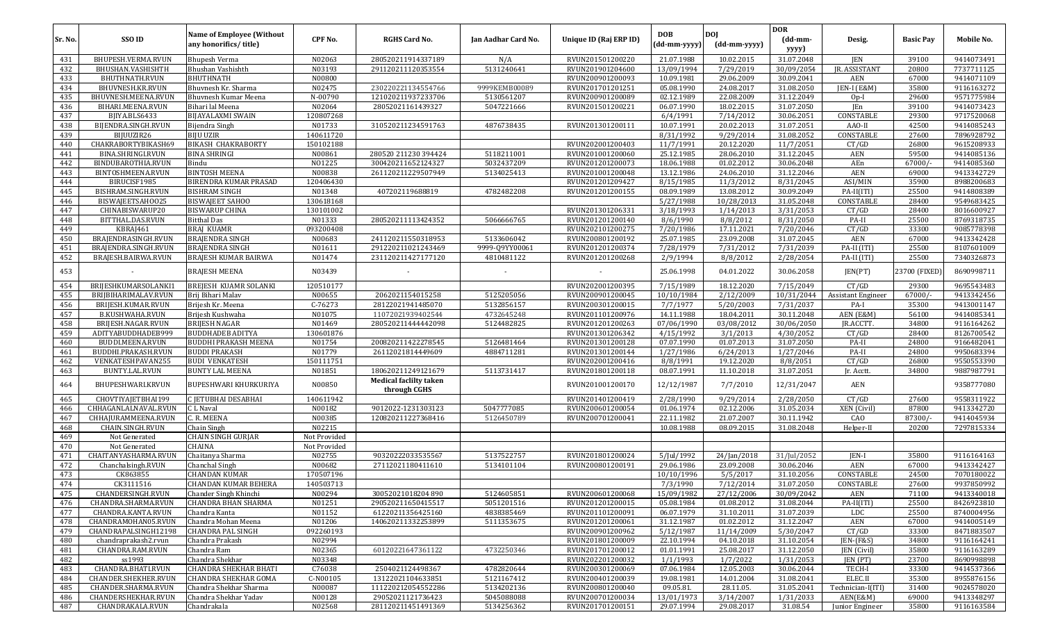| Sr. No. | SSO ID | Name of Employee (Without any honorifics/ title) | CPF No. | RGHS Card No. | Jan Aadhar Card No. | Unique ID (Raj ERP ID) | DOB (dd-mm-yyyy) | DOJ (dd-mm-yyyy) | DOR (dd-mm-yyyy) | Desig. | Basic Pay | Mobile No. |
|---|---|---|---|---|---|---|---|---|---|---|---|---|
| 431 | BHUPESH.VERMA.RVUN | Bhupesh Verma | N02063 | 280520211914337189 | N/A | RVUN201501200220 | 21.07.1988 | 10.02.2015 | 31.07.2048 | JEN | 39100 | 9414073491 |
| 432 | BHUSHAN.VASHISHTH | Bhushan Vashishth | N03193 | 291120211120353554 | 5131240641 | RVUN201901204600 | 13/09/1994 | 7/29/2019 | 30/09/2054 | JR. ASSISTANT | 20800 | 7737711125 |
| 433 | BHUTHNATH.RVUN | BHUTHNATH | N00800 | | | RVUN200901200093 | 10.09.1981 | 29.06.2009 | 30.09.2041 | AEN | 67000 | 9414071109 |
| 434 | BHUVNESH.KR.RVUN | Bhuvnesh Kr. Sharma | N02475 | 230220221134554766 | 9999KEMB00089 | RVUN201701201251 | 05.08.1990 | 24.08.2017 | 31.08.2050 | JEN-I (E&M) | 35800 | 9116163272 |
| 435 | BHUVNESH.MEENA.RVUN | Bhuvnesh Kumar Meena | N-00790 | 121020211937233706 | 5130561207 | RVUN200901200089 | 02.12.1989 | 22.08.2009 | 31.12.2049 | Op-I | 29600 | 9571775984 |
| 436 | BIHARI.MEENA.RVUN | Bihari lal Meena | N02064 | 28052021161439327 | 5047221666 | RVUN201501200221 | 06.07.1990 | 18.02.2015 | 31.07.2050 | JEn | 39100 | 9414073423 |
| 437 | BIJYA.BLS6433 | BIJAYALAXMI SWAIN | 120807268 | | | | 6/4/1991 | 7/14/2012 | 30.06.2051 | CONSTABLE | 29300 | 9717520068 |
| 438 | BIJENDRA.SINGH.RVUN | Bijendra Singh | N01733 | 310520211234591763 | 4876738435 | RVUN201301200111 | 10.07.1991 | 20.02.2013 | 31.07.2051 | AAO-II | 42500 | 9414085243 |
| 439 | BIJUUZIR26 | BIJU UZIR | 140611720 | | | | 8/31/1992 | 9/29/2014 | 31.08.2052 | CONSTABLE | 27600 | 7896928792 |
| 440 | CHAKRABORTYBIKASH69 | BIKASH CHAKRABORTY | 150102188 | | | RVUN202001200403 | 11/7/1991 | 20.12.2020 | 11/7/2051 | CT/GD | 26800 | 9615208933 |
| 441 | BINA.SHRINGI.RVUN | BINA SHRINGI | N00861 | 280520 211230 394424 | 5118211001 | RVUN201001200060 | 25.12.1985 | 28.06.2010 | 31.12.2045 | AEN | 59500 | 9414085136 |
| 442 | BINDUBAROTHIA.RVUN | Bindu | N01225 | 300420211652124327 | 5032437209 | RVUN201201200073 | 18.06.1988 | 01.02.2012 | 30.06.2048 | AEn | 67000/- | 9414085360 |
| 443 | BINTOSHMEENA.RVUN | BINTOSH MEENA | N00838 | 261120211229507949 | 5134025413 | RVUN201001200048 | 13.12.1986 | 24.06.2010 | 31.12.2046 | AEN | 69000 | 9413342729 |
| 444 | BIRUCISF1985 | BIRENDRA KUMAR PRASAD | 120406430 | | | RVUN201201209427 | 8/15/1985 | 11/3/2012 | 8/31/2045 | ASI/MIN | 35900 | 8988200683 |
| 445 | BISHRAM.SINGH.RVUN | BISHRAM SINGH | N01348 | 407202119688819 | 4782482208 | RVUN201201200155 | 08.09.1989 | 13.08.2012 | 30.09.2049 | PA-II(ITI) | 25500 | 9414808389 |
| 446 | BISWAJEETSAHOO25 | BISWAJEET SAHOO | 130618168 | | | | 5/27/1988 | 10/28/2013 | 31.05.2048 | CONSTABLE | 28400 | 9549683425 |
| 447 | CHINABISWARUP20 | BISWARUP CHINA | 130101002 | | | RVUN201301206331 | 3/18/1993 | 1/14/2013 | 3/31/2053 | CT/GD | 28400 | 8016600927 |
| 448 | BITTHAL.DAS.RVUN | Bitthal Das | N01333 | 280520211113424352 | 5066666765 | RVUN201201200140 | 8/6/1990 | 8/8/2012 | 8/31/2050 | PA-II | 25500 | 8769318735 |
| 449 | KBRAJ461 | BRAJ KUAMR | 093200408 | | | RVUN202101200275 | 7/20/1986 | 17.11.2021 | 7/20/2046 | CT/GD | 33300 | 9085778398 |
| 450 | BRAJENDRASINGH.RVUN | BRAJENDRA SINGH | N00683 | 241120211550318953 | 5133606042 | RVUN200801200192 | 25.07.1985 | 23.09.2008 | 31.07.2045 | AEN | 67000 | 9413342428 |
| 451 | BRAJENDRA.SINGH.RVUN | BRAJENDRA SINGH | N01611 | 291220211021243469 | 9999-Q9YY00061 | RVUN201201200374 | 7/28/1979 | 7/31/2012 | 7/31/2039 | PA-II (ITI) | 25500 | 8107601009 |
| 452 | BRAJESH.BAIRWA.RVUN | BRAJESH KUMAR BAIRWA | N01474 | 231120211427177120 | 4810481122 | RVUN201201200268 | 2/9/1994 | 8/8/2012 | 2/28/2054 | PA-II (ITI) | 25500 | 7340326873 |
| 453 | - | BRAJESH MEENA | N03439 | - | - | - | 25.06.1998 | 04.01.2022 | 30.06.2058 | JEN(PT) | 23700 (FIXED) | 8690998711 |
| 454 | BRIJESHKUMARSOLANKI1 | BREJESH KUAMR SOLANKI | 120510177 | | | RVUN202001200395 | 7/15/1989 | 18.12.2020 | 7/15/2049 | CT/GD | 29300 | 9695543483 |
| 455 | BRIJBIHARIMALAV.RVUN | Brij Bihari Malav | N00655 | 2062021154015258 | 5125205056 | RVUN200901200045 | 10/10/1984 | 2/12/2009 | 10/31/2044 | Assistant Engineer | 67000/- | 9413342456 |
| 456 | BRIJESH.KUMAR.RVUN | Brijesh Kr. Meena | C-76273 | 28122021941485070 | 5132856157 | RVUN200301200015 | 7/7/1977 | 5/20/2003 | 7/31/2037 | PA-I | 35300 | 9413001147 |
| 457 | B.KUSHWAHA.RVUN | Brijesh Kushwaha | N01075 | 11072021939402544 | 4732645248 | RVUN201101200976 | 14.11.1988 | 18.04.2011 | 30.11.2048 | AEN (E&M) | 56100 | 9414085341 |
| 458 | BRIJESH.NAGAR.RVUN | BRIJESH NAGAR | N01469 | 280520211444442098 | 5124482825 | RVUN201201200263 | 07/06/1990 | 03/08/2012 | 30/06/2050 | JR.ACCTT. | 34800 | 9116164262 |
| 459 | ADITYABUDDHADEB999 | BUDDHADEB ADITYA | 130601876 | | | RVUN201301206342 | 4/15/1992 | 3/1/2013 | 4/30/2052 | CT/GD | 28400 | 8126700542 |
| 460 | BUDDI.MEENA.RVUN | BUDDHI PRAKASH MEENA | N01754 | 200820211422278545 | 5126481464 | RVUN201301200128 | 07.07.1990 | 01.07.2013 | 31.07.2050 | PA-II | 24800 | 9166482041 |
| 461 | BUDDHI.PRAKASH.RVUN | BUDDI PRAKASH | N01779 | 26112021814449609 | 4884711281 | RVUN201301200144 | 1/27/1986 | 6/24/2013 | 1/27/2046 | PA-II | 24800 | 9950683394 |
| 462 | VENKATESHPAVAN255 | BUDI VENKATESH | 150111751 | | | RVUN202001200416 | 8/8/1991 | 19.12.2020 | 8/8/2051 | CT/GD | 26800 | 9550553390 |
| 463 | BUNTY.LAL.RVUN | BUNTY LAL MEENA | N01851 | 180620211249121679 | 5113731417 | RVUN201801200118 | 08.07.1991 | 11.10.2018 | 31.07.2051 | Jr. Acctt. | 34800 | 9887987791 |
| 464 | BHUPESHWARI.RVUN | BUPESHWARI KHURKURIYA | N00850 | Medical faclilty taken through CGHS | | RVUN201001200170 | 12/12/1987 | 7/7/2010 | 12/31/2047 | AEN | | 9358777080 |
| 465 | CHOVTIYAJETBHAI199 | C JETUBHAI DESABHAI | 140611942 | | | RVUN201401200419 | 2/28/1990 | 9/29/2014 | 2/28/2050 | CT/GD | 27600 | 9558311922 |
| 466 | CHHAGANLALNAVAL.RVUN | C L Naval | N00182 | 9012022-1231303123 | 5047777085 | RVUN200601200054 | 01.06.1974 | 02.12.2006 | 31.05.2034 | XEN (Civil) | 87800 | 9413342720 |
| 467 | CHHAJURAMMEENA.RVUN | C. R. MEENA | N00385 | 120820211227368416 | 5126450789 | RVUN200701200041 | 22.11.1982 | 21.07.2007 | 30.11.1942 | CAO | 87300/- | 9414045934 |
| 468 | CHAIN.SINGH.RVUN | Chain Singh | N02215 | | | | 10.08.1988 | 08.09.2015 | 31.08.2048 | Helper-II | 20200 | 7297815334 |
| 469 | Not Generated | CHAIN SINGH GURJAR | Not Provided | | | | | | | | | |
| 470 | Not Generated | CHAINA | Not Provided | | | | | | | | | |
| 471 | CHAITANYASHARMA.RVUN | Chaitanya Sharma | N02755 | 90320222033535567 | 5137522757 | RVUN201801200024 | 5/Jul/1992 | 24/Jan/2018 | 31/Jul/2052 | JEN-I | 35800 | 9116164163 |
| 472 | Chanchalsingh.RVUN | Chanchal Singh | N00682 | 27112021180411610 | 5134101104 | RVUN200801200191 | 29.06.1986 | 23.09.2008 | 30.06.2046 | AEN | 67000 | 9413342427 |
| 473 | CK863855 | CHANDAN KUMAR | 170507196 | | | | 10/10/1996 | 5/5/2017 | 31.10.2056 | CONSTABLE | 24500 | 7070180022 |
| 474 | CK3111516 | CHANDAN KUMAR BEHERA | 140503713 | | | | 7/3/1990 | 7/12/2014 | 31.07.2050 | CONSTABLE | 27600 | 9937850992 |
| 475 | CHANDERSINGH.RVUN | Chander Singh Khinchi | N00294 | 30052021018204 890 | 5124605851 | RVUN200601200068 | 15/09/1982 | 27/12/2006 | 30/09/2042 | AEN | 71100 | 9413340018 |
| 476 | CHANDRA.SHARMA.RVUN | CHANDRA BHAN SHARMA | N01251 | 290520211650415517 | 5051201516 | RVUN201201200015 | 05.08.1984 | 01.08.2012 | 31.08.2044 | PA-II(ITI) | 25500 | 8426923810 |
| 477 | CHANDRA.KANTA.RVUN | Chandra Kanta | N01152 | 61220211356425160 | 4838385469 | RVUN201101200091 | 06.07.1979 | 31.10.2011 | 31.07.2039 | LDC | 25500 | 8740004956 |
| 478 | CHANDRAMOHAN05.RVUN | Chandra Mohan Meena | N01206 | 140620211332253899 | 5111353675 | RVUN201201200061 | 31.12.1987 | 01.02.2012 | 31.12.2047 | AEN | 67000 | 9414005149 |
| 479 | CHANDRAPALSINGH12198 | CHANDRA PAL SINGH | 092260193 | | | RVUN200901200962 | 5/12/1987 | 11/14/2009 | 5/30/2047 | CT/GD | 33300 | 8471883507 |
| 480 | chandraprakash2.rvun | Chandra Prakash | N02994 | | | RVUN201801200009 | 22.10.1994 | 04.10.2018 | 31.10.2054 | JEN-(F&S) | 34800 | 9116164241 |
| 481 | CHANDRA.RAM.RVUN | Chandra Ram | N02365 | 60120221647361122 | 4732250346 | RVUN201701200012 | 01.01.1991 | 25.08.2017 | 31.12.2050 | JEN (Civil) | 35800 | 9116163289 |
| 482 | ss1993 | Chandra Shekhar | N03348 | | | RVUN202201200032 | 1/1/1993 | 1/7/2022 | 1/31/2053 | JEN (PT) | 23700 | 8690998898 |
| 483 | CHANDRA.BHATI.RVUN | CHANDRA SHEKHAR BHATI | C76038 | 2504021124498367 | 4782820644 | RVUN200301200069 | 07.06.1984 | 12.05.2003 | 30.06.2044 | TECH-I | 33300 | 9414537366 |
| 484 | CHANDER.SHEKHER.RVUN | CHANDRA SHEKHAR GOMA | C-N00105 | 13122021104633851 | 5121167412 | RVUN200401200039 | 19.08.1981 | 14.01.2004 | 31.08.2041 | ELEC.II | 35300 | 8955876156 |
| 485 | CHANDER.SHARMA.RVUN | Chandra Shekhar Sharma | N00087 | 111220212054552286 | 5134202136 | RVUN200801200040 | 09.05.81. | 28.11.05. | 31.05.2041 | Technician-I(ITI) | 31400 | 9024578020 |
| 486 | CHANDERSHEKHAR.RVUN | Chandra Shekhar Yadav | N00128 | 29052021121736423 | 5045088088 | RVUN200701200034 | 13/01/1973 | 3/14/2007 | 1/31/2033 | AEN(E&M) | 69000 | 9413348297 |
| 487 | CHANDRAKALA.RVUN | Chandrakala | N02568 | 281120211451491369 | 5134256362 | RVUN201701200151 | 29.07.1994 | 29.08.2017 | 31.08.54 | Junior Engineer | 35800 | 9116163584 |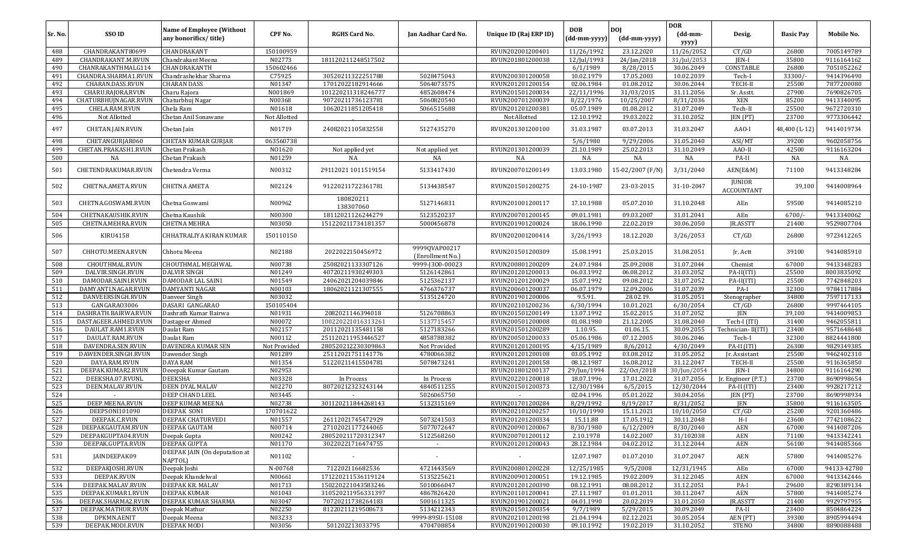| Sr. No. | SSO ID | Name of Employee (Without any honorifics/ title) | CPF No. | RGHS Card No. | Jan Aadhar Card No. | Unique ID (Raj ERP ID) | DOB (dd-mm-yyyy) | DOJ (dd-mm-yyyy) | DOR (dd-mm-yyyy) | Desig. | Basic Pay | Mobile No. |
|---|---|---|---|---|---|---|---|---|---|---|---|---|
| 488 | CHANDRAKANT80699 | CHANDRAKANT | 150100959 | | | RVUN202001200401 | 11/26/1992 | 23.12.2020 | 11/26/2052 | CT/GD | 26800 | 7005149789 |
| 489 | CHANDRAKANT.M.RVUN | Chandrakant Meena | N02773 | 181120211248517502 | | RVUN201801200038 | 12/Jul/1993 | 24/Jan/2018 | 31/Jul/2053 | JEN-I | 35800 | 9116164162 |
| 490 | CHANRAKANTHMALG114 | CHANDRAKANTH | 150602466 | | | | 6/1/1989 | 8/28/2015 | 30.06.2049 | CONSTABLE | 26800 | 7051052262 |
| 491 | CHANDRA.SHARMA1.RVUN | Chandrashekhar Sharma | C75925 | 30520211322251788 | 5028475043 | RVUN200301200058 | 10.02.1979 | 17.05.2003 | 10.02.2039 | Tech-I | 33300/- | 9414396490 |
| 492 | CHARAN.DASS.RVUN | CHARAN DASS | N01347 | 17012022182914666 | 5064073575 | RVUN201201200154 | 02.06.1984 | 01.08.2012 | 30.06.2044 | TECH-II | 25500 | 7877200080 |
| 493 | CHARU.RAJORA.RVUN | Charu Rajora | N001869 | 101220211318246777 | 4852608474 | RVUN201501200034 | 22/11/1996 | 31/03/2015 | 31.11.2056 | Sr. Asstt. | 27900 | 7690826705 |
| 494 | CHATURBHUJNAGAR.RVUN | Chaturbhuj Nagar | N00368 | 90720211736123781 | 5060820540 | RVUN200701200039 | 8/22/1976 | 10/25/2007 | 8/31/2036 | XEN | 85200 | 9413340095 |
| 495 | CHELA.RAM.RVUN | Chela Ram | N01618 | 10620211851205418 | 5066515688 | RVUN201201200381 | 05.07.1989 | 01.08.2012 | 31.07.2049 | Tech-II | 25500 | 9672720310 |
| 496 | Not Allotted | Chetan Anil Sonawane | Not Allotted | _ | _ | Not Allotted | 12.10.1992 | 19.03.2022 | 31.10.2052 | JEN (PT) | 23700 | 9773306442 |
| 497 | CHETAN.JAIN.RVUN | Chetan Jain | N01719 | 24082021105832558 | 5127435270 | RVUN201301200100 | 31.03.1987 | 03.07.2013 | 31.03.2047 | AAO-I | 48,400 (L-12) | 9414019734 |
| 498 | CHETANGURJAR060 | CHETAN KUMAR GURJAR | 063560738 | | | | 5/6/1980 | 9/29/2006 | 31.05.2040 | ASI/MT | 39200 | 9602058756 |
| 499 | CHETAN.PRAKASH1.RVUN | Chetan Prakash | NO1620 | Not applied yet | Not applied yet | RVUN201301200039 | 21.10.1989 | 25.02.2013 | 31.10.2049 | AAO-II | 42500 | 9116163204 |
| 500 | NA | Chetan Prakash | N01259 | NA | NA | NA | NA | NA | NA | PA-II | NA | NA |
| 501 | CHETENDRAKUMAR.RVUN | Chetendra Verma | N00312 | 29112021 1011519154 | 5133417430 | RVUN200701200149 | 13.03.1980 | 15-02/2007 (F/N) | 3/31/2040 | AEN(E&M) | 71100 | 9413348284 |
| 502 | CHETNA.AMETA.RVUN | CHETNA AMETA | N02124 | 91220211722361781 | 5134438547 | RVUN201501200275 | 24-10-1987 | 23-03-2015 | 31-10-2047 | JUNIOR ACCOUNTANT | 39,100 | 9414008964 |
| 503 | CHETNA.GOSWAMI.RVUN | Chetna Goswami | N00962 | 180820211 138307060 | 5127146831 | RVUN201001200117 | 17.10.1988 | 05.07.2010 | 31.10.2048 | AEn | 59500 | 9414085210 |
| 504 | CHETNAKAUSHIK.RVUN | Chetna Kaushik | N00300 | 18112021126244279 | 5123520237 | RVUN200701200145 | 09.01.1981 | 09.03.2007 | 31.01.2041 | AEn | 6700/- | 9413340062 |
| 505 | CHETNA.MEHRA.RVUN | CHETNA MEHRA | N03050 | 151220211734181357 | 5000456878 | RVUN201901200024 | 18.06.1990 | 22.02.2019 | 30.06.2050 | JR.ASSTT | 21400 | 9529807704 |
| 506 | KIRU4158 | CHHATRALIYA KIRAN KUMAR | 150110150 | | | RVUN202001200414 | 3/26/1993 | 18.12.2020 | 3/26/2053 | CT/GD | 26800 | 9723412265 |
| 507 | CHHOTU.MEENA.RVUN | Chhotu Meena | N02188 | 2022022150456972 | 9999QVAP00217 (Enrollment No.) | RVUN201501200309 | 15.08.1991 | 25.03.2015 | 31.08.2051 | Jr. Actt | 39100 | 9414085910 |
| 508 | CHOUTHMAL.RVUN | CHOUTHMAL MEGHWAL | N00738 | 25082021133307126 | 9999-J300-00023 | RVUN200801200209 | 24.07.1984 | 25.09.2008 | 31.07.2044 | Chemist | 67000 | 9413348283 |
| 509 | DALVIR.SINGH.RVUN | DALVIR SINGH | N01249 | 40720211930249303 | 5126142861 | RVUN201201200013 | 06.03.1992 | 06.08.2012 | 31.03.2052 | PA-II(ITI) | 25500 | 8003835092 |
| 510 | DAMODAR.SAINI.RVUN | DAMODAR LAL SAINI | N01549 | 24062021204039846 | 5125362137 | RVUN201201200029 | 15.07.1992 | 09.08.2012 | 31.07.2052 | PA-II(ITI) | 25500 | 7742848203 |
| 511 | DAMYANTI.NAGAR.RVUN | DAMYANTI NAGAR | N00103 | 18062021121307555 | 4766376737 | RVUN200601200037 | 06.07.1979 | 12.09.2006 | 31.07.2039 | PA-I | 32300 | 9784117884 |
| 512 | DANVEERSINGH.RVUN | Danveer Singh | N03032 | | 5135124720 | RVUN201901200006 | 9.5.91. | 28.02.19. | 31.05.2051 | Stenographer | 34800 | 7597117133 |
| 513 | GANGARAO3006 | DASARI GANGARAO | 150105404 | | | RVUN202101200236 | 6/30/1994 | 10.01.2021 | 6/30/2054 | CT/GD | 26800 | 9997464105 |
| 514 | DASHRATH.BAIRWA.RVUN | Dashrath Kumar Bairwa | N01931 | 2082021146394018 | 5126708863 | RVUN201501200149 | 13.07.1992 | 15.02.2015 | 31.07.2052 | JEN | 39,100 | 9414009853 |
| 515 | DASTAGEER.AHMED.RVUN | Dastageer Ahmed | N00072 | 100220221016313261 | 5137715457 | RVUN200501200008 | 01.08.1980 | 21.12.2005 | 31.08.2040 | Tech-I (ITI) | 31400 | 9462055811 |
| 516 | DAULAT.RAM1.RVUN | Daulat Ram | N02157 | 20112021135481158 | 5127183266 | RVUN201501200289 | 1.10.95. | 01.06.15. | 30.09.2055 | Technician- II(ITI) | 23400 | 9571648648 |
| 517 | DAULAT.RAM.RVUN | Daulat Ram | N00112 | 251120211953446527 | 4858788382 | RVUN200501200033 | 05.06.1986 | 07.12.2005 | 30.06.2046 | Tech-I | 32300 | 8824441800 |
| 518 | DAVENDRA.SEN.RVUN | DAVENDRA KUMAR SEN | Not Provided | 280520212230309863 | Not Provided | RVUN201201200195 | 4/15/1989 | 8/6/2012 | 4/30/2049 | PA-II (ITI) | 26300 | 9829349385 |
| 519 | DAWENDER.SINGH.RVUN | Dawender Singh | N01289 | 25112021751141776 | 4780066382 | RVUN201201200108 | 03.05.1992 | 03.08.2012 | 31.05.2052 | Jr. Assistant | 25500 | 9462402310 |
| 520 | DAYA.RAM.RVUN | DAYA RAM | N01354 | 51220211415504781 | 5078473241 | RVUN201201200158 | 08.12.1987 | 16.08.2012 | 31.12.2047 | TECH-II | 25500 | 9116365850 |
| 521 | DEEPAK.KUMAR2.RVUN | Deeepak Kumar Gautam | N02953 | | | RVUN201801200137 | 29/Jun/1994 | 22/Oct/2018 | 30/Jun/2054 | JEN-I | 34800 | 9116164290 |
| 522 | DEEKSHA.07.RVUNL | DEEKSHA | N03328 | In Process | In Process | RVUN202201200018 | 18.07.1996 | 17.01.2022 | 31.07.2056 | Jr. Engineer (P.T.) | 23700 | 8690998654 |
| 523 | DEEN.MALAV.RVUN | DEEN DYAL MALAV | N02270 | 80720212323243144 | 4840511255 | RVUN201501200373 | 12/30/1984 | 6/5/2015 | 12/30/2044 | PA-II (ITI) | 23400 | 9928217212 |
| 524 | - | DEEP CHAND LEEL | N03445 | - | 5026065750 | - | 02.04.1996 | 05.01.2022 | 30.04.2056 | JEN (PT) | 23700 | 8690998934 |
| 525 | DEEP.MEENA.RVUN | DEEP KUMAR MEENA | N02738 | 3011202111844268143 | 5132315169 | RVUN201701200284 | 8/29/1992 | 8/19/2017 | 8/31/2052 | JEN | 35800 | 9116163505 |
| 526 | DEEPSONI101090 | DEEPAK SONI | 170701622 | | | RVUN202101200257 | 10/10/1990 | 15.11.2021 | 10/10/2050 | CT/GD | 25200 | 9201360486 |
| 527 | DEEPAK.C.RVUN | DEEPAK CHATURVEDI | N01557 | 26112021745472929 | 5073241503 | RVUN201201200334 | 15.11.88 | 17.05.1912 | 30.11.2048 | H-I | 23600 | 7742108622 |
| 528 | DEEPAKGAUTAM.RVUN | DEEPAK GAUTAM | N00714 | 27102021177244065 | 5077072647 | RVUN200901200067 | 8/30/1980 | 6/12/2009 | 8/30/2040 | AEN | 67000 | 9414087206 |
| 529 | DEEPAKGUPTA04.RVUN | Deepak Gupta | N00242 | 280520211720312347 | 5122568260 | RVUN200701200112 | 2.10.1978 | 14.02.2007 | 31/102038 | AEN | 71100 | 9413342241 |
| 530 | DEEPAK.GUPTA.RVUN | DEEPAK GUPTA | N01170 | 30220221716474755 | - | RVUN201201200043 | 28.12.1984 | 04.02.2012 | 31.12.2044 | AEN | 56100 | 9414085366 |
| 531 | JAINDEEPAK09 | DEEPAK JAIN (On deputation at NAPTOL) | N01102 | - | - | - | 12.07.1987 | 01.07.2010 | 31.07.2047 | AEN | 57800 | 9414085276 |
| 532 | DEEPAKJOSHI.RVUN | Deepak Joshi | N-00768 | 712202116682536 | 4721443569 | RVUN200801200228 | 12/25/1985 | 9/5/2008 | 12/31/1945 | AEn | 67000 | 94133-42780 |
| 533 | DEEPAK.RVUN | Deepak Khandelwal | N00661 | 171220211536119124 | 5135225621 | RVUN200901200051 | 19.12.1985 | 19.02.2009 | 31.12.2045 | AEN | 67000 | 9413342446 |
| 534 | DEEPAK.MALAV.RVUN | DEEPAK KR. MALAV | N01713 | 150220221043583246 | 5010066047 | RVUN201201200390 | 08.12.1991 | 08.08.2012 | 31.12.2051 | PA-I | 29600 | 8290389134 |
| 535 | DEEPAK.KUMAR1.RVUN | DEEPAK KUMAR | N01043 | 310520211956331397 | 4867826420 | RVUN201101200041 | 27.11.1987 | 01.01.2011 | 30.11.2047 | AEN | 57800 | 9414085274 |
| 536 | DEEPAK.SHARMA2.RVUN | DEEPAK KUMAR SHARMA | N03047 | 70720211738264183 | 5001611325 | RVUN201901200021 | 04.01.1990 | 20.02.2019 | 31.01.2050 | JR.ASSTT | 21400 | 9929797955 |
| 537 | DEEPAK.MATHUR.RVUN | Deepak Mathur | N02250 | 81220211219508673 | 5134212343 | RVUN201501200354 | 9/7/1989 | 5/29/2015 | 30.09.2049 | PA-II | 23400 | 8504864224 |
| 538 | DPKMN.AENIT | Deepak Meena | N03233 | _ | 9999-89SU-15108 | RVUN202101200198 | 21.04.1994 | 02.12.2021 | 30.05.2054 | AEN (PT) | 39300 | 8905994494 |
| 539 | DEEPAK.MODI.RVUN | DEEPAK MODI | N03056 | 501202213033795 | 4704708854 | RVUN201901200030 | 09.10.1992 | 19.02.2019 | 31.10.2052 | STENO | 34800 | 8890088488 |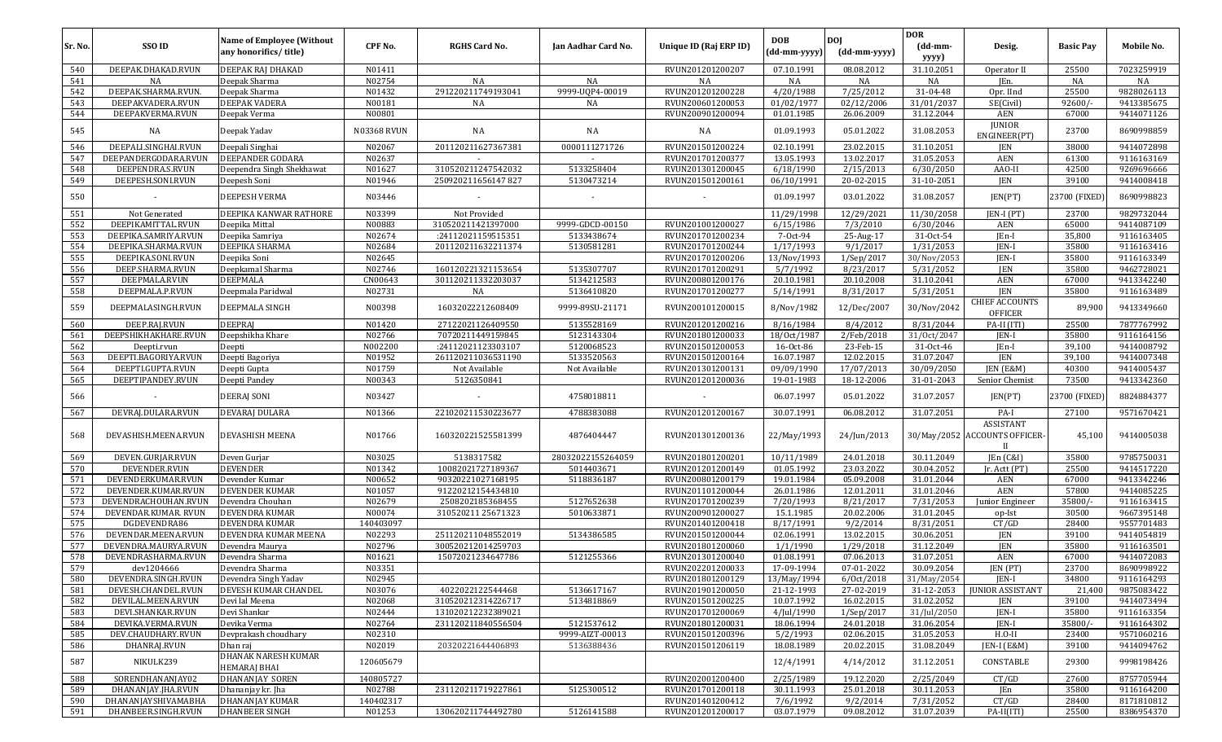| Sr. No. | SSO ID | Name of Employee (Without any honorifics/ title) | CPF No. | RGHS Card No. | Jan Aadhar Card No. | Unique ID (Raj ERP ID) | DOB (dd-mm-yyyy) | DOJ (dd-mm-yyyy) | DOR (dd-mm-yyyy) | Desig. | Basic Pay | Mobile No. |
|---|---|---|---|---|---|---|---|---|---|---|---|---|
| 540 | DEEPAK.DHAKAD.RVUN | DEEPAK RAJ DHAKAD | N01411 | | | RVUN201201200207 | 07.10.1991 | 08.08.2012 | 31.10.2051 | Operator II | 25500 | 7023259919 |
| 541 | NA | Deepak Sharma | N02754 | NA | NA | NA | NA | NA | NA | JEn. | NA | NA |
| 542 | DEEPAK.SHARMA.RVUN. | Deepak Sharma | N01432 | 291220211749193041 | 9999-UQP4-00019 | RVUN201201200228 | 4/20/1988 | 7/25/2012 | 31-04-48 | Opr. IInd | 25500 | 9828026113 |
| 543 | DEEPAKVADERA.RVUN | DEEPAK VADERA | N00181 | NA | NA | RVUN200601200053 | 01/02/1977 | 02/12/2006 | 31/01/2037 | SE(Civil) | 92600/- | 9413385675 |
| 544 | DEEPAKVERMA.RVUN | Deepak Verma | N00801 | | | RVUN200901200094 | 01.01.1985 | 26.06.2009 | 31.12.2044 | AEN | 67000 | 9414071126 |
| 545 | NA | Deepak Yadav | N03368 RVUN | NA | NA | NA | 01.09.1993 | 05.01.2022 | 31.08.2053 | JUNIOR ENGINEER(PT) | 23700 | 8690998859 |
| 546 | DEEPALI.SINGHAI.RVUN | Deepali Singhai | N02067 | 201120211627367381 | 0000111271726 | RVUN201501200224 | 02.10.1991 | 23.02.2015 | 31.10.2051 | JEN | 38000 | 9414072898 |
| 547 | DEEPANDERGODARA.RVUN | DEEPANDER GODARA | N02637 | - | - | RVUN201701200377 | 13.05.1993 | 13.02.2017 | 31.05.2053 | AEN | 61300 | 9116163169 |
| 548 | DEEPENDRA.S.RVUN | Deependra Singh Shekhawat | N01627 | 310520211247542032 | 5133258404 | RVUN201301200045 | 6/18/1990 | 2/15/2013 | 6/30/2050 | AAO-II | 42500 | 9269696666 |
| 549 | DEEPESH.SONI.RVUN | Deepesh Soni | N01946 | 250920211656147827 | 5130473214 | RVUN201501200161 | 06/10/1991 | 20-02-2015 | 31-10-2051 | JEN | 39100 | 9414008418 |
| 550 | - | DEEPESH VERMA | N03446 | - | - | - | 01.09.1997 | 03.01.2022 | 31.08.2057 | JEN(PT) | 23700 (FIXED) | 8690998823 |
| 551 | Not Generated | DEEPIKA KANWAR RATHORE | N03399 | Not Provided | | | 11/29/1998 | 12/29/2021 | 11/30/2058 | JEN-I (PT) | 23700 | 9829732044 |
| 552 | DEEPIKAMITTAL.RVUN | Deepika Mittal | N00883 | 310520211421397000 | 9999-GDCD-00150 | RVUN201001200027 | 6/15/1986 | 7/3/2010 | 6/30/2046 | AEN | 65000 | 9414087109 |
| 553 | DEEPIKA.SAMRIYA.RVUN | Deepika Samriya | N02674 | :24112021159515351 | 5133438674 | RVUN201701200234 | 7-Oct-94 | 25-Aug-17 | 31-Oct-54 | JEn-I | 35,800 | 9116163405 |
| 554 | DEEPIKA.SHARMA.RVUN | DEEPIKA SHARMA | N02684 | 201120211632211374 | 5130581281 | RVUN201701200244 | 1/17/1993 | 9/1/2017 | 1/31/2053 | JEN-I | 35800 | 9116163416 |
| 555 | DEEPIKA.SONI.RVUN | Deepika Soni | N02645 | | | RVUN201701200206 | 13/Nov/1993 | 1/Sep/2017 | 30/Nov/2053 | JEN-I | 35800 | 9116163349 |
| 556 | DEEP.SHARMA.RVUN | Deepkamal Sharma | N02746 | 160120221321153654 | 5135307707 | RVUN201701200291 | 5/7/1992 | 8/23/2017 | 5/31/2052 | JEN | 35800 | 9462728021 |
| 557 | DEEPMALA.RVUN | DEEPMALA | CN00643 | 301120211332203037 | 5134212583 | RVUN200801200176 | 20.10.1981 | 20.10.2008 | 31.10.2041 | AEN | 67000 | 9413342240 |
| 558 | DEEPMALA.P.RVUN | Deepmala Paridwal | N02731 | NA | 5136410820 | RVUN201701200277 | 5/14/1991 | 8/31/2017 | 5/31/2051 | JEN | 35800 | 9116163489 |
| 559 | DEEPMALASINGH.RVUN | DEEPMALA SINGH | N00398 | 16032022212608409 | 9999-89SU-21171 | RVUN200101200015 | 8/Nov/1982 | 12/Dec/2007 | 30/Nov/2042 | CHIEF ACCOUNTS OFFICER | 89,900 | 9413349660 |
| 560 | DEEP.RAJ.RVUN | DEEPRAJ | N01420 | 27122021126409550 | 5135528169 | RVUN201201200216 | 8/16/1984 | 8/4/2012 | 8/31/2044 | PA-II(ITI) | 25500 | 7877767992 |
| 561 | DEEPSHIKHAKHARE.RVUN | Deepshikha Khare | N02766 | 70720211449159845 | 5123143304 | RVUN201801200033 | 18/Oct/1987 | 2/Feb/2018 | 31/Oct/2047 | JEN-I | 35800 | 9116164156 |
| 562 | Deepti.rvun | Deepti | N002200 | :24112021123303107 | 5120068523 | RVUN201501200053 | 16-Oct-86 | 23-Feb-15 | 31-Oct-46 | JEn-I | 39,100 | 9414008792 |
| 563 | DEEPTI.BAGORIYA.RVUN | Deepti Bagoriya | N01952 | 261120211036531190 | 5133520563 | RVUN201501200164 | 16.07.1987 | 12.02.2015 | 31.07.2047 | JEN | 39,100 | 9414007348 |
| 564 | DEEPTI.GUPTA.RVUN | Deepti Gupta | N01759 | Not Available | Not Available | RVUN201301200131 | 09/09/1990 | 17/07/2013 | 30/09/2050 | JEN (E&M) | 40300 | 9414005437 |
| 565 | DEEPTIPANDEY.RVUN | Deepti Pandey | N00343 | 5126350841 | | RVUN201201200036 | 19-01-1983 | 18-12-2006 | 31-01-2043 | Senior Chemist | 73500 | 9413342360 |
| 566 | - | DEERAJ SONI | N03427 | - | 4758018811 | - | 06.07.1997 | 05.01.2022 | 31.07.2057 | JEN(PT) | 23700 (FIXED) | 8824884377 |
| 567 | DEVRAJ.DULARA.RVUN | DEVARAJ DULARA | N01366 | 221020211530223677 | 4788383088 | RVUN201201200167 | 30.07.1991 | 06.08.2012 | 31.07.2051 | PA-I | 27100 | 9571670421 |
| 568 | DEVASHISH.MEENA.RVUN | DEVASHISH MEENA | N01766 | 160320221525581399 | 4876404447 | RVUN201301200136 | 22/May/1993 | 24/Jun/2013 | 30/May/2052 | ASSISTANT ACCOUNTS OFFICER-II | 45,100 | 9414005038 |
| 569 | DEVEN.GURJAR.RVUN | Deven Gurjar | N03025 | 5138317582 | 28032022155264059 | RVUN201801200201 | 10/11/1989 | 24.01.2018 | 30.11.2049 | JEn (C&I) | 35800 | 9785750031 |
| 570 | DEVENDER.RVUN | DEVENDER | N01342 | 10082021727189367 | 5014403671 | RVUN201201200149 | 01.05.1992 | 23.03.2022 | 30.04.2052 | Jr. Actt (PT) | 25500 | 9414517220 |
| 571 | DEVENDERKUMAR.RVUN | Devender Kumar | N00652 | 90320221027168195 | 5118836187 | RVUN200801200179 | 19.01.1984 | 05.09.2008 | 31.01.2044 | AEN | 67000 | 9413342246 |
| 572 | DEVENDER.KUMAR.RVUN | DEVENDER KUMAR | N01057 | 91220212154434810 | | RVUN201101200044 | 26.01.1986 | 12.01.2011 | 31.01.2046 | AEN | 57800 | 9414085225 |
| 573 | DEVENDRACHOUHAN.RVUN | Devendra Chouhan | N02679 | 2508202185368455 | 5127652638 | RVUN201701200239 | 7/20/1993 | 8/21/2017 | 7/31/2053 | Junior Engineer | 35800/- | 9116163415 |
| 574 | DEVENDAR.KUMAR. RVUN | DEVENDRA KUMAR | N00074 | 310520211 25671323 | 5010633871 | RVUN200901200027 | 15.1.1985 | 20.02.2006 | 31.01.2045 | op-Ist | 30500 | 9667395148 |
| 575 | DGDEVENDRA86 | DEVENDRA KUMAR | 140403097 | | | RVUN201401200418 | 8/17/1991 | 9/2/2014 | 8/31/2051 | CT/GD | 28400 | 9557701483 |
| 576 | DEVENDAR.MEENA.RVUN | DEVENDRA KUMAR MEENA | N02293 | 251120211048552019 | 5134386585 | RVUN201501200044 | 02.06.1991 | 13.02.2015 | 30.06.2051 | JEN | 39100 | 9414054819 |
| 577 | DEVENDRA.MAURYA.RVUN | Devendra Maurya | N02796 | 300520212014259703 | | RVUN201801200060 | 1/1/1990 | 1/29/2018 | 31.12.2049 | JEN | 35800 | 9116163501 |
| 578 | DEVENDRASHARMA.RVUN | Devendra Sharma | N01621 | 15072021234647786 | 5121255366 | RVUN201301200040 | 01.08.1991 | 07.06.2013 | 31.07.2051 | AEN | 67000 | 9414072083 |
| 579 | dev1204666 | Devendra Sharma | N03351 | | | RVUN202201200033 | 17-09-1994 | 07-01-2022 | 30.09.2054 | JEN (PT) | 23700 | 8690998922 |
| 580 | DEVENDRA.SINGH.RVUN | Devendra Singh Yadav | N02945 | | | RVUN201801200129 | 13/May/1994 | 6/Oct/2018 | 31/May/2054 | JEN-I | 34800 | 9116164293 |
| 581 | DEVESH.CHANDEL.RVUN | DEVESH KUMAR CHANDEL | N03076 | 4022022122544468 | 5136617167 | RVUN201901200050 | 21-12-1993 | 27-02-2019 | 31-12-2053 | JUNIOR ASSISTANT | 21,400 | 9875083422 |
| 582 | DEVILAL.MEENA.RVUN | Devi lal Meena | N02068 | 310520212314226717 | 5134818869 | RVUN201501200225 | 10.07.1992 | 16.02.2015 | 31.02.2052 | JEN | 39100 | 9414073494 |
| 583 | DEVI.SHANKAR.RVUN | Devi Shankar | N02444 | 131020212232389021 | | RVUN201701200069 | 4/Jul/1990 | 1/Sep/2017 | 31/Jul/2050 | JEN-I | 35800 | 9116163354 |
| 584 | DEVIKA.VERMA.RVUN | Devika Verma | N02764 | 231120211840556504 | 5121537612 | RVUN201801200031 | 18.06.1994 | 24.01.2018 | 31.06.2054 | JEN-I | 35800/- | 9116164302 |
| 585 | DEV.CHAUDHARY.RVUN | Devprakash choudhary | N02310 | | 9999-AIZT-00013 | RVUN201501200396 | 5/2/1993 | 02.06.2015 | 31.05.2053 | H.O-II | 23400 | 9571060216 |
| 586 | DHANRAJ.RVUN | Dhan raj | N02019 | 20320221644406893 | 5136388436 | RVUN201501206119 | 18.08.1989 | 20.02.2015 | 31.08.2049 | JEN-I (E&M) | 39100 | 9414094762 |
| 587 | NIKULK239 | DHANAK NARESH KUMAR HEMARAJ BHAI | 120605679 | | | | 12/4/1991 | 4/14/2012 | 31.12.2051 | CONSTABLE | 29300 | 9998198426 |
| 588 | SORENDHANANJAY02 | DHANANJAY SOREN | 140805727 | | | RVUN202001200400 | 2/25/1989 | 19.12.2020 | 2/25/2049 | CT/GD | 27600 | 8757705944 |
| 589 | DHANANJAY.JHA.RVUN | Dhananjay kr. Jha | N02788 | 231120211719227861 | 5125300512 | RVUN201701200118 | 30.11.1993 | 25.01.2018 | 30.11.2053 | JEn | 35800 | 9116164200 |
| 590 | DHANANJAYSHIVAMABHA | DHANANJAY KUMAR | 140402317 | | | RVUN201401200412 | 7/6/1992 | 9/2/2014 | 7/31/2052 | CT/GD | 28400 | 8171810812 |
| 591 | DHANBEER.SINGH.RVUN | DHANBEER SINGH | N01253 | 130620211744492780 | 5126141588 | RVUN201201200017 | 03.07.1979 | 09.08.2012 | 31.07.2039 | PA-II(ITI) | 25500 | 8386954370 |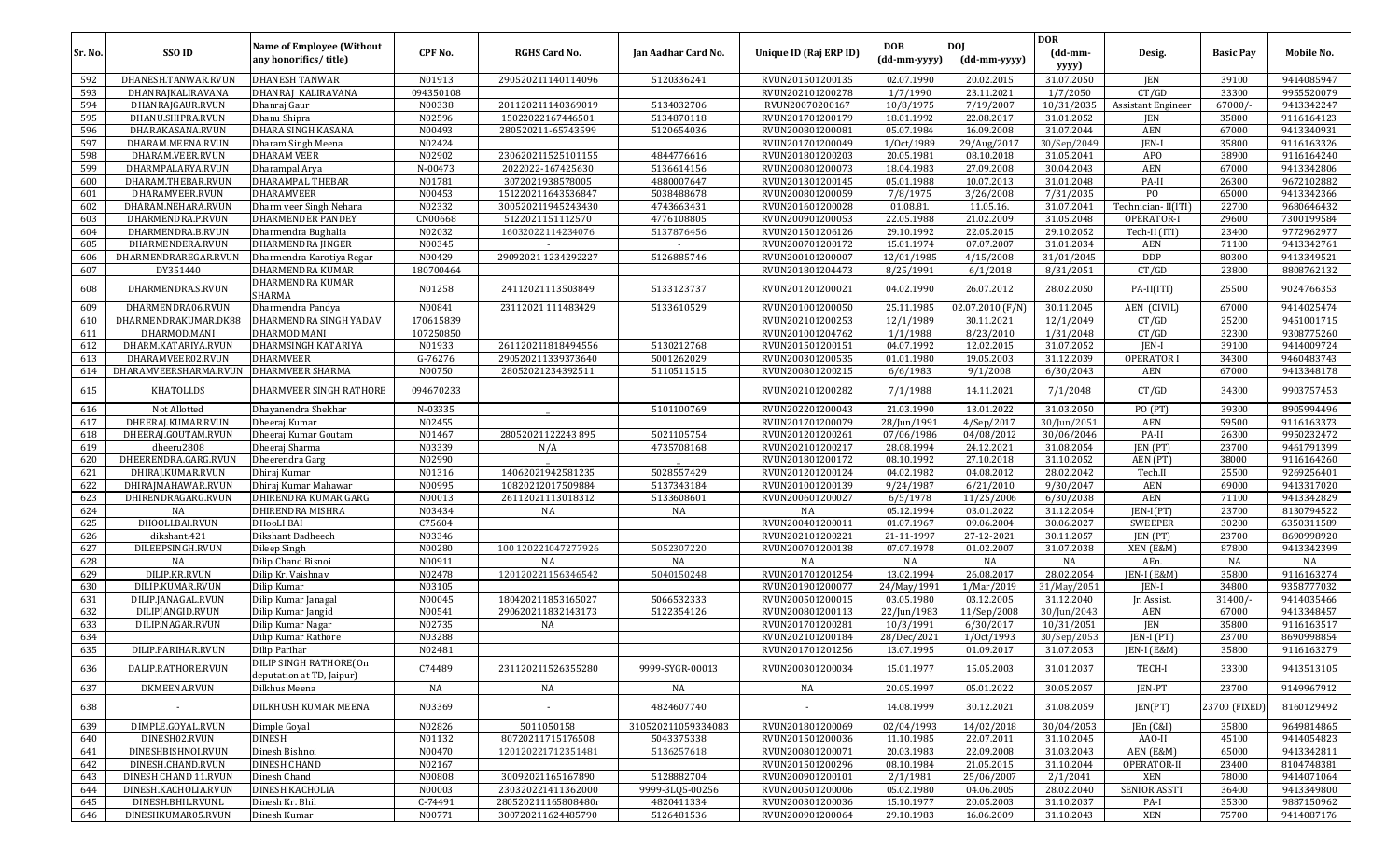| Sr. No. | SSO ID | Name of Employee (Without any honorifics/ title) | CPF No. | RGHS Card No. | Jan Aadhar Card No. | Unique ID (Raj ERP ID) | DOB (dd-mm-yyyy) | DOJ (dd-mm-yyyy) | DOR (dd-mm-yyyy) | Desig. | Basic Pay | Mobile No. |
|---|---|---|---|---|---|---|---|---|---|---|---|---|
| 592 | DHANESH.TANWAR.RVUN | DHANESH TANWAR | N01913 | 290520211140114096 | 5120336241 | RVUN201501200135 | 02.07.1990 | 20.02.2015 | 31.07.2050 | JEN | 39100 | 9414085947 |
| 593 | DHANRAJKALIRAVANA | DHANRAJ KALIRAVANA | 094350108 | | | RVUN202101200278 | 1/7/1990 | 23.11.2021 | 1/7/2050 | CT/GD | 33300 | 9955520079 |
| 594 | DHANRAJGAUR.RVUN | Dhanraj Gaur | N00338 | 201120211140369019 | 5134032706 | RVUN200700200167 | 10/8/1975 | 7/19/2007 | 10/31/2035 | Assistant Engineer | 67000/- | 9413342247 |
| 595 | DHANU.SHIPRA.RVUN | Dhanu Shipra | N02596 | 15022022167446501 | 5134870118 | RVUN201701200179 | 18.01.1992 | 22.08.2017 | 31.01.2052 | JEN | 35800 | 9116164123 |
| 596 | DHARAKASANA.RVUN | DHARA SINGH KASANA | N00493 | 280520211-65743599 | 5120654036 | RVUN200801200081 | 05.07.1984 | 16.09.2008 | 31.07.2044 | AEN | 67000 | 9413340931 |
| 597 | DHARAM.MEENA.RVUN | Dharam Singh Meena | N02424 | | | RVUN201701200049 | 1/Oct/1989 | 29/Aug/2017 | 30/Sep/2049 | JEN-I | 35800 | 9116163326 |
| 598 | DHARAM.VEER.RVUN | DHARAM VEER | N02902 | 230620211525101155 | 4844776616 | RVUN201801200203 | 20.05.1981 | 08.10.2018 | 31.05.2041 | APO | 38900 | 9116164240 |
| 599 | DHARMPAL.ARYA.RVUN | Dharampal Arya | N-00473 | 2022022-167425630 | 5136614156 | RVUN200801200073 | 18.04.1983 | 27.09.2008 | 30.04.2043 | AEN | 67000 | 9413342806 |
| 600 | DHARAM.THEBAR.RVUN | DHARAMPAL THEBAR | N01781 | 3072021938578005 | 4880007647 | RVUN201301200145 | 05.01.1988 | 10.07.2013 | 31.01.2048 | PA-II | 26300 | 9672102882 |
| 601 | DHARAMVEER.RVUN | DHARAMVEER | N00453 | 151220211643536847 | 5038488678 | RVUN200801200059 | 7/8/1975 | 3/26/2008 | 7/31/2035 | PO | 65000 | 9413342366 |
| 602 | DHARAM.NEHARA.RVUN | Dharm veer Singh Nehara | N02332 | 300520211945243430 | 4743663431 | RVUN201601200028 | 01.08.81. | 11.05.16. | 31.07.2041 | Technician- II(ITI) | 22700 | 9680646432 |
| 603 | DHARMENDRA.P.RVUN | DHARMENDER PANDEY | CN00668 | 5122021151112570 | 4776108805 | RVUN200901200053 | 22.05.1988 | 21.02.2009 | 31.05.2048 | OPERATOR-I | 29600 | 7300199584 |
| 604 | DHARMENDRA.B.RVUN | Dharmendra Bughalia | N02032 | 16032022114234076 | 5137876456 | RVUN201501206126 | 29.10.1992 | 22.05.2015 | 29.10.2052 | Tech-II (ITI) | 23400 | 9772962977 |
| 605 | DHARMENDERA.RVUN | DHARMENDRA JINGER | N00345 | - | - | RVUN200701200172 | 15.01.1974 | 07.07.2007 | 31.01.2034 | AEN | 71100 | 9413342761 |
| 606 | DHARMENDRAREGAR.RVUN | Dharmendra Karotiya Regar | N00429 | 29092021 1234292227 | 5126885746 | RVUN200101200007 | 12/01/1985 | 4/15/2008 | 31/01/2045 | DDP | 80300 | 9413349521 |
| 607 | DY351440 | DHARMENDRA KUMAR | 180700464 | | | RVUN201801204473 | 8/25/1991 | 6/1/2018 | 8/31/2051 | CT/GD | 23800 | 8808762132 |
| 608 | DHARMENDRA.S.RVUN | DHARMENDRA KUMAR SHARMA | N01258 | 24112021113503849 | 5133123737 | RVUN201201200021 | 04.02.1990 | 26.07.2012 | 28.02.2050 | PA-II(ITI) | 25500 | 9024766353 |
| 609 | DHARMENDRA06.RVUN | Dharmendra Pandya | N00841 | 23112021 111483429 | 5133610529 | RVUN201001200050 | 25.11.1985 | 02.07.2010 (F/N) | 30.11.2045 | AEN (CIVIL) | 67000 | 9414025474 |
| 610 | DHARMENDRAKUMAR.DK88 | DHARMENDRA SINGH YADAV | 170615839 | | | RVUN202101200253 | 12/1/1989 | 30.11.2021 | 12/1/2049 | CT/GD | 25200 | 9451001715 |
| 611 | DHARMOD.MANI | DHARMOD MANI | 107250850 | | | RVUN201001204762 | 1/1/1988 | 8/23/2010 | 1/31/2048 | CT/GD | 32300 | 9308775260 |
| 612 | DHARM.KATARIYA.RVUN | DHARMSINGH KATARIYA | N01933 | 261120211818494556 | 5130212768 | RVUN201501200151 | 04.07.1992 | 12.02.2015 | 31.07.2052 | JEN-I | 39100 | 9414009724 |
| 613 | DHARAMVEER02.RVUN | DHARMVEER | G-76276 | 290520211339373640 | 5001262029 | RVUN200301200535 | 01.01.1980 | 19.05.2003 | 31.12.2039 | OPERATOR I | 34300 | 9460483743 |
| 614 | DHARAMVEERSHARMA.RVUN | DHARMVEER SHARMA | N00750 | 28052021234392511 | 5110511515 | RVUN200801200215 | 6/6/1983 | 9/1/2008 | 6/30/2043 | AEN | 67000 | 9413348178 |
| 615 | KHATOLI.DS | DHARMVEER SINGH RATHORE | 094670233 | | | RVUN202101200282 | 7/1/1988 | 14.11.2021 | 7/1/2048 | CT/GD | 34300 | 9903757453 |
| 616 | Not Allotted | Dhayanendra Shekhar | N-03335 | _ | 5101100769 | RVUN202201200043 | 21.03.1990 | 13.01.2022 | 31.03.2050 | PO (PT) | 39300 | 8905994496 |
| 617 | DHEERAJ.KUMAR.RVUN | Dheeraj Kumar | N02455 | | | RVUN201701200079 | 28/Jun/1991 | 4/Sep/2017 | 30/Jun/2051 | AEN | 59500 | 9116163373 |
| 618 | DHEERAJ.GOUTAM.RVUN | Dheeraj Kumar Goutam | N01467 | 28052021122243 895 | 5021105754 | RVUN201201200261 | 07/06/1986 | 04/08/2012 | 30/06/2046 | PA-II | 26300 | 9950232472 |
| 619 | dheeru2808 | Dheeraj Sharma | N03339 | N/A | 4735708168 | RVUN202101200217 | 28.08.1994 | 24.12.2021 | 31.08.2054 | JEN (PT) | 23700 | 9461791399 |
| 620 | DHEERENDRA.GARG.RVUN | Dheerendra Garg | N02990 | _ | _ | RVUN201801200172 | 08.10.1992 | 27.10.2018 | 31.10.2052 | AEN (PT) | 38000 | 9116164260 |
| 621 | DHIRAJ.KUMAR.RVUN | Dhiraj Kumar | N01316 | 14062021942581235 | 5028557429 | RVUN201201200124 | 04.02.1982 | 04.08.2012 | 28.02.2042 | Tech.II | 25500 | 9269256401 |
| 622 | DHIRAJMAHAWAR.RVUN | Dhiraj Kumar Mahawar | N00995 | 10820212017509884 | 5137343184 | RVUN201001200139 | 9/24/1987 | 6/21/2010 | 9/30/2047 | AEN | 69000 | 9413317020 |
| 623 | DHIRENDRAGARG.RVUN | DHIRENDRA KUMAR GARG | N00013 | 26112021113018312 | 5133608601 | RVUN200601200027 | 6/5/1978 | 11/25/2006 | 6/30/2038 | AEN | 71100 | 9413342829 |
| 624 | NA | DHIRENDRA MISHRA | N03434 | NA | NA | NA | 05.12.1994 | 03.01.2022 | 31.12.2054 | JEN-I(PT) | 23700 | 8130794522 |
| 625 | DHOOLLBAI.RVUN | DHooLI BAI | C75604 | | | RVUN200401200011 | 01.07.1967 | 09.06.2004 | 30.06.2027 | SWEEPER | 30200 | 6350311589 |
| 626 | dikshant.421 | Dikshant Dadheech | N03346 | | | RVUN202101200221 | 21-11-1997 | 27-12-2021 | 30.11.2057 | JEN (PT) | 23700 | 8690998920 |
| 627 | DILEEPSINGH.RVUN | Dileep Singh | N00280 | 100 120221047277926 | 5052307220 | RVUN200701200138 | 07.07.1978 | 01.02.2007 | 31.07.2038 | XEN (E&M) | 87800 | 9413342399 |
| 628 | NA | Dilip Chand Bisnoi | N00911 | NA | NA | NA | NA | NA | NA | AEn. | NA | NA |
| 629 | DILIP.KR.RVUN | Dilip Kr. Vaishnav | N02478 | 120120221156346542 | 5040150248 | RVUN201701201254 | 13.02.1994 | 26.08.2017 | 28.02.2054 | JEN-I (E&M) | 35800 | 9116163274 |
| 630 | DILIP.KUMAR.RVUN | Dilip Kumar | N03105 | | | RVUN201901200077 | 24/May/1991 | 1/Mar/2019 | 31/May/2051 | JEN-I | 34800 | 9358777032 |
| 631 | DILIP.JANAGAL.RVUN | Dilip Kumar Janagal | N00045 | 180420211853165027 | 5066532333 | RVUN200501200015 | 03.05.1980 | 03.12.2005 | 31.12.2040 | Jr. Assist. | 31400/- | 9414035466 |
| 632 | DILIPJANGID.RVUN | Dilip Kumar Jangid | N00541 | 290620211832143173 | 5122354126 | RVUN200801200113 | 22/Jun/1983 | 11/Sep/2008 | 30/Jun/2043 | AEN | 67000 | 9413348457 |
| 633 | DILIP.NAGAR.RVUN | Dilip Kumar Nagar | N02735 | NA | | RVUN201701200281 | 10/3/1991 | 6/30/2017 | 10/31/2051 | JEN | 35800 | 9116163517 |
| 634 | | Dilip Kumar Rathore | N03288 | | | RVUN202101200184 | 28/Dec/2021 | 1/Oct/1993 | 30/Sep/2053 | JEN-I (PT) | 23700 | 8690998854 |
| 635 | DILIP.PARIHAR.RVUN | Dilip Parihar | N02481 | | | RVUN201701201256 | 13.07.1995 | 01.09.2017 | 31.07.2053 | JEN-I (E&M) | 35800 | 9116163279 |
| 636 | DALIP.RATHORE.RVUN | DILIP SINGH RATHORE(On deputation at TD, Jaipur) | C74489 | 231120211526355280 | 9999-SYGR-00013 | RVUN200301200034 | 15.01.1977 | 15.05.2003 | 31.01.2037 | TECH-I | 33300 | 9413513105 |
| 637 | DKMEENA.RVUN | Dilkhus Meena | NA | NA | NA | NA | 20.05.1997 | 05.01.2022 | 30.05.2057 | JEN-PT | 23700 | 9149967912 |
| 638 | - | DILKHUSH KUMAR MEENA | N03369 | - | 4824607740 | - | 14.08.1999 | 30.12.2021 | 31.08.2059 | JEN(PT) | 23700 (FIXED) | 8160129492 |
| 639 | DIMPLE.GOYAL.RVUN | Dimple Goyal | N02826 | 5011050158 | 310520211059334083 | RVUN201801200069 | 02/04/1993 | 14/02/2018 | 30/04/2053 | JEn (C&I) | 35800 | 9649814865 |
| 640 | DINESH02.RVUN | DINESH | N01132 | 80720211715176508 | 5043375338 | RVUN201501200036 | 11.10.1985 | 22.07.2011 | 31.10.2045 | AAO-II | 45100 | 9414054823 |
| 641 | DINESHBISHNOI.RVUN | Dinesh Bishnoi | N00470 | 120120221712351481 | 5136257618 | RVUN200801200071 | 20.03.1983 | 22.09.2008 | 31.03.2043 | AEN (E&M) | 65000 | 9413342811 |
| 642 | DINESH.CHAND.RVUN | DINESH CHAND | N02167 | | | RVUN201501200296 | 08.10.1984 | 21.05.2015 | 31.10.2044 | OPERATOR-II | 23400 | 8104748381 |
| 643 | DINESH CHAND 11.RVUN | Dinesh Chand | N00808 | 30092021165167890 | 5128882704 | RVUN200901200101 | 2/1/1981 | 25/06/2007 | 2/1/2041 | XEN | 78000 | 9414071064 |
| 644 | DINESH.KACHOLIA.RVUN | DINESH KACHOLIA | N00003 | 230320221411362000 | 9999-3LQ5-00256 | RVUN200501200006 | 05.02.1980 | 04.06.2005 | 28.02.2040 | SENIOR ASSTT | 36400 | 9413349800 |
| 645 | DINESH.BHIL.RVUNL | Dinesh Kr. Bhil | C-74491 | 280520211165808480r | 4820411334 | RVUN200301200036 | 15.10.1977 | 20.05.2003 | 31.10.2037 | PA-I | 35300 | 9887150962 |
| 646 | DINESHKUMAR05.RVUN | Dinesh Kumar | N00771 | 300720211624485790 | 5126481536 | RVUN200901200064 | 29.10.1983 | 16.06.2009 | 31.10.2043 | XEN | 75700 | 9414087176 |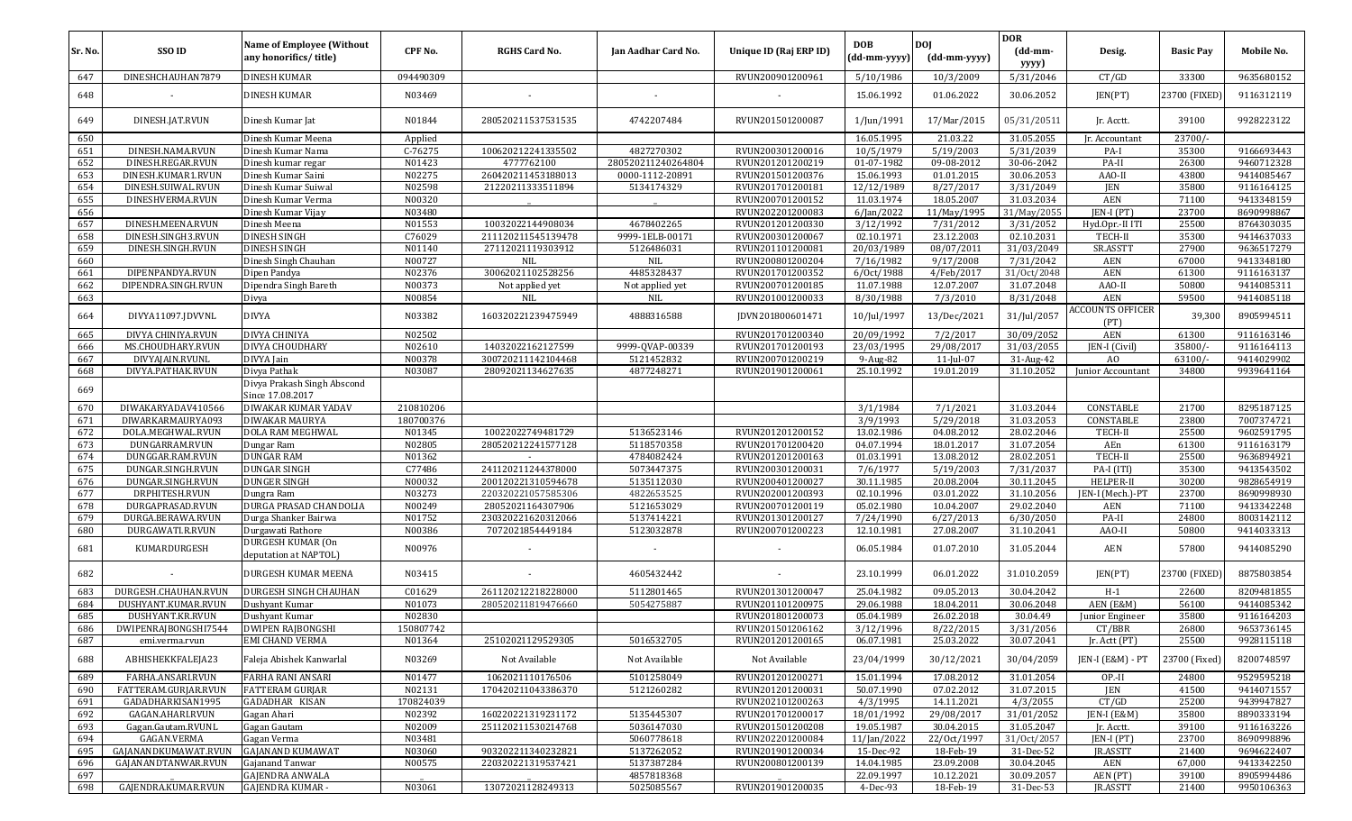| Sr. No. | SSO ID | Name of Employee (Without any honorifics/ title) | CPF No. | RGHS Card No. | Jan Aadhar Card No. | Unique ID (Raj ERP ID) | DOB (dd-mm-yyyy) | DOJ (dd-mm-yyyy) | DOR (dd-mm-yyyy) | Desig. | Basic Pay | Mobile No. |
|---|---|---|---|---|---|---|---|---|---|---|---|---|
| 647 | DINESHCHAUHAN7879 | DINESH KUMAR | 094490309 | | | RVUN200901200961 | 5/10/1986 | 10/3/2009 | 5/31/2046 | CT/GD | 33300 | 9635680152 |
| 648 | - | DINESH KUMAR | N03469 | - | - | - | 15.06.1992 | 01.06.2022 | 30.06.2052 | JEN(PT) | 23700 (FIXED) | 9116312119 |
| 649 | DINESH.JAT.RVUN | Dinesh Kumar Jat | N01844 | 280520211537531535 | 4742207484 | RVUN201501200087 | 1/Jun/1991 | 17/Mar/2015 | 05/31/20511 | Jr. Acctt. | 39100 | 9928223122 |
| 650 | | Dinesh Kumar Meena | Applied | | | | 16.05.1995 | 21.03.22 | 31.05.2055 | Jr. Accountant | 23700/- | |
| 651 | DINESH.NAMA.RVUN | Dinesh Kumar Nama | C-76275 | 100620212241335502 | 4827270302 | RVUN200301200016 | 10/5/1979 | 5/19/2003 | 5/31/2039 | PA-I | 35300 | 9166693443 |
| 652 | DINESH.REGAR.RVUN | Dinesh kumar regar | N01423 | 4777762100 | 280520211240264804 | RVUN201201200219 | 01-07-1982 | 09-08-2012 | 30-06-2042 | PA-II | 26300 | 9460712328 |
| 653 | DINESH.KUMAR1.RVUN | Dinesh Kumar Saini | N02275 | 260420211453188013 | 0000-1112-20891 | RVUN201501200376 | 15.06.1993 | 01.01.2015 | 30.06.2053 | AAO-II | 43800 | 9414085467 |
| 654 | DINESH.SUIWAL.RVUN | Dinesh Kumar Suiwal | N02598 | 21220211333511894 | 5134174329 | RVUN201701200181 | 12/12/1989 | 8/27/2017 | 3/31/2049 | JEN | 35800 | 9116164125 |
| 655 | DINESHVERMA.RVUN | Dinesh Kumar Verma | N00320 | _ | _ | RVUN200701200152 | 11.03.1974 | 18.05.2007 | 31.03.2034 | AEN | 71100 | 9413348159 |
| 656 | | Dinesh Kumar Vijay | N03480 | | | RVUN202201200083 | 6/Jan/2022 | 11/May/1995 | 31/May/2055 | JEN-I (PT) | 23700 | 8690998867 |
| 657 | DINESH.MEENA.RVUN | Dinesh Meena | N01553 | 10032022144908034 | 4678402265 | RVUN201201200330 | 3/12/1992 | 7/31/2012 | 3/31/2052 | Hyd.Opr.-II ITI | 25500 | 8764303035 |
| 658 | DINESH.SINGH3.RVUN | DINESH SINGH | C76029 | 211120211545139478 | 9999-1ELB-00171 | RVUN200301200067 | 02.10.1971 | 23.12.2003 | 02.10.2031 | TECH-II | 35300 | 9414637033 |
| 659 | DINESH.SINGH.RVUN | DINESH SINGH | N01140 | 27112021119303912 | 5126486031 | RVUN201101200081 | 20/03/1989 | 08/07/2011 | 31/03/2049 | SR.ASSTT | 27900 | 9636517279 |
| 660 | | Dinesh Singh Chauhan | N00727 | NIL | NIL | RVUN200801200204 | 7/16/1982 | 9/17/2008 | 7/31/2042 | AEN | 67000 | 9413348180 |
| 661 | DIPENPANDYA.RVUN | Dipen Pandya | N02376 | 30062021102528256 | 4485328437 | RVUN201701200352 | 6/Oct/1988 | 4/Feb/2017 | 31/Oct/2048 | AEN | 61300 | 9116163137 |
| 662 | DIPENDRA.SINGH.RVUN | Dipendra Singh Bareth | N00373 | Not applied yet | Not applied yet | RVUN200701200185 | 11.07.1988 | 12.07.2007 | 31.07.2048 | AAO-II | 50800 | 9414085311 |
| 663 | | Divya | N00854 | NIL | NIL | RVUN201001200033 | 8/30/1988 | 7/3/2010 | 8/31/2048 | AEN | 59500 | 9414085118 |
| 664 | DIVYA11097.JDVVNL | DIVYA | N03382 | 160320221239475949 | 4888316588 | JDVN201800601471 | 10/Jul/1997 | 13/Dec/2021 | 31/Jul/2057 | ACCOUNTS OFFICER (PT) | 39,300 | 8905994511 |
| 665 | DIVYA CHINIYA.RVUN | DIVYA CHINIYA | N02502 | | | RVUN201701200340 | 20/09/1992 | 7/2/2017 | 30/09/2052 | AEN | 61300 | 9116163146 |
| 666 | MS.CHOUDHARY.RVUN | DIVYA CHOUDHARY | N02610 | 14032022162127599 | 9999-QVAP-00339 | RVUN201701200193 | 23/03/1995 | 29/08/2017 | 31/03/2055 | JEN-I (Civil) | 35800/- | 9116164113 |
| 667 | DIVYAJAIN.RVUNL | DIVYA Jain | N00378 | 300720211142104468 | 5121452832 | RVUN200701200219 | 9-Aug-82 | 11-Jul-07 | 31-Aug-42 | AO | 63100/- | 9414029902 |
| 668 | DIVYA.PATHAK.RVUN | Divya Pathak | N03087 | 28092021134627635 | 4877248271 | RVUN201901200061 | 25.10.1992 | 19.01.2019 | 31.10.2052 | Junior Accountant | 34800 | 9939641164 |
| 669 | | Divya Prakash Singh Abscond Since 17.08.2017 | | | | | | | | | | |
| 670 | DIWAKARYADAV410566 | DIWAKAR KUMAR YADAV | 210810206 | | | | 3/1/1984 | 7/1/2021 | 31.03.2044 | CONSTABLE | 21700 | 8295187125 |
| 671 | DIWARKARMAURYA093 | DIWAKAR MAURYA | 180700376 | | | | 3/9/1993 | 5/29/2018 | 31.03.2053 | CONSTABLE | 23800 | 7007374721 |
| 672 | DOLA.MEGHWAL.RVUN | DOLA RAM MEGHWAL | N01345 | 10022022749481729 | 5136523146 | RVUN201201200152 | 13.02.1986 | 04.08.2012 | 28.02.2046 | TECH-II | 25500 | 9602591795 |
| 673 | DUNGARRAM.RVUN | Dungar Ram | N02805 | 280520212241577128 | 5118570358 | RVUN201701200420 | 04.07.1994 | 18.01.2017 | 31.07.2054 | AEn | 61300 | 9116163179 |
| 674 | DUNGGAR.RAM.RVUN | DUNGAR RAM | N01362 | - | 4784082424 | RVUN201201200163 | 01.03.1991 | 13.08.2012 | 28.02.2051 | TECH-II | 25500 | 9636894921 |
| 675 | DUNGAR.SINGH.RVUN | DUNGAR SINGH | C77486 | 241120211244378000 | 5073447375 | RVUN200301200031 | 7/6/1977 | 5/19/2003 | 7/31/2037 | PA-I (ITI) | 35300 | 9413543502 |
| 676 | DUNGAR.SINGH.RVUN | DUNGER SINGH | N00032 | 200120221310594678 | 5135112030 | RVUN200401200027 | 30.11.1985 | 20.08.2004 | 30.11.2045 | HELPER-II | 30200 | 9828654919 |
| 677 | DRPHITESH.RVUN | Dungra Ram | N03273 | 220320221057585306 | 4822653525 | RVUN202001200393 | 02.10.1996 | 03.01.2022 | 31.10.2056 | JEN-I (Mech.)-PT | 23700 | 8690998930 |
| 678 | DURGAPRASAD.RVUN | DURGA PRASAD CHANDOLIA | N00249 | 28052021164307906 | 5121653029 | RVUN200701200119 | 05.02.1980 | 10.04.2007 | 29.02.2040 | AEN | 71100 | 9413342248 |
| 679 | DURGA.BERAWA.RVUN | Durga Shanker Bairwa | N01752 | 230320221620312066 | 5137414221 | RVUN201301200127 | 7/24/1990 | 6/27/2013 | 6/30/2050 | PA-II | 24800 | 8003142112 |
| 680 | DURGAWATI.R.RVUN | Durgawati Rathore | N00386 | 7072021854449184 | 5123032878 | RVUN200701200223 | 12.10.1981 | 27.08.2007 | 31.10.2041 | AAO-II | 50800 | 9414033313 |
| 681 | KUMARDURGESH | DURGESH KUMAR (On deputation at NAPTOL) | N00976 | - | - | - | 06.05.1984 | 01.07.2010 | 31.05.2044 | AEN | 57800 | 9414085290 |
| 682 | - | DURGESH KUMAR MEENA | N03415 | - | 4605432442 | - | 23.10.1999 | 06.01.2022 | 31.010.2059 | JEN(PT) | 23700 (FIXED) | 8875803854 |
| 683 | DURGESH.CHAUHAN.RVUN | DURGESH SINGH CHAUHAN | C01629 | 261120212218228000 | 5112801465 | RVUN201301200047 | 25.04.1982 | 09.05.2013 | 30.04.2042 | H-1 | 22600 | 8209481855 |
| 684 | DUSHYANT.KUMAR.RVUN | Dushyant Kumar | N01073 | 280520211819476660 | 5054275887 | RVUN201101200975 | 29.06.1988 | 18.04.2011 | 30.06.2048 | AEN (E&M) | 56100 | 9414085342 |
| 685 | DUSHYANT.KR.RVUN | Dushyant Kumar | N02830 | | | RVUN201801200073 | 05.04.1989 | 26.02.2018 | 30.04.49 | Junior Engineer | 35800 | 9116164203 |
| 686 | DWIPENRAJBONGSHI7544 | DWIPEN RAJBONGSHI | 150807742 | | | RVUN201501206162 | 3/12/1996 | 8/22/2015 | 3/31/2056 | CT/BBR | 26800 | 9653736145 |
| 687 | emi.verma.rvun | EMI CHAND VERMA | N01364 | 25102021129529305 | 5016532705 | RVUN201201200165 | 06.07.1981 | 25.03.2022 | 30.07.2041 | Jr. Actt (PT) | 25500 | 9928115118 |
| 688 | ABHISHEKKFALEJA23 | Faleja Abishek Kanwarlal | N03269 | Not Available | Not Available | Not Available | 23/04/1999 | 30/12/2021 | 30/04/2059 | JEN-I (E&M) - PT | 23700 (Fixed) | 8200748597 |
| 689 | FARHA.ANSARI.RVUN | FARHA RANI ANSARI | N01477 | 1062021110176506 | 5101258049 | RVUN201201200271 | 15.01.1994 | 17.08.2012 | 31.01.2054 | OP.-II | 24800 | 9529595218 |
| 690 | FATTERAM.GURJAR.RVUN | FATTERAM GURJAR | N02131 | 170420211043386370 | 5121260282 | RVUN201201200031 | 50.07.1990 | 07.02.2012 | 31.07.2015 | JEN | 41500 | 9414071557 |
| 691 | GADADHARKISAN1995 | GADADHAR KISAN | 170824039 | | | RVUN202101200263 | 4/3/1995 | 14.11.2021 | 4/3/2055 | CT/GD | 25200 | 9439947827 |
| 692 | GAGAN.AHARI.RVUN | Gagan Ahari | N02392 | 160220221319231172 | 5135445307 | RVUN201701200147 | 18/01/1992 | 29/08/2017 | 31/01/2052 | JEN-I (E&M) | 35800 | 8890333194 |
| 693 | Gagan.Gautam.RVUNL | Gagan Gautam | N02009 | 251120211530214768 | 5036147030 | RVUN201501200208 | 19.05.1987 | 30.04.2015 | 31.05.2047 | Jr. Acctt. | 39100 | 9116163226 |
| 694 | GAGAN.VERMA | Gagan Verma | N03481 | | 5060778618 | RVUN202201200084 | 11/Jan/2022 | 22/Oct/1997 | 31/Oct/2057 | JEN-I (PT) | 23700 | 8690998896 |
| 695 | GAJANANDKUMAWAT.RVUN | GAJANAND KUMAWAT | N03060 | 903202211340232821 | 5137262052 | RVUN201901200034 | 15-Dec-92 | 18-Feb-19 | 31-Dec-52 | JR.ASSTT | 21400 | 9694622407 |
| 696 | GAJANANDTANWAR.RVUN | Gajanand Tanwar | N00575 | 220320221319537421 | 5137387284 | RVUN200801200139 | 14.04.1985 | 23.09.2008 | 30.04.2045 | AEN | 67,000 | 9413342250 |
| 697 | | GAJENDRA ANWALA | _ | _ | 4857818368 | _ | 22.09.1997 | 10.12.2021 | 30.09.2057 | AEN (PT) | 39100 | 8905994486 |
| 698 | GAJENDRA.KUMAR.RVUN | GAJENDRA KUMAR - | N03061 | 13072021128249313 | 5025085567 | RVUN201901200035 | 4-Dec-93 | 18-Feb-19 | 31-Dec-53 | JR.ASSTT | 21400 | 9950106363 |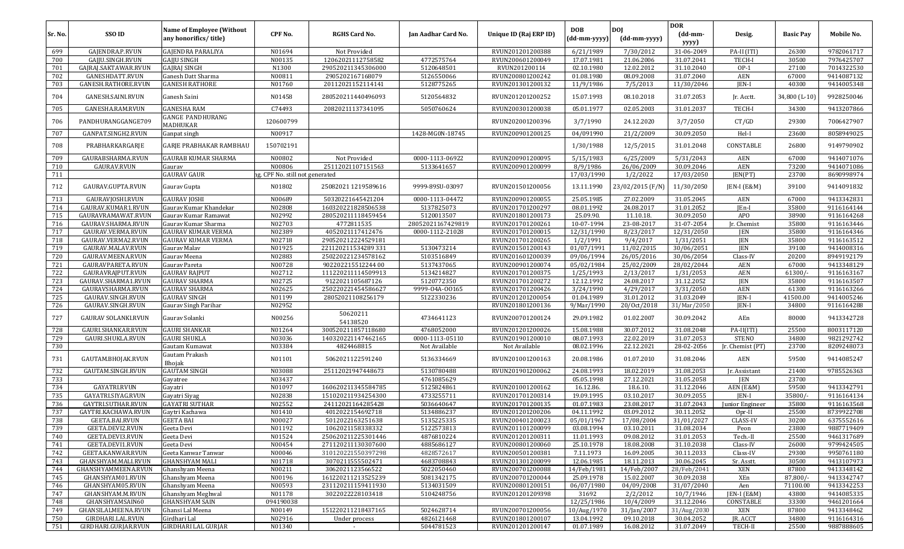| Sr. No. | SSO ID | Name of Employee (Without any honorifics/ title) | CPF No. | RGHS Card No. | Jan Aadhar Card No. | Unique ID (Raj ERP ID) | DOB (dd-mm-yyyy) | DOJ (dd-mm-yyyy) | DOR (dd-mm-yyyy) | Desig. | Basic Pay | Mobile No. |
|---|---|---|---|---|---|---|---|---|---|---|---|---|
| 699 | GAJENDRA.P.RVUN | GAJENDRA PARALIYA | N01694 | Not Provided | | RVUN201201200388 | 6/21/1989 | 7/30/2012 | 31-06-2049 | PA-II (ITI) | 26300 | 9782061717 |
| 700 | GAJJU.SINGH.RVUN | GAJJU SINGH | N00135 | 12062021112758582 | 4772575764 | RVUN200601200049 | 17.07.1981 | 21.06.2006 | 31.07.2041 | TECH-I | 30500 | 7976425707 |
| 701 | GAJRAJ.SAKTAWAR.RVUN | GAJRAJ SINGH | N1300 | 290520211345306000 | 5120648501 | RVUN201200114 | 02.10.1980 | 12.02.2012 | 31.10.2040 | OP-1 | 27100 | 7014322530 |
| 702 | GANESHDATT.RVUN | Ganesh Datt Sharma | N00811 | 2905202167168079 | 5126550066 | RVUN200801200242 | 01.08.1980 | 08.09.2008 | 31.07.2040 | AEN | 67000 | 9414087132 |
| 703 | GANESH.RATHORE.RVUN | GANESH RATHORE | N01760 | 20112021152114141 | 5128775265 | RVUN201301200132 | 11/9/1986 | 7/5/2013 | 11/30/2046 | JEN-I | 40300 | 9414005348 |
| 704 | GANESH.SAINI.RVUN | Ganesh Saini | N01458 | 280520211440496093 | 5120564832 | RVUN201201200252 | 15.07.1993 | 08.10.2018 | 31.07.2053 | Jr. Acctt. | 34,800 (L-10) | 9928250046 |
| 705 | GANESHA.RAM.RVUN | GANESHA RAM | C74493 | 20820211137341095 | 5050760624 | RVUN200301200038 | 05.01.1977 | 02.05.2003 | 31.01.2037 | TECH-I | 34300 | 9413207866 |
| 706 | PANDHURANGGANGE709 | GANGE PANDHURANG MADHUKAR | 120600799 | | | RVUN202001200396 | 3/7/1990 | 24.12.2020 | 3/7/2050 | CT/GD | 29300 | 7006427907 |
| 707 | GANPAT.SINGH2.RVUN | Ganpat singh | N00917 | | 1428-MG0N-18745 | RVUN200901200125 | 04/091990 | 21/2/2009 | 30.09.2050 | Hel-I | 23600 | 8058949025 |
| 708 | PRABHARKARGARJE | GARJE PRABHAKAR RAMBHAU | 150702191 | | | | 1/30/1988 | 12/5/2015 | 31.01.2048 | CONSTABLE | 26800 | 9149790902 |
| 709 | GAURABSHARMA.RVUN | GAURAB KUMAR SHARMA | N00802 | Not Provided | 0000-1113-06922 | RVUN200901200095 | 5/15/1983 | 6/25/2009 | 5/31/2043 | AEN | 67000 | 9414071076 |
| 710 | GAURAV.RVUN | Gaurav | N00806 | 25112021107151563 | 5133641657 | RVUN200901200099 | 8/9/1986 | 26/06/2009 | 30.09.2046 | AEN | 73200 | 9414071086 |
| 711 | | GAURAV GAUR | ng, CPF No. still not generated | | | | 17/03/1990 | 1/2/2022 | 17/03/2050 | JEN(PT) | 23700 | 8690998974 |
| 712 | GAURAV.GUPTA.RVUN | Gaurav Gupta | N01802 | 25082021 1219589616 | 9999-89SU-03097 | RVUN201501200056 | 13.11.1990 | 23/02/2015 (F/N) | 11/30/2050 | JEN-I (E&M) | 39100 | 9414091832 |
| 713 | GAURAVJOSHI.RVUN | GAURAV JOSHI | N00689 | 50320221645421204 | 0000-1113-04472 | RVUN200901200055 | 25.05.1985 | 27.02.2009 | 31.05.2045 | AEN | 67000 | 9413342831 |
| 714 | GAURAV.KUMAR1.RVUN | Gaurav Kumar Khandekar | N02808 | 160320221828506538 | 5137825073 | RVUN201701200297 | 08.01.1992 | 24.08.2017 | 31.01.2052 | JEn-I | 35800 | 9116164144 |
| 715 | GAURAVRAMAWAT.RVUN | Gaurav Kumar Ramawat | N02992 | 280520211118459454 | 5120013507 | RVUN201801200173 | 25.09.90. | 11.10.18. | 30.09.2050 | APO | 38900 | 9116164268 |
| 716 | GAURAV.SHARMA.RVUN | Gaurav Kumar Sharma | N02703 | 4772811535 | 28052021167429819 | RVUN201701200261 | 10-07-1994 | 23-08-2017 | 31-07-2054 | Jr. Chemist | 35800 | 9116163446 |
| 717 | GAURAV.VERMA.RVUN | GAURAV KUMAR VERMA | N02389 | 4052021117412476 | 0000-1112-21028 | RVUN201701200015 | 12/31/1990 | 8/23/2017 | 12/31/2050 | JEN | 35800 | 9116163446 |
| 718 | GAURAV.VERMA2.RVUN | GAURAV KUMAR VERMA | N02718 | 290520212224529181 | | RVUN201701200265 | 1/2/1991 | 9/4/2017 | 1/31/2051 | JEN | 35800 | 9116163512 |
| 719 | GAURAV.MALAV.RVUN | Gaurav Malav | N01925 | 221120211534289 331 | 5130473214 | RVUN201501200143 | 01/07/1991 | 11/02/2015 | 30/06/2051 | JEN | 39100 | 9414008316 |
| 720 | GAURAV.MEENA.RVUN | Gaurav Meena | N02883 | 250220221234578162 | 5103516849 | RVUN201601200039 | 09/06/1994 | 26/05/2016 | 30/06/2054 | Class-IV | 20200 | 8949192179 |
| 721 | GAURAVPARETA.RVUN | Gaurav Pareta | N00728 | 902202215512244 00 | 5137437065 | RVUN200901200074 | 05/02/1984 | 25/02/2009 | 28/02/2044 | AEN | 67000 | 9413348129 |
| 722 | GAURAVRAJPUT.RVUN | GAURAV RAJPUT | N02712 | 111220211114509913 | 5134214827 | RVUN201701200375 | 1/25/1993 | 2/13/2017 | 1/31/2053 | AEN | 61300/- | 9116163167 |
| 723 | GAURAV.SHARMA1.RVUN | GAURAV SHARMA | N02725 | 9122021105687126 | 5120772350 | RVUN201701200272 | 12.12.1992 | 24.08.2017 | 31.12.2052 | JEN | 35800 | 9116163507 |
| 724 | GAURAVSHARMA.RVUN | GAURAV SHARMA | N02625 | 250220221454586627 | 9999-O4A-OO165 | RVUN201701200426 | 3/24/1990 | 4/29/2017 | 3/31/2050 | AEN | 61300 | 9116163266 |
| 725 | GAURAV.SINGH.RVUN | GAURAV SINGH | N01199 | 28052021108256179 | 5122330236 | RVUN201201200054 | 01.04.1989 | 31.01.2012 | 31.03.2049 | JEN-I | 41500.00 | 9414005246 |
| 726 | GAURAV.SINGH.RVUN | Gaurav Singh Parihar | N02952 | | | RVUN201801200136 | 9/Mar/1990 | 20/Oct/2018 | 31/Mar/2050 | JEN-I | 34800 | 9116164288 |
| 727 | GAURAV SOLANKI.RVUN | Gaurav Solanki | N00256 | 50620211 54138520 | 4734641123 | RVUN200701200124 | 29.09.1982 | 01.02.2007 | 30.09.2042 | AEn | 80000 | 9413342728 |
| 728 | GAURI.SHANKAR.RVUN | GAURI SHANKAR | N01264 | 300520211857118680 | 4768052000 | RVUN201201200026 | 15.08.1988 | 30.07.2012 | 31.08.2048 | PA-II(ITI) | 25500 | 8003117120 |
| 729 | GAURI.SHUKLA.RVUN | GAURI SHUKLA | N03036 | 140320221147462165 | 0000-1113-05110 | RVUN201901200010 | 08.07.1993 | 22.02.2019 | 31.07.2053 | STENO | 34800 | 9821292742 |
| 730 | | Gautam Kumawat | N03384 | 4824468815 | Not Available | Not Available | 08.02.1996 | 22.12.2021 | 28-02-2056 | Jr. Chemist (PT) | 23700 | 8209248073 |
| 731 | GAUTAM.BHOJAK.RVUN | Gautam Prakash Bhojak | N01101 | 5062021122591240 | 5136334669 | RVUN201001200163 | 20.08.1986 | 01.07.2010 | 31.08.2046 | AEN | 59500 | 9414085247 |
| 732 | GAUTAM.SINGH.RVUN | GAUTAM SINGH | N03088 | 25112021947448673 | 5130780488 | RVUN201901200062 | 24.08.1993 | 18.02.2019 | 31.08.2053 | Jr. Assistant | 21400 | 9785526363 |
| 733 | | Gayatree | N03437 | | 4761085629 | | 05.05.1998 | 27.12.2021 | 31.05.2058 | JEN | 23700 | |
| 734 | GAYATRI.RVUN | Gayatri | N01097 | 160620211345584785 | 5125824861 | RVUN201001200162 | 16.12.86. | 18.6.10. | 31.12.2046 | AEN (E&M) | 59500 | 9413342791 |
| 735 | GAYATRI.SIYAG.RVUN | Gayatri Siyag | N02838 | 151020211934254300 | 4733255711 | RVUN201701200314 | 19.09.1995 | 03.10.2017 | 30.09.2055 | JEN-I | 35800/- | 9116164134 |
| 736 | GAYTRI.SUTHAR.RVUN | GAYATRI SUTHAR | N02552 | 24112021164285428 | 5036640647 | RVUN201701200135 | 01.07.1983 | 23.08.2017 | 31.07.2043 | Junior Engineer | 35800 | 9116163568 |
| 737 | GAYTRI.KACHAWA.RVUN | Gaytri Kachawa | N01410 | 4012022154692718 | 5134886237 | RVUN201201200206 | 04.11.1992 | 03.09.2012 | 30.11.2052 | Opr-II | 25500 | 8739922708 |
| 738 | GEETA.BAI.RVUN | GEETA BAI | N00027 | 5012022163251638 | 5135225335 | RVUN200401200023 | 05/01/1967 | 17/08/2004 | 31/01/2027 | CLASS-IV | 30200 | 6375552616 |
| 739 | GEETA.DEVI2.RVUN | Geeta Devi | N01192 | 1062021158338332 | 5122573813 | RVUN201101200099 | 03.08.1994 | 03.10.2011 | 31.08.2034 | Peon | 23800 | 9887719409 |
| 740 | GEETA.DEVI3.RVUN | Geeta Devi | N01524 | 250620211225301446 | 4876810224 | RVUN201201200311 | 11.01.1993 | 09.08.2012 | 31.01.2053 | Tech.-II | 25500 | 9461317689 |
| 741 | GEETA.DEVI1.RVUN | Geeta Devi | N00454 | 271120211130307600 | 4885686127 | RVUN200801200060 | 25.10.1978 | 18.08.2008 | 31.10.2038 | Class-IV | 26000 | 9799424505 |
| 742 | GEETA.KANWAR.RVUN | Geeta Kanwar Tanwar | N00046 | 310120221550397298 | 4828572617 | RVUN200501200381 | 7.11.1973 | 16.09.2005 | 30.11.2033 | Class-IV | 29300 | 9950761180 |
| 743 | GHANSHYAM.MALI.RVUN | GHANSHYAM MALI | N01718 | 3070215555024 71 | 4683708843 | RVUN201301200099 | 12.06.1985 | 18.11.2013 | 30.06.2045 | Sr. Asstt. | 30500 | 9413107973 |
| 744 | GHANSHYAMMEENA.RVUN | Ghanshyam Meena | N00211 | 3062021123566522 | 5022050460 | RVUN200701200088 | 14/Feb/1981 | 14/Feb/2007 | 28/Feb/2041 | XEN | 87800 | 9413348142 |
| 745 | GHANSHYAM01.RVUN | Ghanshyam Meena | N00196 | 161220211213525239 | 5081342175 | RVUN200701200044 | 25.09.1978 | 15.02.2007 | 30.09.2038 | XEn | 87,800/- | 9413342747 |
| 746 | GHANSHYAM05.RVUN | Ghanshyam Meena | N00593 | 231120211159411930 | 5134031509 | RVUN200801200151 | 06/07/1980 | 04/09/2008 | 31/07/2040 | Aen | 71100.00 | 9413342253 |
| 747 | GHANSHYAM.M.RVUN | Ghanshyam Meghwal | N01178 | 3022022228103418 | 5104248756 | RVUN201201209398 | 31692 | 2/2/2012 | 10/7/1946 | JEN-I (E&M) | 43800 | 9414085335 |
| 748 | GHANSHYAMSAIN60 | GHANSHYAM SAIN | 094190038 | | | | 12/25/1986 | 10/4/2009 | 31.12.2046 | CONSTABLE | 33300 | 9461201664 |
| 749 | GHANSILALMEENA.RVUN | Ghansi Lal Meena | N00149 | 151220211218437165 | 5024628714 | RVUN200701200056 | 10/Aug/1970 | 31/Jan/2007 | 31/Aug/2030 | XEN | 87800 | 9413348462 |
| 750 | GIRDHARI.LAL.RVUN | Girdhari Lal | N02916 | Under process | 4826121468 | RVUN201801200107 | 13.04.1992 | 09.10.2018 | 30.04.2052 | JR. ACCT | 34800 | 9116164316 |
| 751 | GIRDHARI.GURJAR.RVUN | GIRDHARI LAL GURJAR | N01340 | - | 5044781523 | RVUN201201200147 | 01.07.1989 | 16.08.2012 | 31.07.2049 | TECH-II | 25500 | 9887888605 |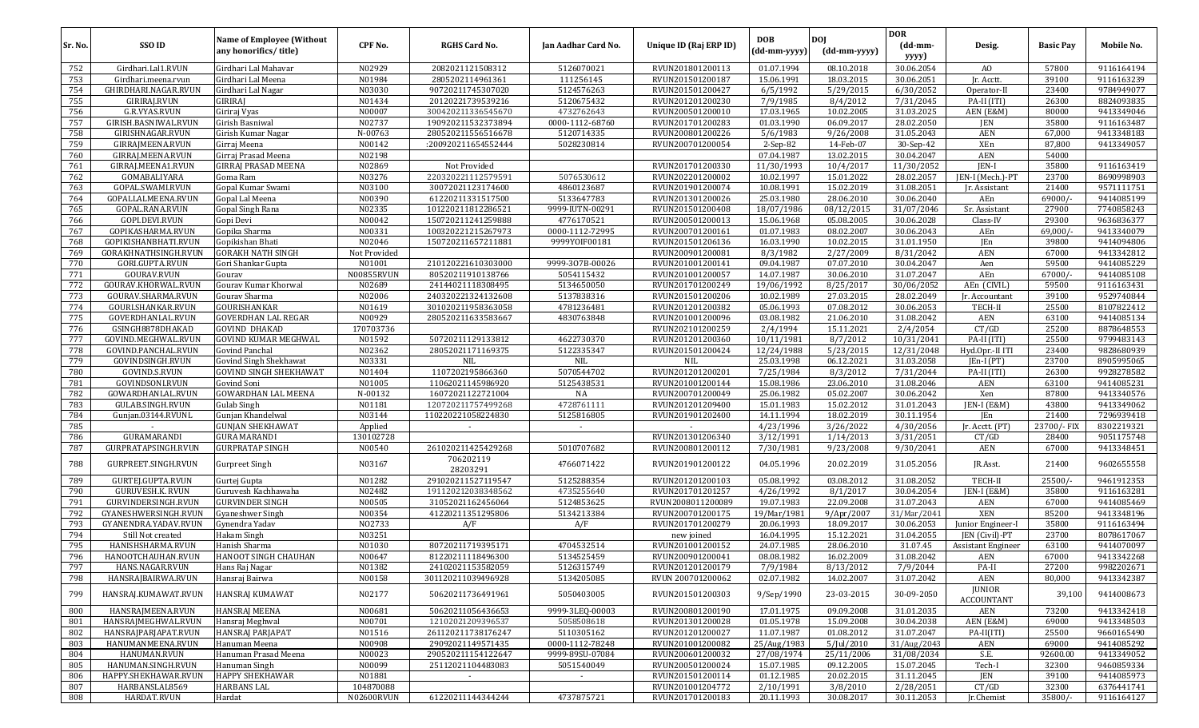| Sr. No. | SSO ID | Name of Employee (Without any honorifics/ title) | CPF No. | RGHS Card No. | Jan Aadhar Card No. | Unique ID (Raj ERP ID) | DOB (dd-mm-yyyy) | DOJ (dd-mm-yyyy) | DOR (dd-mm-yyyy) | Desig. | Basic Pay | Mobile No. |
|---|---|---|---|---|---|---|---|---|---|---|---|---|
| 752 | Girdhari.Lal1.RVUN | Girdhari Lal Mahavar | N02929 | 2082021121508312 | 5126070021 | RVUN201801200113 | 01.07.1994 | 08.10.2018 | 30.06.2054 | AO | 57800 | 9116164194 |
| 753 | Girdhari.meena.rvun | Girdhari Lal Meena | N01984 | 2805202114961361 | 111256145 | RVUN201501200187 | 15.06.1991 | 18.03.2015 | 30.06.2051 | Jr. Acctt. | 39100 | 9116163239 |
| 754 | GHIRDHARI.NAGAR.RVUN | Girdhari Lal Nagar | N03030 | 90720211745307020 | 5124576263 | RVUN201501200427 | 6/5/1992 | 5/29/2015 | 6/30/2052 | Operator-II | 23400 | 9784949077 |
| 755 | GIRIRAJ.RVUN | GIRIRAJ | N01434 | 20120221739539216 | 5120675432 | RVUN201201200230 | 7/9/1985 | 8/4/2012 | 7/31/2045 | PA-II (ITI) | 26300 | 8824093835 |
| 756 | G.R.VYAS.RVUN | Giriraj Vyas | N00007 | 300420211336545670 | 4732762643 | RVUN200501200010 | 17.03.1965 | 10.02.2005 | 31.03.2025 | AEN (E&M) | 80000 | 9413349046 |
| 757 | GIRISH.BASNIWAL.RVUN | Girish Basniwal | N02737 | 190920211532373894 | 0000-1112-68760 | RVUN201701200283 | 01.03.1990 | 06.09.2017 | 28.02.2050 | JEN | 35800 | 9116163487 |
| 758 | GIRISHNAGAR.RVUN | Girish Kumar Nagar | N-00763 | 280520211556516678 | 5120714335 | RVUN200801200226 | 5/6/1983 | 9/26/2008 | 31.05.2043 | AEN | 67,000 | 9413348183 |
| 759 | GIRRAJMEENA.RVUN | Girraj Meena | N00142 | :200920211654552444 | 5028230814 | RVUN200701200054 | 2-Sep-82 | 14-Feb-07 | 30-Sep-42 | XEn | 87,800 | 9413349057 |
| 760 | GIRRAJ.MEENA.RVUN | Girraj Prasad Meena | N02198 | | | | 07.04.1987 | 13.02.2015 | 30.04.2047 | AEN | 54000 | |
| 761 | GIRRAJ.MEENA1.RVUN | GIRRAJ PRASAD MEENA | N02869 | Not Provided | | RVUN201701200330 | 11/30/1993 | 10/4/2017 | 11/30/2052 | JEN-I | 35800 | 9116163419 |
| 762 | GOMABALIYARA | Goma Ram | N03276 | 220320221112579591 | 5076530612 | RVUN202201200002 | 10.02.1997 | 15.01.2022 | 28.02.2057 | JEN-I (Mech.)-PT | 23700 | 8690998903 |
| 763 | GOPAL.SWAMI.RVUN | Gopal Kumar Swami | N03100 | 30072021123174600 | 4860123687 | RVUN201901200074 | 10.08.1991 | 15.02.2019 | 31.08.2051 | Jr. Assistant | 21400 | 9571111751 |
| 764 | GOPALLALMEENA.RVUN | Gopal Lal Meena | N00390 | 61220211331517500 | 5133647783 | RVUN201301200026 | 25.03.1980 | 28.06.2010 | 30.06.2040 | AEn | 69000/- | 9414085199 |
| 765 | GOPAL.RANA.RVUN | Gopal Singh Rana | N02335 | 101220211812286521 | 9999-IUTN-00291 | RVUN201501200408 | 18/07/1986 | 08/12/2015 | 31/07/2046 | Sr. Assistant | 27900 | 7740858243 |
| 766 | GOPI.DEVI.RVUN | Gopi Devi | N00042 | 150720211241259888 | 4776170521 | RVUN200501200013 | 15.06.1968 | 05.08.2005 | 30.06.2028 | Class-IV | 29300 | 9636836377 |
| 767 | GOPIKASHARMA.RVUN | Gopika Sharma | N00331 | 100320221215267973 | 0000-1112-72995 | RVUN200701200161 | 01.07.1983 | 08.02.2007 | 30.06.2043 | AEn | 69,000/- | 9413340079 |
| 768 | GOPIKISHANBHATI.RVUN | Gopikishan Bhati | N02046 | 150720211657211881 | 9999YOIF00181 | RVUN201501206136 | 16.03.1990 | 10.02.2015 | 31.01.1950 | JEn | 39800 | 9414094806 |
| 769 | GORAKHNATHSINGH.RVUN | GORAKH NATH SINGH | Not Provided | | | RVUN200901200081 | 8/3/1982 | 2/27/2009 | 8/31/2042 | AEN | 67000 | 9413342812 |
| 770 | GORI.GUPTA.RVUN | Gori Shankar Gupta | N01001 | 210120221610303000 | 9999-3O7B-00026 | RVUN201001200141 | 09.04.1987 | 07.07.2010 | 30.04.2047 | Aen | 59500 | 9414085229 |
| 771 | GOURAV.RVUN | Gourav | N00855RVUN | 80520211910138766 | 5054115432 | RVUN201001200057 | 14.07.1987 | 30.06.2010 | 31.07.2047 | AEn | 67000/- | 9414085108 |
| 772 | GOURAV.KHORWAL.RVUN | Gourav Kumar Khorwal | N02689 | 24144021118308495 | 5134650050 | RVUN201701200249 | 19/06/1992 | 8/25/2017 | 30/06/2052 | AEn (CIVIL) | 59500 | 9116163431 |
| 773 | GOURAV.SHARMA.RVUN | Gourav Sharma | N02006 | 240320221324132608 | 5137838316 | RVUN201501200206 | 10.02.1989 | 27.03.2015 | 28.02.2049 | Jr. Accountant | 39100 | 9529740844 |
| 774 | GOURI.SHANKAR.RVUN | GOURISHANKAR | N01619 | 301020211958363058 | 4781236481 | RVUN201201200382 | 05.06.1993 | 07.08.2012 | 30.06.2053 | TECH-II | 25500 | 8107822412 |
| 775 | GOVERDHANLAL.RVUN | GOVERDHAN LAL REGAR | N00929 | 280520211633583667 | 4830763848 | RVUN201001200096 | 03.08.1982 | 21.06.2010 | 31.08.2042 | AEN | 63100 | 9414085134 |
| 776 | GSINGH8878DHAKAD | GOVIND DHAKAD | 170703736 | | | RVUN202101200259 | 2/4/1994 | 15.11.2021 | 2/4/2054 | CT/GD | 25200 | 8878648553 |
| 777 | GOVIND.MEGHWAL.RVUN | GOVIND KUMAR MEGHWAL | N01592 | 50720211129133812 | 4622730370 | RVUN201201200360 | 10/11/1981 | 8/7/2012 | 10/31/2041 | PA-II (ITI) | 25500 | 9799483143 |
| 778 | GOVIND.PANCHAL.RVUN | Govind Panchal | N02362 | 28052021171169375 | 5122335347 | RVUN201501200424 | 12/24/1988 | 5/23/2015 | 12/31/2048 | Hyd.Opr.-II ITI | 23400 | 9828680939 |
| 779 | GOVINDSINGH.RVUN | Govind Singh Shekhawat | N03331 | NIL | NIL | NIL | 25.03.1998 | 06.12.2021 | 31.03.2058 | JEn-I (PT) | 23700 | 8905995065 |
| 780 | GOVIND.S.RVUN | GOVIND SINGH SHEKHAWAT | N01404 | 1107202195866360 | 5070544702 | RVUN201201200201 | 7/25/1984 | 8/3/2012 | 7/31/2044 | PA-II (ITI) | 26300 | 9928278582 |
| 781 | GOVINDSONI.RVUN | Govind Soni | N01005 | 11062021145986920 | 5125438531 | RVUN201001200144 | 15.08.1986 | 23.06.2010 | 31.08.2046 | AEN | 63100 | 9414085231 |
| 782 | GOWARDHANLAL.RVUN | GOWARDHAN LAL MEENA | N-00132 | 16072021122721004 | NA | RVUN200701200049 | 25.06.1982 | 05.02.2007 | 30.06.2042 | Xen | 87800 | 9413340576 |
| 783 | GULAB.SINGH.RVUN | Gulab Singh | N01181 | 120720211757499268 | 4728761111 | RVUN201201209400 | 15.01.1983 | 15.02.2012 | 31.01.2043 | JEN-I (E&M) | 43800 | 9413349062 |
| 784 | Gunjan.03144.RVUNL | Gunjan Khandelwal | N03144 | 110220221058224830 | 5125816805 | RVUN201901202400 | 14.11.1994 | 18.02.2019 | 30.11.1954 | JEn | 21400 | 7296939418 |
| 785 | - | GUNJAN SHEKHAWAT | Applied | - | - | - | 4/23/1996 | 3/26/2022 | 4/30/2056 | Jr. Acctt. (PT) | 23700/- FIX | 8302219321 |
| 786 | GURAMARANDI | GURAMARANDI | 130102728 | | | RVUN201301206340 | 3/12/1991 | 1/14/2013 | 3/31/2051 | CT/GD | 28400 | 9051175748 |
| 787 | GURPRATAPSINGH.RVUN | GURPRATAP SINGH | N00540 | 261020211425429268 | 5010707682 | RVUN200801200112 | 7/30/1981 | 9/23/2008 | 9/30/2041 | AEN | 67000 | 9413348451 |
| 788 | GURPREET.SINGH.RVUN | Gurpreet Singh | N03167 | 706202119 28203291 | 4766071422 | RVUN201901200122 | 04.05.1996 | 20.02.2019 | 31.05.2056 | JR.Asst. | 21400 | 9602655558 |
| 789 | GURTEJ.GUPTA.RVUN | Gurtej Gupta | N01282 | 291020211527119547 | 5125288354 | RVUN201201200103 | 05.08.1992 | 03.08.2012 | 31.08.2052 | TECH-II | 25500/- | 9461912353 |
| 790 | GURUVESH.K. RVUN | Guruvesh Kachhawaha | N02482 | 191120212038348562 | 4735255640 | RVUN201701201257 | 4/26/1992 | 8/1/2017 | 30.04.2054 | JEN-I (E&M) | 35800 | 9116163281 |
| 791 | GURVINDERSINGH.RVUN | GURVINDER SINGH | N00505 | 31052021162456064 | 5124853625 | RVUN2008011200089 | 19.07.1983 | 22.09.2008 | 31.07.2043 | AEN | 67000 | 9414085469 |
| 792 | GYANESHWERSINGH.RVUN | Gyaneshwer Singh | N00354 | 41220211351295806 | 5134213384 | RVUN200701200175 | 19/Mar/1981 | 9/Apr/2007 | 31/Mar/2041 | XEN | 85200 | 9413348196 |
| 793 | GYANENDRA.YADAV.RVUN | Gynendra Yadav | N02733 | A/F | A/F | RVUN201701200279 | 20.06.1993 | 18.09.2017 | 30.06.2053 | Junior Engineer-I | 35800 | 9116163494 |
| 794 | Still Not created | Hakam Singh | N03251 | | | new joined | 16.04.1995 | 15.12.2021 | 31.04.2055 | JEN (Civil)-PT | 23700 | 8078617067 |
| 795 | HANISHSHARMA.RVUN | Hanish Sharma | N01030 | 80720211719395171 | 4704532514 | RVUN201001200152 | 24.07.1985 | 28.06.2010 | 31.07.45 | Assistant Engineer | 63100 | 9414070097 |
| 796 | HANOOTCHAUHAN.RVUN | HANOOT SINGH CHAUHAN | N00647 | 81220211118496300 | 5134525459 | RVUN200901200041 | 08.08.1982 | 16.02.2009 | 31.08.2042 | AEN | 67000 | 9413342268 |
| 797 | HANS.NAGAR.RVUN | Hans Raj Nagar | N01382 | 24102021153582059 | 5126315749 | RVUN201201200179 | 7/9/1984 | 8/13/2012 | 7/9/2044 | PA-II | 27200 | 9982202671 |
| 798 | HANSRAJBAIRWA.RVUN | Hansraj Bairwa | N00158 | 301120211039496928 | 5134205085 | RVUN 200701200062 | 02.07.1982 | 14.02.2007 | 31.07.2042 | AEN | 80,000 | 9413342387 |
| 799 | HANSRAJ.KUMAWAT.RVUN | HANSRAJ KUMAWAT | N02177 | 50620211736491961 | 5050403005 | RVUN201501200303 | 9/Sep/1990 | 23-03-2015 | 30-09-2050 | JUNIOR ACCOUNTANT | 39,100 | 9414008673 |
| 800 | HANSRAJMEENA.RVUN | HANSRAJ MEENA | N00681 | 50620211056436653 | 9999-3LEQ-00003 | RVUN200801200190 | 17.01.1975 | 09.09.2008 | 31.01.2035 | AEN | 73200 | 9413342418 |
| 801 | HANSRAJMEGHWAL.RVUN | Hansraj Meghwal | N00701 | 12102021209396537 | 5058508618 | RVUN201301200028 | 01.05.1978 | 15.09.2008 | 30.04.2038 | AEN (E&M) | 69000 | 9413348503 |
| 802 | HANSRAJPARJAPAT.RVUN | HANSRAJ PARJAPAT | N01516 | 261120211178176247 | 5110305162 | RVUN201201200027 | 11.07.1987 | 01.08.2012 | 31.07.2047 | PA-II(ITI) | 25500 | 9660165490 |
| 803 | HANUMANMEENA.RVUN | Hanuman Meena | N00908 | 29092021149571435 | 0000-1112-78248 | RVUN201001200082 | 25/Aug/1983 | 5/Jul/2010 | 31/Aug/2043 | AEN | 69000 | 9414085292 |
| 804 | HANUMAN.RVUN | Hanuman Prasad Meena | N00023 | 290520211154122647 | 9999-89SU-07084 | RVUN200601200032 | 27/08/1974 | 25/11/2006 | 31/08/2034 | S.E. | 92600.00 | 9413349052 |
| 805 | HANUMAN.SINGH.RVUN | Hanuman Singh | N00099 | 25112021104483083 | 5051540049 | RVUN200501200024 | 15.07.1985 | 09.12.2005 | 15.07.2045 | Tech-I | 32300 | 9460859334 |
| 806 | HAPPY.SHEKHAWAR.RVUN | HAPPY SHEKHAWAR | N01881 | - | - | RVUN201501200114 | 01.12.1985 | 20.02.2015 | 31.11.2045 | JEN | 39100 | 9414085973 |
| 807 | HARBANSLAL8569 | HARBANS LAL | 104870088 | | | RVUN201001204772 | 2/10/1991 | 3/8/2010 | 2/28/2051 | CT/GD | 32300 | 6376441741 |
| 808 | HARDAT.RVUN | Hardat | N02600RVUN | 61220211144344244 | 4737875721 | RVUN201701200183 | 20.11.1993 | 30.08.2017 | 30.11.2053 | Jr.Chemist | 35800/- | 9116164127 |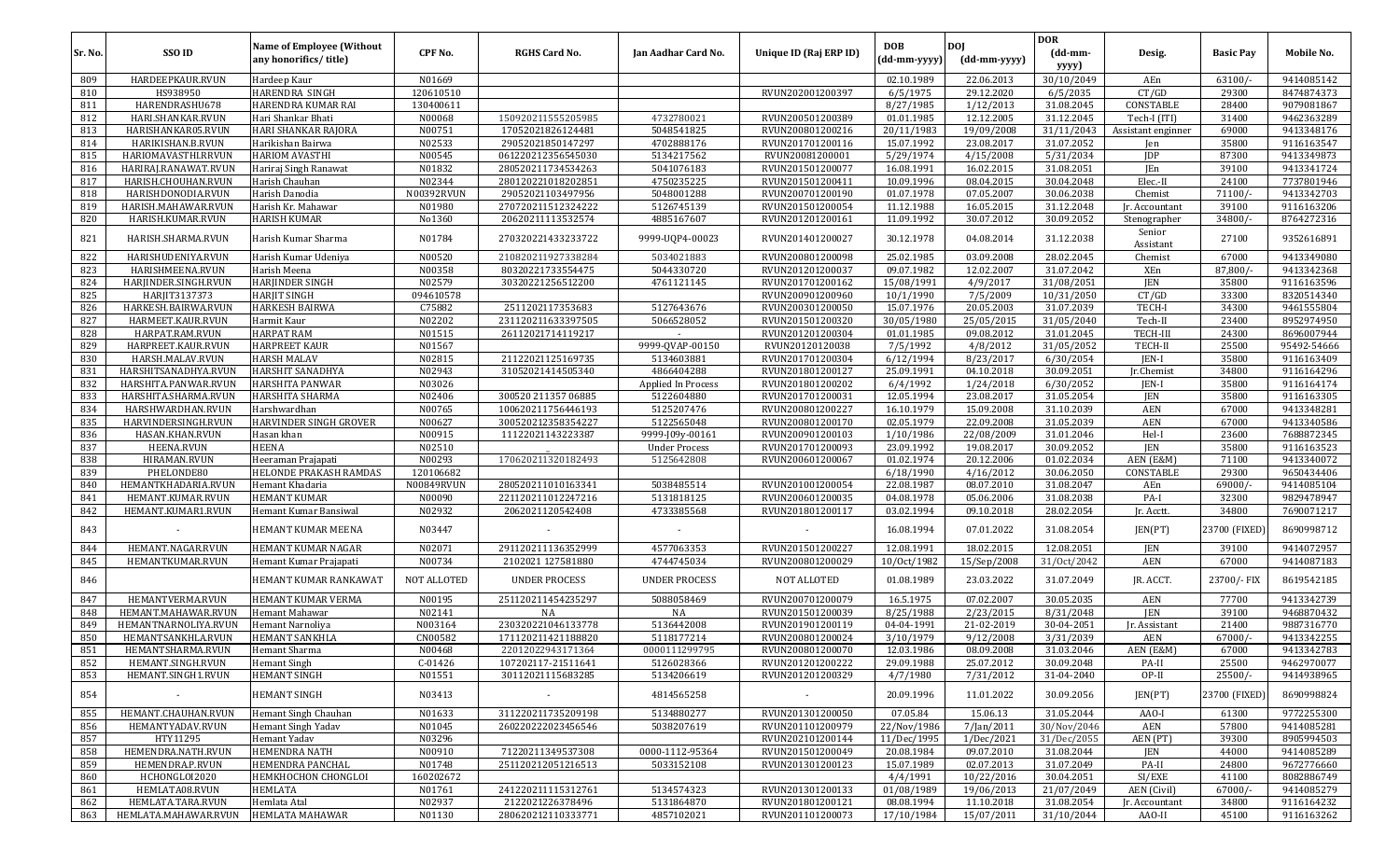| Sr. No. | SSO ID | Name of Employee (Without any honorifics/ title) | CPF No. | RGHS Card No. | Jan Aadhar Card No. | Unique ID (Raj ERP ID) | DOB (dd-mm-yyyy) | DOJ (dd-mm-yyyy) | DOR (dd-mm-yyyy) | Desig. | Basic Pay | Mobile No. |
|---|---|---|---|---|---|---|---|---|---|---|---|---|
| 809 | HARDEEPKAUR.RVUN | Hardeep Kaur | N01669 | | | | 02.10.1989 | 22.06.2013 | 30/10/2049 | AEn | 63100/- | 9414085142 |
| 810 | HS938950 | HARENDRA SINGH | 120610510 | | | RVUN202001200397 | 6/5/1975 | 29.12.2020 | 6/5/2035 | CT/GD | 29300 | 8474874373 |
| 811 | HARENDRASHU678 | HARENDRA KUMAR RAI | 130400611 | | | | 8/27/1985 | 1/12/2013 | 31.08.2045 | CONSTABLE | 28400 | 9079081867 |
| 812 | HARI.SHANKAR.RVUN | Hari Shankar Bhati | N00068 | 150920211555205985 | 4732780021 | RVUN200501200389 | 01.01.1985 | 12.12.2005 | 31.12.2045 | Tech-I (ITI) | 31400 | 9462363289 |
| 813 | HARISHANKAR05.RVUN | HARI SHANKAR RAJORA | N00751 | 170520211826124481 | 5048541825 | RVUN200801200216 | 20/11/1983 | 19/09/2008 | 31/11/2043 | Assistant enginner | 69000 | 9413348176 |
| 814 | HARIKISHAN.B.RVUN | Harikishan Bairwa | N02533 | 290520211850147297 | 4702888176 | RVUN201701200116 | 15.07.1992 | 23.08.2017 | 31.07.2052 | Jen | 35800 | 9116163547 |
| 815 | HARIOMAVASTHI.RRVUN | HARIOM AVASTHI | N00545 | 061220212356545030 | 5134217562 | RVUN20081200001 | 5/29/1974 | 4/15/2008 | 5/31/2034 | JDP | 87300 | 9413349873 |
| 816 | HARIRAJ.RANAWAT.RVUN | Hariraj Singh Ranawat | N01832 | 280520211734534263 | 5041076183 | RVUN201501200077 | 16.08.1991 | 16.02.2015 | 31.08.2051 | JEn | 39100 | 9413341724 |
| 817 | HARISH.CHOUHAN.RVUN | Harish Chauhan | N02344 | 280120221018202851 | 4750235225 | RVUN201501200411 | 10.09.1996 | 08.04.2015 | 30.04.2048 | Elec.-II | 24100 | 7737801946 |
| 818 | HARISHDONODIA.RVUN | Harish Danodia | N00392RVUN | 290520211034979 56 | 5048001288 | RVUN200701200190 | 01.07.1978 | 07.05.2007 | 30.06.2038 | Chemist | 71100/- | 9413342703 |
| 819 | HARISH.MAHAWAR.RVUN | Harish Kr. Mahawar | N01980 | 270720211512324222 | 5126745139 | RVUN201501200054 | 11.12.1988 | 16.05.2015 | 31.12.2048 | Jr. Accountant | 39100 | 9116163206 |
| 820 | HARISH.KUMAR.RVUN | HARISH KUMAR | No1360 | 20620211113532574 | 4885167607 | RVUN201201200161 | 11.09.1992 | 30.07.2012 | 30.09.2052 | Stenographer | 34800/- | 8764272316 |
| 821 | HARISH.SHARMA.RVUN | Harish Kumar Sharma | N01784 | 270320221433233722 | 9999-UQP4-00023 | RVUN201401200027 | 30.12.1978 | 04.08.2014 | 31.12.2038 | Senior Assistant | 27100 | 9352616891 |
| 822 | HARISHUDENIYA.RVUN | Harish Kumar Udeniya | N00520 | 210820211927338284 | 5034021883 | RVUN200801200098 | 25.02.1985 | 03.09.2008 | 28.02.2045 | Chemist | 67000 | 9413349080 |
| 823 | HARISHMEENA.RVUN | Harish Meena | N00358 | 80320221733554475 | 5044330720 | RVUN201201200037 | 09.07.1982 | 12.02.2007 | 31.07.2042 | XEn | 87,800/- | 9413342368 |
| 824 | HARJINDER.SINGH.RVUN | HARJINDER SINGH | N02579 | 30320221256512200 | 4761121145 | RVUN201701200162 | 15/08/1991 | 4/9/2017 | 31/08/2051 | JEN | 35800 | 9116163596 |
| 825 | HARJIT3137373 | HARJIT SINGH | 094610578 | | | RVUN200901200960 | 10/1/1990 | 7/5/2009 | 10/31/2050 | CT/GD | 33300 | 8320514340 |
| 826 | HARKESH.BAIRWA.RVUN | HARKESH BAIRWA | C75882 | 2511202117353683 | 5127643676 | RVUN200301200050 | 15.07.1976 | 20.05.2003 | 31.07.2039 | TECH-I | 34300 | 9461555804 |
| 827 | HARMEET.KAUR.RVUN | Harmit Kaur | N02202 | 231120211633397505 | 5066528052 | RVUN201501200320 | 30/05/1980 | 25/05/2015 | 31/05/2040 | Tech-II | 23400 | 8952974950 |
| 828 | HARPAT.RAM.RVUN | HARPAT RAM | N01515 | 26112021714119217 | - | RVUN201201200304 | 01.01.1985 | 09.08.2012 | 31.01.2045 | TECH-III | 24300 | 8696007944 |
| 829 | HARPREET.KAUR.RVUN | HARPREET KAUR | N01567 | | 9999-QVAP-00150 | RVUN20120120038 | 7/5/1992 | 4/8/2012 | 31/05/2052 | TECH-II | 25500 | 95492-54666 |
| 830 | HARSH.MALAV.RVUN | HARSH MALAV | N02815 | 21122021125169735 | 5134603881 | RVUN201701200304 | 6/12/1994 | 8/23/2017 | 6/30/2054 | JEN-I | 35800 | 9116163409 |
| 831 | HARSHITSANADHYA.RVUN | HARSHIT SANADHYA | N02943 | 31052021414505340 | 4866404288 | RVUN201801200127 | 25.09.1991 | 04.10.2018 | 30.09.2051 | Jr.Chemist | 34800 | 9116164296 |
| 832 | HARSHITA.PANWAR.RVUN | HARSHITA PANWAR | N03026 | | Applied In Process | RVUN201801200202 | 6/4/1992 | 1/24/2018 | 6/30/2052 | JEN-I | 35800 | 9116164174 |
| 833 | HARSHITA.SHARMA.RVUN | HARSHITA SHARMA | N02406 | 300520 211357 06885 | 5122604880 | RVUN201701200031 | 12.05.1994 | 23.08.2017 | 31.05.2054 | JEN | 35800 | 9116163305 |
| 834 | HARSHWARDHAN.RVUN | Harshwardhan | N00765 | 100620211756446193 | 5125207476 | RVUN200801200227 | 16.10.1979 | 15.09.2008 | 31.10.2039 | AEN | 67000 | 9413348281 |
| 835 | HARVINDERSINGH.RVUN | HARVINDER SINGH GROVER | N00627 | 300520212358354227 | 5122565048 | RVUN200801200170 | 02.05.1979 | 22.09.2008 | 31.05.2039 | AEN | 67000 | 9413340586 |
| 836 | HASAN.KHAN.RVUN | Hasan khan | N00915 | 11122021143223387 | 9999-J09y-00161 | RVUN200901200103 | 1/10/1986 | 22/08/2009 | 31.01.2046 | Hel-I | 23600 | 7688872345 |
| 837 | HEENA.RVUN | HEENA | N02510 | | Under Process | RVUN201701200093 | 23.09.1992 | 19.08.2017 | 30.09.2052 | JEN | 35800 | 9116163523 |
| 838 | HIRAMAN.RVUN | Heeraman Prajapati | N00293 | 170620211320182493 | 5125642808 | RVUN200601200067 | 01.02.1974 | 20.12.2006 | 01.02.2034 | AEN (E&M) | 71100 | 9413340072 |
| 839 | PHELONDE80 | HELONDE PRAKASH RAMDAS | 120106682 | | | | 6/18/1990 | 4/16/2012 | 30.06.2050 | CONSTABLE | 29300 | 9650434406 |
| 840 | HEMANTKHADARIA.RVUN | Hemant Khadaria | N00849RVUN | 280520211010163341 | 5038485514 | RVUN201001200054 | 22.08.1987 | 08.07.2010 | 31.08.2047 | AEn | 69000/- | 9414085104 |
| 841 | HEMANT.KUMAR.RVUN | HEMANT KUMAR | N00090 | 221120211012247216 | 5131818125 | RVUN200601200035 | 04.08.1978 | 05.06.2006 | 31.08.2038 | PA-I | 32300 | 9829478947 |
| 842 | HEMANT.KUMAR1.RVUN | Hemant Kumar Bansiwal | N02932 | 2062021120542408 | 4733385568 | RVUN201801200117 | 03.02.1994 | 09.10.2018 | 28.02.2054 | Jr. Acctt. | 34800 | 7690071217 |
| 843 | - | HEMANT KUMAR MEENA | N03447 | - | - | - | 16.08.1994 | 07.01.2022 | 31.08.2054 | JEN(PT) | 23700 (FIXED) | 8690998712 |
| 844 | HEMANT.NAGAR.RVUN | HEMANT KUMAR NAGAR | N02071 | 291120211136352999 | 4577063353 | RVUN201501200227 | 12.08.1991 | 18.02.2015 | 12.08.2051 | JEN | 39100 | 9414072957 |
| 845 | HEMANTKUMAR.RVUN | Hemant Kumar Prajapati | N00734 | 2102021 127581880 | 4744745034 | RVUN200801200029 | 10/Oct/1982 | 15/Sep/2008 | 31/Oct/2042 | AEN | 67000 | 9414087183 |
| 846 | | HEMANT KUMAR RANKAWAT | NOT ALLOTED | UNDER PROCESS | UNDER PROCESS | NOT ALLOTED | 01.08.1989 | 23.03.2022 | 31.07.2049 | JR. ACCT. | 23700/- FIX | 8619542185 |
| 847 | HEMANTVERMA.RVUN | HEMANT KUMAR VERMA | N00195 | 251120211454235297 | 5088058469 | RVUN200701200079 | 16.5.1975 | 07.02.2007 | 30.05.2035 | AEN | 77700 | 9413342739 |
| 848 | HEMANT.MAHAWAR.RVUN | Hemant Mahawar | N02141 | NA | NA | RVUN201501200039 | 8/25/1988 | 2/23/2015 | 8/31/2048 | JEN | 39100 | 9468870432 |
| 849 | HEMANTNARNOLIYA.RVUN | Hemant Narnoliya | N003164 | 230320221046133778 | 5136442008 | RVUN201901200119 | 04-04-1991 | 21-02-2019 | 30-04-2051 | Jr. Assistant | 21400 | 9887316770 |
| 850 | HEMANTSANKHLA.RVUN | HEMANT SANKHLA | CN00582 | 171120211421188820 | 5118177214 | RVUN200801200024 | 3/10/1979 | 9/12/2008 | 3/31/2039 | AEN | 67000/- | 9413342255 |
| 851 | HEMANTSHARMA.RVUN | Hemant Sharma | N00468 | 22012022943171364 | 0000111299795 | RVUN200801200070 | 12.03.1986 | 08.09.2008 | 31.03.2046 | AEN (E&M) | 67000 | 9413342783 |
| 852 | HEMANT.SINGH.RVUN | Hemant Singh | C-01426 | 107202117-21511641 | 5126028366 | RVUN201201200222 | 29.09.1988 | 25.07.2012 | 30.09.2048 | PA-II | 25500 | 9462970077 |
| 853 | HEMANT.SINGH1.RVUN | HEMANT SINGH | N01551 | 30112021115683285 | 5134206619 | RVUN201201200329 | 4/7/1980 | 7/31/2012 | 31-04-2040 | OP-II | 25500/- | 9414938965 |
| 854 | - | HEMANT SINGH | N03413 | - | 4814565258 | - | 20.09.1996 | 11.01.2022 | 30.09.2056 | JEN(PT) | 23700 (FIXED) | 8690998824 |
| 855 | HEMANT.CHAUHAN.RVUN | Hemant Singh Chauhan | N01633 | 311220211735209198 | 5134880277 | RVUN201301200050 | 07.05.84 | 15.06.13 | 31.05.2044 | AAO-I | 61300 | 9772255300 |
| 856 | HEMANTYADAV.RVUN | Hemant Singh Yadav | N01045 | 260220222023456546 | 5038207619 | RVUN201101200979 | 22/Nov/1986 | 7/Jan/2011 | 30/Nov/2046 | AEN | 57800 | 9414085281 |
| 857 | HTY11295 | Hemant Yadav | N03296 | | | RVUN202101200144 | 11/Dec/1995 | 1/Dec/2021 | 31/Dec/2055 | AEN (PT) | 39300 | 8905994503 |
| 858 | HEMENDRA.NATH.RVUN | HEMENDRA NATH | N00910 | 71220211349537308 | 0000-1112-95364 | RVUN201501200049 | 20.08.1984 | 09.07.2010 | 31.08.2044 | JEN | 44000 | 9414085289 |
| 859 | HEMENDRA.P.RVUN | HEMENDRA PANCHAL | N01748 | 251120212051216513 | 5033152108 | RVUN201301200123 | 15.07.1989 | 02.07.2013 | 31.07.2049 | PA-II | 24800 | 9672776660 |
| 860 | HCHONGLOI2020 | HEMKHOCHON CHONGLOI | 160202672 | | | | 4/4/1991 | 10/22/2016 | 30.04.2051 | SI/EXE | 41100 | 8082886749 |
| 861 | HEMLATA08.RVUN | HEMLATA | N01761 | 241220211115312761 | 5134574323 | RVUN201301200133 | 01/08/1989 | 19/06/2013 | 21/07/2049 | AEN (Civil) | 67000/- | 9414085279 |
| 862 | HEMLATA.TARA.RVUN | Hemlata Atal | N02937 | 2122021226378496 | 5131864870 | RVUN201801200121 | 08.08.1994 | 11.10.2018 | 31.08.2054 | Jr. Accountant | 34800 | 9116164232 |
| 863 | HEMLATA.MAHAWAR.RVUN | HEMLATA MAHAWAR | N01130 | 280620212110333771 | 4857102021 | RVUN201101200073 | 17/10/1984 | 15/07/2011 | 31/10/2044 | AAO-II | 45100 | 9116163262 |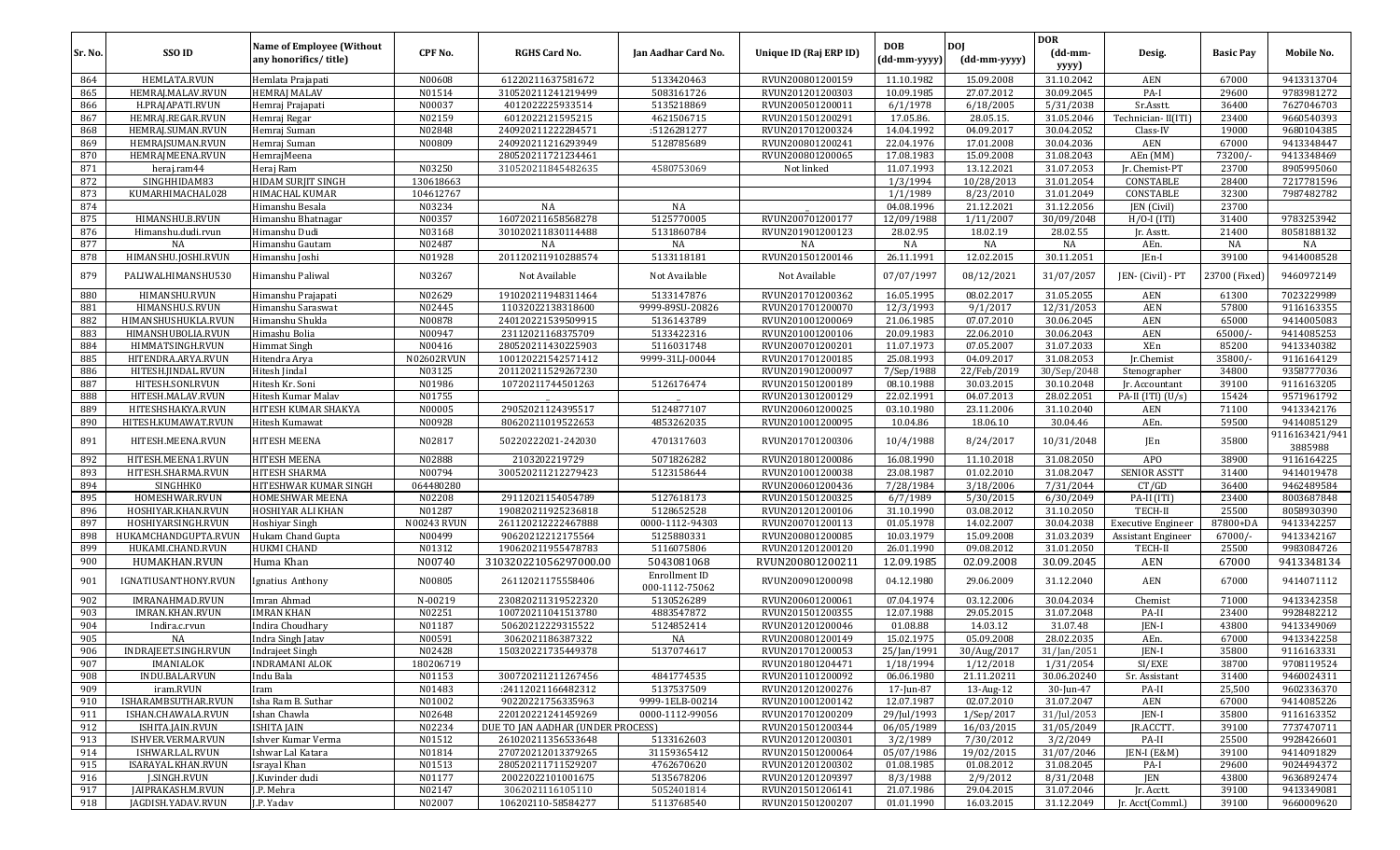| Sr. No. | SSO ID | Name of Employee (Without any honorifics/ title) | CPF No. | RGHS Card No. | Jan Aadhar Card No. | Unique ID (Raj ERP ID) | DOB (dd-mm-yyyy) | DOJ (dd-mm-yyyy) | DOR (dd-mm-yyyy) | Desig. | Basic Pay | Mobile No. |
|---|---|---|---|---|---|---|---|---|---|---|---|---|
| 864 | HEMLATA.RVUN | Hemlata Prajapati | N00608 | 61220211637581672 | 5133420463 | RVUN200801200159 | 11.10.1982 | 15.09.2008 | 31.10.2042 | AEN | 67000 | 9413313704 |
| 865 | HEMRAJ.MALAV.RVUN | HEMRAJ MALAV | N01514 | 310520211241219499 | 5083161726 | RVUN201201200303 | 10.09.1985 | 27.07.2012 | 30.09.2045 | PA-I | 29600 | 9783981272 |
| 866 | H.PRAJAPATI.RVUN | Hemraj Prajapati | N00037 | 4012022225933514 | 5135218869 | RVUN200501200011 | 6/1/1978 | 6/18/2005 | 5/31/2038 | Sr.Asstt. | 36400 | 7627046703 |
| 867 | HEMRAJ.REGAR.RVUN | Hemraj Regar | N02159 | 6012022121595215 | 4621506715 | RVUN201501200291 | 17.05.86. | 28.05.15. | 31.05.2046 | Technician- II(ITI) | 23400 | 9660540393 |
| 868 | HEMRAJ.SUMAN.RVUN | Hemraj Suman | N02848 | 240920211222284571 | :5126281277 | RVUN201701200324 | 14.04.1992 | 04.09.2017 | 30.04.2052 | Class-IV | 19000 | 9680104385 |
| 869 | HEMRAJSUMAN.RVUN | Hemraj Suman | N00809 | 240920211216293949 | 5128785689 | RVUN200801200241 | 22.04.1976 | 17.01.2008 | 30.04.2036 | AEN | 67000 | 9413348447 |
| 870 | HEMRAJMEENA.RVUN | HemrajMeena |  | 280520211721234461 |  | RVUN200801200065 | 17.08.1983 | 15.09.2008 | 31.08.2043 | AEn (MM) | 73200/- | 9413348469 |
| 871 | heraj.ram44 | Heraj Ram | N03250 | 310520211845482635 | 4580753069 | Not linked | 11.07.1993 | 13.12.2021 | 31.07.2053 | Jr. Chemist-PT | 23700 | 8905995060 |
| 872 | SINGHHIDAM83 | HIDAM SURJIT SINGH | 130618663 |  |  |  | 1/3/1994 | 10/28/2013 | 31.01.2054 | CONSTABLE | 28400 | 7217781596 |
| 873 | KUMARHIMACHAL028 | HIMACHAL KUMAR | 104612767 |  |  |  | 1/1/1989 | 8/23/2010 | 31.01.2049 | CONSTABLE | 32300 | 7987482782 |
| 874 |  | Himanshu Besala | N03234 | NA | NA | _ | 04.08.1996 | 21.12.2021 | 31.12.2056 | JEN (Civil) | 23700 |  |
| 875 | HIMANSHU.B.RVUN | Himanshu Bhatnagar | N00357 | 160720211658568278 | 5125770005 | RVUN200701200177 | 12/09/1988 | 1/11/2007 | 30/09/2048 | H/O-I (ITI) | 31400 | 9783253942 |
| 876 | Himanshu.dudi.rvun | Himanshu Dudi | N03168 | 301020211830114488 | 5131860784 | RVUN201901200123 | 28.02.95 | 18.02.19 | 28.02.55 | Jr. Asstt. | 21400 | 8058188132 |
| 877 | NA | Himanshu Gautam | N02487 | NA | NA | NA | NA | NA | NA | AEn. | NA | NA |
| 878 | HIMANSHU.JOSHI.RVUN | Himanshu Joshi | N01928 | 201120211910288574 | 5133118181 | RVUN201501200146 | 26.11.1991 | 12.02.2015 | 30.11.2051 | JEn-I | 39100 | 9414008528 |
| 879 | PALIWALHIMANSHU530 | Himanshu Paliwal | N03267 | Not Available | Not Available | Not Available | 07/07/1997 | 08/12/2021 | 31/07/2057 | JEN- (Civil) - PT | 23700 (Fixed) | 9460972149 |
| 880 | HIMANSHU.RVUN | Himanshu Prajapati | N02629 | 191020211948311464 | 5133147876 | RVUN201701200362 | 16.05.1995 | 08.02.2017 | 31.05.2055 | AEN | 61300 | 7023229989 |
| 881 | HIMANSHU.S.RVUN | Himanshu Saraswat | N02445 | 11032022138318600 | 9999-89SU-20826 | RVUN201701200070 | 12/3/1993 | 9/1/2017 | 12/31/2053 | AEN | 57800 | 9116163355 |
| 882 | HIMANSHUSHUKLA.RVUN | Himanshu Shukla | N00878 | 240120221539509915 | 5136143789 | RVUN201001200069 | 21.06.1985 | 07.07.2010 | 30.06.2045 | AEN | 65000 | 9414005083 |
| 883 | HIMANSHUBOLIA.RVUN | Himashu Bolia | N00947 | 23112021168375709 | 5133422316 | RVUN201001200106 | 20.09.1983 | 22.06.2010 | 30.06.2043 | AEN | 65000/- | 9414085253 |
| 884 | HIMMATSINGH.RVUN | Himmat Singh | N00416 | 280520211430225903 | 5116031748 | RVUN200701200211 | 11.07.1973 | 07.05.2007 | 31.07.2033 | XEn | 85200 | 9413340382 |
| 885 | HITENDRA.ARYA.RVUN | Hitendra Arya | N02602RVUN | 100120221542571412 | 9999-31LJ-00044 | RVUN201701200185 | 25.08.1993 | 04.09.2017 | 31.08.2053 | Jr.Chemist | 35800/- | 9116164129 |
| 886 | HITESH.JINDAL.RVUN | Hitesh Jindal | N03125 | 201120211529267230 |  | RVUN201901200097 | 7/Sep/1988 | 22/Feb/2019 | 30/Sep/2048 | Stenographer | 34800 | 9358777036 |
| 887 | HITESH.SONI.RVUN | Hitesh Kr. Soni | N01986 | 10720211744501263 | 5126176474 | RVUN201501200189 | 08.10.1988 | 30.03.2015 | 30.10.2048 | Jr. Accountant | 39100 | 9116163205 |
| 888 | HITESH.MALAV.RVUN | Hitesh Kumar Malav | N01755 | _ | _ | RVUN201301200129 | 22.02.1991 | 04.07.2013 | 28.02.2051 | PA-II (ITI) (U/s) | 15424 | 9571961792 |
| 889 | HITESHSHAKYA.RVUN | HITESH KUMAR SHAKYA | N00005 | 29052021124395517 | 5124877107 | RVUN200601200025 | 03.10.1980 | 23.11.2006 | 31.10.2040 | AEN | 71100 | 9413342176 |
| 890 | HITESH.KUMAWAT.RVUN | Hitesh Kumawat | N00928 | 80620211019522653 | 4853262035 | RVUN201001200095 | 10.04.86 | 18.06.10 | 30.04.46 | AEn. | 59500 | 9414085129 |
| 891 | HITESH.MEENA.RVUN | HITESH MEENA | N02817 | 50220222021-242030 | 4701317603 | RVUN201701200306 | 10/4/1988 | 8/24/2017 | 10/31/2048 | JEn | 35800 | 9116163421/9413885988 |
| 892 | HITESH.MEENA1.RVUN | HITESH MEENA | N02888 | 2103202219729 | 5071826282 | RVUN201801200086 | 16.08.1990 | 11.10.2018 | 31.08.2050 | APO | 38900 | 9116164225 |
| 893 | HITESH.SHARMA.RVUN | HITESH SHARMA | N00794 | 300520211212279423 | 5123158644 | RVUN201001200038 | 23.08.1987 | 01.02.2010 | 31.08.2047 | SENIOR ASSTT | 31400 | 9414019478 |
| 894 | SINGHHK0 | HITESHWAR KUMAR SINGH | 064480280 |  |  | RVUN200601200436 | 7/28/1984 | 3/18/2006 | 7/31/2044 | CT/GD | 36400 | 9462489584 |
| 895 | HOMESHWAR.RVUN | HOMESHWAR MEENA | N02208 | 29112021154054789 | 5127618173 | RVUN201501200325 | 6/7/1989 | 5/30/2015 | 6/30/2049 | PA-II(ITI) | 23400 | 8003687848 |
| 896 | HOSHIYAR.KHAN.RVUN | HOSHIYAR ALI KHAN | N01287 | 190820211925236818 | 5128652528 | RVUN201201200106 | 31.10.1990 | 03.08.2012 | 31.10.2050 | TECH-II | 25500 | 8058930390 |
| 897 | HOSHIYARSINGH.RVUN | Hoshiyar Singh | N00243 RVUN | 261120212222467888 | 0000-1112-94303 | RVUN200701200113 | 01.05.1978 | 14.02.2007 | 30.04.2038 | Executive Engineer | 87800+DA | 9413342257 |
| 898 | HUKAMCHANDGUPTA.RVUN | Hukam Chand Gupta | N00499 | 90620212212175564 | 5125880331 | RVUN200801200085 | 10.03.1979 | 15.09.2008 | 31.03.2039 | Assistant Engineer | 67000/- | 9413342167 |
| 899 | HUKAMI.CHAND.RVUN | HUKMI CHAND | N01312 | 190620211955478783 | 5116075806 | RVUN201201200120 | 26.01.1990 | 09.08.2012 | 31.01.2050 | TECH-II | 25500 | 9983084726 |
| 900 | HUMAKHAN.RVUN | Huma Khan | N00740 | 310320221056297000.00 | 5043081068 | RVUN200801200211 | 12.09.1985 | 02.09.2008 | 30.09.2045 | AEN | 67000 | 9413348134 |
| 901 | IGNATIUSANTHONY.RVUN | Ignatius Anthony | N00805 | 26112021175558406 | Enrollment ID 000-1112-75062 | RVUN200901200098 | 04.12.1980 | 29.06.2009 | 31.12.2040 | AEN | 67000 | 9414071112 |
| 902 | IMRANAHMAD.RVUN | Imran Ahmad | N-00219 | 230820211319522320 | 5130526289 | RVUN200601200061 | 07.04.1974 | 03.12.2006 | 30.04.2034 | Chemist | 71000 | 9413342358 |
| 903 | IMRAN.KHAN.RVUN | IMRAN KHAN | N02251 | 100720211041513780 | 4883547872 | RVUN201501200355 | 12.07.1988 | 29.05.2015 | 31.07.2048 | PA-II | 23400 | 9928482212 |
| 904 | Indira.c.rvun | Indira Choudhary | N01187 | 50620212229315522 | 5124852414 | RVUN201201200046 | 01.08.88 | 14.03.12 | 31.07.48 | JEN-I | 43800 | 9413349069 |
| 905 | NA | Indra Singh Jatav | N00591 | 3062021186387322 | NA | RVUN200801200149 | 15.02.1975 | 05.09.2008 | 28.02.2035 | AEn. | 67000 | 9413342258 |
| 906 | INDRAJEET.SINGH.RVUN | Indrajeet Singh | N02428 | 150320221735449378 | 5137074617 | RVUN201701200053 | 25/Jan/1991 | 30/Aug/2017 | 31/Jan/2051 | JEN-I | 35800 | 9116163331 |
| 907 | IMANIALOK | INDRAMANI ALOK | 180206719 |  |  | RVUN201801204471 | 1/18/1994 | 1/12/2018 | 1/31/2054 | SI/EXE | 38700 | 9708119524 |
| 908 | INDU.BALA.RVUN | Indu Bala | N01153 | 300720211211267456 | 4841774535 | RVUN201101200092 | 06.06.1980 | 21.11.20211 | 30.06.20240 | Sr. Assistant | 31400 | 9460024311 |
| 909 | iram.RVUN | Iram | N01483 | :24112021166482312 | 5137537509 | RVUN201201200276 | 17-Jun-87 | 13-Aug-12 | 30-Jun-47 | PA-II | 25,500 | 9602336370 |
| 910 | ISHARAMBSUTHAR.RVUN | Isha Ram B. Suthar | N01002 | 90220221756335963 | 9999-1ELB-00214 | RVUN201001200142 | 12.07.1987 | 02.07.2010 | 31.07.2047 | AEN | 67000 | 9414085226 |
| 911 | ISHAN.CHAWALA.RVUN | Ishan Chawla | N02648 | 220120221241459269 | 0000-1112-99056 | RVUN201701200209 | 29/Jul/1993 | 1/Sep/2017 | 31/Jul/2053 | JEN-I | 35800 | 9116163352 |
| 912 | ISHITA.JAIN.RVUN | ISHITA JAIN | N02234 | DUE TO JAN AADHAR (UNDER PROCESS) |  | RVUN201501200344 | 06/05/1989 | 16/03/2015 | 31/05/2049 | JR.ACCTT. | 39100 | 7737470711 |
| 913 | ISHVER.VERMA.RVUN | Ishver Kumar Verma | N01512 | 261020211356533648 | 5133162603 | RVUN201201200301 | 3/2/1989 | 7/30/2012 | 3/2/2049 | PA-II | 25500 | 9928426601 |
| 914 | ISHWAR.LAL.RVUN | Ishwar Lal Katara | N01814 | 270720212013379265 | 31159365412 | RVUN201501200064 | 05/07/1986 | 19/02/2015 | 31/07/2046 | JEN-I (E&M) | 39100 | 9414091829 |
| 915 | ISARAYAL.KHAN.RVUN | Israyal Khan | N01513 | 280520211711529207 | 4762670620 | RVUN201201200302 | 01.08.1985 | 01.08.2012 | 31.08.2045 | PA-I | 29600 | 9024494372 |
| 916 | J.SINGH.RVUN | J.Kuvinder dudi | N01177 | 20022022101001675 | 5135678206 | RVUN201201209397 | 8/3/1988 | 2/9/2012 | 8/31/2048 | JEN | 43800 | 9636892474 |
| 917 | JAIPRAKASH.M.RVUN | J.P. Mehra | N02147 | 3062021116105110 | 5052401814 | RVUN201501206141 | 21.07.1986 | 29.04.2015 | 31.07.2046 | Jr. Acctt. | 39100 | 9413349081 |
| 918 | JAGDISH.YADAV.RVUN | J.P. Yadav | N02007 | 106202110-58584277 | 5113768540 | RVUN201501200207 | 01.01.1990 | 16.03.2015 | 31.12.2049 | Jr. Acct(Comml.) | 39100 | 9660009620 |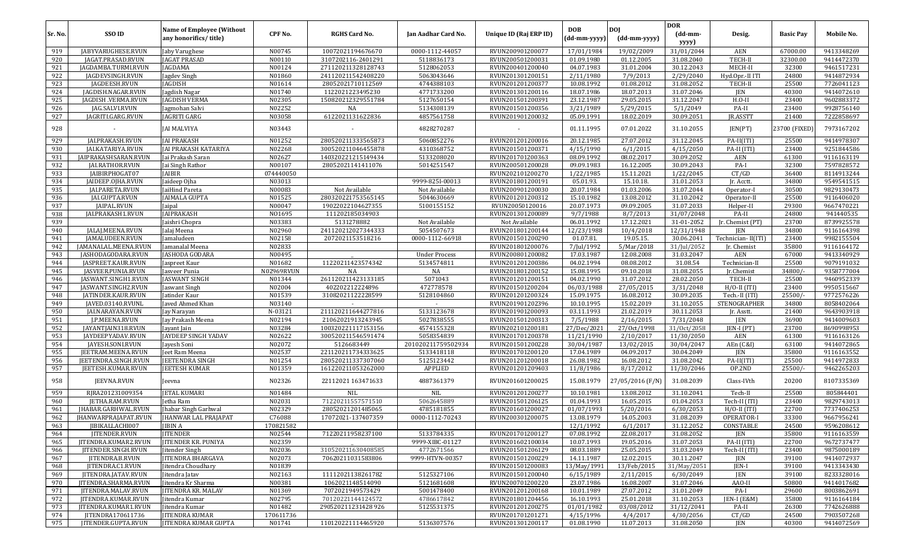| Sr. No. | SSO ID | Name of Employee (Without any honorifics/ title) | CPF No. | RGHS Card No. | Jan Aadhar Card No. | Unique ID (Raj ERP ID) | DOB (dd-mm-yyyy) | DOJ (dd-mm-yyyy) | DOR (dd-mm-yyyy) | Desig. | Basic Pay | Mobile No. |
|---|---|---|---|---|---|---|---|---|---|---|---|---|
| 919 | JABYVARUGHESE.RVUN | Jaby Varughese | N00745 | 10072021194676670 | 0000-1112-44057 | RVUN200901200077 | 17/01/1984 | 19/02/2009 | 31/01/2044 | AEN | 67000.00 | 9413348269 |
| 920 | JAGAT.PRASAD.RVUN | JAGAT PRASAD | N00110 | 3107202116-2401291 | 5118836173 | RVUN200501200031 | 01.09.1980 | 01.12.2005 | 31.08.2040 | TECH-II | 32300.00 | 9414472370 |
| 921 | JAGDAMBA.TURMI.RVUN | JAGDAMA | N00124 | 271120211328128743 | 5128062053 | RVUN200401200040 | 04.07.1983 | 31.01.2004 | 30.12.2043 | MECH-II | 32300 | 9461517231 |
| 922 | JAGDEVSINGH.RVUN | Jagdev Singh | N01860 | 241120211542408220 | 5063043646 | RVUN201301200151 | 2/11/1980 | 7/9/2013 | 2/29/2040 | Hyd.Opr.-II ITI | 24800 | 9414872934 |
| 923 | JAGDEESH.RVUN | JAGDISH | N01614 | 28052021710112569 | 4744388103 | RVUN201201200377 | 10.08.1992 | 01.08.2012 | 31.08.2052 | TECH-II | 25500 | 7726041123 |
| 924 | JAGDISH.NAGAR.RVUN | Jagdish Nagar | N01740 | 1122021223495230 | 4771733200 | RVUN201301200116 | 18.07.1986 | 18.07.2013 | 31.07.2046 | JEN | 40300 | 9414072610 |
| 925 | JAGDISH .VERMA.RVUN | JAGDISH VERMA | N02305 | 150820212329551784 | 5127650154 | RVUN201501200391 | 23.12.1987 | 29.05.2015 | 31.12.2047 | H.O-II | 23400 | 9602883372 |
| 926 | JAG.SALVI.RVUN | Jagmohan Salvi | N02252 | NA | 5134308139 | RVUN201501200356 | 3/21/1989 | 5/29/2015 | 5/1/2049 | PA-II | 23400 | 9928756140 |
| 927 | JAGRITI.GARG.RVUN | JAGRITI GARG | N03058 | 6122021131622836 | 4857561758 | RVUN201901200032 | 05.09.1991 | 18.02.2019 | 30.09.2051 | JR.ASSTT | 21400 | 7222858697 |
| 928 | - | JAI MALVIYA | N03443 | - | 4828270287 | - | 01.11.1995 | 07.01.2022 | 31.10.2055 | JEN(PT) | 23700 (FIXED) | 7973167202 |
| 929 | JAIPRAKASH.RVUN | JAI PRAKASH | N01252 | 280520211333565873 | 5060852276 | RVUN201201200016 | 20.12.1985 | 27.07.2012 | 31.12.2045 | PA-II(ITI) | 25500 | 9414978307 |
| 930 | JALKATARIYA.RVUN | JAI PRAKASH KATARIYA | N02268 | 300520211046455878 | 4310368752 | RVUN201501200371 | 4/15/1990 | 6/1/2015 | 4/15/2050 | PA-II (ITI) | 23400 | 9251844586 |
| 931 | JAIPRAKASHSARAN.RVUN | Jai Prakash Saran | N02627 | 140320221215149434 | 5133208020 | RVUN201701200363 | 08.09.1992 | 08.02.2017 | 30.09.2052 | AEN | 61300 | 9116163119 |
| 932 | JALRATHOR.RVUN | Jai Singh Rathor | N00107 | 28052021141411076 | 5014251547 | RVUN200501200028 | 09.09.1983 | 16.12.2005 | 30.09.2043 | PA-I | 32300 | 7597828572 |
| 933 | JAIBIRPHOGAT07 | JAIBIR | 074440050 | | | RVUN202101200270 | 1/22/1985 | 15.11.2021 | 1/22/2045 | CT/GD | 36400 | 8114913244 |
| 934 | JAIDEEP.OJHA.RVUN | Jaideep Ojha | N03013 | | 9999-825I-00013 | RVUN201801200191 | 05.01.93. | 15.10.18. | 31.01.2053 | Jr. Acctt. | 34800 | 9549541515 |
| 935 | JALPARETA.RVUN | JaiHind Pareta | N00083 | Not Available | Not Available | RVUN200901200030 | 20.07.1984 | 01.03.2006 | 31.07.2044 | Operator-I | 30500 | 9829130473 |
| 936 | JAI.GUPTA.RVUN | JAIMALA GUPTA | N01525 | 280320221753565145 | 5044630669 | RVUN201201200312 | 15.10.1982 | 13.08.2012 | 31.10.2042 | Operator-II | 25500 | 9116406020 |
| 937 | JAIPAL.RVUN | Jaipal | N00047 | 19022022104627355 | 5100155152 | RVUN20050120016 | 20.07.1973 | 09.09.2005 | 31.07.2033 | Helper-II | 29300 | 9667470221 |
| 938 | JALPRAKASH1.RVUN | JAIPRAKASH | N01695 | 111202185034903 | | RVUN201301200089 | 9/7/1988 | 8/7/2013 | 31/07/2048 | PA-II | 24800 | 941440535 |
| 939 | | Jaishri Chopra | N03383 | 5131278882 | Not Available | Not Available | 06.01.1992 | 17.12.2021 | 31-01-2052 | Jr. Chemist (PT) | 23700 | 8739925578 |
| 940 | JALAJ.MEENA.RVUN | Jalaj Meena | N02960 | 241120212027344333 | 5054507673 | RVUN201801200144 | 12/23/1988 | 10/4/2018 | 12/31/1948 | JEN | 34800 | 9116164398 |
| 941 | JAMALUDEEN.RVUN | Jamaludeen | N02158 | 2072021153518216 | 0000-1112-66918 | RVUN201501200290 | 01.07.81. | 19.05.15. | 30.06.2041 | Technician- II(ITI) | 23400 | 9982155504 |
| 942 | JAMANALAL.MEENA.RVUN | Jamanalal Meena | N02833 | | | RVUN201801200076 | 7/Jul/1992 | 5/Mar/2018 | 31/Jul/2052 | Jr. Chemist | 35800 | 9116164172 |
| 943 | JASHODAGODARA.RVUN | JASHODA GODARA | N00495 | _ | Under Process | RVUN200801200082 | 17.03.1987 | 12.08.2008 | 31.03.2047 | AEN | 67000 | 9413340929 |
| 944 | JASPREET.KAUR.RVUN | Jaspreet Kaur | N01682 | 11220211423574342 | 5134574811 | RVUN201201200386 | 04.02.1994 | 08.08.2012 | 31.08.54 | Technician-II | 25500 | 9079191032 |
| 945 | JASVEER.PUNIA.RVUN | Jasveer Punia | N02969RVUN | NA | NA | RVUN201801200152 | 15.08.1995 | 09.10.2018 | 31.08.2055 | Jr.Chemist | 34800/- | 9358777004 |
| 946 | JASWANT.SINGH1.RVUN | JASWANT SINGH | N01344 | 261120211423133185 | 5071043 | RVUN201201200151 | 04.02.1990 | 31.07.2012 | 28.02.2050 | TECH-II | 25500 | 9460952339 |
| 947 | JASWANT.SINGH2.RVUN | Jaswant Singh | N02004 | 402202212224896 | 472778578 | RVUN201501200204 | 06/03/1988 | 27/05/2015 | 3/31/2048 | H/O-II (ITI) | 23400 | 9950515667 |
| 948 | JATINDER.KAUR.RVUN | Jatinder Kaur | N01539 | 31082021122228599 | 5128104860 | RVUN201201200324 | 15.09.1975 | 16.08.2012 | 30.09.2035 | Tech.-II (ITI) | 25500/- | 9772576226 |
| 949 | JAVED.03140.RVUNL | Javed Ahmed Khan | N03140 | - | - | RVUN201901202396 | 10.10.1995 | 15.02.2019 | 31.10.2055 | STENOGRAPHER | 34800 | 8058402064 |
| 950 | JALNARAYAN.RVUN | Jay Narayan | N-03121 | 211120211644277816 | 5133123678 | RVUN201901200093 | 03.11.1993 | 21.02.2019 | 30.11.2053 | Jr. Asstt. | 21400 | 9643903918 |
| 951 | J.P.MEENA.RVUN | Jay Prakash Meena | N02194 | 21062021913243945 | 5027838555 | RVUN201501200313 | 7/5/1988 | 2/16/2015 | 7/31/2048 | JEN | 36900 | 9414009603 |
| 952 | JAYANTJAIN318.RVUN | Jayant Jain | N03284 | 100320221117153156 | 4574155328 | RVUN202101200181 | 27/Dec/2021 | 27/Oct/1998 | 31/Oct/2058 | JEN-I (PT) | 23700 | 8690998953 |
| 953 | JAYDEEPYADAV.RVUN | JAYDEEP SINGH YADAV | N02622 | 300520211546591474 | 5058354839 | RVUN201701200378 | 11/21/1990 | 2/10/2017 | 11/30/2050 | AEN | 61300 | 9116163126 |
| 954 | JAYESH.SONI.RVUN | Jayesh Soni | N02072 | 5126683449 | 201020211759502934 | RVUN201501200228 | 30/04/1987 | 13/02/2015 | 30/04/2047 | AEn (C&I) | 63100 | 9414072865 |
| 955 | JEETRAM.MEENA.RVUN | Jeet Ram Meena | N02537 | 221120211734333625 | 5133418118 | RVUN201701200120 | 17.04.1989 | 04.09.2017 | 30.04.2049 | JEN | 35800 | 9116163552 |
| 956 | JEETENDRA.SINGH.RVUN | JEETENDRA SINGH | N01254 | 280520211337307060 | 5125123442 | RVUN201201200018 | 26.08.1982 | 16.08.2012 | 31.08.2042 | PA-II(ITI) | 25500 | 9414972833 |
| 957 | JEETESH.KUMAR.RVUN | JEETESH KUMAR | N01359 | 161220211053262000 | APPLIED | RVUN201201209403 | 11/8/1986 | 8/17/2012 | 11/30/2046 | OP.2ND | 25500/- | 9462265203 |
| 958 | JEEVNA.RVUN | Jeevna | N02326 | 22112021 163471633 | 4887361379 | RVUN201601200025 | 15.08.1979 | 27/05/2016 (F/N) | 31.08.2039 | Class-IVth | 20200 | 8107335369 |
| 959 | RJRA201231009354 | JETAL KUMARI | N01484 | NIL | NIL | RVUN201201200277 | 10.10.1981 | 13.08.2012 | 31.10.2041 | Tech-II | 25500 | 805844401 |
| 960 | JETHA.RAM.RVUN | Jetha Ram | N02031 | 71220211557571510 | 5062645889 | RVUN201501206125 | 01.04.1993 | 16.05.2015 | 01.04.2053 | Tech-II (ITI) | 23400 | 9829743013 |
| 961 | JHABAR.GARHWAL.RVUN | Jhabar Singh Garhwal | N02329 | 28052021201485065 | 4785181855 | RVUN201601200027 | 01/07/1993 | 5/20/2016 | 6/30/2053 | H/O-II (ITI) | 22700 | 7737406253 |
| 962 | JHANWARPRAJAPAT.RVUN | JHANWAR LAL PRAJAPAT | C76088 | 17072021-137407359 | 0000-1112-70243 | RVUN200301200075 | 13.08.1979 | 14.05.2003 | 31.08.2039 | OPERATOR-I | 33300 | 9667956241 |
| 963 | JIBIKALLACHI007 | JIBIN A | 170821582 | | | | 12/1/1992 | 6/1/2017 | 31.12.2052 | CONSTABLE | 24500 | 9596208612 |
| 964 | JITENDER.RVUN | JITENDER | N02544 | 71220211958237100 | 5133784335 | RVUN201701200127 | 07.08.1992 | 22.08.2017 | 31.08.2052 | JEN | 35800 | 9116163559 |
| 965 | JITENDRA.KUMAR2.RVUN | JITENDER KR. PUNIYA | N02359 | _ | 9999-XIBC-01127 | RVUN201602100034 | 10.07.1993 | 19.05.2016 | 31.07.2053 | PA-II (ITI) | 22700 | 9672737477 |
| 966 | JITENDER.SINGH.RVUN | Jitender Singh | N02036 | 310520211630408585 | 4772671566 | RVUN201501206129 | 08.03.1889 | 25.05.2015 | 31.03.2049 | Tech-II (ITI) | 23400 | 9875000189 |
| 967 | JITENDRA.B.RVUN | JITENDRA BHARGAVA | N02073 | 70620211031583806 | 9999-HTVN-00357 | RVUN201501200229 | 14.11.1987 | 12.02.2015 | 30.11.2047 | JEN | 39100 | 9414072937 |
| 968 | JITENDRA.C1.RVUN | Jitendra Choudhary | N01839 | | | RVUN201501200083 | 13/May/1991 | 13/Feb/2015 | 31/May/2051 | JEN-I | 39100 | 9413343430 |
| 969 | JITENDRA.JATAV.RVUN | Jitendra Jatav | N02163 | 11112021138261782 | 5125327106 | RVUN201501200040 | 6/15/1989 | 2/11/2015 | 6/30/2049 | JEN | 39100 | 8233328016 |
| 970 | JITENDRA.SHARMA.RVUN | Jitendra Kr Sharma | N00381 | 1062021148514090 | 5121681608 | RVUN200701200220 | 23.07.1986 | 16.08.2007 | 31.07.2046 | AAO-II | 50800 | 9414017682 |
| 971 | JITENDRA.MALAV.RVUN | JITENDRA KR. MALAV | N01369 | 7072021949573429 | 5001478400 | RVUN201201200168 | 10.01.1989 | 27.07.2012 | 31.01.2049 | PA-I | 29600 | 8003862691 |
| 972 | JITENDRA.KUMAR.RVUN | Jitendra Kumar | N02795 | 70120221144124572 | 4786617842 | RVUN201801204456 | 16.10.1993 | 25.01.2018 | 31.10.2053 | JEN-I (E&M) | 35800 | 9116164184 |
| 973 | JITENDRA.KUMAR1.RVUN | Jitendra Kumar | N01482 | 290520211231428926 | 5125531375 | RVUN201201200275 | 01/01/1982 | 03/08/2012 | 31/12/2041 | PA-II | 26300 | 7742626888 |
| 974 | JITENDRA170611736 | JITENDRA KUMAR | 170611736 | | | RVUN201701201271 | 4/15/1996 | 4/4/2017 | 4/30/2056 | CT/GD | 24500 | 7903507268 |
| 975 | JITENDER.GUPTA.RVUN | JITENDRA KUMAR GUPTA | N01741 | 110120221114465920 | 5136307576 | RVUN201301200117 | 01.08.1990 | 11.07.2013 | 31.08.2050 | JEN | 40300 | 9414072569 |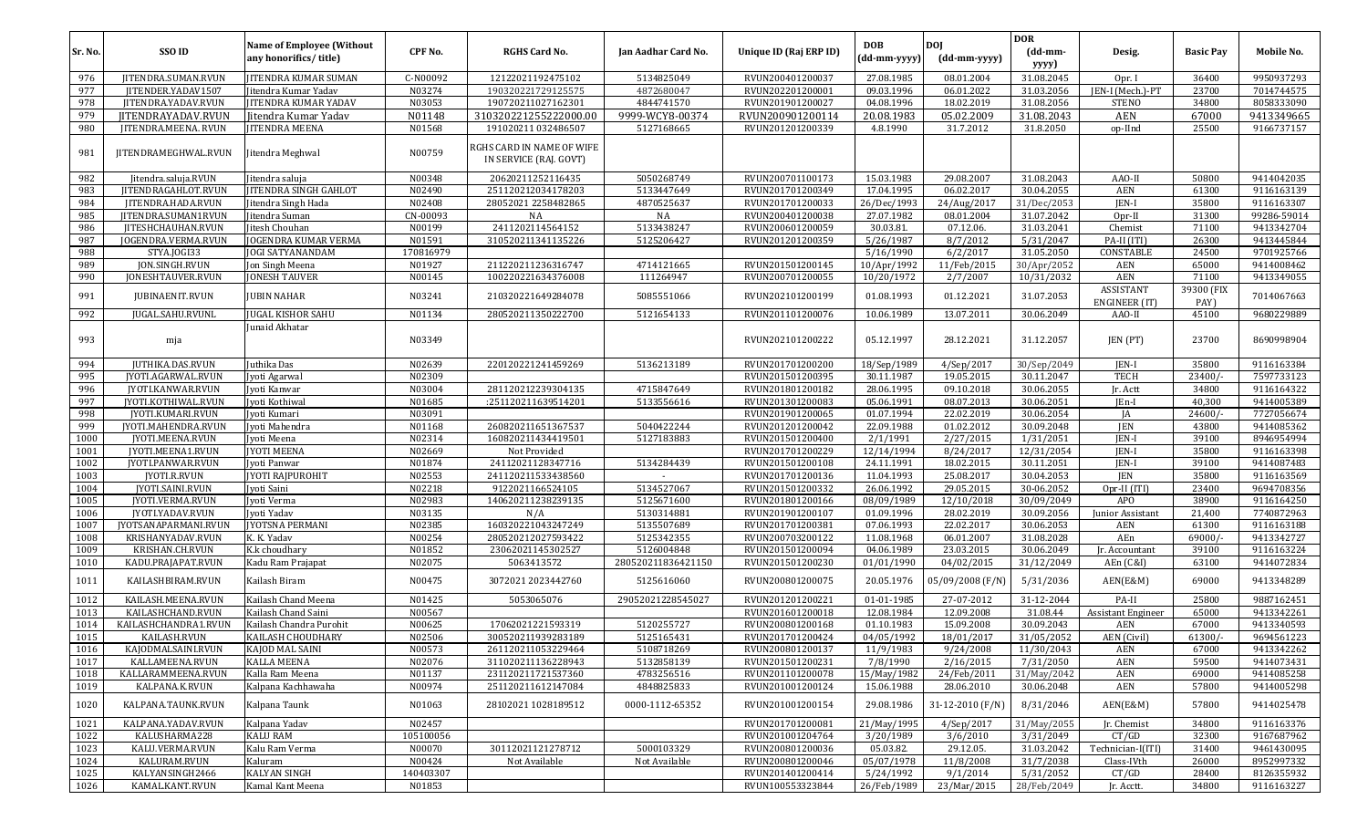| Sr. No. | SSO ID | Name of Employee (Without any honorifics/ title) | CPF No. | RGHS Card No. | Jan Aadhar Card No. | Unique ID (Raj ERP ID) | DOB (dd-mm-yyyy) | DOJ (dd-mm-yyyy) | DOR (dd-mm-yyyy) | Desig. | Basic Pay | Mobile No. |
|---|---|---|---|---|---|---|---|---|---|---|---|---|
| 976 | JITENDRA.SUMAN.RVUN | JITENDRA KUMAR SUMAN | C-N00092 | 12122021192475102 | 5134825049 | RVUN200401200037 | 27.08.1985 | 08.01.2004 | 31.08.2045 | Opr. I | 36400 | 9950937293 |
| 977 | JITENDER.YADAV1507 | Jitendra Kumar Yadav | N03274 | 190320221729125575 | 4872680047 | RVUN202201200001 | 09.03.1996 | 06.01.2022 | 31.03.2056 | JEN-I(Mech.)-PT | 23700 | 7014744575 |
| 978 | JITENDRA.YADAV.RVUN | JITENDRA KUMAR YADAV | N03053 | 190720211027162301 | 4844741570 | RVUN201901200027 | 04.08.1996 | 18.02.2019 | 31.08.2056 | STENO | 34800 | 8058333090 |
| 979 | JITENDRAYADAV.RVUN | Jitendra Kumar Yadav | N01148 | 3103202212552220000.00 | 9999-WCY8-00374 | RVUN200901200114 | 20.08.1983 | 05.02.2009 | 31.08.2043 | AEN | 67000 | 9413349665 |
| 980 | JITENDRAMEENA. RVUN | JITENDRA MEENA | N01568 | 191020211 032486507 | 5127168665 | RVUN201201200339 | 4.8.1990 | 31.7.2012 | 31.8.2050 | op-IInd | 25500 | 9166737157 |
| 981 | JITENDRAMEGHWAL.RVUN | Jitendra Meghwal | N00759 | RGHS CARD IN NAME OF WIFE IN SERVICE (RAJ. GOVT) | | | | | | | | |
| 982 | Jitendra.saluja.RVUN | Jitendra saluja | N00348 | 20620211252116435 | 5050268749 | RVUN200701100173 | 15.03.1983 | 29.08.2007 | 31.08.2043 | AAO-II | 50800 | 9414042035 |
| 983 | JITENDRAGAHLOT.RVUN | JITENDRA SINGH GAHLOT | N02490 | 251120212034178203 | 5133447649 | RVUN201701200349 | 17.04.1995 | 06.02.2017 | 30.04.2055 | AEN | 61300 | 9116163139 |
| 984 | JITENDRA.HADA.RVUN | Jitendra Singh Hada | N02408 | 28052021 2258482865 | 4870525637 | RVUN201701200033 | 26/Dec/1993 | 24/Aug/2017 | 31/Dec/2053 | JEN-I | 35800 | 9116163307 |
| 985 | JITENDRA.SUMAN1RVUN | Jitendra Suman | CN-00093 | NA | NA | RVUN200401200038 | 27.07.1982 | 08.01.2004 | 31.07.2042 | Opr-II | 31300 | 99286-59014 |
| 986 | JITESHCHAUHAN.RVUN | Jitesh Chouhan | N00199 | 2411202114564152 | 5133438247 | RVUN200601200059 | 30.03.81. | 07.12.06. | 31.03.2041 | Chemist | 71100 | 9413342704 |
| 987 | JOGENDRA.VERMA.RVUN | JOGENDRA KUMAR VERMA | N01591 | 310520211341135226 | 5125206427 | RVUN201201200359 | 5/26/1987 | 8/7/2012 | 5/31/2047 | PA-II (ITI) | 26300 | 9413445844 |
| 988 | STYA.JOGI33 | JOGI SATYANANDAM | 170816979 | | | | 5/16/1990 | 6/2/2017 | 31.05.2050 | CONSTABLE | 24500 | 9701925766 |
| 989 | JON.SINGH.RVUN | Jon Singh Meena | N01927 | 211220211236316747 | 4714121665 | RVUN201501200145 | 10/Apr/1992 | 11/Feb/2015 | 30/Apr/2052 | AEN | 65000 | 9414008462 |
| 990 | JONESHTAUVER.RVUN | JONESH TAUVER | N00145 | 100220221634376008 | 111264947 | RVUN200701200055 | 10/20/1972 | 2/7/2007 | 10/31/2032 | AEN | 71100 | 9413349055 |
| 991 | JUBINAENIT.RVUN | JUBIN NAHAR | N03241 | 210320221649284078 | 5085551066 | RVUN202101200199 | 01.08.1993 | 01.12.2021 | 31.07.2053 | ASSISTANT ENGINEER (IT) | 39300 (FIX PAY) | 7014067663 |
| 992 | JUGAL.SAHU.RVUNL | JUGAL KISHOR SAHU | N01134 | 280520211350222700 | 5121654133 | RVUN201101200076 | 10.06.1989 | 13.07.2011 | 30.06.2049 | AAO-II | 45100 | 9680229889 |
| 993 | mja | Junaid Akhatar | N03349 | | | RVUN202101200222 | 05.12.1997 | 28.12.2021 | 31.12.2057 | JEN (PT) | 23700 | 8690998904 |
| 994 | JUTHIKA.DAS.RVUN | Juthika Das | N02639 | 220120221241459269 | 5136213189 | RVUN201701200200 | 18/Sep/1989 | 4/Sep/2017 | 30/Sep/2049 | JEN-I | 35800 | 9116163384 |
| 995 | JYOTI.AGARWAL.RVUN | Jyoti Agarwal | N02309 | | | RVUN201501200395 | 30.11.1987 | 19.05.2015 | 30.11.2047 | TECH | 23400/- | 7597733123 |
| 996 | JYOTI.KANWAR.RVUN | Jyoti Kanwar | N03004 | 281120212239304135 | 4715847649 | RVUN201801200182 | 28.06.1995 | 09.10.2018 | 30.06.2055 | Jr. Actt | 34800 | 9116164322 |
| 997 | JYOTI.KOTHIWAL.RVUN | Jyoti Kothiwal | N01685 | :251120211639514201 | 5133556616 | RVUN201301200083 | 05.06.1991 | 08.07.2013 | 30.06.2051 | JEn-I | 40,300 | 9414005389 |
| 998 | JYOTI.KUMARI.RVUN | Jyoti Kumari | N03091 | | | RVUN201901200065 | 01.07.1994 | 22.02.2019 | 30.06.2054 | JA | 24600/- | 7727056674 |
| 999 | JYOTI.MAHENDRA.RVUN | Jyoti Mahendra | N01168 | 260820211651367537 | 5040422244 | RVUN201201200042 | 22.09.1988 | 01.02.2012 | 30.09.2048 | JEN | 43800 | 9414085362 |
| 1000 | JYOTI.MEENA.RVUN | Jyoti Meena | N02314 | 160820211434419501 | 5127183883 | RVUN201501200400 | 2/1/1991 | 2/27/2015 | 1/31/2051 | JEN-I | 39100 | 8946954994 |
| 1001 | JYOTI.MEENA1.RVUN | JYOTI MEENA | N02669 | Not Provided | | RVUN201701200229 | 12/14/1994 | 8/24/2017 | 12/31/2054 | JEN-I | 35800 | 9116163398 |
| 1002 | JYOTI.PANWAR.RVUN | Jyoti Panwar | N01874 | 24112021128347716 | 5134284439 | RVUN201501200108 | 24.11.1991 | 18.02.2015 | 30.11.2051 | JEN-I | 39100 | 9414087483 |
| 1003 | JYOTI.R.RVUN | JYOTI RAJPUROHIT | N02553 | 241120211533438560 | - | RVUN201701200136 | 11.04.1993 | 25.08.2017 | 30.04.2053 | JEN | 35800 | 9116163569 |
| 1004 | JYOTI.SAINI.RVUN | Jyoti Saini | N02218 | 9122021166524105 | 5134527067 | RVUN201501200332 | 26.06.1992 | 29.05.2015 | 30-06.2052 | Opr-II (ITI) | 23400 | 9694708356 |
| 1005 | JYOTI.VERMA.RVUN | Jyoti Verma | N02983 | 140620211238239135 | 5125671600 | RVUN201801200166 | 08/09/1989 | 12/10/2018 | 30/09/2049 | APO | 38900 | 9116164250 |
| 1006 | JYOTI.YADAV.RVUN | Jyoti Yadav | N03135 | N/A | 5130314881 | RVUN201901200107 | 01.09.1996 | 28.02.2019 | 30.09.2056 | Junior Assistant | 21,400 | 7740872963 |
| 1007 | JYOTSANAPARMANI.RVUN | JYOTSNA PERMANI | N02385 | 160320221043247249 | 5135507689 | RVUN201701200381 | 07.06.1993 | 22.02.2017 | 30.06.2053 | AEN | 61300 | 9116163188 |
| 1008 | KRISHANYADAV.RVUN | K. K. Yadav | N00254 | 280520212027593422 | 5125342355 | RVUN200703200122 | 11.08.1968 | 06.01.2007 | 31.08.2028 | AEn | 69000/- | 9413342727 |
| 1009 | KRISHAN.CH.RVUN | K.k choudhary | N01852 | 23062021145302527 | 5126004848 | RVUN201501200094 | 04.06.1989 | 23.03.2015 | 30.06.2049 | Jr. Accountant | 39100 | 9116163224 |
| 1010 | KADU.PRAJAPAT.RVUN | Kadu Ram Prajapat | N02075 | 5063413572 | 280520211836421150 | RVUN201501200230 | 01/01/1990 | 04/02/2015 | 31/12/2049 | AEn (C&I) | 63100 | 9414072834 |
| 1011 | KAILASHBIRAM.RVUN | Kailash Biram | N00475 | 30720212023442760 | 5125616060 | RVUN200801200075 | 20.05.1976 | 05/09/2008 (F/N) | 5/31/2036 | AEN(E&M) | 69000 | 9413348289 |
| 1012 | KAILASH.MEENA.RVUN | Kailash Chand Meena | N01425 | 5053065076 | 29052021228545027 | RVUN201201200221 | 01-01-1985 | 27-07-2012 | 31-12-2044 | PA-II | 25800 | 9887162451 |
| 1013 | KAILASHCHAND.RVUN | Kailash Chand Saini | N00567 | | | RVUN201601200018 | 12.08.1984 | 12.09.2008 | 31.08.44 | Assistant Engineer | 65000 | 9413342261 |
| 1014 | KAILASHCHANDRA1.RVUN | Kailash Chandra Purohit | N00625 | 17062021221593319 | 5120255727 | RVUN200801200168 | 01.10.1983 | 15.09.2008 | 30.09.2043 | AEN | 67000 | 9413340593 |
| 1015 | KAILASH.RVUN | KAILASH CHOUDHARY | N02506 | 300520211939283189 | 5125165431 | RVUN201701200424 | 04/05/1992 | 18/01/2017 | 31/05/2052 | AEN (Civil) | 61300/- | 9694561223 |
| 1016 | KAJODMALSAINI.RVUN | KAJOD MAL SAINI | N00573 | 261120211053229464 | 5108718269 | RVUN200801200137 | 11/9/1983 | 9/24/2008 | 11/30/2043 | AEN | 67000 | 9413342262 |
| 1017 | KALLAMEENA.RVUN | KALLA MEENA | N02076 | 311020211136228943 | 5132858139 | RVUN201501200231 | 7/8/1990 | 2/16/2015 | 7/31/2050 | AEN | 59500 | 9414073431 |
| 1018 | KALLARAMMEENA.RVUN | Kalla Ram Meena | N01137 | 231120211721537360 | 4783256516 | RVUN201101200078 | 15/May/1982 | 24/Feb/2011 | 31/May/2042 | AEN | 69000 | 9414085258 |
| 1019 | KALPANA.K.RVUN | Kalpana Kachhawaha | N00974 | 251120211612147084 | 4848825833 | RVUN201001200124 | 15.06.1988 | 28.06.2010 | 30.06.2048 | AEN | 57800 | 9414005298 |
| 1020 | KALPANA.TAUNK.RVUN | Kalpana Taunk | N01063 | 28102021 1028189512 | 0000-1112-65352 | RVUN201001200154 | 29.08.1986 | 31-12-2010 (F/N) | 8/31/2046 | AEN(E&M) | 57800 | 9414025478 |
| 1021 | KALPANA.YADAV.RVUN | Kalpana Yadav | N02457 | | | RVUN201701200081 | 21/May/1995 | 4/Sep/2017 | 31/May/2055 | Jr. Chemist | 34800 | 9116163376 |
| 1022 | KALUSHARMA228 | KALU RAM | 105100056 | | | RVUN201001204764 | 3/20/1989 | 3/6/2010 | 3/31/2049 | CT/GD | 32300 | 9167687962 |
| 1023 | KALU.VERMA.RVUN | Kalu Ram Verma | N00070 | 30112021121278712 | 5000103329 | RVUN200801200036 | 05.03.82. | 29.12.05. | 31.03.2042 | Technician-I(ITI) | 31400 | 9461430095 |
| 1024 | KALURAM.RVUN | Kaluram | N00424 | Not Available | Not Available | RVUN200801200046 | 05/07/1978 | 11/8/2008 | 31/7/2038 | Class-IVth | 26000 | 8952997332 |
| 1025 | KALYANSINGH2466 | KALYAN SINGH | 140403307 | | | RVUN201401200414 | 5/24/1992 | 9/1/2014 | 5/31/2052 | CT/GD | 28400 | 8126355932 |
| 1026 | KAMAL.KANT.RVUN | Kamal Kant Meena | N01853 | | | RVUN100553323844 | 26/Feb/1989 | 23/Mar/2015 | 28/Feb/2049 | Jr. Acctt. | 34800 | 9116163227 |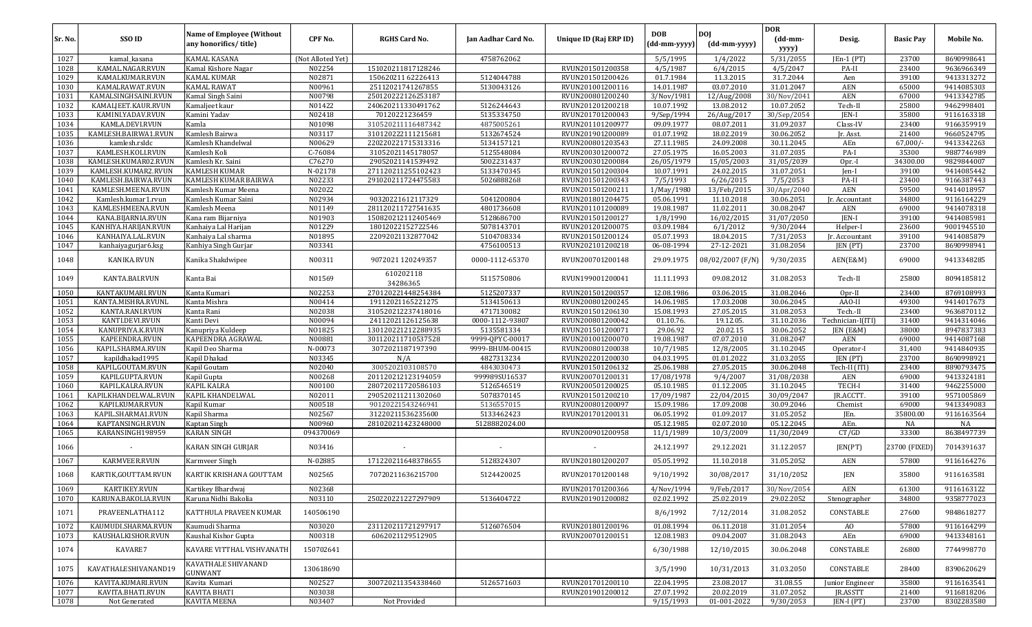| Sr. No. | SSO ID | Name of Employee (Without any honorifics/ title) | CPF No. | RGHS Card No. | Jan Aadhar Card No. | Unique ID (Raj ERP ID) | DOB (dd-mm-yyyy) | DOJ (dd-mm-yyyy) | DOR (dd-mm-yyyy) | Desig. | Basic Pay | Mobile No. |
|---|---|---|---|---|---|---|---|---|---|---|---|---|
| 1027 | kamal_kasana | KAMAL KASANA | (Not Alloted Yet) | | 4758762062 | | 5/5/1995 | 1/4/2022 | 5/31/2055 | JEn-1 (PT) | 23700 | 8690998641 |
| 1028 | KAMAL.NAGAR.RVUN | Kamal Kishore Nagar | N02254 | 151020211817128246 | | RVUN201501200358 | 4/5/1987 | 6/4/2015 | 4/5/2047 | PA-II | 23400 | 9636966349 |
| 1029 | KAMALKUMAR.RVUN | KAMAL KUMAR | N02871 | 150620211 62226413 | 5124044788 | RVUN201501200426 | 01.7.1984 | 11.3.2015 | 31.7.2044 | Aen | 39100 | 9413313272 |
| 1030 | KAMALRAWAT.RVUN | KAMAL RAWAT | N00961 | 25112021741267855 | 5130043126 | RVUN201001200116 | 14.01.1987 | 03.07.2010 | 31.01.2047 | AEN | 65000 | 9414085303 |
| 1031 | KAMALSINGHSAINI.RVUN | Kamal Singh Saini | N00798 | 250120222126253187 | | RVUN200801200240 | 3/Nov/1981 | 12/Aug/2008 | 30/Nov/2041 | AEN | 67000 | 9413342785 |
| 1032 | KAMALJEET.KAUR.RVUN | Kamaljeet kaur | N01422 | 240620211330491762 | 5126244643 | RVUN201201200218 | 10.07.1992 | 13.08.2012 | 10.07.2052 | Tech-II | 25800 | 9462998401 |
| 1033 | KAMINI.YADAV.RVUN | Kamini Yadav | N02418 | 70120221236459 | 5135334750 | RVUN201701200043 | 9/Sep/1994 | 26/Aug/2017 | 30/Sep/2054 | JEN-I | 35800 | 9116163318 |
| 1034 | KAMLA.DEVI.RVUN | Kamla | N01098 | 310520211116487342 | 4875005261 | RVUN201101200977 | 09.09.1977 | 08.07.2011 | 31.09.2037 | Class-IV | 23400 | 9166359919 |
| 1035 | KAMLESH.BAIRWA1.RVUN | Kamlesh Bairwa | N03117 | 310120222111215681 | 5132674524 | RVUN201901200089 | 01.07.1992 | 18.02.2019 | 30.06.2052 | Jr. Asst. | 21400 | 9660524795 |
| 1036 | kamlesh.rsldc | Kamlesh Khandelwal | N00629 | 220220221715313316 | 5134157121 | RVUN200801203543 | 27.11.1985 | 24.09.2008 | 30.11.2045 | AEn | 67,000/- | 9413342263 |
| 1037 | KAMLESH.KOLI.RVUN | Kamlesh Koli | C-76084 | 31052021145178057 | 5125548084 | RVUN200301200072 | 27.05.1975 | 16.05.2003 | 31.07.2035 | PA-I | 35300 | 9887746989 |
| 1038 | KAMLESH.KUMAR02.RVUN | Kamlesh Kr. Saini | C76270 | 29052021141539492 | 5002231437 | RVUN200301200084 | 26/05/1979 | 15/05/2003 | 31/05/2039 | Opr.-I | 34300.00 | 9829844007 |
| 1039 | KAMLESH.KUMAR2.RVUN | KAMLESH KUMAR | N-02178 | 271120211255102423 | 5133470345 | RVUN201501200304 | 10.07.1991 | 24.02.2015 | 31.07.2051 | Jen-I | 39100 | 9414085442 |
| 1040 | KAMLESH.BAIRWA.RVUN | KAMLESH KUMAR BAIRWA | N02233 | 291020211724475583 | 5026888268 | RVUN201501200343 | 7/5/1993 | 6/26/2015 | 7/5/2053 | PA-II | 23400 | 9166387443 |
| 1041 | KAMLESH.MEENA.RVUN | Kamlesh Kumar Meena | N02022 | | | RVUN201501200211 | 1/May/1980 | 13/Feb/2015 | 30/Apr/2040 | AEN | 59500 | 9414018957 |
| 1042 | Kamlesh.kumar1.rvun | Kamlesh Kumar Saini | N02934 | 90320221612117329 | 5041200804 | RVUN201801204475 | 05.06.1991 | 11.10.2018 | 30.06.2051 | Jr. Accountant | 34800 | 9116164229 |
| 1043 | KAMLESHMEENA.RVUN | Kamlesh Meena | N01149 | 281120211727541635 | 4801736608 | RVUN201101200089 | 19.08.1987 | 11.02.2011 | 30.08.2047 | AEN | 69000 | 9414078318 |
| 1044 | KANA.BIJARNIA.RVUN | Kana ram Bijarniya | N01903 | 150820212112405469 | 5128686700 | RVUN201501200127 | 1/8/1990 | 16/02/2015 | 31/07/2050 | JEN-I | 39100 | 9414085981 |
| 1045 | KANHIYA.HARIJAN.RVUN | Kanhaiya Lal Harijan | N01229 | 18012022152722546 | 5078143701 | RVUN201201200075 | 03.09.1984 | 6/1/2012 | 9/30/2044 | Helper-I | 23600 | 9001945510 |
| 1046 | KANHAIYA.LAL.RVUN | Kanhaiya Lal sharma | N01895 | 22092021132877042 | 5104708334 | RVUN201501200124 | 05.07.1993 | 18.04.2015 | 7/31/2053 | Jr. Accountant | 39100 | 9414085879 |
| 1047 | kanhaiyagurjar6.ksg | Kanhiya Singh Gurjar | N03341 | | 4756100513 | RVUN202101200218 | 06-08-1994 | 27-12-2021 | 31.08.2054 | JEN (PT) | 23700 | 8690998941 |
| 1048 | KANIKA.RVUN | Kanika Shakdwipee | N00311 | 9072021 120249357 | 0000-1112-65370 | RVUN200701200148 | 29.09.1975 | 08/02/2007 (F/N) | 9/30/2035 | AEN(E&M) | 69000 | 9413348285 |
| 1049 | KANTA.BAI.RVUN | Kanta Bai | N01569 | 610202118 34286365 | 5115750806 | RVUN199001200041 | 11.11.1993 | 09.08.2012 | 31.08.2053 | Tech-II | 25800 | 8094185812 |
| 1050 | KANTAKUMARI.RVUN | Kanta Kumari | N02253 | 270120221448254384 | 5125207337 | RVUN201501200357 | 12.08.1986 | 03.06.2015 | 31.08.2046 | Opr-II | 23400 | 8769108993 |
| 1051 | KANTA.MISHRA.RVUNL | Kanta Mishra | N00414 | 19112021165221275 | 5134150613 | RVUN200801200245 | 14.06.1985 | 17.03.2008 | 30.06.2045 | AAO-II | 49300 | 9414017673 |
| 1052 | KANTA.RANI.RVUN | Kanta Rani | N02038 | 310520212237418016 | 4717130082 | RVUN201501206130 | 15.08.1993 | 27.05.2015 | 31.08.2053 | Tech.-II | 23400 | 9636870112 |
| 1053 | KANTI.DEVI.RVUN | Kanti Devi | N00094 | 24112021126125638 | 0000-1112-93807 | RVUN200801200042 | 01.10.76. | 19.12.05. | 31.10.2036 | Technician-I(ITI) | 31400 | 9414314046 |
| 1054 | KANUPRIYA.K.RVUN | Kanupriya Kuldeep | NO1825 | 130120221212288935 | 5135581334 | RVUN201501200071 | 29.06.92 | 20.02.15 | 30.06.2052 | JEN (E&M) | 38000 | 8947837383 |
| 1055 | KAPEENDRA.RVUN | KAPEENDRA AGRAWAL | N00881 | 301120211710537528 | 9999-QPYC-00017 | RVUN201001200070 | 19.08.1987 | 07.07.2010 | 31.08.2047 | AEN | 69000 | 9414087168 |
| 1056 | KAPIL.SHARMA.RVUN | Kapil Deo Sharma | N-00073 | 3072021187197390 | 9999-BHUM-00415 | RVUN200801200038 | 10/7/1985 | 12/8/2005 | 31.10.2045 | Operator-I | 31,400 | 9414840935 |
| 1057 | kapildhakad1995 | Kapil Dhakad | N03345 | N/A | 4827313234 | RVUN202201200030 | 04.03.1995 | 01.01.2022 | 31.03.2055 | JEN (PT) | 23700 | 8690998921 |
| 1058 | KAPIL.GOUTAM.RVUN | Kapil Goutam | N02040 | 3005202103108570 | 4843030473 | RVUN201501206132 | 25.06.1988 | 27.05.2015 | 30.06.2048 | Tech-II (ITI) | 23400 | 8890793475 |
| 1059 | KAPIL.GUPTA.RVUN | Kapil Gupta | N00268 | 201120212123194059 | 999989SU16537 | RVUN200701200131 | 17/08/1978 | 9/4/2007 | 31/08/2038 | AEN | 69000 | 9413324181 |
| 1060 | KAPIL.KALRA.RVUN | KAPIL KALRA | N00100 | 280720211720586103 | 5126546519 | RVUN200501200025 | 05.10.1985 | 01.12.2005 | 31.10.2045 | TECH-I | 31400 | 9462255000 |
| 1061 | KAPILKHANDELWAL.RVUN | KAPIL KHANDELWAL | N02011 | 290520211211302060 | 5078370145 | RVUN201501200210 | 17/09/1987 | 22/04/2015 | 30/09/2047 | JR.ACCTT. | 39100 | 9571005869 |
| 1062 | KAPILKUMAR.RVUN | Kapil Kumar | N00518 | 90120221543246941 | 5136557015 | RVUN200801200097 | 15.09.1986 | 17.09.2008 | 30.09.2046 | Chemist | 69000 | 9413349083 |
| 1063 | KAPIL.SHARMA1.RVUN | Kapil Sharma | N02567 | 31220211536235600 | 5133462423 | RVUN201701200131 | 06.05.1992 | 01.09.2017 | 31.05.2052 | JEn. | 35800.00 | 9116163564 |
| 1064 | KAPTANSINGH.RVUN | Kaptan Singh | N00960 | 281020211423248000 | 5128882024.00 | | 05.12.1985 | 02.07.2010 | 05.12.2045 | AEn. | NA | NA |
| 1065 | KARANSINGH198959 | KARAN SINGH | 094370069 | | | RVUN200901200958 | 11/1/1989 | 10/3/2009 | 11/30/2049 | CT/GD | 33300 | 8638497739 |
| 1066 | - | KARAN SINGH GURJAR | N03416 | - | - | - | 24.12.1997 | 29.12.2021 | 31.12.2057 | JEN(PT) | 23700 (FIXED) | 7014391637 |
| 1067 | KARMVEER.RVUN | Karmveer Singh | N-02885 | 171220211648378655 | 5128324307 | RVUN201801200207 | 05.05.1992 | 11.10.2018 | 31.05.2052 | AEN | 57800 | 9116164276 |
| 1068 | KARTIK,GOUTTAM.RVUN | KARTIK KRISHANA GOUTTAM | N02565 | 70720211636215700 | 5124420025 | RVUN201701200148 | 9/10/1992 | 30/08/2017 | 31/10/2052 | JEN | 35800 | 9116163581 |
| 1069 | KARTIKEY.RVUN | Kartikey Bhardwaj | N02368 | | | RVUN201701200366 | 4/Nov/1994 | 9/Feb/2017 | 30/Nov/2054 | AEN | 61300 | 9116163122 |
| 1070 | KARUNA.BAKOLIA.RVUN | Karuna Nidhi Bakolia | N03110 | 250220221227297909 | 5136404722 | RVUN201901200082 | 02.02.1992 | 25.02.2019 | 29.02.2052 | Stenographer | 34800 | 9358777023 |
| 1071 | PRAVEENLATHA112 | KATTHULA PRAVEEN KUMAR | 140506190 | | | | 8/6/1992 | 7/12/2014 | 31.08.2052 | CONSTABLE | 27600 | 9848618277 |
| 1072 | KAUMUDI.SHARMA.RVUN | Kaumudi Sharma | N03020 | 231120211721297917 | 5126076504 | RVUN201801200196 | 01.08.1994 | 06.11.2018 | 31.01.2054 | AO | 57800 | 9116164299 |
| 1073 | KAUSHALKISHOR.RVUN | Kaushal Kishor Gupta | N00318 | 6062021129512905 | | RVUN200701200151 | 12.08.1983 | 09.04.2007 | 31.08.2043 | AEn | 69000 | 9413348161 |
| 1074 | KAVARE7 | KAVARE VITTHAL VISHVANATH | 150702641 | | | | 6/30/1988 | 12/10/2015 | 30.06.2048 | CONSTABLE | 26800 | 7744998770 |
| 1075 | KAVATHALESHIVANAND19 | KAVATHALE SHIVANAND GUNWANT | 130618690 | | | | 3/5/1990 | 10/31/2013 | 31.03.2050 | CONSTABLE | 28400 | 8390620629 |
| 1076 | KAVITA.KUMARI.RVUN | Kavita Kumari | N02527 | 300720211354338460 | 5126571603 | RVUN201701200110 | 22.04.1995 | 23.08.2017 | 31.08.55 | Junior Engineer | 35800 | 9116163541 |
| 1077 | KAVITA.BHATI.RVUN | KAVITA BHATI | N03038 | | | RVUN201901200012 | 27.07.1992 | 20.02.2019 | 31.07.2052 | JR.ASSTT | 21400 | 9116818206 |
| 1078 | Not Generated | KAVITA MEENA | N03407 | Not Provided | | | 9/15/1993 | 01-001-2022 | 9/30/2053 | JEN-I (PT) | 23700 | 8302283580 |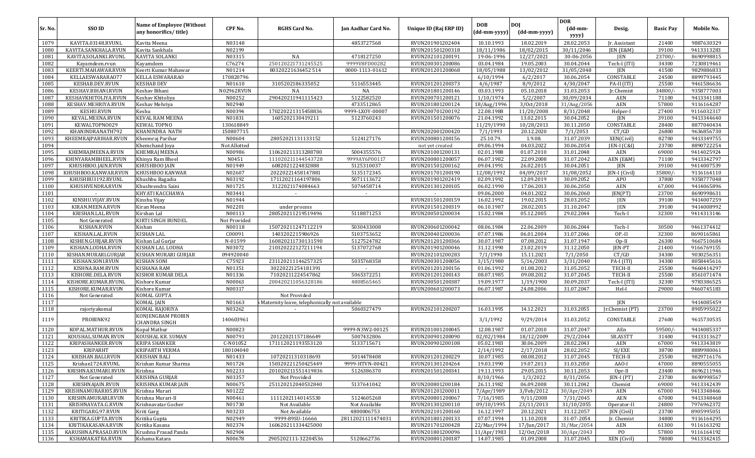| Sr. No. | SSO ID | Name of Employee (Without any honorifics/ title) | CPF No. | RGHS Card No. | Jan Aadhar Card No. | Unique ID (Raj ERP ID) | DOB (dd-mm-yyyy) | DOJ (dd-mm-yyyy) | DOR (dd-mm-yyyy) | Desig. | Basic Pay | Mobile No. |
|---|---|---|---|---|---|---|---|---|---|---|---|---|
| 1079 | KAVITA.03148.RVUNL | Kavita Meena | N03148 | | 4853727568 | RVUN201901202404 | 10.10.1993 | 18.02.2019 | 28.02.2053 | Jr. Assistant | 21400 | 9887630329 |
| 1080 | KAVITA.SANKHALA.RVUN | Kavita Sankhala | N02199 | | | RVUN201501200318 | 18/11/1986 | 18/02/2015 | 30/11/2046 | JEN (E&M) | 39100 | 9413313283 |
| 1081 | KAVITA.SOLANKI.RVUNL | KAVITA SOLANKI | N03315 | NA | 4718127250 | RVUN202101200191 | 19-06-1996 | 12/27/2021 | 30-06-2056 | JEN | 23700/- | 8690998815 |
| 1082 | Kayamdeen.rvun | Kayamdeen | C76274 | 250120221731245525 | 9999V8FD00282 | RVUN200301200086 | 03.04.1984 | 19.05.2003 | 30.04.2044 | Tech-I (ITI) | 34300 | 7230819461 |
| 1083 | KEERTI.MAHAWAR.RVUN | Keerti Kumar Mahawar | N01214 | 80320221636452 514 | 0000-1113-01612 | RVUN201201200068 | 18/05/1988 | 13/02/2012 | 31/05/2048 | JEN | 41500 | 9829886833 |
| 1084 | KELLAESWARARAO77 | KELLA ESWARARAO | 170820796 | | | | 6/10/1994 | 6/2/2017 | 30.06.2054 | CONSTABLE | 24500 | 8899793445 |
| 1085 | KESHAB.DEV.RVUN | KESHAB DEV | N01610 | 3105202186335052 | 5116553445 | RVUN201201200373 | 4/6/1987 | 8/9/2012 | 4/30/2047 | PA-II (ITI) | 25500 | 9461586636 |
| 1086 | KESHAV.BIHANI.RVUN | Keshav Bihani | N02962RVUN | NA | NA | RVUN201801200146 | 03.03.1993 | 05.10.2018 | 31.03.2053 | Jr.Chemist | 34800/- | 9358777003 |
| 1087 | KESHAVKHITOLIYA.RVUN | Keshav Khitoliya | N00252 | 290420211941115423 | 5122582520 | RVUN200701200121 | 1/10/1974 | 5/2/2007 | 30/09/2034 | AEN | 71100 | 9413341188 |
| 1088 | KESHAV.MEHRIYA.RVUN | Keshav Mehriya | N02940 | | 4733512865 | RVUN201801200124 | 18/Aug/1996 | 3/Oct/2018 | 31/Aug/2056 | AEN | 57800 | 9116164287 |
| 1089 | KESHU.RVUN | Keshu | N00394 | 170220221315458836 | 9999-LXOY-00007 | RVUN200701200192 | 22.08.1988 | 11/20/2008 | 8/31/2048 | Helper-I | 27400 | 9116032317 |
| 1090 | KEVAL.MEENA.RVUN | KEVAL RAM MEENA | N01831 | 1605202130419211 | 5123760243 | RVUN201501200076 | 21.04.1992 | 13.02.2015 | 30.04.2052 | JEN | 39100 | 9413344640 |
| 1091 | KEWALTOPNO029 | KEWAL TOPNO | 130618849 | | | | 11/29/1990 | 10/28/2013 | 30.11.2050 | CONSTABLE | 28400 | 8877040434 |
| 1092 | KHANINDRANATH792 | KHANINDRA NATH | 150807715 | | | RVUN202001200420 | 7/1/1993 | 20.12.2020 | 7/1/2053 | CT/GD | 26800 | 9636856730 |
| 1093 | KHEEMRAJPARIHAR.RVUN | Kheemraj Parihar | N00604 | 28052021131133152 | 5124127176 | RVUN200801200156 | 25.10.79. | 1.9.08. | 31.07.2039 | XEN(Civil) | 82700 | 9413349755 |
| 1094 | | Khemchand Joya | Not Allotted | | | not yet created | 09.06.1994 | 04.03.2022 | 30.06.2054 | JEN-I (C&I) | 23700 | 8890722254 |
| 1095 | KHEMRAJMEENA.RVUN | KHEMRAJ MEENA | N00986 | 110620211313288780 | 5004355576 | RVUN201001200131 | 02.01.1988 | 01.07.2010 | 31.01.2048 | AEN | 69000 | 9414025924 |
| 1096 | KHINYARAMBHEEL.RVUN | Khinya Ram Bheel | N0451 | 111020211144543728 | 9999AY6P00117 | RVUN200801200057 | 06.07.1982 | 22.09.2008 | 31.07.2042 | AEN (E&M) | 71100 | 9413342797 |
| 1097 | KHUSHBOO.JAIN.RVUN | KHUSHBOO JAIN | N01949 | 6082021224832888 | 5125310037 | RVUN201501200162 | 09.04.1991 | 26.02.2015 | 30.04.2051 | JEN | 39100 | 9414007539 |
| 1098 | KHUSHBOO.KANWAR.RVUN | KHUSHBOO KANWAR | N02607 | 20220221458147881 | 5135172345 | RVUN201701200190 | 12/08/1992 | 04/09/2017 | 31/08/2052 | JEN-I (Civil) | 35800/- | 9116164110 |
| 1099 | KHUSHBU3192.RVUNL | Khushbu Bagadia | N03192 | 17112021164197806 | 5071113672 | RVUN201901202419 | 02.09.1992 | 12.09.2019 | 30.09.2052 | APO | 37800 | 9358777048 |
| 1100 | KHUSHVENDRA.RVUN | Khushvendra Saini | N01725 | 3122021174084663 | 5076458714 | RVUN201301200105 | 06.02.1990 | 17.06.2013 | 30.06.2050 | AEN | 67,000 | 9414065896 |
| 1101 | - | KHYATI KACCHAWA | N03441 | - | - | - | 09.06.2000 | 04.01.2022 | 30.06.2060 | JEN(PT) | 23700 | 8690998631 |
| 1102 | KINSHU.VIJAY.RVUN | Kinshu Vijay | N01944 | | | RVUN201501200159 | 16.02.1992 | 19.02.2015 | 28.03.2052 | JEN | 39100 | 9414007259 |
| 1103 | KIRAN.MEENA.RVUN | Kiran Meena | N02201 | under process | | RVUN201501200319 | 06.10.1987 | 28.02.2015 | 31.10.2047 | JEN | 39100 | 9414008992 |
| 1104 | KRISHAN.LAL.RVUN | Kirshan Lal | N00113 | 280520211219519496 | 5118871253 | RVUN200501200034 | 15.02.1984 | 05.12.2005 | 29.02.2044 | Tech-I | 32300 | 9414313146 |
| 1105 | Not Generated | KIRTI SINGH BUNDEL | Not Provided | | | | | | | | | |
| 1106 | KISHAN.RVUN | Kishan | N00118 | 150720211247112219 | 5030433008 | RVUN200601200042 | 08.06.1984 | 22.06.2009 | 30.06.2044 | Tech-I | 30500 | 9461374412 |
| 1107 | KISHAN.LAL.RVUN | KISHAN LAL | C00091 | 1403202215986926 | 5103753652 | RVUN200401200036 | 07.07.1986 | 06.01.2004 | 31.07.2046 | OP.-II | 32300 | 8690165861 |
| 1108 | KISHEN.GURJAR.RVUN | Kishan Lal Gurjar | N-01599 | 160820211730131590 | 5127524782 | RVUN201201200366 | 30.07.1987 | 07.08.2012 | 31.07.1947 | Op-II | 26300 | 9667510684 |
| 1109 | KISHAN.LODHA.RVUN | KISHAN LAL LODHA | N03072 | 210320222127211194 | 5137072768 | RVUN201901200046 | 31.12.1990 | 23.02.2019 | 31.12.2050 | JEN-PT | 21400 | 9166769155 |
| 1110 | KISHAN.MURARI.GURJAR | KISHAN MURARI GURJAR | 094920040 | | | RVUN202101200283 | 7/1/1990 | 15.11.2021 | 7/1/2050 | CT/GD | 34300 | 9030256351 |
| 1111 | KISHAN.SONI.RVUN | KISHAN SONI | C75923 | 231120211146257325 | 5035768358 | RVUN200301200056 | 3/15/1980 | 5/16/2003 | 3/31/2040 | PA-I (ITI) | 34300 | 8058445616 |
| 1112 | KISHNA.RAM.RVUN | KISHANA RAM | N01351 | 30220221254181391 | - | RVUN201201200156 | 01.06.1992 | 01.08.2012 | 31.05.2052 | TECH-II | 25500 | 9660414297 |
| 1113 | KISHORE.DELA.RVUN | KISHOR KUMAR DELA | N01336 | 71020211224547862 | 5065372251 | RVUN201201200143 | 08.07.1985 | 09.08.2012 | 31.07.2045 | TECH-II | 25500 | 8561071474 |
| 1114 | KISHORE.KUMAR.RVUNL | Kishore Kumar | N00063 | 200420211056328186 | 4808565465 | RVUN200501200387 | 19.09.1977 | 1/19/1900 | 30.09.2037 | Tech-I (ITI) | 32300 | 9783386525 |
| 1115 | KISHORE.KUMAR.RVUN | Kishore Kumar | N00317 | | | RVUN200601200073 | 06.07.1987 | 24.08.2006 | 31.07.2047 | Hel-I | 29000 | 9460745183 |
| 1116 | Not Generated | KOMAL GUPTA | | Not Provided | | | | | | | | |
| 1117 | | KOMAL JAIN | N01663 | Maternity leave, telephonically not available | | | | | | JEN | | 9414085459 |
| 1118 | rajoriyakomal | KOMAL RAJORIYA | N03262 | - | 5060327479 | RVUN202101200207 | 16.03.1995 | 14.12.2021 | 31.03.2055 | Jr.Chemist (PT) | 23700 | 8905995022 |
| 1119 | PROBINK92 | KONJENGBAM PROBIN CHANDRA SINGH | 140603961 | | | | 3/1/1992 | 9/29/2014 | 31.03.2052 | CONSTABLE | 27600 | 9615730535 |
| 1120 | KOPAL.MATHUR.RVUN | Kopal Mathur | N00823 | | 9999-N3W2-00125 | RVUN201001200045 | 12.08.1987 | 01.07.2010 | 31.07.2047 | AEn | 59500/- | 9414085337 |
| 1121 | KOUSHAL.SUMAN.RVUN | KOUSHAL KR. SUMAN | N00791 | 20122021157186649 | 5007432806 | RVUN200901200090 | 02/02/1984 | 18/12/2009 | 29/2/2044 | SR.ASSTT | 31400 | 9413313627 |
| 1122 | KRIPASHANKER.RVUN | KRIPA SHANKER | C-N01052 | 171112021193553120 | 5133715671 | RVUN200901200108 | 05.02.1983 | 30.06.2009 | 28.02.2043 | AEN | 67000 | 9413343819 |
| 1123 | KRIPARHT | KRIPARTH VERMA | 180104040 | | | | 2/14/1992 | 2/17/2018 | 28.02.2052 | SI/EXE | 38700 | 8889980061 |
| 1124 | KRISHAN.BALI.RVUN | KRISHAN BALI | N01433 | 10720211310318693 | 5014478408 | RVUN201201200229 | 10.07.1985 | 08.08.2012 | 31.07.2045 | TECH-II | 25500 | 9829716176 |
| 1125 | Krishan1724.RVUNL | Krishan Kumar Sharma | N01724 | 150320221250425449 | 9999-HTVN-00421 | RVUN201301204264 | 19.03.1990 | 19.07.2013 | 31.03.2050 | AAO-I | 47000 | 8890555055 |
| 1126 | KRISHNA.KUMARI.RVUN | Krishna | N02231 | 201020211551419836 | 5126386370 | RVUN201501200341 | 19.11.1993 | 29.05.2015 | 30.11.2053 | Opr-II | 23400 | 8696211946 |
| 1127 | Not Generated | KRISHNA GURJAR | N03357 | Not Provided | | | 8/10/1966 | 1/3/2022 | 8/31/2056 | JEN-I (PT) | 23700 | 8690998567 |
| 1128 | KRISHNAJAIN.RVUN | KRISHNA KUMAR JAIN | N00675 | 251120212040532840 | 5137641042 | RVUN200801200184 | 26.11.1982 | 06.09.2008 | 30.11.2042 | Chemist | 69000 | 9413342439 |
| 1129 | KRISHNAMURARI05.RVUN | Krishna Murari | N01222 | | | RVUN201201200011 | 7/Apr/1989 | 3/Feb/2012 | 30/Apr/2049 | AEN | 67000 | 9413348466 |
| 1130 | KRISHNAMURARI.RVUN | Krishna Murari-II | N00461 | 11112021140145530 | 5124605268 | RVUN200801200067 | 7/16/1985 | 9/11/2008 | 7/31/2045 | AEN | 67000 | 9413348468 |
| 1131 | KRISHNAVATA.G.RVUN | Krishnavatar Gocher | N01730 | Not Available | Not Available | RVUN201301200110 | 09/10/1995 | 23/11/2013 | 31/10/2055 | Operator-II | 24800 | 7976962372 |
| 1132 | KRITIGARG.97.RVUN | Kriti Garg | N03233 | Not Available | 4800006753 | RVUN202101200160 | 16.12.1997 | 20.12.2021 | 31.12.2057 | JEN (Civil) | 23700 | 8905995051 |
| 1133 | KRITIKA.GUPTA.RVUN | Kritika Gupta | N02949 | 9999-89SU-16666 | 28112021111474031 | RVUN201801200133 | 07.07.1994 | 11.10.2018 | 31-07-2054 | Jr. Chemist | 34800 | 9116164295 |
| 1134 | KRITIKAKASANA.RVUN | Kritika Kasana | N02374 | 160620211334425000 | | RVUN201701200428 | 22/Mar/1994 | 17/Jun/2017 | 31/Mar/2054 | AEN | 61300 | 9116163292 |
| 1135 | KARUSHNA.PRASAD.RVUN | Krushna Prasad Panda | N02904 | | | RVUN201801200096 | 11/Apr/1983 | 12/Oct/2018 | 30/Apr/2043 | PO | 57800 | 9116164192 |
| 1136 | KSHAMAKATRA.RVUN | Kshama Katara | N00678 | 2905202111-32204536 | 5120662736 | RVUN200801200187 | 14.07.1985 | 01.09.2008 | 31.07.2045 | XEN (Civil) | 78000 | 9413342415 |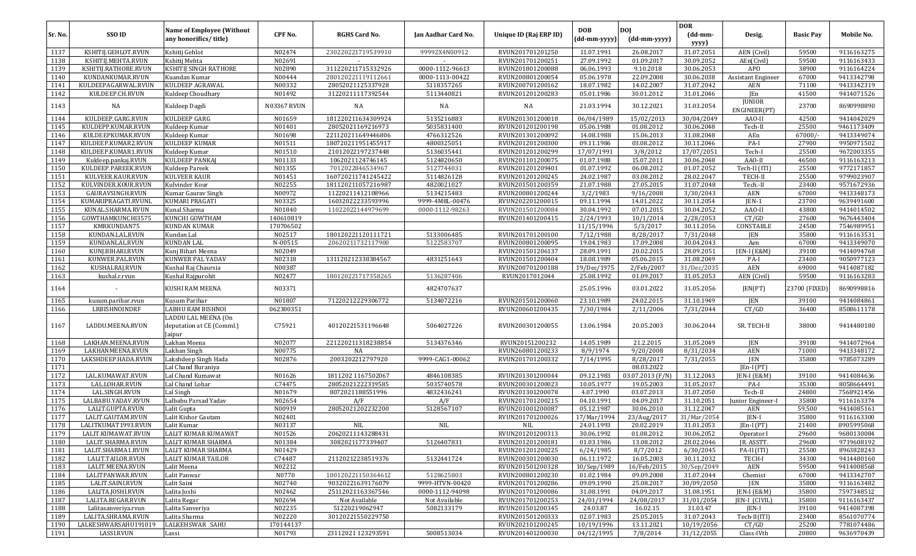| Sr. No. | SSO ID | Name of Employee (Without any honorifics/ title) | CPF No. | RGHS Card No. | Jan Aadhar Card No. | Unique ID (Raj ERP ID) | DOB (dd-mm-yyyy) | DOJ (dd-mm-yyyy) | DOR (dd-mm-yyyy) | Desig. | Basic Pay | Mobile No. |
|---|---|---|---|---|---|---|---|---|---|---|---|---|
| 1137 | KSHITIJ.GEHLOT.RVUN | Kshitij Gehlot | N02474 | 230220221719539910 | 99992X4N00912 | RVUN201701201250 | 11.07.1991 | 26.08.2017 | 31.07.2051 | AEN (Civil) | 59500 | 9116163275 |
| 1138 | KSHITIJ.MEHTA.RVUN | Kshitij Mehta | N02691 | - | - | RVUN201701200251 | 27.09.1992 | 01.09.2017 | 30.09.2052 | AEn(Civil) | 59500 | 9116163433 |
| 1139 | KSHITIJ.RATHORE.RVUN | KSHITIJ SINGH RATHORE | N02890 | 311220211715332926 | 0000-1112-96613 | RVUN201801200088 | 06.06.1993 | 9.10.2018 | 30.06.2053 | APO | 38900 | 9116164224 |
| 1140 | KUNDANKUMAR.RVUN | Kuandan Kumar | N00444 | 280120221119112661 | 0000-1113-00422 | RVUN200801200054 | 05.06.1978 | 22.09.2008 | 30.06.2038 | Assistant Engineer | 67000 | 9413342798 |
| 1141 | KULDEEPAGARWAL.RVUN | KULDEEP AGRAWAL | N00332 | 280520211235379928 | 5118357265 | RVUN200701200162 | 18.07.1982 | 14.02.2007 | 31.07.2042 | AEN | 71100 | 9413342319 |
| 1142 | KULDEEP.CH.RVUN | Kuldeep Choudhary | N01492 | 31220211117392544 | 5113440821 | RVUN201201200283 | 05.01.1986 | 30.01.2012 | 31.01.2046 | JEn | 41500 | 9414071526 |
| 1143 | NA | Kuldeep Dagdi | N03367 RVUN | NA | NA | NA | 21.03.1994 | 30.12.2021 | 31.03.2054 | JUNIOR ENGINEER(PT) | 23700 | 8690998890 |
| 1144 | KULDEEP.GARG.RVUN | KULDEEP GARG | N01659 | 181220211634309924 | 5135216883 | RVUN201301200018 | 06/04/1989 | 15/02/2013 | 30/04/2049 | AAO-II | 42500 | 9414042029 |
| 1145 | KULDEPP.KUMAR.RVUN | Kuldeep Kumar | N01401 | 280520211169216973 | 5035831400 | RVUN201201200198 | 05.06.1988 | 01.08.2012 | 30.06.2048 | Tech-II | 25500 | 9461173409 |
| 1146 | KULDEEPKUMAR.RVUN | Kuldeep Kumar | N01698 | 221120211649446806 | 4766312526 | RVUN201301200092 | 14.08.1988 | 15.06.2013 | 31.08.2048 | AEn | 67000/- | 9413349074 |
| 1147 | KULDEEP.KUMAR2.RVUN | KULDEEP KUMAR | N01511 | 180720211951455917 | 4800325051 | RVUN201201200300 | 09.11.1986 | 03.08.2012 | 30.11.2046 | PA-I | 27900 | 9950971502 |
| 1148 | KULDEEP.KUMAR1.RVUN | Kuldeep Kumar | N01510 | 21012022197237448 | 5136035441 | RVUN201201200299 | 17/07/1991 | 3/8/2012 | 17/07/2051 | Tech-I | 25500 | 9672003355 |
| 1149 | Kuldeep.pankaj.RVUN | KULDEEP PANKAJ | N01133 | 1062021124746145 | 5124820650 | RVUN201101200075 | 01.07.1988 | 15.07.2011 | 30.06.2048 | AAO-II | 46500 | 9116163213 |
| 1150 | KULDEEP.PAREEK.RVUN | Kuldeep Pareek | N01355 | 7012022846534967 | 5127744031 | RVUN201201209401 | 01.07.1992 | 06.08.2012 | 01.07.2052 | Tech-II (ITI) | 25500 | 9772171857 |
| 1151 | KULVEER.KAUR.RVUN | KULVEER KAUR | N01451 | 160720211741245422 | 5114826128 | RVUN201201200245 | 24.02.1987 | 03.08.2012 | 28.02.2047 | TECH-II | 25500 | 9799023907 |
| 1152 | KULVINDER.KOUR.RVUN | Kulvinder Kour | N02255 | 181120211057216987 | 4820021027 | RVUN201501200359 | 21.07.1988 | 27.05.2015 | 31.07.2048 | Tech.-II | 23400 | 9571672936 |
| 1153 | GAURAVSINGH.RVUN | Kumar Gaurav Singh | N00972 | 11220211421108966 | 5134215483 | RVUN200801200244 | 3/2/1983 | 9/16/2008 | 3/30/2043 | AEN | 67000 | 9413348173 |
| 1154 | KUMARIPRAGATI.RVUNL | KUMARI PRAGATI | N03325 | 16032022233593996 | 9999-4M8L-00476 | RVUN202201200015 | 09.11.1994 | 14.01.2022 | 30.11.2054 | JEN-1 | 23700 | 9639491600 |
| 1155 | KUNAL.SHARMA.RVUN | Kunal Sharma | N01840 | 11022022144979699 | 0000-1112-98263 | RVUN201501200084 | 30.04.1992 | 07.01.2015 | 30.04.2052 | AAO-II | 43800 | 9414014502 |
| 1156 | GOWTHAMKUNCHI3575 | KUNCHI GOWTHAM | 140610819 | | | RVUN201401200415 | 2/24/1993 | 10/1/2014 | 2/28/2053 | CT/GD | 27600 | 9676443404 |
| 1157 | KMRKUNDAN75 | KUNDAN KUMAR | 170706502 | | | | 11/15/1996 | 5/3/2017 | 30.11.2056 | CONSTABLE | 24500 | 7546989951 |
| 1158 | KUNDAN.LAL.RVUN | Kundan Lal | N02517 | 180120221120111721 | 5133006485 | RVUN201701200100 | 7/12/1988 | 8/28/2017 | 7/31/2048 | JEN | 35800 | 9116163531 |
| 1159 | KUNDANLAL.RVUN | KUNDAN LAL | N-00515 | 20620211732117900 | 5122583707 | RVUN200801200095 | 19.04.1983 | 17.09.2008 | 30.04.2043 | Aen | 67000 | 9413349070 |
| 1160 | KUNJ.BIHARI.RVUN | Kunj Bihari Meena | N02049 | | | RVUN201501206137 | 28.09.1991 | 20.02.2015 | 28.09.2051 | JEN-I (E&M) | 39100 | 9414094768 |
| 1161 | KUNWER.PAL.RVUN | KUNWER PAL YADAV | N02318 | 131120212338384567 | 4831251643 | RVUN201501200404 | 18.08.1989 | 05.06.2015 | 31.08.2049 | PA-I | 23400 | 9050977123 |
| 1162 | KUSHALRAJ.RVUN | Kushal Raj Chaursia | N00387 | | | RVUN200701200188 | 19/Dec/1975 | 2/Feb/2007 | 31/Dec/2035 | AEN | 69000 | 9414087182 |
| 1163 | kushal.r.rvun | Kushal Rajpurohit | N02477 | 180120221717358265 | 5136287406 | RVUN2017012044 | 25.08.1992 | 01.09.2017 | 31.05.2053 | AEN (Civil) | 59500 | 9116163283 |
| 1164 | - | KUSHI RAM MEENA | N03371 | | 4824707637 | | 25.05.1996 | 03.01.2022 | 31.05.2056 | JEN(PT) | 23700 (FIXED) | 8690998816 |
| 1165 | kusum.parihar.rvun | Kusum Parihar | N01807 | 71220212229306772 | 5134072216 | RVUN201501200060 | 23.10.1989 | 24.02.2015 | 31.10.1949 | JEN | 39100 | 9414084861 |
| 1166 | LRBISHNOINDRF | LABHU RAM BISHNOI | 062300351 | | | RVUN200601200435 | 7/30/1984 | 2/11/2006 | 7/31/2044 | CT/GD | 36400 | 8508611178 |
| 1167 | LADDU.MEENA.RVUN | LADDU LAL MEENA (On deputation at CE (Comml.) Jaipur | C75921 | 40120221531196648 | 5064027226 | RVUN200301200055 | 13.06.1984 | 20.05.2003 | 30.06.2044 | SR. TECH-II | 38000 | 9414480180 |
| 1168 | LAKHAN.MEENA.RVUN | Lakhan Meena | N02077 | 221220211318238854 | 5134376346 | RVUN20151200232 | 14.05.1989 | 21.2.2015 | 31.05.2049 | JEN | 39100 | 9414072964 |
| 1169 | LAKHANMEENA.RVUN | Lakhan Singh | N00775 | NA | | RVUN260801200233 | 8/9/1974 | 9/20/2008 | 8/31/2034 | AEN | 71000 | 9413348172 |
| 1170 | LAKSHDEEP.HADA.RVUN | Lakshdeep Singh Hada | N02876 | 2003202212797920 | 9999-CAG1-00062 | RVUN201701200332 | 7/14/1995 | 8/28/2017 | 7/31/2055 | JEN | 35800 | 9785073289 |
| 1171 | | Lal Chand Buraniya | | | | | | 08.03.2022 | | JEn-I (PT) | | |
| 1172 | LAL.KUMAWAT.RVUN | Lal Chand Kumawat | N01626 | 1811202 1167502067 | 4846108385 | RVUN201301200044 | 09.12.1983 | 03.07.2013 (F/N) | 31.12.2043 | JEN-I (E&M) | 39100 | 9414084636 |
| 1173 | LAL.LOHAR.RVUN | Lal Chand Lohar | C74475 | 28052021222319585 | 5035740578 | RVUN200301200023 | 10.05.1977 | 19.05.2003 | 31.05.2037 | PA-I | 35300 | 8058664491 |
| 1174 | LAL.SINGH.RVUN | Lal Singh | N01679 | 8072021188551996 | 4832436241 | RVUN201301200078 | 4.07.1990 | 03.07.2013 | 31.07.2050 | Tech-II | 24800 | 7568921456 |
| 1175 | LALBABU.YADAV.RVUN | Lalbabu Parsad Yadav | N02654 | A/F | A/F | RVUN201701200215 | 04.10.1991 | 04.09.2017 | 31.10.2051 | Junior Engineer-I | 35800 | 9116163374 |
| 1176 | LALIT.GUPTA.RVUN | Lalit Gupta | N00919 | 28052021202232200 | 5128567107 | RVUN201001200087 | 05.12.1987 | 30.06.2010 | 31.12.2047 | AEN | 59,500 | 9414085161 |
| 1177 | LALIT.GAUTAM.RVUN | Lalit Kishor Gautam | N02401 | | | RVUN201701200026 | 17/Mar/1994 | 23/Aug/2017 | 31/Mar/2054 | JEN-I | 35800 | 9116163300 |
| 1178 | LALITKUMAT1993.RVUN | Lalit Kumar | N03137 | NIL | NIL | NIL | 24.01.1993 | 20.02.2019 | 31.01.2053 | JEn-I (PT) | 21400 | 8905995068 |
| 1179 | LALIT.KUMAWAT.RVUN | LALIT KUMAR KUMAWAT | N01526 | 20620211143288431 | | RVUN201201200315 | 30.06.1992 | 01.08.2012 | 30.06.2052 | Operator I | 29600 | 9680130084 |
| 1180 | LALIT.SHARMA.RVUN | LALIT KUMAR SHARMA | N01384 | 3082021177339407 | 5126407831 | RVUN201201200181 | 01.03.1986 | 13.08.2012 | 28.02.2046 | JR. ASSTT. | 29600 | 9719608192 |
| 1181 | LALIT.SHARMA1.RVUN | LALIT KUMAR SHARMA | N01429 | | | RVUN201201200225 | 6/24/1985 | 8/7/2012 | 6/30/2045 | PA-II (ITI) | 25500 | 8963828243 |
| 1182 | LALIT.TAILOR.RVUN | LALIT KUMAR TAILOR | C74487 | 21120212238519376 | 5132441724 | RVUN200301200030 | 06.11.1972 | 16.05.2003 | 30.11.2032 | TECH-I | 34300 | 9414480160 |
| 1183 | LALIT.MEENA.RVUN | Lalit Meena | N02212 | | | RVUN201501200328 | 10/Sep/1989 | 16/Feb/2015 | 30/Sep/2049 | AEN | 59500 | 9414008568 |
| 1184 | LALITPANWAR.RVUN | Lalit Panwar | N0770 | 100120221150364612 | 5128625803 | RVUN200801200230 | 01.02.1984 | 09.09.2008 | 31.07.2044 | Chemist | 67000 | 9413342707 |
| 1185 | LALIT.SAINI.RVUN | Lalit Saini | N02740 | 90320221639176079 | 9999-HTVN-00420 | RVUN201701200286 | 09.09.1990 | 25.08.2017 | 30/09/2050 | JEN | 35800 | 9116163482 |
| 1186 | LALITA.JOSHI.RVUN | Lalita Joshi | N02462 | 25112021163367546 | 0000-1112-94098 | RVUN201701200086 | 31.08.1991 | 04.09.2017 | 31.08.1951 | JEN-I (E&M) | 35800 | 7597348512 |
| 1187 | LALITA.REGAR.RVUN | Lalita Regar | N02694 | Not Available | Not Available | RVUN201701200253 | 24/01/1994 | 24/08/2017 | 31/01/2054 | JEN-I (CIVIL) | 35800 | 9116163437 |
| 1188 | Lalitasanveriya.rvun | Lalita Sanveriya | N02235 | 51220219062947 | 5082133179 | RVUN201501200345 | 24.03.87 | 16.02.15 | 31.03.47 | JEN-I | 39100 | 9414087398 |
| 1189 | LALITA.SHRAMA.RVUN | Lalita Sharma | N02220 | 30120221550229750 | | RVUN201501200333 | 02.07.1983 | 25.05.2015 | 31.07.2043 | Tech-II(ITI) | 23400 | 8561070774 |
| 1190 | LALKESHWARSAHU191019 | LALKEHSWAR SAHU | 170144137 | | | RVUN202101200245 | 10/19/1996 | 13.11.2021 | 10/19/2056 | CT/GD | 25200 | 7781074486 |
| 1191 | LASSI.RVUN | Lassi | N01793 | 23112021 123293591 | 5008513034 | RVUN201401200030 | 04/12/1995 | 7/8/2014 | 31/12/2055 | Class-IVth | 20800 | 9636970439 |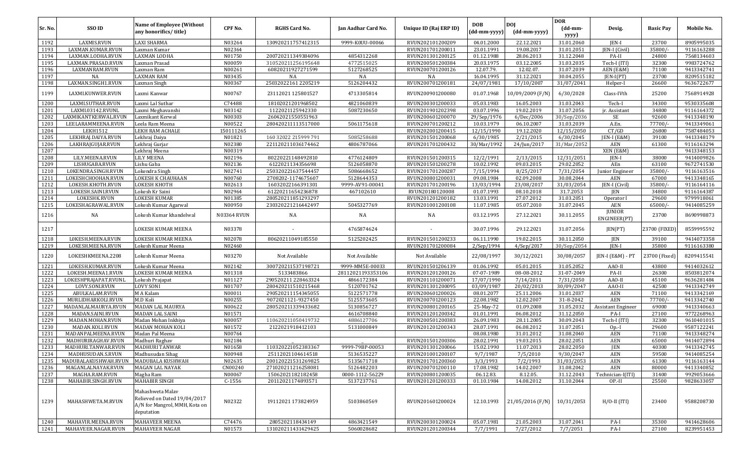| Sr. No. | SSO ID | Name of Employee (Without any honorifics/ title) | CPF No. | RGHS Card No. | Jan Aadhar Card No. | Unique ID (Raj ERP ID) | DOB (dd-mm-yyyy) | DOJ (dd-mm-yyyy) | DOR (dd-mm-yyyy) | Desig. | Basic Pay | Mobile No. |
|---|---|---|---|---|---|---|---|---|---|---|---|---|
| 1192 | LAXMIS.RVUN | LAXI SHARMA | N03264 | 130920211757412315 | 9999-K0UU-00066 | RVUN202101200209 | 04.01.2000 | 22.12.2021 | 31.01.2060 | JEN-I | 23700 | 8905995035 |
| 1193 | LAXMAN.KUMAR.RVUN | Laxman Kumar | N02364 | | | RVUN201701200011 | 23.01.1991 | 19.08.2017 | 31.01.2051 | JEN-I (Civil) | 35800/- | 9116163288 |
| 1194 | LAXMAN.LODHA.RVUN | LAXMAN LODHA | N01750 | 200720211349384096 | 4854312268 | RVUN201301200125 | 01.12.1988 | 28.06.2013 | 31.12.2048 | PA-II | 24800 | 7568134603 |
| 1195 | LAXMAN.PRASAD.RVUN | Laxman Prasad | N00059 | 310520211256195648 | 4772515025 | RVUN200501200384 | 20.03.1975 | 03.12.2005 | 31.03.2035 | Tech-I (ITI) | 32300 | 9983724762 |
| 1196 | LAXMANRAM.RVUN | Laxman Ram | N00261 | 60820211927271599 | 5127268525 | RVUN200701200126 | 12.07.79. | 12.02.07. | 31.07.2039 | AEN (E&M) | 71100 | 9413342741 |
| 1197 | NA | LAXMAN RAM | N03435 | NA | NA | NA | 16.04.1995 | 31.12.2021 | 30.04.2055 | JEN-I(PT) | 23700 | 8209515182 |
| 1198 | LAXMAN.SINGH1.RVUN | Laxman Singh | N00367 | 250320221612205219 | 5126204432 | RVUN200701200181 | 24/07/1981 | 17/10/2007 | 31/07/2041 | Helper-I | 26600 | 9636722677 |
| 1199 | LAXMI.KUNWER.RVUN | Laxmi Kanwar | N00767 | 23112021 125801527 | 4713305814 | RVUN200901200080 | 01.07.1968 | 10/09/2009 (F/N) | 6/30/2028 | Class-IVth | 25200 | 7568914928 |
| 1200 | LAXMI.SUTHAR.RVUN | Laxmi Lal Suthar | C74488 | 18102021201968502 | 4821060839 | RVUN200301200033 | 05.03.1983 | 16.05.2003 | 31.03.2043 | Tech-I | 34300 | 9530335608 |
| 1201 | LAXMI.03142.RVUNL | Laxmi Meghavanshi | N03142 | 1122021125942330 | 5087230650 | RVUN201901202398 | 03.07.1996 | 19.02.2019 | 31.07.2056 | jr. Assistant | 34800 | 9116164372 |
| 1202 | LAXMIKANTKERWAL.RVUN | Laxmikant Kerwal | N00303 | 26042021550551963 | | RVUN200601200070 | 29/Sep/1976 | 6/Dec/2006 | 30/Sep/2036 | SE | 92600 | 9413348190 |
| 1203 | LEELARAMMEENA.RVUN | Leela Ram Meena | N00522 | 280420211113517000 | 5061175618 | RVUN200701200212 | 10.03.1979 | 06.10.2007 | 31.03.2039 | A.En. | 77700/- | 9413349061 |
| 1204 | LEKH1512 | LEKH RAM ACHALE | 150111265 | | | RVUN202001200415 | 12/15/1990 | 19.12.2020 | 12/15/2050 | CT/GD | 26800 | 7587484053 |
| 1205 | LEKHRAJ.DAIYA.RVUN | Lekhraj Daiya | N01821 | 160 32022 215999 791 | 5085258688 | RVUN201501200068 | 6/30/1985 | 2/21/2015 | 6/30/2045 | JEN-I (E&M) | 39100 | 9413348179 |
| 1206 | LAKHRAJGUJAR.RVUN | Lekhraj Gurjar | N02380 | 221120211036174462 | 4806787066 | RVUN201701200432 | 30/Mar/1992 | 24/Jun/2017 | 31/Mar/2052 | AEN | 61300 | 9116163294 |
| 1207 | | Lekhraj Meena | N00319 | | | | | | | XEN (E&M) | | 9413348153 |
| 1208 | LILY.MEENA.RVUN | LILY MEENA | N02196 | 80220221148492810 | 4776124809 | RVUN201501200315 | 12/2/1991 | 2/13/2015 | 12/31/2051 | JEN-I | 38000 | 9414009826 |
| 1209 | LISHUGABA.RVUN | Lishu Gaba | N02136 | 6122021134356698 | 5126058870 | RVUN201501200278 | 10.02.1992 | 09.03.2015 | 29.02.2052 | AEn | 63100 | 9672741530 |
| 1210 | LOKENDRA.SINGH.RVUN | Lokendra Singh | N02741 | 250320221637544457 | 5086668652 | RVUN201701200287 | 7/15/1994 | 8/25/2017 | 7/31/2054 | Junior Engineer | 35800/- | 9116163516 |
| 1211 | LOKESHCHOOHAN.RVUN | LOKESH K CHAUHAAN | N00760 | 2708202-1174675607 | 5128644353 | RVUN200801200031 | 09.08.1984 | 02.09.2008 | 30.08.2044 | AEN | 67000 | 9413348165 |
| 1212 | LOKESH.KHOTH.RVUN | LOKESH KHOTH | N02613 | 16032022166391301 | 9999-AV91-00041 | RVUN201701200196 | 13/03/1994 | 23/08/2017 | 31/03/2054 | JEN-I (Civil) | 35800/- | 9116164116 |
| 1213 | LOKESH.SAINI.RVUN | Lokesh Kr Saini | N02964 | 61220211654236878 | 467102610 | RVUN20180120008 | 01.07.1993 | 08.10.2018 | 31.7.2053 | JEN | 34800 | 9116164387 |
| 1214 | LOKESHK.RVUN | LOKESH KUMAR | N01385 | 280520211851293297 | | RVUN201201200182 | 13.03.1991 | 27.07.2012 | 31.03.2051 | Operator I | 29600 | 9799918061 |
| 1215 | LOKESHAGRAWAL.RVUN | Lokesh Kumar Agarwal | N00950 | 230320221216442497 | 5045327769 | RVUN201001200108 | 11.07.1985 | 05.07.2010 | 31.07.2045 | AEN | 65000/- | 9414085259 |
| 1216 | NA | Lokesh Kumar khandelwal | N03364 RVUN | NA | NA | NA | 03.12.1995 | 27.12.2021 | 30.11.2055 | JUNIOR ENGINEER(PT) | 23700 | 8690998873 |
| 1217 | | LOKESH KUMAR MEENA | N03378 | - | 4765874624 | - | 30.07.1996 | 29.12.2021 | 31.07.2056 | JEN(PT) | 23700 (FIXED) | 8559995592 |
| 1218 | LOKESH.MEENA.RVUN | LOKESH KUMAR MEENA | N02078 | 80620211049185550 | 5125202425 | RVUN201501200233 | 06.11.1990 | 19.02.2015 | 30.11.2050 | JEN | 39100 | 9414073358 |
| 1219 | LOKESH.MEENA.RVUN | Lokesh Kumar Meena | N02460 | | | RVUN201701200084 | 2/Sep/1994 | 4/Sep/2017 | 30/Sep/2054 | JEN-I | 35800 | 9116163380 |
| 1220 | LOKESHKMEENA.2208 | Lokesh Kumar Meena | N03270 | Not Available | Not Available | Not Available | 22/08/1997 | 30/12/2021 | 30/08/2057 | JEN-I (E&M) - PT | 23700 (Fixed) | 8209415541 |
| 1221 | LOKESH.KUMAR.RVUN | Lokesh Kumar Meena | N02142 | 300720211537198721 | 9999-MM5E-00033 | RVUN201501206139 | 01.06.1992 | 05.01.2015 | 31.05.2052 | AAO-II | 43800 | 9414032612 |
| 1222 | LOKESH.MEENA1.RVUN | LOKESH KUMAR MEENA | N01318 | 5133483866 | 28112021193353106 | RVUN201201200126 | 07-07-1989 | 08-08-2012 | 31-07-2049 | PA-II | 26300 | 8503812074 |
| 1223 | LOKESHPRAJAPAT.RVUNL | Lokesh Prajapat | N01127 | 290520211 228463324 | 4866172384 | RVUN201101200071 | 17/07/1990 | 7/14/2011 | 7/31/2050 | AAO-II | 45100 | 9636281484 |
| 1224 | LOVY.SONI.RVUN | LOVY SONI | N01707 | 280420211510215468 | 5120701762 | RVUN201301200095 | 03/09/1987 | 20/02/2013 | 30/09/2047 | AAO-II | 42500 | 9413342749 |
| 1225 | ABULKALAM.RVUN | M A Kalam | N00011 | 290520211154345055 | 5122571778 | RVUN200601200026 | 08.01.2077 | 25.11.2006 | 31.01.2037 | AEN | 71100 | 9413342169 |
| 1226 | MURLIDHARKOLI.RVUN | M.D Koli | N00255 | 9072021121-9327450 | 5125573605 | RVUN200701200123 | 22.08.1982 | 12.02.2007 | 31-8-2042 | AEN | 77700/- | 9413342740 |
| 1227 | MADANLALMAURYA.RVUN | MADAN LAL MAURYA | N00622 | 280520211339433682 | 5130856727 | RVUN200801200165 | 25-May-72 | 01.09.2008 | 31.05.2032 | Assistant Engineer | 69000 | 9413340663 |
| 1228 | MADAN.SAINI.RVUN | MADAN LAL SAINI | N01571 | - | 4616708840 | RVUN201201200342 | 01.01.1991 | 06.08.2012 | 31.12.2050 | PA-I | 27100 | 9772268963 |
| 1229 | MADAN.MOHAN.RVUN | Madan Mohan Inkhiya | N00057 | 110620211050419732 | 4886127706 | RVUN200501200383 | 26.09.1983 | 28.11.2005 | 30.09.2043 | Tech-I (ITI) | 32300 | 9610401015 |
| 1230 | MADAN.KOLI.RVUN | MADAN MOHAN KOLI | N01572 | 2122021918412103 | 5131000849 | RVUN201201200343 | 28.07.1991 | 06.08.2012 | 31.07.2051 | Op.-I | 29600 | 9587122241 |
| 1231 | MADANPALMEENA.RVUN | Madan Pal Meena | N00764 | | | | 08.08.1980 | 31.01.2012 | 31.08.2040 | AEN | 71100 | 9413348274 |
| 1232 | MADHURIRAGHAV.RVUN | Madhuri Raghav | N02184 | - | - | RVUN201501200306 | 28.02.1991 | 19.03.2015 | 28.02.2051 | AEN | 65000 | 9414072894 |
| 1233 | MADHURI.TANWAR.RVUN | MADHURI TANWAR | N01658 | 110320221052383367 | 9999-79BP-00053 | RVUN201301200066 | 15.02.1990 | 11.07.2013 | 28.02.2050 | JEN | 40300 | 9413342745 |
| 1234 | MADHUSUDAN.S.RVUN | Madhusudan Sihag | N00948 | 25112021104614518 | 5136535227 | RVUN201001200107 | 9/7/1987 | 7/5/2010 | 9/30/2047 | AEN | 59500 | 9414085254 |
| 1235 | MADUBALAKUSHWAH.RVUN | MADUBALA KUSHWAH | N02635 | 200120221531269825 | 5135671718 | RVUN201701200360 | 3/3/1993 | 7/2/1993 | 31/03/2053 | AEN | 61300 | 9116163144 |
| 1236 | MAGANLALNAYAK.RVUN | MAGAN LAL NAYAK | CN00240 | 271020211216258081 | 5126482203 | RVUN200701200110 | 17.08.1982 | 14.02.2007 | 31.08.2042 | AEN | 80000 | 9413340852 |
| 1237 | MAGHA.RAM.RVUN | Magha Ram | N00067 | 15062021182182458 | 0000-1112-56229 | RVUN200801200035 | 06.12.83. | 8.12.05. | 31.12.2043 | Technician-I(ITI) | 31400 | 9929053666 |
| 1238 | MAHABIR.SINGH.RVUN | MAHABIR SINGH | C-1556 | 20112021174893571 | 5137237761 | RVUN201201200333 | 01.10.1984 | 14.08.2012 | 31.10.2044 | OP.-II | 25500 | 9828633057 |
| 1239 | MAHASHWETA.M.RVUN | Mahashweta Malav Relieved on Dated 19/04/2017 A/N for Mangrol, MMH, Kota on deputation | N02322 | 19112021 173824959 | 5103860569 | RVUN201601200024 | 12.10.1993 | 21/05/2016 (F/N) | 10/31/2053 | H/O-II (ITI) | 23400 | 9588208730 |
| 1240 | MAHAVIR.MEENA.RVUN | MAHAVEER MEENA | C74476 | 2805202118434149 | 4863421549 | RVUN200301200024 | 05.07.1981 | 21.05.2003 | 31.07.2041 | PA-I | 35300 | 9414628606 |
| 1241 | MAHAVEER.NAGAR.RVUN | MAHAVEER NAGAR | N01573 | 131020211431429425 | 5060028682 | RVUN201201200344 | 7/7/1991 | 7/27/2012 | 7/7/2051 | PA-I | 27100 | 8239951453 |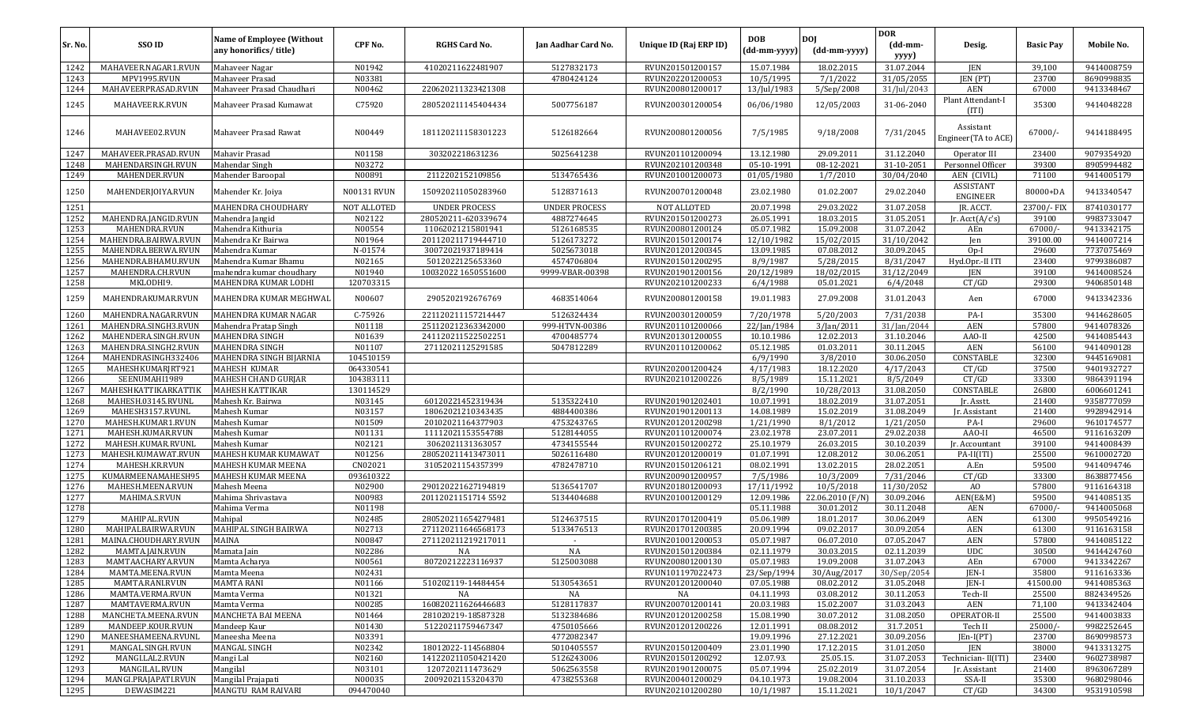| Sr. No. | SSO ID | Name of Employee (Without any honorifics/ title) | CPF No. | RGHS Card No. | Jan Aadhar Card No. | Unique ID (Raj ERP ID) | DOB (dd-mm-yyyy) | DOJ (dd-mm-yyyy) | DOR (dd-mm-yyyy) | Desig. | Basic Pay | Mobile No. |
|---|---|---|---|---|---|---|---|---|---|---|---|---|
| 1242 | MAHAVEER.NAGAR1.RVUN | Mahaveer Nagar | N01942 | 41020211622481907 | 5127832173 | RVUN201501200157 | 15.07.1984 | 18.02.2015 | 31.07.2044 | JEN | 39,100 | 9414008759 |
| 1243 | MPV1995.RVUN | Mahaveer Prasad | N03381 | | 4780424124 | RVUN202201200053 | 10/5/1995 | 7/1/2022 | 31/05/2055 | JEN (PT) | 23700 | 8690998835 |
| 1244 | MAHAVEERPRASAD.RVUN | Mahaveer Prasad Chaudhari | N00462 | 220620211323421308 | | RVUN200801200017 | 13/Jul/1983 | 5/Sep/2008 | 31/Jul/2043 | AEN | 67000 | 9413348467 |
| 1245 | MAHAVEER.K.RVUN | Mahaveer Prasad Kumawat | C75920 | 280520211145404434 | 5007756187 | RVUN200301200054 | 06/06/1980 | 12/05/2003 | 31-06-2040 | Plant Attendant-I (ITI) | 35300 | 9414048228 |
| 1246 | MAHAVEE02.RVUN | Mahaveer Prasad Rawat | N00449 | 181120211158301223 | 5126182664 | RVUN200801200056 | 7/5/1985 | 9/18/2008 | 7/31/2045 | Assistant Engineer(TA to ACE) | 67000/- | 9414188495 |
| 1247 | MAHAVEER.PRASAD.RVUN | Mahavir Prasad | N01158 | 303202218631236 | 5025641238 | RVUN201101200094 | 13.12.1980 | 29.09.2011 | 31.12.2040 | Operator III | 23400 | 9079354920 |
| 1248 | MAHENDARSINGH.RVUN | Mahendar Singh | N03272 | | | RVUN202101200348 | 05-10-1991 | 08-12-2021 | 31-10-2051 | Personnel Officer | 39300 | 8905994482 |
| 1249 | MAHENDER.RVUN | Mahender Baroopal | N00891 | 2112202152109856 | 5134765436 | RVUN201001200073 | 01/05/1980 | 1/7/2010 | 30/04/2040 | AEN (CIVIL) | 71100 | 9414005179 |
| 1250 | MAHENDERJOIYA.RVUN | Mahender Kr. Joiya | N00131 RVUN | 150920211050283960 | 5128371613 | RVUN200701200048 | 23.02.1980 | 01.02.2007 | 29.02.2040 | ASSISTANT ENGINEER | 80000+DA | 9413340547 |
| 1251 | | MAHENDRA CHOUDHARY | NOT ALLOTED | UNDER PROCESS | UNDER PROCESS | NOT ALLOTED | 20.07.1998 | 29.03.2022 | 31.07.2058 | JR. ACCT. | 23700/- FIX | 8741030177 |
| 1252 | MAHENDRA.JANGID.RVUN | Mahendra Jangid | N02122 | 280520211-620339674 | 4887274645 | RVUN201501200273 | 26.05.1991 | 18.03.2015 | 31.05.2051 | Jr. Acct(A/c's) | 39100 | 9983733047 |
| 1253 | MAHENDRA.RVUN | Mahendra Kithuria | N00554 | 11062021215801941 | 5126168535 | RVUN200801200124 | 05.07.1982 | 15.09.2008 | 31.07.2042 | AEn | 67000/- | 9413342175 |
| 1254 | MAHENDRA.BAIRWA.RVUN | Mahendra Kr Bairwa | N01964 | 201120211719444710 | 5126173272 | RVUN201501200174 | 12/10/1982 | 15/02/2015 | 31/10/2042 | Jen | 39100.00 | 9414007214 |
| 1255 | MAHENDRA.BERWA.RVUN | Mahendra Kumar | N-01574 | 30072021937189414 | 5025673018 | RVUN201201200345 | 13.09.1985 | 07.08.2012 | 30.09.2045 | Op-I | 29600 | 7737075469 |
| 1256 | MAHENDRA.BHAMU.RVUN | Mahendra Kumar Bhamu | N02165 | 5012022125653360 | 4574706804 | RVUN201501200295 | 8/9/1987 | 5/28/2015 | 8/31/2047 | Hyd.Opr.-II ITI | 23400 | 9799386087 |
| 1257 | MAHENDRA.CH.RVUN | mahendra kumar choudhary | N01940 | 10032022 1650551600 | 9999-VBAR-00398 | RVUN201901200156 | 20/12/1989 | 18/02/2015 | 31/12/2049 | JEN | 39100 | 9414008524 |
| 1258 | MKLODHI9. | MAHENDRA KUMAR LODHI | 120703315 | | | RVUN202101200233 | 6/4/1988 | 05.01.2021 | 6/4/2048 | CT/GD | 29300 | 9406850148 |
| 1259 | MAHENDRAKUMAR.RVUN | MAHENDRA KUMAR MEGHWAL | N00607 | 2905202192676769 | 4683514064 | RVUN200801200158 | 19.01.1983 | 27.09.2008 | 31.01.2043 | Aen | 67000 | 9413342336 |
| 1260 | MAHENDRA.NAGAR.RVUN | MAHENDRA KUMAR NAGAR | C-75926 | 221120211157214447 | 5126324434 | RVUN200301200059 | 7/20/1978 | 5/20/2003 | 7/31/2038 | PA-I | 35300 | 9414628605 |
| 1261 | MAHENDRA.SINGH3.RVUN | Mahendra Pratap Singh | N01118 | 251120212363342000 | 999-HTVN-00386 | RVUN201101200066 | 22/Jan/1984 | 3/Jan/2011 | 31/Jan/2044 | AEN | 57800 | 9414078326 |
| 1262 | MAHENDERA.SINGH.RVUN | MAHENDRA SINGH | N01639 | 241120211522502251 | 4700485774 | RVUN201301200055 | 10.10.1986 | 12.02.2013 | 31.10.2046 | AAO-II | 42500 | 9414085443 |
| 1263 | MAHENDRA.SINGH2.RVUN | MAHENDRA SINGH | N01107 | 27112021125291585 | 5047812289 | RVUN201101200062 | 05.12.1985 | 01.03.2011 | 30.11.2045 | AEN | 56100 | 9414090128 |
| 1264 | MAHENDRASINGH332406 | MAHENDRA SINGH BIJARNIA | 104510159 | | | | 6/9/1990 | 3/8/2010 | 30.06.2050 | CONSTABLE | 32300 | 9445169081 |
| 1265 | MAHESHKUMARJRT921 | MAHESH KUMAR | 064330541 | | | RVUN202001200424 | 4/17/1983 | 18.12.2020 | 4/17/2043 | CT/GD | 37500 | 9401932727 |
| 1266 | SEENUMAHI1989 | MAHESH CHAND GURJAR | 104383111 | | | RVUN202101200226 | 8/5/1989 | 15.11.2021 | 8/5/2049 | CT/GD | 33300 | 9864391194 |
| 1267 | MAHESHKATTIKARKATTIK | MAHESH KATTIKAR | 130114529 | | | | 8/2/1990 | 10/28/2013 | 31.08.2050 | CONSTABLE | 26800 | 6006601241 |
| 1268 | MAHESH.03145.RVUNL | Mahesh Kr. Bairwa | N03145 | 60120221452319434 | 5135322410 | RVUN201901202401 | 10.07.1991 | 18.02.2019 | 31.07.2051 | Jr. Asstt. | 21400 | 9358777059 |
| 1269 | MAHESH3157.RVUNL | Mahesh Kumar | N03157 | 18062021210343435 | 4884400386 | RVUN201901200113 | 14.08.1989 | 15.02.2019 | 31.08.2049 | Jr. Assistant | 21400 | 9928942914 |
| 1270 | MAHESH.KUMAR1.RVUN | Mahesh Kumar | N01509 | 20102021164377903 | 4753243765 | RVUN201201200298 | 1/21/1990 | 8/1/2012 | 1/21/2050 | PA-I | 29600 | 9610174577 |
| 1271 | MAHESH.KUMAR.RVUN | Mahesh Kumar | N01131 | 11112021153554788 | 5128144055 | RVUN201101200074 | 23.02.1978 | 23.07.2011 | 29.02.2038 | AAO-II | 46500 | 9116163209 |
| 1272 | MAHESH.KUMAR.RVUNL | Mahesh Kumar | N02121 | 3062021131363057 | 4734155544 | RVUN201501200272 | 25.10.1979 | 26.03.2015 | 30.10.2039 | Jr. Accountant | 39100 | 9414008439 |
| 1273 | MAHESH.KUMAWAT.RVUN | MAHESH KUMAR KUMAWAT | N01256 | 280520211413473011 | 5026116480 | RVUN201201200019 | 01.07.1991 | 12.08.2012 | 30.06.2051 | PA-II(ITI) | 25500 | 9610002720 |
| 1274 | MAHESH.KR.RVUN | MAHESH KUMAR MEENA | CN02021 | 31052021154357399 | 4782478710 | RVUN201501206121 | 08.02.1991 | 13.02.2015 | 28.02.2051 | A.En | 59500 | 9414094746 |
| 1275 | KUMARMEENAMAHESH95 | MAHESH KUMAR MEENA | 093610322 | | | RVUN200901200957 | 7/5/1986 | 10/3/2009 | 7/31/2046 | CT/GD | 33300 | 8638877456 |
| 1276 | MAHESH.MEENA.RVUN | Mahesh Meena | N02900 | 290120221627194819 | 5136541707 | RVUN201801200093 | 17/11/1992 | 10/5/2018 | 11/30/2052 | AO | 57800 | 9116164318 |
| 1277 | MAHIMA.S.RVUN | Mahima Shrivastava | N00983 | 20112021151714 5592 | 5134404688 | RVUN201001200129 | 12.09.1986 | 22.06.2010 (F/N) | 30.09.2046 | AEN(E&M) | 59500 | 9414085135 |
| 1278 | | Mahima Verma | N01198 | | | | 05.11.1988 | 30.01.2012 | 30.11.2048 | AEN | 67000/- | 9414005068 |
| 1279 | MAHIPAL.RVUN | Mahipal | N02485 | 280520211654279481 | 5124637515 | RVUN201701200419 | 05.06.1989 | 18.01.2017 | 30.06.2049 | AEN | 61300 | 9950549216 |
| 1280 | MAHIPALBAIRWA.RVUN | MAHIPAL SINGH BAIRWA | N02713 | 271120211646568173 | 5133476513 | RVUN201701200385 | 20.09.1994 | 09.02.2017 | 30.09.2054 | AEN | 61300 | 9116163158 |
| 1281 | MAINA.CHOUDHARY.RVUN | MAINA | N00847 | 271120211219217011 | - | RVUN201001200053 | 05.07.1987 | 06.07.2010 | 07.05.2047 | AEN | 57800 | 9414085122 |
| 1282 | MAMTA.JAIN.RVUN | Mamata Jain | N02286 | NA | NA | RVUN201501200384 | 02.11.1979 | 30.03.2015 | 02.11.2039 | UDC | 30500 | 9414424760 |
| 1283 | MAMTAACHARYA.RVUN | Mamta Acharya | N00561 | 80720212223116937 | 5125003088 | RVUN200801200130 | 05.07.1983 | 19.09.2008 | 31.07.2043 | AEn | 67000 | 9413342267 |
| 1284 | MAMTA.MEENA.RVUN | Mamta Meena | N02431 | | | RVUN101197022473 | 23/Sep/1994 | 30/Aug/2017 | 30/Sep/2054 | JEN-I | 35800 | 9116163336 |
| 1285 | MAMTA.RANI.RVUN | MAMTA RANI | N01166 | 510202119-14484454 | 5130543651 | RVUN201201200040 | 07.05.1988 | 08.02.2012 | 31.05.2048 | JEN-I | 41500.00 | 9414085363 |
| 1286 | MAMTA.VERMA.RVUN | Mamta Verma | N01321 | NA | NA | NA | 04.11.1993 | 03.08.2012 | 30.11.2053 | Tech-II | 25500 | 8824349526 |
| 1287 | MAMTAVERMA.RVUN | Mamta Verma | N00285 | 160820211626446683 | 5128117837 | RVUN200701200141 | 20.03.1983 | 15.02.2007 | 31.03.2043 | AEN | 71,100 | 9413342404 |
| 1288 | MANCHETA.MEENA.RVUN | MANCHETA BAI MEENA | N01464 | 281020219-18587328 | 5132384686 | RVUN201201200258 | 15.08.1990 | 30.07.2012 | 31.08.2050 | OPERATOR-II | 25500 | 9414003833 |
| 1289 | MANDEEP.KOUR.RVUN | Mandeep Kaur | N01430 | 51220211759467347 | 4750105666 | RVUN201201200226 | 12.01.1991 | 08.08.2012 | 31.7.2051 | Tech II | 25000/- | 9982252645 |
| 1290 | MANEESHAMEENA.RVUNL | Maneesha Meena | N03391 | | 4772082347 | | 19.09.1996 | 27.12.2021 | 30.09.2056 | JEn-I(PT) | 23700 | 8690998573 |
| 1291 | MANGAL.SINGH.RVUN | MANGAL SINGH | N02342 | 18012022-114568804 | 5010405557 | RVUN201501200409 | 23.01.1990 | 17.12.2015 | 31.01.2050 | JEN | 38000 | 9413313275 |
| 1292 | MANGI.LAL2.RVUN | Mangi Lal | N02160 | 141220211050421420 | 5126243006 | RVUN201501200292 | 12.07.93. | 25.05.15. | 31.07.2053 | Technician- II(ITI) | 23400 | 9602738987 |
| 1293 | MANGILAL.RVUN | Mangilal | N03101 | 1207202111473629 | 5062563558 | RVUN201901200075 | 05.07.1994 | 25.02.2019 | 31.07.2054 | Jr. Assistant | 21400 | 8963067289 |
| 1294 | MANGI.PRAJAPAT.RVUN | Mangilal Prajapati | N00035 | 20092021153204370 | 4738255368 | RVUN200401200029 | 04.10.1973 | 19.08.2004 | 31.10.2033 | SSA-II | 35300 | 9680298046 |
| 1295 | DEWASIM221 | MANGTU RAM RAIVARI | 094470040 | | | RVUN202101200280 | 10/1/1987 | 15.11.2021 | 10/1/2047 | CT/GD | 34300 | 9531910598 |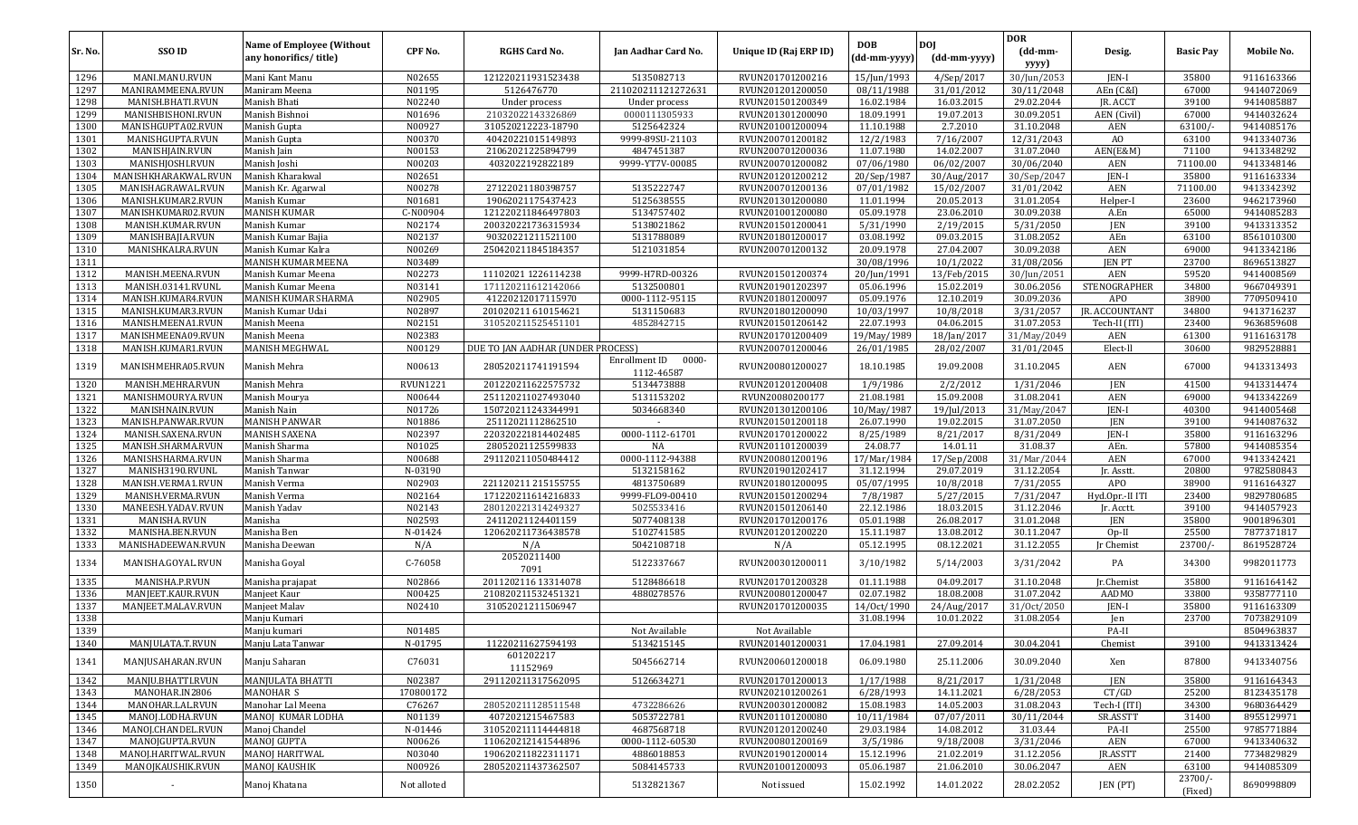| Sr. No. | SSO ID | Name of Employee (Without any honorifics/ title) | CPF No. | RGHS Card No. | Jan Aadhar Card No. | Unique ID (Raj ERP ID) | DOB (dd-mm-yyyy) | DOJ (dd-mm-yyyy) | DOR (dd-mm-yyyy) | Desig. | Basic Pay | Mobile No. |
|---|---|---|---|---|---|---|---|---|---|---|---|---|
| 1296 | MANI.MANU.RVUN | Mani Kant Manu | N02655 | 121220211931523438 | 5135082713 | RVUN201701200216 | 15/Jun/1993 | 4/Sep/2017 | 30/Jun/2053 | JEN-I | 35800 | 9116163366 |
| 1297 | MANIRAMMEENA.RVUN | Maniram Meena | N01195 | 5126476770 | 211020211121272631 | RVUN201201200050 | 08/11/1988 | 31/01/2012 | 30/11/2048 | AEn (C&I) | 67000 | 9414072069 |
| 1298 | MANISH.BHATI.RVUN | Manish Bhati | N02240 | Under process | Under process | RVUN201501200349 | 16.02.1984 | 16.03.2015 | 29.02.2044 | JR. ACCT | 39100 | 9414085887 |
| 1299 | MANISHBISHONI.RVUN | Manish Bishnoi | N01696 | 21032022143326869 | 0000111305933 | RVUN201301200090 | 18.09.1991 | 19.07.2013 | 30.09.2051 | AEN (Civil) | 67000 | 9414032624 |
| 1300 | MANISHGUPTA02.RVUN | Manish Gupta | N00927 | 310520212223-18790 | 5125642324 | RVUN201001200094 | 11.10.1988 | 2.7.2010 | 31.10.2048 | AEN | 63100/- | 9414085176 |
| 1301 | MANISHGUPTA.RVUN | Manish Gupta | N00370 | 40420221015149893 | 9999-89SU-21103 | RVUN200701200182 | 12/2/1983 | 7/16/2007 | 12/31/2043 | AO | 63100 | 9413340736 |
| 1302 | MANISHJAIN.RVUN | Manish Jain | N00153 | 21062021225894799 | 4847451387 | RVUN200701200036 | 11.07.1980 | 14.02.2007 | 31.07.2040 | AEN(E&M) | 71100 | 9413348292 |
| 1303 | MANISHJOSHI.RVUN | Manish Joshi | N00203 | 4032022192822189 | 9999-YT7V-00085 | RVUN200701200082 | 07/06/1980 | 06/02/2007 | 30/06/2040 | AEN | 71100.00 | 9413348146 |
| 1304 | MANISHKHARAKWAL.RVUN | Manish Kharakwal | N02651 |  |  | RVUN201201200212 | 20/Sep/1987 | 30/Aug/2017 | 30/Sep/2047 | JEN-I | 35800 | 9116163334 |
| 1305 | MANISHAGRAWAL.RVUN | Manish Kr. Agarwal | N00278 | 27122021180398757 | 5135222747 | RVUN200701200136 | 07/01/1982 | 15/02/2007 | 31/01/2042 | AEN | 71100.00 | 9413342392 |
| 1306 | MANISH.KUMAR2.RVUN | Manish Kumar | N01681 | 19062021175437423 | 5125638555 | RVUN201301200080 | 11.01.1994 | 20.05.2013 | 31.01.2054 | Helper-I | 23600 | 9462173960 |
| 1307 | MANISHKUMAR02.RVUN | MANISH KUMAR | C-N00904 | 121220211846497803 | 5134757402 | RVUN201001200080 | 05.09.1978 | 23.06.2010 | 30.09.2038 | A.En | 65000 | 9414085283 |
| 1308 | MANISH.KUMAR.RVUN | Manish Kumar | N02174 | 200320221736315934 | 5138021862 | RVUN201501200041 | 5/31/1990 | 2/19/2015 | 5/31/2050 | JEN | 39100 | 9413313352 |
| 1309 | MANISHBAJIA.RVUN | Manish Kumar Bajia | N02137 | 90320221211521100 | 5131788089 | RVUN201801200017 | 03.08.1992 | 09.03.2015 | 31.08.2052 | AEn | 63100 | 8561010300 |
| 1310 | MANISHKALRA.RVUN | Manish Kumar Kalra | N00269 | 250420211845184357 | 5121031854 | RVUN200701200132 | 20.09.1978 | 27.04.2007 | 30.09.2038 | AEN | 69000 | 9413342186 |
| 1311 |  | MANISH KUMAR MEENA | N03489 |  |  |  | 30/08/1996 | 10/1/2022 | 31/08/2056 | JEN PT | 23700 | 8696513827 |
| 1312 | MANISH.MEENA.RVUN | Manish Kumar Meena | N02273 | 11102021 1226114238 | 9999-H7RD-00326 | RVUN201501200374 | 20/Jun/1991 | 13/Feb/2015 | 30/Jun/2051 | AEN | 59520 | 9414008569 |
| 1313 | MANISH.03141.RVUNL | Manish Kumar Meena | N03141 | 171120211612142066 | 5132500801 | RVUN201901202397 | 05.06.1996 | 15.02.2019 | 30.06.2056 | STENOGRAPHER | 34800 | 9667049391 |
| 1314 | MANISH.KUMAR4.RVUN | MANISH KUMAR SHARMA | N02905 | 41220212017115970 | 0000-1112-95115 | RVUN201801200097 | 05.09.1976 | 12.10.2019 | 30.09.2036 | APO | 38900 | 7709509410 |
| 1315 | MANISH.KUMAR3.RVUN | Manish Kumar Udai | N02897 | 201020211 610154621 | 5131150683 | RVUN201801200090 | 10/03/1997 | 10/8/2018 | 3/31/2057 | JR. ACCOUNTANT | 34800 | 9413716237 |
| 1316 | MANISH.MEENA1.RVUN | Manish Meena | N02151 | 310520211525451101 | 4852842715 | RVUN201501206142 | 22.07.1993 | 04.06.2015 | 31.07.2053 | Tech-II (ITI) | 23400 | 9636859608 |
| 1317 | MANISHMEENA09.RVUN | Manish Meena | N02383 |  |  | RVUN201701200409 | 19/May/1989 | 18/Jan/2017 | 31/May/2049 | AEN | 61300 | 9116163178 |
| 1318 | MANISH.KUMAR1.RVUN | MANISH MEGHWAL | N00129 | DUE TO JAN AADHAR (UNDER PROCESS) |  | RVUN200701200046 | 26/01/1985 | 28/02/2007 | 31/01/2045 | Elect-II | 30600 | 9829528881 |
| 1319 | MANISHMEHRA05.RVUN | Manish Mehra | N00613 | 280520211741191594 | Enrollment ID 0000-1112-46587 | RVUN200801200027 | 18.10.1985 | 19.09.2008 | 31.10.2045 | AEN | 67000 | 9413313493 |
| 1320 | MANISH.MEHRA.RVUN | Manish Mehra | RVUN1221 | 201220211622575732 | 5134473888 | RVUN201201200408 | 1/9/1986 | 2/2/2012 | 1/31/2046 | JEN | 41500 | 9413314474 |
| 1321 | MANISHMOURYA.RVUN | Manish Mourya | N00644 | 251120211027493040 | 5131153202 | RVUN20080200177 | 21.08.1981 | 15.09.2008 | 31.08.2041 | AEN | 69000 | 9413342269 |
| 1322 | MANISHNAIN.RVUN | Manish Nain | N01726 | 150720211243344991 | 5034668340 | RVUN201301200106 | 10/May/1987 | 19/Jul/2013 | 31/May/2047 | JEN-I | 40300 | 9414005468 |
| 1323 | MANISH.PANWAR.RVUN | MANISH PANWAR | N01886 | 25112021112862510 | - | RVUN201501200118 | 26.07.1990 | 19.02.2015 | 31.07.2050 | JEN | 39100 | 9414087632 |
| 1324 | MANISH.SAXENA.RVUN | MANISH SAXENA | N02397 | 220320221814402485 | 0000-1112-61701 | RVUN201701200022 | 8/25/1989 | 8/21/2017 | 8/31/2049 | JEN-I | 35800 | 9116163296 |
| 1325 | MANISH.SHARMA.RVUN | Manish Sharma | N01025 | 28052021125599833 | NA | RVUN201101200039 | 24.08.77 | 14.01.11 | 31.08.37 | AEn. | 57800 | 9414085354 |
| 1326 | MANISHSHARMA.RVUN | Manish Sharma | N00688 | 291120211050484412 | 0000-1112-94388 | RVUN200801200196 | 17/Mar/1984 | 17/Sep/2008 | 31/Mar/2044 | AEN | 67000 | 9413342421 |
| 1327 | MANISH3190.RVUNL | Manish Tanwar | N-03190 |  | 5132158162 | RVUN201901202417 | 31.12.1994 | 29.07.2019 | 31.12.2054 | Jr. Asstt. | 20800 | 9782580843 |
| 1328 | MANISH.VERMA1.RVUN | Manish Verma | N02903 | 221120211 215155755 | 4813750689 | RVUN201801200095 | 05/07/1995 | 10/8/2018 | 7/31/2055 | APO | 38900 | 9116164327 |
| 1329 | MANISH.VERMA.RVUN | Manish Verma | N02164 | 171220211614216833 | 9999-FLO9-00410 | RVUN201501200294 | 7/8/1987 | 5/27/2015 | 7/31/2047 | Hyd.Opr.-II ITI | 23400 | 9829780685 |
| 1330 | MANEESH.YADAV.RVUN | Manish Yadav | N02143 | 280120221314249327 | 5025533416 | RVUN201501206140 | 22.12.1986 | 18.03.2015 | 31.12.2046 | Jr. Acctt. | 39100 | 9414057923 |
| 1331 | MANISHA.RVUN | Manisha | N02593 | 24112021124401159 | 5077408138 | RVUN201701200176 | 05.01.1988 | 26.08.2017 | 31.01.2048 | JEN | 35800 | 9001896301 |
| 1332 | MANISHA.BEN.RVUN | Manisha Ben | N-01424 | 120620211736438578 | 5102741585 | RVUN201201200220 | 15.11.1987 | 13.08.2012 | 30.11.2047 | Op-II | 25500 | 7877371817 |
| 1333 | MANISHADEEWAN.RVUN | Manisha Deewan | N/A | N/A | 5042108718 | N/A | 05.12.1995 | 08.12.2021 | 31.12.2055 | Jr Chemist | 23700/- | 8619528724 |
| 1334 | MANISHA.GOYAL.RVUN | Manisha Goyal | C-76058 | 20520211400 7091 | 5122337667 | RVUN200301200011 | 3/10/1982 | 5/14/2003 | 3/31/2042 | PA | 34300 | 9982011773 |
| 1335 | MANISHA.P.RVUN | Manisha prajapat | N02866 | 20112021116 13314078 | 5128486618 | RVUN201701200328 | 01.11.1988 | 04.09.2017 | 31.10.2048 | Jr.Chemist | 35800 | 9116164142 |
| 1336 | MANJEET.KAUR.RVUN | Manjeet Kaur | N00425 | 210820211532451321 | 4880278576 | RVUN200801200047 | 02.07.1982 | 18.08.2008 | 31.07.2042 | AAD MO | 33800 | 9358777110 |
| 1337 | MANJEET.MALAV.RVUN | Manjeet Malav | N02410 | 31052021211506947 |  | RVUN201701200035 | 14/Oct/1990 | 24/Aug/2017 | 31/Oct/2050 | JEN-I | 35800 | 9116163309 |
| 1338 |  | Manju Kumari |  |  |  |  | 31.08.1994 | 10.01.2022 | 31.08.2054 | Jen | 23700 | 7073829109 |
| 1339 |  | Manju kumari | N01485 |  | Not Available | Not Available |  |  |  | PA-II |  | 8504963837 |
| 1340 | MANJULATA.T.RVUN | Manju Lata Tanwar | N-01795 | 11220211627594193 | 5134215145 | RVUN201401200031 | 17.04.1981 | 27.09.2014 | 30.04.2041 | Chemist | 39100 | 9413313424 |
| 1341 | MANJUSAHARAN.RVUN | Manju Saharan | C76031 | 601202217 11152969 | 5045662714 | RVUN200601200018 | 06.09.1980 | 25.11.2006 | 30.09.2040 | Xen | 87800 | 9413340756 |
| 1342 | MANJU.BHATTI.RVUN | MANJULATA BHATTI | N02387 | 291120211317562095 | 5126634271 | RVUN201701200013 | 1/17/1988 | 8/21/2017 | 1/31/2048 | JEN | 35800 | 9116164343 |
| 1343 | MANOHAR.IN2806 | MANOHAR S | 170800172 |  |  | RVUN202101200261 | 6/28/1993 | 14.11.2021 | 6/28/2053 | CT/GD | 25200 | 8123435178 |
| 1344 | MANOHAR.LAL.RVUN | Manohar Lal Meena | C76267 | 280520211128511548 | 4732286626 | RVUN200301200082 | 15.08.1983 | 14.05.2003 | 31.08.2043 | Tech-I (ITI) | 34300 | 9680364429 |
| 1345 | MANOJ.LODHA.RVUN | MANOJ KUMAR LODHA | N01139 | 4072021215467583 | 5053722781 | RVUN201101200080 | 10/11/1984 | 07/07/2011 | 30/11/2044 | SR.ASSTT | 31400 | 8955129971 |
| 1346 | MANOJ.CHANDEL.RVUN | Manoj Chandel | N-01446 | 310520211114444818 | 4687568718 | RVUN201201200240 | 29.03.1984 | 14.08.2012 | 31.03.44 | PA-II | 25500 | 9785771884 |
| 1347 | MANOJGUPTA.RVUN | MANOJ GUPTA | N00626 | 110620212141544896 | 0000-1112-60530 | RVUN200801200169 | 3/5/1986 | 9/18/2008 | 3/31/2046 | AEN | 67000 | 9413340632 |
| 1348 | MANOJ.HARITWAL.RVUN | MANOJ HARITWAL | N03040 | 190620211822311171 | 4886018853 | RVUN201901200014 | 15.12.1996 | 21.02.2019 | 31.12.2056 | JR.ASSTT | 21400 | 7734829829 |
| 1349 | MANOJKAUSHIK.RVUN | MANOJ KAUSHIK | N00926 | 280520211437362507 | 5084145733 | RVUN201001200093 | 05.06.1987 | 21.06.2010 | 30.06.2047 | AEN | 63100 | 9414085309 |
| 1350 | - | Manoj Khatana | Not alloted |  | 5132821367 | Not issued | 15.02.1992 | 14.01.2022 | 28.02.2052 | JEN (PT) | 23700/- (Fixed) | 8690998809 |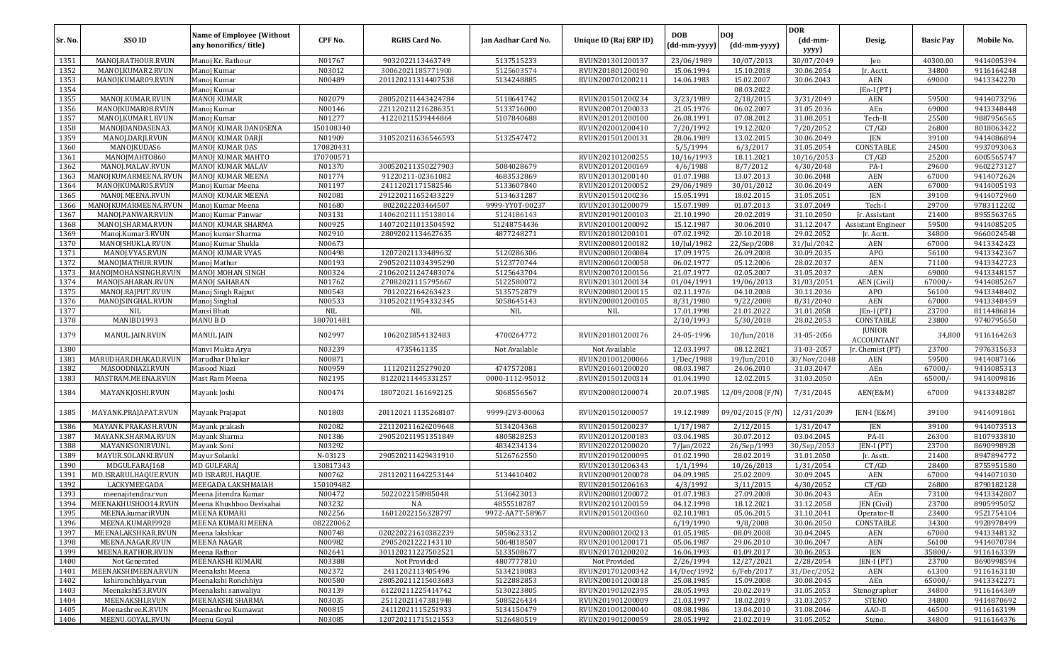| Sr. No. | SSO ID | Name of Employee (Without any honorifics/ title) | CPF No. | RGHS Card No. | Jan Aadhar Card No. | Unique ID (Raj ERP ID) | DOB (dd-mm-yyyy) | DOJ (dd-mm-yyyy) | DOR (dd-mm-yyyy) | Desig. | Basic Pay | Mobile No. |
|---|---|---|---|---|---|---|---|---|---|---|---|---|
| 1351 | MANOJ.RATHOUR.RVUN | Manoj Kr. Rathour | N01767 | 9032022113463749 | 5137515233 | RVUN201301200137 | 23/06/1989 | 10/07/2013 | 30/07/2049 | Jen | 40300.00 | 9414005394 |
| 1352 | MANOJ.KUMAR2.RVUN | Manoj Kumar | N03012 | 30062021185771900 | 5125603574 | RVUN201801200190 | 15.06.1994 | 15.10.2018 | 30.06.2054 | Jr. Acctt. | 34800 | 9116164248 |
| 1353 | MANOJKUMAR09.RVUN | Manoj Kumar | N00489 | 201120211314407538 | 5134248885 | RVUN200701200211 | 14.06.1983 | 15.02.2007 | 30.06.2043 | AEN | 69000 | 9413342270 |
| 1354 | | Manoj Kumar | | | | | | 08.03.2022 | | JEn-I (PT) | | |
| 1355 | MANOJ.KUMAR.RVUN | MANOJ KUMAR | N02079 | 280520211443424784 | 5118641742 | RVUN201501200234 | 3/23/1989 | 2/18/2015 | 3/31/2049 | AEN | 59500 | 9414073296 |
| 1356 | MANOJKUMAR08.RVUN | Manoj Kumar | N00146 | 2211202112162863​51 | 5133716000 | RVUN200701200033 | 21.05.1976 | 06.02.2007 | 31.05.2036 | AEn | 69000 | 9413348448 |
| 1357 | MANOJ.KUMAR1.RVUN | Manoj Kumar | N01277 | 41220211539444864 | 5107840688 | RVUN201201200100 | 26.08.1991 | 07.08.2012 | 31.08.2051 | Tech-II | 25500 | 9887956565 |
| 1358 | MANOJDANDASENA3. | MANOJ KUMAR DANDSENA | 150108340 | | | RVUN202001200410 | 7/20/1992 | 19.12.2020 | 7/20/2052 | CT/GD | 26800 | 8018063422 |
| 1359 | MANOJ.DARJI.RVUN | MANOJ KUMAR DARJI | N01909 | 310520211636546593 | 5132547472 | RVUN201501200131 | 28.06.1989 | 13.02.2015 | 30.06.2049 | JEN | 39100 | 9414086894 |
| 1360 | MANOJKUDAS6 | MANOJ KUMAR DAS | 170820431 | | | | 5/5/1994 | 6/3/2017 | 31.05.2054 | CONSTABLE | 24500 | 9937093063 |
| 1361 | MANOJMAHTO860 | MANOJ KUMAR MAHTO | 170700571 | | | RVUN202101200255 | 10/16/1993 | 18.11.2021 | 10/16/2053 | CT/GD | 25200 | 6005565747 |
| 1362 | MANOJ.MALAV.RVUN | MANOJ KUMAR MALAV | N01370 | 300520211350227903 | 5084028679 | RVUN201201200169 | 4/6/1988 | 8/7/2012 | 4/30/2048 | PA-I | 29600 | 9602273127 |
| 1363 | MANOJKUMARMEENA.RVUN | MANOJ KUMAR MEENA | N01774 | 91220211-02361082 | 4683532869 | RVUN201301200140 | 01.07.1988 | 13.07.2013 | 30.06.2048 | AEN | 67000 | 9414072624 |
| 1364 | MANOJKUMAR05.RVUN | Manoj Kumar Meena | N01197 | 24112021171582546 | 5133607840 | RVUN201201200052 | 29/06/1989 | 30/01/2012 | 30.06.2049 | AEN | 67000 | 9414005193 |
| 1365 | MANOJ.MEENA.RVUN | MANOJ KUMAR MEENA | N02081 | 291220211652433229 | 5134631287 | RVUN201501200236 | 15.05.1991 | 18.02.2015 | 31.05.2051 | JEN | 39100 | 9414072960 |
| 1366 | MANOJKUMARMEENA.RVUN | Manoj Kumar Meena | N01680 | 8022022203464507 | 9999-YY0T-00237 | RVUN201301200079 | 15.07.1989 | 01.07.2013 | 31.07.2049 | Tech-I | 29700 | 9783112202 |
| 1367 | MANOJ.PANWAR.RVUN | Manoj Kumar Panwar | N03131 | 140620211115138014 | 5124186143 | RVUN201901200103 | 21.10.1990 | 20.02.2019 | 31.10.2050 | Jr. Assistant | 21400 | 8955563765 |
| 1368 | MANOJ.SHARMA.RVUN | MANOJ KUMAR SHARMA | N00925 | 140720211013504592 | 51248754436 | RVUN201001200092 | 15.12.1987 | 30.06.2010 | 31.12.2047 | Assistant Engineer | 59500 | 9414085205 |
| 1369 | Manoj.Kumar3.RVUN | Manoj kumar Sharma | N02910 | 28092021134627635 | 4877248271 | RVUN201801200101 | 07.02.1992 | 20.10.2018 | 29.02.2052 | Jr. Acctt. | 34800 | 9660024548 |
| 1370 | MANOJSHUKLA.RVUN | Manoj Kumar Shukla | N00673 | | | RVUN200801200182 | 10/Jul/1982 | 22/Sep/2008 | 31/Jul/2042 | AEN | 67000 | 9413342423 |
| 1371 | MANOJ.VYAS.RVUN | MANOJ KUMAR VYAS | N00498 | 12072021133489632 | 5120286306 | RVUN200801200084 | 17.09.1975 | 26.09.2008 | 30.09.2035 | APO | 56100 | 9413342367 |
| 1372 | MANOJMATHUR.RVUN | Manoj Mathur | N00193 | 290520211034395290 | 5123770744 | RVUN200601200058 | 06.02.1977 | 05.12.2006 | 28.02.2037 | AEN | 71100 | 9413342723 |
| 1373 | MANOJMOHANSINGH.RVUN | MANOJ MOHAN SINGH | N00324 | 210620211247483074 | 5125643704 | RVUN200701200156 | 21.07.1977 | 02.05.2007 | 31.05.2037 | AEN | 69000 | 9413348157 |
| 1374 | MANOJSAHARAN.RVUN | MANOJ SAHARAN | N01762 | 27082021115795667 | 5122580072 | RVUN201301200134 | 01/04/1991 | 19/06/2013 | 31/03/2051 | AEN (Civil) | 67000/- | 9414085267 |
| 1375 | MANOJ.RAJPUT.RVUN | Manoj Singh Rajput | N00543 | 7012022164263423 | 5135752879 | RVUN200801200115 | 02.11.1976 | 04.10.2008 | 30.11.2036 | APO | 56100 | 9413348402 |
| 1376 | MANOJSINGHAL.RVUN | Manoj Singhal | N00533 | 310520211954332345 | 5058645143 | RVUN200801200105 | 8/31/1980 | 9/22/2008 | 8/31/2040 | AEN | 67000 | 9413348459 |
| 1377 | NIL | Mansi Bhati | NIL | NIL | NIL | NIL | 17.01.1998 | 21.01.2022 | 31.01.2058 | JEn-I (PT) | 23700 | 8114486814 |
| 1378 | MANIBD1993 | MANU B D | 180701481 | | | | 2/10/1993 | 5/30/2018 | 28.02.2053 | CONSTABLE | 23800 | 9740795650 |
| 1379 | MANUL.JAIN.RVUN | MANUL JAIN | N02997 | 10620218541324​83 | 4700264772 | RVUN201801200176 | 24-05-1996 | 10/Jun/2018 | 31-05-2056 | JUNIOR ACCOUNTANT | 34,800 | 9116164263 |
| 1380 | | Manvi Mukta Arya | N03239 | 4735461135 | Not Available | Not Available | 12.03.1997 | 08.12.2021 | 31-03-2057 | Jr. Chemist (PT) | 23700 | 7976315633 |
| 1381 | MARUDHAR.DHAKAD.RVUN | Marudhar Dhakar | N00871 | | | RVUN201001200066 | 1/Dec/1988 | 19/Jun/2010 | 30/Nov/2048 | AEN | 59500 | 9414087166 |
| 1382 | MASOODNIAZI.RVUN | Masood Niazi | N00959 | 1112021125279020 | 4747572081 | RVUN201601200020 | 08.03.1987 | 24.06.2010 | 31.03.2047 | AEn | 67000/- | 9414085313 |
| 1383 | MASTRAM.MEENA.RVUN | Mast Ram Meena | N02195 | 81220211445331257 | 0000-1112-95012 | RVUN201501200314 | 01.04.1990 | 12.02.2015 | 31.03.2050 | AEn | 65000/- | 9414009816 |
| 1384 | MAYANKJOSHI.RVUN | Mayank Joshi | N00474 | 18072021 161692125 | 5068556567 | RVUN200801200074 | 20.07.1985 | 12/09/2008 (F/N) | 7/31/2045 | AEN(E&M) | 67000 | 9413348287 |
| 1385 | MAYANK.PRAJAPAT.RVUN | Mayank Prajapat | N01803 | 20112021 1135268107 | 9999-J2V3-00063 | RVUN201501200057 | 19.12.1989 | 09/02/2015 (F/N) | 12/31/2039 | JEN-I (E&M) | 39100 | 9414091861 |
| 1386 | MAYANK.PRAKASH.RVUN | Mayank prakash | N02082 | 221120211626209648 | 5134204368 | RVUN201501200237 | 1/17/1987 | 2/12/2015 | 1/31/2047 | JEN | 39100 | 9414073513 |
| 1387 | MAYANK.SHARMA.RVUN | Mayank Sharma | N01386 | 290520211951351849 | 4805828253 | RVUN201201200183 | 03.04.1985 | 30.07.2012 | 03.04.2045 | PA-II | 26300 | 8107933810 |
| 1388 | MAYANKSONIRVUNL | Mayank Soni | N03292 | | 4834234134 | RVUN202201200020 | 7/Jan/2022 | 26/Sep/1993 | 30/Sep/2053 | JEN-I (PT) | 23700 | 8690998928 |
| 1389 | MAYUR.SOLANKI.RVUN | Mayur Solanki | N-03123 | 290520211429431910 | 5126762550 | RVUN201901200095 | 01.02.1990 | 28.02.2019 | 31.01.2050 | Jr. Asstt. | 21400 | 8947894772 |
| 1390 | MDGULFARAJ168 | MD GULFARAJ | 130817343 | | | RVUN201301206343 | 1/1/1994 | 10/26/2013 | 1/31/2054 | CT/GD | 28400 | 8755951580 |
| 1391 | MD.ISRARULHAQUE.RVUN | MD ISRARUL HAQUE | N00762 | 281120211642253144 | 5134410402 | RVUN200901200078 | 04.09.1985 | 25.02.2009 | 30.09.2045 | AEN | 67000 | 9414071030 |
| 1392 | LACKYMEEGADA | MEEGADA LAKSHMAIAH | 150109482 | | | RVUN201501206163 | 4/3/1992 | 3/11/2015 | 4/30/2052 | CT/GD | 26800 | 8790182128 |
| 1393 | meenajitendra.rvun | Meena Jitendra Kumar | N00472 | 502202215898504R | 5136423013 | RVUN200801200072 | 01.07.1983 | 27.09.2008 | 30.06.2043 | AEn | 73100 | 9413342807 |
| 1394 | MEENAKHUSHOO14.RVUN | Meena Khushboo Devisahai | N03232 | NA | 4855518787 | RVUN202101200159 | 04.12.1998 | 18.12.2021 | 31.12.2058 | JEN (Civil) | 23700 | 8905995052 |
| 1395 | MEENA.kumariRVUN | MEENA KUMARI | N02256 | 16012022156328797 | 9972-AA7T-58967 | RVUN201501200360 | 02.10.1981 | 05.06.2015 | 31.10.2041 | Operator-II | 23400 | 9521754104 |
| 1396 | MEENA.KUMARI9928 | MEENA KUMARI MEENA | 082220062 | | | | 6/19/1990 | 9/8/2008 | 30.06.2050 | CONSTABLE | 34300 | 9928978499 |
| 1397 | MEENALAKSHKAR.RVUN | Meena lakshkar | N00748 | 020220221610382239 | 5058623312 | RVUN200801200213 | 01.05.1985 | 08.09.2008 | 30.04.2045 | AEN | 67000 | 9413348132 |
| 1398 | MEENA.NAGAR.RVUN | MEENA NAGAR | N00982 | 29052021222143110 | 5064818507 | RVUN201001200171 | 05.06.1987 | 29.06.2010 | 30.06.2047 | AEN | 56100 | 9414070784 |
| 1399 | MEENA.RATHOR.RVUN | Meena Rathor | N02641 | 301120211227502521 | 5133508677 | RVUN201701200202 | 16.06.1993 | 01.09.2017 | 30.06.2053 | JEN | 35800/- | 9116163359 |
| 1400 | Not Generated | MEENAKSHI KUMARI | N03388 | Not Provided | 4807777810 | Not Provided | 2/26/1994 | 12/27/2021 | 2/28/2054 | JEN-I (PT) | 23700 | 8690998594 |
| 1401 | MEENAKSHIMEENA.RVUN | Meenakshi Meena | N02372 | 2411202113405496 | 5134218083 | RVUN201701200342 | 14/Dec/1992 | 6/Feb/2017 | 31/Dec/2052 | AEN | 61300 | 9116163110 |
| 1402 | kshironchhiya.rvun | Meenakshi Ronchhiya | N00580 | 280520211215403683 | 5122882853 | RVUN200101200018 | 25.08.1985 | 15.09.2008 | 30.08.2045 | AEn | 65000/- | 9413342271 |
| 1403 | Meenakshi53.RVUN | Meenakshi sanwaliya | N03139 | 61220211225414742 | 5130223805 | RVUN201901202395 | 28.05.1993 | 20.02.2019 | 31.05.2053 | Stenographer | 34800 | 9116164369 |
| 1404 | MEENAKSHI.RVUN | MEENAKSHI SHARMA | N03035 | 25112021147381948 | 5085226434 | RVUN201901200009 | 21.03.1997 | 18.02.2019 | 31.03.2057 | STENO | 34800 | 9414870692 |
| 1405 | Meenashree.K.RVUN | Meenashree Kumawat | N00815 | 24112021115251933 | 5134150479 | RVUN201001200040 | 08.08.1986 | 13.04.2010 | 31.08.2046 | AAO-II | 46500 | 9116163199 |
| 1406 | MEENU.GOYAL.RVUN | Meenu Goyal | N03085 | 120720211715121553 | 5126480519 | RVUN201901200059 | 28.05.1992 | 21.02.2019 | 31.05.2052 | Steno. | 34800 | 9116164376 |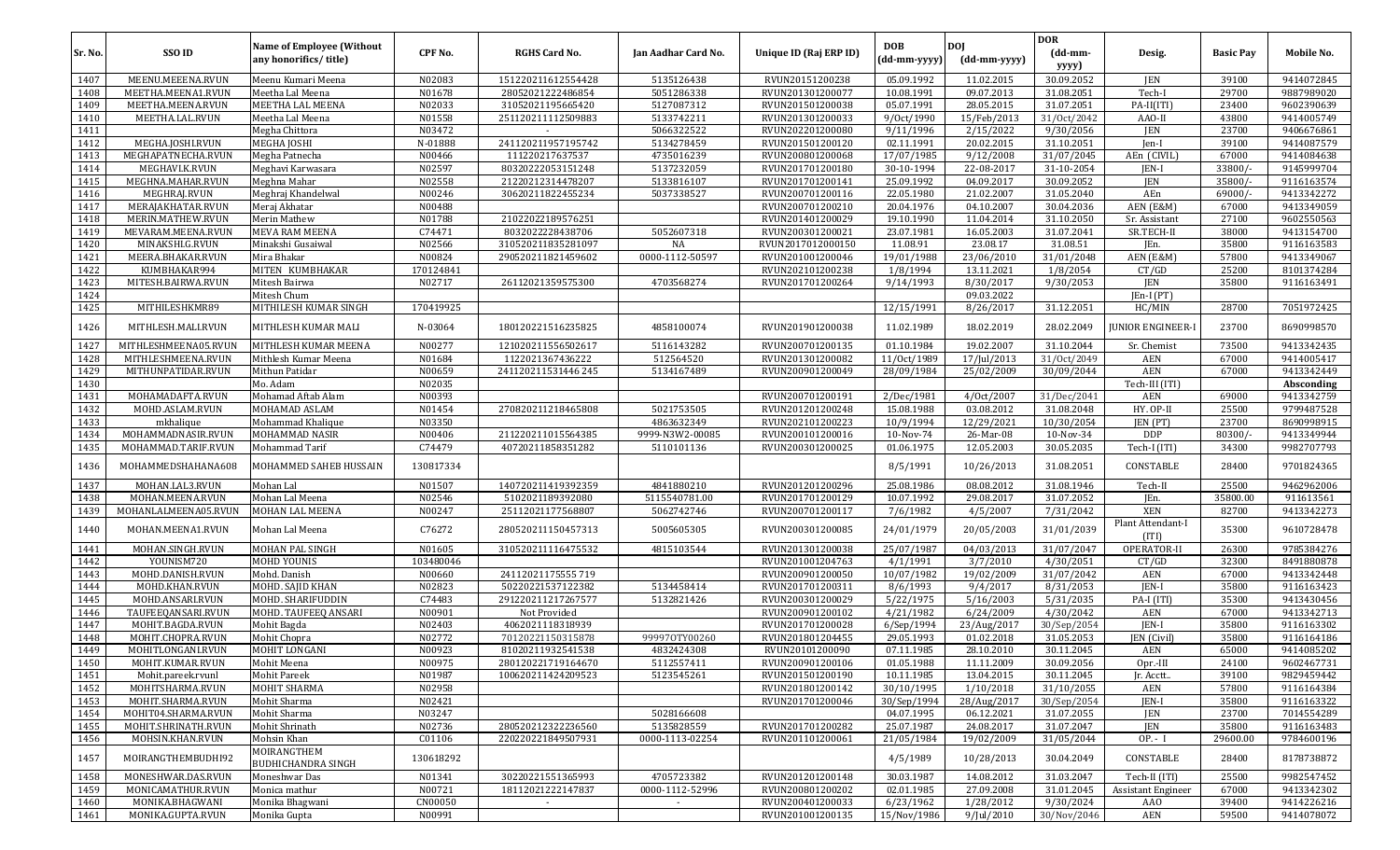| Sr. No. | SSO ID | Name of Employee (Without any honorifics/ title) | CPF No. | RGHS Card No. | Jan Aadhar Card No. | Unique ID (Raj ERP ID) | DOB (dd-mm-yyyy) | DOJ (dd-mm-yyyy) | DOR (dd-mm-yyyy) | Desig. | Basic Pay | Mobile No. |
|---|---|---|---|---|---|---|---|---|---|---|---|---|
| 1407 | MEENU.MEEENA.RVUN | Meenu Kumari Meena | N02083 | 151220211612554428 | 5135126438 | RVUN20151200238 | 05.09.1992 | 11.02.2015 | 30.09.2052 | JEN | 39100 | 9414072845 |
| 1408 | MEETHA.MEENA1.RVUN | Meetha Lal Meena | N01678 | 28052021222486854 | 5051286338 | RVUN201301200077 | 10.08.1991 | 09.07.2013 | 31.08.2051 | Tech-I | 29700 | 9887989020 |
| 1409 | MEETHA.MEENA.RVUN | MEETHA LAL MEENA | N02033 | 31052021195665420 | 5127087312 | RVUN201501200038 | 05.07.1991 | 28.05.2015 | 31.07.2051 | PA-II(ITI) | 23400 | 9602390639 |
| 1410 | MEETHA.LAL.RVUN | Meetha Lal Meena | N01558 | 251120211112509883 | 5133742211 | RVUN201301200033 | 9/Oct/1990 | 15/Feb/2013 | 31/Oct/2042 | AAO-II | 43800 | 9414005749 |
| 1411 | | Megha Chittora | N03472 | - | 5066322522 | RVUN202201200080 | 9/11/1996 | 2/15/2022 | 9/30/2056 | JEN | 23700 | 9406676861 |
| 1412 | MEGHA.JOSHI.RVUN | MEGHA JOSHI | N-01888 | 241120211957195742 | 5134278459 | RVUN201501200120 | 02.11.1991 | 20.02.2015 | 31.10.2051 | Jen-I | 39100 | 9414087579 |
| 1413 | MEGHAPATNECHA.RVUN | Megha Patnecha | N00466 | 111220217637537 | 4735016239 | RVUN200801200068 | 17/07/1985 | 9/12/2008 | 31/07/2045 | AEn (CIVIL) | 67000 | 9414084638 |
| 1414 | MEGHAVI.K.RVUN | Meghavi Karwasara | N02597 | 80320222053151248 | 5137232059 | RVUN201701200180 | 30-10-1994 | 22-08-2017 | 31-10-2054 | JEN-I | 33800/- | 9145999704 |
| 1415 | MEGHNA.MAHAR.RVUN | Meghna Mahar | N02558 | 21220212314478207 | 5133816107 | RVUN201701200141 | 25.09.1992 | 04.09.2017 | 30.09.2052 | JEN | 35800/- | 9116163574 |
| 1416 | MEGHRAJ.RVUN | Meghraj Khandelwal | N00246 | 30620211822455234 | 5037338527 | RVUN200701200116 | 22.05.1980 | 21.02.2007 | 31.05.2040 | AEn | 69000/- | 9413342272 |
| 1417 | MERAJAKHATAR.RVUN | Meraj Akhatar | N00488 | | | RVUN200701200210 | 20.04.1976 | 04.10.2007 | 30.04.2036 | AEN (E&M) | 67000 | 9413349059 |
| 1418 | MERIN.MATHEW.RVUN | Merin Mathew | N01788 | 21022022189576251 | | RVUN201401200029 | 19.10.1990 | 11.04.2014 | 31.10.2050 | Sr. Assistant | 27100 | 9602550563 |
| 1419 | MEVARAM.MEENA.RVUN | MEVA RAM MEENA | C74471 | 8032022228438706 | 5052607318 | RVUN200301200021 | 23.07.1981 | 16.05.2003 | 31.07.2041 | SR.TECH-II | 38000 | 9413154700 |
| 1420 | MINAKSHI.G.RVUN | Minakshi Gusaiwal | N02566 | 310520211835281097 | NA | RVUN2017012000150 | 11.08.91 | 23.08.17 | 31.08.51 | JEn. | 35800 | 9116163583 |
| 1421 | MEERA.BHAKAR.RVUN | Mira Bhakar | N00824 | 290520211821459602 | 0000-1112-50597 | RVUN201001200046 | 19/01/1988 | 23/06/2010 | 31/01/2048 | AEN (E&M) | 57800 | 9413349067 |
| 1422 | KUMBHAKAR994 | MITEN KUMBHAKAR | 170124841 | | | RVUN202101200238 | 1/8/1994 | 13.11.2021 | 1/8/2054 | CT/GD | 25200 | 8101374284 |
| 1423 | MITESH.BAIRWA.RVUN | Mitesh Bairwa | N02717 | 26112021359575300 | 4703568274 | RVUN201701200264 | 9/14/1993 | 8/30/2017 | 9/30/2053 | JEN | 35800 | 9116163491 |
| 1424 | | Mitesh Chum | | | | | | 09.03.2022 | | JEn-I (PT) | | |
| 1425 | MITHILESHKMR89 | MITHILESH KUMAR SINGH | 170419925 | | | | 12/15/1991 | 8/26/2017 | 31.12.2051 | HC/MIN | 28700 | 7051972425 |
| 1426 | MITHLESH.MALI.RVUN | MITHLESH KUMAR MALI | N-03064 | 180120221516235825 | 4858100074 | RVUN201901200038 | 11.02.1989 | 18.02.2019 | 28.02.2049 | JUNIOR ENGINEER-I | 23700 | 8690998570 |
| 1427 | MITHLESHMEENA05.RVUN | MITHLESH KUMAR MEENA | N00277 | 121020211556502617 | 5116143282 | RVUN200701200135 | 01.10.1984 | 19.02.2007 | 31.10.2044 | Sr. Chemist | 73500 | 9413342435 |
| 1428 | MITHLESHMEENA.RVUN | Mithlesh Kumar Meena | N01684 | 1122021367436222 | 512564520 | RVUN201301200082 | 11/Oct/1989 | 17/Jul/2013 | 31/Oct/2049 | AEN | 67000 | 9414005417 |
| 1429 | MITHUNPATIDAR.RVUN | Mithun Patidar | N00659 | 241120211531446 245 | 5134167489 | RVUN200901200049 | 28/09/1984 | 25/02/2009 | 30/09/2044 | AEN | 67000 | 9413342449 |
| 1430 | | Mo. Adam | N02035 | | | | | | | Tech-III (ITI) | | Absconding |
| 1431 | MOHAMADAFTA.RVUN | Mohamad Aftab Alam | N00393 | | | RVUN200701200191 | 2/Dec/1981 | 4/Oct/2007 | 31/Dec/2041 | AEN | 69000 | 9413342759 |
| 1432 | MOHD.ASLAM.RVUN | MOHAMAD ASLAM | N01454 | 270820211218465808 | 5021753505 | RVUN201201200248 | 15.08.1988 | 03.08.2012 | 31.08.2048 | HY. OP-II | 25500 | 9799487528 |
| 1433 | mkhalique | Mohammad Khalique | N03350 | | 4863632349 | RVUN202101200223 | 10/9/1994 | 12/29/2021 | 10/30/2054 | JEN (PT) | 23700 | 8690998915 |
| 1434 | MOHAMMADNASIR.RVUN | MOHAMMAD NASIR | N00406 | 211220211015564385 | 9999-N3W2-00085 | RVUN200101200016 | 10-Nov-74 | 26-Mar-08 | 10-Nov-34 | DDP | 80300/- | 9413349944 |
| 1435 | MOHAMMAD.TARIF.RVUN | Mohammad Tarif | C74479 | 40720211858351282 | 5110101136 | RVUN200301200025 | 01.06.1975 | 12.05.2003 | 30.05.2035 | Tech-I (ITI) | 34300 | 9982707793 |
| 1436 | MOHAMMEDSHAHANA608 | MOHAMMED SAHEB HUSSAIN | 130817334 | | | | 8/5/1991 | 10/26/2013 | 31.08.2051 | CONSTABLE | 28400 | 9701824365 |
| 1437 | MOHAN.LAL3.RVUN | Mohan Lal | N01507 | 140720211419392359 | 4841880210 | RVUN201201200296 | 25.08.1986 | 08.08.2012 | 31.08.1946 | Tech-II | 25500 | 9462962006 |
| 1438 | MOHAN.MEENA.RVUN | Mohan Lal Meena | N02546 | 5102021189392080 | 5115540781.00 | RVUN201701200129 | 10.07.1992 | 29.08.2017 | 31.07.2052 | JEn. | 35800.00 | 911613561 |
| 1439 | MOHANLALMEENA05.RVUN | MOHAN LAL MEENA | N00247 | 25112021177568807 | 5062742746 | RVUN200701200117 | 7/6/1982 | 4/5/2007 | 7/31/2042 | XEN | 82700 | 9413342273 |
| 1440 | MOHAN.MEENA1.RVUN | Mohan Lal Meena | C76272 | 280520211150457313 | 5005605305 | RVUN200301200085 | 24/01/1979 | 20/05/2003 | 31/01/2039 | Plant Attendant-I (ITI) | 35300 | 9610728478 |
| 1441 | MOHAN.SINGH.RVUN | MOHAN PAL SINGH | N01605 | 310520211116475532 | 4815103544 | RVUN201301200038 | 25/07/1987 | 04/03/2013 | 31/07/2047 | OPERATOR-II | 26300 | 9785384276 |
| 1442 | YOUNISM720 | MOHD YOUNIS | 103480046 | | | RVUN201001204763 | 4/1/1991 | 3/7/2010 | 4/30/2051 | CT/GD | 32300 | 8491880878 |
| 1443 | MOHD.DANISH.RVUN | Mohd. Danish | N00660 | 24112021175555 719 | | RVUN200901200050 | 10/07/1982 | 19/02/2009 | 31/07/2042 | AEN | 67000 | 9413342448 |
| 1444 | MOHD.KHAN.RVUN | MOHD. SAJID KHAN | N02823 | 50220221537122382 | 5134458414 | RVUN201701200311 | 8/6/1993 | 9/4/2017 | 8/31/2053 | JEN-I | 35800 | 9116163423 |
| 1445 | MOHD.ANSARI.RVUN | MOHD. SHARIFUDDIN | C74483 | 291220211217267577 | 5132821426 | RVUN200301200029 | 5/22/1975 | 5/16/2003 | 5/31/2035 | PA-I (ITI) | 35300 | 9413430456 |
| 1446 | TAUFEEQANSARI.RVUN | MOHD. TAUFEEQ ANSARI | N00901 | Not Provided | | RVUN200901200102 | 4/21/1982 | 6/24/2009 | 4/30/2042 | AEN | 67000 | 9413342713 |
| 1447 | MOHIT.BAGDA.RVUN | Mohit Bagda | N02403 | 4062021118318939 | | RVUN201701200028 | 6/Sep/1994 | 23/Aug/2017 | 30/Sep/2054 | JEN-I | 35800 | 9116163302 |
| 1448 | MOHIT.CHOPRA.RVUN | Mohit Chopra | N02772 | 70120221150315878 | 99997OTY00260 | RVUN201801204455 | 29.05.1993 | 01.02.2018 | 31.05.2053 | JEN (Civil) | 35800 | 9116164186 |
| 1449 | MOHITLONGANI.RVUN | MOHIT LONGANI | N00923 | 81020211932541538 | 4832424308 | RVUN20101200090 | 07.11.1985 | 28.10.2010 | 30.11.2045 | AEN | 65000 | 9414085202 |
| 1450 | MOHIT.KUMAR.RVUN | Mohit Meena | N00975 | 280120221719164670 | 5112557411 | RVUN200901200106 | 01.05.1988 | 11.11.2009 | 30.09.2056 | Opr.-III | 24100 | 9602467731 |
| 1451 | Mohit.pareek.rvunl | Mohit Pareek | N01987 | 100620211424209523 | 5123545261 | RVUN201501200190 | 10.11.1985 | 13.04.2015 | 30.11.2045 | Jr. Acctt.. | 39100 | 9829459442 |
| 1452 | MOHITSHARMA.RVUN | MOHIT SHARMA | N02958 | | | RVUN201801200142 | 30/10/1995 | 1/10/2018 | 31/10/2055 | AEN | 57800 | 9116164384 |
| 1453 | MOHIT.SHARMA.RVUN | Mohit Sharma | N02421 | | | RVUN201701200046 | 30/Sep/1994 | 28/Aug/2017 | 30/Sep/2054 | JEN-I | 35800 | 9116163322 |
| 1454 | MOHIT04.SHARMA.RVUN | Mohit Sharma | N03247 | | 5028166608 | | 04.07.1995 | 06.12.2021 | 31.07.2055 | JEN | 23700 | 7014554289 |
| 1455 | MOHIT.SHRINATH.RVUN | Mohit Shrinath | N02736 | 280520212322236560 | 5135828559 | RVUN201701200282 | 25.07.1987 | 24.08.2017 | 31.07.2047 | JEN | 35800 | 9116163483 |
| 1456 | MOHSIN.KHAN.RVUN | Mohsin Khan | C01106 | 220220221849507931 | 0000-1113-02254 | RVUN201101200061 | 21/05/1984 | 19/02/2009 | 31/05/2044 | OP. - I | 29600.00 | 9784600196 |
| 1457 | MOIRANGTHEMBUDHI92 | MOIRANGTHEM BUDHICHANDRA SINGH | 130618292 | | | | 4/5/1989 | 10/28/2013 | 30.04.2049 | CONSTABLE | 28400 | 8178738872 |
| 1458 | MONESHWAR.DAS.RVUN | Moneshwar Das | N01341 | 30220221551365993 | 4705723382 | RVUN201201200148 | 30.03.1987 | 14.08.2012 | 31.03.2047 | Tech-II (ITI) | 25500 | 9982547452 |
| 1459 | MONICAMATHUR.RVUN | Monica mathur | N00721 | 18112021222147837 | 0000-1112-52996 | RVUN200801200202 | 02.01.1985 | 27.09.2008 | 31.01.2045 | Assistant Engineer | 67000 | 9413342302 |
| 1460 | MONIKA.BHAGWANI | Monika Bhagwani | CN00050 | - | - | RVUN200401200033 | 6/23/1962 | 1/28/2012 | 9/30/2024 | AAO | 39400 | 9414226216 |
| 1461 | MONIKA.GUPTA.RVUN | Monika Gupta | N00991 | | | RVUN201001200135 | 15/Nov/1986 | 9/Jul/2010 | 30/Nov/2046 | AEN | 59500 | 9414078072 |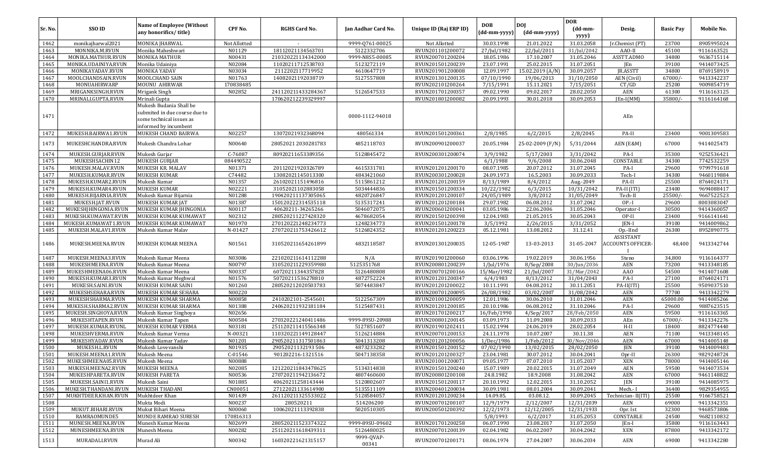| Sr. No. | SSO ID | Name of Employee (Without any honorifics/ title) | CPF No. | RGHS Card No. | Jan Aadhar Card No. | Unique ID (Raj ERP ID) | DOB (dd-mm-yyyy) | DOJ (dd-mm-yyyy) | DOR (dd-mm-yyyy) | Desig. | Basic Pay | Mobile No. |
|---|---|---|---|---|---|---|---|---|---|---|---|---|
| 1462 | monikajharwal2021 | MONIKA JHARWAL | Not Allotted | - | 9999-Q761-00025 | Not Allotted | 30.03.1998 | 21.01.2022 | 31.03.2058 | Jr.Chemist (PT) | 23700 | 8905995024 |
| 1463 | MONNIKA.M.RVUN | Monika Maheshwari | N01129 | 18112021134563701 | 5122332706 | RVUN201101200072 | 27/Jul/1982 | 22/Jul/2011 | 31/Jul/2042 | AAO-II | 45100 | 9116163521 |
| 1464 | MONIKA.MATHUR.RVUN | MONIKA MATHUR | N00431 | 210320221134342000 | 9999-N8S5-00085 | RVUN200701200204 | 18.05.1986 | 17.10.2007 | 31.05.2046 | ASSTT.ADMO | 34800 | 9636715114 |
| 1465 | MONIKA.UDAINIYA.RVUN | Monika Udainiya | N02084 | 11020211712538703 | 5123272119 | RVUN201501200239 | 23.07.1991 | 25.02.2015 | 31.07.2051 | JEn | 39100 | 9414073425 |
| 1466 | MONIKAYADAV.RVUN | MONIKA YADAV | N03034 | 2112202117719952 | 4610647719 | RVUN201901200008 | 12.09.1997 | 15.02.2019 (A/N) | 30.09.2057 | JR.ASSTT | 34800 | 8769158919 |
| 1467 | MOOLCHANDSAIN.RVUN | MOOLCHAND SAIN | N01763 | 14082021192038719 | 5127557808 | RVUN201301200135 | 07/10/1990 | 19/06/2013 | 31/10/2050 | AEN (Civil) | 67000/- | 9413342237 |
| 1468 | MONUAHIRWARP | MOUNU AHIRWAR | 170838485 | | | RVUN202101200264 | 7/15/1991 | 15.11.2021 | 7/15/2051 | CT/GD | 25200 | 9009854719 |
| 1469 | MRIGANKSINGH.RVUN | Mrigank Singh | N02852 | 241120211433284367 | 5126547533 | RVUN201701200357 | 09.02.1990 | 09.02.2017 | 28.02.2050 | AEN | 61300 | 9116163125 |
| 1470 | MRINALI.GUPTA.RVUN | Mrinali Gupta | | 170620212239329997 | | RVUN201801200082 | 20.09.1993 | 30.01.2018 | 30.09.2053 | JEn-I(MM) | 35800/- | 9116164168 |
| 1471 | | Mukesh Budania Shall be submited in due course due to some technical issues as informed by incumbent | | | 0000-1112-94018 | | | | | AEn | | |
| 1472 | MUKESH.BAIRWA1.RVUN | MUKESH CHAND BAIRWA | N02257 | 13072021932368094 | 480561334 | RVUN201501200361 | 2/8/1985 | 6/2/2015 | 2/8/2045 | PA-II | 23400 | 9001309583 |
| 1473 | MUKESHCHANDRA.RVUN | Mukesh Chandra Lohar | N00640 | 28052021 2030281783 | 4852118703 | RVUN200901200037 | 20.05.1984 | 25-02-2009 (F/N) | 5/31/2044 | AEN (E&M) | 67000 | 9414025473 |
| 1474 | MUKESH.GURJAR.RVUN | Mukesh Gurjar | C-76087 | 80920211653389356 | 5128845472 | RVUN200301200074 | 3/9/1982 | 5/17/2003 | 3/31/2042 | PA-I | 35300 | 9252536421 |
| 1475 | MUKESHSACHIN12 | MUKESH GURJAR | 084490522 | | | | 6/1/1988 | 9/6/2008 | 30.06.2048 | CONSTABLE | 34300 | 7742532259 |
| 1476 | MUKESH.MALAV.RVUN | MUKESH KR. MALAV | N01371 | 20112021920326789 | 4615331781 | RVUN201201200170 | 08.07.1985 | 20.07.2012 | 31.07.2045 | PA-I | 29600 | 9799791618 |
| 1477 | MUKESH.KUMAR.RVUN | MUKESH KUMAR | C74482 | 13082021145013300 | 4843421060 | RVUN200301200028 | 24.09.1973 | 16.5.2003 | 30.09.2033 | Tech-I | 34300 | 9460119884 |
| 1478 | MUKESH.KUMAR2.RVUN | Mukesh Kumar | N01357 | 26102021151496816 | 5115861212 | RVUN201201200159 | 8/13/1989 | 8/4/2012 | Aug.-2049 | PA-II | 25500 | 8764024171 |
| 1479 | MUKESH.KUMAR4.RVUN | MUKESH KUMAR | N02221 | 31052021102883058 | 5034444836 | RVUN201501200334 | 10/22/1982 | 6/3/2015 | 10/31/2042 | PA-II (ITI) | 23400 | 9694088417 |
| 1480 | MUKESH.BIJARNIA.RVUN | Mukesh Kumar Bijarnia | N01288 | 190420211137305065 | 4820726847 | RVUN201201200107 | 24/05/1989 | 3/8/2012 | 31/05/2049 | Tech-II | 25500/- | 9667522523 |
| 1481 | MUKESH.JAT.RVUN | MUKESH KUMAR JAT | N01387 | 150120222314535118 | 5135317241 | RVUN201201200184 | 29.07.1982 | 06.08.2012 | 31.07.2042 | OP.-I | 29600 | 8003083047 |
| 1482 | MUKESHJHINGONIA.RVUN | MUKESH KUMAR JHINGONIA | N00117 | 40620211-34265266 | 5046072075 | RVUN200601200041 | 03.05.1986 | 22.06.2006 | 31.05.2046 | Operator-I | 30500 | 9414360057 |
| 1483 | MUKESH.KUMAWAT.RVUN | MUKESH KUMAR KUMAWAT | N02312 | 280520211227428320 | 4678682054 | RVUN201501200398 | 12.04.1983 | 21.05.2015 | 30.05.2043 | OP-II | 23400 | 9166141641 |
| 1484 | MUKESH.KUMAWAT1.RVUN | MUKESH KUMAR KUMAWAT | N01970 | 270120221248234773 | 1248234773 | RVUN201501200178 | 3/5/1992 | 2/26/2015 | 3/31/2052 | JEN-I | 39100 | 9414009862 |
| 1485 | MUKESH.MALAV1.RVUN | Mukesh Kumar Malav | N-01427 | 270720211753426612 | 5126824352 | RVUN201201200223 | 05.12.1981 | 13.08.2012 | 31.12.41 | Op.-IInd | 26300 | 8952890775 |
| 1486 | MUKESH.MEENA.RVUN | MUKESH KUMAR MEENA | N01561 | 310520211654261899 | 4832118587 | RVUN201301200035 | 12-05-1987 | 13-03-2013 | 31-05-2047 | ASSISTANT ACCOUNTS OFFICER-I | 48,400 | 9413342744 |
| 1487 | MUKESH.MEENA3.RVUN | Mukesh Kumar Meena | N03086 | 221020211614112288 | N/A | RVUN201901200060 | 03.06.1996 | 19.02.2019 | 30.06.1956 | Steno | 34,800 | 9116164377 |
| 1488 | MUKESHMEENA.RVUN | Mukesh Kumar Meena | N00797 | 310520211229359980 | 5125351768 | RVUN200801200239 | 1/Jul/1976 | 8/Sep/2008 | 30/Jun/2036 | AEN | 73200 | 9413348185 |
| 1489 | MUKESHMEENA06.RVUN | Mukesh Kumar Meena | N00337 | 60720211344357828 | 5126480808 | RVUN200701200166 | 15/Mar/1982 | 21/Jul/2007 | 31/Mar/2042 | AAO | 54500 | 9414071608 |
| 1490 | MUKESH.KUMAR3.RVUN | Mukesh Kumar Meghwal | N01576 | 50720211536278810 | 4872752224 | RVUN201201200347 | 6/4/1983 | 8/13/2012 | 31/04/2043 | PA-I | 27100 | 8764024171 |
| 1491 | MUKESH.SAINI.RVUN | MUKESH KUMAR SAINI | N01260 | 280520212020503783 | 5074483847 | RVUN201201200022 | 10.11.1991 | 04.08.2012 | 30.11.2051 | PA-II(ITI) | 25500 | 9509037510 |
| 1492 | MUKESHSEHARA.RVUN | MUKESH KUMAR SEHARA | N00220 | | | RVUN200701200095 | 26/08/1982 | 03/02/2007 | 31/08/2042 | AEN | 77700 | 9413342279 |
| 1493 | MUKESHSHARMA.RVUN | MUKESH KUMAR SHARMA | N00858 | 2410202101-2545601 | 5122567309 | RVUN201001200059 | 12.01.1986 | 30.06.2010 | 31.01.2046 | AEN | 65000.00 | 9414085266 |
| 1494 | MUKESH.SHARMA2.RVUN | MUKESH KUMAR SHARMA | N01388 | 240620211932181184 | 5125487431 | RVUN201201200185 | 20.10.1986 | 06.08.2012 | 31.10.2046 | PA-I | 29600 | 9887623515 |
| 1495 | MUKESH.SINGHOYA.RVUN | Mukesh Kumar Singhoya | N02656 | | | RVUN201701200217 | 16/Feb/1990 | 4/Sep/2017 | 28/Feb/2050 | AEN | 59500 | 9116163365 |
| 1496 | MUKESHTAPEN.RVUN | Mukesh Kumar Tapen | N00584 | 270320221240411486 | 9999-89SU-20988 | RVUN200801200145 | 03.09.1973 | 11.09.2008 | 30.09.2033 | AEn | 67000/- | 9413342276 |
| 1497 | MUKESH.KUMAR.RVUNL | MUKESH KUMAR VERMA | N03181 | 251120211415566348 | 5127851607 | RVUN201901202411 | 15.02.1994 | 24.06.2019 | 28.02.2054 | H-II | 18400 | 8824774440 |
| 1498 | MUKESHVERMA.RVUN | Mukesh Kumar Verma | N-00321 | 110320221149128447 | 5126214884 | RVUN200701200153 | 24.11.1978 | 10.07.2007 | 30.11.38 | AEN | 71100 | 9413348145 |
| 1499 | MUKESHYADAV.RVUN | Mukesh Kumar Yadav | N01201 | 290520211317501863 | 5041313208 | RVUN201201200056 | 1/Dec/1986 | 1/Feb/2012 | 30/Nov/2046 | AEN | 67000 | 9414005148 |
| 1500 | MUKESH.L.RVUN | Mukesh Lovevanshi | N01935 | 29052021132193 506 | 4873233282 | RVUN201501200152 | 07/02/1990 | 13/02/2015 | 28/02/2050 | JEN | 39100 | 9414009483 |
| 1501 | MUKESH.MEENA1.RVUN | Mukesh Meena | C-01546 | 901202216-1321516 | 5047138358 | RVUN201201200327 | 23.04.1981 | 30.07.2012 | 30.04.2041 | Opr-II | 26300 | 9829248724 |
| 1502 | MUKESHMEENA05.RVUN | Mukesh Meena | N00888 | | | RVUN201001200071 | 09.05.1977 | 07.07.2010 | 31.05.2037 | XEN | 78000 | 9414005146 |
| 1503 | MUKESH.MEENA2.RVUN | MUKESH MEENA | N02085 | 121220211843478625 | 5134314838 | RVUN201501200240 | 15.07.1989 | 20.02.2015 | 31.07.2049 | AEN | 59500 | 9414073534 |
| 1504 | MUKESHPARETA.RVUN | MUKESH PARETA | N00536 | 270720211942136672 | 4807460600 | RVUN200801200108 | 24.8.1982 | 18.9.2008 | 31.08.2042 | AEN | 67000 | 9461148822 |
| 1505 | MUKESH.SAINI1.RVUN | Mukesh Saini | N01885 | 40620211258143444 | 5120802607 | RVUN201501200117 | 20.10.1992 | 12.02.2015 | 31.10.2052 | JEN | 39100 | 9414085975 |
| 1506 | MUKESH.THANDANI.RVUN | MUKESH THADANI | CN00051 | 27122021133614900 | 5135511109 | RVUN200401200034 | 30.09.1981 | 08.01.2004 | 30.09.2041 | Mech.- I | 36400 | 9829354955 |
| 1507 | MUKHTDEER.KHAN.RVUN | Mukhtdeer Khan | N01439 | 261120211325533022 | 5128584057 | RVUN201201200234 | 14.09.85. | 03.08.12. | 30.09.2045 | Technician- II(ITI) | 25500 | 9166758521 |
| 1508 | | Mukta Modi | N00237 | 280520211 | 514206200 | RVUN200701200107 | 12/9/1979 | 2/12/2007 | 12/31/2039 | AEN | 69000 | 9413342351 |
| 1509 | MUKUT.BIHARI.RVUN | Mukut Bihari Meena | N00060 | 10062021113392838 | 5020510305 | RVUN200501200392 | 12/2/1973 | 12/12/2005 | 12/31/1933 | Opr. Ist | 32300 | 9468573806 |
| 1510 | RAMRAOMUNDE5 | MUNDE RAMRAO SURESH | 170816313 | | | | 5/8/1993 | 6/2/2017 | 31.05.2053 | CONSTABLE | 24500 | 9682110832 |
| 1511 | MUNESH.MEENA.RVUN | Munesh Kumar Meena | N02699 | 280520211523374322 | 9999-89SU-09602 | RVUN201701200258 | 06.07.1990 | 23.08.2017 | 31.07.2050 | JEn-I | 35800 | 9116163443 |
| 1512 | MUNESHMEENA.RVUN | Munesh Meena | N00282 | 251120211618439311 | 5126480025 | RVUN200701200139 | 02.04.1982 | 06.02.2007 | 30.04.2042 | XEN | 87800 | 9413342172 |
| 1513 | MURADALI.RVUN | Murad Ali | N00342 | 160320221621315157 | 9999-QVAP-00341 | RVUN200701200171 | 08.06.1974 | 27.04.2007 | 30.06.2034 | AEN | 69000 | 9413342280 |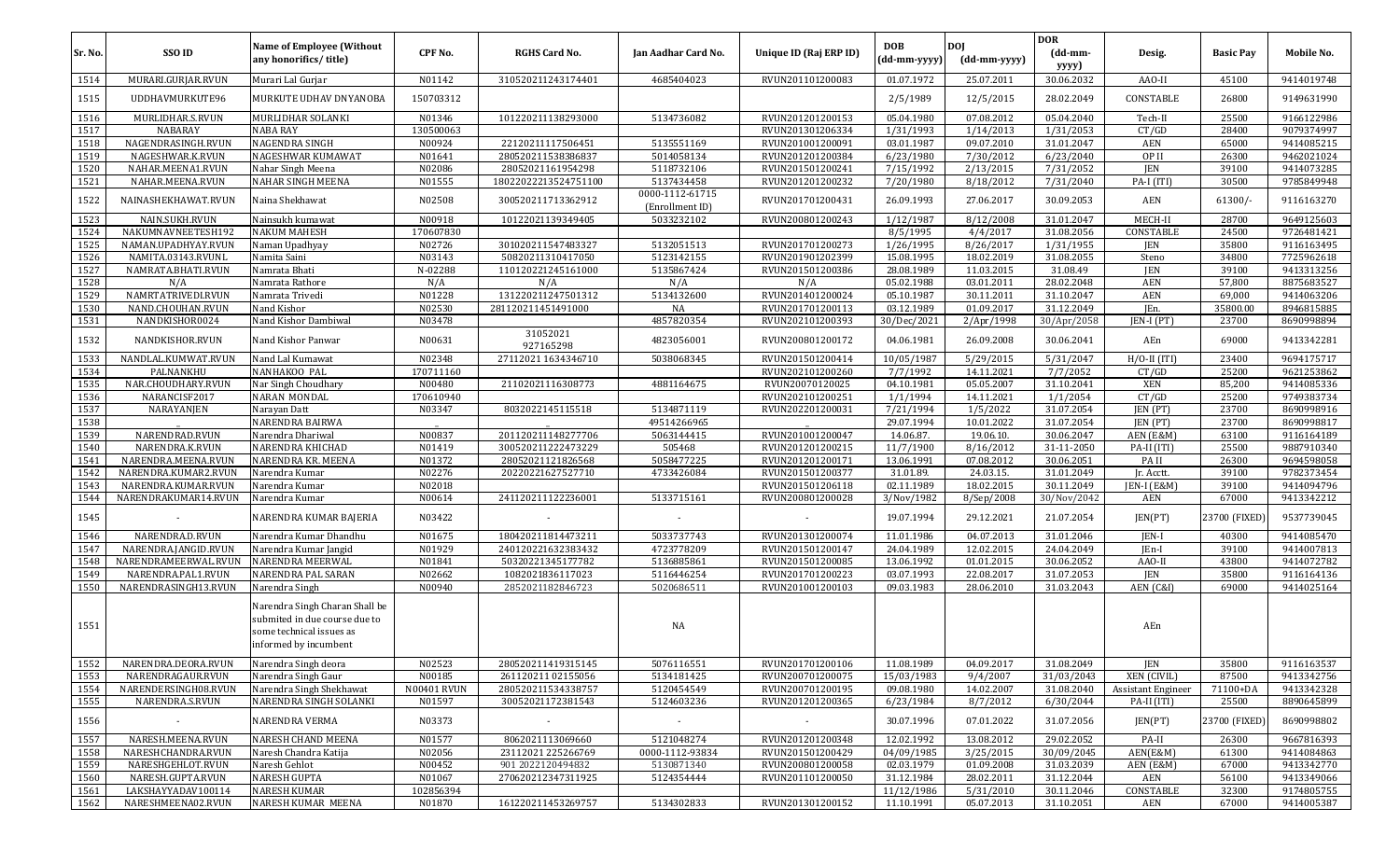| Sr. No. | SSO ID | Name of Employee (Without any honorifics/ title) | CPF No. | RGHS Card No. | Jan Aadhar Card No. | Unique ID (Raj ERP ID) | DOB (dd-mm-yyyy) | DOJ (dd-mm-yyyy) | DOR (dd-mm-yyyy) | Desig. | Basic Pay | Mobile No. |
|---|---|---|---|---|---|---|---|---|---|---|---|---|
| 1514 | MURARI.GURJAR.RVUN | Murari Lal Gurjar | N01142 | 310520211243174401 | 4685404023 | RVUN201101200083 | 01.07.1972 | 25.07.2011 | 30.06.2032 | AAO-II | 45100 | 9414019748 |
| 1515 | UDDHAVMURKUTE96 | MURKUTE UDHAV DNYANOBA | 150703312 | | | | 2/5/1989 | 12/5/2015 | 28.02.2049 | CONSTABLE | 26800 | 9149631990 |
| 1516 | MURLIDHAR.S.RVUN | MURLIDHAR SOLANKI | N01346 | 101220211138293000 | 5134736082 | RVUN201201200153 | 05.04.1980 | 07.08.2012 | 05.04.2040 | Tech-II | 25500 | 9166122986 |
| 1517 | NABARAY | NABA RAY | 130500063 | | | RVUN201301206334 | 1/31/1993 | 1/14/2013 | 1/31/2053 | CT/GD | 28400 | 9079374997 |
| 1518 | NAGENDRASINGH.RVUN | NAGENDRA SINGH | N00924 | 22120211117506451 | 5135551169 | RVUN201001200091 | 03.01.1987 | 09.07.2010 | 31.01.2047 | AEN | 65000 | 9414085215 |
| 1519 | NAGESHWAR.K.RVUN | NAGESHWAR KUMAWAT | N01641 | 280520211538386837 | 5014058134 | RVUN201201200384 | 6/23/1980 | 7/30/2012 | 6/23/2040 | OP II | 26300 | 9462021024 |
| 1520 | NAHAR.MEENA1.RVUN | Nahar Singh Meena | N02086 | 28052021161954298 | 5118732106 | RVUN201501200241 | 7/15/1992 | 2/13/2015 | 7/31/2052 | JEN | 39100 | 9414073285 |
| 1521 | NAHAR.MEENA.RVUN | NAHAR SINGH MEENA | N01555 | 18022022213524751100 | 5137434458 | RVUN201201200232 | 7/20/1980 | 8/18/2012 | 7/31/2040 | PA-I (ITI) | 30500 | 9785849948 |
| 1522 | NAINASHEKHAWAT.RVUN | Naina Shekhawat | N02508 | 300520211713362912 | 0000-1112-61715 (Enrollment ID) | RVUN201701200431 | 26.09.1993 | 27.06.2017 | 30.09.2053 | AEN | 61300/- | 9116163270 |
| 1523 | NAIN.SUKH.RVUN | Nainsukh kumawat | N00918 | 10122021139349405 | 5033232102 | RVUN200801200243 | 1/12/1987 | 8/12/2008 | 31.01.2047 | MECH-II | 28700 | 9649125603 |
| 1524 | NAKUMNAVNEETESH192 | NAKUM MAHESH | 170607830 | | | | 8/5/1995 | 4/4/2017 | 31.08.2056 | CONSTABLE | 24500 | 9726481421 |
| 1525 | NAMAN.UPADHYAY.RVUN | Naman Upadhyay | N02726 | 301020211547483327 | 5132051513 | RVUN201701200273 | 1/26/1995 | 8/26/2017 | 1/31/1955 | JEN | 35800 | 9116163495 |
| 1526 | NAMITA.03143.RVUNL | Namita Saini | N03143 | 50820211310417050 | 5123142155 | RVUN201901202399 | 15.08.1995 | 18.02.2019 | 31.08.2055 | Steno | 34800 | 7725962618 |
| 1527 | NAMRATA.BHATI.RVUN | Namrata Bhati | N-02288 | 110120221245161000 | 5135867424 | RVUN201501200386 | 28.08.1989 | 11.03.2015 | 31.08.49 | JEN | 39100 | 9413313256 |
| 1528 | N/A | Namrata Rathore | N/A | N/A | N/A | N/A | 05.02.1988 | 03.01.2011 | 28.02.2048 | AEN | 57,800 | 8875683527 |
| 1529 | NAMRTATRIVEDI.RVUN | Namrata Trivedi | N01228 | 131220211247501312 | 5134132600 | RVUN201401200024 | 05.10.1987 | 30.11.2011 | 31.10.2047 | AEN | 69,000 | 9414063206 |
| 1530 | NAND.CHOUHAN.RVUN | Nand Kishor | N02530 | 281120211451491000 | NA | RVUN201701200113 | 03.12.1989 | 01.09.2017 | 31.12.2049 | JEn. | 35800.00 | 8946815885 |
| 1531 | NANDKISHOR0024 | Nand Kishor Dambiwal | N03478 | | 4857820354 | RVUN202101200393 | 30/Dec/2021 | 2/Apr/1998 | 30/Apr/2058 | JEN-I (PT) | 23700 | 8690998894 |
| 1532 | NANDKISHOR.RVUN | Nand Kishor Panwar | N00631 | 31052021 927165298 | 4823056001 | RVUN200801200172 | 04.06.1981 | 26.09.2008 | 30.06.2041 | AEn | 69000 | 9413342281 |
| 1533 | NANDLAL.KUMWAT.RVUN | Nand Lal Kumawat | N02348 | 27112021 1634346710 | 5038068345 | RVUN201501200414 | 10/05/1987 | 5/29/2015 | 5/31/2047 | H/O-II (ITI) | 23400 | 9694175717 |
| 1534 | PALNANKHU | NANHAKOO PAL | 170711160 | | | RVUN202101200260 | 7/7/1992 | 14.11.2021 | 7/7/2052 | CT/GD | 25200 | 9621253862 |
| 1535 | NAR.CHOUDHARY.RVUN | Nar Singh Choudhary | N00480 | 21102021116308773 | 4881164675 | RVUN20070120025 | 04.10.1981 | 05.05.2007 | 31.10.2041 | XEN | 85,200 | 9414085336 |
| 1536 | NARANCISF2017 | NARAN MONDAL | 170610940 | | | RVUN202101200251 | 1/1/1994 | 14.11.2021 | 1/1/2054 | CT/GD | 25200 | 9749383734 |
| 1537 | NARAYANJEN | Narayan Datt | N03347 | 8032022145115518 | 5134871119 | RVUN202201200031 | 7/21/1994 | 1/5/2022 | 31.07.2054 | JEN (PT) | 23700 | 8690998916 |
| 1538 | - | NARENDRA BAIRWA | - | - | 49514266965 | - | 29.07.1994 | 10.01.2022 | 31.07.2054 | JEN (PT) | 23700 | 8690998817 |
| 1539 | NARENDRAD.RVUN | Narendra Dhariwal | N00837 | 201120211148277706 | 5063144415 | RVUN201001200047 | 14.06.87. | 19.06.10. | 30.06.2047 | AEN (E&M) | 63100 | 9116164189 |
| 1540 | NARENDRA.K.RVUN | NARENDRA KHICHAD | N01419 | 300520211222473229 | 505468 | RVUN201201200215 | 11/7/1900 | 8/16/2012 | 31-11-2050 | PA-II (ITI) | 25500 | 9887910340 |
| 1541 | NARENDRA.MEENA.RVUN | NARENDRA KR. MEENA | N01372 | 28052021121826568 | 5058477225 | RVUN201201200171 | 13.06.1991 | 07.08.2012 | 30.06.2051 | PA II | 26300 | 9694598058 |
| 1542 | NARENDRA.KUMAR2.RVUN | Narendra Kumar | N02276 | 20220221627527710 | 4733426084 | RVUN201501200377 | 31.01.89. | 24.03.15. | 31.01.2049 | Jr. Acctt. | 39100 | 9782373454 |
| 1543 | NARENDRA.KUMAR.RVUN | Narendra Kumar | N02018 | | | RVUN201501206118 | 02.11.1989 | 18.02.2015 | 30.11.2049 | JEN-I (E&M) | 39100 | 9414094796 |
| 1544 | NARENDRAKUMAR14.RVUN | Narendra Kumar | N00614 | 241120211122236001 | 5133715161 | RVUN200801200028 | 3/Nov/1982 | 8/Sep/2008 | 30/Nov/2042 | AEN | 67000 | 9413342212 |
| 1545 | - | NARENDRA KUMAR BAJERIA | N03422 | - | - | - | 19.07.1994 | 29.12.2021 | 21.07.2054 | JEN(PT) | 23700 (FIXED) | 9537739045 |
| 1546 | NARENDRA.D.RVUN | Narendra Kumar Dhandhu | N01675 | 180420211814473211 | 5033737743 | RVUN201301200074 | 11.01.1986 | 04.07.2013 | 31.01.2046 | JEN-I | 40300 | 9414085470 |
| 1547 | NARENDRAJANGID.RVUN | Narendra Kumar Jangid | N01929 | 240120221632383432 | 4723778209 | RVUN201501200147 | 24.04.1989 | 12.02.2015 | 24.04.2049 | JEn-I | 39100 | 9414007813 |
| 1548 | NARENDRAMEERWAL.RVUN | NARENDRA MEERWAL | N01841 | 50320221345177782 | 5136885861 | RVUN201501200085 | 13.06.1992 | 01.01.2015 | 30.06.2052 | AAO-II | 43800 | 9414072782 |
| 1549 | NARENDRA.PAL1.RVUN | NARENDRA PAL SARAN | N02662 | 1082021836117023 | 5116446254 | RVUN201701200223 | 03.07.1993 | 22.08.2017 | 31.07.2053 | JEN | 35800 | 9116164136 |
| 1550 | NARENDRASINGH13.RVUN | Narendra Singh | N00940 | 2852021182846723 | 5020686511 | RVUN201001200103 | 09.03.1983 | 28.06.2010 | 31.03.2043 | AEN (C&I) | 69000 | 9414025164 |
| 1551 | | Narendra Singh Charan Shall be submited in due course due to some technical issues as informed by incumbent | | | NA | | | | | AEn | | |
| 1552 | NARENDRA.DEORA.RVUN | Narendra Singh deora | N02523 | 280520211419315145 | 5076116551 | RVUN201701200106 | 11.08.1989 | 04.09.2017 | 31.08.2049 | JEN | 35800 | 9116163537 |
| 1553 | NARENDRAGAUR.RVUN | Narendra Singh Gaur | N00185 | 261120211 02155056 | 5134181425 | RVUN200701200075 | 15/03/1983 | 9/4/2007 | 31/03/2043 | XEN (CIVIL) | 87500 | 9413342756 |
| 1554 | NARENDERSINGH08.RVUN | Narendra Singh Shekhawat | N00401 RVUN | 280520211534338757 | 5120454549 | RVUN200701200195 | 09.08.1980 | 14.02.2007 | 31.08.2040 | Assistant Engineer | 71100+DA | 9413342328 |
| 1555 | NARENDRA.S.RVUN | NARENDRA SINGH SOLANKI | N01597 | 30052021172381543 | 5124603236 | RVUN201201200365 | 6/23/1984 | 8/7/2012 | 6/30/2044 | PA-II (ITI) | 25500 | 8890645899 |
| 1556 | - | NARENDRA VERMA | N03373 | - | - | - | 30.07.1996 | 07.01.2022 | 31.07.2056 | JEN(PT) | 23700 (FIXED) | 8690998802 |
| 1557 | NARESH.MEENA.RVUN | NARESH CHAND MEENA | N01577 | 8062021113069660 | 5121048274 | RVUN201201200348 | 12.02.1992 | 13.08.2012 | 29.02.2052 | PA-II | 26300 | 9667816393 |
| 1558 | NARESHCHANDRA.RVUN | Naresh Chandra Katija | N02056 | 23112021 225266769 | 0000-1112-93834 | RVUN201501200429 | 04/09/1985 | 3/25/2015 | 30/09/2045 | AEN(E&M) | 61300 | 9414084863 |
| 1559 | NARESHGEHLOT.RVUN | Naresh Gehlot | N00452 | 901 2022120494832 | 5130871340 | RVUN200801200058 | 02.03.1979 | 01.09.2008 | 31.03.2039 | AEN (E&M) | 67000 | 9413342770 |
| 1560 | NARESH.GUPTA.RVUN | NARESH GUPTA | N01067 | 270620212347311925 | 5124354444 | RVUN201101200050 | 31.12.1984 | 28.02.2011 | 31.12.2044 | AEN | 56100 | 9413349066 |
| 1561 | LAKSHAYYADAV100114 | NARESH KUMAR | 102856394 | | | | 11/12/1986 | 5/31/2010 | 30.11.2046 | CONSTABLE | 32300 | 9174805755 |
| 1562 | NARESHMEENA02.RVUN | NARESH KUMAR MEENA | N01870 | 161220211453269757 | 5134302833 | RVUN201301200152 | 11.10.1991 | 05.07.2013 | 31.10.2051 | AEN | 67000 | 9414005387 |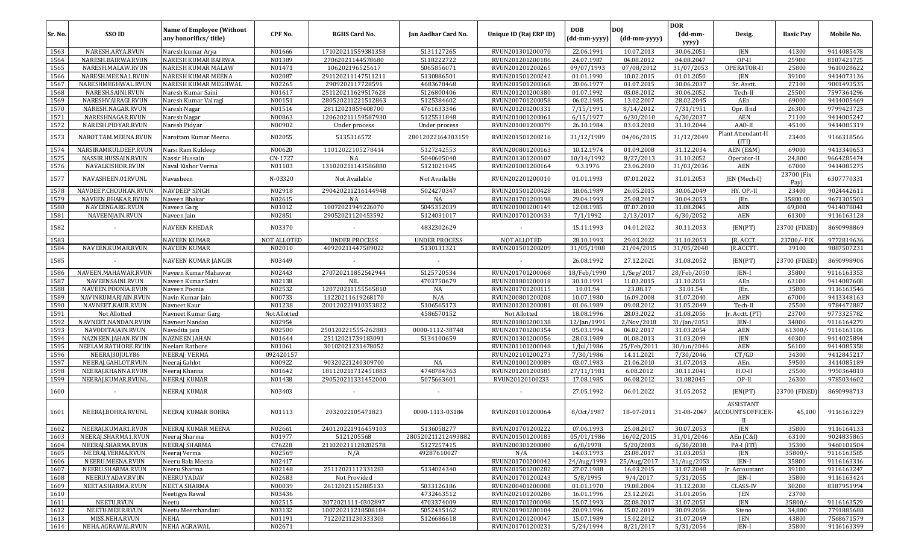| Sr. No. | SSO ID | Name of Employee (Without any honorifics/ title) | CPF No. | RGHS Card No. | Jan Aadhar Card No. | Unique ID (Raj ERP ID) | DOB (dd-mm-yyyy) | DOJ (dd-mm-yyyy) | DOR (dd-mm-yyyy) | Desig. | Basic Pay | Mobile No. |
|---|---|---|---|---|---|---|---|---|---|---|---|---|
| 1563 | NARESH.ARYA.RVUN | Naresh kumar Arya | N01666 | 171020211559381358 | 5131127265 | RVUN201301200070 | 22.06.1991 | 10.07.2013 | 30.06.2051 | JEN | 41300 | 9414085478 |
| 1564 | NARESH.BAIRWA.RVUN | NARESH KUMAR BAIRWA | N01389 | 27062021144578680 | 5118222722 | RVUN201201200186 | 24.07.1987 | 04.08.2012 | 04.08.2047 | OP-II | 25900 | 8107421725 |
| 1565 | NARESH.MALAW.RVUN | NARESH KUMAR MALAW | N01471 | 106202196525617 | 5065856071 | RVUN201201200265 | 09/07/1993 | 07/08/2012 | 31/07/2053 | OPERATOR-II | 25800 | 9610028622 |
| 1566 | NARESH.MEENA1.RVUN | NARESH KUMAR MEENA | N02087 | 291120211147511211 | 5130886501 | RVUN201501200242 | 01.01.1990 | 10.02.2015 | 01.01.2050 | JEN | 39100 | 9414073136 |
| 1567 | NARESHMEGHWAL.RVUN | NARESH KUMAR MEGHWAL | N02265 | 29092021177285591 | 4683670468 | RVUN201501200368 | 20.06.1977 | 01.07.2015 | 30.06.2037 | Sr. Asstt. | 27100 | 9001493535 |
| 1568 | NARESH.SAINI.RVUN | Naresh Kumar Saini | N01617 | 251120211629517628 | 5126800406 | RVUN201201200380 | 01.07.1992 | 03.08.2012 | 30.06.2052 | Tech-II | 25500 | 7597364296 |
| 1569 | NARESHVAIRAGI.RVUN | Naresh Kumar Vairagi | N00151 | 280520211221512863 | 5125384602 | RVUN200701200058 | 06.02.1985 | 13.02.2007 | 28.02.2045 | AEn | 69000 | 9414005469 |
| 1570 | NARESH.NAGAR.RVUN | Naresh Nagar | N01514 | 28112021859408700 | 4761633346 | RVUN201201200331 | 7/15/1991 | 8/14/2012 | 7/31/1951 | Opr. IInd | 26300 | 9799423723 |
| 1571 | NARESHNAGAR.RVUN | Naresh Nagar | N00863 | 120620211159587930 | 5125531848 | RVUN201001200061 | 6/15/1977 | 6/30/2010 | 6/30/2037 | AEN | 71100 | 9414005247 |
| 1572 | NARESH.PIDYAR.RVUN | Naresh Pidyar | N00902 | Under process | Under process | RVUN201001200079 | 26.10.1984 | 03.03.2010 | 31.10.2044 | AAO-II | 45100 | 9414085319 |
| 1573 | NAROTTAM.MEENA.RVUN | Narottam Kumar Meena | N02055 | 5135316572 | 28012022164303159 | RVUN201501200216 | 31/12/1989 | 04/06/2015 | 31/12/2049 | Plant Attendant-II (ITI) | 23400 | 9166318566 |
| 1574 | NARSIRAMKULDEEP.RVUN | Narsi Ram Kuldeep | N00620 | 11012022105278414 | 5127242553 | RVUN200801200163 | 10.12.1974 | 01.09.2008 | 31.12.2034 | AEN (E&M) | 69000 | 9413340653 |
| 1575 | NASSIR.HUSSAIN.RVUN | Nassir Hussain | CN-1727 | NA | 5040605040 | RVUN201301200107 | 10/14/1992 | 8/27/2013 | 31.10.2052 | Operator-II | 24,800 | 9664285474 |
| 1576 | NAVALKISHOR.RVUN | Naval Kishor Verma | N01103 | 131020211143586880 | 5121021045 | RVUN201001200164 | 9.3.1976 | 23.06.2010 | 31/03/2036 | AEN | 67000 | 9414085275 |
| 1577 | NAVASHEEN.01RVUNL | Navasheen | N-03320 | Not Available | Not Available | RVUN202201200010 | 01.01.1993 | 07.01.2022 | 31.01.2053 | JEN (Mech-I) | 23700 (Fix Pay) | 6307770331 |
| 1578 | NAVDEEP.CHOUHAN.RVUN | NAVDEEP SINGH | N02918 | 290420211216144948 | 5024270347 | RVUN201501200428 | 18.06.1989 | 26.05.2015 | 30.06.2049 | HY. OP.-II | 23400 | 9024442611 |
| 1579 | NAVEEN.BHAKAR.RVUN | Naveen Bhakar | N02615 | NA | NA | RVUN201701200198 | 29.04.1993 | 25.08.2017 | 30.04.2053 | JEn. | 35800.00 | 9671305503 |
| 1580 | NAVEENGARG.RVUN | Naveen Garg | N01012 | 10072021994226070 | 5045352039 | RVUN201001200149 | 12.08.1985 | 07.07.2010 | 31.08.2045 | AEN | 69,000 | 9414078041 |
| 1581 | NAVEENJAIN.RVUN | Naveen Jain | N02851 | 29052021120453592 | 5124031017 | RVUN201701200433 | 7/1/1992 | 2/13/2017 | 6/30/2052 | AEN | 61300 | 9116163128 |
| 1582 | - | NAVEEN KHEDAR | N03370 | - | 4832302629 | - | 15.11.1993 | 04.01.2022 | 30.11.2053 | JEN(PT) | 23700 (FIXED) | 8690998869 |
| 1583 | | NAVEEN KUMAR | NOT ALLOTED | UNDER PROCESS | UNDER PROCESS | NOT ALLOTED | 28.10.1993 | 29.03.2022 | 31.10.2053 | JR. ACCT. | 23700/- FIX | 9772819636 |
| 1584 | NAVEEN.KUMAR.RVUN | NAVEEN KUMAR | N02010 | 40920211447589022 | 5130131321 | RVUN201501200209 | 31/05/1988 | 21/04/2015 | 31/05/2048 | JR.ACCTT. | 39100 | 9887507231 |
| 1585 | - | NAVEEN KUMAR JANGIR | N03449 | - | - | - | 26.08.1992 | 27.12.2021 | 31.08.2052 | JEN(PT) | 23700 (FIXED) | 8690998906 |
| 1586 | NAVEEN.MAHAWAR.RVUN | Naveen Kumar Mahawar | N02443 | 270720211852542944 | 5125720534 | RVUN201701200068 | 18/Feb/1990 | 1/Sep/2017 | 28/Feb/2050 | JEN-I | 35800 | 9116163353 |
| 1587 | NAVEENSAINI.RVUN | Naveen Kumar Saini | N02138 | NIL | 4703750679 | RVUN201801200018 | 30.10.1991 | 11.03.2015 | 31.10.2051 | AEn | 63100 | 9414087608 |
| 1588 | NAVEEN.POONIA.RVUN | Naveen Poonia | N02532 | 120720211155565810 | NA | RVUN201701200115 | 10.01.94 | 23.08.17 | 31.01.54 | JEn. | 35800 | 9116163546 |
| 1589 | NAVINKUMARJAIN.RVUN | Navin Kumar Jain | N00733 | 11220211619268170 | N/A | RVUN200801200208 | 10.07.1980 | 16.09.2008 | 31.07.2040 | AEN | 67000 | 9413348163 |
| 1590 | NAVNEET.KAUR.RVUN | Navneet Kaur | N01238 | 200120221910353822 | 5106565173 | RVUN201201200081 | 01.06.1989 | 09.08.2012 | 31.05.2049 | Tech-II | 25500 | 9784472887 |
| 1591 | Not Allotted | Navneet Kumar Garg | Not Allotted | | 4586570152 | Not Allotted | 18.08.1996 | 28.03.2022 | 31.08.2056 | Jr. Acctt. (PT) | 23700 | 9773325782 |
| 1592 | NAVNEET.NANDAN.RVUN | Navneet Nandan | N02954 | | | RVUN201801200138 | 12/Jan/1991 | 2/Nov/2018 | 31/Jan/2051 | JEN-I | 34800 | 9116164279 |
| 1593 | NAVODITAJAIN.RVUN | Navodita jain | N02500 | 250120221555-262883 | 0000-1112-38748 | RVUN201701200354 | 05.03.1994 | 04.02.2017 | 31.03.2054 | AEN | 61300/- | 9116163106 |
| 1594 | NAZNEEN.JAHAN.RVUN | NAZNEEN JAHAN | N01644 | 25112021739183091 | 5134100659 | RVUN201301200056 | 28.03.1989 | 01.08.2013 | 31.03.2049 | JEN | 40300 | 9414025894 |
| 1595 | NEELAM.RATHORE.RVUN | Neelam Rathore | N01061 | 30102021231478052 | | RVUN201101200048 | 1/Jul/1986 | 25/Feb/2011 | 30/Jun/2046 | AEN | 56100 | 9414085358 |
| 1596 | NEERAJ30JULY86 | NEERAJ VERMA | 092420157 | | | RVUN202101200273 | 7/30/1986 | 14.11.2021 | 7/30/2046 | CT/GD | 34300 | 9412845217 |
| 1597 | NEERAJ.GAHLOT.RVUN | Neeraj Gahlot | N00922 | 90320221240309700 | NA | RVUN201001200089 | 03.07.1983 | 21.06.2010 | 31.07.2043 | AEn. | 59500 | 3414085189 |
| 1598 | NEERAJ.KHANNA.RVUN | Neeraj Khanna | N01642 | 181120211712451883 | 4748784763 | RVUN201201200385 | 27/11/1981 | 6.08.2012 | 30.11.2041 | H.O-II | 25500 | 9950364810 |
| 1599 | NEERAJ.KUMAR.RVUNL | NEERAJ KUMAR | N01438 | 290520211331452000 | 5075663601 | RVUN20120100233 | 17.08.1985 | 06.08.2012 | 31.082045 | OP-II | 26300 | 9785034602 |
| 1600 | - | NEERAJ KUMAR | N03403 | - | - | - | 27.05.1992 | 06.01.2022 | 31.05.2052 | JEN(PT) | 23700 (FIXED) | 8690998713 |
| 1601 | NEERAJ.BOHRA.RVUNL | NEERAJ KUMAR BOHRA | N01113 | 2032022105471823 | 0000-1113-03184 | RVUN201101200064 | 8/Oct/1987 | 18-07-2011 | 31-08-2047 | ASSISTANT ACCOUNTS OFFICER-II | 45,100 | 9116163229 |
| 1602 | NEERAJ.KUMAR1.RVUN | NEERAJ KUMAR MEENA | N02661 | 240120221916459103 | 5136058277 | RVUN201701200222 | 07.06.1993 | 25.08.2017 | 30.07.2053 | JEN | 35800 | 9116164133 |
| 1603 | NEERAJ.SHARMA1.RVUN | Neeraj Sharma | N01977 | 5121205568 | 280520211212493882 | RVUN201501200183 | 05/01/1986 | 16/02/2015 | 31/01/2046 | AEn (C&I) | 63100 | 9024835865 |
| 1604 | NEERAJ.SHARMA.RVUN | NEERAJ SHARMA | C76228 | 211020211128202578 | 5127257415 | RVUN200301200080 | 6/8/1978 | 5/20/2003 | 6/30/2038 | PA-I (ITI) | 35300 | 9460101504 |
| 1605 | NEERAJ.VERMA.RVUN | Neeraj Verma | N02569 | N/A | 49287610027 | N/A | 14.03.1993 | 23.08.2017 | 31.03.2053 | JEN | 35800/- | 9116163585 |
| 1606 | NEERU.MEENA.RVUN | Neeru Bala Meena | N02417 | | | RVUN201701200042 | 24/Aug/1993 | 25/Aug/2017 | 31/Aug/2053 | JEN-I | 35800 | 9116163316 |
| 1607 | NEERU.SHARMA.RVUN | Neeru Sharma | N02148 | 25112021112331283 | 5134024340 | RVUN201501200282 | 27.07.1988 | 16.03.2015 | 31.07.2048 | Jr. Accountant | 39100 | 9116163247 |
| 1608 | NEERU.YADAV.RVUN | NEERU YADAV | N02683 | Not Provided | | RVUN201701200243 | 5/8/1995 | 9/4/2017 | 5/31/2055 | JEN-I | 35800 | 9116163424 |
| 1609 | NEETA.SHARMA.RVUN | NEETA SHARMA | N00039 | 26112021152885133 | 5033126186 | RVUN200401200008 | 01.01.1970 | 19.08.2004 | 31.12.2030 | CLASS-IV | 30200 | 8387951994 |
| 1610 | | Neetigya Rawal | N03436 | | 4732463512 | RVUN202101200286 | 16.01.1996 | 23.12.2021 | 31.01.2056 | JEN | 23700 | |
| 1611 | NEETU.RVUN | Neetu | N02515 | 30720211111-0302897 | 4703374009 | RVUN201701200098 | 15.07.1993 | 22.08.2017 | 31.07.2053 | JEN | 35800/- | 9116163529 |
| 1612 | NEETU.MEER.RVUN | Neetu Meerchandani | N03132 | 100720211218508184 | 5052415162 | RVUN201901200104 | 20.09.1996 | 15.02.2019 | 30.09.2056 | Steno | 34,800 | 7791885688 |
| 1613 | MISS.NEHA.RVUN | NEHA | N01191 | 71220211230333303 | 5126686618 | RVUN201201200047 | 15.07.1989 | 15.02.2012 | 31.07.2049 | JEN | 43800 | 7568671579 |
| 1614 | NEHA.AGRAWAL.RVUN | NEHA AGRAWAL | N02671 | | | RVUN201701200231 | 5/24/1994 | 8/21/2017 | 5/31/2054 | JEN-I | 35800 | 9116163399 |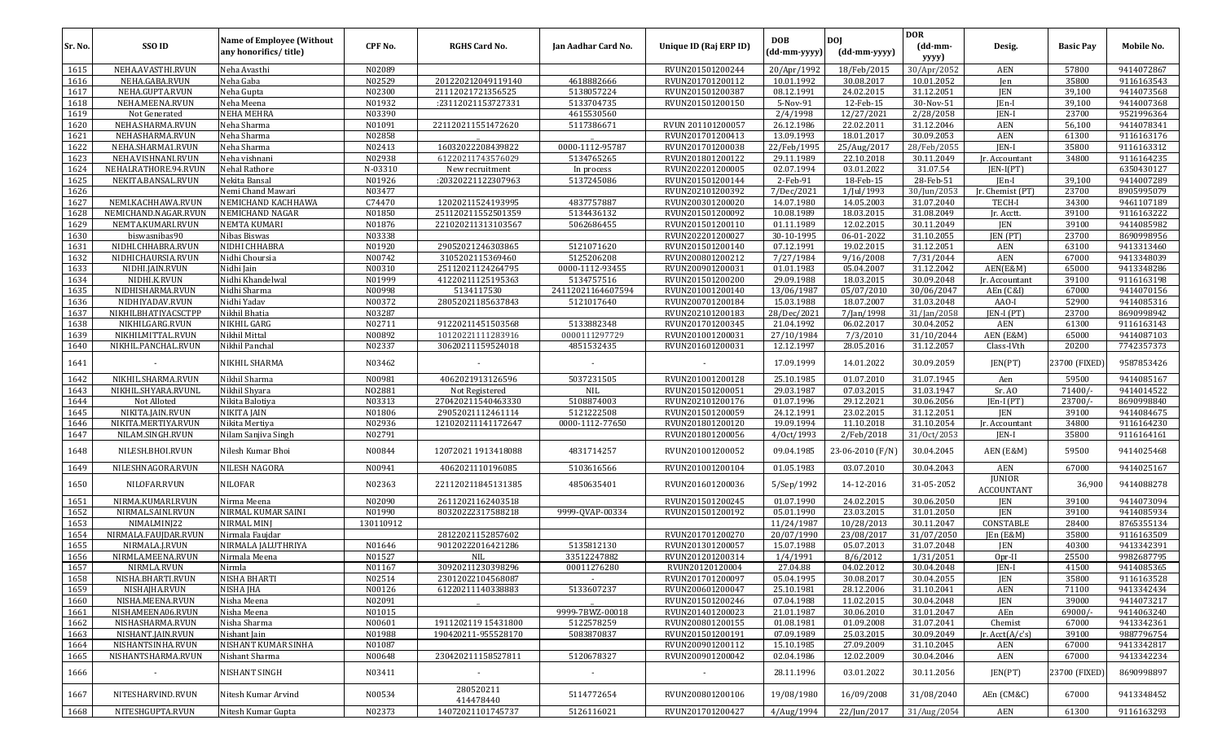| Sr. No. | SSO ID | Name of Employee (Without any honorifics/ title) | CPF No. | RGHS Card No. | Jan Aadhar Card No. | Unique ID (Raj ERP ID) | DOB (dd-mm-yyyy) | DOJ (dd-mm-yyyy) | DOR (dd-mm-yyyy) | Desig. | Basic Pay | Mobile No. |
|---|---|---|---|---|---|---|---|---|---|---|---|---|
| 1615 | NEHA.AVASTHI.RVUN | Neha Avasthi | N02089 | | | RVUN201501200244 | 20/Apr/1992 | 18/Feb/2015 | 30/Apr/2052 | AEN | 57800 | 9414072867 |
| 1616 | NEHA.GABA.RVUN | Neha Gaba | N02529 | 201220212049119140 | 4618882666 | RVUN201701200112 | 10.01.1992 | 30.08.2017 | 10.01.2052 | Jen | 35800 | 9116163543 |
| 1617 | NEHA.GUPTA.RVUN | Neha Gupta | N02300 | 21112021721356525 | 5138057224 | RVUN201501200387 | 08.12.1991 | 24.02.2015 | 31.12.2051 | JEN | 39,100 | 9414073568 |
| 1618 | NEHA.MEENA.RVUN | Neha Meena | N01932 | :23112021153727331 | 5133704735 | RVUN201501200150 | 5-Nov-91 | 12-Feb-15 | 30-Nov-51 | JEn-I | 39,100 | 9414007368 |
| 1619 | Not Generated | NEHA MEHRA | N03390 | | 4615530560 | | 2/4/1998 | 12/27/2021 | 2/28/2058 | JEN-I | 23700 | 9521996364 |
| 1620 | NEHA.SHARMA.RVUN | Neha Sharma | N01091 | 221120211551472620 | 5117386671 | RVUN 201101200057 | 26.12.1986 | 22.02.2011 | 31.12.2046 | AEN | 56,100 | 9414078341 |
| 1621 | NEHA.SHARMA.RVUN | Neha Sharma | N02858 | | | RVUN201701200413 | 13.09.1993 | 18.01.2017 | 30.09.2053 | AEN | 61300 | 9116163176 |
| 1622 | NEHA.SHARMA1.RVUN | Neha Sharma | N02413 | 16032022208439822 | 0000-1112-95787 | RVUN201701200038 | 22/Feb/1995 | 25/Aug/2017 | 28/Feb/2055 | JEN-I | 35800 | 9116163312 |
| 1623 | NEHA.VISHNANI.RVUN | Neha vishnani | N02938 | 61220211743576029 | 5134765265 | RVUN201801200122 | 29.11.1989 | 22.10.2018 | 30.11.2049 | Jr. Accountant | 34800 | 9116164235 |
| 1624 | NEHALRATHORE.94.RVUN | Nehal Rathore | N-03310 | New recruitment | In process | RVUN202201200005 | 02.07.1994 | 03.01.2022 | 31.07.54 | JEN-I(PT) | | 6350430127 |
| 1625 | NEKITA.BANSAL.RVUN | Nekita Bansal | N01926 | :20320221122307963 | 5137245086 | RVUN201501200144 | 2-Feb-91 | 18-Feb-15 | 28-Feb-51 | JEn-I | 39,100 | 9414007289 |
| 1626 | | Nemi Chand Mawari | N03477 | | | RVUN202101200392 | 7/Dec/2021 | 1/Jul/1993 | 30/Jun/2053 | Jr. Chemist (PT) | 23700 | 8905995079 |
| 1627 | NEMI.KACHHAWA.RVUN | NEMICHAND KACHHAWA | C74470 | 12020211524193995 | 4837757887 | RVUN200301200020 | 14.07.1980 | 14.05.2003 | 31.07.2040 | TECH-I | 34300 | 9461107189 |
| 1628 | NEMICHAND.NAGAR.RVUN | NEMICHAND NAGAR | N01850 | 251120211552501359 | 5134436132 | RVUN201501200092 | 10.08.1989 | 18.03.2015 | 31.08.2049 | Jr. Acctt. | 39100 | 9116163222 |
| 1629 | NEMTA.KUMARI.RVUN | NEMTA KUMARI | N01876 | 221020211313103567 | 5062686455 | RVUN201501200110 | 01.11.1989 | 12.02.2015 | 30.11.2049 | JEN | 39100 | 9414085982 |
| 1630 | biswasnibas90 | Nibas Biswas | N03338 | | | RVUN202201200027 | 30-10-1995 | 06-01-2022 | 31.10.2055 | JEN (PT) | 23700 | 8690998956 |
| 1631 | NIDHI.CHHABRA.RVUN | NIDHI CHHABRA | N01920 | 29052021246303865 | 5121071620 | RVUN201501200140 | 07.12.1991 | 19.02.2015 | 31.12.2051 | AEN | 63100 | 9413313460 |
| 1632 | NIDHI.CHAURSIA.RVUN | Nidhi Choursia | N00742 | 3105202115369460 | 5125206208 | RVUN200801200212 | 7/27/1984 | 9/16/2008 | 7/31/2044 | AEN | 67000 | 9413348039 |
| 1633 | NIDHI.JAIN.RVUN | Nidhi Jain | N00310 | 25112021124264795 | 0000-1112-93455 | RVUN200901200031 | 01.01.1983 | 05.04.2007 | 31.12.2042 | AEN(E&M) | 65000 | 9413348286 |
| 1634 | NIDHI.K.RVUN | Nidhi Khandelwal | N01999 | 41220211125195363 | 5134757516 | RVUN201501200200 | 29.09.1988 | 18.03.2015 | 30.09.2048 | Jr. Accountant | 39100 | 9116163198 |
| 1635 | NIDHISHARMA.RVUN | Nidhi Sharma | N00998 | 5134117530 | 24112021164607594 | RVUN201001200140 | 13/06/1987 | 05/07/2010 | 30/06/2047 | AEn (C&I) | 67000 | 9414070156 |
| 1636 | NIDHIYADAV.RVUN | Nidhi Yadav | N00372 | 28052021185637843 | 5121017640 | RVUN200701200184 | 15.03.1988 | 18.07.2007 | 31.03.2048 | AAO-I | 52900 | 9414085316 |
| 1637 | NIKHILBHATIYACSCTPP | Nikhil Bhatia | N03287 | | | RVUN202101200183 | 28/Dec/2021 | 7/Jan/1998 | 31/Jan/2058 | JEN-I (PT) | 23700 | 8690998942 |
| 1638 | NIKHILGARG.RVUN | NIKHIL GARG | N02711 | 91220211451503568 | 5133882348 | RVUN201701200345 | 21.04.1992 | 06.02.2017 | 30.04.2052 | AEN | 61300 | 9116163143 |
| 1639 | NIKHILMITTAL.RVUN | Nikhil Mittal | N00892 | 10120221111283916 | 0000111297729 | RVUN201001200031 | 27/10/1984 | 7/3/2010 | 31/10/2044 | AEN (E&M) | 65000 | 9414087103 |
| 1640 | NIKHIL.PANCHAL.RVUN | Nikhil Panchal | N02337 | 30620211159524018 | 4851532435 | RVUN201601200031 | 12.12.1997 | 28.05.2016 | 31.12.2057 | Class-IVth | 20200 | 7742357373 |
| 1641 | - | NIKHIL SHARMA | N03462 | - | - | - | 17.09.1999 | 14.01.2022 | 30.09.2059 | JEN(PT) | 23700 (FIXED) | 9587853426 |
| 1642 | NIKHIL.SHARMA.RVUN | Nikhil Sharma | N00981 | 4062021913126596 | 5037231505 | RVUN201001200128 | 25.10.1985 | 01.07.2010 | 31.07.1945 | Aen | 59500 | 9414085167 |
| 1643 | NIKHIL.SHYARA.RVUNL | Nikhil Shyara | NO2881 | Not Registered | NIL | RVUN201501200051 | 29.03.1987 | 07.03.2015 | 31.03.1947 | Sr. AO | 71400/- | 9414014522 |
| 1644 | Not Alloted | Nikita Balotiya | N03313 | 270420211540463330 | 5108874003 | RVUN202101200176 | 01.07.1996 | 29.12.2021 | 30.06.2056 | JEn-I(PT) | 23700/- | 8690998840 |
| 1645 | NIKITA.JAIN.RVUN | NIKITA JAIN | N01806 | 29052021112461114 | 5121222508 | RVUN201501200059 | 24.12.1991 | 23.02.2015 | 31.12.2051 | JEN | 39100 | 9414084675 |
| 1646 | NIKITA.MERTIYA.RVUN | Nikita Mertiya | N02936 | 121020211141172647 | 0000-1112-77650 | RVUN201801200120 | 19.09.1994 | 11.10.2018 | 31.10.2054 | Jr. Accountant | 34800 | 9116164230 |
| 1647 | NILAM.SINGH.RVUN | Nilam Sanjiva Singh | N02791 | | | RVUN201801200056 | 4/Oct/1993 | 2/Feb/2018 | 31/Oct/2053 | JEN-I | 35800 | 9116164161 |
| 1648 | NILESH.BHOI.RVUN | Nilesh Kumar Bhoi | N00844 | 12072021 1913418088 | 4831714257 | RVUN201001200052 | 09.04.1985 | 23-06-2010 (F/N) | 30.04.2045 | AEN (E&M) | 59500 | 9414025468 |
| 1649 | NILESHNAGORA.RVUN | NILESH NAGORA | N00941 | 4062021110196085 | 5103616566 | RVUN201001200104 | 01.05.1983 | 03.07.2010 | 30.04.2043 | AEN | 67000 | 9414025167 |
| 1650 | NILOFAR.RVUN | NILOFAR | N02363 | 221120211845131385 | 4850635401 | RVUN201601200036 | 5/Sep/1992 | 14-12-2016 | 31-05-2052 | JUNIOR ACCOUNTANT | 36,900 | 9414088278 |
| 1651 | NIRMA.KUMARI.RVUN | Nirma Meena | N02090 | 26112021162403518 | | RVUN201501200245 | 01.07.1990 | 24.02.2015 | 30.06.2050 | JEN | 39100 | 9414073094 |
| 1652 | NIRMAL.SAINI.RVUN | NIRMAL KUMAR SAINI | N01990 | 80320222317588218 | 9999-QVAP-00334 | RVUN201501200192 | 05.01.1990 | 23.03.2015 | 31.01.2050 | JEN | 39100 | 9414085934 |
| 1653 | NIMALMINJ22 | NIRMAL MINJ | 130110912 | | | | 11/24/1987 | 10/28/2013 | 30.11.2047 | CONSTABLE | 28400 | 8765355134 |
| 1654 | NIRMALA.FAUJDAR.RVUN | Nirmala Faujdar | | 28122021152857602 | | RVUN201701200270 | 20/07/1990 | 23/08/2017 | 31/07/2050 | JEn (E&M) | 35800 | 9116163509 |
| 1655 | NIRMALA.J.RVUN | NIRMALA JALUTHRIYA | N01646 | 90120222016421286 | 5135812130 | RVUN201301200057 | 15.07.1988 | 05.07.2013 | 31.07.2048 | JEN | 40300 | 9413342391 |
| 1656 | NIRMLA.MEENA.RVUN | Nirmala Meena | N01527 | NIL | 33512247882 | RVUN201201200314 | 1/4/1991 | 8/6/2012 | 1/31/2051 | Opr-II | 25500 | 9982687795 |
| 1657 | NIRMLA.RVUN | Nirmla | N01167 | 30920211230398296 | 00011276280 | RVUN20120120004 | 27.04.88 | 04.02.2012 | 30.04.2048 | JEN-I | 41500 | 9414085365 |
| 1658 | NISHA.BHARTI.RVUN | NISHA BHARTI | N02514 | 23012022104568087 | - | RVUN201701200097 | 05.04.1995 | 30.08.2017 | 30.04.2055 | JEN | 35800 | 9116163528 |
| 1659 | NISHAJHA.RVUN | NISHA JHA | N00126 | 61220211140338883 | 5133607237 | RVUN200601200047 | 25.10.1981 | 28.12.2006 | 31.10.2041 | AEN | 71100 | 9413342434 |
| 1660 | NISHA.MEENA.RVUN | Nisha Meena | N02091 | - | - | RVUN201501200246 | 07.04.1988 | 11.02.2015 | 30.04.2048 | JEN | 39000 | 9414073217 |
| 1661 | NISHAMEENA06.RVUN | Nisha Meena | N01015 | | 9999-7BWZ-00018 | RVUN201401200023 | 21.01.1987 | 30.06.2010 | 31.01.2047 | AEn | 69000/- | 9414063240 |
| 1662 | NISHASHARMA.RVUN | Nisha Sharma | N00601 | 1911202119 15431800 | 5122578259 | RVUN200801200155 | 01.08.1981 | 01.09.2008 | 31.07.2041 | Chemist | 67000 | 9413342361 |
| 1663 | NISHANT.JAIN.RVUN | Nishant Jain | N01988 | 190420211-955528170 | 5083870837 | RVUN201501200191 | 07.09.1989 | 25.03.2015 | 30.09.2049 | Jr. Acct(A/c's) | 39100 | 9887796754 |
| 1664 | NISHANTSINHA.RVUN | NISHANT KUMAR SINHA | N01087 | | | RVUN200901200112 | 15.10.1985 | 27.09.2009 | 31.10.2045 | AEN | 67000 | 9413342817 |
| 1665 | NISHANTSHARMA.RVUN | Nishant Sharma | N00648 | 230420211158527811 | 5120678327 | RVUN200901200042 | 02.04.1986 | 12.02.2009 | 30.04.2046 | AEN | 67000 | 9413342234 |
| 1666 | - | NISHANT SINGH | N03411 | - | - | - | 28.11.1996 | 03.01.2022 | 30.11.2056 | JEN(PT) | 23700 (FIXED) | 8690998897 |
| 1667 | NITESHARVIND.RVUN | Nitesh Kumar Arvind | N00534 | 280520211 414478440 | 5114772654 | RVUN200801200106 | 19/08/1980 | 16/09/2008 | 31/08/2040 | AEn (CM&C) | 67000 | 9413348452 |
| 1668 | NITESHGUPTA.RVUN | Nitesh Kumar Gupta | N02373 | 14072021101745737 | 5126116021 | RVUN201701200427 | 4/Aug/1994 | 22/Jun/2017 | 31/Aug/2054 | AEN | 61300 | 9116163293 |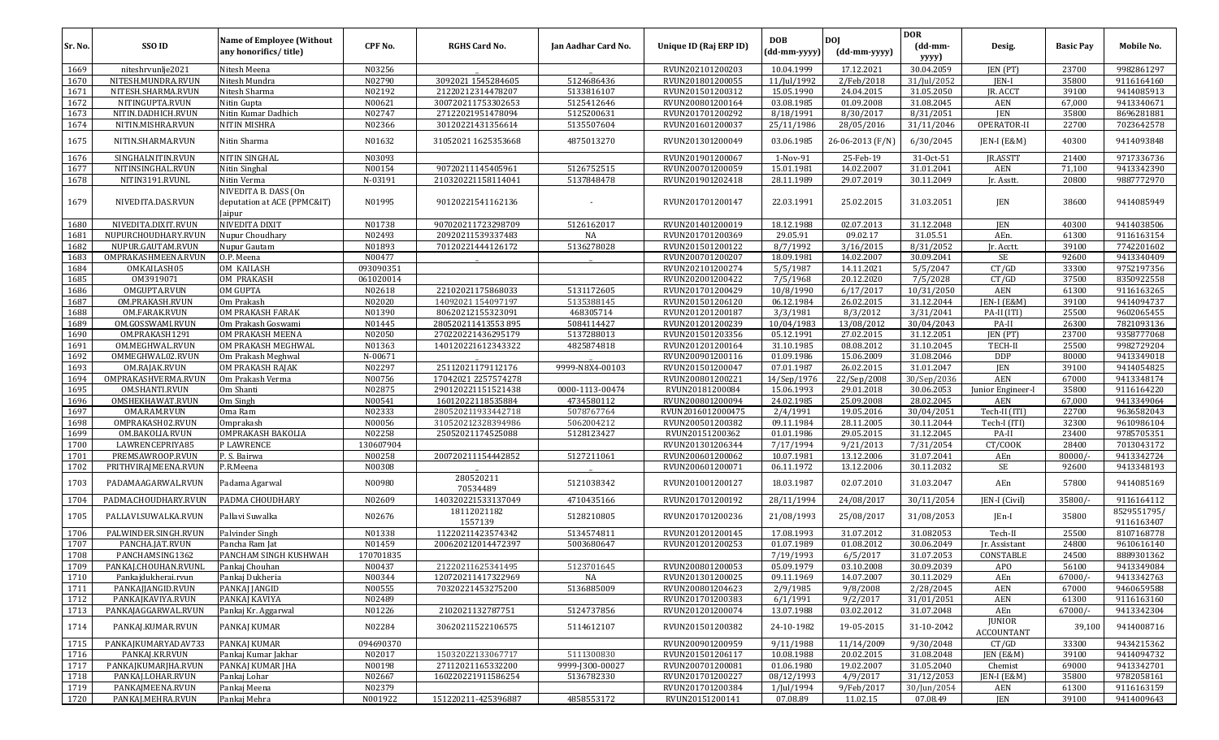| Sr. No. | SSO ID | Name of Employee (Without any honorifics/ title) | CPF No. | RGHS Card No. | Jan Aadhar Card No. | Unique ID (Raj ERP ID) | DOB (dd-mm-yyyy) | DOJ (dd-mm-yyyy) | DOR (dd-mm-yyyy) | Desig. | Basic Pay | Mobile No. |
|---|---|---|---|---|---|---|---|---|---|---|---|---|
| 1669 | niteshrvunlje2021 | Nitesh Meena | N03256 | _ | _ | RVUN202101200203 | 10.04.1999 | 17.12.2021 | 30.04.2059 | JEN (PT) | 23700 | 9982861297 |
| 1670 | NITESH.MUNDRA.RVUN | Nitesh Mundra | N02790 | 3092021 1545284605 | 5124686436 | RVUN201801200055 | 11/Jul/1992 | 2/Feb/2018 | 31/Jul/2052 | JEN-I | 35800 | 9116164160 |
| 1671 | NITESH.SHARMA.RVUN | Nitesh Sharma | N02192 | 21220212314478207 | 5133816107 | RVUN201501200312 | 15.05.1990 | 24.04.2015 | 31.05.2050 | JR. ACCT | 39100 | 9414085913 |
| 1672 | NITINGUPTA.RVUN | Nitin Gupta | N00621 | 300720211753302653 | 5125412646 | RVUN200801200164 | 03.08.1985 | 01.09.2008 | 31.08.2045 | AEN | 67,000 | 9413340671 |
| 1673 | NITIN.DADHICH.RVUN | Nitin Kumar Dadhich | N02747 | 27122021951478094 | 5125200631 | RVUN201701200292 | 8/18/1991 | 8/30/2017 | 8/31/2051 | JEN | 35800 | 8696281881 |
| 1674 | NITIN.MISHRA.RVUN | NITIN MISHRA | N02366 | 30120221431356614 | 5135507604 | RVUN201601200037 | 25/11/1986 | 28/05/2016 | 31/11/2046 | OPERATOR-II | 22700 | 7023642578 |
| 1675 | NITIN.SHARMA.RVUN | Nitin Sharma | N01632 | 31052021 1625353668 | 4875013270 | RVUN201301200049 | 03.06.1985 | 26-06-2013 (F/N) | 6/30/2045 | JEN-I (E&M) | 40300 | 9414093848 |
| 1676 | SINGHALNITIN.RVUN | NITIN SINGHAL | N03093 | | | RVUN201901200067 | 1-Nov-91 | 25-Feb-19 | 31-Oct-51 | JR.ASSTT | 21400 | 9717336736 |
| 1677 | NITINSINGHAL.RVUN | Nitin Singhal | N00154 | 90720211145405961 | 5126752515 | RVUN200701200059 | 15.01.1981 | 14.02.2007 | 31.01.2041 | AEN | 71,100 | 9413342390 |
| 1678 | NITIN3191.RVUNL | Nitin Verma | N-03191 | 210320221158114041 | 5137848478 | RVUN201901202418 | 28.11.1989 | 29.07.2019 | 30.11.2049 | Jr. Asstt. | 20800 | 9887772970 |
| 1679 | NIVEDITA.DAS.RVUN | NIVEDITA B. DASS (On deputation at ACE (PPMC&IT) Jaipur | N01995 | 90120221541162136 | - | RVUN201701200147 | 22.03.1991 | 25.02.2015 | 31.03.2051 | JEN | 38600 | 9414085949 |
| 1680 | NIVEDITA.DIXIT.RVUN | NIVEDITA DIXIT | N01738 | 907020211723298709 | 5126162017 | RVUN201401200019 | 18.12.1988 | 02.07.2013 | 31.12.2048 | JEN | 40300 | 9414038506 |
| 1681 | NUPURCHOUDHARY.RVUN | Nupur Choudhary | N02493 | 20920211539337483 | NA | RVUN201701200369 | 29.05.91 | 09.02.17 | 31.05.51 | AEn. | 61300 | 9116163154 |
| 1682 | NUPUR.GAUTAM.RVUN | Nupur Gautam | N01893 | 70120221444126172 | 5136278028 | RVUN201501200122 | 8/7/1992 | 3/16/2015 | 8/31/2052 | Jr. Acctt. | 39100 | 7742201602 |
| 1683 | OMPRAKASHMEENA.RVUN | O.P. Meena | N00477 | _ | _ | RVUN200701200207 | 18.09.1981 | 14.02.2007 | 30.09.2041 | SE | 92600 | 9413340409 |
| 1684 | OMKAILASH05 | OM KAILASH | 093090351 | | | RVUN202101200274 | 5/5/1987 | 14.11.2021 | 5/5/2047 | CT/GD | 33300 | 9752197356 |
| 1685 | OM3919071 | OM PRAKASH | 061020014 | | | RVUN202001200422 | 7/5/1968 | 20.12.2020 | 7/5/2028 | CT/GD | 37500 | 8350922558 |
| 1686 | OMGUPTA.RVUN | OM GUPTA | N02618 | 22102021175868033 | 5131172605 | RVUN201701200429 | 10/8/1990 | 6/17/2017 | 10/31/2050 | AEN | 61300 | 9116163265 |
| 1687 | OM.PRAKASH.RVUN | Om Prakash | N02020 | 14092021 154097197 | 5135388145 | RVUN201501206120 | 06.12.1984 | 26.02.2015 | 31.12.2044 | JEN-I (E&M) | 39100 | 9414094737 |
| 1688 | OM.FARAK.RVUN | OM PRAKASH FARAK | N01390 | 80620212155323091 | 468305714 | RVUN201201200187 | 3/3/1981 | 8/3/2012 | 3/31/2041 | PA-II (ITI) | 25500 | 9602065455 |
| 1689 | OM.GOSSWAMI.RVUN | Om Prakash Goswami | N01445 | 280520211413553895 | 5084114427 | RVUN201201200239 | 10/04/1983 | 13/08/2012 | 30/04/2043 | PA-II | 26300 | 7821093136 |
| 1690 | OMPRAKASH1291 | OM PRAKASH MEENA | N02050 | 270220221436295179 | 5137288013 | RVUN201501203356 | 05.12.1991 | 27.02.2015 | 31.12.2051 | JEN (PT) | 23700 | 9358777068 |
| 1691 | OM.MEGHWAL.RVUN | OM PRAKASH MEGHWAL | N01363 | 140120221612343322 | 4825874818 | RVUN201201200164 | 31.10.1985 | 08.08.2012 | 31.10.2045 | TECH-II | 25500 | 9982729204 |
| 1692 | OMMEGHWAL02.RVUN | Om Prakash Meghwal | N-00671 | _ | _ | RVUN200901200116 | 01.09.1986 | 15.06.2009 | 31.08.2046 | DDP | 80000 | 9413349018 |
| 1693 | OM.RAJAK.RVUN | OM PRAKASH RAJAK | N02297 | 25112021179112176 | 9999-N8X4-00103 | RVUN201501200047 | 07.01.1987 | 26.02.2015 | 31.01.2047 | JEN | 39100 | 9414054825 |
| 1694 | OMPRAKASHVERMA.RVUN | Om Prakash Verma | N00756 | 17042021 2257574278 | | RVUN200801200221 | 14/Sep/1976 | 22/Sep/2008 | 30/Sep/2036 | AEN | 67000 | 9413348174 |
| 1695 | OM.SHANTI.RVUN | Om Shanti | N02875 | 290120221151521438 | 0000-1113-00474 | RVUN20181200084 | 15.06.1993 | 29.01.2018 | 30.06.2053 | Junior Engineer-I | 35800 | 9116164220 |
| 1696 | OMSHEKHAWAT.RVUN | Om Singh | N00541 | 16012022118535884 | 4734580112 | RVUN200801200094 | 24.02.1985 | 25.09.2008 | 28.02.2045 | AEN | 67,000 | 9413349064 |
| 1697 | OMA.RAM.RVUN | Oma Ram | N02333 | 280520211933442718 | 5078767764 | RVUN2016012000475 | 2/4/1991 | 19.05.2016 | 30/04/2051 | Tech-II (ITI) | 22700 | 9636582043 |
| 1698 | OMPRAKASH02.RVUN | Omprakash | N00056 | 310520212328394986 | 5062004212 | RVUN200501200382 | 09.11.1984 | 28.11.2005 | 30.11.2044 | Tech-I (ITI) | 32300 | 9610986104 |
| 1699 | OM.BAKOLIA.RVUN | OMPRAKASH BAKOLIA | N02258 | 25052021174525088 | 5128123427 | RVUN20151200362 | 01.01.1986 | 29.05.2015 | 31.12.2045 | PA-II | 23400 | 9785705351 |
| 1700 | LAWRENCEPRIYA85 | P LAWRENCE | 130607904 | | | RVUN201301206344 | 7/17/1994 | 9/21/2013 | 7/31/2054 | CT/COOK | 28400 | 7013043172 |
| 1701 | PREMSAWROOP.RVUN | P. S. Bairwa | N00258 | 200720211154442852 | 5127211061 | RVUN200601200062 | 10.07.1981 | 13.12.2006 | 31.07.2041 | AEn | 80000/- | 9413342724 |
| 1702 | PRITHVIRAJMEENA.RVUN | P.RMeena | N00308 | _ | _ | RVUN200601200071 | 06.11.1972 | 13.12.2006 | 30.11.2032 | SE | 92600 | 9413348193 |
| 1703 | PADAMAAGARWAL.RVUN | Padama Agarwal | N00980 | 280520211 70534489 | 5121038342 | RVUN201001200127 | 18.03.1987 | 02.07.2010 | 31.03.2047 | AEn | 57800 | 9414085169 |
| 1704 | PADMA.CHOUDHARY.RVUN | PADMA CHOUDHARY | N02609 | 140320221533137049 | 4710435166 | RVUN201701200192 | 28/11/1994 | 24/08/2017 | 30/11/2054 | JEN-I (Civil) | 35800/- | 9116164112 |
| 1705 | PALLAVI.SUWALKA.RVUN | Pallavi Suwalka | N02676 | 18112021182 1557139 | 5128210805 | RVUN201701200236 | 21/08/1993 | 25/08/2017 | 31/08/2053 | JEn-I | 35800 | 8529551795/ 9116163407 |
| 1706 | PALWINDER.SINGH.RVUN | Palvinder Singh | N01338 | 11220211423574342 | 5134574811 | RVUN201201200145 | 17.08.1993 | 31.07.2012 | 31.082053 | Tech-II | 25500 | 8107168778 |
| 1707 | PANCHA.JAT.RVUN | Pancha Ram Jat | N01459 | 200620212014472397 | 5003680647 | RVUN201201200253 | 01.07.1989 | 01.08.2012 | 30.06.2049 | Jr. Assistant | 24800 | 9610616140 |
| 1708 | PANCHAMSING1362 | PANCHAM SINGH KUSHWAH | 170701835 | | | | 7/19/1993 | 6/5/2017 | 31.07.2053 | CONSTABLE | 24500 | 8889301362 |
| 1709 | PANKAJ.CHOUHAN.RVUNL | Pankaj Chouhan | N00437 | 21220211625341495 | 5123701645 | RVUN200801200053 | 05.09.1979 | 03.10.2008 | 30.09.2039 | APO | 56100 | 9413349084 |
| 1710 | Pankajdukherai.rvun | Pankaj Dukheria | N00344 | 120720211417322969 | NA | RVUN201301200025 | 09.11.1969 | 14.07.2007 | 30.11.2029 | AEn | 67000/- | 9413342763 |
| 1711 | PANKAJJANGID.RVUN | PANKAJ JANGID | N00555 | 70320221453275200 | 5136885009 | RVUN200801204623 | 2/9/1985 | 9/8/2008 | 2/28/2045 | AEN | 67000 | 9460659588 |
| 1712 | PANKAJKAVIYA.RVUN | PANKAJ KAVIYA | N02489 | | | RVUN201701200383 | 6/1/1991 | 9/2/2017 | 31/01/2051 | AEN | 61300 | 9116163160 |
| 1713 | PANKAJAGGARWAL.RVUN | Pankaj Kr. Aggarwal | N01226 | 2102021132787751 | 5124737856 | RVUN201201200074 | 13.07.1988 | 03.02.2012 | 31.07.2048 | AEn | 67000/- | 9413342304 |
| 1714 | PANKAJ.KUMAR.RVUN | PANKAJ KUMAR | N02284 | 30620211522106575 | 5114612107 | RVUN201501200382 | 24-10-1982 | 19-05-2015 | 31-10-2042 | JUNIOR ACCOUNTANT | 39,100 | 9414008716 |
| 1715 | PANKAJKUMARYADAV733 | PANKAJ KUMAR | 094690370 | | | RVUN200901200959 | 9/11/1988 | 11/14/2009 | 9/30/2048 | CT/GD | 33300 | 9434215362 |
| 1716 | PANKAJ.KR.RVUN | Pankaj Kumar Jakhar | N02017 | 15032022133067717 | 5111300830 | RVUN201501206117 | 10.08.1988 | 20.02.2015 | 31.08.2048 | JEN (E&M) | 39100 | 9414094732 |
| 1717 | PANKAJKUMARJHA.RVUN | PANKAJ KUMAR JHA | N00198 | 27112021165332200 | 9999-J300-00027 | RVUN200701200081 | 01.06.1980 | 19.02.2007 | 31.05.2040 | Chemist | 69000 | 9413342701 |
| 1718 | PANKAJ.LOHAR.RVUN | Pankaj Lohar | N02667 | 160220221911586254 | 5136782330 | RVUN201701200227 | 08/12/1993 | 4/9/2017 | 31/12/2053 | JEN-I (E&M) | 35800 | 9782058161 |
| 1719 | PANKAJMEENA.RVUN | Pankaj Meena | N02379 | | | RVUN201701200384 | 1/Jul/1994 | 9/Feb/2017 | 30/Jun/2054 | AEN | 61300 | 9116163159 |
| 1720 | PANKAJ.MEHRA.RVUN | Pankaj Mehra | N001922 | 151220211-425396887 | 4858553172 | RVUN20151200141 | 07.08.89 | 11.02.15 | 07.08.49 | JEN | 39100 | 9414090643 |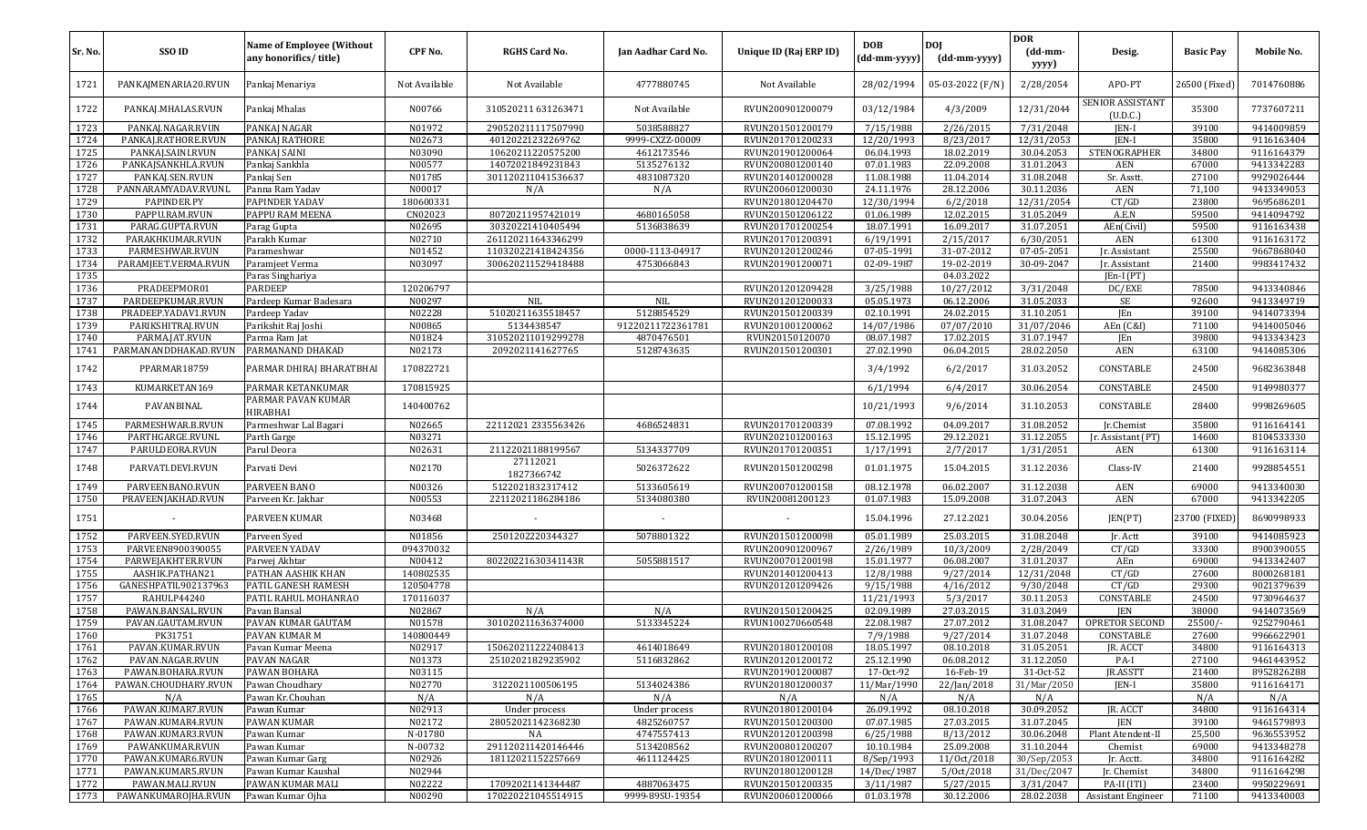| Sr. No. | SSO ID | Name of Employee (Without any honorifics/ title) | CPF No. | RGHS Card No. | Jan Aadhar Card No. | Unique ID (Raj ERP ID) | DOB (dd-mm-yyyy) | DOJ (dd-mm-yyyy) | DOR (dd-mm-yyyy) | Desig. | Basic Pay | Mobile No. |
|---|---|---|---|---|---|---|---|---|---|---|---|---|
| 1721 | PANKAJMENARIA20.RVUN | Pankaj Menariya | Not Available | Not Available | 4777880745 | Not Available | 28/02/1994 | 05-03-2022 (F/N) | 2/28/2054 | APO-PT | 26500 (Fixed) | 7014760886 |
| 1722 | PANKAJ.MHALAS.RVUN | Pankaj Mhalas | N00766 | 310520211 631263471 | Not Available | RVUN200901200079 | 03/12/1984 | 4/3/2009 | 12/31/2044 | SENIOR ASSISTANT (U.D.C.) | 35300 | 7737607211 |
| 1723 | PANKAJ.NAGAR.RVUN | PANKAJ NAGAR | N01972 | 290520211117507990 | 5038588827 | RVUN201501200179 | 7/15/1988 | 2/26/2015 | 7/31/2048 | JEN-I | 39100 | 9414009859 |
| 1724 | PANKAJ.RATHORE.RVUN | PANKAJ RATHORE | N02673 | 40120221232269762 | 9999-CXZZ-00009 | RVUN201701200233 | 12/20/1993 | 8/23/2017 | 12/31/2053 | JEN-I | 35800 | 9116163404 |
| 1725 | PANKAJ.SAINI.RVUN | PANKAJ SAINI | N03090 | 10620211220575200 | 4612173546 | RVUN201901200064 | 06.04.1993 | 18.02.2019 | 30.04.2053 | STENOGRAPHER | 34800 | 9116164379 |
| 1726 | PANKAJSANKHLA.RVUN | Pankaj Sankhla | N00577 | 14072021849231843 | 5135276132 | RVUN200801200140 | 07.01.1983 | 22.09.2008 | 31.01.2043 | AEN | 67000 | 9413342283 |
| 1727 | PANKAJ.SEN.RVUN | Pankaj Sen | N01785 | 301120211041536637 | 4831087320 | RVUN201401200028 | 11.08.1988 | 11.04.2014 | 31.08.2048 | Sr. Asstt. | 27100 | 9929026444 |
| 1728 | PANNARAMYADAV.RVUNL | Panna Ram Yadav | N00017 | N/A | N/A | RVUN200601200030 | 24.11.1976 | 28.12.2006 | 30.11.2036 | AEN | 71,100 | 9413349053 |
| 1729 | PAPINDER.PY | PAPINDER YADAV | 180600331 | | | RVUN201801204470 | 12/30/1994 | 6/2/2018 | 12/31/2054 | CT/GD | 23800 | 9695686201 |
| 1730 | PAPPU.RAM.RVUN | PAPPU RAM MEENA | CN02023 | 80720211957421019 | 4680165058 | RVUN201501206122 | 01.06.1989 | 12.02.2015 | 31.05.2049 | A.E.N | 59500 | 9414094792 |
| 1731 | PARAG.GUPTA.RVUN | Parag Gupta | N02695 | 30320221410405494 | 5136838639 | RVUN201701200254 | 18.07.1991 | 16.09.2017 | 31.07.2051 | AEn(Civil) | 59500 | 9116163438 |
| 1732 | PARAKHKUMAR.RVUN | Parakh Kumar | N02710 | 261120211643346299 | | RVUN201701200391 | 6/19/1991 | 2/15/2017 | 6/30/2051 | AEN | 61300 | 9116163172 |
| 1733 | PARMESHWAR.RVUN | Parameshwar | N01452 | 110320221418424356 | 0000-1113-04917 | RVUN201201200246 | 07-05-1991 | 31-07-2012 | 07-05-2051 | Jr. Assistant | 25500 | 9667868040 |
| 1734 | PARAMJEET.VERMA.RVUN | Paramjeet Verma | N03097 | 300620211529418488 | 4753066843 | RVUN201901200071 | 02-09-1987 | 19-02-2019 | 30-09-2047 | Jr. Assistant | 21400 | 9983417432 |
| 1735 | | Paras Singhariya | | | | | | 04.03.2022 | | JEn-I(PT) | | |
| 1736 | PRADEEPMOR01 | PARDEEP | 120206797 | | | RVUN201201209428 | 3/25/1988 | 10/27/2012 | 3/31/2048 | DC/EXE | 78500 | 9413340846 |
| 1737 | PARDEEPKUMAR.RVUN | Pardeep Kumar Badesara | N00297 | NIL | NIL | RVUN201201200033 | 05.05.1973 | 06.12.2006 | 31.05.2033 | SE | 92600 | 9413349719 |
| 1738 | PRADEEP.YADAV1.RVUN | Pardeep Yadav | N02228 | 51020211635518457 | 5128854529 | RVUN201501200339 | 02.10.1991 | 24.02.2015 | 31.10.2051 | JEn | 39100 | 9414073394 |
| 1739 | PARIKSHITRAJ.RVUN | Parikshit Raj Joshi | N00865 | 5134438547 | 91220211722361781 | RVUN201001200062 | 14/07/1986 | 07/07/2010 | 31/07/2046 | AEn (C&I) | 71100 | 9414005046 |
| 1740 | PARMAJAT.RVUN | Parma Ram Jat | N01824 | 310520211019299278 | 4870476501 | RVUN20150120070 | 08.07.1987 | 17.02.2015 | 31.07.1947 | JEn | 39800 | 9413343423 |
| 1741 | PARMANANDDHAKAD.RVUN | PARMANAND DHAKAD | N02173 | 2092021141627765 | 5128743635 | RVUN201501200301 | 27.02.1990 | 06.04.2015 | 28.02.2050 | AEN | 63100 | 9414085306 |
| 1742 | PPARMAR18759 | PARMAR DHIRAJ BHARATBHAI | 170822721 | | | | 3/4/1992 | 6/2/2017 | 31.03.2052 | CONSTABLE | 24500 | 9682363848 |
| 1743 | KUMARKETAN169 | PARMAR KETANKUMAR | 170815925 | | | | 6/1/1994 | 6/4/2017 | 30.06.2054 | CONSTABLE | 24500 | 9149980377 |
| 1744 | PAVANBINAL | PARMAR PAVAN KUMAR HIRABHAI | 140400762 | | | | 10/21/1993 | 9/6/2014 | 31.10.2053 | CONSTABLE | 28400 | 9998269605 |
| 1745 | PARMESHWAR.B.RVUN | Parmeshwar Lal Bagari | N02665 | 22112021 2335563426 | 4686524831 | RVUN201701200339 | 07.08.1992 | 04.09.2017 | 31.08.2052 | Jr.Chemist | 35800 | 9116164141 |
| 1746 | PARTHGARGE.RVUNL | Parth Garge | N03271 | | | RVUN202101200163 | 15.12.1995 | 29.12.2021 | 31.12.2055 | Jr. Assistant (PT) | 14600 | 8104533330 |
| 1747 | PARULDEORA.RVUN | Parul Deora | N02631 | 21122021188199567 | 5134337709 | RVUN201701200351 | 1/17/1991 | 2/7/2017 | 1/31/2051 | AEN | 61300 | 9116163114 |
| 1748 | PARVATI.DEVI.RVUN | Parvati Devi | N02170 | 27112021 1827366742 | 5026372622 | RVUN201501200298 | 01.01.1975 | 15.04.2015 | 31.12.2036 | Class-IV | 21400 | 9928854551 |
| 1749 | PARVEENBANO.RVUN | PARVEEN BANO | N00326 | 5122021832317412 | 5133605619 | RVUN200701200158 | 08.12.1978 | 06.02.2007 | 31.12.2038 | AEN | 69000 | 9413340030 |
| 1750 | PRAVEENJAKHAD.RVUN | Parveen Kr. Jakhar | N00553 | 22112021186284186 | 5134080380 | RVUN20081200123 | 01.07.1983 | 15.09.2008 | 31.07.2043 | AEN | 67000 | 9413342205 |
| 1751 | - | PARVEEN KUMAR | N03468 | - | - | - | 15.04.1996 | 27.12.2021 | 30.04.2056 | JEN(PT) | 23700 (FIXED) | 8690998933 |
| 1752 | PARVEEN.SYED.RVUN | Parveen Syed | N01856 | 2501202220344327 | 5078801322 | RVUN201501200098 | 05.01.1989 | 25.03.2015 | 31.08.2048 | Jr. Actt | 39100 | 9414085923 |
| 1753 | PARVEEN8900390055 | PARVEEN YADAV | 094370032 | | | RVUN200901200967 | 2/26/1989 | 10/3/2009 | 2/28/2049 | CT/GD | 33300 | 8900390055 |
| 1754 | PARWEJAKHTER.RVUN | Parwej Akhtar | N00412 | 80220221630341143R | 5055881517 | RVUN200701200198 | 15.01.1977 | 06.08.2007 | 31.01.2037 | AEn | 69000 | 9413342407 |
| 1755 | AASHIK.PATHAN21 | PATHAN AASHIK KHAN | 140802535 | | | RVUN201401200413 | 12/8/1988 | 9/27/2014 | 12/31/2048 | CT/GD | 27600 | 8000268181 |
| 1756 | GANESHPATIL902137963 | PATIL GANESH RAMESH | 120504778 | | | RVUN201201209426 | 9/15/1988 | 4/16/2012 | 9/30/2048 | CT/GD | 29300 | 9021379639 |
| 1757 | RAHULP44240 | PATIL RAHUL MOHANRAO | 170116037 | | | | 11/21/1993 | 5/3/2017 | 30.11.2053 | CONSTABLE | 24500 | 9730964637 |
| 1758 | PAWAN.BANSAL.RVUN | Pavan Bansal | N02867 | N/A | N/A | RVUN201501200425 | 02.09.1989 | 27.03.2015 | 31.03.2049 | JEN | 38000 | 9414073569 |
| 1759 | PAVAN.GAUTAM.RVUN | PAVAN KUMAR GAUTAM | N01578 | 301020211636374000 | 5133345224 | RVUN100706600548 | 22.08.1987 | 27.07.2012 | 31.08.2047 | OPRETOR SECOND | 25500/- | 9252790461 |
| 1760 | PK31751 | PAVAN KUMAR M | 140800449 | | | | 7/9/1988 | 9/27/2014 | 31.07.2048 | CONSTABLE | 27600 | 9966622901 |
| 1761 | PAVAN.KUMAR.RVUN | Pavan Kumar Meena | N02917 | 150620211222408413 | 4614018649 | RVUN201801200108 | 18.05.1997 | 08.10.2018 | 31.05.2051 | JR. ACCT | 34800 | 9116164313 |
| 1762 | PAVAN.NAGAR.RVUN | PAVAN NAGAR | N01373 | 25102021829235902 | 5116832862 | RVUN201201200172 | 25.12.1990 | 06.08.2012 | 31.12.2050 | PA-I | 27100 | 9461443952 |
| 1763 | PAWAN.BOHARA.RVUN | PAWAN BOHARA | N03115 | | | RVUN201901200087 | 17-Oct-92 | 16-Feb-19 | 31-Oct-52 | JR.ASSTT | 21400 | 8952826288 |
| 1764 | PAWAN.CHOUDHARY.RVUN | Pawan Choudhary | N02770 | 3122021100506195 | 5134024386 | RVUN201801200037 | 11/Mar/1990 | 22/Jan/2018 | 31/Mar/2050 | JEN-I | 35800 | 9116164171 |
| 1765 | N/A | Pawan Kr.Chouhan | N/A | N/A | N/A | N/A | N/A | N/A | N/A | | N/A | N/A |
| 1766 | PAWAN.KUMAR7.RVUN | Pawan Kumar | N02913 | Under process | Under process | RVUN201801200104 | 26.09.1992 | 08.10.2018 | 30.09.2052 | JR. ACCT | 34800 | 9116164314 |
| 1767 | PAWAN.KUMAR4.RVUN | PAWAN KUMAR | N02172 | 28052021142368230 | 4825260757 | RVUN201501200300 | 07.07.1985 | 27.03.2015 | 31.07.2045 | JEN | 39100 | 9461579893 |
| 1768 | PAWAN.KUMAR3.RVUN | Pawan Kumar | N-01780 | NA | 4747557413 | RVUN201201200398 | 6/25/1988 | 8/13/2012 | 30.06.2048 | Plant Atendent-II | 25,500 | 9636553952 |
| 1769 | PAWANKUMAR.RVUN | Pawan Kumar | N-00732 | 291120211420146446 | 5134208562 | RVUN200801200207 | 10.10.1984 | 25.09.2008 | 31.10.2044 | Chemist | 69000 | 9413348278 |
| 1770 | PAWAN.KUMAR6.RVUN | Pawan Kumar Garg | N02926 | 18112021152257669 | 4611124425 | RVUN201801200111 | 8/Sep/1993 | 11/Oct/2018 | 30/Sep/2053 | Jr. Acctt. | 34800 | 9116164282 |
| 1771 | PAWAN.KUMAR5.RVUN | Pawan Kumar Kaushal | N02944 | | | RVUN201801200128 | 14/Dec/1987 | 5/Oct/2018 | 31/Dec/2047 | Jr. Chemist | 34800 | 9116164298 |
| 1772 | PAWAN.MALI.RVUN | PAWAN KUMAR MALI | N02222 | 17092021141344487 | 4887063475 | RVUN201501200335 | 3/11/1987 | 5/27/2015 | 3/31/2047 | PA-II(ITI) | 23400 | 9950229691 |
| 1773 | PAWANKUMAROJHA.RVUN | Pawan Kumar Ojha | N00290 | 170220221045514915 | 9999-89SU-19354 | RVUN200601200066 | 01.03.1978 | 30.12.2006 | 28.02.2038 | Assistant Engineer | 71100 | 9413340003 |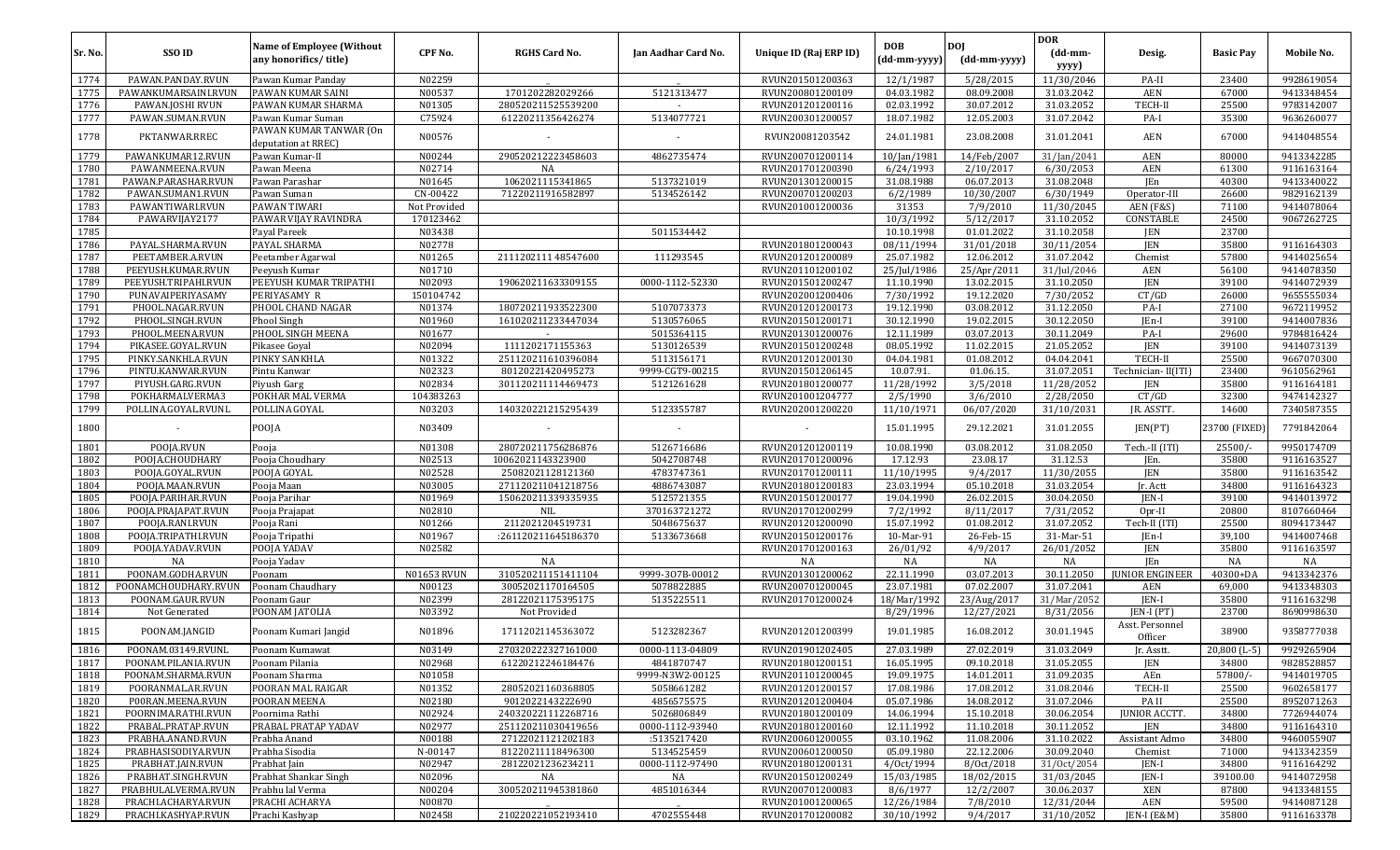| Sr. No. | SSO ID | Name of Employee (Without any honorifics/ title) | CPF No. | RGHS Card No. | Jan Aadhar Card No. | Unique ID (Raj ERP ID) | DOB (dd-mm-yyyy) | DOJ (dd-mm-yyyy) | DOR (dd-mm-yyyy) | Desig. | Basic Pay | Mobile No. |
|---|---|---|---|---|---|---|---|---|---|---|---|---|
| 1774 | PAWAN.PANDAY.RVUN | Pawan Kumar Panday | N02259 | _ | _ | RVUN201501200363 | 12/1/1987 | 5/28/2015 | 11/30/2046 | PA-II | 23400 | 9928619054 |
| 1775 | PAWANKUMARSAINI.RVUN | PAWAN KUMAR SAINI | N00537 | 1701202282029266 | 5121313477 | RVUN200801200109 | 04.03.1982 | 08.09.2008 | 31.03.2042 | AEN | 67000 | 9413348454 |
| 1776 | PAWAN.JOSHI RVUN | PAWAN KUMAR SHARMA | N01305 | 280520211525539200 | - | RVUN201201200116 | 02.03.1992 | 30.07.2012 | 31.03.2052 | TECH-II | 25500 | 9783142007 |
| 1777 | PAWAN.SUMAN.RVUN | Pawan Kumar Suman | C75924 | 61220211356426274 | 5134077721 | RVUN200301200057 | 18.07.1982 | 12.05.2003 | 31.07.2042 | PA-I | 35300 | 9636260077 |
| 1778 | PKTANWAR.RREC | PAWAN KUMAR TANWAR (On deputation at RREC) | N00576 | - | - | RVUN20081203542 | 24.01.1981 | 23.08.2008 | 31.01.2041 | AEN | 67000 | 9414048554 |
| 1779 | PAWANKUMAR12.RVUN | Pawan Kumar-II | N00244 | 2905202122234586​03 | 4862735474 | RVUN200701200114 | 10/Jan/1981 | 14/Feb/2007 | 31/Jan/2041 | AEN | 80000 | 9413342285 |
| 1780 | PAWANMEENA.RVUN | Pawan Meena | N02714 | NA | | RVUN201701200390 | 6/24/1993 | 2/10/2017 | 6/30/2053 | AEN | 61300 | 9116163164 |
| 1781 | PAWAN.PARASHAR.RVUN | Pawan Parashar | N01645 | 1062021115341865 | 5137321019 | RVUN201301200015 | 31.08.1988 | 06.07.2013 | 31.08.2048 | JEn | 40300 | 9413340022 |
| 1782 | PAWAN.SUMAN1.RVUN | Pawan Suman | CN-00422 | 71220211916582897 | 5134526142 | RVUN200701200203 | 6/2/1989 | 10/30/2007 | 6/30/1949 | Operator-III | 26600 | 9829162139 |
| 1783 | PAWANTIWARI.RVUN | PAWAN TIWARI | Not Provided | | | RVUN201001200036 | 31353 | 7/9/2010 | 11/30/2045 | AEN (F&S) | 71100 | 9414078064 |
| 1784 | PAWARVIJAY2177 | PAWAR VIJAY RAVINDRA | 170123462 | | | | 10/3/1992 | 5/12/2017 | 31.10.2052 | CONSTABLE | 24500 | 9067262725 |
| 1785 | | Payal Pareek | N03438 | | 5011534442 | | 10.10.1998 | 01.01.2022 | 31.10.2058 | JEN | 23700 | |
| 1786 | PAYAL.SHARMA.RVUN | PAYAL SHARMA | N02778 | | | RVUN201801200043 | 08/11/1994 | 31/01/2018 | 30/11/2054 | JEN | 35800 | 9116164303 |
| 1787 | PEETAMBER.A.RVUN | Peetamber Agarwal | N01265 | 21112021​11 48547600 | 111293545 | RVUN201201200089 | 25.07.1982 | 12.06.2012 | 31.07.2042 | Chemist | 57800 | 9414025654 |
| 1788 | PEEYUSH.KUMAR.RVUN | Peeyush Kumar | N01710 | | | RVUN201101200102 | 25/Jul/1986 | 25/Apr/2011 | 31/Jul/2046 | AEN | 56100 | 9414078350 |
| 1789 | PEEYUSH.TRIPAHI.RVUN | PEEYUSH KUMAR TRIPATHI | N02093 | 190620211633309155 | 0000-1112-52330 | RVUN201501200247 | 11.10.1990 | 13.02.2015 | 31.10.2050 | JEN | 39100 | 9414072939 |
| 1790 | PUNAVAIPERIYASAMY | PERIYASAMY R | 150104742 | | | RVUN202001200406 | 7/30/1992 | 19.12.2020 | 7/30/2052 | CT/GD | 26000 | 9655555034 |
| 1791 | PHOOL.NAGAR.RVUN | PHOOL CHAND NAGAR | N01374 | 180720211933522300 | 5107073373 | RVUN201201200173 | 19.12.1990 | 03.08.2012 | 31.12.2050 | PA-I | 27100 | 9672119952 |
| 1792 | PHOOL.SINGH.RVUN | Phool Singh | N01960 | 161020211233447034 | 5130576065 | RVUN201501200171 | 30.12.1990 | 19.02.2015 | 30.12.2050 | JEn-I | 39100 | 9414007836 |
| 1793 | PHOOL.MEENA.RVUN | PHOOL SINGH MEENA | N01677 | - | 5015364115 | RVUN201301200076 | 12.11.1989 | 03.07.2013 | 30.11.2049 | PA-I | 29600 | 9784816424 |
| 1794 | PIKASEE.GOYAL.RVUN | Pikasee Goyal | N02094 | 1111202171155363 | 5130126539 | RVUN201501200248 | 08.05.1992 | 11.02.2015 | 21.05.2052 | JEN | 39100 | 9414073139 |
| 1795 | PINKY.SANKHLA.RVUN | PINKY SANKHLA | N01322 | 251120211610396084 | 5113156171 | RVUN201201200130 | 04.04.1981 | 01.08.2012 | 04.04.2041 | TECH-II | 25500 | 9667070300 |
| 1796 | PINTU.KANWAR.RVUN | Pintu Kanwar | N02323 | 80120212140495273 | 9999-CGT9-00215 | RVUN201501206145 | 10.07.91. | 01.06.15. | 31.07.2051 | Technician- II(ITI) | 23400 | 9610562961 |
| 1797 | PIYUSH.GARG.RVUN | Piyush Garg | N02834 | 301120211114469473 | 5121261628 | RVUN201801200077 | 11/28/1992 | 3/5/2018 | 11/28/2052 | JEN | 35800 | 9116164181 |
| 1798 | POKHARMALVERMA3 | POKHAR MAL VERMA | 104383263 | | | RVUN201001204777 | 2/5/1990 | 3/6/2010 | 2/28/2050 | CT/GD | 32300 | 9474142327 |
| 1799 | POLLINA.GOYAL.RVUNL | POLLINA GOYAL | N03203 | 140320221215295439 | 5123355787 | RVUN202001200220 | 11/10/1971 | 06/07/2020 | 31/10/2031 | JR. ASSTT. | 14600 | 7340587355 |
| 1800 | - | POOJA | N03409 | - | - | - | 15.01.1995 | 29.12.2021 | 31.01.2055 | JEN(PT) | 23700 (FIXED) | 7791842064 |
| 1801 | POOJA.RVUN | Pooja | N01308 | 280720211756286876 | 5126716686 | RVUN201201200119 | 10.08.1990 | 03.08.2012 | 31.08.2050 | Tech.-II (ITI) | 25500/- | 9950174709 |
| 1802 | POOJA.CHOUDHARY | Pooja Choudhary | N02513 | 10062021143323900 | 5042708748 | RVUN201701200096 | 17.12.93 | 23.08.17 | 31.12.53 | JEn. | 35800 | 9116163527 |
| 1803 | POOJA.GOYAL.RVUN | POOJA GOYAL | N02528 | 25082021128121360 | 4783747361 | RVUN201701200111 | 11/10/1995 | 9/4/2017 | 11/30/2055 | JEN | 35800 | 9116163542 |
| 1804 | POOJA.MAAN.RVUN | Pooja Maan | N03005 | 271120211041218756 | 4886743087 | RVUN201801200183 | 23.03.1994 | 05.10.2018 | 31.03.2054 | Jr. Actt | 34800 | 9116164323 |
| 1805 | POOJA.PARIHAR.RVUN | Pooja Parihar | N01969 | 150620211339335935 | 5125721355 | RVUN201501200177 | 19.04.1990 | 26.02.2015 | 30.04.2050 | JEN-I | 39100 | 9414013972 |
| 1806 | POOJA.PRAJAPAT.RVUN | Pooja Prajapat | N02810 | NIL | 370163721272 | RVUN201701200299 | 7/2/1992 | 8/11/2017 | 7/31/2052 | Opr-II | 20800 | 8107660464 |
| 1807 | POOJA.RANI.RVUN | Pooja Rani | N01266 | 2112021204519731 | 5048675637 | RVUN201201200090 | 15.07.1992 | 01.08.2012 | 31.07.2052 | Tech-II (ITI) | 25500 | 8094173447 |
| 1808 | POOJA.TRIPATHI.RVUN | Pooja Tripathi | N01967 | :261120211645186370 | 5133673668 | RVUN201501200176 | 10-Mar-91 | 26-Feb-15 | 31-Mar-51 | JEn-I | 39,100 | 9414007468 |
| 1809 | POOJA.YADAV.RVUN | POOJA YADAV | N02582 | | | RVUN201701200163 | 26/01/92 | 4/9/2017 | 26/01/2052 | JEN | 35800 | 9116163597 |
| 1810 | NA | Pooja Yadav | | NA | | NA | NA | NA | NA | JEn | NA | NA |
| 1811 | POONAM.GODHA.RVUN | Poonam | N01653 RVUN | 310520211151411104 | 9999-307B-00012 | RVUN201301200062 | 22.11.1990 | 03.07.2013 | 30.11.2050 | JUNIOR ENGINEER | 40300+DA | 9413342376 |
| 1812 | POONAMCHOUDHARY.RVUN | Poonam Chaudhary | N00123 | 30052021170164505 | 5078822885 | RVUN200701200045 | 23.07.1981 | 07.02.2007 | 31.07.2041 | AEN | 69,000 | 9413348303 |
| 1813 | POONAM.GAUR.RVUN | Poonam Gaur | N02399 | 28122021175395175 | 5135225511 | RVUN201701200024 | 18/Mar/1992 | 23/Aug/2017 | 31/Mar/2052 | JEN-I | 35800 | 9116163298 |
| 1814 | Not Generated | POONAM JATOLIA | N03392 | Not Provided | | | 8/29/1996 | 12/27/2021 | 8/31/2056 | JEN-I (PT) | 23700 | 8690998630 |
| 1815 | POONAM.JANGID | Poonam Kumari Jangid | N01896 | 17112021145363072 | 5123282367 | RVUN201201200399 | 19.01.1985 | 16.08.2012 | 30.01.1945 | Asst. Personnel Officer | 38900 | 9358777038 |
| 1816 | POONAM.03149.RVUNL | Poonam Kumawat | N03149 | 270320222327161000 | 0000-1113-04809 | RVUN201901202405 | 27.03.1989 | 27.02.2019 | 31.03.2049 | Jr. Asstt. | 20,800 (L-5) | 9929265904 |
| 1817 | POONAM.PILANIA.RVUN | Poonam Pilania | N02968 | 61220212246184476 | 4841870747 | RVUN201801200151 | 16.05.1995 | 09.10.2018 | 31.05.2055 | JEN | 34800 | 9828528857 |
| 1818 | POONAM.SHARMA.RVUN | Poonam Sharma | N01058 | | 9999-N3W2-00125 | RVUN201101200045 | 19.09.1975 | 14.01.2011 | 31.09.2035 | AEn | 57800/- | 9414019705 |
| 1819 | POORANMAL.AR.RVUN | POORAN MAL RAIGAR | N01352 | 28052021160368805 | 5058661282 | RVUN201201200157 | 17.08.1986 | 17.08.2012 | 31.08.2046 | TECH-II | 25500 | 9602658177 |
| 1820 | P00RAN.MEENA.RVUN | POORAN MEENA | N02180 | 9012022143222690 | 4856575575 | RVUN201201200404 | 05.07.1986 | 14.08.2012 | 31.07.2046 | PA II | 25500 | 8952071263 |
| 1821 | POORNIMA.RATHI.RVUN | Poornima Rathi | N02924 | 240320221112268716 | 5026806849 | RVUN201801200109 | 14.06.1994 | 15.10.2018 | 30.06.2054 | JUNIOR ACCTT. | 34800 | 7726944074 |
| 1822 | PRABAL.PRATAP.RVUN | PRABAL PRATAP YADAV | N02977 | 251120211030419656 | 0000-1112-93940 | RVUN201801200160 | 12.11.1992 | 11.10.2018 | 30.11.2052 | JEN | 34800 | 9116164310 |
| 1823 | PRABHA.ANAND.RVUN | Prabha Anand | N00188 | 27122021121202183 | :5135217420 | RVUN200601200055 | 03.10.1962 | 11.08.2006 | 31.10.2022 | Assistant Admo | 34800 | 9460055907 |
| 1824 | PRABHASISODIYA.RVUN | Prabha Sisodia | N-00147 | 81220211118496300 | 5134525459 | RVUN200601200050 | 05.09.1980 | 22.12.2006 | 30.09.2040 | Chemist | 71000 | 9413342359 |
| 1825 | PRABHAT.JAIN.RVUN | Prabhat Jain | N02947 | 28122021236234211 | 0000-1112-97490 | RVUN201801200131 | 4/Oct/1994 | 8/Oct/2018 | 31/Oct/2054 | JEN-I | 34800 | 9116164292 |
| 1826 | PRABHAT.SINGH.RVUN | Prabhat Shankar Singh | N02096 | NA | NA | RVUN201501200249 | 15/03/1985 | 18/02/2015 | 31/03/2045 | JEN-I | 39100.00 | 9414072958 |
| 1827 | PRABHULALVERMA.RVUN | Prabhu lal Verma | N00204 | 300520211945381860 | 4851016344 | RVUN200701200083 | 8/6/1977 | 12/2/2007 | 30.06.2037 | XEN | 87800 | 9413348155 |
| 1828 | PRACHI.ACHARYA.RVUN | PRACHI ACHARYA | N00870 | _ | _ | RVUN201001200065 | 12/26/1984 | 7/8/2010 | 12/31/2044 | AEN | 59500 | 9414087128 |
| 1829 | PRACHI.KASHYAP.RVUN | Prachi Kashyap | N02458 | 210220221052193410 | 4702555448 | RVUN201701200082 | 30/10/1992 | 9/4/2017 | 31/10/2052 | JEN-I (E&M) | 35800 | 9116163378 |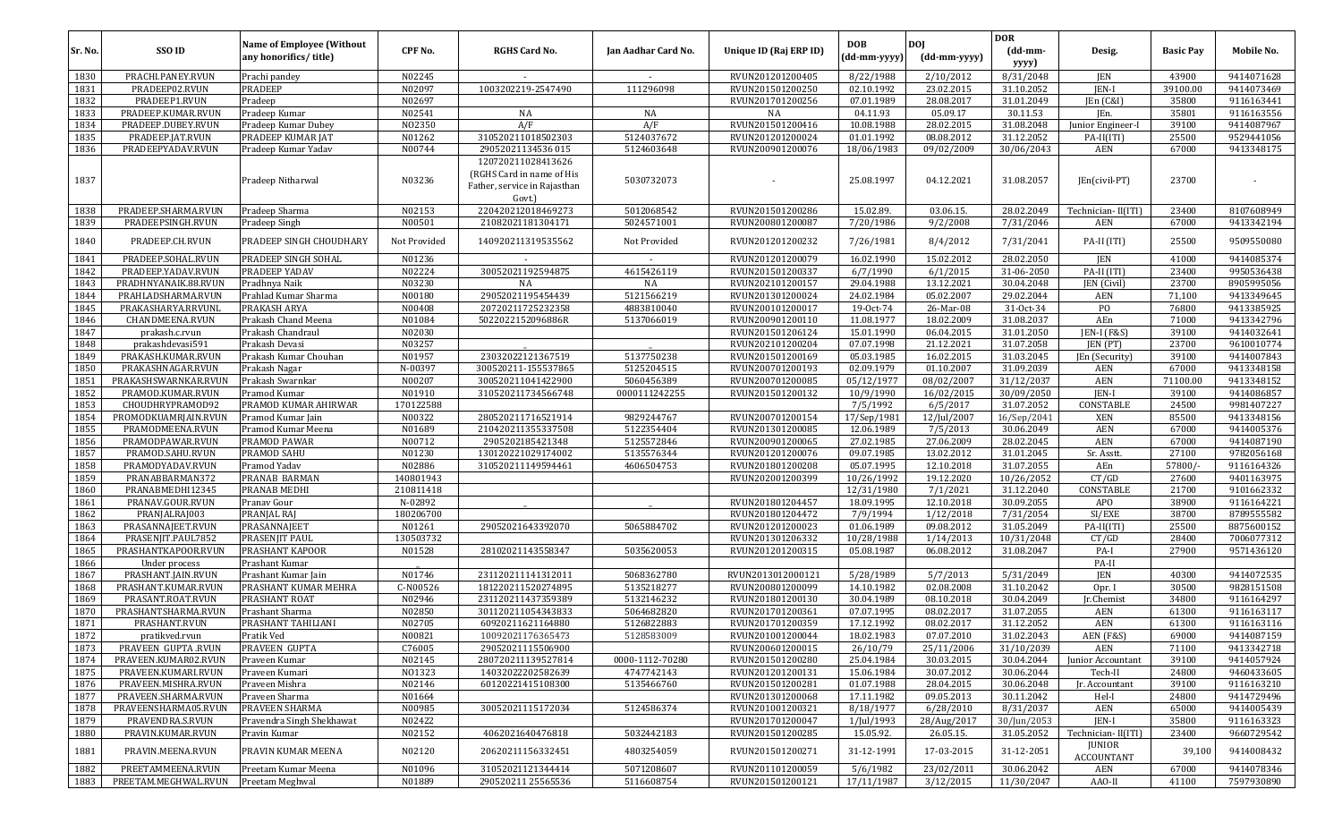| Sr. No. | SSO ID | Name of Employee (Without any honorifics/ title) | CPF No. | RGHS Card No. | Jan Aadhar Card No. | Unique ID (Raj ERP ID) | DOB (dd-mm-yyyy) | DOJ (dd-mm-yyyy) | DOR (dd-mm-yyyy) | Desig. | Basic Pay | Mobile No. |
|---|---|---|---|---|---|---|---|---|---|---|---|---|
| 1830 | PRACHI.PANEY.RVUN | Prachi pandey | N02245 | - | - | RVUN201201200405 | 8/22/1988 | 2/10/2012 | 8/31/2048 | JEN | 43900 | 9414071628 |
| 1831 | PRADEEP02.RVUN | PRADEEP | N02097 | 1003202219-2547490 | 111296098 | RVUN201501200250 | 02.10.1992 | 23.02.2015 | 31.10.2052 | JEN-I | 39100.00 | 9414073469 |
| 1832 | PRADEEP1.RVUN | Pradeep | N02697 | | | RVUN201701200256 | 07.01.1989 | 28.08.2017 | 31.01.2049 | JEn (C&I) | 35800 | 9116163441 |
| 1833 | PRADEEP.KUMAR.RVUN | Pradeep Kumar | N02541 | NA | NA | NA | 04.11.93 | 05.09.17 | 30.11.53 | JEn. | 35801 | 9116163556 |
| 1834 | PRADEEP.DUBEY.RVUN | Pradeep Kumar Dubey | N02350 | A/F | A/F | RVUN201501200416 | 10.08.1988 | 28.02.2015 | 31.08.2048 | Junior Engineer-I | 39100 | 9414087967 |
| 1835 | PRADEEP.JAT.RVUN | PRADEEP KUMAR JAT | N01262 | 310520211018502303 | 5124037672 | RVUN201201200024 | 01.01.1992 | 08.08.2012 | 31.12.2052 | PA-II(ITI) | 25500 | 9529441056 |
| 1836 | PRADEEPYADAV.RVUN | Pradeep Kumar Yadav | N00744 | 29052021134536015 | 5124603648 | RVUN200901200076 | 18/06/1983 | 09/02/2009 | 30/06/2043 | AEN | 67000 | 9413348175 |
| 1837 | | Pradeep Nitharwal | N03236 | 120720211028413626 (RGHS Card in name of His Father, service in Rajasthan Govt.) | 5030732073 | - | 25.08.1997 | 04.12.2021 | 31.08.2057 | JEn(civil-PT) | 23700 | - |
| 1838 | PRADEEP.SHARMA.RVUN | Pradeep Sharma | N02153 | 220420212018469273 | 5012068542 | RVUN201501200286 | 15.02.89. | 03.06.15. | 28.02.2049 | Technician- II(ITI) | 23400 | 8107608949 |
| 1839 | PRADEEPSINGH.RVUN | Pradeep Singh | N00501 | 21082021181304171 | 5024571001 | RVUN200801200087 | 7/20/1986 | 9/2/2008 | 7/31/2046 | AEN | 67000 | 9413342194 |
| 1840 | PRADEEP.CH.RVUN | PRADEEP SINGH CHOUDHARY | Not Provided | 140920211319535562 | Not Provided | RVUN201201200232 | 7/26/1981 | 8/4/2012 | 7/31/2041 | PA-II (ITI) | 25500 | 9509550080 |
| 1841 | PRADEEP.SOHAL.RVUN | PRADEEP SINGH SOHAL | N01236 | - | - | RVUN201201200079 | 16.02.1990 | 15.02.2012 | 28.02.2050 | JEN | 41000 | 9414085374 |
| 1842 | PRADEEP.YADAV.RVUN | PRADEEP YADAV | N02224 | 30052021192594875 | 4615426119 | RVUN201501200337 | 6/7/1990 | 6/1/2015 | 31-06-2050 | PA-II (ITI) | 23400 | 9950536438 |
| 1843 | PRADHNYANAIK.88.RVUN | Pradhnya Naik | N03230 | NA | NA | RVUN202101200157 | 29.04.1988 | 13.12.2021 | 30.04.2048 | JEN (Civil) | 23700 | 8905995056 |
| 1844 | PRAHLADSHARMA.RVUN | Prahlad Kumar Sharma | N00180 | 29052021195454439 | 5121566219 | RVUN201301200024 | 24.02.1984 | 05.02.2007 | 29.02.2044 | AEN | 71,100 | 9413349645 |
| 1845 | PRAKASHARYA.RRVUNL | PRAKASH ARYA | N00408 | 20720211725232358 | 4883810040 | RVUN200101200017 | 19-Oct-74 | 26-Mar-08 | 31-Oct-34 | PO | 76800 | 9413385925 |
| 1846 | CHANDMEENA.RVUN | Prakash Chand Meena | N01084 | 5022022152096886R | 5137066019 | RVUN200901200110 | 11.08.1977 | 18.02.2009 | 31.08.2037 | AEn | 71000 | 9413342796 |
| 1847 | prakash.c.rvun | Prakash Chandraul | N02030 | | | RVUN201501206124 | 15.01.1990 | 06.04.2015 | 31.01.2050 | JEN-I (F&S) | 39100 | 9414032641 |
| 1848 | prakashdevasi591 | Prakash Devasi | N03257 | _ | _ | RVUN202101200204 | 07.07.1998 | 21.12.2021 | 31.07.2058 | JEN (PT) | 23700 | 9610010774 |
| 1849 | PRAKASH.KUMAR.RVUN | Prakash Kumar Chouhan | N01957 | 23032022121367519 | 5137750238 | RVUN201501200169 | 05.03.1985 | 16.02.2015 | 31.03.2045 | JEn (Security) | 39100 | 9414007843 |
| 1850 | PRAKASHNAGAR.RVUN | Prakash Nagar | N-00397 | 300520211-155537865 | 5125204515 | RVUN200701200193 | 02.09.1979 | 01.10.2007 | 31.09.2039 | AEN | 67000 | 9413348158 |
| 1851 | PRAKASHSWARNKAR.RVUN | Prakash Swarnkar | N00207 | 300520211041422900 | 5060456389 | RVUN200701200085 | 05/12/1977 | 08/02/2007 | 31/12/2037 | AEN | 71100.00 | 9413348152 |
| 1852 | PRAMOD.KUMAR.RVUN | Pramod Kumar | N01910 | 310520211734566748 | 0000111242255 | RVUN201501200132 | 10/9/1990 | 16/02/2015 | 30/09/2050 | JEN-I | 39100 | 9414086857 |
| 1853 | CHOUDHRYPRAMOD92 | PRAMOD KUMAR AHIRWAR | 170122588 | | | | 7/5/1992 | 6/5/2017 | 31.07.2052 | CONSTABLE | 24500 | 9981407227 |
| 1854 | PROMODKUAMRJAIN.RVUN | Pramod Kumar Jain | N00322 | 280520211716521914 | 9829244767 | RVUN200701200154 | 17/Sep/1981 | 12/Jul/2007 | 16/Sep/2041 | XEN | 85500 | 9413348156 |
| 1855 | PRAMODMEENA.RVUN | Pramod Kumar Meena | N01689 | 210420211355337508 | 5122354404 | RVUN201301200085 | 12.06.1989 | 7/5/2013 | 30.06.2049 | AEN | 67000 | 9414005376 |
| 1856 | PRAMODPAWAR.RVUN | PRAMOD PAWAR | N00712 | 2905202185421348 | 5125572846 | RVUN200901200065 | 27.02.1985 | 27.06.2009 | 28.02.2045 | AEN | 67000 | 9414087190 |
| 1857 | PRAMOD.SAHU.RVUN | PRAMOD SAHU | N01230 | 130120221029174002 | 5135576344 | RVUN201201200076 | 09.07.1985 | 13.02.2012 | 31.01.2045 | Sr. Asstt. | 27100 | 9782056168 |
| 1858 | PRAMODYADAV.RVUN | Pramod Yadav | N02886 | 310520211149594461 | 4606504753 | RVUN201801200208 | 05.07.1995 | 12.10.2018 | 31.07.2055 | AEn | 57800/- | 9116164326 |
| 1859 | PRANABBARMAN372 | PRANAB BARMAN | 140801943 | | | RVUN202001200399 | 10/26/1992 | 19.12.2020 | 10/26/2052 | CT/GD | 27600 | 9401163975 |
| 1860 | PRANABMEDHI12345 | PRANAB MEDHI | 210811418 | | | | 12/31/1980 | 7/1/2021 | 31.12.2040 | CONSTABLE | 21700 | 9101662332 |
| 1861 | PRANAV.GOUR.RVUN | Pranav Gour | N-02892 | _ | _ | RVUN201801204457 | 18.09.1995 | 12.10.2018 | 30.09.2055 | APO | 38900 | 9116164221 |
| 1862 | PRANJALRAJ003 | PRANJAL RAJ | 180206700 | | | RVUN201801204472 | 7/9/1994 | 1/12/2018 | 7/31/2054 | SI/EXE | 38700 | 8789555582 |
| 1863 | PRASANNAJEET.RVUN | PRASANNAJEET | N01261 | 29052021643392070 | 5065884702 | RVUN201201200023 | 01.06.1989 | 09.08.2012 | 31.05.2049 | PA-II(ITI) | 25500 | 8875600152 |
| 1864 | PRASENJIT.PAUL7852 | PRASENJIT PAUL | 130503732 | | | RVUN201301206332 | 10/28/1988 | 1/14/2013 | 10/31/2048 | CT/GD | 28400 | 7006077312 |
| 1865 | PRASHANTKAPOOR.RVUN | PRASHANT KAPOOR | N01528 | 28102021143558347 | 5035620053 | RVUN201201200315 | 05.08.1987 | 06.08.2012 | 31.08.2047 | PA-I | 27900 | 9571436120 |
| 1866 | Under process | Prashant Kumar | | | | | | | | PA-II | | |
| 1867 | PRASHANT.JAIN.RVUN | Prashant Kumar Jain | N01746 | 231120211141312011 | 5068362780 | RVUN20130120001​21 | 5/28/1989 | 5/7/2013 | 5/31/2049 | JEN | 40300 | 9414072535 |
| 1868 | PRASHANT.KUMAR.RVUN | PRASHANT KUMAR MEHRA | C-N00526 | 181220211520274895 | 5135218277 | RVUN200801200099 | 14.10.1982 | 02.08.2008 | 31.10.2042 | Opr. I | 30500 | 9828151508 |
| 1869 | PRASANT.ROAT.RVUN | PRASHANT ROAT | N02946 | 231120211437359389 | 5132146232 | RVUN201801200130 | 30.04.1989 | 08.10.2018 | 30.04.2049 | Jr.Chemist | 34800 | 9116164297 |
| 1870 | PRASHANTSHARMA.RVUN | Prashant Sharma | N02850 | 301120211054343833 | 5064682820 | RVUN201701200361 | 07.07.1995 | 08.02.2017 | 31.07.2055 | AEN | 61300 | 9116163117 |
| 1871 | PRASHANT.RVUN | PRASHANT TAHILIANI | N02705 | 60920211621164880 | 5126822883 | RVUN201701200359 | 17.12.1992 | 08.02.2017 | 31.12.2052 | AEN | 61300 | 9116163116 |
| 1872 | pratikved.rvun | Pratik Ved | N00821 | 10092021176365473 | 5128583009 | RVUN201001200044 | 18.02.1983 | 07.07.2010 | 31.02.2043 | AEN (F&S) | 69000 | 9414087159 |
| 1873 | PRAVEEN GUPTA .RVUN | PRAVEEN GUPTA | C76005 | 29052021115506900 | | RVUN200601200015 | 26/10/79 | 25/11/2006 | 31/10/2039 | AEN | 71100 | 9413342718 |
| 1874 | PRAVEEN.KUMAR02.RVUN | Praveen Kumar | N02145 | 280720211139527814 | 0000-1112-70280 | RVUN201501200280 | 25.04.1984 | 30.03.2015 | 30.04.2044 | Junior Accountant | 39100 | 9414057924 |
| 1875 | PRAVEEN.KUMARI.RVUN | Praveen Kumari | N01323 | 14032022202582639 | 4747742143 | RVUN201201200131 | 15.06.1984 | 30.07.2012 | 30.06.2044 | Tech-II | 24800 | 9460433605 |
| 1876 | PRAVEEN.MISHRA.RVUN | Praveen Mishra | N02146 | 60120221415108300 | 5135466760 | RVUN201501200281 | 01.07.1988 | 28.04.2015 | 30.06.2048 | Jr. Accountant | 39100 | 9116163210 |
| 1877 | PRAVEEN.SHARMA.RVUN | Praveen Sharma | N01664 | | | RVUN201301200068 | 17.11.1982 | 09.05.2013 | 30.11.2042 | Hel-I | 24800 | 9414729496 |
| 1878 | PRAVEENSHARMA05.RVUN | PRAVEEN SHARMA | N00985 | 30052021115172034 | 5124586374 | RVUN201001200321 | 8/18/1977 | 6/28/2010 | 8/31/2037 | AEN | 65000 | 9414005439 |
| 1879 | PRAVENDRA.S.RVUN | Pravendra Singh Shekhawat | N02422 | | | RVUN201701200047 | 1/Jul/1993 | 28/Aug/2017 | 30/Jun/2053 | JEN-I | 35800 | 9116163323 |
| 1880 | PRAVIN.KUMAR.RVUN | Pravin Kumar | N02152 | 4062021640476818 | 5032442183 | RVUN201501200285 | 15.05.92. | 26.05.15. | 31.05.2052 | Technician- II(ITI) | 23400 | 9660729542 |
| 1881 | PRAVIN.MEENA.RVUN | PRAVIN KUMAR MEENA | N02120 | 20620211156332451 | 4803254059 | RVUN201501200271 | 31-12-1991 | 17-03-2015 | 31-12-2051 | JUNIOR ACCOUNTANT | 39,100 | 9414008432 |
| 1882 | PREETAMMEENA.RVUN | Preetam Kumar Meena | N01096 | 31052021121344414 | 5071208607 | RVUN201101200059 | 5/6/1982 | 23/02/2011 | 30.06.2042 | AEN | 67000 | 9414078346 |
| 1883 | PREETAM.MEGHWAL.RVUN | Preetam Meghwal | N01889 | 290520211 25565536 | 5116608754 | RVUN201501200121 | 17/11/1987 | 3/12/2015 | 11/30/2047 | AAO-II | 41100 | 7597930890 |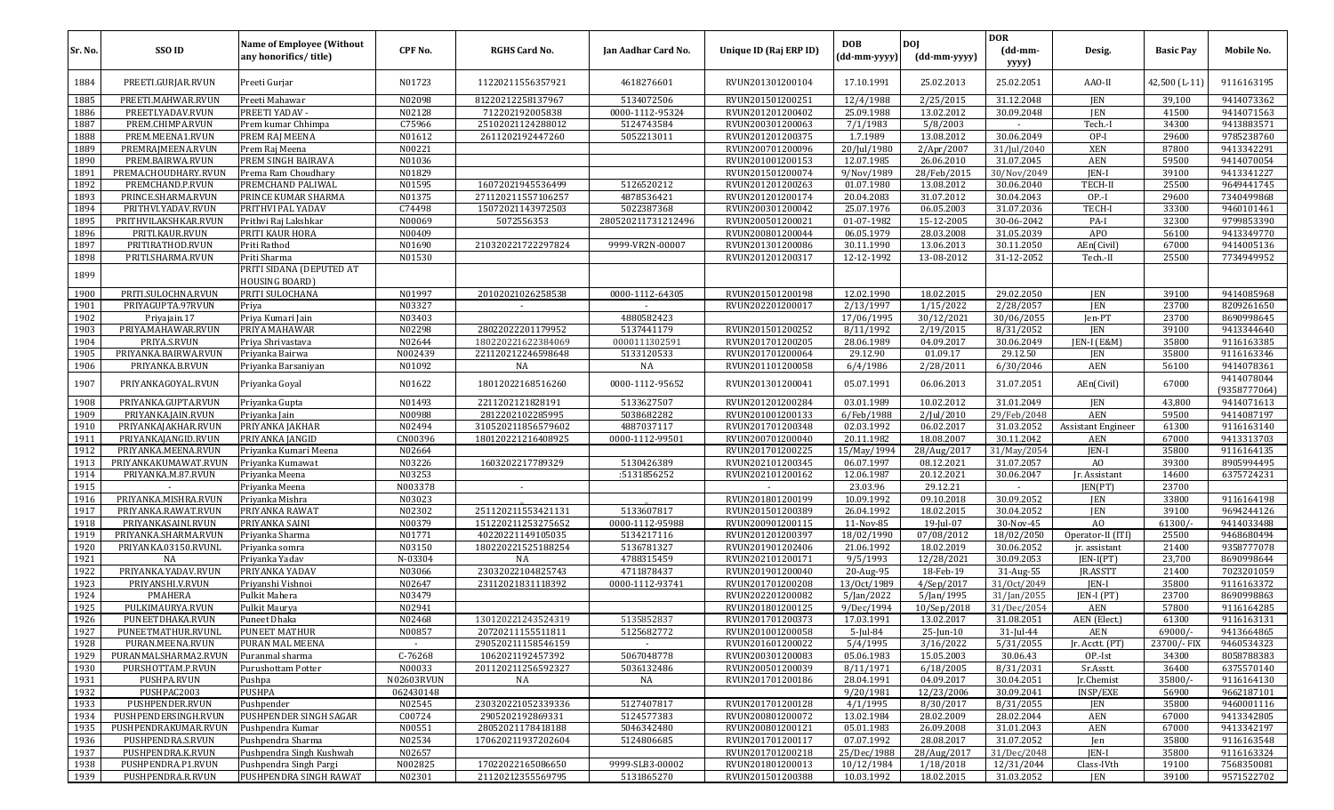| Sr. No. | SSO ID | Name of Employee (Without any honorifics/ title) | CPF No. | RGHS Card No. | Jan Aadhar Card No. | Unique ID (Raj ERP ID) | DOB (dd-mm-yyyy) | DOJ (dd-mm-yyyy) | DOR (dd-mm-yyyy) | Desig. | Basic Pay | Mobile No. |
|---|---|---|---|---|---|---|---|---|---|---|---|---|
| 1884 | PREETI.GURJAR.RVUN | Preeti Gurjar | N01723 | 11220211556357921 | 4618276601 | RVUN201301200104 | 17.10.1991 | 25.02.2013 | 25.02.2051 | AAO-II | 42,500 (L-11) | 9116163195 |
| 1885 | PREETI.MAHWAR.RVUN | Preeti Mahawar | N02098 | 81220212258137967 | 5134072506 | RVUN201501200251 | 12/4/1988 | 2/25/2015 | 31.12.2048 | JEN | 39,100 | 9414073362 |
| 1886 | PREETI.YADAV.RVUN | PREETI YADAV - | N02128 | 712202192005838 | 0000-1112-95324 | RVUN201201200402 | 25.09.1988 | 13.02.2012 | 30.09.2048 | JEN | 41500 | 9414071563 |
| 1887 | PREM.CHIMPA.RVUN | Prem kumar Chhimpa | C75966 | 25102021124288012 | 5124743584 | RVUN200301200063 | 7/1/1983 | 5/8/2003 | - | Tech.-I | 34300 | 9413883571 |
| 1888 | PREM.MEENA1.RVUN | PREM RAJ MEENA | N01612 | 2611202192447260 | 5052213011 | RVUN201201200375 | 1.7.1989 | 13.08.2012 | 30.06.2049 | OP-I | 29600 | 9785238760 |
| 1889 | PREMRAJMEENA.RVUN | Prem Raj Meena | N00221 | | | RVUN200701200096 | 20/Jul/1980 | 2/Apr/2007 | 31/Jul/2040 | XEN | 87800 | 9413342291 |
| 1890 | PREM.BAIRWA.RVUN | PREM SINGH BAIRAVA | N01036 | | | RVUN201001200153 | 12.07.1985 | 26.06.2010 | 31.07.2045 | AEN | 59500 | 9414070054 |
| 1891 | PREMA.CHOUDHARY.RVUN | Prema Ram Choudhary | N01829 | | | RVUN201501200074 | 9/Nov/1989 | 28/Feb/2015 | 30/Nov/2049 | JEN-I | 39100 | 9413341227 |
| 1892 | PREMCHAND.P.RVUN | PREMCHAND PALIWAL | N01595 | 16072021945536499 | 5126520212 | RVUN201201200263 | 01.07.1980 | 13.08.2012 | 30.06.2040 | TECH-II | 25500 | 9649441745 |
| 1893 | PRINCE.SHARMA.RVUN | PRINCE KUMAR SHARMA | N01375 | 27112021155710625 7 | 4878536421 | RVUN201201200174 | 20.04.2083 | 31.07.2012 | 30.04.2043 | OP.-I | 29600 | 7340499868 |
| 1894 | PRITHVI.YADAV.RVUN | PRITHVI PAL YADAV | C74498 | 15072021143972503 | 5022387368 | RVUN200301200042 | 25.07.1976 | 06.05.2003 | 31.07.2036 | TECH-I | 33300 | 9460101461 |
| 1895 | PRITHVILAKSHKAR.RVUN | Prithvi Raj Lakshkar | N00069 | 5072556353 | 280520211731212496 | RVUN200501200021 | 01-07-1982 | 15-12-2005 | 30-06-2042 | PA-I | 32300 | 9799853390 |
| 1896 | PRITI.KAUR.RVUN | PRITI KAUR HORA | N00409 | | | RVUN200801200044 | 06.05.1979 | 28.03.2008 | 31.05.2039 | APO | 56100 | 9413349770 |
| 1897 | PRITIRATHOD.RVUN | Priti Rathod | N01690 | 210320221722297824 | 9999-VR2N-00007 | RVUN201301200086 | 30.11.1990 | 13.06.2013 | 30.11.2050 | AEn(Civil) | 67000 | 9414005136 |
| 1898 | PRITI.SHARMA.RVUN | Priti Sharma | N01530 | | | RVUN201201200317 | 12-12-1992 | 13-08-2012 | 31-12-2052 | Tech.-II | 25500 | 7734949952 |
| 1899 | | PRITI SIDANA (DEPUTED AT HOUSING BOARD) | | | | | | | | | | |
| 1900 | PRITI.SULOCHNA.RVUN | PRITI SULOCHANA | N01997 | 20102021026258538 | 0000-1112-64305 | RVUN201501200198 | 12.02.1990 | 18.02.2015 | 29.02.2050 | JEN | 39100 | 9414085968 |
| 1901 | PRIYAGUPTA.97RVUN | Priya | N03327 | - | - | RVUN202201200017 | 2/13/1997 | 1/15/2022 | 2/28/2057 | JEN | 23700 | 8209261650 |
| 1902 | Priyajain.17 | Priya Kumari Jain | N03403 | | 4880582423 | | 17/06/1995 | 30/12/2021 | 30/06/2055 | Jen-PT | 23700 | 8690998645 |
| 1903 | PRIYA.MAHAWAR.RVUN | PRIYA MAHAWAR | N02298 | 28022022201179952 | 5137441179 | RVUN201501200252 | 8/11/1992 | 2/19/2015 | 8/31/2052 | JEN | 39100 | 9413344640 |
| 1904 | PRIYA.S.RVUN | Priya Shrivastava | N02644 | 180220221622384069 | 0000111302591 | RVUN201701200205 | 28.06.1989 | 04.09.2017 | 30.06.2049 | JEN-I (E&M) | 35800 | 9116163385 |
| 1905 | PRIYANKA.BAIRWA.RVUN | Priyanka Bairwa | N002439 | 221120212246598648 | 5133120533 | RVUN201701200064 | 29.12.90 | 01.09.17 | 29.12.50 | JEN | 35800 | 9116163346 |
| 1906 | PRIYANKA.B.RVUN | Priyanka Barsaniyan | N01092 | NA | NA | RVUN201101200058 | 6/4/1986 | 2/28/2011 | 6/30/2046 | AEN | 56100 | 9414078361 |
| 1907 | PRIYANKAGOYAL.RVUN | Priyanka Goyal | N01622 | 18012022168516260 | 0000-1112-95652 | RVUN201301200041 | 05.07.1991 | 06.06.2013 | 31.07.2051 | AEn(Civil) | 67000 | 9414078044 (9358777064) |
| 1908 | PRIYANKA.GUPTA.RVUN | Priyanka Gupta | N01493 | 2211202121828191 | 5133627507 | RVUN201201200284 | 03.01.1989 | 10.02.2012 | 31.01.2049 | JEN | 43,800 | 9414071613 |
| 1909 | PRIYANKAJAIN.RVUN | Priyanka Jain | N00988 | 2812202102285995 | 5038682282 | RVUN201001200133 | 6/Feb/1988 | 2/Jul/2010 | 29/Feb/2048 | AEN | 59500 | 9414087197 |
| 1910 | PRIYANKAJAKHAR.RVUN | PRIYANKA JAKHAR | N02494 | 310520211856579602 | 4887037117 | RVUN201701200348 | 02.03.1992 | 06.02.2017 | 31.03.2052 | Assistant Engineer | 61300 | 9116163140 |
| 1911 | PRIYANKAJANGID.RVUN | PRIYANKA JANGID | CN00396 | 180120221216408925 | 0000-1112-99501 | RVUN200701200040 | 20.11.1982 | 18.08.2007 | 30.11.2042 | AEN | 67000 | 9413313703 |
| 1912 | PRIYANKA.MEENA.RVUN | Priyanka Kumari Meena | N02664 | | | RVUN201701200225 | 15/May/1994 | 28/Aug/2017 | 31/May/2054 | JEN-I | 35800 | 9116164135 |
| 1913 | PRIYANKAKUMAWAT.RVUN | Priyanka Kumawat | N03226 | 1603202217789329 | 5130426389 | RVUN202101200345 | 06.07.1997 | 08.12.2021 | 31.07.2057 | AO | 39300 | 8905994495 |
| 1914 | PRIYANKA.M.87.RVUN | Priyanka Meena | N03253 | | :5131856252 | RVUN202101200162 | 12.06.1987 | 20.12.2021 | 30.06.2047 | Jr. Assistant | 14600 | 6375724231 |
| 1915 | - | Priyanka Meena | N003378 | - | | - | 23.03.96 | 29.12.21 | - | JEN(PT) | 23700 | |
| 1916 | PRIYANKA.MISHRA.RVUN | Priyanka Mishra | N03023 | | | RVUN201801200199 | 10.09.1992 | 09.10.2018 | 30.09.2052 | JEN | 33800 | 9116164198 |
| 1917 | PRIYANKA.RAWAT.RVUN | PRIYANKA RAWAT | N02302 | 251120211553421131 | 5133607817 | RVUN201501200389 | 26.04.1992 | 18.02.2015 | 30.04.2052 | JEN | 39100 | 9694244126 |
| 1918 | PRIYANKASAINI.RVUN | PRIYANKA SAINI | N00379 | 151220211253275652 | 0000-1112-95988 | RVUN200901200115 | 11-Nov-85 | 19-Jul-07 | 30-Nov-45 | AO | 61300/- | 9414033488 |
| 1919 | PRIYANKA.SHARMA.RVUN | Priyanka Sharma | N01771 | 40220221149105035 | 5134217116 | RVUN201201200397 | 18/02/1990 | 07/08/2012 | 18/02/2050 | Operator-II (ITI) | 25500 | 9468680494 |
| 1920 | PRIYANKA.03150.RVUNL | Priyanka somra | N03150 | 180220221525188254 | 5136781327 | RVUN201901200406 | 21.06.1992 | 18.02.2019 | 30.06.2052 | jr. assistant | 21400 | 9358777078 |
| 1921 | NA | Priyanka Yadav | N-03304 | NA | 4788315459 | RVUN202101200171 | 9/5/1993 | 12/28/2021 | 30.09.2053 | JEN-I(PT) | 23,700 | 8690998644 |
| 1922 | PRIYANKA.YADAV.RVUN | PRIYANKA YADAV | N03066 | 23032022104825743 | 4711878437 | RVUN201901200040 | 20-Aug-95 | 18-Feb-19 | 31-Aug-55 | JR.ASSTT | 21400 | 7023201059 |
| 1923 | PRIYANSHI.V.RVUN | Priyanshi Vishnoi | N02647 | 23112021831118392 | 0000-1112-93741 | RVUN201701200208 | 13/Oct/1989 | 4/Sep/2017 | 31/Oct/2049 | JEN-I | 35800 | 9116163372 |
| 1924 | PMAHERA | Pulkit Mahera | N03479 | | | RVUN202201200082 | 5/Jan/2022 | 5/Jan/1995 | 31/Jan/2055 | JEN-I (PT) | 23700 | 8690998863 |
| 1925 | PULKIMAURYA.RVUN | Pulkit Maurya | N02941 | | | RVUN201801200125 | 9/Dec/1994 | 10/Sep/2018 | 31/Dec/2054 | AEN | 57800 | 9116164285 |
| 1926 | PUNEETDHAKA.RVUN | Puneet Dhaka | N02468 | 130120221243524319 | 5135852837 | RVUN201701200373 | 17.03.1991 | 13.02.2017 | 31.08.2051 | AEN (Elect.) | 61300 | 9116163131 |
| 1927 | PUNEETMATHUR.RVUNL | PUNEET MATHUR | N00857 | 20720211155511811 | 5125682772 | RVUN201001200058 | 5-Jul-84 | 25-Jun-10 | 31-Jul-44 | AEN | 69000/- | 9413664865 |
| 1928 | PURAN.MEENA.RVUN | PURAN MAL MEENA | - | 290520211158546159 | - | RVUN201601200022 | 5/4/1995 | 3/16/2022 | 5/31/2055 | Jr. Acctt. (PT) | 23700/- FIX | 9460534323 |
| 1929 | PURANMALSHARMA2.RVUN | Puranmal sharma | C-76268 | 1062021192457392 | 5067048778 | RVUN200301200083 | 05.06.1983 | 15.05.2003 | 30.06.43 | OP.-Ist | 34300 | 8058788383 |
| 1930 | PURSHOTTAM.P.RVUN | Purushottam Potter | N00033 | 201120211256592327 | 5036132486 | RVUN200501200039 | 8/11/1971 | 6/18/2005 | 8/31/2031 | Sr.Asstt. | 36400 | 6375570140 |
| 1931 | PUSHPA.RVUN | Pushpa | N02603RVUN | NA | NA | RVUN201701200186 | 28.04.1991 | 04.09.2017 | 30.04.2051 | Jr.Chemist | 35800/- | 9116164130 |
| 1932 | PUSHPAC2003 | PUSHPA | 062430148 | | | | 9/20/1981 | 12/23/2006 | 30.09.2041 | INSP/EXE | 56900 | 9662187101 |
| 1933 | PUSHPENDER.RVUN | Pushpender | N02545 | 230320221052339336 | 5127407817 | RVUN201701200128 | 4/1/1995 | 8/30/2017 | 8/31/2055 | JEN | 35800 | 9460001116 |
| 1934 | PUSHPENDERSINGH.RVUN | PUSHPENDER SINGH SAGAR | C00724 | 2905202192869331 | 5124577383 | RVUN200801200072 | 13.02.1984 | 28.02.2009 | 28.02.2044 | AEN | 67000 | 9413342805 |
| 1935 | PUSHPENDRAKUMAR.RVUN | Pushpendra Kumar | N00551 | 28052021178418188 | 5046342480 | RVUN200801200121 | 05.01.1983 | 26.09.2008 | 31.01.2043 | AEN | 67000 | 9413342197 |
| 1936 | PUSHPENDRA.S.RVUN | Pushpendra Sharma | N02534 | 170620211937202604 | 5124806685 | RVUN201701200117 | 07.07.1992 | 28.08.2017 | 31.07.2052 | Jen | 35800 | 9116163548 |
| 1937 | PUSHPENDRA.K.RVUN | Pushpendra Singh Kushwah | N02657 | | | RVUN201701200218 | 25/Dec/1988 | 28/Aug/2017 | 31/Dec/2048 | JEN-I | 35800 | 9116163324 |
| 1938 | PUSHPENDRA.P1.RVUN | Pushpendra Singh Pargi | N002825 | 17022022165086650 | 9999-SLB3-00002 | RVUN201801200013 | 10/12/1984 | 1/18/2018 | 12/31/2044 | Class-IVth | 19100 | 7568350081 |
| 1939 | PUSHPENDRA.R.RVUN | PUSHPENDRA SINGH RAWAT | N02301 | 21120212355569795 | 5131865270 | RVUN201501200388 | 10.03.1992 | 18.02.2015 | 31.03.2052 | JEN | 39100 | 9571522702 |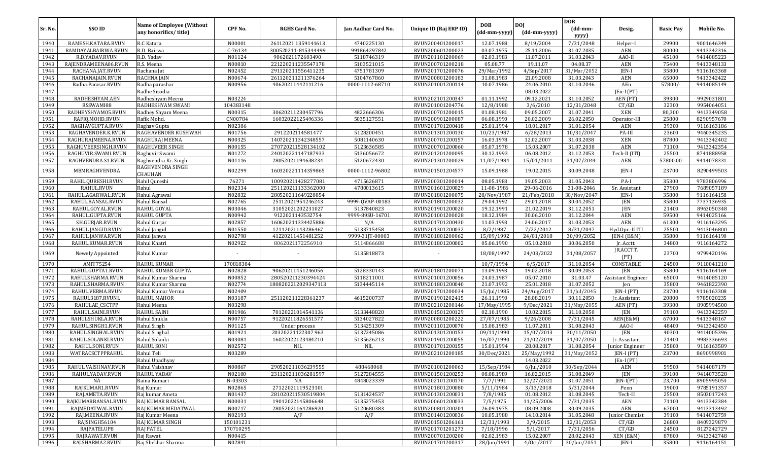| Sr. No. | SSO ID | Name of Employee (Without any honorifics/ title) | CPF No. | RGHS Card No. | Jan Aadhar Card No. | Unique ID (Raj ERP ID) | DOB (dd-mm-yyyy) | DOJ (dd-mm-yyyy) | DOR (dd-mm-yyyy) | Desig. | Basic Pay | Mobile No. |
|---|---|---|---|---|---|---|---|---|---|---|---|---|
| 1940 | RAMESH.KATARA.RVUN | R.C Katara | N00001 | 26112021 1359141613 | 4740225130 | RVUN200401200017 | 12.07.1988 | 8/19/2004 | 7/31/2048 | Helper-I | 29900 | 9001646349 |
| 1941 | RAMDAYALBAIRWA.RVUN | R.D. Bairwa | C-76134 | 300520211-845344499 | 991864297842 | RVUN200601200023 | 03.07.1975 | 25.11.2006 | 31.07.2035 | AEN | 80000 | 9413342316 |
| 1942 | R.D.YADAV.RVUN | R.D. Yadav | N01124 | 9062021172603490 | 5118746319 | RVUN201101200069 | 02.03.1983 | 11.07.2011 | 31.03.2043 | AAO-II | 45100 | 9414085223 |
| 1943 | RAJENDRAMEENA06.RVUN | R.S. Meena | N00810 | 2212202112355471​78 | 5103521015 | RVUN200701200218 | 05.08.77 | 19.11.07 | 04.08.37 | AEN | 75400 | 9413348133 |
| 1944 | RACHANA.JAT.RVUN | Rachana Jat | N02452 | 291120211556411235 | 4751781309 | RVUN201701200076 | 29/Mar/1992 | 4/Sep/2017 | 31/Mar/2052 | JEN-I | 35800 | 9116163368 |
| 1945 | RACHANAJAIN.RVUN | RACHNA JAIN | N00674 | 261120211211376264 | 5104767860 | RVUN200801200183 | 31.08.1983 | 21.09.2008 | 31.03.2043 | AEN | 65000 | 9413342422 |
| 1946 | Radha.Parasar.RVUN | Radha parashar | N00956 | 40620211442111216 | 0000-1112-68710 | RVUN201001200114 | 10.07.1986 | 24.06.2010 | 31.10.2046 | AEn | 57800/- | 9414085149 |
| 1947 | | Radhe Sisodia | | | | | | 08.03.2022 | | JEn-I (PT) | | |
| 1948 | RADHESHYAM.AEN | Radheshyam Meena | N03224 | | | RVUN202101200347 | 01.11.1992 | 09.12.2021 | 31.10.2052 | AEN (PT) | 39300 | 9929031801 |
| 1949 | RSSWAMI88 | RADHESHYAM SWAMI | 104383148 | | | RVUN201001204776 | 12/8/1988 | 3/6/2010 | 12/31/2048 | CT/GD | 32300 | 9954064051 |
| 1950 | RADHEYSHYAM05.RVUN | Radhey Shyam Meena | N00315 | 30620211230457796 | 4822666306 | RVUN200701200015 | 01.08.1981 | 09.05.2007 | 31.07.2041 | XEN | 80,300 | 9413349058 |
| 1951 | RAFIQ.MOHD.RVUN | Rafik Mohd. | CN00784 | 16032022125496336 | 5035127551 | RVUN200901200087 | 06.08.1990 | 20.02.2009 | 26.02.2050 | Operator-III | 25800 | 8290957670 |
| 1952 | RAGHAVGUPTA.RVUN | Raghav Gupta | N02386 | | | RVUN201701200418 | 25.01.1994 | 18.01.2017 | 31.01.2054 | AEN | 39300 | 9116163186 |
| 1953 | RAGHAVENDER.K.RVUN | RAGHAVENDER KUSHWAH | N01756 | 2912202114581477 | 5128200451 | RVUN201301200130 | 10/23/1987 | 6/28/2013 | 10/31/2047 | PA-III | 23600 | 9460345235 |
| 1954 | RAGHURAJMEENA.RVUN | RAGHURAJ MEENA | N00325 | 140720211342348557 | 5081140630 | RVUN200701200157 | 16.03.1978 | 12.02.2007 | 31.03.2038 | XEN | 87800 | 9413342402 |
| 1955 | RAGHUVEERSINGH.RVUN | RAGHUVEER SINGH | N00155 | 270720211528134102 | 5123636585 | RVUN200701200060 | 05.07.1978 | 15.03.2007 | 31.07.2038 | AEN | 71100 | 9413342354 |
| 1956 | RAGHUVIR.SWAMI.RVUN | Raghuvir Swami | N01272 | 240120221147187933 | 5136056672 | RVUN201201200095 | 30.12.1993 | 06.08.2012 | 31.12.2053 | Tech-II (ITI) | 25500 | 8741888958 |
| 1957 | RAGHVENDRA.S1.RVUN | Raghvendra Kr. Singh | N01116 | 28052021194638234 | 5120672430 | RVUN201301200029 | 11/07/1984 | 15/01/2011 | 31/07/2044 | AEN | 57800.00 | 9414078331 |
| 1958 | MBMRAGHVENDRA | RAGHVENDRA SINGH CHAUHAN | N02299 | 160320221114359865 | 0000-1112-96802 | RVUN201501204577 | 15.09.1988 | 19.02.2015 | 30.09.2048 | JEN-I | 23700 | 8290499503 |
| 1959 | RAHIL.QURESHI.RVUN | Rahil Qureshi | 76271 | 100920211428277081 | 4715626871 | RVUN200301200014 | 08.05.1983 | 19.05.2003 | 31.05.2043 | PA-I | 35300 | 9783806996 |
| 1960 | RAHUL.RVUN | Rahul | N02334 | 251120211133362000 | 4780013615 | RVUN201601200029 | 11-08-1986 | 29-06-2016 | 31-08-2046 | Sr. Assistant | 27900 | 7689057189 |
| 1961 | RAHUL.AGARWAL.RVUN | Rahul Agrawal | N02832 | 280520211649228854 | | RVUN201801200075 | 28/Nov/1987 | 21/Feb/2018 | 30/Nov/2047 | JEN-I | 35800 | 9116164158 |
| 1962 | RAHUL.BANSAL.RVUN | Rahul Bansal | N02765 | 25112021954246243 | 9999-QVAP-00183 | RVUN201801200032 | 29.04.1992 | 29.01.2018 | 30.04.2052 | JEN | 35800 | 7737136935 |
| 1963 | RAHUL.GOYAL.RVUN | RAHUL GOYAL | N03046 | 31052021202231027 | 5137840823 | RVUN201901200020 | 19.12.1991 | 21.02.2019 | 31.12.2051 | JEN | 21400 | 8963050348 |
| 1964 | RAHUL.GUPTA.RVUN | RAHUL GUPTA | N00942 | 9122021143532754 | 9999-89SU-16701 | RVUN201001200028 | 18.12.1984 | 30.06.2010 | 31.12.2044 | AEN | 59500 | 9414025166 |
| 1965 | SH.GURJAR.RVUN | Rahul Gurjar | N02857 | 160620211334425886 | N/A | RVUN201701200430 | 11.03.1993 | 24.06.2017 | 31.03.2053 | AEN | 61300 | 9116163295 |
| 1966 | RAHUL.JANGID.RVUN | Rahul Jangid | N01550 | 12112021143286467 | 5133715458 | RVUN201301200032 | 8/2/1987 | 7/22/2012 | 8/31/2047 | Hyd.Opr.-II ITI | 25500 | 9413046800 |
| 1967 | RAHUL.JANWA.RVUN | Rahul Janwa | N02798 | 41220211451481252 | 9999-31JT-00003 | RVUN201801200062 | 15/09/1992 | 24/01/2018 | 30/09/2052 | JEN-I (E&M) | 35800 | 9116164190 |
| 1968 | RAHUL.KUMAR.RVUN | Rahul Khatri | N02922 | 8062021172256910 | 5114866688 | RVUN201801200002 | 05.06.1990 | 05.10.2018 | 30.06.2050 | Jr. Acctt. | 34800 | 9116164272 |
| 1969 | Newely Appointed | Rahul Kumar | - | - | 5135818873 | - | 18/08/1997 | 24/03/2022 | 31/08/2057 | JRACCTT. (PT) | 23700 | 9799420196 |
| 1970 | AMIT75254 | RAHUL KUMAR | 170818384 | | | | 10/7/1994 | 6/5/2017 | 31.10.2054 | CONSTABLE | 24500 | 9110041210 |
| 1971 | RAHUL.GUPTA1.RVUN | RAHUL KUMAR GUPTA | N02828 | 90620211451246056 | 5128330143 | RVUN201801200071 | 13.09.1993 | 19.02.2018 | 30.09.2053 | JEN | 35800 | 9116164169 |
| 1972 | RAHULSHARMA.RVUN | Rahul Kumar Sharma | N00852 | 280520211230394424 | 5118211001 | RVUN201001200056 | 24.03.1987 | 05.07.2010 | 31.03.47 | Assistant Engineer | 65000 | 9414085120 |
| 1973 | RAHUL.SHARMA.RVUN | Rahul Kumar Sharma | N02774 | 180820221202937113 | 5134445114 | RVUN201801200040 | 21.07.1992 | 25.01.2018 | 31.07.2052 | Jen | 35800 | 9461822390 |
| 1974 | RAHUL.VERMA.RVUN | Rahul Kumar Verma | N02409 | | | RVUN201701200034 | 15/Jul/1985 | 24/Aug/2017 | 31/Jul/2045 | JEN-I (PT) | 23700 | 9116163308 |
| 1975 | RAHUL3187.RVUNL | RAHUL MAHOR | N03187 | 251120211228361237 | 4615200737 | RVUN201901202415 | 26.11.1990 | 28.08.2019 | 30.11.2050 | Jr. Assistant | 20800 | 9785020235 |
| 1976 | RAHULAE_CSCTPP | Rahul Meena | N03298 | | | RVUN202101200146 | 17/May/1995 | 9/Dec/2021 | 31/May/2055 | AEN (PT) | 39300 | 8905994500 |
| 1977 | RAHUL.SAINI.RVUN | RAHUL SAINI | N01906 | 70120221014541136 | 5133448820 | RVUN201501200129 | 02.10.1990 | 10.02.2015 | 31.10.2050 | JEN | 39100 | 9413342259 |
| 1978 | RAHULSHUKLA.RVUN | Rahul Shukla | N00757 | 91220211826551577 | 5134027822 | RVUN200801200222 | 27/07/1985 | 9/26/2008 | 7/31/2045 | AEN(E&M) | 67000 | 9413348167 |
| 1979 | RAHUL.SINGH1.RVUN | Rahul Singh | N01125 | Under process | 5134251309 | RVUN201101200070 | 15.08.1983 | 11.07.2011 | 31.08.2043 | AAO-I | 48400 | 9413342450 |
| 1980 | RAHUL.SINGHAL.RVUN | Rahul Singhal | N01921 | 20320221122307963 | 5137245086 | RVUN201301200153 | 09/11/1990 | 15/07/2013 | 30/11/2050 | JEN | 40300 | 9414005396 |
| 1981 | RAHUL.SOLANKI.RVUN | Rahul Solanki | N03081 | 16022022123484210 | 5135626213 | RVUN201901200055 | 16/07/1990 | 21/02/2019 | 31/07/2050 | Jr. Assistant | 21400 | 9983336693 |
| 1982 | RAHUL.SONI.RVUN | RAHUL SONI | N02572 | NIL | NIL | RVUN201701200155 | 15.01.1994 | 28.08.2017 | 31.08.2054 | Junior Engineer | 35800 | 9116163589 |
| 1983 | WATRACSCTPPRAHUL | Rahul Teli | N03289 | | | RVUN202101200185 | 30/Dec/2021 | 25/May/1992 | 31/May/2052 | JEN-I (PT) | 23700 | 8690998901 |
| 1984 | | Rahul Upadhyay | | | | | | 14.03.2022 | | JEn-I (PT) | | |
| 1985 | RAHUL.VAISHNAV.RVUN | Rahul Vaishnav | N00867 | 290520211036239555 | 488468068 | RVUN201001200063 | 15/Sep/1984 | 6/Jul/2010 | 30/Sep/2044 | AEN | 59500 | 9414087179 |
| 1986 | RAHUL.YADAV.RVUN | RAHUL YADAV | N02100 | 231120211036281597 | 5127284555 | RVUN201501200253 | 08.08.1989 | 16.02.2015 | 31.08.2049 | JEN | 39100 | 9414073528 |
| 1987 | NA | Raina Kumari | N-03303 | NA | 4848023339 | RVUN202101200170 | 7/7/1991 | 12/27/2021 | 31.07.2051 | JEN-I(PT) | 23,700 | 8905995054 |
| 1988 | RAJKUMAR1.RVUN | Raj Kumar | N02865 | 27122021119523101 | | RVUN201801200080 | 5/11/1984 | 3/13/2018 | 5/31/2044 | Peon | 19000 | 9785191357 |
| 1989 | RAJ.AMETA.RVUN | Raj kumar Ameta | N01437 | 281020211530519804 | 5131424537 | RVUN201201200031 | 7/8/1985 | 01.08.2012 | 31.08.2045 | Tech-II | 25500 | 8503017243 |
| 1990 | RAJKUMARBANSAL.RVUN | RAJ KUMAR BANSAL | N00031 | 19012022145806648 | 5135275453 | RVUN200601200033 | 7/5/1975 | 11/25/2006 | 7/31/2035 | AEN | 71100 | 9413342384 |
| 1991 | RAJMEDATWAL.RVUN | RAJ KUMAR MEDATWAL | N00717 | 28052021164286920 | 5120680383 | RVUN200801200201 | 26.09.1975 | 08.09.2008 | 30.09.2035 | AEN | 67000 | 9413313492 |
| 1992 | RAJ.MEENA.RVUN | Raj Kumar Meena | N02193 | A/F | A/F | RVUN201401200036 | 10.05.1988 | 14.10.2014 | 31.05.2048 | Junior Chemist | 39100 | 9414072759 |
| 1993 | RAJSINGH56104 | RAJ KUMAR SINGH | 150101231 | | | RVUN201501206161 | 12/31/1993 | 3/9/2015 | 12/31/2053 | CT/GD | 26800 | 8409329879 |
| 1994 | RAJPATELUP8 | RAJ PATEL | 170710295 | | | RVUN201701201273 | 7/18/1996 | 5/1/2017 | 7/31/2056 | CT/GD | 24500 | 8127242729 |
| 1995 | RAJRAWAT.RVUN | Raj Rawat | N00415 | | | RVUN200701200200 | 02.02.1983 | 15.02.2007 | 28.02.2043 | XEN (E&M) | 87800 | 9413342748 |
| 1996 | RAJ.SHARMA2.RVUN | Raj Shekhar Sharma | N02841 | | | RVUN201701200317 | 28/Jun/1991 | 4/Oct/2017 | 30/Jun/2051 | JEN-I | 35800 | 9116164151 |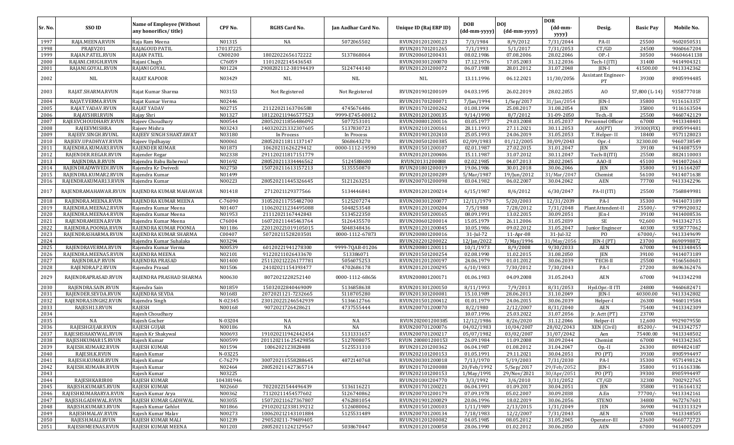| Sr. No. | SSO ID | Name of Employee (Without any honorifics/ title) | CPF No. | RGHS Card No. | Jan Aadhar Card No. | Unique ID (Raj ERP ID) | DOB (dd-mm-yyyy) | DOJ (dd-mm-yyyy) | DOR (dd-mm-yyyy) | Desig. | Basic Pay | Mobile No. |
|---|---|---|---|---|---|---|---|---|---|---|---|---|
| 1997 | RAJA.MEENA.RVUN | Raja Ram Meena | N01315 | NA | 5072065502 | RVUN201201200123 | 7/3/1984 | 8/9/2012 | 7/31/2044 | PA-II | 25500 | 9602050531 |
| 1998 | PRAJIV201 | RAJAGOUD PATIL | 170137225 | | | RVUN201701201265 | 7/1/1993 | 5/1/2017 | 7/31/2053 | CT/GD | 24500 | 9060667204 |
| 1999 | RAJAN.PATEL.RVUN | RAJAN PATEL | CN00200 | 18020202656172222 | 5137868064 | RVUN200601200431 | 08.02.1986 | 07.08.2006 | 28.02.2046 | OP.-I | 30500 | 94604641138 |
| 2000 | RAJANI.CHUGH.RVUN | Rajani Chugh | C76059 | 11012022145436543 | | RVUN200301200070 | 17.12.1976 | 17.05.2003 | 31.12.2036 | Tech-I (ITI) | 31400 | 9414904321 |
| 2001 | RAJANI.GOYAL.RVUN | RAJANI GOYAL | N01224 | 2908202112-38194439 | 5124744140 | RVUN201201200072 | 06.07.1988 | 28.01.2012 | 31.07.2048 | JEN-I | 41500.00 | 9413342362 |
| 2002 | NIL | RAJAT KAPOOR | N03429 | NIL | NIL | NIL | 13.11.1996 | 06.12.2021 | 11/30/2056 | Assistant Engineer-PT | 39300 | 8905994485 |
| 2003 | RAJAT.SHARMA.RVUN | Rajat Kumar Sharma | N03153 | Not Registered | Not Registered | RVUN201901200109 | 04.03.1995 | 26.02.2019 | 28.02.2055 | AO | 57,800 (L-14) | 9358777018 |
| 2004 | RAJAT.VERMA.RVUN | Rajat Kumar Verma | N02446 | | | RVUN201701200071 | 7/Jan/1994 | 1/Sep/2017 | 31/Jan/2054 | JEN-I | 35800 | 9116163357 |
| 2005 | RAJAT.YADAV.RVUN | RAJAT YADAV | N02715 | 21122021163706588 | 4745676486 | RVUN201701200262 | 01.08.1994 | 25.08.2017 | 31.08.2054 | JEN | 35800 | 9116163504 |
| 2006 | RAJAYSHRI.RVUN | Rajay Shri | N01327 | 181220211946577523 | 9999-E745-00012 | RVUN201201200135 | 9/14/1990 | 8/7/2012 | 31-09-2050 | Tech.-II | 25500 | 9460742129 |
| 2007 | RAJEEVCHOUDHARY.RVUN | Rajeev Choudhary | N00544 | 280520211856486092 | 5077253101 | RVUN200801200116 | 03.05.1977 | 29.03.2008 | 31.05.2037 | Personnel Officer | 67000 | 9413348401 |
| 2008 | RAJEEVMISHRA | Rajeev Mishra | N03243 | 140320221332307605 | 5137830723 | RVUN202101200161 | 28.11.1993 | 27.11.2021 | 30.11.2053 | AO(PT) | 39300(FIX) | 8905994481 |
| 2009 | RAJEEV.SINGH.RVUNL | RAJEEV SINGH SHAKTAWAT | N03180 | In Process | In Process | RVUN201901202410 | 25.05.1993 | 24.06.2019 | 31.05.2053 | T. Helper- II | 18400 | 9571128023 |
| 2010 | RAJEEV.UPADHYAY.RVUN | Rajeev Updhayay | N00061 | 280520211811137147 | 5068643270 | RVUN200501200385 | 02/09/1983 | 01/12/2005 | 30/09/2043 | Opr.-I | 32300.00 | 9460738549 |
| 2011 | RAJENDRA.KUMAR3.RVUN | RAJENDER KUMAR | N01873 | 10620211626229412 | 0000-1112-19590 | RVUN201501200107 | 02.01.1987 | 27.02.2015 | 31.01.2047 | JEN | 39100 | 9414087559 |
| 2012 | RAJENDER.REGAR.RVUN | Rajender Regar | N02338 | 291120211817151779 | | RVUN201201200406 | 15.11.1987 | 31.07.2012 | 30.11.2047 | Tech-II(ITI) | 25500 | 8824110003 |
| 2013 | RAJENDRA.B.RVUN | Rajendra Babu Baberwal | N01692 | 280520211334446562 | 5124588680 | RVUN20131200088 | 02.02.1985 | 04.07.2013 | 28.02.2045 | AAO-II | 45100 | 9414072663 |
| 2014 | RAJENDRADWIVEDI.RVUN | Rajendra Kr Dwivedi | N02750 | 150720211613157213 | 5135550870 | RVUN201801200019 | 19.06.1986 | 30.01.2018 | 30.06.2046 | JEN | 35800 | 9116164207 |
| 2015 | RAJENDRA.KUMAR2.RVUN | Rajendra Kumar | N01499 | | | RVUN201201200289 | 5/Mar/1987 | 19/Jun/2012 | 31/Mar/2047 | Chemist | 56100 | 9414071638 |
| 2016 | RAJENDRAKUMAR13.RVUN | Rajendra Kumar | N00223 | 280520211445326645 | 5121263251 | RVUN200701200098 | 03.04.1982 | 06.02.2007 | 30.04.2042 | AEN | 77700 | 9413342296 |
| 2017 | RAJENDRAMAHAWAR.RVUN | RAJENDRA KUMAR MAHAWAR | N01418 | 2712021129377566 | 5134446841 | RVUN201201200214 | 6/15/1987 | 8/6/2012 | 6/30/2047 | PA-II (ITI) | 25500 | 7568849981 |
| 2018 | RAJENDRA.MEENA.RVUN | RAJENDRA KUMAR MEENA | C-76090 | 310520211755482700 | 5125207274 | RVUN200301200077 | 12/11/1979 | 5/20/2003 | 12/31/2039 | PA-I | 35300 | 9414073189 |
| 2019 | RAJENDRA.MEENA2.RVUN | Rajendra Kumar Meena | N01407 | 110620211234495088 | 5048253548 | RVUN201201200204 | 7/5/1988 | 7/28/2012 | 7/31/2048 | Plant Attendent-II | 25500/- | 9799920032 |
| 2020 | RAJENDRA.MEENA4.RVUN | Rajendra Kumar Meena | N01953 | 21112021167442843 | 5134522350 | RVUN201501200165 | 08.09.1991 | 13.02.2015 | 30.09.2051 | JEn-I | 39100 | 9414008536 |
| 2021 | RAJENDRAMEENA.RVUN | Rajendra Kumar Meena | C76004 | 160720211445463764 | 5126435570 | RVUN200601200014 | 15.05.1979 | 26.11.2006 | 31.05.2039 | SE | 92,600 | 9413342715 |
| 2022 | RAJENDRA.POONIA.RVUN | RAJENDRA KUMAR POONIA | N01186 | 220120221019105015 | 5048348436 | RVUN201201200045 | 10.05.1986 | 09.02.2012 | 31.05.2047 | Junior Engineer | 40300 | 9358777062 |
| 2023 | RAJENDRASHARMA.RVUN | RAJENDRA KUMAR SHARMA | C00407 | 50720211528203501 | 0000-1112-67873 | RVUN200801200016 | 31-Jul-72 | 11-Apr-08 | 31-Jul-32 | PO | 67000/- | 9413349699 |
| 2024 | | Rajendra Kumar Suhalaka | N03294 | | | RVUN202201200022 | 12/Jan/2022 | 7/May/1996 | 31/May/2056 | JEN-I (PT) | 23700 | 8690998872 |
| 2025 | RAJENDRAVERMA.RVUN | Rajendra Kumar Verma | N00539 | 60120221941278300 | 9999-7QAB-01206 | RVUN200801200111 | 10/1/1973 | 8/9/2008 | 9/30/2033 | AEN | 67000 | 9413348455 |
| 2026 | RAJENDRA.MEENA5.RVUN | RAJENDRA MEENA | N02101 | 91220211026433670 | 513386071 | RVUN201501200254 | 02.08.1990 | 11.02.2015 | 31.08.2050 | JEN | 39100 | 9414073189 |
| 2027 | RAJENDRA.P.RVUN | RAJENDRA PRASAD | N01400 | 251120212226177781 | 5056075253 | RVUN201201200197 | 24.06.1979 | 01.01.2012 | 30.06.2039 | TECH-II | 25500 | 9166560601 |
| 2028 | RAJENDRA.P2.RVUN | Rajendra Prasad | N01506 | 24102021154393477 | 4702686178 | RVUN201201200295 | 6/10/1983 | 7/30/2012 | 7/30/2043 | PA-I | 27200 | 8696362476 |
| 2029 | RAJENDRAPRASAD.RVUN | RAJENDRA PRASHAD SHARMA | N00630 | 8072021228252140 | 0000-1112-68656 | RVUN200801200171 | 01.06.1983 | 04.09.2008 | 31.05.2043 | AEN | 67000 | 9413342298 |
| 2030 | RAJENDRA.SAIN.RVUN | Rajendra Sain | N01859 | 15032022840469009 | 5136858638 | RVUN201301200150 | 8/11/1993 | 7/9/2013 | 8/31/2053 | Hyd.Opr.-II ITI | 24800 | 9460682471 |
| 2031 | RAJENDER.SEVDA.RVUN | RAJENDRA SEVDA | N01683 | 2072021121-7232665 | 5118705280 | RVUN201301200081 | 15.10.1989 | 28.06.2013 | 31.10.2049 | JEN-I | 40300.00 | 9413342802 |
| 2032 | RAJENDRA.SINGH2.RVUN | Rajendra Singh | N-02345 | 230120221246542939 | 5136612766 | RVUN201501200412 | 01.01.1979 | 24.06.2015 | 30.06.2039 | Helper-I | 26300 | 9460119584 |
| 2033 | RAJESH13.RVUN | RAJESH | N00168 | 9072021726428621 | 4737555444 | RVUN200701200070 | 8/2/1980 | 2/12/2007 | 8/31/2040 | AEN | 75400 | 9413342309 |
| 2034 | | Rajesh Choudhary | | | | | 10.07.1996 | 25.03.2022 | 31.07.2056 | Jr. Actt (PT) | 23700 | |
| 2035 | NA | Rajesh Gocher | N-03204 | NA | NA | RVUN202001200385 | 12/12/1986 | 8/26/2020 | 31.12.2046 | Helper-II | 12,600 | 9929079550 |
| 2036 | RAJESHGUJAR.RVUN | RAJESH GUJAR | N00186 | NA | NA | RVUN200701200076 | 04/02/1983 | 10/04/2007 | 28/02/2043 | XEN (Civil) | 85200/- | 9413342757 |
| 2037 | RAJESHSHAKYWAL.RVUN | Rajesh Kr Shakywal | N00693 | 191020211942442454 | 5131331657 | RVUN200701200217 | 05/07/1982 | 03/02/2007 | 31/07/2042 | Aen | 75400.00 | 9413348502 |
| 2038 | RAJESHKUMAR15.RVUN | Rajesh Kumar | N00599 | 20112021l6 25429856 | 5127008075 | RVUN 200801200153 | 26.09.1984 | 11.09.2008 | 30.09.2044 | Chemist | 67000 | 9413342365 |
| 2039 | RAJESH.KUMAR2.RVUN | RAJESH KUMAR | N01594 | 1006202123828488 | 5125531310 | RVUN201201200362 | 06.04.1987 | 01.08.2012 | 31.04.2047 | Op.-II | 26300 | 8094824187 |
| 2040 | RAJESH.K.RVUN | Rajesh Kumar | N-03225 | | | RVUN202101200153 | 01.05.1991 | 29.11.2021 | 30.04.2051 | PO (PT) | 39300 | 8905994497 |
| 2041 | RAJESH.KUMAR.RVUN | Rajesh Kumar | C-76279 | 300720211558288645 | 4872140768 | RVUN200301200018 | 7/13/1970 | 5/19/2003 | 7/31/2030 | PA-I | 35300 | 9571498124 |
| 2042 | RAJESH.KUMAR4.RVUN | Rajesh Kumar | N02464 | 280520211427365714 | | RVUN201701200088 | 20/Feb/1992 | 5/Sep/2017 | 29/Feb/2052 | JEN-I | 35800 | 9116163386 |
| 2043 | | Rajesh Kumar | N03225 | | | RVUN202101200153 | 1/May/1991 | 29/Nov/2021 | 30/Apr/2051 | PO (PT) | 39300 | 8905994497 |
| 2044 | RAJESHKARIR00 | RAJESH KUMAR | 104381946 | | | RVUN201001204770 | 3/3/1992 | 3/6/2010 | 3/31/2052 | CT/GD | 32300 | 7002922765 |
| 2045 | RAJESH.KUMAR5.RVUN | RAJESH KUMAR | N02660 | 70220221544496439 | 5136116221 | RVUN201701200221 | 06.04.1991 | 01.09.2017 | 30.04.2051 | JEN | 35800 | 9116164132 |
| 2046 | RAJESHKUMARARYA.RVUN | Rajesh Kumar Arya | N00362 | 71120211454577602 | 5126740862 | RVUN200701200179 | 07.09.1978 | 05.02.2007 | 30.09.2038 | A.En | 77700/- | 9413342161 |
| 2047 | RAJESH.GADHWAL.RVUN | RAJESH KUMAR GADHWAL | N03055 | 150720211627367807 | 4762881054 | RVUN201901200029 | 20.06.1996 | 18.02.2019 | 30.06.2056 | STENO | 34800 | 9672767601 |
| 2048 | RAJESH.KUMAR3.RVUN | Rajesh Kumar Gehlot | N01866 | 291020212338139212 | 5126080062 | RVUN201501200103 | 1/11/1989 | 2/13/2015 | 1/31/2049 | JEN | 36900 | 9413313329 |
| 2049 | RAJESHMALAV.RVUN | Rajesh Kumar Malav | N00273 | 100620212143101884 | 5125531489 | RVUN200701200134 | 7/18/1983 | 12/2/2007 | 7/31/2043 | AEN | 67000 | 9413348505 |
| 2050 | RAJESH.MALI.RVUN | RAJESH KUMAR MALI | N01239 | 290520211-79489405 | | RVUN201201200082 | 04.05.1985 | 08.05.2012 | 31.05.2045 | Operator-III | 23600 | 9660772723 |
| 2051 | RAJESHMEENAS.RVUN | RAJESH KUMAR MEENA | N01203 | 280520211242129567 | 5038670447 | RVUN201201200058 | 28.06.1990 | 01.02.2012 | 30.06.2050 | AEN | 67000 | 9414005209 |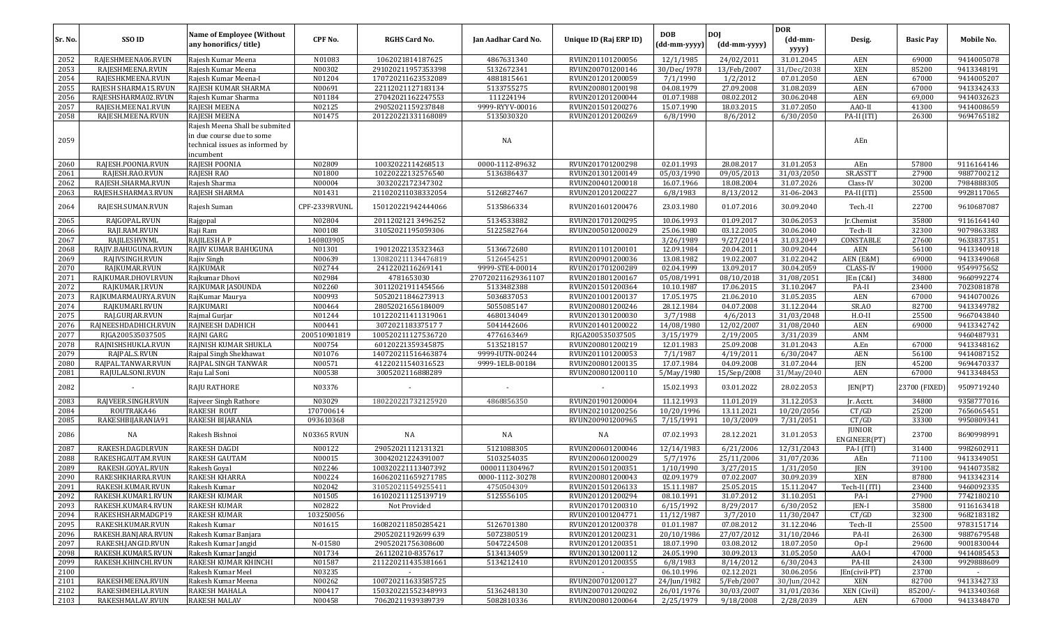| Sr. No. | SSO ID | Name of Employee (Without any honorifics/ title) | CPF No. | RGHS Card No. | Jan Aadhar Card No. | Unique ID (Raj ERP ID) | DOB (dd-mm-yyyy) | DOJ (dd-mm-yyyy) | DOR (dd-mm-yyyy) | Desig. | Basic Pay | Mobile No. |
|---|---|---|---|---|---|---|---|---|---|---|---|---|
| 2052 | RAJESHMEENA06.RVUN | Rajesh Kumar Meena | N01083 | 1062021814187625 | 4867631340 | RVUN201101200056 | 12/1/1985 | 24/02/2011 | 31.01.2045 | AEN | 69000 | 9414005078 |
| 2053 | RAJESHMEENA.RVUN | Rajesh Kumar Meena | N00302 | 2910202119573533398 | 5132672341 | RVUN200701200146 | 30/Dec/1978 | 13/Feb/2007 | 31/Dec/2038 | XEN | 85200 | 9413348191 |
| 2054 | RAJESHKMEENA.RVUN | Rajesh Kumar Meena-I | N01204 | 1707202111623532089 | 4881815461 | RVUN201201200059 | 7/1/1990 | 1/2/2012 | 07.01.2050 | AEN | 67000 | 9414005207 |
| 2055 | RAJESH SHARMA15.RVUN | RAJESH KUMAR SHARMA | N00691 | 22112021127183134 | 5133755275 | RVUN200801200198 | 04.08.1979 | 27.09.2008 | 31.08.2039 | AEN | 67000 | 9413342433 |
| 2056 | RAJESHSHARMA02.RVUN | Rajesh Kumar Sharma | N01184 | 27042021162247553 | 111224194 | RVUN201201200044 | 01.07.1988 | 08.02.2012 | 30.06.2048 | AEN | 69,000 | 9414032623 |
| 2057 | RAJESH.MEENA1.RVUN | RAJESH MEENA | N02125 | 29052021159237848 | 9999-RYYV-00016 | RVUN201501200276 | 15.07.1990 | 18.03.2015 | 31.07.2050 | AAO-II | 41300 | 9414008659 |
| 2058 | RAJESH.MEENA.RVUN | RAJESH MEENA | N01475 | 201220221331168089 | 5135030320 | RVUN201201200269 | 6/8/1990 | 8/6/2012 | 6/30/2050 | PA-II (ITI) | 26300 | 9694765182 |
| 2059 | | Rajesh Meena Shall be submited in due course due to some technical issues as informed by incumbent | | | NA | | | | | AEn | | |
| 2060 | RAJESH.POONIA.RVUN | RAJESH POONIA | N02809 | 10032022114268513 | 0000-1112-89632 | RVUN201701200298 | 02.01.1993 | 28.08.2017 | 31.01.2053 | AEn | 57800 | 9116164146 |
| 2061 | RAJESH.RAO.RVUN | RAJESH RAO | N01800 | 10220222132576540 | 5136386437 | RVUN201301200149 | 05/03/1990 | 09/05/2013 | 31/03/2050 | SR.ASSTT | 27900 | 9887700212 |
| 2062 | RAJESH.SHARMA.RVUN | Rajesh Sharma | N00004 | 3032022172347302 | | RVUN200401200018 | 16.07.1966 | 18.08.2004 | 31.07.2026 | Class-IV | 30200 | 7984888305 |
| 2063 | RAJESH.SHARMA3.RVUN | RAJESH SHARMA | N01431 | 211020211038332054 | 5126827467 | RVUN201201200227 | 6/8/1983 | 8/13/2012 | 31-06-2043 | PA-II (ITI) | 25500 | 9928117065 |
| 2064 | RAJESH.SUMAN.RVUN | Rajesh Suman | CPF-2339RVUNL | 150120221942444066 | 5135866334 | RVUN201601200476 | 23.03.1980 | 01.07.2016 | 30.09.2040 | Tech.-II | 22700 | 9610687087 |
| 2065 | RAJGOPAL.RVUN | Rajgopal | N02804 | 2011202121 3496252 | 5134533882 | RVUN201701200295 | 10.06.1993 | 01.09.2017 | 30.06.2053 | Jr.Chemist | 35800 | 9116164140 |
| 2066 | RAJI.RAM.RVUN | Raji Ram | N00108 | 31052021195059306 | 5122582764 | RVUN200501200029 | 25.06.1980 | 03.12.2005 | 30.06.2040 | Tech-II | 32300 | 9079863383 |
| 2067 | RAJILESHVNML | RAJILESH A P | 140803905 | | | | 3/26/1989 | 9/27/2014 | 31.03.2049 | CONSTABLE | 27600 | 9633837351 |
| 2068 | RAJIV.BAHUGUNA.RVUN | RAJIV KUMAR BAHUGUNA | N01301 | 19012022135323463 | 5136672680 | RVUN201101200101 | 12.09.1984 | 20.04.2011 | 30.09.2044 | AEN | 56100 | 9413340918 |
| 2069 | RAJIVSINGH.RVUN | Rajiv Singh | N00639 | 130820211134476819 | 5126454251 | RVUN200901200036 | 13.08.1982 | 19.02.2007 | 31.02.2042 | AEN (E&M) | 69000 | 9413349068 |
| 2070 | RAJKUMAR.RVUN | RAJKUMAR | N02744 | 2412202116269141 | 9999-STE4-00014 | RVUN201701200289 | 02.04.1999 | 13.09.2017 | 30.04.2059 | CLASS-IV | 19000 | 9549975652 |
| 2071 | RAJKUMAR.DHOVI.RVUN | Rajkumar Dhovi | N02984 | 4781653030 | 270720211629361107 | RVUN201801200167 | 05/08/1991 | 08/10/2018 | 31/08/2051 | JEn (C&I) | 34800 | 9660992274 |
| 2072 | RAJKUMAR.J.RVUN | RAJKUMAR JASOUNDA | N02260 | 30112021911454566 | 5133482388 | RVUN201501200364 | 10.10.1987 | 17.06.2015 | 31.10.2047 | PA-II | 23400 | 7023081878 |
| 2073 | RAJKUMARMAURYA.RVUN | RajKumar Maurya | N00993 | 50520211846273913 | 5036837053 | RVUN201001200137 | 17.05.1975 | 21.06.2010 | 31.05.2035 | AEN | 67000 | 9414070026 |
| 2074 | RAJKUMARI.RVUN | RAJKUMARI | N00464 | 28052021656184009 | 5055085147 | RVUN200801200246 | 28.12.1984 | 04.07.2008 | 31.12.2044 | SR.AO | 82700 | 9413349782 |
| 2075 | RAJ.GURJAR.RVUN | Rajmal Gurjar | N01244 | 101220211411319061 | 4680134049 | RVUN201301200030 | 3/7/1988 | 4/6/2013 | 31/03/2048 | H.O-II | 25500 | 9667043840 |
| 2076 | RAJNEESHDADHICH.RVUN | RAJNEESH DADHICH | N00441 | 3072021183375177 | 5041442606 | RVUN201401200022 | 14/08/1980 | 12/02/2007 | 31/08/2040 | AEN | 69000 | 9413342742 |
| 2077 | RJGA200535037505 | RAJNI GARG | 200510901819 | 100520211127536720 | 4776163469 | RJGA200535037505 | 3/15/1979 | 2/19/2005 | 3/31/2039 | ANM | | 9460487931 |
| 2078 | RAJNISHSHUKLA.RVUN | RAJNISH KUMAR SHUKLA | N00754 | 60120221359345875 | 5135218157 | RVUN200801200219 | 12.01.1983 | 25.09.2008 | 31.01.2043 | A.En | 67000 | 9413348162 |
| 2079 | RAJPAL.S.RVUN | Rajpal Singh Shekhawat | N01076 | 140720211516463874 | 9999-IUTN-00244 | RVUN201101200053 | 7/1/1987 | 4/19/2011 | 6/30/2047 | AEN | 56100 | 9414087152 |
| 2080 | RAJPAL.TANWAR.RVUN | RAJPAL SINGH TANWAR | N00571 | 41220211540316523 | 9999-1ELB-00184 | RVUN200801200135 | 17.07.1984 | 04.09.2008 | 31.07.2044 | JEN | 45200 | 9694470337 |
| 2081 | RAJULALSONI.RVUN | Raju Lal Soni | N00538 | 3005202116888289 | | RVUN200801200110 | 5/May/1980 | 15/Sep/2008 | 31/May/2040 | AEN | 67000 | 9413348453 |
| 2082 | - | RAJU RATHORE | N03376 | - | - | - | 15.02.1993 | 03.01.2022 | 28.02.2053 | JEN(PT) | 23700 (FIXED) | 9509719240 |
| 2083 | RAJVEER.SINGH.RVUN | Rajveer Singh Rathore | N03029 | 180220221732125920 | 4868856350 | RVUN201901200004 | 11.12.1993 | 11.01.2019 | 31.12.2053 | Jr. Acctt. | 34800 | 9358777016 |
| 2084 | ROUTRAKA46 | RAKESH ROUT | 170700614 | | | RVUN202101200256 | 10/20/1996 | 13.11.2021 | 10/20/2056 | CT/GD | 25200 | 7656065451 |
| 2085 | RAKESHBIJARANIA91 | RAKESH BIJARANIA | 093610368 | | | RVUN200901200965 | 7/15/1991 | 10/3/2009 | 7/31/2051 | CT/GD | 33300 | 9950809341 |
| 2086 | NA | Rakesh Bishnoi | N03365 RVUN | NA | NA | NA | 07.02.1993 | 28.12.2021 | 31.01.2053 | JUNIOR ENGINEER(PT) | 23700 | 8690998991 |
| 2087 | RAKESH.DAGDI.RVUN | RAKESH DAGDI | N00122 | 29052021112131321 | 5121088305 | RVUN200601200046 | 12/14/1983 | 6/21/2006 | 12/31/2043 | PA-I (ITI) | 31400 | 9982602911 |
| 2088 | RAKESHGAUTAM.RVUN | RAKESH GAUTAM | N00015 | 30042021224391007 | 5103254035 | RVUN200601200029 | 5/7/1976 | 25/11/2006 | 31/07/2036 | AEn | 71100 | 9413349051 |
| 2089 | RAKESH.GOYAL.RVUN | Rakesh Goyal | N02246 | 10032022111307392 | 0000111304967 | RVUN201501200351 | 1/10/1990 | 3/27/2015 | 1/31/2050 | JEN | 39100 | 9414073582 |
| 2090 | RAKESHKHARRA.RVUN | RAKESH KHARRA | N00224 | 160620211659271785 | 0000-1112-30278 | RVUN200801200043 | 02.09.1979 | 07.02.2007 | 30.09.2039 | XEN | 87800 | 9413342314 |
| 2091 | RAKESH.KUMAR.RVUN | Rakesh Kumar | N02042 | 310520211549255411 | 4750504309 | RVUN201501206133 | 15.11.1987 | 25.05.2015 | 15.11.2047 | Tech-II (ITI) | 23400 | 9460092335 |
| 2092 | RAKESH.KUMAR1.RVUN | RAKESH KUMAR | N01505 | 161020211125139719 | 5125556105 | RVUN201201200294 | 08.10.1991 | 31.07.2012 | 31.10.2051 | PA-I | 27900 | 7742180210 |
| 2093 | RAKESH.KUMAR4.RVUN | RAKESH KUMAR | N02822 | Not Provided | | RVUN201701200310 | 6/15/1992 | 8/29/2017 | 6/30/2052 | JEN-I | 35800 | 9116163418 |
| 2094 | RAKESHSHARMADGP19 | RAKESH KUMAR | 103250056 | | | RVUN201001204771 | 11/12/1987 | 3/7/2010 | 11/30/2047 | CT/GD | 32300 | 9682183182 |
| 2095 | RAKESH.KUMAR.RVUN | Rakesh Kumar | N01615 | 160820211850285421 | 5126701380 | RVUN201201200378 | 01.01.1987 | 07.08.2012 | 31.12.2046 | Tech-II | 25500 | 9783151714 |
| 2096 | RAKESH.BANJARA.RVUN | Rakesh Kumar Banjara | | 29052021192699 639 | 5072380519 | RVUN201201200231 | 20/10/1986 | 27/07/2012 | 31/10/2046 | PA-II | 26300 | 9887679548 |
| 2097 | RAKESH.JANGID.RVUN | Rakesh Kumar Jangid | N-01580 | 29052021756308600 | 5047224508 | RVUN201201200351 | 18.07.1990 | 03.08.2012 | 18.07.2050 | Op-I | 29600 | 9001830044 |
| 2098 | RAKESH.KUMAR5.RVUN | Rakesh Kumar Jangid | N01734 | 261120210-8357617 | 5134134059 | RVUN201301200112 | 24.05.1990 | 30.09.2013 | 31.05.2050 | AAO-I | 47000 | 9414085453 |
| 2099 | RAKESH.KHINCHI.RVUN | RAKESH KUMAR KHINCHI | N01587 | 211220211435381661 | 5134212410 | RVUN201201200355 | 6/8/1983 | 8/14/2012 | 6/30/2043 | PA-III | 24300 | 9929888609 |
| 2100 | | Rakesh Kumar Meel | N03235 | - | | - | 06.10.1996 | 02.12.2021 | 30.06.2056 | JEn(civil-PT) | 23700 | - |
| 2101 | RAKESHMEENA.RVUN | Rakesh Kumar Meena | N00262 | 100720211633585725 | | RVUN200701200127 | 24/Jun/1982 | 5/Feb/2007 | 30/Jun/2042 | XEN | 82700 | 9413342733 |
| 2102 | RAKESHMEHLA.RVUN | RAKESH MAHALA | N00417 | 150320221552348993 | 5136248130 | RVUN200701200202 | 26/01/1976 | 30/03/2007 | 31/01/2036 | XEN (Civil) | 85200/- | 9413340368 |
| 2103 | RAKESHMALAV.RVUN | RAKESH MALAV | N00458 | 70620211939389739 | 5082810336 | RVUN200801200064 | 2/25/1979 | 9/18/2008 | 2/28/2039 | AEN | 67000 | 9413348470 |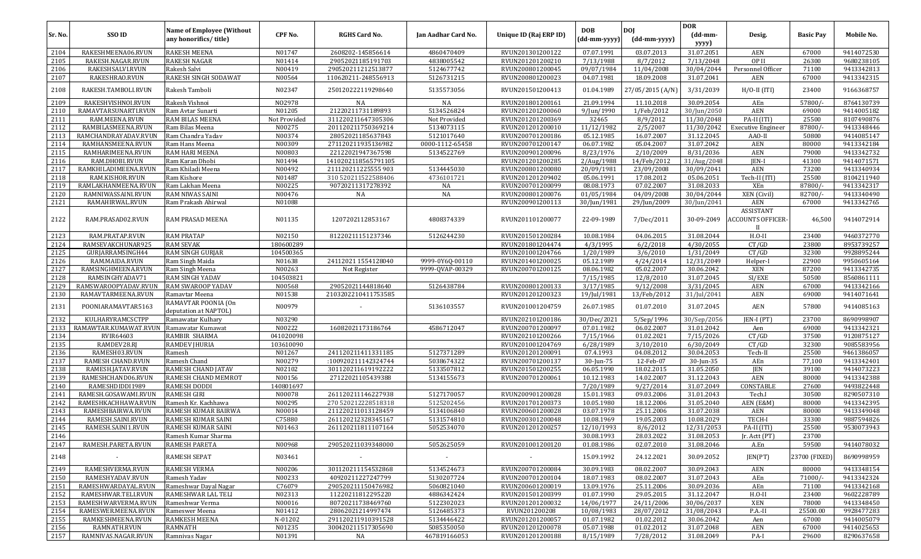| Sr. No. | SSO ID | Name of Employee (Without any honorifics/ title) | CPF No. | RGHS Card No. | Jan Aadhar Card No. | Unique ID (Raj ERP ID) | DOB (dd-mm-yyyy) | DOJ (dd-mm-yyyy) | DOR (dd-mm-yyyy) | Desig. | Basic Pay | Mobile No. |
|---|---|---|---|---|---|---|---|---|---|---|---|---|
| 2104 | RAKESHMEENA06.RVUN | RAKESH MEENA | N01747 | 2608202-145856614 | 4860470409 | RVUN201301200122 | 07.07.1991 | 03.07.2013 | 31.07.2051 | AEN | 67000 | 9414072530 |
| 2105 | RAKESH.NAGAR.RVUN | RAKESH NAGAR | N01414 | 29052021185191703 | 4838005542 | RVUN201201200210 | 7/13/1988 | 8/7/2012 | 7/13/2048 | OP II | 26300 | 9680238105 |
| 2106 | RAKESHSALVI.RVUN | Rakesh Salvi | N00419 | 290520211212513877 | 5124677742 | RVUN200801200045 | 09/07/1984 | 11/04/2008 | 30/04/2044 | Personnel Officer | 71100 | 9413342813 |
| 2107 | RAKESHRAO.RVUN | RAKESH SINGH SODAWAT | N00564 | 110620211-248556913 | 5126731215 | RVUN200801200023 | 04.07.1981 | 18.09.2008 | 31.07.2041 | AEN | 67000 | 9413342315 |
| 2108 | RAKESH.TAMBOLI.RVUN | Rakesh Tamboli | N02347 | 250120222119298640 | 5135573056 | RVUN201501200413 | 01.04.1989 | 27/05/2015 (A/N) | 3/31/2039 | H/O-II (ITI) | 23400 | 9166368757 |
| 2109 | RAKESHVISHNOI.RVUN | Rakesh Vishnoi | N02978 | NA | NA | RVUN201801200161 | 21.09.1994 | 11.10.2018 | 30.09.2054 | AEn | 57800/- | 8764130739 |
| 2110 | RAMAVTARSUNARTI.RVUN | Ram Avtar Sunarti | N01205 | 21220211731189893 | 5134526824 | RVUN201201200060 | 9/Jun/1990 | 1/Feb/2012 | 30/Jun/2050 | AEN | 69000 | 9414005182 |
| 2111 | RAM.MEENA.RVUN | RAM BILAS MEENA | Not Provided | 311220211647305306 | Not Provided | RVUN201201200369 | 32465 | 8/9/2012 | 11/30/2048 | PA-II (ITI) | 25500 | 8107490876 |
| 2112 | RAMBILASMEENA.RVUN | Ram Bilas Meena | N00275 | 201120211750369214 | 5134073115 | RVUN201201200010 | 11/12/1982 | 2/5/2007 | 11/30/2042 | Executive Engineer | 87800/- | 9413348446 |
| 2113 | RAMCHANDRAYADAV.RVUN | Ram Chandra Yadav | N00374 | 28052021185637843 | 5121017640 | RVUN200701200186 | 05.12.1985 | 16.07.2007 | 31.12.2045 | AAO-II | 50800 | 9414085147 |
| 2114 | RAMHANSMEENA.RVUN | Ram Hans Meena | N00309 | 271120211935136982 | 0000-1112-65458 | RVUN200701200147 | 06.07.1982 | 05.04.2007 | 31.07.2042 | AEN | 80000 | 9413342184 |
| 2115 | RAMHARIMEENA.RVUN | RAM HARI MEENA | N00803 | 22122021947367598 | 5134522769 | RVUN200901200096 | 8/23/1976 | 2/10/2009 | 8/31/2036 | AEN | 79000 | 9413342732 |
| 2116 | RAM.DHOBI.RVUN | Ram Karan Dhobi | N01494 | 1410202118565791105 | | RVUN201201200285 | 2/Aug/1988 | 14/Feb/2012 | 31/Aug/2048 | JEN-I | 41300 | 9414071571 |
| 2117 | RAMKHILADIMEENA.RVUN | Ram Khiladi Meena | N00492 | 211120211225555 903 | 5134445030 | RVUN200801200080 | 20/09/1981 | 23/09/2008 | 30/09/2041 | AEN | 73200 | 9413340934 |
| 2118 | RAM.KISHOR.RVUN | Ram Kishore | N01487 | 310 520211522588406 | 4736101721 | RVUN201201209402 | 05.06.1991 | 17.08.2012 | 05.06.2051 | Tech-II (ITI) | 25500 | 8104211940 |
| 2119 | RAMLAKHANMEENA.RVUN | Ram Lakhan Meena | N00225 | 90720211317278392 | NA | RVUN200701200099 | 08.08.1973 | 07.02.2007 | 31.08.2033 | XEn | 87800/- | 9413342317 |
| 2120 | RAMNIWASSAINI.RVUN | RAM NIWAS SAINI | N00476 | NA | NA | RVUN200801200076 | 01/05/1984 | 04/09/2008 | 30/04/2044 | XEN (Civil) | 82700/- | 9413340490 |
| 2121 | RAMAHIRWAL.RVUN | Ram Prakash Ahirwal | N01088 | | | RVUN200901200113 | 30/Jun/1981 | 29/Jun/2009 | 30/Jun/2041 | AEN | 67000 | 9413342765 |
| 2122 | RAM.PRASAD02.RVUN | RAM PRASAD MEENA | N01135 | 1207202112853167 | 4808374339 | RVUN201101200077 | 22-09-1989 | 7/Dec/2011 | 30-09-2049 | ASSISTANT ACCOUNTS OFFICER-II | 46,500 | 9414072914 |
| 2123 | RAM.PRATAP.RVUN | RAM PRATAP | N02150 | 81220211151237346 | 5126244230 | RVUN201501200284 | 10.08.1984 | 04.06.2015 | 31.08.2044 | H.O-II | 23400 | 9460372770 |
| 2124 | RAMSEVAKCHUNAR925 | RAM SEVAK | 180600289 | | | RVUN201801204474 | 4/3/1995 | 6/2/2018 | 4/30/2055 | CT/GD | 23800 | 8953739257 |
| 2125 | GURJARRAMSINGH44 | RAM SINGH GURJAR | 104500365 | | | RVUN201001204766 | 1/20/1989 | 3/6/2010 | 1/31/2049 | CT/GD | 32300 | 9928895244 |
| 2126 | RAM.MAIDA.RVUN | Ram Singh Maida | N01638 | 24112021 1554128040 | 9999-0Y6Q-00110 | RVUN201401200025 | 05.12.1989 | 4/24/2014 | 12/31/2049 | Helper-I | 22900 | 9950605164 |
| 2127 | RAMSINGHMEENA.RVUN | Ram Singh Meena | N00263 | Not Register | 9999-QVAP-00329 | RVUN200701200125 | 08.06.1982 | 05.02.2007 | 30.06.2042 | XEN | 87200 | 9413342735 |
| 2128 | RAMSINGHYADAV71 | RAM SINGH YADAV | 104503821 | | | | 7/15/1985 | 12/8/2010 | 31.07.2045 | SI/EXE | 50500 | 8560861111 |
| 2129 | RAMSWAROOPYADAV.RVUN | RAM SWAROOP YADAV | N00568 | 29052021144818640 | 5126438784 | RVUN200801200133 | 3/17/1985 | 9/12/2008 | 3/31/2045 | AEN | 67000 | 9413342166 |
| 2130 | RAMAVTARMEENA.RVUN | Ramavtar Meena | N01538 | 2103202210411753585 | | RVUN201201200323 | 19/Jul/1981 | 13/Feb/2012 | 31/Jul/2041 | AEN | 69000 | 9414071641 |
| 2131 | POONIARAMAVTAR5163 | RAMAVTAR POONIA (On deputation at NAPTOL) | N00979 | - | 5136103557 | RVUN201001204759 | 26.07.1985 | 01.07.2010 | 31.07.2045 | AEN | 57800 | 9414085163 |
| 2132 | KULHARYRAMCSCTPP | Ramawatar Kulhary | N03290 | | | RVUN202101200186 | 30/Dec/2021 | 5/Sep/1996 | 30/Sep/2056 | JEN-I (PT) | 23700 | 8690998907 |
| 2133 | RAMAWTAR.KUMAWAT.RVUN | Ramawatar Kumawat | N00222 | 16082021173186764 | 4586712047 | RVUN200701200097 | 07.01.1982 | 06.02.2007 | 31.01.2042 | Aen | 69000 | 9413342321 |
| 2134 | RVIR64603 | RAMBIR SHARMA | 041020098 | | | RVUN202101200266 | 7/15/1966 | 01.02.2021 | 7/15/2026 | CT/GD | 37500 | 9120875127 |
| 2135 | RAMDEV28.RJ | RAMDEV JHURIA | 103610090 | | | RVUN201001204769 | 6/28/1989 | 3/10/2010 | 6/30/2049 | CT/GD | 32300 | 9085583956 |
| 2136 | RAMESH03.RVUN | Ramesh | N01267 | 241120211411331185 | 5127371289 | RVUN201201200091 | 07.4.1993 | 04.08.2012 | 30.04.2053 | Tech-II | 25500 | 9461386057 |
| 2137 | RAMESH CHAND.RVUN | Ramesh Chand | N00279 | :100920211142324744 | 5038674322 | RVUN200701200137 | 30-Jun-75 | 12-Feb-07 | 30-Jun-35 | AEn | 77,100 | 9413342401 |
| 2138 | RAMESH.JATAV.RVUN | RAMESH CHAND JATAV | N02102 | 301120211619192222 | 5133507812 | RVUN201501200255 | 06.05.1990 | 18.02.2015 | 31.05.2050 | JEN | 39100 | 9414073223 |
| 2139 | RAMESHCHAND06.RVUN | RAMESH CHAND MEMROT | N00156 | 27122021105439388 | 5134155673 | RVUN200701200061 | 10.12.1983 | 14.02.2007 | 31.12.2043 | AEN | 80000 | 9413342388 |
| 2140 | RAMESHDIDDI1989 | RAMESH DODDI | 140801697 | | | | 7/20/1989 | 9/27/2014 | 31.07.2049 | CONSTABLE | 27600 | 9493822448 |
| 2141 | RAMESH.GOSAWAMI.RVUN | RAMESH GIRI | N00078 | 261120211146227938 | 5127170057 | RVUN200901200028 | 15.01.1983 | 09.03.2006 | 31.01.2043 | Tech.I | 30500 | 8290507310 |
| 2142 | RAMESHKACHHAWA.RVUN | Ramesh Kr. Kachhawa | N00295 | 270 520212228518318 | 5125202456 | RVUN201701200373 | 10.05.1980 | 18.12.2006 | 31.05.2040 | AEN (E&M) | 80000 | 9413342395 |
| 2143 | RAMESHBAIRWA.RVUN | RAMESH KUMAR BAIRWA | N00014 | 211220211013128459 | 5134106840 | RVUN200601200028 | 03.07.1978 | 25.11.2006 | 31.07.2038 | AEN | 80000 | 9413349048 |
| 2144 | RAMESH.SAINI.RVUN | RAMESH KUMAR SAINI | C75880 | 261120212328345167 | 5131574810 | RVUN200301200048 | 10.08.1969 | 19.05.2003 | 10.08.2029 | TECH-I | 33300 | 9887594826 |
| 2145 | RAMESH.SAINI1.RVUN | RAMESH KUMAR SAINI | N01463 | 261120211811107164 | 5052534070 | RVUN201201200257 | 12/10/1993 | 8/6/2012 | 12/31/2053 | PA-II (ITI) | 25500 | 9530073943 |
| 2146 | | Ramesh Kumar Sharma | | | | | 30.08.1993 | 28.03.2022 | 31.08.2053 | Jr. Actt (PT) | 23700 | |
| 2147 | RAMESH.PARETA.RVUN | RAMESH PARETA | N00968 | 290520211039348000 | 5052625059 | RVUN201001200120 | 01.08.1986 | 02.07.2010 | 31.08.2046 | A.En | 59500 | 9414078032 |
| 2148 | - | RAMESH SEPAT | N03461 | - | - | - | 15.09.1992 | 24.12.2021 | 30.09.2052 | JEN(PT) | 23700 (FIXED) | 8690998959 |
| 2149 | RAMESHVERMA.RVUN | RAMESH VERMA | N00206 | 301120211154532868 | 5134524673 | RVUN200701200084 | 30.09.1983 | 08.02.2007 | 30.09.2043 | AEN | 80000 | 9413348154 |
| 2150 | RAMESHYADAV.RVUN | Ramesh Yadav | N00233 | 40920211227247799 | 5130207724 | RVUN200701200104 | 18.07.1983 | 08.02.2007 | 31.07.2043 | AEn | 71000/- | 9413342324 |
| 2151 | RAMESHWARDAYAL.RVUN | Rameshwar Dayal Nagar | C76079 | 290520211150476982 | 5060821040 | RVUN200601200019 | 13.09.1976 | 25.11.2006 | 30.09.2036 | AEn | 71100 | 9413342168 |
| 2152 | RAMESHWAR.TELI.RVUN | RAMESHWAR LAL TELI | N02313 | 11220211812295220 | 4886342424 | RVUN201501200399 | 01.07.1990 | 29.05.2015 | 31.12.2047 | H.O-II | 23400 | 9602228789 |
| 2153 | RAMESHWARVERMA.RVUN | Rameshwar Verma | N00016 | 80720211738469760 | 5122302023 | RVUN201201200032 | 14/06/1977 | 24/11/2006 | 30/06/2037 | XEN | 78000 | 9413348450 |
| 2154 | RAMESWER.MEENA.RVUN | Rameswer Meena | N01412 | 28062021214997474 | 5126485373 | RVUN201200208 | 10/08/1983 | 28/07/2012 | 31/08/2043 | P.A.-II | 25500.00 | 9928477283 |
| 2155 | RAMKESHMEENA.RVUN | RAMKESH MEENA | N-01202 | 291120211910391528 | 5134446422 | RVUN201201200057 | 01.07.1982 | 01.02.2012 | 30.06.2042 | Aen | 67000 | 9414005079 |
| 2156 | RAMNATH.RVUN | RAMNATH | N01235 | 300420211517305690 | 5085350050 | RVUN201201200078 | 05.07.1988 | 01.02.2012 | 31.07.2048 | AEN | 67000 | 9414025653 |
| 2157 | RAMNIVAS.NAGAR.RVUN | Ramnivas Nagar | N01391 | NA | 467819166053 | RVUN201201200188 | 8/15/1989 | 7/28/2012 | 31.08.2049 | PA-I | 29600 | 8290637658 |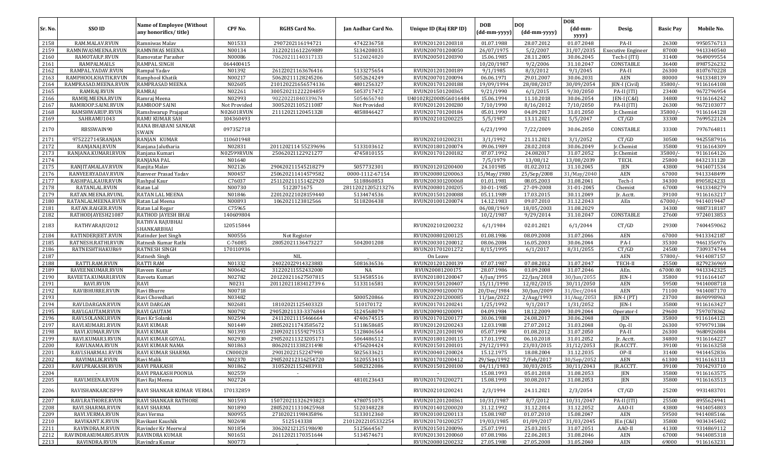| Sr. No. | SSO ID | Name of Employee (Without any honorifics/ title) | CPF No. | RGHS Card No. | Jan Aadhar Card No. | Unique ID (Raj ERP ID) | DOB (dd-mm-yyyy) | DOJ (dd-mm-yyyy) | DOR (dd-mm-yyyy) | Desig. | Basic Pay | Mobile No. |
|---|---|---|---|---|---|---|---|---|---|---|---|---|
| 2158 | RAM.MALAV.RVUN | Ramniwas Malav | N01533 | 2907202116194721 | 4742236758 | RVUN201201200318 | 01.07.1988 | 28.07.2012 | 01.07.2048 | PA-II | 26300 | 9950576713 |
| 2159 | RAMNIWASMEENA.RVUN | RAMNIWAS MEENA | N00134 | 31220211612269889 | 5134208035 | RVUN200701200050 | 26/07/1975 | 5/2/2007 | 31/07/2035 | Executive Engineer | 87000 | 9413340540 |
| 2160 | RAMOTAR.P.RVUN | Ramovatar Parasher | N00086 | 70620211140317133 | 5126024820 | RVUN200501200390 | 15.06.1985 | 28.11.2005 | 30.06.2045 | Tech-I (ITI) | 31400 | 9649099554 |
| 2161 | RAMPALMAILS | RAMPAL SINGH | 064400415 | | | | 10/20/1987 | 9/2/2006 | 31.10.2047 | CONSTABLE | 36400 | 8987526232 |
| 2162 | RAMPAL.YADAV.RVUN | Rampal Yadav | N01392 | 26122021163676416 | 5133275654 | RVUN201201200189 | 9/1/1985 | 8/3/2012 | 9/1/2045 | PA-II | 26300 | 8107670228 |
| 2163 | RAMPHOOLKHATIK.RVUN | Ramphool Khatik | N00217 | 50620211128245206 | 5052624249 | RVUN200701200094 | 06.06.1971 | 29.01.2007 | 30.06.2031 | AEN | 80000 | 9413348139 |
| 2164 | RAMPRASAD.MEENA.RVUN | RAMPRASAD MEENA | N02605 | 210120221656574136 | 4801256327 | RVUN201701200188 | 19/09/1994 | 28/08/2017 | 30/09/2054 | JEN-I (Civil) | 35800/- | 9116164108 |
| 2165 | RAMRAJ.RVUN | RAMRAJ | N02261 | 300520211222204859 | 5053717472 | RVUN201501200365 | 9/21/1990 | 6/1/2015 | 9/30/2050 | PA-II (ITI) | 23400 | 9672796954 |
| 2166 | RAMRJ.MEENA.RVUN | Ramraj Meena | N02993 | 90220221840339674 | 5054656740 | U40102RJ2000SG6016484 | 15.06.1994 | 11.10.2018 | 30.06.2054 | JEN-I (C&I) | 34800 | 9116164242 |
| 2167 | RAMROOP.SAINI.RVUN | RAMROOP SAINI | Not Provided | 30052021105211087 | Not Provided | RVUN201201200280 | 7/10/1990 | 8/16/2012 | 7/10/2050 | PA-II (ITI) | 26300 | 9672103077 |
| 2168 | RAMSHWARUP.RVUN | Ramshwarup Prajapat | N02601RVUN | 21112021120451328 | 4858846427 | RVUN201701200184 | 05.01.1990 | 04.09.2017 | 31.01.2050 | Jr.Chemist | 35800/- | 9116164128 |
| 2169 | SAHRAMU1043 | RAMU KUMAR SAH | 104360493 | | | RVUN202101200225 | 5/5/1987 | 13.11.2021 | 5/5/2047 | CT/GD | 33300 | 7699522124 |
| 2170 | RBSSWAIN90 | RANA BHABANI SANKAR SWAIN | 097352718 | | | | 6/23/1990 | 7/22/2009 | 30.06.2050 | CONSTABLE | 33300 | 7976764811 |
| 2171 | 9752227145RANJAN | RANJAN KUMAR | 110601948 | | | RVUN202101200231 | 3/1/1992 | 21.11.2021 | 3/1/2052 | CT/GD | 30500 | 9425587916 |
| 2172 | RANJANAJ.RVUN | Ranjana Jalutharia | N02831 | 2011202114 55239696 | 5133103612 | RVUN201801200074 | 09.06.1989 | 28.02.2018 | 30.06.2049 | Jr.Chemist | 35800 | 9116164309 |
| 2173 | RANJANA.KUMARI.RVUN | Ranjana Kumari | N02599RVUN | 25062021122921277 | 4745810155 | RVUN201701200182 | 07.07.1992 | 24.082017 | 31.07.2052 | Jr.Chemist | 35800/- | 9116164126 |
| 2174 | | RANJANA PAL | N01640 | | | | 7/5/1979 | 13/08/12 | 13/08/2039 | TECH. | 25800 | 8432131120 |
| 2175 | RANJITAMALAV.RVUN | Ranjita Malav | N02126 | 2904202115445218279 | 5057732301 | RVUN201201200400 | 24.101985 | 01.02.2012 | 31.10.2045 | JEN | 43800 | 9414071534 |
| 2176 | RANVEERYADAV.RVUN | Ranveer Prasad Yadav | N00457 | 250620211414579582 | 0000-1112-67154 | RVUN200801200063 | 15/May/1980 | 25/Sep/2008 | 31/May/2040 | AEN | 67000 | 9413348499 |
| 2177 | RASHPAL.KAUR.RVUN | Rashpal Kaur | C76037 | 251120211151422920 | 5118860853 | RVUN200301200068 | 01.01.1981 | 08.05.2003 | 31.08.2041 | Tech-I | 34300 | 8905824233 |
| 2178 | RATANLAL.RVUN | Ratan Lal | N00730 | 5122071675 | 28112021205213276 | RVUN200801200205 | 30-01-1985 | 27-09-2008 | 31-01-2045 | Chemist | 67000 | 9413348279 |
| 2179 | RATAN.MEENA.RVUNL | RATAN LAL MEENA | N01846 | 220120221028159440 | 5134474536 | RVUN201501200088 | 05.11.1989 | 17.03.2015 | 30.11.2049 | Jr. Acctt. | 39100 | 9116163217 |
| 2180 | RATANLALMEENA.RVUN | Ratan Lal Meena | N00893 | 1062021123812566 | 5118206438 | RVUN201001200074 | 14.12.1983 | 09.07.2010 | 31.12.2043 | AEn | 67000/- | 9414019447 |
| 2181 | RATAN.RAIGER.RVUN | Ratan Lal Regar | C75965 | | | | 06/08/1969 | 18/05/2003 | 31.08.2029 | | 34300 | 9887318187 |
| 2182 | RATHODJAYESH21087 | RATHOD JAYESH BHAI | 140609804 | | | | 10/2/1987 | 9/29/2014 | 31.10.2047 | CONSTABLE | 27600 | 9724013853 |
| 2183 | RATHVARAJU2012 | RATHVA RAJUBHAI SHANKARBHAI | 120515844 | | | RVUN202101200232 | 6/1/1984 | 02.01.2021 | 6/1/2044 | CT/GD | 29300 | 7404459062 |
| 2184 | RATINDERJEET.RVUN | Ratinder Jeet Singh | N00556 | Not Register | | RVUN200801200125 | 01.08.1986 | 08.09.2008 | 31.07.2046 | AEN | 67000 | 9413342187 |
| 2185 | RATNESH.RATHI.RVUN | Ratnesh Kumar Rathi | C-76085 | 28052021136473227 | 5042001208 | RVUN200301200012 | 08.06.2084 | 16.05.2003 | 30.06.2044 | PA-I | 35300 | 9461356976 |
| 2186 | RATNESHTHAKUR69 | RATNESH SINGH | 170110936 | | | RVUN201701201272 | 8/15/1995 | 6/1/2017 | 8/31/2055 | CT/GD | 24500 | 7309374744 |
| 2187 | | Ratnesh Singh | | NIL | _ | On Leave | | | | AEN | 57800/- | 9414087157 |
| 2188 | RATTI.RAM.RVUN | RATTI RAM | N01332 | 24022022914323883 | 5081636536 | RVUN201201200139 | 07.07.1987 | 07.08.2012 | 31.07.2047 | TECH-II | 25500 | 8279236969 |
| 2189 | RAVEENKUMAR.RVUN | Raveen Kumar | N00642 | 31220211552432000 | NA | RVUN20081200175 | 28.07.1986 | 03.09.2008 | 31.07.2046 | AEn. | 67000.00 | 9413342325 |
| 2190 | RAVEETA.KUMARI.RVUN | Raveeta Kumari | N02782 | 201220211627507815 | 5134585516 | RVUN201801200047 | 4/Jun/1995 | 22/Jan/2018 | 30/Jun/2055 | JEN-I | 35800 | 9116164167 |
| 2191 | RAVI.RVUN | RAVI | N0231 | 20112021183412739 6 | 5133116581 | RVUN201501200407 | 15/11/1990 | 12/02/2015 | 30/11/2050 | AEN | 59500 | 9414008718 |
| 2192 | RAVIBHURRE.RVUN | Ravi Bhurre | N00718 | | | RVUN200901200070 | 20/Dec/1984 | 30/Jun/2009 | 31/Dec/2044 | AEN | 71100 | 9414087170 |
| 2193 | | Ravi Chowdhari | N03482 | | 5000520866 | RVUN202201200085 | 11/Jan/2022 | 2/Aug/1993 | 31/Aug/2053 | JEN-I (PT) | 23700 | 8690998963 |
| 2194 | RAVI.DARGAN.RVUN | RAVI DARGAN | N02681 | 18102021125403323 | 510170172 | RVUN201701200241 | 1/25/1992 | 9/1/2017 | 1/31/2052 | JEN-I | 35800 | 9116163427 |
| 2195 | RAVI.GAUTAM.RVUN | RAVI GAUTAM | N00792 | 29052021133-3376844 | 5124568079 | RVUN200901200091 | 04.09.1984 | 18.12.2009 | 30.09.2044 | Operator-I | 29600 | 7597078362 |
| 2196 | RAVI.SOLANKI.RVUN | Ravi Kr Solanki | N02594 | 24112021115466664 | 4740674515 | RVUN201701200177 | 30.06.1988 | 24.08.2017 | 30.06.2048 | JEN | 35800 | 9116164121 |
| 2197 | RAVI.KUMAR1.RVUN | RAVI KUMAR | N01449 | 280520211743585672 | 5118658685 | RVUN201201200243 | 12.03.1988 | 27.07.2012 | 31.03.2048 | Op.-II | 26300 | 9799791384 |
| 2198 | RAVI.KUMAR.RVUN | RAVI KUMAR | N01393 | 230920211559279153 | 5128406564 | RVUN201201200190 | 05.07.1990 | 01.08.2012 | 31.07.2050 | PA-II | 26300 | 9680926084 |
| 2199 | RAVI.KUMAR3.RVUN | RAVI KUMAR GOYAL | N02930 | 290520211323205171 | 5064486512 | RVUN201801200115 | 17.01.1992 | 06.10.2018 | 31.01.2052 | Jr. Acctt. | 34800 | 9116164227 |
| 2200 | RAVI.NAMA.RVUN | RAVI KUMAR NAMA | N01863 | 80620211338231498 | 4756204424 | RVUN201501200101 | 29/12/1993 | 23/03/2015 | 31/12/2053 | JR.ACCTT. | 39100 | 9116163258 |
| 2201 | RAVI.SHARMA1.RVUN | RAVI KUMAR SHARMA | CN00028 | 29012022152247990 | 5025633621 | RVUN200401200024 | 15.12.1975 | 18.08.2004 | 31.12.2035 | OP-II | 31400 | 9414452836 |
| 2202 | RAVIMALIK.RVUN | Ravi Malik | N02370 | 290520212316254720 | 5120553415 | RVUN201701200412 | 29/Sep/1992 | 7/Feb/2017 | 30/Sep/2052 | AEN | 61300 | 9116163113 |
| 2203 | RAVI.PRAKASH.RVUN | RAVI PRAKASH | N01862 | 31052021152483931 | 5082322086 | RVUN201501200100 | 04/11/1983 | 30/03/2015 | 30/11/2043 | JR.ACCTT. | 39100 | 7014293710 |
| 2204 | - | RAVI PRAKASH POONIA | N02559 | - | - | - | 15.08.1993 | 05.01.2018 | 31.08.2053 | JEN | 35800 | 9116163575 |
| 2205 | RAVI.MEENA.RVUN | Ravi Raj Meena | N02724 | | 4810123643 | RVUN201701200271 | 15.08.1993 | 30.08.2017 | 31.08.2053 | JEN | 35800 | 9116163513 |
| 2206 | RAVISHANKARCISF99 | RAVI SHANKAR KUMAR VERMA | 170132859 | | | RVUN202101200241 | 2/3/1994 | 24.11.2021 | 2/3/2054 | CT/GD | 25200 | 9931483701 |
| 2207 | RAVI.RATHORE.RVUN | RAVI SHANKAR RATHORE | N01593 | 150720211326293823 | 4780751075 | RVUN201201200361 | 10/31/1987 | 8/7/2012 | 10/31/2047 | PA-II (ITI) | 25500 | 8955624941 |
| 2208 | RAVI.SHARMA.RVUN | RAVI SHARMA | N01890 | 280520211310425968 | 5120348228 | RVUN201401200020 | 31.12.1992 | 31.12.2014 | 31.12.2052 | AAO-II | 43800 | 9414054803 |
| 2209 | RAVI.VERMA.RVUN | Ravi Verma | N00955 | 27102021198435896 | 5133012360 | RVUN201001200113 | 15.08.1987 | 01.07.2010 | 15.08.2047 | AEN | 59500 | 9414085166 |
| 2210 | RAVIKANT.K.RVUN | Ravikant Kaushik | N02698 | 5125143338 | 21012022105332254 | RVUN201701200257 | 19/03/1985 | 01/09/2017 | 31/03/2045 | JEn (C&I) | 35800 | 9034345402 |
| 2211 | RAVINDRA.M.RVUN | Ravinder Kr Meerwal | N01854 | 30620212125198690 | 5125664567 | RVUN201501200096 | 25.07.1991 | 25.03.2015 | 31.07.2051 | AAO-II | 41300 | 9314869112 |
| 2212 | RAVINDRAKUMAR05.RVUN | RAVINDRA KUMAR | N01651 | 26112021170351644 | 5134574671 | RVUN201301200060 | 07.08.1986 | 22.06.2013 | 31.08.2046 | AEN | 67000 | 9414085318 |
| 2213 | RAVINDRA.RVUN | Ravindra Kumar | N00773 | _ | _ | RVUN200801200232 | 27.05.1980 | 27.05.2008 | 31.05.2040 | AEN | 69000 | 9116163231 |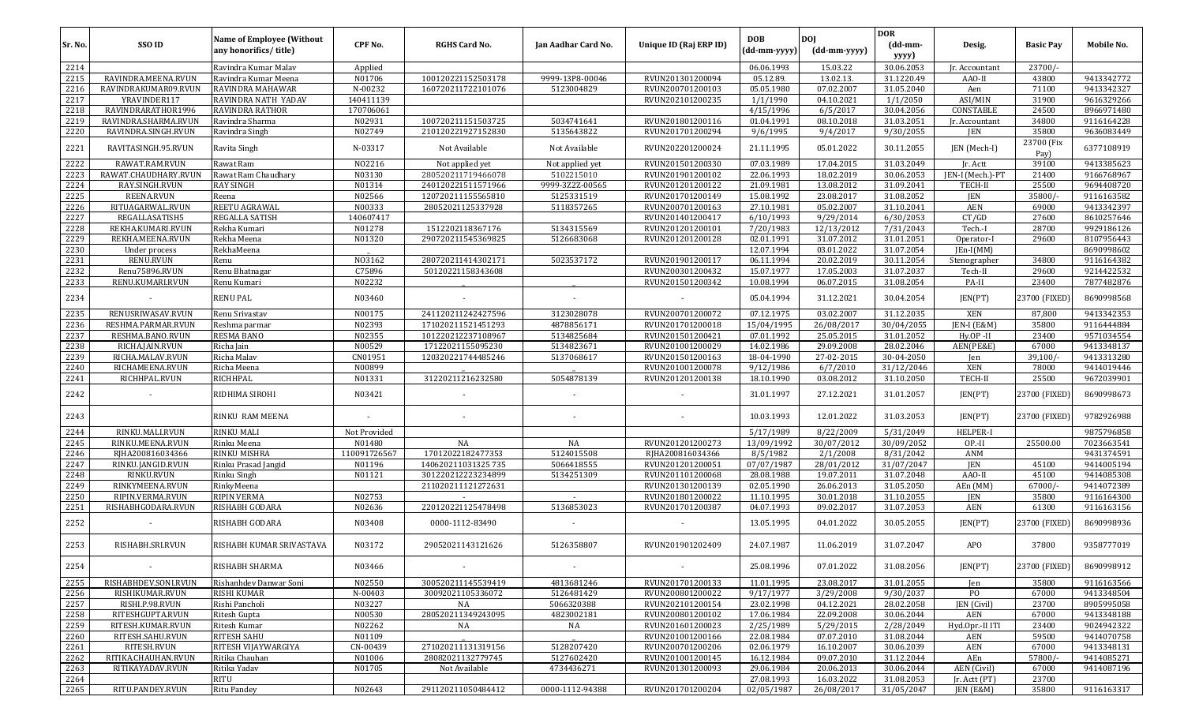| Sr. No. | SSO ID | Name of Employee (Without any honorifics/ title) | CPF No. | RGHS Card No. | Jan Aadhar Card No. | Unique ID (Raj ERP ID) | DOB (dd-mm-yyyy) | DOJ (dd-mm-yyyy) | DOR (dd-mm-yyyy) | Desig. | Basic Pay | Mobile No. |
|---|---|---|---|---|---|---|---|---|---|---|---|---|
| 2214 | | Ravindra Kumar Malav | Applied | | | | 06.06.1993 | 15.03.22 | 30.06.2053 | Jr. Accountant | 23700/- | |
| 2215 | RAVINDRA.MEENA.RVUN | Ravindra Kumar Meena | N01706 | 1001202211525031​78 | 9999-13P8-00046 | RVUN201301200094 | 05.12.89. | 13.02.13. | 31.1220.49 | AAO-II | 43800 | 9413342772 |
| 2216 | RAVINDRAKUMAR09.RVUN | RAVINDRA MAHAWAR | N-00232 | 1607202117221​01076 | 5123004829 | RVUN200701200103 | 05.05.1980 | 07.02.2007 | 31.05.2040 | Aen | 71100 | 9413342327 |
| 2217 | YRAVINDER117 | RAVINDRA NATH YADAV | 140411139 | | | RVUN202101200235 | 1/1/1990 | 04.10.2021 | 1/1/2050 | ASI/MIN | 31900 | 9616329266 |
| 2218 | RAVINDRARATHOR1996 | RAVINDRA RATHOR | 170706061 | | | | 4/15/1996 | 6/5/2017 | 30.04.2056 | CONSTABLE | 24500 | 8966971480 |
| 2219 | RAVINDRASHARMA.RVUN | Ravindra Sharma | N02931 | 100720211151503725 | 5034741641 | RVUN201801200116 | 01.04.1991 | 08.10.2018 | 31.03.2051 | Jr. Accountant | 34800 | 9116164228 |
| 2220 | RAVINDRA.SINGH.RVUN | Ravindra Singh | N02749 | 210120221927152830 | 5135643822 | RVUN201701200294 | 9/6/1995 | 9/4/2017 | 9/30/2055 | JEN | 35800 | 9636083449 |
| 2221 | RAVITASINGH.95.RVUN | Ravita Singh | N-03317 | Not Available | Not Available | RVUN202201200024 | 21.11.1995 | 05.01.2022 | 30.11.2055 | JEN (Mech-I) | 23700 (Fix Pay) | 6377108919 |
| 2222 | RAWAT.RAM.RVUN | Rawat Ram | N02216 | Not applied yet | Not applied yet | RVUN201501200330 | 07.03.1989 | 17.04.2015 | 31.03.2049 | Jr. Actt | 39100 | 9413385623 |
| 2223 | RAWAT.CHAUDHARY.RVUN | Rawat Ram Chaudhary | N03130 | 280520211719466078 | 5102215010 | RVUN201901200102 | 22.06.1993 | 18.02.2019 | 30.06.2053 | JEN-I (Mech.)-PT | 21400 | 9166768967 |
| 2224 | RAY.SINGH.RVUN | RAY SINGH | N01314 | 240120221511571966 | 9999-3Z2Z-00565 | RVUN201201200122 | 21.09.1981 | 13.08.2012 | 31.09.2041 | TECH-II | 25500 | 9694408720 |
| 2225 | REENA.RVUN | Reena | N02566 | 120720211155565810 | 5125331519 | RVUN201701200149 | 15.08.1992 | 23.08.2017 | 31.08.2052 | JEN | 35800/- | 9116163582 |
| 2226 | RITUAGARWAL.RVUN | REETU AGRAWAL | N00333 | 28052021125337928 | 5118357265 | RVUN200701200163 | 27.10.1981 | 05.02.2007 | 31.10.2041 | AEN | 69000 | 9413342397 |
| 2227 | REGALLASATISH5 | REGALLA SATISH | 140607417 | | | RVUN201401200417 | 6/10/1993 | 9/29/2014 | 6/30/2053 | CT/GD | 27600 | 8610257646 |
| 2228 | REKHA.KUMARI.RVUN | Rekha Kumari | N01278 | 1512202118367176 | 5134315569 | RVUN201201200101 | 7/20/1983 | 12/13/2012 | 7/31/2043 | Tech.-I | 28700 | 9929186126 |
| 2229 | REKHA.MEENA.RVUN | Rekha Meena | N01320 | 290720211545369825 | 5126683068 | RVUN201201200128 | 02.01.1991 | 31.07.2012 | 31.01.2051 | Operator-I | 29600 | 8107956443 |
| 2230 | Under process | RekhaMeena | | | | | 12.07.1994 | 03.01.2022 | 31.07.2054 | JEn-I(MM) | | 8690998602 |
| 2231 | RENU.RVUN | Renu | N03162 | 280720211414302171 | 5023537172 | RVUN201901200117 | 06.11.1994 | 20.02.2019 | 30.11.2054 | Stenographer | 34800 | 9116164382 |
| 2232 | Renu75896.RVUN | Renu Bhatnagar | C75896 | 50120221158343608 | | RVUN200301200432 | 15.07.1977 | 17.05.2003 | 31.07.2037 | Tech-II | 29600 | 9214422532 |
| 2233 | RENU.KUMARI.RVUN | Renu Kumari | N02232 | | _ | RVUN201501200342 | 10.08.1994 | 06.07.2015 | 31.08.2054 | PA-II | 23400 | 7877482876 |
| 2234 | - | RENU PAL | N03460 | - | - | - | 05.04.1994 | 31.12.2021 | 30.04.2054 | JEN(PT) | 23700 (FIXED) | 8690998568 |
| 2235 | RENUSRIWASAV.RVUN | Renu Srivastav | N00175 | 241120211242427596 | 3123028078 | RVUN200701200072 | 07.12.1975 | 03.02.2007 | 31.12.2035 | XEN | 87,800 | 9413342353 |
| 2236 | RESHMA.PARMAR.RVUN | Reshma parmar | N02393 | 171020211521451293 | 4878856171 | RVUN201701200018 | 15/04/1995 | 26/08/2017 | 30/04/2055 | JEN-I (E&M) | 35800 | 9116444884 |
| 2237 | RESHMA.BANO.RVUN | RESMA BANO | N02355 | 101220212237108967 | 5134825684 | RVUN201501200421 | 07.01.1992 | 25.05.2015 | 31.01.2052 | Hy.OP -II | 23400 | 9571034554 |
| 2238 | RICHA.JAIN.RVUN | Richa Jain | N00529 | 17122021155095230 | 5134823671 | RVUN201001200029 | 14.02.1986 | 29.09.2008 | 28.02.2046 | AEN(PE&E) | 67000 | 9413348137 |
| 2239 | RICHA.MALAV.RVUN | Richa Malav | CN01951 | 120320221744485246 | 5137068617 | RVUN201501200163 | 18-04-1990 | 27-02-2015 | 30-04-2050 | Jen | 39,100/- | 9413313280 |
| 2240 | RICHAMEENA.RVUN | Richa Meena | N00899 | | _ | RVUN201001200078 | 9/12/1986 | 6/7/2010 | 31/12/2046 | XEN | 78000 | 9414019446 |
| 2241 | RICHHPAL.RVUN | RICHHPAL | N01331 | 31220211216232580 | 5054878139 | RVUN201201200138 | 18.10.1990 | 03.08.2012 | 31.10.2050 | TECH-II | 25500 | 9672039901 |
| 2242 | - | RIDHIMA SIROHI | N03421 | - | - | - | 31.01.1997 | 27.12.2021 | 31.01.2057 | JEN(PT) | 23700 (FIXED) | 8690998673 |
| 2243 | | RINKU RAM MEENA | - | - | - | - | 10.03.1993 | 12.01.2022 | 31.03.2053 | JEN(PT) | 23700 (FIXED) | 9782926988 |
| 2244 | RINKU.MALI.RVUN | RINKU MALI | Not Provided | | | | 5/17/1989 | 8/22/2009 | 5/31/2049 | HELPER-I | | 9875796858 |
| 2245 | RINKU.MEENA.RVUN | Rinku Meena | N01480 | NA | NA | RVUN201201200273 | 13/09/1992 | 30/07/2012 | 30/09/2052 | OP.-II | 25500.00 | 7023663541 |
| 2246 | RJHA200816034366 | RINKU MISHRA | 110091726567 | 17012022182477353 | 5124015508 | RJHA200816034366 | 8/5/1982 | 2/1/2008 | 8/31/2042 | ANM | | 9431374591 |
| 2247 | RINKU.JANGID.RVUN | Rinku Prasad Jangid | N01196 | 140620211031325 735 | 5066418555 | RVUN201201200051 | 07/07/1987 | 28/01/2012 | 31/07/2047 | JEN | 45100 | 9414005194 |
| 2248 | RINKU.RVUN | Rinku Singh | N01121 | 301220212223234899 | 5134251309 | RVUN201101200068 | 28.08.1988 | 19.07.2011 | 31.07.2048 | AAO-II | 45100 | 9414085308 |
| 2249 | RINKYMEENA.RVUN | RinkyMeena | | 211020211121272631 | | RVUN201301200139 | 02.05.1990 | 26.06.2013 | 31.05.2050 | AEn (MM) | 67000/- | 9414072389 |
| 2250 | RIPIN.VERMA.RVUN | RIPIN VERMA | N02753 | _ | - | RVUN201801200022 | 11.10.1995 | 30.01.2018 | 31.10.2055 | JEN | 35800 | 9116164300 |
| 2251 | RISHABHGODARA.RVUN | RISHABH GODARA | N02636 | 220120221125478498 | 5136853023 | RVUN201701200387 | 04.07.1993 | 09.02.2017 | 31.07.2053 | AEN | 61300 | 9116163156 |
| 2252 | - | RISHABH GODARA | N03408 | 0000-1112-83490 | - | - | 13.05.1995 | 04.01.2022 | 30.05.2055 | JEN(PT) | 23700 (FIXED) | 8690998936 |
| 2253 | RISHABH.SRI.RVUN | RISHABH KUMAR SRIVASTAVA | N03172 | 29052021143121626 | 5126358807 | RVUN201901202409 | 24.07.1987 | 11.06.2019 | 31.07.2047 | APO | 37800 | 9358777019 |
| 2254 | - | RISHABH SHARMA | N03466 | - | - | - | 25.08.1996 | 07.01.2022 | 31.08.2056 | JEN(PT) | 23700 (FIXED) | 8690998912 |
| 2255 | RISHABHDEV.SONI.RVUN | Rishanhdev Danwar Soni | N02550 | 300520211145539419 | 4813681246 | RVUN201701200133 | 11.01.1995 | 23.08.2017 | 31.01.2055 | Jen | 35800 | 9116163566 |
| 2256 | RISHIKUMAR.RVUN | RISHI KUMAR | N-00403 | 30092021105336072 | 5126481429 | RVUN200801200022 | 9/17/1977 | 3/29/2008 | 9/30/2037 | PO | 67000 | 9413348504 |
| 2257 | RISHI.P.98.RVUN | Rishi Pancholi | N03227 | NA | 5066320388 | RVUN202101200154 | 23.02.1998 | 04.12.2021 | 28.02.2058 | JEN (Civil) | 23700 | 8905995058 |
| 2258 | RITESHGUPTA.RVUN | Ritesh Gupta | N00530 | 280520211349243095 | 4823002181 | RVUN200801200102 | 17.06.1984 | 22.09.2008 | 30.06.2044 | AEN | 67000 | 9413348188 |
| 2259 | RITESH.KUMAR.RVUN | Ritesh Kumar | N02262 | NA | NA | RVUN201601200023 | 2/25/1989 | 5/29/2015 | 2/28/2049 | Hyd.Opr.-II ITI | 23400 | 9024942322 |
| 2260 | RITESH.SAHU.RVUN | RITESH SAHU | N01109 | | _ | RVUN201001200166 | 22.08.1984 | 07.07.2010 | 31.08.2044 | AEN | 59500 | 9414070758 |
| 2261 | RITESH.RVUN | RITESH VIJAYWARGIYA | CN-00439 | 271020211131319156 | 5128207420 | RVUN200701200206 | 02.06.1979 | 16.10.2007 | 30.06.2039 | AEN | 67000 | 9413348131 |
| 2262 | RITIKA.CHAUHAN.RVUN | Ritika Chauhan | N01006 | 28082021132779745 | 5127602420 | RVUN201001200145 | 16.12.1984 | 09.07.2010 | 31.12.2044 | AEn | 57800/- | 9414085271 |
| 2263 | RITIKAYADAV.RVUN | Ritika Yadav | N01705 | Not Available | 4734436271 | RVUN201301200093 | 29.06.1984 | 20.06.2013 | 30.06.2044 | AEN (Civil) | 67000 | 9414087196 |
| 2264 | | RITU | | | | | 27.08.1993 | 16.03.2022 | 31.08.2053 | Jr. Actt (PT) | 23700 | |
| 2265 | RITU.PANDEY.RVUN | Ritu Pandey | N02643 | 291120211050484412 | 0000-1112-94388 | RVUN201701200204 | 02/05/1987 | 26/08/2017 | 31/05/2047 | JEN (E&M) | 35800 | 9116163317 |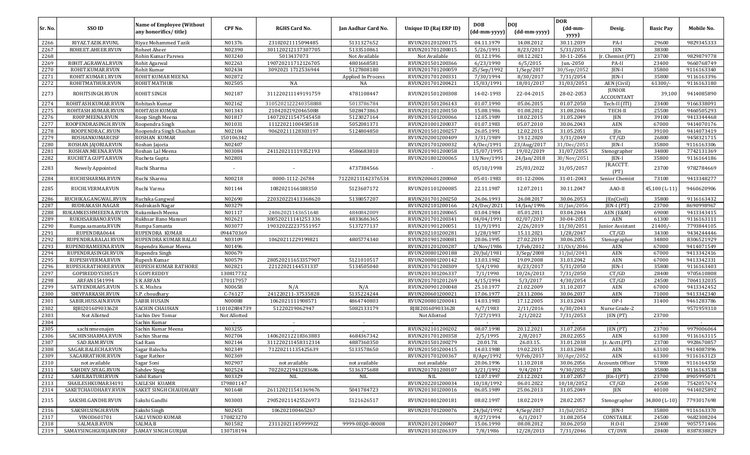| Sr. No. | SSO ID | Name of Employee (Without any honorifics/ title) | CPF No. | RGHS Card No. | Jan Aadhar Card No. | Unique ID (Raj ERP ID) | DOB (dd-mm-yyyy) | DOJ (dd-mm-yyyy) | DOR (dd-mm-yyyy) | Desig. | Basic Pay | Mobile No. |
|---|---|---|---|---|---|---|---|---|---|---|---|---|
| 2266 | RIYAZ.TAZIK.RVUNL | Riyaz Mohammed Tazik | N01376 | 23102021115094485 | 5131327652 | RVUN201201200175 | 04.11.1979 | 14.08.2012 | 30.11.2039 | PA-I | 29600 | 9829345333 |
| 2267 | ROHEET.AHEER.RVUN | Roheet Aheer | N02390 | 3011202121373077O5 | 5133510861 | RVUN201701200015 | 5/26/1991 | 8/23/2017 | 5/31/2051 | JEN | 38300 | |
| 2268 | | Rohin Kumar Parewa | N03240 | 5013437073 | Not Available | Not Available | 01.12.1996 | 08.12.2021 | 30-11-2056 | Jr. Chemist (PT) | 23700 | 9829879778 |
| 2269 | R0HIT.AGRAWAL.RVUN | Rohit Agarwal | N02263 | 190720211712126705 | 4801668581 | RVUN201501200366 | 6/23/1990 | 6/5/2015 | Jun.-2050 | PA-II | 23400 | 9660768749 |
| 2270 | ROHIT.KUMAR.RVUN | Rohit Kumar | N02434 | 3092021 1712536944 | 5127808180 | RVUN201701200059 | 25/Sep/1992 | 1/Sep/2017 | 30/Sep/2052 | JEN-I | 35800 | 9116163340 |
| 2271 | ROHIT.KUMAR1.RVUN | ROHIT KUMAR MEENA | N02872 | | Applied In Process | RVUN201701200331 | 7/30/1994 | 8/30/2017 | 7/31/2054 | JEN-I | 35800 | 9116163396 |
| 2272 | ROHITMATHUR.RVUN | ROHIT MATHUR | N02505 | NA | NA | RVUN201701200421 | 15/03/1991 | 18/01/2017 | 31/03/2051 | AEN (Civil) | 61300/- | 9116163180 |
| 2273 | ROHITSINGH.RVUN | ROHIT SINGH | N02187 | 311220211149191759 | 4781108447 | RVUN201501200308 | 14-02-1993 | 22-04-2015 | 28-02-2053 | JUNIOR ACCOUNTANT | 39,100 | 9414085890 |
| 2274 | ROHITASH.KUMAR.RVUN | Rohitash Kumar | N02162 | 3105202122240358888 | 5013786784 | RVUN201501206143 | 01.07.1990 | 05.06.2015 | 01.07.2050 | Tech-II (ITI) | 23400 | 9166338091 |
| 2275 | ROHTASH.KUMAR.RVUN | ROHTASH KUMAR | N01343 | 21042021920465088 | 5028473863 | RVUN201201200150 | 15.08.1986 | 01.08.2012 | 31.08.2046 | TECH-II | 25500 | 9460505293 |
| 2276 | ROOP.MEENA.RVUN | Roop Singh Meena | N01817 | 140720211547545458 | 5123027164 | RVUN201501200066 | 12.05.1989 | 18.02.2015 | 31.05.2049 | JEN | 39100 | 9413344468 |
| 2277 | ROOPENDRASINGH.RVUN | Roopendra Singh | N01031 | 11122021100458518 | 5052081371 | RVUN201001200037 | 01.07.1983 | 05.07.2010 | 30.06.2043 | AEN | 67000 | 9414070176 |
| 2278 | ROOPENDRA.C.RVUN | Roopendra Singh Chauhan | N02104 | 90620211128303197 | 5124804850 | RVUN201501200257 | 26.05.1991 | 12.02.2015 | 31.05.2051 | JEn | 39100 | 9414073419 |
| 2279 | ROSHANKUMARCISF | ROSHAN KUMAR | 150106342 | | | RVUN202001200409 | 3/31/1989 | 19.12.2020 | 3/31/2049 | CT/GD | 26800 | 9458321715 |
| 2280 | ROSHAN.JAJORIA.RVUN | Roshan Jajoria | N02407 | | | RVUN201701200032 | 4/Dec/1991 | 23/Aug/2017 | 31/Dec/2051 | JEN-I | 35800 | 9116163306 |
| 2281 | ROSHAN.MEENA.RVUN | Roshan Lal Meena | N03084 | 241120211119352193 | 4586683810 | RVUN201901200058 | 15/07/1995 | 19/02/2019 | 31/07/2055 | Stenographer | 34800 | 7742131369 |
| 2282 | RUCHETA.GUPTA.RVUN | Rucheta Gupta | N02801 | | | RVUN201801200065 | 13/Nov/1991 | 24/Jan/2018 | 30/Nov/2051 | JEN-I | 35800 | 9116164186 |
| 2283 | Newely Appointed | Ruchi Sharma | - | - | 4737384566 | - | 05/10/1998 | 25/03/2022 | 31/05/2057 | JR.ACCTT. (PT) | 23700 | 9782784669 |
| 2284 | RUCHISHARMA.RVUN | Ruchi Sharma | N00218 | 0000-1112-26784 | 71220211142376534 | RVUN200601200060 | 05-01-1983 | 01-12-2006 | 31-01-2043 | Senior Chemist | 73100 | 9413348277 |
| 2285 | RUCHI.VERMA.RVUN | Ruchi Varma | N01144 | 1082021166188350 | 5123607172 | RVUN201101200085 | 22.11.1987 | 12.07.2011 | 30.11.2047 | AAO-II | 45,100 (L-11) | 9460620906 |
| 2286 | RUCHIKA.GANGWAL.RVUN | Ruchika Gangwal | N02690 | 220320221413368620 | 5138057207 | RVUN201701200250 | 26.06.1993 | 26.08.2017 | 30.06.2053 | JEn(Civil) | 35800 | 9116163432 |
| 2287 | RUDRAKASH.NAGAR | Rudrakash Nagar | N03279 | | | RVUN202101200166 | 24/Dec/2021 | 14/Jan/1996 | 31/Jan/2056 | JEN-I (PT) | 23700 | 8690998967 |
| 2288 | RUKAMKESHMEEENA.RVUN | Rukamkesh Meena | N01117 | 24062021143651648 | 4840842009 | RVUN201101200065 | 03.04.1984 | 05.01.2011 | 03.04.2044 | AEN (E&M) | 69000 | 9413343415 |
| 2289 | RUKHSARBANO.RVUN | Rukhsar Bano Mansuri | N02621 | 300520211141253 336 | 4833686365 | RVUN201701200341 | 04/04/1991 | 02/07/2017 | 30-04-2051 | AEN | 61300 | 9116163111 |
| 2290 | Rumpa.samanta.RVUN | Rumpa Samanta | N03077 | 190320222237551957 | 5137277137 | RVUN201901200051 | 11/9/1991 | 2/26/2019 | 11/30/2051 | Junior Assistant | 21400/- | 7793844105 |
| 2291 | RUPENDRA0644 | RUPENDRA KUMAR | 094470369 | | | RVUN202101200281 | 1/28/1987 | 15.11.2021 | 1/28/2047 | CT/GD | 34300 | 9434244446 |
| 2292 | RUPENDRA.BALAI.RVUN | RUPENDRA KUMAR BALAI | N03109 | 10620211229199821 | 4805774340 | RVUN201901200081 | 20.06.1995 | 27.02.2019 | 30.06.2055 | Stenographer | 34800 | 8306521929 |
| 2293 | RUPENDRAMEENA.RVUN | Rupendra Kumar Meena | N01496 | | | RVUN201201200287 | 1/Nov/1986 | 1/Feb/2012 | 31/Oct/2046 | AEN | 67000 | 9414071549 |
| 2294 | RUPENDRASINGH.RVUN | Rupendra Singh | N00679 | | | RVUN200801200188 | 20/Jul/1981 | 3/Sep/2008 | 31/Jul/2041 | AEN | 67000 | 9413342416 |
| 2295 | RUPESHVERMA.RVUN | Rupesh Kumar | N00579 | 280520211653357907 | 5121010517 | RVUN200801200142 | 13.03.1982 | 19.09.2008 | 31.03.2042 | AEN | 67000 | 9413342331 |
| 2296 | RUPESH.RATHORE.RVUN | RUPESH KUMAR RATHORE | N02821 | 22122021144531337 | 5134505040 | RVUN201701200309 | 5/4/1990 | 8/23/2017 | 5/31/2050 | JEN-I | 35800 | 9116163403 |
| 2297 | GOPIREDDYS38519 | S GOPI REDDY | 130817732 | | | RVUN201301206337 | 7/1/1990 | 10/26/2013 | 7/31/2050 | CT/GD | 28400 | 9705610808 |
| 2298 | ARFAN1541994 | S K ARFAN | 170117957 | | | RVUN201701201269 | 4/15/1994 | 5/3/2017 | 4/30/2054 | CT/GD | 24500 | 7064132035 |
| 2299 | SATYENDRA05.RVUN | S. K. Mishra | N00658 | N/A | N/A | RVUN200901200048 | 25.10.1977 | 21.02.2009 | 31.10.2037 | AEN | 67000 | 9413342452 |
| 2300 | SHIVPARKASH.RVUN | S.P. choudhary | C-76127 | 241220211-37535828 | 5135224244 | RVUN200601200021 | 17.06.1977 | 23.11.2006 | 30.06.2037 | AEN | 71000 | 9413342340 |
| 2301 | SABIR.HUSSAIN.RVUN | SABIR HUSAIN | N00088 | 1062021111908571 | 4864740803 | RVUN200801200041 | 14.03.1983 | 17.12.2005 | 31.03.2043 | OP-I | 31400 | 9461283786 |
| 2302 | RJBI201609033628 | SACHIN CHAUHAN | 110102884739 | 51220219062947 | 5082133179 | RJBI201609033628 | 6/7/1983 | 2/11/2016 | 6/30/2043 | Nurse Grade-2 | | 9571959310 |
| 2303 | Not Allotted | Sachin Dev Tomar | Not Allotted | | | Not Allotted | 7/27/1993 | 2/1/2022 | 7/31/2053 | JEN (PT) | 23700 | |
| 2304 | - | Sachin Kumar | - | - | - | - | - | - | - | - | - | - |
| 2305 | sachinmeenajen | Sachin Kumar Meena | N03255 | .. | .. | RVUN202101200202 | 08.07.1998 | 20.12.2021 | 31.07.2058 | JEN (PT) | 23700 | 9979006064 |
| 2306 | SACHINSHARMA.RVUN | Sachin Sharma | N02704 | 140620212218363883 | 4684367342 | RVUN201701200358 | 2/5/1995 | 2/8/2017 | 28.02.2055 | AEN | 61300 | 9116163115 |
| 2307 | SAD.RAM.RVUN | Sad Ram | N02144 | 311220211458312314 | 4887360350 | RVUN201501200279 | 20.01.78. | 26.03.15. | 31.01.2038 | Jr. Acctt.(PT) | 23700 | 9928670857 |
| 2308 | SAGAR.BALECHA.RVUN | Sagar Balecha | N02349 | 71220211135425639 | 5133578650 | RVUN201501200415 | 14.03.1988 | 19.02.2015 | 31.03.2048 | AEN | 63100 | 9414087896 |
| 2309 | SAGARRATHOR.RVUN | Sagar Rathor | N02369 | | | RVUN201701200367 | 8/Apr/1992 | 9/Feb/2017 | 30/Apr/2052 | AEN | 61300 | 9116163123 |
| 2310 | not available | Sagar Soni | N02907 | not available | not available | not available | 20.06.1996 | 11.10.2018 | 30.06.2056 | Accounts Officer | 57800 | 9116164350 |
| 2311 | SAHDEV.SIYAG.RVUN | Sahdev Siyag | N02524 | 70220221943283686 | 5136375688 | RVUN201701200107 | 3/21/1992 | 9/4/2017 | 9/30/2052 | JEN | 35800 | 9116163538 |
| 2312 | SAHILRATURI.RVUN | Sahil Raturi | N03329 | NIL | NIL | NIL | 12.07.1997 | 23.12.2021 | 31.07.2057 | JEn-I (PT) | 23700 | 8905995071 |
| 2313 | SHAILESHKUMAR34191 | SAILESH KUAMR | 179801147 | | | RVUN202201200034 | 10/18/1992 | 06.01.2022 | 10/18/2052 | CT/GD | 24500 | 7542057674 |
| 2314 | SAKETCHAUDHARY.RVUN | SAKET SINGH CHAUDHARY | N01648 | 261120211541369676 | 5041784723 | RVUN201301200016 | 06.05.1989 | 25.06.2013 | 31.05.2049 | JEN | 40100 | 9414025892 |
| 2315 | SAKSHI.GANDHI.RVUN | Sakshi Gandhi | N03003 | 290520211425526973 | 5121626517 | RVUN201801200181 | 08.02.1997 | 18.02.2019 | 28.02.2057 | Stenographer | 34,800 (L-10) | 7793017698 |
| 2316 | SAKSHI.SINGH.RVUN | Sakshi Singh | N02453 | 106202100465267 | | RVUN201701200076 | 24/Jul/1992 | 4/Sep/2017 | 31/Jul/2052 | JEN-I | 35800 | 9116163370 |
| 2317 | VINOD601701 | SALI VINOD KUMAR | 170823270 | | | | 8/27/1994 | 6/1/2017 | 31.08.2054 | CONSTABLE | 24500 | 9682308204 |
| 2318 | SALMA.B.RVUN | SALMA.B | N01582 | 23112021145999922 | 9999-0EQ0-00008 | RVUN201201200407 | 15.06.1990 | 08.08.2012 | 30.06.2050 | H.O-II | 23400 | 9057571406 |
| 2319 | SAMAYSINGHGURJARNDRF | SAMAY SINGH GURJAR | 130718194 | | | RVUN201301206339 | 7/8/1986 | 12/28/2013 | 7/31/2046 | CT/DVR | 28400 | 8387838829 |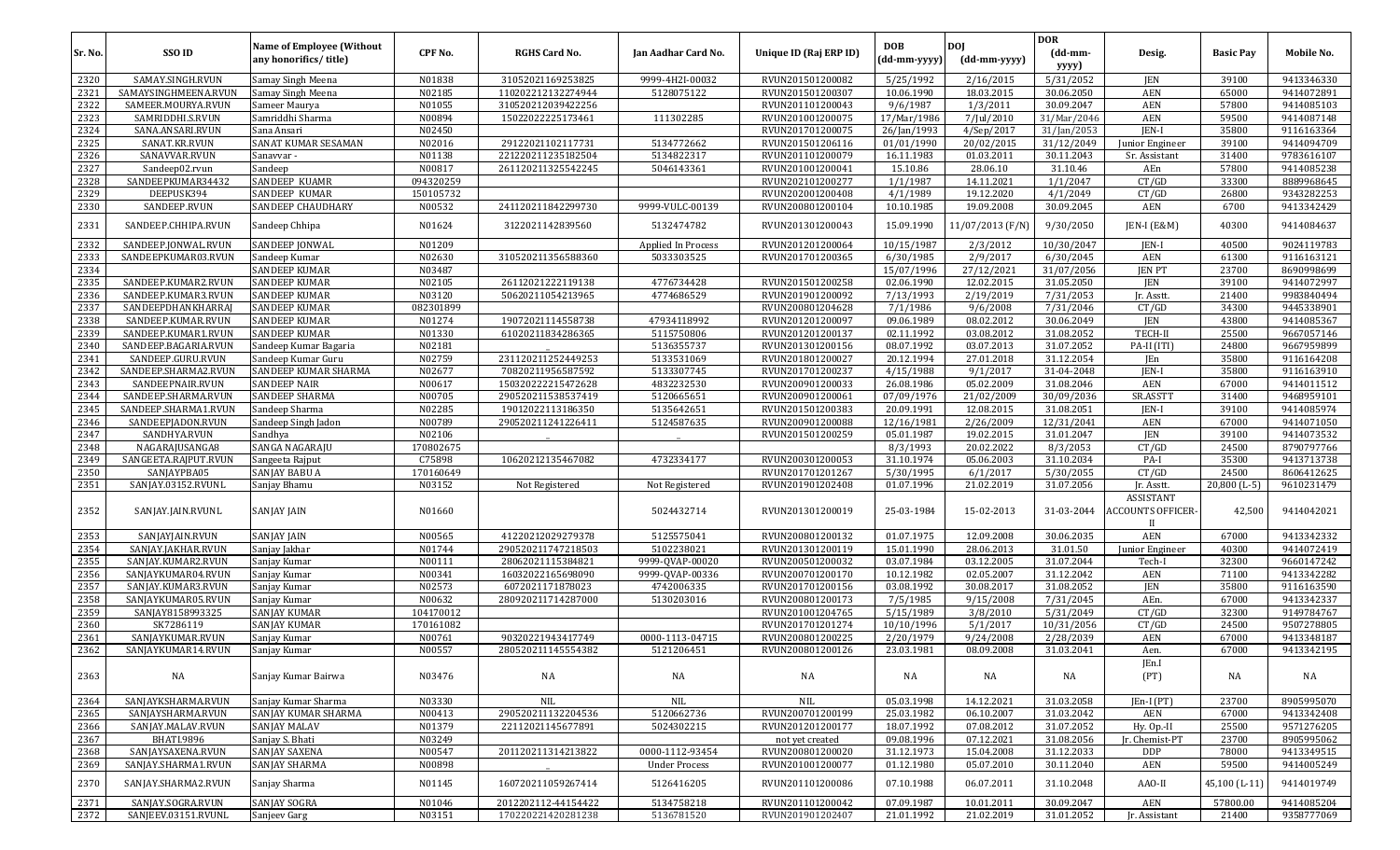| Sr. No. | SSO ID | Name of Employee (Without any honorifics/ title) | CPF No. | RGHS Card No. | Jan Aadhar Card No. | Unique ID (Raj ERP ID) | DOB (dd-mm-yyyy) | DOJ (dd-mm-yyyy) | DOR (dd-mm-yyyy) | Desig. | Basic Pay | Mobile No. |
|---|---|---|---|---|---|---|---|---|---|---|---|---|
| 2320 | SAMAY.SINGH.RVUN | Samay Singh Meena | N01838 | 31052021169253825 | 9999-4H2I-00032 | RVUN201501200082 | 5/25/1992 | 2/16/2015 | 5/31/2052 | JEN | 39100 | 9413346330 |
| 2321 | SAMAYSINGHMEENA.RVUN | Samay Singh Meena | N02185 | 110202212132274944 | 5128075122 | RVUN201501200307 | 10.06.1990 | 18.03.2015 | 30.06.2050 | AEN | 65000 | 9414072891 |
| 2322 | SAMEER.MOURYA.RVUN | Sameer Maurya | N01055 | 310520212039422256 | | RVUN201101200043 | 9/6/1987 | 1/3/2011 | 30.09.2047 | AEN | 57800 | 9414085103 |
| 2323 | SAMRIDDHI.S.RVUN | Samriddhi Sharma | N00894 | 15022022225173461 | 111302285 | RVUN201001200075 | 17/Mar/1986 | 7/Jul/2010 | 31/Mar/2046 | AEN | 59500 | 9414087148 |
| 2324 | SANA.ANSARI.RVUN | Sana Ansari | N02450 | | | RVUN201701200075 | 26/Jan/1993 | 4/Sep/2017 | 31/Jan/2053 | JEN-I | 35800 | 9116163364 |
| 2325 | SANAT.KR.RVUN | SANAT KUMAR SESAMAN | N02016 | 29122021102117731 | 5134772662 | RVUN201501206116 | 01/01/1990 | 20/02/2015 | 31/12/2049 | Junior Engineer | 39100 | 9414094709 |
| 2326 | SANAVVAR.RVUN | Sanavvar - | N01138 | 2212202112351825O4 | 5134822317 | RVUN201101200079 | 16.11.1983 | 01.03.2011 | 30.11.2043 | Sr. Assistant | 31400 | 9783616107 |
| 2327 | Sandeep02.rvun | Sandeep | N00817 | 261120211325542245 | 5046143361 | RVUN201001200041 | 15.10.86 | 28.06.10 | 31.10.46 | AEn | 57800 | 9414085238 |
| 2328 | SANDEEPKUMAR34432 | SANDEEP KUAMR | 094320259 | | | RVUN202101200277 | 1/1/1987 | 14.11.2021 | 1/1/2047 | CT/GD | 33300 | 8889968645 |
| 2329 | DEEPUSK394 | SANDEEP KUMAR | 150105732 | | | RVUN202001200408 | 4/1/1989 | 19.12.2020 | 4/1/2049 | CT/GD | 26800 | 9343282253 |
| 2330 | SANDEEP.RVUN | SANDEEP CHAUDHARY | N00532 | 241120211842299730 | 9999-VULC-00139 | RVUN200801200104 | 10.10.1985 | 19.09.2008 | 30.09.2045 | AEN | 6700 | 9413342429 |
| 2331 | SANDEEP.CHHIPA.RVUN | Sandeep Chhipa | N01624 | 3122021142839560 | 5132474782 | RVUN201301200043 | 15.09.1990 | 11/07/2013 (F/N) | 9/30/2050 | JEN-I (E&M) | 40300 | 9414084637 |
| 2332 | SANDEEP.JONWAL.RVUN | SANDEEP JONWAL | N01209 | | Applied In Process | RVUN201201200064 | 10/15/1987 | 2/3/2012 | 10/30/2047 | JEN-I | 40500 | 9024119783 |
| 2333 | SANDEEPKUMAR03.RVUN | Sandeep Kumar | N02630 | 310520211356588360 | 5033303525 | RVUN201701200365 | 6/30/1985 | 2/9/2017 | 6/30/2045 | AEN | 61300 | 9116163121 |
| 2334 | | SANDEEP KUMAR | N03487 | | | | 15/07/1996 | 27/12/2021 | 31/07/2056 | JEN PT | 23700 | 8690998699 |
| 2335 | SANDEEP.KUMAR2.RVUN | SANDEEP KUMAR | N02105 | 261120212221119138 | 4776734428 | RVUN201501200258 | 02.06.1990 | 12.02.2015 | 31.05.2050 | JEN | 39100 | 9414072997 |
| 2336 | SANDEEP.KUMAR3.RVUN | SANDEEP KUMAR | N03120 | 50620211054213965 | 4774686529 | RVUN201901200092 | 7/13/1993 | 2/19/2019 | 7/31/2053 | Jr. Asstt. | 21400 | 9983840494 |
| 2337 | SANDEEPDHANKHARRAJ | SANDEEP KUMAR | 082301899 | | | RVUN200801204628 | 7/1/1986 | 9/6/2008 | 7/31/2046 | CT/GD | 34300 | 9445338901 |
| 2338 | SANDEEP.KUMAR.RVUN | SANDEEP KUMAR | N01274 | 19072021114558738 | 47934118992 | RVUN201201200097 | 09.06.1989 | 08.02.2012 | 30.06.2049 | JEN | 43800 | 9414085367 |
| 2339 | SANDEEP.KUMAR1.RVUN | SANDEEP KUMAR | N01330 | 61020211834286365 | 5115750806 | RVUN201201200137 | 02.11.1992 | 03.08.2012 | 31.08.2052 | TECH-II | 25500 | 9667057146 |
| 2340 | SANDEEP.BAGARIA.RVUN | Sandeep Kumar Bagaria | N02181 | _ | 5136355737 | RVUN201301200156 | 08.07.1992 | 03.07.2013 | 31.07.2052 | PA-II (ITI) | 24800 | 9667959899 |
| 2341 | SANDEEP.GURU.RVUN | Sandeep Kumar Guru | N02759 | 231120211252449253 | 5133531069 | RVUN201801200027 | 20.12.1994 | 27.01.2018 | 31.12.2054 | JEn | 35800 | 9116164208 |
| 2342 | SANDEEP.SHARMA2.RVUN | SANDEEP KUMAR SHARMA | N02677 | 70820211956587592 | 5133307745 | RVUN201701200237 | 4/15/1988 | 9/1/2017 | 31-04-2048 | JEN-I | 35800 | 9116163910 |
| 2343 | SANDEEPNAIR.RVUN | SANDEEP NAIR | N00617 | 150320222215472628 | 4832232530 | RVUN200901200033 | 26.08.1986 | 05.02.2009 | 31.08.2046 | AEN | 67000 | 9414011512 |
| 2344 | SANDEEP.SHARMA.RVUN | SANDEEP SHARMA | N00705 | 290520211538537419 | 5120665651 | RVUN200901200061 | 07/09/1976 | 21/02/2009 | 30/09/2036 | SR.ASSTT | 31400 | 9468959101 |
| 2345 | SANDEEP.SHARMA1.RVUN | Sandeep Sharma | N02285 | 19012022113186350 | 5135642651 | RVUN201501200383 | 20.09.1991 | 12.08.2015 | 31.08.2051 | JEN-I | 39100 | 9414085974 |
| 2346 | SANDEEPJADON.RVUN | Sandeep Singh Jadon | N00789 | 290520211241226411 | 5124587635 | RVUN200901200088 | 12/16/1981 | 2/26/2009 | 12/31/2041 | AEN | 67000 | 9414071050 |
| 2347 | SANDHYA.RVUN | Sandhya | N02106 | _ | _ | RVUN201501200259 | 05.01.1987 | 19.02.2015 | 31.01.2047 | JEN | 39100 | 9414073532 |
| 2348 | NAGARAJUSANGA8 | SANGA NAGARAJU | 170802675 | | | | 8/3/1993 | 20.02.2022 | 8/3/2053 | CT/GD | 24500 | 8790797766 |
| 2349 | SANGEETA.RAJPUT.RVUN | Sangeeta Rajput | C75898 | 10620212135467082 | 4732334177 | RVUN200301200053 | 31.10.1974 | 05.06.2003 | 31.10.2034 | PA-I | 35300 | 9413713738 |
| 2350 | SANJAYPBA05 | SANJAY BABU A | 170160649 | | | RVUN201701201267 | 5/30/1995 | 6/1/2017 | 5/30/2055 | CT/GD | 24500 | 8606412625 |
| 2351 | SANJAY.03152.RVUNL | Sanjay Bhamu | N03152 | Not Registered | Not Registered | RVUN201901202408 | 01.07.1996 | 21.02.2019 | 31.07.2056 | Jr. Asstt. | 20,800 (L-5) | 9610231479 |
| 2352 | SANJAY.JAIN.RVUNL | SANJAY JAIN | N01660 | | 5024432714 | RVUN201301200019 | 25-03-1984 | 15-02-2013 | 31-03-2044 | ASSISTANT ACCOUNTS OFFICER-II | 42,500 | 9414042021 |
| 2353 | SANJAYJAIN.RVUN | SANJAY JAIN | N00565 | 41220212029279378 | 5125575041 | RVUN200801200132 | 01.07.1975 | 12.09.2008 | 30.06.2035 | AEN | 67000 | 9413342332 |
| 2354 | SANJAY.JAKHAR.RVUN | Sanjay Jakhar | N01744 | 290520211747218503 | 5102238021 | RVUN201301200119 | 15.01.1990 | 28.06.2013 | 31.01.50 | Junior Engineer | 40300 | 9414072419 |
| 2355 | SANJAY.KUMAR2.RVUN | Sanjay Kumar | N00111 | 28062021115384821 | 9999-QVAP-00020 | RVUN200501200032 | 03.07.1984 | 03.12.2005 | 31.07.2044 | Tech-I | 32300 | 9660147242 |
| 2356 | SANJAYKUMAR04.RVUN | Sanjay Kumar | N00341 | 16032022165698090 | 9999-QVAP-00336 | RVUN200701200170 | 10.12.1982 | 02.05.2007 | 31.12.2042 | AEN | 71100 | 9413342282 |
| 2357 | SANJAY.KUMAR3.RVUN | Sanjay Kumar | N02573 | 6072021171878023 | 4742006335 | RVUN201701200156 | 03.08.1992 | 30.08.2017 | 31.08.2052 | JEN | 35800 | 9116163590 |
| 2358 | SANJAYKUMAR05.RVUN | Sanjay Kumar | N00632 | 280920211714287000 | 5130203016 | RVUN200801200173 | 7/5/1985 | 9/15/2008 | 7/31/2045 | AEn. | 67000 | 9413342337 |
| 2359 | SANJAY8158993325 | SANJAY KUMAR | 104170012 | | | RVUN201001204765 | 5/15/1989 | 3/8/2010 | 5/31/2049 | CT/GD | 32300 | 9149784767 |
| 2360 | SK7286119 | SANJAY KUMAR | 170161082 | | | RVUN201701201274 | 10/10/1996 | 5/1/2017 | 10/31/2056 | CT/GD | 24500 | 9507278805 |
| 2361 | SANJAYKUMAR.RVUN | Sanjay Kumar | N00761 | 90320221943417749 | 0000-1113-04715 | RVUN200801200225 | 2/20/1979 | 9/24/2008 | 2/28/2039 | AEN | 67000 | 9413348187 |
| 2362 | SANJAYKUMAR14.RVUN | Sanjay Kumar | N00557 | 280520211145554382 | 5121206451 | RVUN200801200126 | 23.03.1981 | 08.09.2008 | 31.03.2041 | Aen. | 67000 | 9413342195 |
| 2363 | NA | Sanjay Kumar Bairwa | N03476 | NA | NA | NA | NA | NA | NA | JEn.I (PT) | NA | NA |
| 2364 | SANJAYKSHARMA.RVUN | Sanjay Kumar Sharma | N03330 | NIL | NIL | NIL | 05.03.1998 | 14.12.2021 | 31.03.2058 | JEn-I (PT) | 23700 | 8905995070 |
| 2365 | SANJAYSHARMA.RVUN | SANJAY KUMAR SHARMA | N00413 | 290520211132204536 | 5120662736 | RVUN200701200199 | 25.03.1982 | 06.10.2007 | 31.03.2042 | AEN | 67000 | 9413342408 |
| 2366 | SANJAY.MALAV.RVUN | SANJAY MALAV | N01379 | 22112021145677891 | 5024302215 | RVUN201201200177 | 18.07.1992 | 07.08.2012 | 31.07.2052 | Hy. Op-II | 25500 | 9571276205 |
| 2367 | BHATI.9896 | Sanjay S. Bhati | N03249 | | | not yet created | 09.08.1996 | 07.12.2021 | 31.08.2056 | Jr. Chemist-PT | 23700 | 8905995062 |
| 2368 | SANJAYSAXENA.RVUN | SANJAY SAXENA | N00547 | 201120211314213822 | 0000-1112-93454 | RVUN200801200020 | 31.12.1973 | 15.04.2008 | 31.12.2033 | DDP | 78000 | 9413349515 |
| 2369 | SANJAY.SHARMA1.RVUN | SANJAY SHARMA | N00898 | _ | Under Process | RVUN201001200077 | 01.12.1980 | 05.07.2010 | 30.11.2040 | AEN | 59500 | 9414005249 |
| 2370 | SANJAY.SHARMA2.RVUN | Sanjay Sharma | N01145 | 160720211059267414 | 5126416205 | RVUN201101200086 | 07.10.1988 | 06.07.2011 | 31.10.2048 | AAO-II | 45,100 (L-11) | 9414019749 |
| 2371 | SANJAY.SOGRA.RVUN | SANJAY SOGRA | N01046 | 20122021112-44154422 | 5134758218 | RVUN201101200042 | 07.09.1987 | 10.01.2011 | 30.09.2047 | AEN | 57800.00 | 9414085204 |
| 2372 | SANJEEV.03151.RVUNL | Sanjeev Garg | N03151 | 170220221420281238 | 5136781520 | RVUN201901202407 | 21.01.1992 | 21.02.2019 | 31.01.2052 | Jr. Assistant | 21400 | 9358777069 |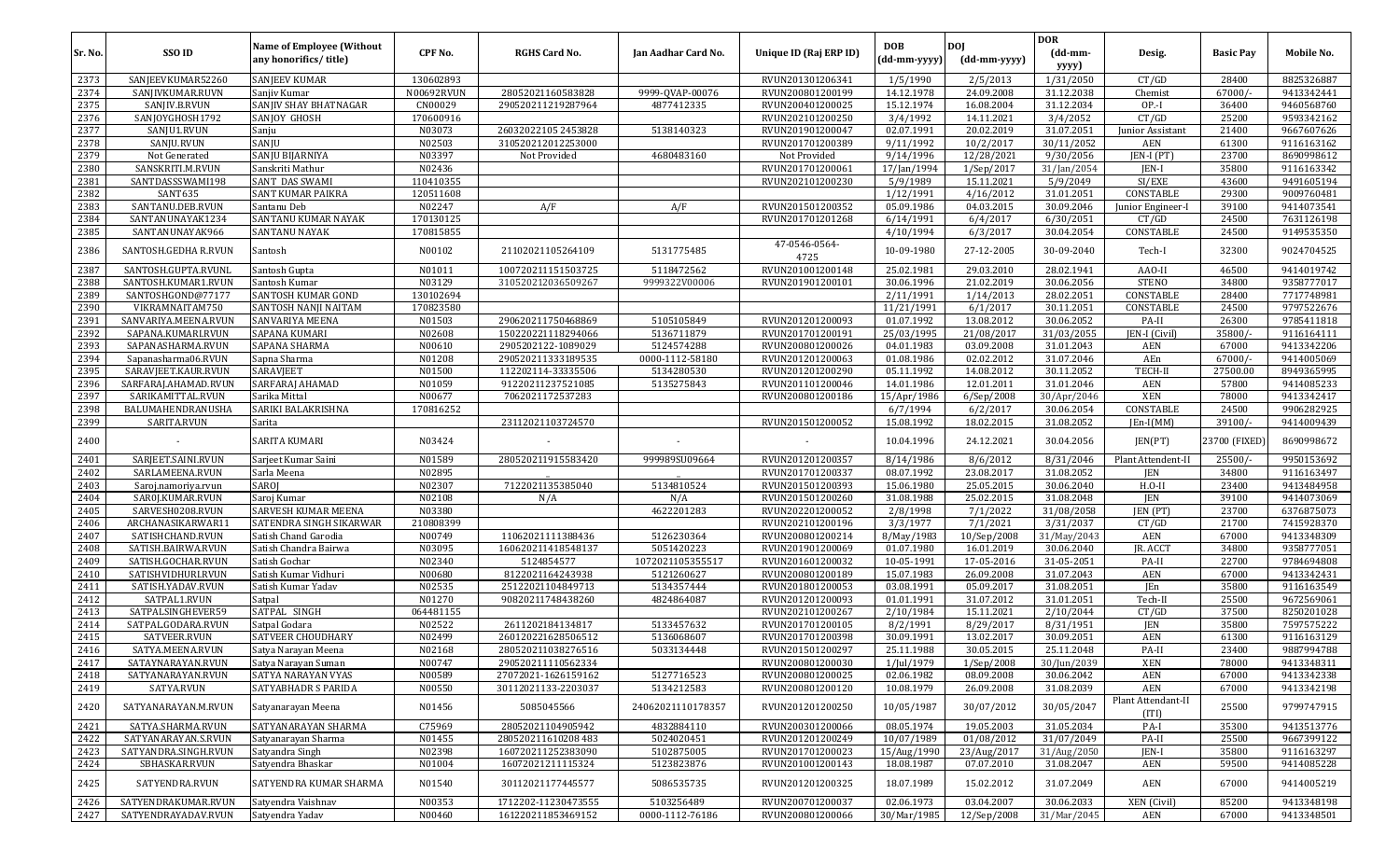| Sr. No. | SSO ID | Name of Employee (Without any honorifics/ title) | CPF No. | RGHS Card No. | Jan Aadhar Card No. | Unique ID (Raj ERP ID) | DOB (dd-mm-yyyy) | DOJ (dd-mm-yyyy) | DOR (dd-mm-yyyy) | Desig. | Basic Pay | Mobile No. |
|---|---|---|---|---|---|---|---|---|---|---|---|---|
| 2373 | SANJEEVKUMAR52260 | SANJEEV KUMAR | 130602893 | | | RVUN201301206341 | 1/5/1990 | 2/5/2013 | 1/31/2050 | CT/GD | 28400 | 8825326887 |
| 2374 | SANJIVKUMAR.RUVN | Sanjiv Kumar | N00692RVUN | 28052021160583828 | 9999-QVAP-00076 | RVUN200801200199 | 14.12.1978 | 24.09.2008 | 31.12.2038 | Chemist | 67000/- | 9413342441 |
| 2375 | SANJIV.B.RVUN | SANJIV SHAY BHATNAGAR | CN00029 | 290520211219287964 | 4877412335 | RVUN200401200025 | 15.12.1974 | 16.08.2004 | 31.12.2034 | OP.-I | 36400 | 9460568760 |
| 2376 | SANJOYGHOSH1792 | SANJOY GHOSH | 170600916 | | | RVUN202101200250 | 3/4/1992 | 14.11.2021 | 3/4/2052 | CT/GD | 25200 | 9593342162 |
| 2377 | SANJU1.RVUN | Sanju | N03073 | 26032022105 2453828 | 5138140323 | RVUN201901200047 | 02.07.1991 | 20.02.2019 | 31.07.2051 | Junior Assistant | 21400 | 9667607626 |
| 2378 | SANJU.RVUN | SANJU | N02503 | 310520212012253000 | | RVUN201701200389 | 9/11/1992 | 10/2/2017 | 30/11/2052 | AEN | 61300 | 9116163162 |
| 2379 | Not Generated | SANJU BIJARNIYA | N03397 | Not Provided | 4680483160 | Not Provided | 9/14/1996 | 12/28/2021 | 9/30/2056 | JEN-I (PT) | 23700 | 8690998612 |
| 2380 | SANSKRITI.M.RVUN | Sanskriti Mathur | N02436 | | | RVUN201701200061 | 17/Jan/1994 | 1/Sep/2017 | 31/Jan/2054 | JEN-I | 35800 | 9116163342 |
| 2381 | SANTDASSSWAMI198 | SANT DAS SWAMI | 110410355 | | | RVUN202101200230 | 5/9/1989 | 15.11.2021 | 5/9/2049 | SI/EXE | 43600 | 9491605194 |
| 2382 | SANT635 | SANT KUMAR PAIKRA | 120511608 | | | | 1/12/1991 | 4/16/2012 | 31.01.2051 | CONSTABLE | 29300 | 9009760481 |
| 2383 | SANTANU.DEB.RVUN | Santanu Deb | N02247 | A/F | A/F | RVUN201501200352 | 05.09.1986 | 04.03.2015 | 30.09.2046 | Junior Engineer-I | 39100 | 9414073541 |
| 2384 | SANTANUNAYAK1234 | SANTANU KUMAR NAYAK | 170130125 | | | RVUN201701201268 | 6/14/1991 | 6/4/2017 | 6/30/2051 | CT/GD | 24500 | 7631126198 |
| 2385 | SANTANUNAYAK966 | SANTANU NAYAK | 170815855 | | | | 4/10/1994 | 6/3/2017 | 30.04.2054 | CONSTABLE | 24500 | 9149535350 |
| 2386 | SANTOSH.GEDHA R.RVUN | Santosh | N00102 | 21102021105264109 | 5131775485 | 47-0546-0564-4725 | 10-09-1980 | 27-12-2005 | 30-09-2040 | Tech-I | 32300 | 9024704525 |
| 2387 | SANTOSH.GUPTA.RVUNL | Santosh Gupta | N01011 | 100720211151503725 | 5118472562 | RVUN201001200148 | 25.02.1981 | 29.03.2010 | 28.02.1941 | AAO-II | 46500 | 9414019742 |
| 2388 | SANTOSH.KUMAR1.RVUN | Santosh Kumar | N03129 | 310520212036509267 | 9999322V00006 | RVUN201901200101 | 30.06.1996 | 21.02.2019 | 30.06.2056 | STENO | 34800 | 9358777017 |
| 2389 | SANTOSHGOND@77177 | SANTOSH KUMAR GOND | 130102694 | | | | 2/11/1991 | 1/14/2013 | 28.02.2051 | CONSTABLE | 28400 | 7717748981 |
| 2390 | VIKRAMNAITAM750 | SANTOSH NANJI NAITAM | 170823580 | | | | 11/21/1991 | 6/1/2017 | 30.11.2051 | CONSTABLE | 24500 | 9797522676 |
| 2391 | SANVARIYA.MEENA.RVUN | SANVARIYA MEENA | N01503 | 290620211750468869 | 5105105849 | RVUN201201200093 | 01.07.1992 | 13.08.2012 | 30.06.2052 | PA-II | 26300 | 9785411818 |
| 2392 | SAPANA.KUMARI.RVUN | SAPANA KUMARI | N02608 | 150220221118294066 | 5136711879 | RVUN201701200191 | 25/03/1995 | 21/08/2017 | 31/03/2055 | JEN-I (Civil) | 35800/- | 9116164111 |
| 2393 | SAPANASHARMA.RVUN | SAPANA SHARMA | N00610 | 2905202122-1089029 | 5124574288 | RVUN200801200026 | 04.01.1983 | 03.09.2008 | 31.01.2043 | AEN | 67000 | 9413342206 |
| 2394 | Sapanasharma06.RVUN | Sapna Sharma | N01208 | 290520211333189535 | 0000-1112-58180 | RVUN201201200063 | 01.08.1986 | 02.02.2012 | 31.07.2046 | AEn | 67000/- | 9414005069 |
| 2395 | SARAVJEET.KAUR.RVUN | SARAVJEET | N01500 | 112202114-33335506 | 5134280530 | RVUN201201200290 | 05.11.1992 | 14.08.2012 | 30.11.2052 | TECH-II | 27500.00 | 8949365995 |
| 2396 | SARFARAJ.AHAMAD.RVUN | SARFARAJ AHAMAD | N01059 | 91220211237521085 | 5135275843 | RVUN201101200046 | 14.01.1986 | 12.01.2011 | 31.01.2046 | AEN | 57800 | 9414085233 |
| 2397 | SARIKAMITTAL.RVUN | Sarika Mittal | N00677 | 7062021172537283 | | RVUN200801200186 | 15/Apr/1986 | 6/Sep/2008 | 30/Apr/2046 | XEN | 78000 | 9413342417 |
| 2398 | BALUMAHENDRANUSHA | SARIKI BALAKRISHNA | 170816252 | | | | 6/7/1994 | 6/2/2017 | 30.06.2054 | CONSTABLE | 24500 | 9906282925 |
| 2399 | SARITA.RVUN | Sarita | | 23112021103724570 | | RVUN201501200052 | 15.08.1992 | 18.02.2015 | 31.08.2052 | JEn-I(MM) | 39100/- | 9414009439 |
| 2400 | - | SARITA KUMARI | N03424 | - | - | - | 10.04.1996 | 24.12.2021 | 30.04.2056 | JEN(PT) | 23700 (FIXED) | 8690998672 |
| 2401 | SARJEET.SAINI.RVUN | Sarjeet Kumar Saini | N01589 | 280520211915583420 | 999989SU09664 | RVUN201201200357 | 8/14/1986 | 8/6/2012 | 8/31/2046 | Plant Attendent-II | 25500/- | 9950153692 |
| 2402 | SARLAMEENA.RVUN | Sarla Meena | N02895 | - | - | RVUN201701200337 | 08.07.1992 | 23.08.2017 | 31.08.2052 | JEN | 34800 | 9116163497 |
| 2403 | Saroj.namoriya.rvun | SAROJ | N02307 | 7122021135385040 | 5134810524 | RVUN201501200393 | 15.06.1980 | 25.05.2015 | 30.06.2040 | H.O-II | 23400 | 9413484958 |
| 2404 | SAROJ.KUMAR.RVUN | Saroj Kumar | N02108 | N/A | N/A | RVUN201501200260 | 31.08.1988 | 25.02.2015 | 31.08.2048 | JEN | 39100 | 9414073069 |
| 2405 | SARVESH0208.RVUN | SARVESH KUMAR MEENA | N03380 | | 4622201283 | RVUN202201200052 | 2/8/1998 | 7/1/2022 | 31/08/2058 | JEN (PT) | 23700 | 6376875073 |
| 2406 | ARCHANASIKARWAR11 | SATENDRA SINGH SIKARWAR | 210808399 | | | RVUN202101200196 | 3/3/1977 | 7/1/2021 | 3/31/2037 | CT/GD | 21700 | 7415928370 |
| 2407 | SATISHCHAND.RVUN | Satish Chand Garodia | N00749 | 11062021111388436 | 5126230364 | RVUN200801200214 | 8/May/1983 | 10/Sep/2008 | 31/May/2043 | AEN | 67000 | 9413348309 |
| 2408 | SATISH.BAIRWA.RVUN | Satish Chandra Bairwa | N03095 | 160620211418548137 | 5051420223 | RVUN201901200069 | 01.07.1980 | 16.01.2019 | 30.06.2040 | JR. ACCT | 34800 | 9358777051 |
| 2409 | SATISH.GOCHAR.RVUN | Satish Gochar | N02340 | 5124854577 | 1072021105355517 | RVUN201601200032 | 10-05-1991 | 17-05-2016 | 31-05-2051 | PA-II | 22700 | 9784694808 |
| 2410 | SATISHVIDHURI.RVUN | Satish Kumar Vidhuri | N00680 | 8122021164243938 | 5121260627 | RVUN200801200189 | 15.07.1983 | 26.09.2008 | 31.07.2043 | AEN | 67000 | 9413342431 |
| 2411 | SATISH.YADAV.RVUN | Satish Kumar Yadav | N02535 | 25122021104849713 | 5134357444 | RVUN201801200053 | 03.08.1991 | 05.09.2017 | 31.08.2051 | JEn | 35800 | 9116163549 |
| 2412 | SATPAL1.RVUN | Satpal | N01270 | 90820211748438260 | 4824864087 | RVUN201201200093 | 01.01.1991 | 31.07.2012 | 31.01.2051 | Tech-II | 25500 | 9672569061 |
| 2413 | SATPALSINGHEVER59 | SATPAL SINGH | 064481155 | | | RVUN202101200267 | 2/10/1984 | 15.11.2021 | 2/10/2044 | CT/GD | 37500 | 8250201028 |
| 2414 | SATPAL.GODARA.RVUN | Satpal Godara | N02522 | 2611202184134817 | 5133457632 | RVUN201701200105 | 8/2/1991 | 8/29/2017 | 8/31/1951 | JEN | 35800 | 7597575222 |
| 2415 | SATVEER.RVUN | SATVEER CHOUDHARY | N02499 | 260120221628506512 | 5136068607 | RVUN201701200398 | 30.09.1991 | 13.02.2017 | 30.09.2051 | AEN | 61300 | 9116163129 |
| 2416 | SATYA.MEENA.RVUN | Satya Narayan Meena | N02168 | 280520211038276516 | 5033134448 | RVUN201501200297 | 25.11.1988 | 30.05.2015 | 25.11.2048 | PA-II | 23400 | 9887994788 |
| 2417 | SATAYNARAYAN.RVUN | Satya Narayan Suman | N00747 | 290520211110562334 | | RVUN200801200030 | 1/Jul/1979 | 1/Sep/2008 | 30/Jun/2039 | XEN | 78000 | 9413348311 |
| 2418 | SATYANARAYAN.RVUN | SATYA NARAYAN VYAS | N00589 | 27072021-1626159162 | 5127716523 | RVUN200801200025 | 02.06.1982 | 08.09.2008 | 30.06.2042 | AEN | 67000 | 9413342338 |
| 2419 | SATYA.RVUN | SATYABHADR S PARIDA | N00550 | 30112021133-2203037 | 5134212583 | RVUN200801200120 | 10.08.1979 | 26.09.2008 | 31.08.2039 | AEN | 67000 | 9413342198 |
| 2420 | SATYANARAYAN.M.RVUN | Satyanarayan Meena | N01456 | 5085045566 | 24062021110178357 | RVUN201201200250 | 10/05/1987 | 30/07/2012 | 30/05/2047 | Plant Attendant-II (ITI) | 25500 | 9799747915 |
| 2421 | SATYA.SHARMA.RVUN | SATYANARAYAN SHARMA | C75969 | 28052021104905942 | 4832884110 | RVUN200301200066 | 08.05.1974 | 19.05.2003 | 31.05.2034 | PA-I | 35300 | 9413513776 |
| 2422 | SATYANARAYAN.S.RVUN | Satyanarayan Sharma | N01455 | 280520211610208 483 | 5024020451 | RVUN201201200249 | 10/07/1989 | 01/08/2012 | 31/07/2049 | PA-II | 25500 | 9667399122 |
| 2423 | SATYANDRA.SINGH.RVUN | Satyandra Singh | N02398 | 160720211252383090 | 5102875005 | RVUN201701200023 | 15/Aug/1990 | 23/Aug/2017 | 31/Aug/2050 | JEN-I | 35800 | 9116163297 |
| 2424 | SBHASKAR.RVUN | Satyendra Bhaskar | N01004 | 16072021211115324 | 5123823876 | RVUN201001200143 | 18.08.1987 | 07.07.2010 | 31.08.2047 | AEN | 59500 | 9414085228 |
| 2425 | SATYENDRA.RVUN | SATYENDRA KUMAR SHARMA | N01540 | 30112021177445577 | 5086535735 | RVUN201201200325 | 18.07.1989 | 15.02.2012 | 31.07.2049 | AEN | 67000 | 9414005219 |
| 2426 | SATYENDRAKUMAR.RVUN | Satyendra Vaishnav | N00353 | 1712202-11230473555 | 5103256489 | RVUN200701200037 | 02.06.1973 | 03.04.2007 | 30.06.2033 | XEN (Civil) | 85200 | 9413348198 |
| 2427 | SATYENDRAYADAV.RVUN | Satyendra Yadav | N00460 | 161220211853469152 | 0000-1112-76186 | RVUN200801200066 | 30/Mar/1985 | 12/Sep/2008 | 31/Mar/2045 | AEN | 67000 | 9413348501 |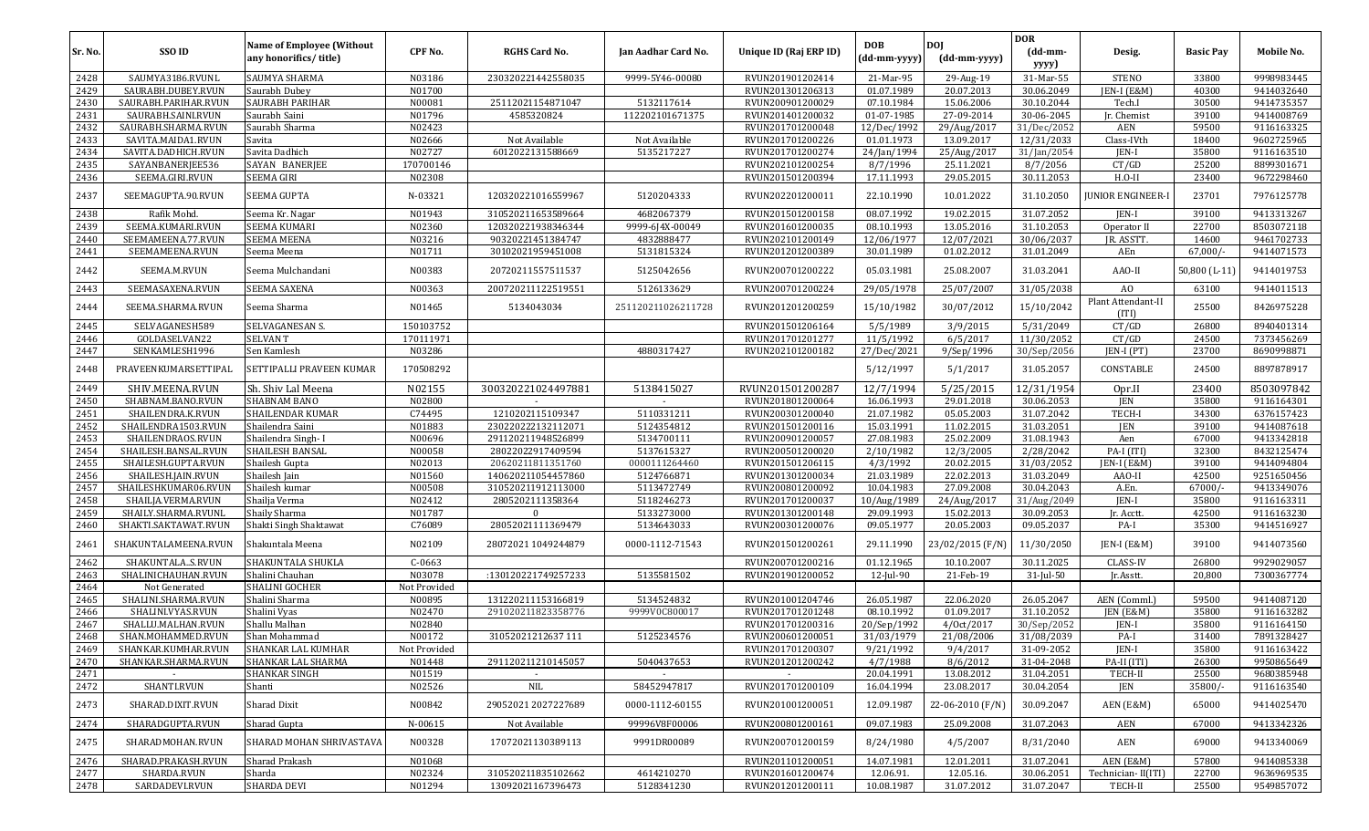| Sr. No. | SSO ID | Name of Employee (Without any honorifics/ title) | CPF No. | RGHS Card No. | Jan Aadhar Card No. | Unique ID (Raj ERP ID) | DOB (dd-mm-yyyy) | DOJ (dd-mm-yyyy) | DOR (dd-mm-yyyy) | Desig. | Basic Pay | Mobile No. |
|---|---|---|---|---|---|---|---|---|---|---|---|---|
| 2428 | SAUMYA3186.RVUNL | SAUMYA SHARMA | N03186 | 230320221442558035 | 9999-5Y46-00080 | RVUN201901202414 | 21-Mar-95 | 29-Aug-19 | 31-Mar-55 | STENO | 33800 | 9998983445 |
| 2429 | SAURABH.DUBEY.RVUN | Saurabh Dubey | N01700 | | | RVUN201301206313 | 01.07.1989 | 20.07.2013 | 30.06.2049 | JEN-I (E&M) | 40300 | 9414032640 |
| 2430 | SAURABH.PARIHAR.RVUN | SAURABH PARIHAR | N00081 | 25112021154871047 | 5132117614 | RVUN200901200029 | 07.10.1984 | 15.06.2006 | 30.10.2044 | Tech.I | 30500 | 9414735357 |
| 2431 | SAURABH.SAINI.RVUN | Saurabh Saini | N01796 | 4585320824 | 112202101671375 | RVUN201401200032 | 01-07-1985 | 27-09-2014 | 30-06-2045 | Jr. Chemist | 39100 | 9414008769 |
| 2432 | SAURABH.SHARMA.RVUN | Saurabh Sharma | N02423 | | | RVUN201701200048 | 12/Dec/1992 | 29/Aug/2017 | 31/Dec/2052 | AEN | 59500 | 9116163325 |
| 2433 | SAVITA.MAIDA1.RVUN | Savita | N02666 | Not Available | Not Available | RVUN201701200226 | 01.01.1973 | 13.09.2017 | 12/31/2033 | Class-IVth | 18400 | 9602725966 |
| 2434 | SAVITA.DADHICH.RVUN | Savita Dadhich | N02727 | 6012022131588669 | 5135217227 | RVUN201701200274 | 24/Jan/1994 | 25/Aug/2017 | 31/Jan/2054 | JEN-I | 35800 | 9116163510 |
| 2435 | SAYANBANERJEE536 | SAYAN BANERJEE | 170700146 | | | RVUN202101200254 | 8/7/1996 | 25.11.2021 | 8/7/2056 | CT/GD | 25200 | 8899301671 |
| 2436 | SEEMA.GIRI.RVUN | SEEMA GIRI | N02308 | | | RVUN201501200394 | 17.11.1993 | 29.05.2015 | 30.11.2053 | H.O-II | 23400 | 9672298460 |
| 2437 | SEEMAGUPTA.90.RVUN | SEEMA GUPTA | N-03321 | 120320221016559967 | 5120204333 | RVUN202201200011 | 22.10.1990 | 10.01.2022 | 31.10.2050 | JUNIOR ENGINEER-I | 23701 | 7976125778 |
| 2438 | Rafik Mohd. | Seema Kr. Nagar | N01943 | 310520211653589664 | 4682067379 | RVUN201501200158 | 08.07.1992 | 19.02.2015 | 31.07.2052 | JEN-I | 39100 | 9413313267 |
| 2439 | SEEMA.KUMARI.RVUN | SEEMA KUMARI | N02360 | 120320221938346344 | 9999-6J4X-00049 | RVUN201601200035 | 08.10.1993 | 13.05.2016 | 31.10.2053 | Operator II | 22700 | 8503072118 |
| 2440 | SEEMAMEENA.77.RVUN | SEEMA MEENA | N03216 | 90320221451384747 | 4832888477 | RVUN202101200149 | 12/06/1977 | 12/07/2021 | 30/06/2037 | JR. ASSTT. | 14600 | 9461702733 |
| 2441 | SEEMAMEENA.RVUN | Seema Meena | N01711 | 30102021959451008 | 5131815324 | RVUN201201200389 | 30.01.1989 | 01.02.2012 | 31.01.2049 | AEn | 67,000/- | 9414071573 |
| 2442 | SEEMA.M.RVUN | Seema Mulchandani | N00383 | 20720211557511537 | 5125042656 | RVUN200701200222 | 05.03.1981 | 25.08.2007 | 31.03.2041 | AAO-II | 50,800 (L-11) | 9414019753 |
| 2443 | SEEMASAXENA.RVUN | SEEMA SAXENA | N00363 | 200720211122519551 | 5126133629 | RVUN200701200224 | 29/05/1978 | 25/07/2007 | 31/05/2038 | AO | 63100 | 9414011513 |
| 2444 | SEEMA.SHARMA.RVUN | Seema Sharma | N01465 | 5134043034 | 251120211026211728 | RVUN201201200259 | 15/10/1982 | 30/07/2012 | 15/10/2042 | Plant Attendant-II (ITI) | 25500 | 8426975228 |
| 2445 | SELVAGANESH589 | SELVAGANESAN S. | 150103752 | | | RVUN201501206164 | 5/5/1989 | 3/9/2015 | 5/31/2049 | CT/GD | 26800 | 8940401314 |
| 2446 | GOLDASELVAN22 | SELVAN T | 170111971 | | | RVUN201701201277 | 11/5/1992 | 6/5/2017 | 11/30/2052 | CT/GD | 24500 | 7373456269 |
| 2447 | SENKAMLESH1996 | Sen Kamlesh | N03286 | | 4880317427 | RVUN202101200182 | 27/Dec/2021 | 9/Sep/1996 | 30/Sep/2056 | JEN-I (PT) | 23700 | 8690998871 |
| 2448 | PRAVEENKUMARSETTIPAL | SETTIPALLI PRAVEEN KUMAR | 170508292 | | | | 5/12/1997 | 5/1/2017 | 31.05.2057 | CONSTABLE | 24500 | 8897878917 |
| 2449 | SHIV.MEENA.RVUN | Sh. Shiv Lal Meena | N02155 | 300320221024497881 | 5138415027 | RVUN201501200287 | 12/7/1994 | 5/25/2015 | 12/31/1954 | Opr.II | 23400 | 8503097842 |
| 2450 | SHABNAM.BANO.RVUN | SHABNAM BANO | N02800 | - | - | RVUN201801200064 | 16.06.1993 | 29.01.2018 | 30.06.2053 | JEN | 35800 | 9116164301 |
| 2451 | SHAILENDRA.K.RVUN | SHAILENDAR KUMAR | C74495 | 1210202115109347 | 5110331211 | RVUN200301200040 | 21.07.1982 | 05.05.2003 | 31.07.2042 | TECH-I | 34300 | 6376157423 |
| 2452 | SHAILENDRA1503.RVUN | Shailendra Saini | N01883 | 230220222132112071 | 5124354812 | RVUN201501200116 | 15.03.1991 | 11.02.2015 | 31.03.2051 | JEN | 39100 | 9414087618 |
| 2453 | SHAILENDRAOS.RVUN | Shailendra Singh- I | N00696 | 291120211948526899 | 5134700111 | RVUN200901200057 | 27.08.1983 | 25.02.2009 | 31.08.1943 | Aen | 67000 | 9413342818 |
| 2454 | SHAILESH.BANSAL.RVUN | SHAILESH BANSAL | N00058 | 28022022917409594 | 5137615327 | RVUN200501200020 | 2/10/1982 | 12/3/2005 | 2/28/2042 | PA-I (ITI) | 32300 | 8432125474 |
| 2455 | SHAILESH.GUPTA.RVUN | Shailesh Gupta | N02013 | 20620211811351760 | 0000111264460 | RVUN201501206115 | 4/3/1992 | 20.02.2015 | 31/03/2052 | JEN-I (E&M) | 39100 | 9414094804 |
| 2456 | SHAILESH.JAIN.RVUN | Shailesh Jain | N01560 | 140620211054457860 | 5124766871 | RVUN201301200034 | 21.03.1989 | 22.02.2013 | 31.03.2049 | AAO-II | 42500 | 9251650456 |
| 2457 | SHAILESHKUMAR06.RVUN | Shailesh kumar | N00508 | 310520211912113000 | 5113472749 | RVUN200801200092 | 10.04.1983 | 27.09.2008 | 30.04.2043 | A.En. | 67000/- | 9413349076 |
| 2458 | SHAILJA.VERMA.RVUN | Shailja Verma | N02412 | 2805202111358364 | 5118246273 | RVUN201701200037 | 10/Aug/1989 | 24/Aug/2017 | 31/Aug/2049 | JEN-I | 35800 | 9116163311 |
| 2459 | SHAILY.SHARMA.RVUNL | Shaily Sharma | N01787 | 0 | 5133273000 | RVUN201301200148 | 29.09.1993 | 15.02.2013 | 30.09.2053 | Jr. Acctt. | 42500 | 9116163230 |
| 2460 | SHAKTI.SAKTAWAT.RVUN | Shakti Singh Shaktawat | C76089 | 28052021111369479 | 5134643033 | RVUN200301200076 | 09.05.1977 | 20.05.2003 | 09.05.2037 | PA-I | 35300 | 9414516927 |
| 2461 | SHAKUNTALAMEENA.RVUN | Shakuntala Meena | N02109 | 28072021 1049244879 | 0000-1112-71543 | RVUN201501200261 | 29.11.1990 | 23/02/2015 (F/N) | 11/30/2050 | JEN-I (E&M) | 39100 | 9414073560 |
| 2462 | SHAKUNTALA..S.RVUN | SHAKUNTALA SHUKLA | C-0663 | | | RVUN200701200216 | 01.12.1965 | 10.10.2007 | 30.11.2025 | CLASS-IV | 26800 | 9929029057 |
| 2463 | SHALINICHAUHAN.RVUN | Shalini Chauhan | N03078 | :130120221749257233 | 5135581502 | RVUN201901200052 | 12-Jul-90 | 21-Feb-19 | 31-Jul-50 | Jr.Asstt. | 20,800 | 7300367774 |
| 2464 | Not Generated | SHALINI GOCHER | Not Provided | | | | | | | | | |
| 2465 | SHALINI.SHARMA.RVUN | Shalini Sharma | N00895 | 131220211153166819 | 5134524832 | RVUN201001204746 | 26.05.1987 | 22.06.2020 | 26.05.2047 | AEN (Comml.) | 59500 | 9414087120 |
| 2466 | SHALINI.VYAS.RVUN | Shalini Vyas | N02470 | 291020211823358776 | 9999V0C800017 | RVUN201701201248 | 08.10.1992 | 01.09.2017 | 31.10.2052 | JEN (E&M) | 35800 | 9116163282 |
| 2467 | SHALLU.MALHAN.RVUN | Shallu Malhan | N02840 | | | RVUN201701200316 | 20/Sep/1992 | 4/Oct/2017 | 30/Sep/2052 | JEN-I | 35800 | 9116164150 |
| 2468 | SHAN.MOHAMMED.RVUN | Shan Mohammad | N00172 | 31052021216237 111 | 5125234576 | RVUN200601200051 | 31/03/1979 | 21/08/2006 | 31/08/2039 | PA-I | 31400 | 7891328427 |
| 2469 | SHANKAR.KUMHAR.RVUN | SHANKAR LAL KUMHAR | Not Provided | | | RVUN201701200307 | 9/21/1992 | 9/4/2017 | 31-09-2052 | JEN-I | 35800 | 9116163422 |
| 2470 | SHANKAR.SHARMA.RVUN | SHANKAR LAL SHARMA | N01448 | 291120211210145057 | 5040437653 | RVUN201201200242 | 4/7/1988 | 8/6/2012 | 31-04-2048 | PA-II (ITI) | 26300 | 9950865649 |
| 2471 | - | SHANKAR SINGH | N01519 | - | - | - | 20.04.1991 | 13.08.2012 | 31.04.2051 | TECH-II | 25500 | 9680385948 |
| 2472 | SHANTI.RVUN | Shanti | N02526 | NIL | 58452947817 | RVUN201701200109 | 16.04.1994 | 23.08.2017 | 30.04.2054 | JEN | 35800/- | 9116163540 |
| 2473 | SHARAD.DIXIT.RVUN | Sharad Dixit | N00842 | 29052021 2027227689 | 0000-1112-60155 | RVUN201001200051 | 12.09.1987 | 22-06-2010 (F/N) | 30.09.2047 | AEN (E&M) | 65000 | 9414025470 |
| 2474 | SHARADGUPTA.RVUN | Sharad Gupta | N-00615 | Not Available | 99996V8F00006 | RVUN200801200161 | 09.07.1983 | 25.09.2008 | 31.07.2043 | AEN | 67000 | 9413342326 |
| 2475 | SHARADMOHAN.RVUN | SHARAD MOHAN SHRIVASTAVA | N00328 | 17072021130389113 | 9991DR00089 | RVUN200701200159 | 8/24/1980 | 4/5/2007 | 8/31/2040 | AEN | 69000 | 9413340069 |
| 2476 | SHARAD.PRAKASH.RVUN | Sharad Prakash | N01068 | | | RVUN201101200051 | 14.07.1981 | 12.01.2011 | 31.07.2041 | AEN (E&M) | 57800 | 9414085338 |
| 2477 | SHARDA.RVUN | Sharda | N02324 | 310520211835102662 | 4614210270 | RVUN201601200474 | 12.06.91. | 12.05.16. | 30.06.2051 | Technician- II(ITI) | 22700 | 9636969535 |
| 2478 | SARDADEVI.RVUN | SHARDA DEVI | N01294 | 13092021167396473 | 5128341230 | RVUN201201200111 | 10.08.1987 | 31.07.2012 | 31.07.2047 | TECH-II | 25500 | 9549857072 |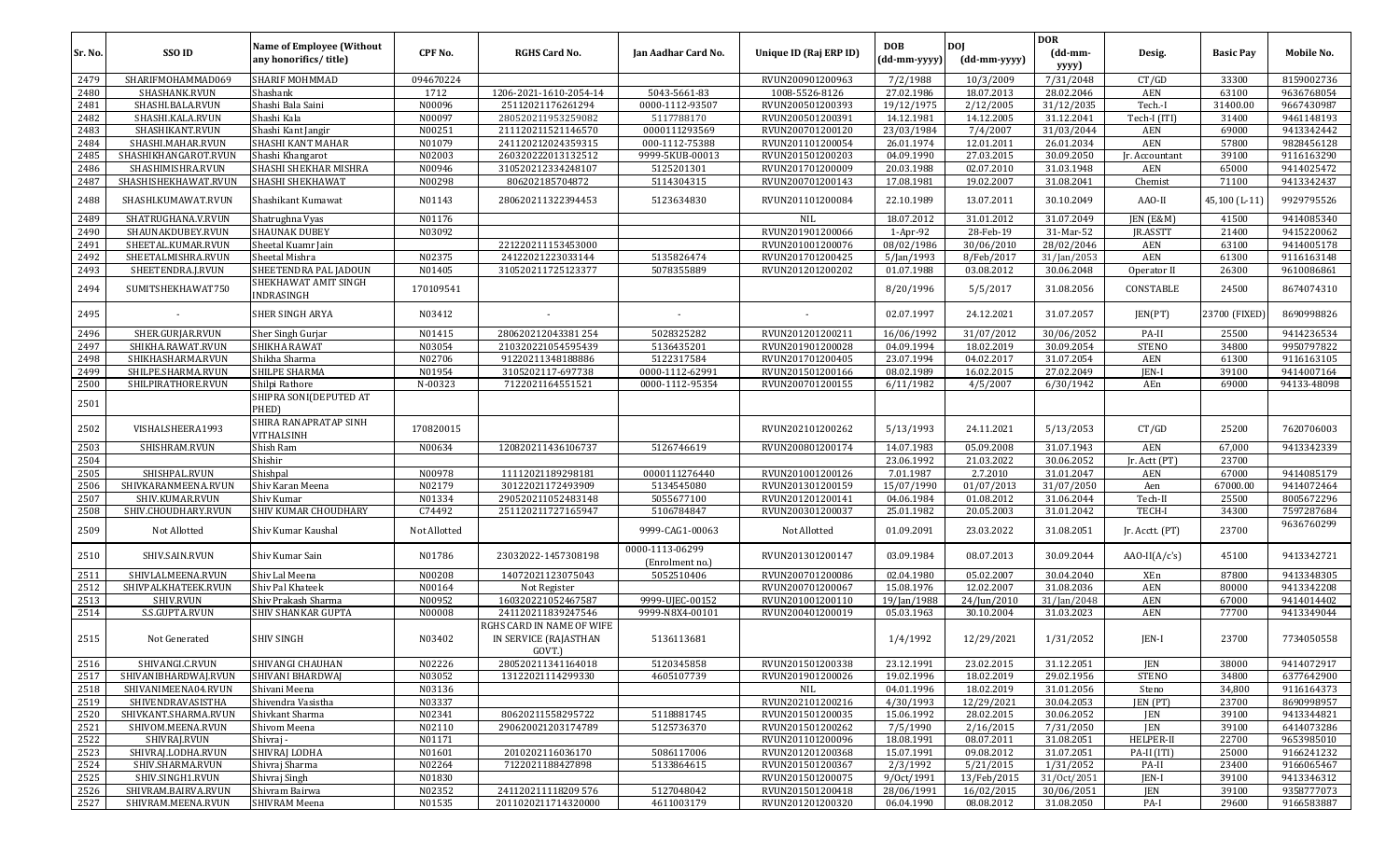| Sr. No. | SSO ID | Name of Employee (Without any honorifics/ title) | CPF No. | RGHS Card No. | Jan Aadhar Card No. | Unique ID (Raj ERP ID) | DOB (dd-mm-yyyy) | DOJ (dd-mm-yyyy) | DOR (dd-mm-yyyy) | Desig. | Basic Pay | Mobile No. |
|---|---|---|---|---|---|---|---|---|---|---|---|---|
| 2479 | SHARIFMOHAMMAD069 | SHARIF MOHMMAD | 094670224 | | | RVUN200901200963 | 7/2/1988 | 10/3/2009 | 7/31/2048 | CT/GD | 33300 | 8159002736 |
| 2480 | SHASHANK.RVUN | Shashank | 1712 | 1206-2021-1610-2054-14 | 5043-5661-83 | 1008-5526-8126 | 27.02.1986 | 18.07.2013 | 28.02.2046 | AEN | 63100 | 9636768054 |
| 2481 | SHASHI.BALA.RVUN | Shashi Bala Saini | N00096 | 25112021176261294 | 0000-1112-93507 | RVUN200501200393 | 19/12/1975 | 2/12/2005 | 31/12/2035 | Tech.-I | 31400.00 | 9667430987 |
| 2482 | SHASHI.KALA.RVUN | Shashi Kala | N00097 | 280520211953259082 | 5117788170 | RVUN200501200391 | 14.12.1981 | 14.12.2005 | 31.12.2041 | Tech-I (ITI) | 31400 | 9461148193 |
| 2483 | SHASHIKANT.RVUN | Shashi Kant Jangir | N00251 | 211120211521146570 | 0000111293569 | RVUN200701200120 | 23/03/1984 | 7/4/2007 | 31/03/2044 | AEN | 69000 | 9413342442 |
| 2484 | SHASHI.MAHAR.RVUN | SHASHI KANT MAHAR | N01079 | 241120212024359315 | 000-1112-75388 | RVUN201101200054 | 26.01.1974 | 12.01.2011 | 26.01.2034 | AEN | 57800 | 9828456128 |
| 2485 | SHASHIKHANGAROT.RVUN | Shashi Khangarot | N02003 | 260320222013132512 | 9999-5KUB-00013 | RVUN201501200203 | 04.09.1990 | 27.03.2015 | 30.09.2050 | Jr. Accountant | 39100 | 9116163290 |
| 2486 | SHASHIMISHRA.RVUN | SHASHI SHEKHAR MISHRA | N00946 | 310520212334248107 | 5125201301 | RVUN201701200009 | 20.03.1988 | 02.07.2010 | 31.03.1948 | AEN | 65000 | 9414025472 |
| 2487 | SHASHISHEKHAWAT.RVUN | SHASHI SHEKHAWAT | N00298 | 806202185704872 | 5114304315 | RVUN200701200143 | 17.08.1981 | 19.02.2007 | 31.08.2041 | Chemist | 71100 | 9413342437 |
| 2488 | SHASHI.KUMAWAT.RVUN | Shashikant Kumawat | N01143 | 280620211322394453 | 5123634830 | RVUN201101200084 | 22.10.1989 | 13.07.2011 | 30.10.2049 | AAO-II | 45,100 (L-11) | 9929795526 |
| 2489 | SHATRUGHANA.V.RVUN | Shatrughna Vyas | N01176 | | | NIL | 18.07.2012 | 31.01.2012 | 31.07.2049 | JEN (E&M) | 41500 | 9414085340 |
| 2490 | SHAUNAKDUBEY.RVUN | SHAUNAK DUBEY | N03092 | | | RVUN201901200066 | 1-Apr-92 | 28-Feb-19 | 31-Mar-52 | JR.ASSTT | 21400 | 9415220062 |
| 2491 | SHEETAL.KUMAR.RVUN | Sheetal Kuamr Jain | | 221220211153453000 | | RVUN201001200076 | 08/02/1986 | 30/06/2010 | 28/02/2046 | AEN | 63100 | 9414005178 |
| 2492 | SHEETALMISHRA.RVUN | Sheetal Mishra | N02375 | 241220212230331 44 | 5135826474 | RVUN201701200425 | 5/Jan/1993 | 8/Feb/2017 | 31/Jan/2053 | AEN | 61300 | 9116163148 |
| 2493 | SHEETENDRA.J.RVUN | SHEETENDRA PAL JADOUN | N01405 | 310520211725123377 | 5078355889 | RVUN201201200202 | 01.07.1988 | 03.08.2012 | 30.06.2048 | Operator II | 26300 | 9610086861 |
| 2494 | SUMITSHEKHAWAT750 | SHEKHAWAT AMIT SINGH INDRASINGH | 170109541 | | | | 8/20/1996 | 5/5/2017 | 31.08.2056 | CONSTABLE | 24500 | 8674074310 |
| 2495 | - | SHER SINGH ARYA | N03412 | - | - | - | 02.07.1997 | 24.12.2021 | 31.07.2057 | JEN(PT) | 23700 (FIXED) | 8690998826 |
| 2496 | SHER.GURJAR.RVUN | Sher Singh Gurjar | N01415 | 280620212043381 254 | 5028325282 | RVUN201201200211 | 16/06/1992 | 31/07/2012 | 30/06/2052 | PA-II | 25500 | 9414236534 |
| 2497 | SHIKHA.RAWAT.RVUN | SHIKHA RAWAT | N03054 | 210320221054595439 | 5136435201 | RVUN201901200028 | 04.09.1994 | 18.02.2019 | 30.09.2054 | STENO | 34800 | 9950797822 |
| 2498 | SHIKHASHARMA.RVUN | Shikha Sharma | N02706 | 91220211348188886 | 5122317584 | RVUN201701200405 | 23.07.1994 | 04.02.2017 | 31.07.2054 | AEN | 61300 | 9116163105 |
| 2499 | SHILPE.SHARMA.RVUN | SHILPE SHARMA | N01954 | 3105202117-697738 | 0000-1112-62991 | RVUN201501200166 | 08.02.1989 | 16.02.2015 | 27.02.2049 | JEN-I | 39100 | 9414007164 |
| 2500 | SHILPIRATHORE.RVUN | Shilpi Rathore | N-00323 | 7122021164551521 | 0000-1112-95354 | RVUN200701200155 | 6/11/1982 | 4/5/2007 | 6/30/1942 | AEn | 69000 | 94133-48098 |
| 2501 | | SHIPRA SONI(DEPUTED AT PHED) | | | | | | | | | | |
| 2502 | VISHALSHEERA1993 | SHIRA RANAPRATAP SINH VITHALSINH | 170820015 | | | RVUN202101200262 | 5/13/1993 | 24.11.2021 | 5/13/2053 | CT/GD | 25200 | 7620706003 |
| 2503 | SHISHRAM.RVUN | Shish Ram | N00634 | 120820211436106737 | 5126746619 | RVUN200801200174 | 14.07.1983 | 05.09.2008 | 31.07.1943 | AEN | 67,000 | 9413342339 |
| 2504 | | Shishir | | | | | 23.06.1992 | 21.03.2022 | 30.06.2052 | Jr. Actt (PT) | 23700 | |
| 2505 | SHISHPAL.RVUN | Shishpal | N00978 | 11112021189298181 | 0000111276440 | RVUN201001200126 | 7.01.1987 | 2.7.2010 | 31.01.2047 | AEN | 67000 | 9414085179 |
| 2506 | SHIVKARANMEENA.RVUN | Shiv Karan Meena | N02179 | 30122021172493909 | 5134545080 | RVUN201301200159 | 15/07/1990 | 01/07/2013 | 31/07/2050 | Aen | 67000.00 | 9414072464 |
| 2507 | SHIV.KUMAR.RVUN | Shiv Kumar | N01334 | 290520211052483148 | 5055677100 | RVUN201201200141 | 04.06.1984 | 01.08.2012 | 31.06.2044 | Tech-II | 25500 | 8005672296 |
| 2508 | SHIV.CHOUDHARY.RVUN | SHIV KUMAR CHOUDHARY | C74492 | 251120211727165947 | 5106784847 | RVUN200301200037 | 25.01.1982 | 20.05.2003 | 31.01.2042 | TECH-I | 34300 | 7597287684 |
| 2509 | Not Allotted | Shiv Kumar Kaushal | Not Allotted | | 9999-CAG1-00063 | Not Allotted | 01.09.2091 | 23.03.2022 | 31.08.2051 | Jr. Acctt. (PT) | 23700 | 9636760299 |
| 2510 | SHIV.SAIN.RVUN | Shiv Kumar Sain | N01786 | 23032022-1457308198 | 0000-1113-06299 (Enrolment no.) | RVUN201301200147 | 03.09.1984 | 08.07.2013 | 30.09.2044 | AAO-II(A/c's) | 45100 | 9413342721 |
| 2511 | SHIVLALMEENA.RVUN | Shiv Lal Meena | N00208 | 14072021123075043 | 5052510406 | RVUN200701200086 | 02.04.1980 | 05.02.2007 | 30.04.2040 | XEn | 87800 | 9413348305 |
| 2512 | SHIVPALKHATEEK.RVUN | Shiv Pal Khateek | N00164 | Not Register | | RVUN200701200067 | 15.08.1976 | 12.02.2007 | 31.08.2036 | AEN | 80000 | 9413342208 |
| 2513 | SHIV.RVUN | Shiv Prakash Sharma | N00952 | 160320221052467587 | 9999-UJEC-00152 | RVUN201001200110 | 19/Jan/1988 | 24/Jun/2010 | 31/Jan/2048 | AEN | 67000 | 9414014402 |
| 2514 | S.S.GUPTA.RVUN | SHIV SHANKAR GUPTA | N00008 | 241120211839247546 | 9999-N8X4-00101 | RVUN200401200019 | 05.03.1963 | 30.10.2004 | 31.03.2023 | AEN | 77700 | 9413349044 |
| 2515 | Not Generated | SHIV SINGH | N03402 | RGHS CARD IN NAME OF WIFE IN SERVICE (RAJASTHAN GOVT.) | 5136113681 | | 1/4/1992 | 12/29/2021 | 1/31/2052 | JEN-I | 23700 | 7734050558 |
| 2516 | SHIVANGI.C.RVUN | SHIVANGI CHAUHAN | N02226 | 280520211341164018 | 5120345858 | RVUN201501200338 | 23.12.1991 | 23.02.2015 | 31.12.2051 | JEN | 38000 | 9414072917 |
| 2517 | SHIVANIBHARDWAJ.RVUN | SHIVANI BHARDWAJ | N03052 | 13122021114299330 | 4605107739 | RVUN201901200026 | 19.02.1996 | 18.02.2019 | 29.02.1956 | STENO | 34800 | 6377642900 |
| 2518 | SHIVANIMEENA04.RVUN | Shivani Meena | N03136 | | | NIL | 04.01.1996 | 18.02.2019 | 31.01.2056 | Steno | 34,800 | 9116164373 |
| 2519 | SHIVENDRAVASISTHA | Shivendra Vasistha | N03337 | | | RVUN202101200216 | 4/30/1993 | 12/29/2021 | 30.04.2053 | JEN (PT) | 23700 | 8690998957 |
| 2520 | SHIVKANT.SHARMA.RVUN | Shivkant Sharma | N02341 | 80620211558295722 | 5118881745 | RVUN201501200035 | 15.06.1992 | 28.02.2015 | 30.06.2052 | JEN | 39100 | 9413344821 |
| 2521 | SHIVOM.MEENA.RVUN | Shivom Meena | N02110 | 290620021203174789 | 5125736370 | RVUN201501200262 | 7/5/1990 | 2/16/2015 | 7/31/2050 | JEN | 39100 | 6414073286 |
| 2522 | SHIVRAJ.RVUN | Shivraj - | N01171 | | | RVUN201101200096 | 18.08.1991 | 08.07.2011 | 31.08.2051 | HELPER-II | 22700 | 9653985010 |
| 2523 | SHIVRAJ.LODHA.RVUN | SHIVRAJ LODHA | N01601 | 2010202116036170 | 5086117006 | RVUN201201200368 | 15.07.1991 | 09.08.2012 | 31.07.2051 | PA-II (ITI) | 25000 | 9166241232 |
| 2524 | SHIV.SHARMA.RVUN | Shivraj Sharma | N02264 | 7122021188427898 | 5133864615 | RVUN201501200367 | 2/3/1992 | 5/21/2015 | 1/31/2052 | PA-II | 23400 | 9166065467 |
| 2525 | SHIV.SINGH1.RVUN | Shivraj Singh | N01830 | | | RVUN201501200075 | 9/Oct/1991 | 13/Feb/2015 | 31/Oct/2051 | JEN-I | 39100 | 9413346312 |
| 2526 | SHIVRAM.BAIRVA.RVUN | Shivram Bairwa | N02352 | 241120211118209 576 | 5127048042 | RVUN201501200418 | 28/06/1991 | 16/02/2015 | 30/06/2051 | JEN | 39100 | 9358777073 |
| 2527 | SHIVRAM.MEENA.RVUN | SHIVRAM Meena | N01535 | 2011020211714320000 | 4611003179 | RVUN201201200320 | 06.04.1990 | 08.08.2012 | 31.08.2050 | PA-I | 29600 | 9166583887 |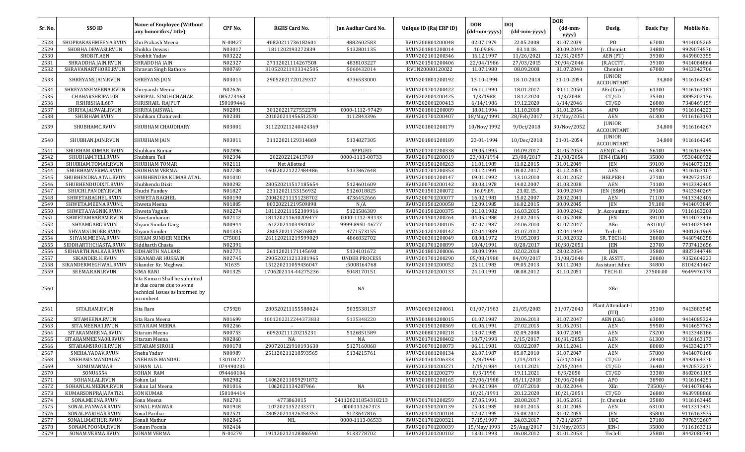| Sr. No. | SSO ID | Name of Employee (Without any honorifics/ title) | CPF No. | RGHS Card No. | Jan Aadhar Card No. | Unique ID (Raj ERP ID) | DOB (dd-mm-yyyy) | DOJ (dd-mm-yyyy) | DOR (dd-mm-yyyy) | Desig. | Basic Pay | Mobile No. |
|---|---|---|---|---|---|---|---|---|---|---|---|---|
| 2528 | SHOPRAKASHMEENA.RVUN | Sho Prakash Meena | N-00427 | 40820211736182601 | 4882602583 | RVUN200801200048 | 02.07.1979 | 22.05.2008 | 31.07.2039 | PO | 67000 | 9414005265 |
| 2529 | SHOBHA.DEWASI.RVUN | Shobha Dewasi | N03017 | 1811202193272839 | 5132801135 | RVUN201801200014 | 10.09.89. | 03.10.18. | 30.09.2049 | Jr. Chemist | 34800 | 9929074570 |
| 2530 | SHOBIT.AEN | Shobhit Yadav | N03222 | | | RVUN202101200346 | 16.12.1997 | 11/26/2021 | 12/31/2057 | AEN (PT) | 39300 | 8459803355 |
| 2531 | SHRADDHA.JAIN.RVUN | SHRADDHA JAIN | N02327 | 27112021114267508 | 4838103227 | RVUN201501200406 | 22/04/1986 | 27/03/2015 | 30/04/2046 | JR.ACCTT. | 39100 | 9414084864 |
| 2532 | SHRAVANARTHORE.RVUN | Shravan Singh Rathore | N00769 | 310520211933342505 | 5060432014 | RVUN20080120022 | 11.07.1980 | 08.09.2008 | 31.07.2040 | Chemist | 67000 | 9413342706 |
| 2533 | SHREYANS.JAIN.RVUN | SHREYANS JAIN | N03014 | 29052021720129317 | 4736533000 | RVUN201801200192 | 13-10-1994 | 18-10-2018 | 31-10-2054 | JUNIOR ACCOUNTANT | 34,800 | 9116164247 |
| 2534 | SHREYANSHMEENA.RVUN | Shreyansh Meena | N02626 | - | - | RVUN201701200422 | 06.11.1990 | 18.01.2017 | 30.11.2050 | AEn(Civil) | 61300 | 9116163181 |
| 2535 | CHAHARSHRIPAL08 | SHRIPAL SINGH CHAHAR | 085273463 | | | RVUN202001200425 | 1/3/1988 | 18.12.2020 | 1/3/2048 | CT/GD | 35300 | 8895202176 |
| 2536 | RSHRISHAIL687 | SHRISHAIL RAJPUT | 150109446 | | | RVUN202001200413 | 6/14/1986 | 19.12.2020 | 6/14/2046 | CT/GD | 26800 | 7348469159 |
| 2537 | SHRIYA.JAISWAL.RVUN | SHRIYA JAISWAL | N02891 | 30120221727552270 | 0000-1112-97429 | RVUN201801200089 | 18.01.1994 | 11.10.2018 | 31.01.2054 | APO | 38900 | 9116164223 |
| 2538 | SHUBHAM.RVUN | Shubham Chaturvedi | N02381 | 201020211456512530 | 1112843396 | RVUN201701200407 | 18/May/1991 | 28/Feb/2017 | 31/May/2051 | AEN | 61300 | 9116163190 |
| 2539 | SHUBHAMC.RVUN | SHUBHAM CHAUDHARY | N03001 | 311220211240424369 | | RVUN201801200179 | 10/Nov/1992 | 9/Oct/2018 | 30/Nov/2052 | JUNIOR ACCOUNTANT | 34,800 | 9116164267 |
| 2540 | SHUBHAN.JAIN.RVUN | SHUBHAM JAIN | N03011 | 31122021129314869 | 5134827305 | RVUN201801200189 | 23-01-1994 | 10/Dec/2018 | 31-01-2054 | JUNIOR ACCOUNTANT | 34,800 | 9116164245 |
| 2541 | SHUBHAM.KUMAR.RVUN | Shubham Kumar | N02896 | | APPLIED | RVUN201701200338 | 09.05.1995 | 04.09.2017 | 31.05.2053 | AEN (Civill) | 56100 | 9116163499 |
| 2542 | SHUBHAM.TELI.RVUN | Shubham Teli | N02394 | 202202212413769 | 0000-1113-00733 | RVUN201701200019 | 23/08/1994 | 23/08/2017 | 31/08/2054 | JEN-I (E&M) | 35800 | 9530480932 |
| 2543 | SHUBHAM.TOMAR.RVUN | SHUBHAM TOMAR | N02111 | Not Allotted | | RVUN201501200263 | 11.01.1989 | 11.02.2015 | 31.01.2049 | JEN | 39100 | 9414073138 |
| 2544 | SHUBHAMVERMA.RVUN | SHUBHAM VERMA | N02708 | 160320221227484486 | 5137867648 | RVUN201701200353 | 10.12.1991 | 04.02.2017 | 31.12.2051 | AEN | 61300 | 9116163107 |
| 2545 | SHUBHENDRA.ATAL.RVUN | SHUBHENDRA KUMAR ATAL | N01010 | | | RVUN201001200147 | 09.01.1992 | 13.10.2010 | 31.01.2052 | HELPER-I | 27100 | 9929721530 |
| 2546 | SHUBHENDUDIXIT.RVUN | Shubhendu Dixit | N00292 | 280520211517185654 | 5124601609 | RVUN200701200142 | 30.03.1978 | 14.02.2007 | 31.03.2038 | AEN | 71100 | 9413342405 |
| 2547 | SHUCHI.PANDEY.RVUN | Shuchi Pandey | N01827 | 23112021153156932 | 5126018825 | RVUN201501200072 | 16.09.89. | 23.02.15. | 30.09.2049 | JEN (E&M) | 39100 | 9413340269 |
| 2548 | SHWETABAGHEL.RVUN | SHWETA BAGHEL | N00190 | 200420211151238702 | 4736452666 | RVUN200701200077 | 16.02.1981 | 15.02.2007 | 28.02.2041 | AEN | 71100 | 9413342406 |
| 2549 | SHWETA.MEENA.RVUNL | Shweta Meena | N01805 | 80320221219509898 | N/A | RVUN201501200058 | 12.09.1985 | 16.02.2015 | 30.09.2045 | JEN | 39,100 | 9414093849 |
| 2550 | SHWETA.YAGNIK.RVUN | Shweta Yagnik | N02274 | 181120211152309916 | 5121586389 | RVUN201501200375 | 01.10.1982 | 16.03.2015 | 30.09.2042 | Jr. Accountant | 39100 | 9116163208 |
| 2551 | SHWETAMBARAM.RVUN | Shwetambaram | N02112 | 181120211630209477 | 0000-1112-93143 | RVUN201501200264 | 04.05.1988 | 23.02.2015 | 31.05.2048 | JEN | 39100 | 9414073416 |
| 2552 | SHYAMGARG.RVUN | Shyam Sundar Garg | N00944 | 6122021103492002 | 9999-89SU-16777 | RVUN201001200105 | 07.07.1987 | 24.06.2010 | 31.07.2047 | AEn | 63100/- | 9414025149 |
| 2553 | SHYAM.SUNDER.RVUN | Shyam Sunder | N01335 | 28052021175876804 | 4771573155 | RVUN201201200142 | 02.04.1989 | 31.07.2012 | 02.04.1949 | Tech-II | 25500 | 9001261969 |
| 2554 | SHYAM.MEENA.RVUN | SHYAM SUNDER MEENA | C75881 | 261120211219599029 | 4866832702 | RVUN200301200049 | 08.08.1972 | 19.05.2003 | 31.08.2032 | SR. TECH-II | 38000 | 9460948258 |
| 2555 | SIDDHARTHCHASTA.RVUN | Siddharth Chasta | N02391 | | | RVUN201701200899 | 10/4/1991 | 8/28/2017 | 10/30/2051 | JEN | 23700 | 7737413656 |
| 2556 | SIDHARTH.NALKAR.RVUN | SIDHARTH NALKAR | N02771 | 26112021171145690 | 5134101672 | RVUN201801200006 | 30.09.1994 | 02.02.2018 | 28.02.2054 | JEN | 35800 | 8827344748 |
| 2557 | SIKANDER.H.RVUN | SIKANADAR HUSSAIN | N02745 | 290520211213381965 | UNDER PROCESS | RVUN201701200290 | 05/08/1980 | 04/09/2017 | 31/08/2040 | JR. ASSTT. | 20800 | 9352604223 |
| 2558 | SIKANDERMEGHWAL.RVUN | Sikander Kr. Meghwal | N1635 | 151220211059436047 | :5008164768 | RVUN201301200052 | 25.11.1983 | 09.05.2013 | 30.11.2043 | Assistant Admo | 34800 | 8104241467 |
| 2559 | SEEMA.RANI.RVUN | SIMA RANI | N01325 | 1706202114-44275236 | 5048170151 | RVUN201201200133 | 24.10.1991 | 08.08.2012 | 31.10.2051 | TECH-II | 27500.00 | 9649976178 |
| 2560 | | Sita Kumari Shall be submited in due course due to some technical issues as informed by incumbent | | | NA | | | | | XEn | | |
| 2561 | SITA.RAM.RVUN | Sita Ram | C75928 | 280520211155588024 | 5035538137 | RVUN200301200061 | 01/07/1983 | 21/05/2003 | 31/07/2043 | Plant Attendant-I (ITI) | 35300 | 9413883545 |
| 2562 | SITAMEENA.RVUN | Sita Ram Meena | N01699 | 1001202212244373833 | 5135348220 | RVUN201801200015 | 01.07.1987 | 20.06.2013 | 31.07.2047 | AEN (C&I) | 63000 | 9414085324 |
| 2563 | SITA.MEENA1.RVUN | SITA RAM MEENA | N02266 | - | - | RVUN201501200369 | 01.06.1991 | 27.02.2015 | 31.05.2051 | AEN | 59500 | 9414657763 |
| 2564 | SITARAMMEENA.RVUN | Sitaram Meena | N00753 | 609202111120215231 | 5126851589 | RVUN200801200218 | 13.07.1985 | 02.09.2008 | 30.07.2045 | AEN | 73200 | 9413348186 |
| 2565 | SITARAMMEENA08.RVUN | Sitaram Meena | N02860 | NA | NA | RVUN201701200402 | 10/7/1993 | 2/15/2017 | 10/31/2053 | AEN | 61300 | 9116163173 |
| 2566 | SITARAMSIROHI.RVUN | SITARAM SIROHI | N00178 | 290720121910193630 | 5127160868 | RVUN200701200073 | 06.11.1981 | 03.02.2007 | 30.11.2041 | AEN | 80000 | 9413342177 |
| 2567 | SNEHA.YADAV.RVUN | Sneha Yadav | N00989 | 251120211218593565 | 5134215761 | RVUN201001200134 | 26.07.1987 | 05.07.2010 | 31.07.2047 | AEN | 57800 | 9414070168 |
| 2568 | SNEHASIS.MANDAL67 | SNEHASIS MANDAL | 130103277 | | | RVUN201301206333 | 5/8/1990 | 1/14/2013 | 5/31/2050 | CT/GD | 28400 | 8492064370 |
| 2569 | SONUMANMAR | SOHAN LAL | 074490231 | | | RVUN202101200271 | 2/15/1984 | 14.11.2021 | 2/15/2044 | CT/GD | 36400 | 9470572217 |
| 2570 | SONU6554 | SOHAN RAM | 094460104 | | | RVUN202101200279 | 8/3/1990 | 19.11.2021 | 8/3/2050 | CT/GD | 33300 | 8602061105 |
| 2571 | SOHAN.LAL.RVUN | Sohan Lal | N02982 | 140620211059291872 | | RVUN201801200165 | 23/06/1988 | 05/11/2018 | 30/06/2048 | APO | 38900 | 9116164251 |
| 2572 | SOHANLALMEENA.RVUN | Sohan Lal Meena | N01016 | 1062021134207966 | NA | RVUN201001200150 | 04.02.1984 | 07.07.2010 | 01.02.2044 | XEn | 73500/- | 9414078046 |
| 2573 | KUMARSONPRAJAPATI21 | SON KUMAR | 150104414 | | | | 10/21/1991 | 20.12.2020 | 10/21/2051 | CT/GD | 26800 | 9639988860 |
| 2574 | SONA.MEENA.RVUN | Sona Meena | N02701 | 4773863015 | 241120211854318213 | RVUN201701200259 | 27.05.1991 | 28.08.2017 | 31.05.2051 | Jr. Chemist | 35800 | 9116163445 |
| 2575 | SONAL.PANWAR.RVUN | SONAL PANWAR | N01918 | 1072021352233371 | 0000112267373 | RVUN201501200139 | 25.03.1985 | 30.01.2015 | 31.01.2045 | AEN | 63100 | 9413313431 |
| 2576 | SONAL.PARIHAR.RVUN | Sonal Parihar | N02521 | 280520211426154353 | 5123647816 | RVUN201701200104 | 17.07.1995 | 25.08.2017 | 31.07.2055 | JEN | 35800 | 9116163535 |
| 2577 | SONALI.MATHUR.RVUN | Sonali Mathur | N02845 | NIL | 0000-1113-06533 | RVUN201701200321 | 7/15/1997 | 24.03.2017 | 7/31/2057 | UDC | 27100 | 7976392607 |
| 2578 | SONAM.POONIA.RVUN | Sonam Poonia | N02414 | | | RVUN201701200039 | 15/May/1993 | 25/Aug/2017 | 31/May/2053 | JEN-I | 35800 | 9116163313 |
| 2579 | SONAM.VERMA.RVUN | SONAM VERMA | N-01279 | 191120211212838659O | 5133778702 | RVUN201201200102 | 13.01.1993 | 06.08.2012 | 31.01.2053 | Tech-II | 25800 | 8442080741 |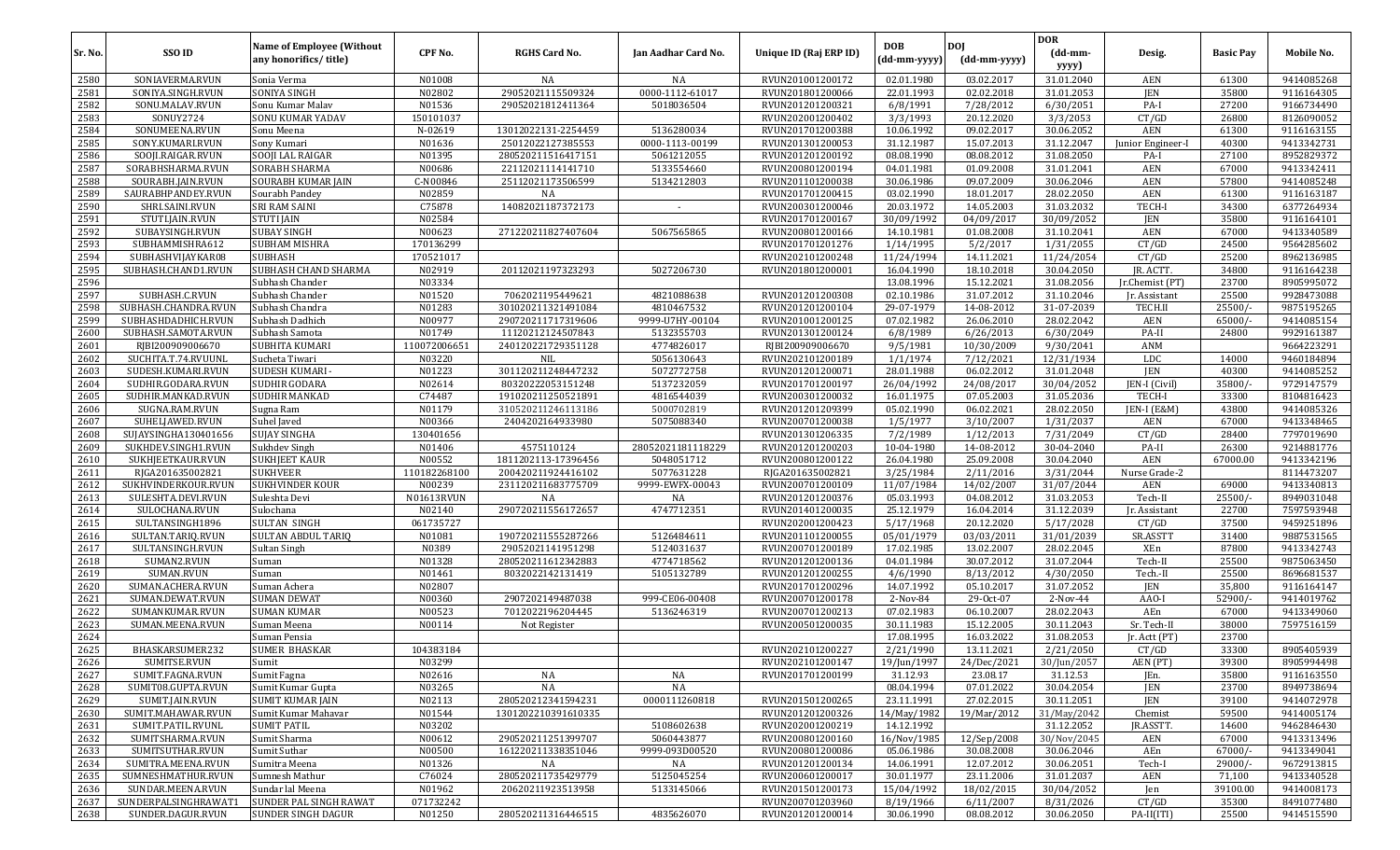| Sr. No. | SSO ID | Name of Employee (Without any honorifics/ title) | CPF No. | RGHS Card No. | Jan Aadhar Card No. | Unique ID (Raj ERP ID) | DOB (dd-mm-yyyy) | DOJ (dd-mm-yyyy) | DOR (dd-mm-yyyy) | Desig. | Basic Pay | Mobile No. |
|---|---|---|---|---|---|---|---|---|---|---|---|---|
| 2580 | SONIAVERMA.RVUN | Sonia Verma | N01008 | NA | NA | RVUN201001200172 | 02.01.1980 | 03.02.2017 | 31.01.2040 | AEN | 61300 | 9414085268 |
| 2581 | SONIYA.SINGH.RVUN | SONIYA SINGH | N02802 | 29052021115509324 | 0000-1112-61017 | RVUN201801200066 | 22.01.1993 | 02.02.2018 | 31.01.2053 | JEN | 35800 | 9116164305 |
| 2582 | SONU.MALAV.RVUN | Sonu Kumar Malav | N01536 | 29052021812411364 | 5018036504 | RVUN201201200321 | 6/8/1991 | 7/28/2012 | 6/30/2051 | PA-I | 27200 | 9166734490 |
| 2583 | SONUY2724 | SONU KUMAR YADAV | 150101037 | | | RVUN202001200402 | 3/3/1993 | 20.12.2020 | 3/3/2053 | CT/GD | 26800 | 8126090052 |
| 2584 | SONUMEENA.RVUN | Sonu Meena | N-02619 | 13012022131-2254459 | 5136280034 | RVUN201701200388 | 10.06.1992 | 09.02.2017 | 30.06.2052 | AEN | 61300 | 9116163155 |
| 2585 | SONY.KUMARI.RVUN | Sony Kumari | N01636 | 25012022127385553 | 0000-1113-00199 | RVUN201301200053 | 31.12.1987 | 15.07.2013 | 31.12.2047 | Junior Engineer-I | 40300 | 9413342731 |
| 2586 | SOOJI.RAIGAR.RVUN | SOOJI LAL RAIGAR | N01395 | 28052021151641715 1 | 5061212055 | RVUN201201200192 | 08.08.1990 | 08.08.2012 | 31.08.2050 | PA-I | 27100 | 8952829372 |
| 2587 | SORABHSHARMA.RVUN | SORABH SHARMA | N00686 | 22112021114141710 | 5133554660 | RVUN200801200194 | 04.01.1981 | 01.09.2008 | 31.01.2041 | AEN | 67000 | 9413342411 |
| 2588 | SOURABH.JAIN.RVUN | SOURABH KUMAR JAIN | C-N00846 | 25112021173506599 | 5134212803 | RVUN201101200038 | 30.06.1986 | 09.07.2009 | 30.06.2046 | AEN | 57800 | 9414085248 |
| 2589 | SAURABHPANDEY.RVUN | Sourabh Pandey | N02859 | NA | | RVUN201701200415 | 03.02.1990 | 18.01.2017 | 28.02.2050 | AEN | 61300 | 9116163187 |
| 2590 | SHRI.SAINI.RVUN | SRI RAM SAINI | C75878 | 14082021187372173 | - | RVUN200301200046 | 20.03.1972 | 14.05.2003 | 31.03.2032 | TECH-I | 34300 | 6377264934 |
| 2591 | STUTI.JAIN.RVUN | STUTI JAIN | N02584 | | | RVUN201701200167 | 30/09/1992 | 04/09/2017 | 30/09/2052 | JEN | 35800 | 9116164101 |
| 2592 | SUBAYSINGH.RVUN | SUBAY SINGH | N00623 | 2712202118274076 04 | 5067565865 | RVUN200801200166 | 14.10.1981 | 01.08.2008 | 31.10.2041 | AEN | 67000 | 9413340589 |
| 2593 | SUBHAMMISHRA612 | SUBHAM MISHRA | 170136299 | | | RVUN201701201276 | 1/14/1995 | 5/2/2017 | 1/31/2055 | CT/GD | 24500 | 9564285602 |
| 2594 | SUBHASHVIJAYKAR08 | SUBHASH | 170521017 | | | RVUN202101200248 | 11/24/1994 | 14.11.2021 | 11/24/2054 | CT/GD | 25200 | 8962136985 |
| 2595 | SUBHASH.CHAND1.RVUN | SUBHASH CHAND SHARMA | N02919 | 20112021197323293 | 5027206730 | RVUN201801200001 | 16.04.1990 | 18.10.2018 | 30.04.2050 | JR. ACTT. | 34800 | 9116164238 |
| 2596 | | Subhash Chander | N03334 | | | | 13.08.1996 | 15.12.2021 | 31.08.2056 | Jr.Chemist (PT) | 23700 | 8905995072 |
| 2597 | SUBHASH.C.RVUN | Subhash Chander | N01520 | 7062021195449621 | 4821088638 | RVUN201201200308 | 02.10.1986 | 31.07.2012 | 31.10.2046 | Jr. Assistant | 25500 | 9928473088 |
| 2598 | SUBHASH.CHANDRA.RVUN | Subhash Chandra | N01283 | 301020211321491084 | 4810467532 | RVUN201201200104 | 29-07-1979 | 14-08-2012 | 31-07-2039 | TECH.II | 25500/- | 9875195265 |
| 2599 | SUBHASHDADHICH.RVUN | Subhash Dadhich | N00977 | 290720211717319606 | 9999-U7HY-00104 | RVUN201001200125 | 07.02.1982 | 26.06.2010 | 28.02.2042 | AEN | 65000/- | 9414085154 |
| 2600 | SUBHASH.SAMOTA.RVUN | Subhash Samota | N01749 | 11120212124507843 | 5132355703 | RVUN201301200124 | 6/8/1989 | 6/26/2013 | 6/30/2049 | PA-II | 24800 | 9929161387 |
| 2601 | RJBI200909006670 | SUBHITA KUMARI | 110072006651 | 240120221729351128 | 4774826017 | RJBI200909006670 | 9/5/1981 | 10/30/2009 | 9/30/2041 | ANM | | 9664223291 |
| 2602 | SUCHITA.T.74.RVUUNL | Sucheta Tiwari | N03220 | NIL | 5056130643 | RVUN201201200189 | 1/1/1974 | 7/12/2021 | 12/31/1934 | LDC | 14000 | 9460184894 |
| 2603 | SUDESH.KUMARI.RVUN | SUDESH KUMARI - | N01223 | 301120211248447232 | 5072772758 | RVUN201201200071 | 28.01.1988 | 06.02.2012 | 31.01.2048 | JEN | 40300 | 9414085252 |
| 2604 | SUDHIR.GODARA.RVUN | SUDHIR GODARA | N02614 | 80320222053151248 | 5137232059 | RVUN201701200197 | 26/04/1992 | 24/08/2017 | 30/04/2052 | JEN-I (Civil) | 35800/- | 9729147579 |
| 2605 | SUDHIR.MANKAD.RVUN | SUDHIR MANKAD | C74487 | 191020211250521891 | 4816544039 | RVUN200301200032 | 16.01.1975 | 07.05.2003 | 31.05.2036 | TECH-I | 33300 | 8104816423 |
| 2606 | SUGNA.RAM.RVUN | Sugna Ram | N01179 | 310520211246113186 | 5000702819 | RVUN201201209399 | 05.02.1990 | 06.02.2021 | 28.02.2050 | JEN-I (E&M) | 43800 | 9414085326 |
| 2607 | SUHELJAWED.RVUN | Suhel Javed | N00366 | 2404202164933980 | 5075088340 | RVUN200701200038 | 1/5/1977 | 3/10/2007 | 1/31/2037 | AEN | 67000 | 9413348465 |
| 2608 | SUJAYSINGHA130401656 | SUJAY SINGHA | 130401656 | | | RVUN201301206335 | 7/2/1989 | 1/12/2013 | 7/31/2049 | CT/GD | 28400 | 7797019690 |
| 2609 | SUKHDEV.SINGH1.RVUN | Sukhdev Singh | N01406 | 4575110124 | 28052021181118229 | RVUN201201200203 | 10-04-1980 | 14-08-2012 | 30-04-2040 | PA-II | 26300 | 9214881776 |
| 2610 | SUKHJEETKAUR.RVUN | SUKHJEET KAUR | N00552 | 1811202113-17396456 | 5048051712 | RVUN200801200122 | 26.04.1980 | 25.09.2008 | 30.04.2040 | AEN | 67000.00 | 9413342196 |
| 2611 | RJGA201635002821 | SUKHVEER | 110182268100 | 200420211924416102 | 5077631228 | RJGA201635002821 | 3/25/1984 | 2/11/2016 | 3/31/2044 | Nurse Grade-2 | | 8114473207 |
| 2612 | SUKHVINDERKOUR.RVUN | SUKHVINDER KOUR | N00239 | 231120211683775709 | 9999-EWFX-00043 | RVUN200701200109 | 11/07/1984 | 14/02/2007 | 31/07/2044 | AEN | 69000 | 9413340813 |
| 2613 | SULESHTA.DEVI.RVUN | Suleshta Devi | N01613RVUN | NA | NA | RVUN201201200376 | 05.03.1993 | 04.08.2012 | 31.03.2053 | Tech-II | 25500/- | 8949031048 |
| 2614 | SULOCHANA.RVUN | Sulochana | N02140 | 290720211556172657 | 4747712351 | RVUN201401200035 | 25.12.1979 | 16.04.2014 | 31.12.2039 | Jr. Assistant | 22700 | 7597593948 |
| 2615 | SULTANSINGH1896 | SULTAN SINGH | 061735727 | | | RVUN202001200423 | 5/17/1968 | 20.12.2020 | 5/17/2028 | CT/GD | 37500 | 9459251896 |
| 2616 | SULTAN.TARIQ.RVUN | SULTAN ABDUL TARIQ | N01081 | 190720211555287266 | 5126484611 | RVUN201101200055 | 05/01/1979 | 03/03/2011 | 31/01/2039 | SR.ASSTT | 31400 | 9887531565 |
| 2617 | SULTANSINGH.RVUN | Sultan Singh | N0389 | 29052021141951298 | 5124031637 | RVUN200701200189 | 17.02.1985 | 13.02.2007 | 28.02.2045 | XEn | 87800 | 9413342743 |
| 2618 | SUMAN2.RVUN | Suman | N01328 | 280520211612342883 | 4774718562 | RVUN201201200136 | 04.01.1984 | 30.07.2012 | 31.07.2044 | Tech-II | 25500 | 9875063450 |
| 2619 | SUMAN.RVUN | Suman | N01461 | 8032022142131419 | 5105132789 | RVUN201201200255 | 4/6/1990 | 8/13/2012 | 4/30/2050 | Tech.-II | 25500 | 8696681537 |
| 2620 | SUMAN.ACHERA.RVUN | Suman Achera | N02807 | | | RVUN201701200296 | 14.07.1992 | 05.10.2017 | 31.07.2052 | JEN | 35,800 | 9116164147 |
| 2621 | SUMAN.DEWAT.RVUN | SUMAN DEWAT | N00360 | 2907202149487038 | 999-CE06-00408 | RVUN200701200178 | 2-Nov-84 | 29-Oct-07 | 2-Nov-44 | AAO-I | 52900/- | 9414019762 |
| 2622 | SUMANKUMAR.RVUN | SUMAN KUMAR | N00523 | 7012022196204445 | 5136246319 | RVUN200701200213 | 07.02.1983 | 06.10.2007 | 28.02.2043 | AEn | 67000 | 9413349060 |
| 2623 | SUMAN.MEENA.RVUN | Suman Meena | N00114 | Not Register | | RVUN200501200035 | 30.11.1983 | 15.12.2005 | 30.11.2043 | Sr. Tech-II | 38000 | 7597516159 |
| 2624 | | Suman Pensia | | | | | 17.08.1995 | 16.03.2022 | 31.08.2053 | Jr. Actt (PT) | 23700 | |
| 2625 | BHASKARSUMER232 | SUMER BHASKAR | 104383184 | | | RVUN202101200227 | 2/21/1990 | 13.11.2021 | 2/21/2050 | CT/GD | 33300 | 8905405939 |
| 2626 | SUMITSE.RVUN | Sumit | N03299 | | | RVUN202101200147 | 19/Jun/1997 | 24/Dec/2021 | 30/Jun/2057 | AEN (PT) | 39300 | 8905994498 |
| 2627 | SUMIT.FAGNA.RVUN | Sumit Fagna | N02616 | NA | NA | RVUN201701200199 | 31.12.93 | 23.08.17 | 31.12.53 | JEn. | 35800 | 9116163550 |
| 2628 | SUMIT08.GUPTA.RVUN | Sumit Kumar Gupta | N03265 | NA | NA | | 08.04.1994 | 07.01.2022 | 30.04.2054 | JEN | 23700 | 8949738694 |
| 2629 | SUMIT.JAIN.RVUN | SUMIT KUMAR JAIN | N02113 | 280520212341594231 | 0000111260818 | RVUN201501200265 | 23.11.1991 | 27.02.2015 | 30.11.2051 | JEN | 39100 | 9414072978 |
| 2630 | SUMIT.MAHAWAR.RVUN | Sumit Kumar Mahavar | N01544 | 1301202210391610335 | | RVUN201201200326 | 14/May/1982 | 19/Mar/2012 | 31/May/2042 | Chemist | 59500 | 9414005174 |
| 2631 | SUMIT.PATIL.RVUNL | SUMIT PATIL | N03202 | | 5108602638 | RVUN202001200219 | 14.12.1992 | | 31.12.2052 | JR.ASSTT. | 14600 | 9462846430 |
| 2632 | SUMITSHARMA.RVUN | Sumit Sharma | N00612 | 290520211251399707 | 5060443877 | RVUN200801200160 | 16/Nov/1985 | 12/Sep/2008 | 30/Nov/2045 | AEN | 67000 | 9413313496 |
| 2633 | SUMITSUTHAR.RVUN | Sumit Suthar | N00500 | 161220211338351046 | 9999-093D00520 | RVUN200801200086 | 05.06.1986 | 30.08.2008 | 30.06.2046 | AEn | 67000/- | 9413349041 |
| 2634 | SUMITRA.MEENA.RVUN | Sumitra Meena | N01326 | NA | NA | RVUN201201200134 | 14.06.1991 | 12.07.2012 | 30.06.2051 | Tech-I | 29000/- | 9672913815 |
| 2635 | SUMNESHMATHUR.RVUN | Sumnesh Mathur | C76024 | 280520211735429779 | 5125045254 | RVUN200601200017 | 30.01.1977 | 23.11.2006 | 31.01.2037 | AEN | 71,100 | 9413340528 |
| 2636 | SUNDAR.MEENA.RVUN | Sundar lal Meena | N01962 | 20620211923513958 | 5133145066 | RVUN201501200173 | 15/04/1992 | 18/02/2015 | 30/04/2052 | Jen | 39100.00 | 9414008173 |
| 2637 | SUNDERPALSINGHRAWAT1 | SUNDER PAL SINGH RAWAT | 071732242 | | | RVUN200701203960 | 8/19/1966 | 6/11/2007 | 8/31/2026 | CT/GD | 35300 | 8491077480 |
| 2638 | SUNDER.DAGUR.RVUN | SUNDER SINGH DAGUR | N01250 | 280520211316446515 | 4835626070 | RVUN201201200014 | 30.06.1990 | 08.08.2012 | 30.06.2050 | PA-II(ITI) | 25500 | 9414515590 |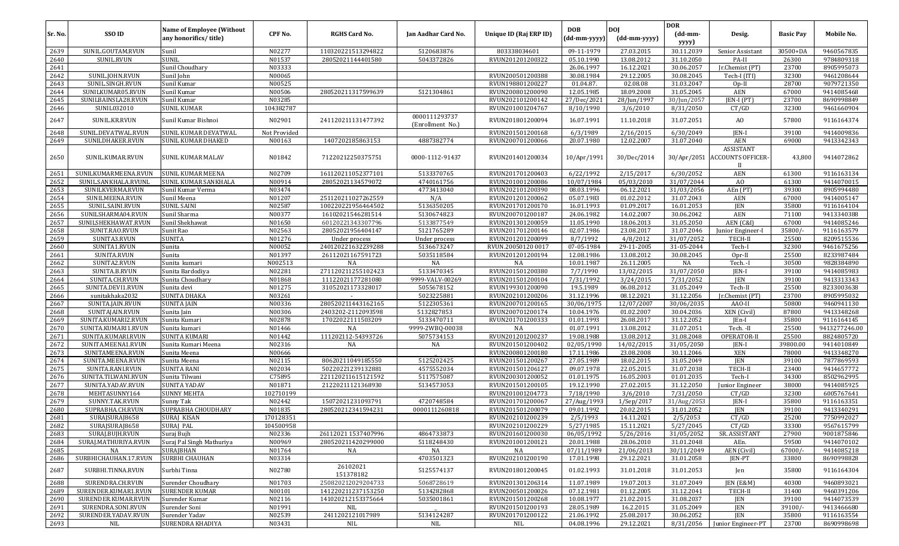| Sr. No. | SSO ID | Name of Employee (Without any honorifics/ title) | CPF No. | RGHS Card No. | Jan Aadhar Card No. | Unique ID (Raj ERP ID) | DOB (dd-mm-yyyy) | DOJ (dd-mm-yyyy) | DOR (dd-mm-yyyy) | Desig. | Basic Pay | Mobile No. |
|---|---|---|---|---|---|---|---|---|---|---|---|---|
| 2639 | SUNIL.GOUTAM.RVUN | Sunil | N02277 | 110320221513294822 | 5120683876 | 803338034601 | 09-11-1979 | 27.03.2015 | 30.11.2039 | Senior Assistant | 30500+DA | 9460567835 |
| 2640 | SUNIL.RVUN | SUNIL | N01537 | 28052021144401580 | 5043372826 | RVUN201201200322 | 05.10.1990 | 13.08.2012 | 31.10.2050 | PA-II | 26300 | 9784809318 |
| 2641 | | Sunil Choudhary | N03333 | | | | 26.06.1997 | 16.12.2021 | 30.06.2057 | Jr.Chemist (PT) | 23700 | 8905995073 |
| 2642 | SUNIL.JOHN.RVUN | Sunil John | N00065 | | | RVUN200501200388 | 30.08.1984 | 29.12.2005 | 30.08.2045 | Tech-I (ITI) | 32300 | 9461208644 |
| 2643 | SUNIL.SINGH.RVUN | Sunil Kumar | N00525 | | | RVUN198801200227 | 01.04.87. | 02.08.08 | 31.03.2047 | Op-II | 28700 | 9079721350 |
| 2644 | SUNILKUMAR05.RVUN | Sunil Kumar | N00506 | 280520211317599639 | 5121304861 | RVUN200801200090 | 12.05.1985 | 18.09.2008 | 31.05.2045 | AEN | 67000 | 9414085468 |
| 2645 | SUNILBAINSLA28.RVUN | Sunil Kumar | N03285 | | | RVUN202101200142 | 27/Dec/2021 | 28/Jun/1997 | 30/Jun/2057 | JEN-I (PT) | 23700 | 8690998849 |
| 2646 | SUNIL032010 | SUNIL KUMAR | 104382787 | | | RVUN201001204767 | 8/10/1990 | 3/6/2010 | 8/31/2050 | CT/GD | 32300 | 9461660904 |
| 2647 | SUNIL.KR.RVUN | Sunil Kumar Bishnoi | N02901 | 241120211131477392 | 0000111293737 (Enrollment No.) | RVUN201801200094 | 16.07.1991 | 11.10.2018 | 31.07.2051 | AO | 57800 | 9116164374 |
| 2648 | SUNIL.DEVATWAL.RVUN | SUNIL KUMAR DEVATWAL | Not Provided | | | RVUN201501200168 | 6/3/1989 | 2/16/2015 | 6/30/2049 | JEN-I | 39100 | 9414009836 |
| 2649 | SUNILDHAKER.RVUN | SUNIL KUMAR DHAKED | N00163 | 1407202185863153 | 4887382774 | RVUN200701200066 | 20.07.1980 | 12.02.2007 | 31.07.2040 | AEN | 69000 | 9413342343 |
| 2650 | SUNIL.KUMAR.RVUN | SUNIL KUMAR MALAV | N01842 | 71220212250375751 | 0000-1112-91437 | RVUN201401200034 | 10/Apr/1991 | 30/Dec/2014 | 30/Apr/2051 | ASSISTANT ACCOUNTS OFFICER-II | 43,800 | 9414072862 |
| 2651 | SUNILKUMARMEENA.RVUN | SUNIL KUMAR MEENA | N02709 | 161120211052377101 | 5133370765 | RVUN201701200403 | 6/22/1992 | 2/15/2017 | 6/30/2052 | AEN | 61300 | 9116163134 |
| 2652 | SUNIL.SANKHALA.RVUNL | SUNIL KUMAR SANKHALA | N00914 | 28052021134579072 | 4740161756 | RVUN201001200086 | 10/07/1984 | 05/03/2010 | 31/07/2044 | AO | 61300 | 9414070015 |
| 2653 | SUNILKVERMA.RVUN | Sunil Kumar Verma | N03474 | | 4773413040 | RVUN202101200390 | 08.03.1996 | 06.12.2021 | 31/03/2056 | AEn (PT) | 39300 | 8905994480 |
| 2654 | SUNILMEENA.RVUN | Sunil Meena | N01207 | 251120211027262559 | N/A | RVUN201201200062 | 05.07.1983 | 01.02.2012 | 31.07.2043 | AEN | 67000 | 9414005147 |
| 2655 | SUNIL.SAINI.RVUN | SUNIL SAINI | N02587 | 100220221956464502 | 5136350205 | RVUN201701200170 | 16.01.1993 | 01.09.2017 | 16.01.2053 | JEN | 35800 | 9116164104 |
| 2656 | SUNILSHARMA04.RVUN | Sunil Sharma | N00377 | 16102021546281514 | 5130674823 | RVUN200701200187 | 24.06.1982 | 14.02.2007 | 30.06.2042 | AEN | 71100 | 9413340388 |
| 2657 | SUNILSHEKHAWAT.RVUN | Sunil Shekhawat | N01650 | 60120221343307796 | 5133877549 | RVUN201301200059 | 11.05.1990 | 18.06.2013 | 31.05.2050 | AEN (C&I) | 67000 | 9414085246 |
| 2658 | SUNIT.RAO.RVUN | Sunit Rao | N02563 | 28052021956404147 | 5121765289 | RVUN201701200146 | 02.07.1986 | 23.08.2017 | 31.07.2046 | Junior Engineer-I | 35800/- | 9116163579 |
| 2659 | SUNITA3.RVUN | SUNITA | N01276 | Under process | Under process | RVUN201201200099 | 8/7/1992 | 4/8/2012 | 31/07/2052 | TECH-II | 25500 | 8209515536 |
| 2660 | SUNITA1.RVUN | Sunita | N00052 | 240120221632239288 | 5136673247 | RVUN.20050120 0017 | 07-05-1984 | 29-11-2005 | 31-05-2044 | Tech-I | 32300 | 9461675256 |
| 2661 | SUNITA.RVUN | Sunita | N01397 | 26112021167591723 | 5035118584 | RVUN201201200194 | 12.08.1986 | 13.08.2012 | 30.08.2045 | Opr-II | 25500 | 8233987484 |
| 2662 | SUNITA2.RVUN | Sunita kumari | N002513 | NA | NA | NA | 10.01.1987 | 26.11.2005 | NA | Tech. -I | 30500 | 9828384890 |
| 2663 | SUNITA.B.RVUN | Sunita Bardodiya | N02281 | 271120211255102423 | 5133470345 | RVUN201501200380 | 7/7/1990 | 13/02/2015 | 31/07/2050 | JEN-I | 39100 | 9414085983 |
| 2664 | SUNITA.CH.RVUN | Sunita Choudhary | N01868 | 11122021177281080 | 9999-VALV-00269 | RVUN201501200104 | 7/31/1992 | 3/24/2015 | 7/31/2052 | JEN | 39100 | 9413313343 |
| 2665 | SUNITA.DEVI1.RVUN | Sunita devi | N01275 | 31052021173328017 | 5055678152 | RVUN199301200090 | 19.5.1989 | 06.08.2012 | 31.05.2049 | Tech-II | 25500 | 8233003638 |
| 2666 | sunitakhaka2032 | SUNITA DHAKA | N03261 | - | 5023225881 | RVUN202101200206 | 31.12.1996 | 08.12.2021 | 31.12.2056 | Jr.Chemist (PT) | 23700 | 8905995032 |
| 2667 | SUNITA.JAIN.RVUN | SUNITA JAIN | N00336 | 280520211443162165 | 5122305361 | RVUN200701200165 | 30/06/1975 | 12/07/2007 | 30/06/2035 | AAO-II | 50800 | 9460941130 |
| 2668 | SUNITAJAIN.RVUN | Sunita Jain | N00306 | 2403202-2112093598 | 5132827853 | RVUN200701200174 | 10.04.1976 | 01.02.2007 | 30.04.2036 | XEN (Civil) | 87800 | 9413348268 |
| 2669 | SUNITA.KUMARI2.RVUN | Sunita Kumari | N02878 | 17022022111503209 | 5133470711 | RVUN201701200333 | 01.01.1993 | 26.08.2017 | 31.12.2052 | JEn-I | 35800 | 9116164145 |
| 2670 | SUNITA.KUMARI1.RVUN | Sunita kumari | N01466 | NA | 9999-2WBQ-00038 | NA | 01.07.1991 | 13.08.2012 | 31.07.2051 | Tech. -II | 25500 | 9413277246.00 |
| 2671 | SUNITA.KUMARI.RVUN | SUNITA KUMARI | N01442 | 111202112-54393726 | 5075734153 | RVUN201201200237 | 19.08.1988 | 13.08.2012 | 31.08.2048 | OPERATOR-II | 25500 | 8824805720 |
| 2672 | SUNITA.MEENA1.RVUN | Sunita Kumari Meena | N02316 | NA | NA | RVUN201501200402 | 02/05/1990 | 14/02/2015 | 31/05/2050 | JEN-I | 39800.00 | 9414010849 |
| 2673 | SUNITAMEENA.RVUN | Sunita Meena | N00666 | | | RVUN200801200180 | 17.11.1986 | 23.08.2008 | 30.11.2046 | XEN | 78000 | 9413348270 |
| 2674 | SUNITA.MEENA.RVUN | Sunita Meena | N02115 | 80620211049185550 | 5125202425 | RVUN201501200267 | 27.05.1989 | 18.02.2015 | 31.05.2049 | JEN | 39100 | 7877869593 |
| 2675 | SUNITA.RANI.RVUN | SUNITA RANI | N02034 | 50220221239132881 | 4575552034 | RVUN201501206127 | 09.07.1978 | 22.05.2015 | 31.07.2038 | TECH-II | 23400 | 9414657772 |
| 2676 | SUNITA.TILWANI.RVUN | Sunita Tilwani | C75895 | 221120211615121592 | 5117575087 | RVUN200301200052 | 01.01.1975 | 16.05.2003 | 01.01.2035 | Tech-I | 34300 | 8502962995 |
| 2677 | SUNITA.YADAV.RVUN | SUNITA YADAV | N01871 | 21220211121368930 | 5134573053 | RVUN201501200105 | 19.12.1990 | 27.02.2015 | 31.12.2050 | Junior Engineer | 38000 | 9414085925 |
| 2678 | MEHTASUNNY164 | SUNNY MEHTA | 102710199 | | | RVUN201001204773 | 7/18/1990 | 3/6/2010 | 7/31/2050 | CT/GD | 32300 | 6005767641 |
| 2679 | SUNNY.TAK.RVUN | Sunny Tak | N02442 | 15072021231093791 | 4720748584 | RVUN201701200067 | 27/Aug/1993 | 1/Sep/2017 | 31/Aug/2053 | JEN-I | 35800 | 9116163351 |
| 2680 | SUPRABHA.CH.RVUN | SUPRABHA CHOUDHARY | N01835 | 280520212341594231 | 0000111260818 | RVUN201501200079 | 09.01.1992 | 20.02.2015 | 31.01.2052 | JEN | 39100 | 9413340291 |
| 2681 | SURAJSURAJ8658 | SURAJ KISAN | 170128351 | | | RVUN202101200239 | 2/5/1993 | 14.11.2021 | 2/5/2053 | CT/GD | 25200 | 7750992027 |
| 2682 | SURAJSURAJ8658 | SURAJ PAL | 104500958 | | | RVUN202101200229 | 5/27/1985 | 15.11.2021 | 5/27/2045 | CT/GD | 33300 | 9567615799 |
| 2683 | SURAJ.BUJH.RVUN | Suraj Bujh | N02336 | 26112021 1537407996 | 4864733873 | RVUN201601200030 | 06/05/1992 | 5/26/2016 | 31/05/2052 | SR. ASSISTANT | 27900 | 9001875846 |
| 2684 | SURAJ.MATHURIYA.RVUN | Suraj Pal Singh Mathuriya | N00969 | 280520211420299000 | 5118248430 | RVUN201001200121 | 20.01.1988 | 28.06.2010 | 31.01.2048 | AEn. | 59500 | 9414070102 |
| 2685 | NA | SURAJBHAN | N01764 | NA | NA | NA | 07/11/1989 | 21/06/2013 | 30/11/2049 | AEN (Civil) | 67000/- | 9414085218 |
| 2686 | SURBHICHAUHAN.17.RVUN | SURBHI CHAUHAN | N03314 | | 4703501323 | RVUN202101200190 | 17.01.1998 | 29.12.2021 | 31.01.2058 | JEN-PT | 33800 | 8690998828 |
| 2687 | SURBHI.TINNA.RVUN | Surbhi Tinna | N02780 | 26102021 151378182 | 5125574137 | RVUN201801200045 | 01.02.1993 | 31.01.2018 | 31.01.2053 | Jen | 35800 | 9116164304 |
| 2688 | SURENDRA.CH.RVUN | Surender Choudhary | N01703 | 250820212029204733 | 5068728619 | RVUN201301206314 | 11.07.1989 | 19.07.2013 | 31.07.2049 | JEN (E&M) | 40300 | 9460893021 |
| 2689 | SURENDER.KUMAR1.RVUN | SURENDER KUMAR | N00101 | 141220211237153250 | 5134282868 | RVUN200501200026 | 07.12.1981 | 01.12.2005 | 31.12.2041 | TECH-II | 31400 | 9460391206 |
| 2690 | SURENDER.KUMAR.RVUN | Surender Kumar | N02116 | 141020212153375664 | 5035001861 | RVUN201501200268 | 10.08.1977 | 21.02.2015 | 31.08.2037 | JEN | 39100 | 9414073539 |
| 2691 | SURENDRA.SONI.RVUN | Surender Soni | N01991 | NIL | - | RVUN201501200193 | 28.05.1989 | 16.2.2015 | 31.05.2049 | JEN | 39100/- | 9413466680 |
| 2692 | SURENDER.YADAV.RVUN | Surender Yadav | N02539 | 2411202121017989 | 5134124287 | RVUN201701200122 | 21.06.1992 | 25.08.2017 | 30.06.2052 | JEN | 35800 | 9116163554 |
| 2693 | NIL | SURENDRA KHADIYA | N03431 | NIL | NIL | NIL | 04.08.1996 | 29.12.2021 | 8/31/2056 | Junior Engineer-PT | 23700 | 8690998698 |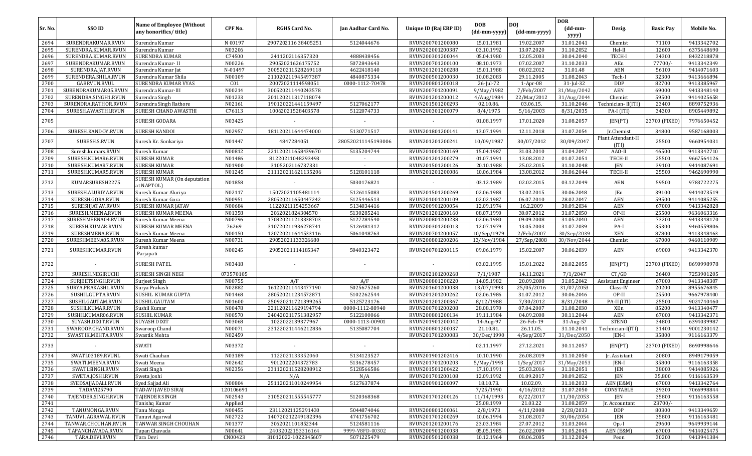| Sr. No. | SSO ID | Name of Employee (Without any honorifics/ title) | CPF No. | RGHS Card No. | Jan Aadhar Card No. | Unique ID (Raj ERP ID) | DOB (dd-mm-yyyy) | DOJ (dd-mm-yyyy) | DOR (dd-mm-yyyy) | Desig. | Basic Pay | Mobile No. |
|---|---|---|---|---|---|---|---|---|---|---|---|---|
| 2694 | SURENDRAKUMAR.RVUN | Surendra Kumar | N 00197 | 2907202116 38405251 | 5124044676 | RVUN200701200080 | 15.01.1981 | 19.02.2007 | 31.01.2041 | Chemist | 71100 | 9413342702 |
| 2695 | SURENDRA.KUMAR.RVUN | Surendra Kumar | N03206 | | | RVUN202001200387 | 03.10.1992 | 13.07.2020 | 31.10.2052 | Hel-II | 12600 | 6375648690 |
| 2696 | SURENDRA.KUMAR.RVUN | SURENDRA KUMAR | C74500 | 2411202116357320 | 4888438456 | RVUN200301200044 | 05.04.1980 | 12.05.2003 | 30.04.2040 | TECH-I | 34300 | 8432218878 |
| 2697 | SURENDRAKUMAR.RVUN | Surendra Kumar- II | N00226 | 29052021626175752 | 5072843643 | RVUN200701200100 | 08.10.1973 | 07.02.2007 | 31.10.2033 | AEn | 77700/- | 9413342349 |
| 2698 | SURENDRA.JAT.RVUN | Surendra Kumar Jat | N-01497 | 300520211528269118 | 4622418140 | RVUN201201200288 | 15.01.1988 | 08.02.2012 | 31.01.48 | AEN | 56100 | 9414071603 |
| 2699 | SURENDERA.SHILA.RVUN | Surendra Kumar Shila | N00109 | 211020211945497387 | 4840875334 | RVUN200501200030 | 10.08.2083 | 29.11.2005 | 31.08.2043 | Tech-I | 32300 | 9413666894 |
| 2700 | GABRVUN.RVUL | SURENDRA KUMAR VYAS | C01 | 20072021114598051 | 0000-1112-70478 | RVUN200801200018 | 26-Jul-72 | 1-Apr-08 | 31-Jul-32 | DDP | 82700 | 9413385967 |
| 2701 | SURENDRAKUMAR05.RVUN | Surendra Kumar-III | N00214 | 300520211440243578 | | RVUN200701200091 | 9/May/1982 | 7/Feb/2007 | 31/May/2042 | AEN | 69000 | 9413348140 |
| 2702 | SURENDRA.SINGH1.RVUN | Surendra Singh | N01233 | 201120211317118074 | | RVUN201201200012 | 4/Aug/1984 | 22/Mar/2012 | 31/Aug/2044 | Chemist | 59500 | 9414025658 |
| 2703 | SURENDRA.RATHOR.RVUN | Surendra Singh Rathore | N02161 | 190120221441159497 | 5127062177 | RVUN201501200293 | 02.10.86. | 03.06.15. | 31.10.2046 | Technician- II(ITI) | 23400 | 8890752936 |
| 2704 | SURESH.AWASTHI.RVUN | SURESH CHAND AWASTHI | C76113 | 10062021528403578 | 5122074733 | RVUN200301200079 | 8/4/1975 | 5/16/2003 | 8/31/2035 | PA-I (ITI) | 34300 | 8905449892 |
| 2705 | | SURESH GODARA | N03425 | - | - | - | 01.08.1997 | 17.01.2020 | 31.08.2057 | JEN(PT) | 23700 (FIXED) | 7976650452 |
| 2706 | SURESH.KANDOY.RVUN | SURESH KANDOI | N02957 | 181120211644474000 | 5130771517 | RVUN201801200141 | 13.07.1994 | 12.11.2018 | 31.07.2054 | Jr.Chemist | 34800 | 9587168003 |
| 2707 | SURESH.S.RVUN | Suresh Kr. Sonkariya | N01447 | 4847284051 | 280520211145193006 | RVUN201201200241 | 10/09/1987 | 30/07/2012 | 30/09/2047 | Plant Attendant-II (ITI) | 25500 | 9660954031 |
| 2708 | Suresh.kumars.RVUN | Suresh Kumar | N00812 | 221120211658439670 | 5135204744 | RVUN201001200169 | 15.04.1987 | 31.03.2010 | 31.04.2047 | AAO-II | 46500 | 9413342710 |
| 2709 | SURESH.KUMAR6.RVUN | SURESH KUMAR | N01486 | 81220211048293493 | - | RVUN201201200279 | 01.07.1991 | 13.08.2012 | 01.07.2051 | TECH-II | 25500 | 9667564126 |
| 2710 | SURESH.KUMAR7.RVUN | SURESH KUMAR | N01900 | 3105202116737331 | - | RVUN201501200126 | 20.10.1988 | 25.02.2015 | 31.10.2048 | JEN | 39100 | 9414087691 |
| 2711 | SURESH.KUMAR5.RVUN | SURESH KUMAR | N01245 | 211120211621135206 | 5128101118 | RVUN201201200086 | 10.06.1984 | 13.08.2012 | 30.06.2044 | TECH-II | 25500 | 9462690990 |
| 2712 | KUMARSURESH2275 | SURESH KUMAR (On deputation at NAPTOL) | N01858 | | 5030176821 | | 03.12.1989 | 02.02.2015 | 03.12.2049 | AEN | 59500 | 9783722275 |
| 2713 | SURESH.ALURIYA.RVUN | Suresh Kumar Aluriya | N02117 | 15072021105481114 | 5126115083 | RVUN201501200269 | 02.06.1988 | 13.02.2015 | 30.06.2048 | JEn | 39100 | 9414073519 |
| 2714 | SURESH.GORA.RVUN | Suresh Kumar Gora | N00951 | 280520211650447242 | 5125446513 | RVUN201001200109 | 02.02.1987 | 06.07.2010 | 28.02.2047 | AEN | 59500 | 9414085255 |
| 2715 | SURESHJATAV.RVUN | SURESH KUMAR JATAV | N00684 | 11220211154253667 | 5134034416 | RVUN200901200054 | 12.09.1974 | 16.2.2009 | 30.09.2034 | AEN | 67000 | 9413342828 |
| 2716 | SURESH.MEENA.RVUN | SURESH KUMAR MEENA | N01358 | 2062021824304570 | 5130285241 | RVUN201201200160 | 08.07.1990 | 30.07.2012 | 31.07.2050 | OP-II | 25500 | 9636063316 |
| 2717 | SURESHMEENA04.RVUN | Suresh Kumar Meena | N00796 | 170820211213338703 | 5127284540 | RVUN200801200238 | 02.06.1980 | 09.09.2008 | 31.05.2040 | AEN | 73200 | 9413348170 |
| 2718 | SURESH.KUMAR.RVUN | SURESH KUMAR MEENA | 76269 | 310720211936278741 | 5126481312 | RVUN200301200013 | 12.07.1979 | 13.05.2003 | 31.07.2039 | PA-I | 35300 | 9460559806 |
| 2719 | SURESHMENA.RVUN | Suresh Kumar Meena | N00150 | 120720211644533116 | 5061048763 | RVUN200701200057 | 10/Sep/1979 | 2/Feb/2007 | 30/Sep/2039 | XEN | 87800 | 9413348463 |
| 2720 | SURESHMEENA05.RVUN | Suresh Kumar Meena | N00731 | 29052021133326680 | | RVUN200801200206 | 13/Nov/1984 | 27/Sep/2008 | 30/Nov/2044 | Chemist | 67000 | 9460110909 |
| 2721 | SURESHKUMAR.RVUN | Suresh kumar Parjapati | N00245 | 29052021114185347 | 5040323472 | RVUN200701200115 | 09.06.1979 | 15.02.2007 | 30.06.2039 | AEN | 69000 | 9413342370 |
| 2722 | - | SURESH PATEL | N03418 | - | - | - | 03.02.1995 | 15.01.2022 | 28.02.2055 | JEN(PT) | 23700 (FIXED) | 8690998978 |
| 2723 | SURESH.NEGIRUCHI | SURESH SINGH NEGI | 073570105 | | | RVUN202101200268 | 7/1/1987 | 14.11.2021 | 7/1/2047 | CT/GD | 36400 | 7253901205 |
| 2724 | SURJEETSINGH.RVUN | Surjeet Singh | N00755 | A/F | A/F | RVUN200801200220 | 14.05.1982 | 20.09.2008 | 31.05.2042 | Assistant Engineer | 67000 | 9413348307 |
| 2725 | SURYA.PRAKASH1.RVUN | Surya Prakash | N02882 | 161220211443477190 | 5025675260 | RVUN201601200038 | 13/07/1993 | 25/05/2016 | 31/07/2053 | Class-IV | 20200 | 8955676845 |
| 2726 | SUSHIL.GUPTA.RVUN | SUSHIL KUMAR GUPTA | N01468 | 280520211234572871 | 5102262544 | RVUN201201200262 | 02.06.1986 | 31.07.2012 | 30.06.2046 | OP-II | 25500 | 9667978400 |
| 2727 | SUSHILGAUTAM.RVUN | SUSHIL GAUTAM | N01600 | 250920211721399265 | 5125723176 | RVUN201201200367 | 8/12/1988 | 7/30/2012 | 8/31/2048 | PA-II(ITI) | 25500 | 9024740460 |
| 2728 | SUSHILKUMAR.RVUN | Sushil Kumar | N00478 | 221120211629194794 | 0000-1112-88940 | RVUN200701200208 | 28.08.1970 | 07.04.2007 | 31.08.2030 | XEn | 85200 | 9413340477 |
| 2729 | SUSHILKUMAR06.RVUN | SUSHIL KUMAR | N00570 | 240420211751382957 | 5122100066 | RVUN200801200134 | 19.11.1984 | 04.09.2008 | 30.11.2044 | AEN | 67000 | 9413342371 |
| 2730 | SUYASH.DIXIT.RVUN | SUYASH DIXIT | N03068 | 10220221339377967 | 0000-1113-00901 | RVUN201901200042 | 14-Aug-97 | 26-Feb-19 | 31-Aug-57 | STENO | 34800 | 6394039987 |
| 2731 | SWAROOP.CHAND.RVUN | Swaroop Chand | N00071 | 231220211446212836 | 5135087704 | RVUN200801200037 | 21.10.81. | 26.11.05. | 31.10.2041 | Technician-I(ITI) | 31400 | 9001230142 |
| 2732 | SWASTIK.MEHTA.RVUN | Swastik Mehta | N02459 | | | RVUN201701200083 | 30/Dec/1990 | 4/Sep/2017 | 31/Dec/2050 | JEN-I | 35800 | 9116163379 |
| 2733 | - | SWATI | N03372 | - | - | - | 02.11.1997 | 27.12.2021 | 30.11.2057 | JEN(PT) | 23700 (FIXED) | 8690998646 |
| 2734 | SWATI.03189.RVUNL | Swati Chauhan | N03189 | 1122021133352060 | 5134123527 | RVUN201901202416 | 10.10.1990 | 26.08.2019 | 31.10.2050 | Jr. Assistant | 20800 | 8949179059 |
| 2735 | SWATI.MEENA.RVUN | Swati Meena | N02642 | 9012022204372783 | 5136278457 | RVUN201701200203 | 5/May/1993 | 1/Sep/2017 | 31/May/2053 | JEN-I | 35800 | 9116163358 |
| 2736 | SWATI.SINGH.RVUN | Swati Singh | N02356 | 231120211528208912 | 5128566586 | RVUN201501200422 | 17.10.1991 | 25.03.2016 | 31.10.2051 | JEN | 38000 | 9414085926 |
| 2737 | SWETA.JOSHI.RVUN | Sweta Joshi | | N/A | N/A | RVUN201701200108 | 12.09.1992 | 01.09.2017 | 30.09.2052 | JEN | 35,800 | 9116163539 |
| 2738 | SYEDSAJJADALI.RVUN | Syed Sajjad Ali | N00804 | 251120211010249954 | 5127637874 | RVUN200901200097 | 18.10.73. | 10.02.09. | 31.10.2033 | AEN (E&M) | 67000 | 9413342764 |
| 2739 | TADAVI25790 | TADAVI JAVED SIRAJ | 120106691 | | | | 7/25/1990 | 4/16/2012 | 31.07.2050 | CONSTABLE | 29300 | 7066998844 |
| 2740 | TAJENDER.SINGH.RVUN | TAJENDER SINGH | N02543 | 310520211555545777 | 5120368368 | RVUN201701200126 | 11/14/1993 | 8/22/2017 | 11/30/2053 | JEN | 35800 | 9116163558 |
| 2741 | | Tanishq Kumar | Applied | | | | 25.08.1999 | 21.03.22 | 31.08.2059 | Jr. Accountant | 23700/- | |
| 2742 | TANUMONGA.RVUN | Tanu Monga | N00455 | 23112021125291430 | 5044874046 | RVUN200801200061 | 2/8/1973 | 4/11/2008 | 2/28/2033 | DDP | 80300 | 9413349659 |
| 2743 | TANUVI.AGRAWAL.RVUN | Tanuvi Agarwal | N02722 | 140720212249182396 | 4741756702 | RVUN201701200269 | 10.06.1994 | 31.08.2017 | 30/06/2054 | JEN | 35800 | 9116163481 |
| 2744 | TANWAR.CHOUHAN.RVUN | TANWAR SINGH CHOUHAN | N01377 | 3062021101852344 | 5124581116 | RVUN201201200176 | 23.03.1984 | 27.07.2012 | 31.03.2044 | Op.-I | 29600 | 9649939144 |
| 2745 | TAPANCHAVADA.RVUN | Tapan Chavada | N00641 | 24032022153316164 | 9999-V8FD-00302 | RVUN200901200038 | 05.05.1985 | 26.02.2009 | 31.05.2045 | AEN (E&M) | 67000 | 9414025475 |
| 2746 | TARA.DEVI.RVUN | Tara Devi | CN00423 | 31012022-1022345607 | 5071225479 | RVUN200501200038 | 10.12.1964 | 08.06.2005 | 31.12.2024 | Peon | 30200 | 9413941384 |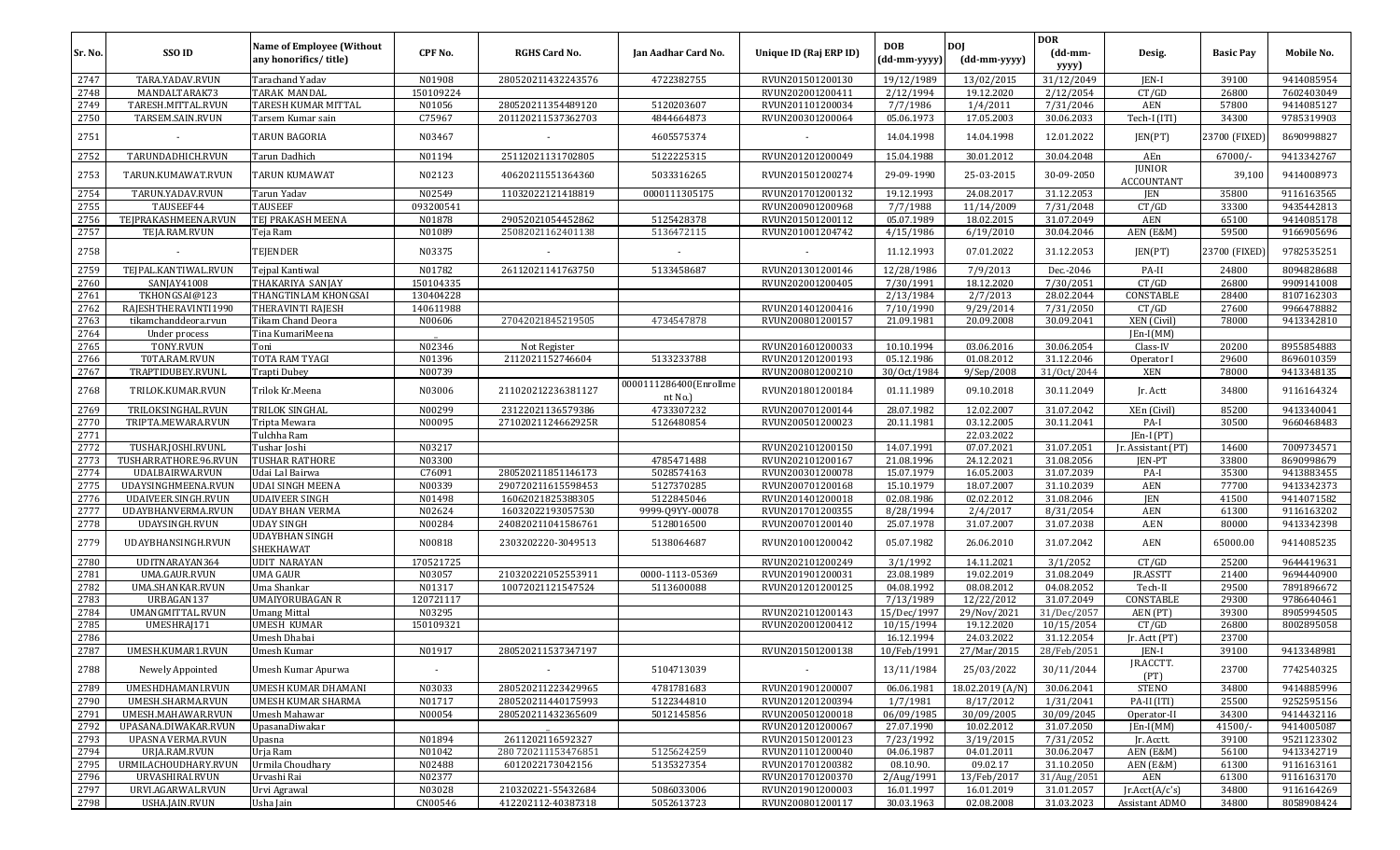| Sr. No. | SSO ID | Name of Employee (Without any honorifics/ title) | CPF No. | RGHS Card No. | Jan Aadhar Card No. | Unique ID (Raj ERP ID) | DOB (dd-mm-yyyy) | DOJ (dd-mm-yyyy) | DOR (dd-mm-yyyy) | Desig. | Basic Pay | Mobile No. |
|---|---|---|---|---|---|---|---|---|---|---|---|---|
| 2747 | TARA.YADAV.RVUN | Tarachand Yadav | N01908 | 280520211432243576 | 4722382755 | RVUN201501200130 | 19/12/1989 | 13/02/2015 | 31/12/2049 | JEN-I | 39100 | 9414085954 |
| 2748 | MANDALTARAK73 | TARAK MANDAL | 150109224 | | | RVUN202001200411 | 2/12/1994 | 19.12.2020 | 2/12/2054 | CT/GD | 26800 | 7602403049 |
| 2749 | TARESH.MITTAL.RVUN | TARESH KUMAR MITTAL | N01056 | 280520211354489120 | 5120203607 | RVUN201101200034 | 7/7/1986 | 1/4/2011 | 7/31/2046 | AEN | 57800 | 9414085127 |
| 2750 | TARSEM.SAIN.RVUN | Tarsem Kumar sain | C75967 | 201120211537362703 | 4844664873 | RVUN200301200064 | 05.06.1973 | 17.05.2003 | 30.06.2033 | Tech-I (ITI) | 34300 | 9785319903 |
| 2751 | - | TARUN BAGORIA | N03467 | - | 4605575374 | - | 14.04.1998 | 14.04.1998 | 12.01.2022 | JEN(PT) | 23700 (FIXED) | 8690998827 |
| 2752 | TARUNDADHICH.RVUN | Tarun Dadhich | N01194 | 25112021131702805 | 5122225315 | RVUN201201200049 | 15.04.1988 | 30.01.2012 | 30.04.2048 | AEn | 67000/- | 9413342767 |
| 2753 | TARUN.KUMAWAT.RVUN | TARUN KUMAWAT | N02123 | 40620211551364360 | 5033316265 | RVUN201501200274 | 29-09-1990 | 25-03-2015 | 30-09-2050 | JUNIOR ACCOUNTANT | 39,100 | 9414008973 |
| 2754 | TARUN.YADAV.RVUN | Tarun Yadav | N02549 | 11032022121418819 | 0000111305175 | RVUN201701200132 | 19.12.1993 | 24.08.2017 | 31.12.2053 | JEN | 35800 | 9116163565 |
| 2755 | TAUSEEF44 | TAUSEEF | 093200541 | | | RVUN200901200968 | 7/7/1988 | 11/14/2009 | 7/31/2048 | CT/GD | 33300 | 9435442813 |
| 2756 | TEJPRAKASHMEENA.RVUN | TEJ PRAKASH MEENA | N01878 | 29052021054452862 | 5125428378 | RVUN201501200112 | 05.07.1989 | 18.02.2015 | 31.07.2049 | AEN | 65100 | 9414085178 |
| 2757 | TEJA.RAM.RVUN | Teja Ram | N01089 | 25082021162401138 | 5136472115 | RVUN201001204742 | 4/15/1986 | 6/19/2010 | 30.04.2046 | AEN (E&M) | 59500 | 9166905696 |
| 2758 | - | TEJENDER | N03375 | - | - | - | 11.12.1993 | 07.01.2022 | 31.12.2053 | JEN(PT) | 23700 (FIXED) | 9782535251 |
| 2759 | TEJPAL.KANTIWAL.RVUN | Tejpal Kantiwal | N01782 | 26112021141763750 | 5133458687 | RVUN201301200146 | 12/28/1986 | 7/9/2013 | Dec.-2046 | PA-II | 24800 | 8094828688 |
| 2760 | SANJAY41008 | THAKARIYA SANJAY | 150104335 | | | RVUN202001200405 | 7/30/1991 | 18.12.2020 | 7/30/2051 | CT/GD | 26800 | 9909141008 |
| 2761 | TKHONGSAI@123 | THANGTINLAM KHONGSAI | 130404228 | | | | 2/13/1984 | 2/7/2013 | 28.02.2044 | CONSTABLE | 28400 | 8107162303 |
| 2762 | RAJESHTHERAVINTI1990 | THERAVINTI RAJESH | 140611988 | | | RVUN201401200416 | 7/10/1990 | 9/29/2014 | 7/31/2050 | CT/GD | 27600 | 9966478882 |
| 2763 | tikamchanddeora.rvun | Tikam Chand Deora | N00606 | 27042021845219505 | 4734547878 | RVUN200801200157 | 21.09.1981 | 20.09.2008 | 30.09.2041 | XEN (Civil) | 78000 | 9413342810 |
| 2764 | Under process | Tina KumariMeena | _ | | | | | | | JEn-I(MM) | | |
| 2765 | TONY.RVUN | Toni | N02346 | Not Register | | RVUN201601200033 | 10.10.1994 | 03.06.2016 | 30.06.2054 | Class-IV | 20200 | 8955854883 |
| 2766 | TOTA.RAM.RVUN | TOTA RAM TYAGI | N01396 | 2112021152746604 | 5133233788 | RVUN201201200193 | 05.12.1986 | 01.08.2012 | 31.12.2046 | Operator I | 29600 | 8696010359 |
| 2767 | TRAPTIDUBEY.RVUNL | Trapti Dubey | N00739 | | | RVUN200801200210 | 30/Oct/1984 | 9/Sep/2008 | 31/Oct/2044 | XEN | 78000 | 9413348135 |
| 2768 | TRILOK.KUMAR.RVUN | Trilok Kr.Meena | N03006 | 211020212236381127 | 0000111286400(Enrollment No.) | RVUN201801200184 | 01.11.1989 | 09.10.2018 | 30.11.2049 | Jr. Actt | 34800 | 9116164324 |
| 2769 | TRILOKSINGHAL.RVUN | TRILOK SINGHAL | N00299 | 23122021136579386 | 4733307232 | RVUN200701200144 | 28.07.1982 | 12.02.2007 | 31.07.2042 | XEn (Civil) | 85200 | 9413340041 |
| 2770 | TRIPTA.MEWARA.RVUN | Tripta Mewara | N00095 | 27102021124662925R | 5126480854 | RVUN200501200023 | 20.11.1981 | 03.12.2005 | 30.11.2041 | PA-I | 30500 | 9660468483 |
| 2771 | | Tulchha Ram | | | | | | 22.03.2022 | | JEn-I(PT) | | |
| 2772 | TUSHARJOSHI.RVUNL | Tushar Joshi | N03217 | | | RVUN202101200150 | 14.07.1991 | 07.07.2021 | 31.07.2051 | Jr. Assistant (PT) | 14600 | 7009734571 |
| 2773 | TUSHARRATHORE.96.RVUN | TUSHAR RATHORE | N03300 | | 4785471488 | RVUN202101200167 | 21.08.1996 | 24.12.2021 | 31.08.2056 | JEN-PT | 33800 | 8690998679 |
| 2774 | UDALBAIRWA.RVUN | Udai Lal Bairwa | C76091 | 280520211851146173 | 5028574163 | RVUN200301200078 | 15.07.1979 | 16.05.2003 | 31.07.2039 | PA-I | 35300 | 9413883455 |
| 2775 | UDAYSINGHMEENA.RVUN | UDAI SINGH MEENA | N00339 | 290720211615598453 | 5127370285 | RVUN200701200168 | 15.10.1979 | 18.07.2007 | 31.10.2039 | AEN | 77700 | 9413342373 |
| 2776 | UDAIVEER.SINGH.RVUN | UDAIVEER SINGH | N01498 | 16062021825388305 | 5122845046 | RVUN201401200018 | 02.08.1986 | 02.02.2012 | 31.08.2046 | JEN | 41500 | 9414071582 |
| 2777 | UDAYBHANVERMA.RVUN | UDAY BHAN VERMA | N02624 | 16032022193057530 | 9999-Q9YY-00078 | RVUN201701200355 | 8/28/1994 | 2/4/2017 | 8/31/2054 | AEN | 61300 | 9116163202 |
| 2778 | UDAYSINGH.RVUN | UDAY SINGH | N00284 | 240820211041586761 | 5128016500 | RVUN200701200140 | 25.07.1978 | 31.07.2007 | 31.07.2038 | A.EN | 80000 | 9413342398 |
| 2779 | UDAYBHANSINGH.RVUN | UDAYBHAN SINGH SHEKHAWAT | N00818 | 2303202220-3049513 | 5138064687 | RVUN201001200042 | 05.07.1982 | 26.06.2010 | 31.07.2042 | AEN | 65000.00 | 9414085235 |
| 2780 | UDITNARAYAN364 | UDIT NARAYAN | 170521725 | | | RVUN202101200249 | 3/1/1992 | 14.11.2021 | 3/1/2052 | CT/GD | 25200 | 9644419631 |
| 2781 | UMA.GAUR.RVUN | UMA GAUR | N03057 | 210320221052553911 | 0000-1113-05369 | RVUN201901200031 | 23.08.1989 | 19.02.2019 | 31.08.2049 | JR.ASSTT | 21400 | 9694440900 |
| 2782 | UMA.SHANKAR.RVUN | Uma Shankar | N01317 | 10072021121547524 | 5113600088 | RVUN201201200125 | 04.08.1992 | 08.08.2012 | 04.08.2052 | Tech-II | 29500 | 7891896672 |
| 2783 | URBAGAN137 | UMAIYORUBAGAN R | 120721117 | | | | 7/13/1989 | 12/22/2012 | 31.07.2049 | CONSTABLE | 29300 | 9786640461 |
| 2784 | UMANGMITTAL.RVUN | Umang Mittal | N03295 | | | RVUN202101200143 | 15/Dec/1997 | 29/Nov/2021 | 31/Dec/2057 | AEN (PT) | 39300 | 8905994505 |
| 2785 | UMESHRAJ171 | UMESH KUMAR | 150109321 | | | RVUN202001200412 | 10/15/1994 | 19.12.2020 | 10/15/2054 | CT/GD | 26800 | 8002895058 |
| 2786 | | Umesh Dhabai | | | | | 16.12.1994 | 24.03.2022 | 31.12.2054 | Jr. Actt (PT) | 23700 | |
| 2787 | UMESH.KUMAR1.RVUN | Umesh Kumar | N01917 | 280520211537347197 | | RVUN201501200138 | 10/Feb/1991 | 27/Mar/2015 | 28/Feb/2051 | JEN-I | 39100 | 9413348981 |
| 2788 | Newely Appointed | Umesh Kumar Apurwa | - | - | 5104713039 | - | 13/11/1984 | 25/03/2022 | 30/11/2044 | JR.ACCTT. (PT) | 23700 | 7742540325 |
| 2789 | UMESHDHAMANI.RVUN | UMESH KUMAR DHAMANI | N03033 | 280520211223429965 | 4781781683 | RVUN201901200007 | 06.06.1981 | 18.02.2019 (A/N) | 30.06.2041 | STENO | 34800 | 9414885996 |
| 2790 | UMESH.SHARMA.RVUN | UMESH KUMAR SHARMA | N01717 | 280520211440175993 | 5122344810 | RVUN201201200394 | 1/7/1981 | 8/17/2012 | 1/31/2041 | PA-II (ITI) | 25500 | 9252595156 |
| 2791 | UMESH.MAHAWAR.RVUN | Umesh Mahawar | N00054 | 280520211432365609 | 5012145856 | RVUN200501200018 | 06/09/1985 | 30/09/2005 | 30/09/2045 | Operator-II | 34300 | 9414432116 |
| 2792 | UPASANA.DIWAKAR.RVUN | UpasanaDiwakar | | _ | | RVUN201201200067 | 27.07.1990 | 10.02.2012 | 31.07.2050 | JEn-I(MM) | 41500/- | 9414005087 |
| 2793 | UPASNA.VERMA.RVUN | Upasna | N01894 | 2611202116592327 | | RVUN201501200123 | 7/23/1992 | 3/19/2015 | 7/31/2052 | Jr. Acctt. | 39100 | 9521123302 |
| 2794 | URJA.RAM.RVUN | Urja Ram | N01042 | 280 720211153476851 | 5125624259 | RVUN201101200040 | 04.06.1987 | 04.01.2011 | 30.06.2047 | AEN (E&M) | 56100 | 9413342719 |
| 2795 | URMILACHOUDHARY.RVUN | Urmila Choudhary | N02488 | 6012022173042156 | 5135327354 | RVUN201701200382 | 08.10.90. | 09.02.17 | 31.10.2050 | AEN (E&M) | 61300 | 9116163161 |
| 2796 | URVASHIRAI.RVUN | Urvashi Rai | N02377 | | | RVUN201701200370 | 2/Aug/1991 | 13/Feb/2017 | 31/Aug/2051 | AEN | 61300 | 9116163170 |
| 2797 | URVI.AGARWAL.RVUN | Urvi Agrawal | N03028 | 210320221-55432684 | 5086033006 | RVUN201901200003 | 16.01.1997 | 16.01.2019 | 31.01.2057 | Jr.Acct(A/c's) | 34800 | 9116164269 |
| 2798 | USHA.JAIN.RVUN | Usha Jain | CN00546 | 412202112-40387318 | 5052613723 | RVUN200801200117 | 30.03.1963 | 02.08.2008 | 31.03.2023 | Assistant ADMO | 34800 | 8058908424 |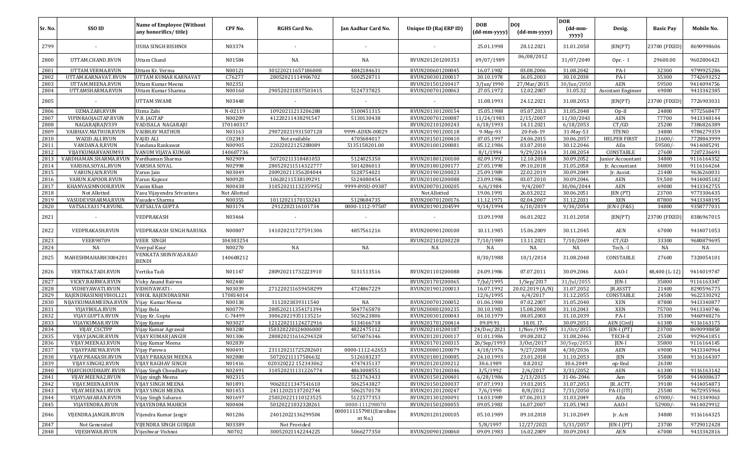| Sr. No. | SSO ID | Name of Employee (Without any honorifics/ title) | CPF No. | RGHS Card No. | Jan Aadhar Card No. | Unique ID (Raj ERP ID) | DOB (dd-mm-yyyy) | DOJ (dd-mm-yyyy) | DOR (dd-mm-yyyy) | Desig. | Basic Pay | Mobile No. |
|---|---|---|---|---|---|---|---|---|---|---|---|---|
| 2799 | - | USHA SINGH BISHNOI | N03374 | - | - | - | 25.01.1998 | 28.12.2021 | 31.01.2058 | JEN(PT) | 23700 (FIXED) | 8690998606 |
| 2800 | UTTAM.CHAND.RVUN | Uttam Chand | N01584 | NA | NA | RVUN201201200353 | 09/07/1989 | 06/08/2012 | 31/07/2049 | Opr. - I | 29600.00 | 9602806421 |
| 2801 | UTTAM.VERMA.RVUN | Uttam Kr. Verma | N00121 | 3012202116571860000 | 4842184631 | RVUN200601200045 | 16.07.1982 | 03.08.2006 | 31.08.2042 | PA-I | 32300 | 9799925286 |
| 2802 | UTTAM.KARNAVAT.RVUN | UTTAM KUMAR KARNAVAT | C76277 | 28052021114906702 | 5002528711 | RVUN200301200017 | 30.10.1978 | 16.05.2003 | 30.10.2038 | PA-I | 35300 | 7742693252 |
| 2803 | UTTAM.MEENA.RVUN | Uttam Kumar Meena | N02351 | | | RVUN201501200417 | 3/Jun/1990 | 27/Mar/2015 | 30/Jun/2050 | AEN | 59500 | 9414094756 |
| 2804 | UTTAMSHARMA.RVUN | Uttam Kumar Sharma | N00160 | 2905202118375034 15 | 5124737825 | RVUN200701200063 | 27.05.1972 | 12.02.2007 | 31.05.32 | Assistant Engineer | 69000 | 9413342385 |
| 2805 | - | UTTAM SWAMI | N03448 | - | - | - | 11.08.1993 | 24.12.2021 | 31.08.2053 | JEN(PT) | 23700 (FIXED) | 7726903031 |
| 2806 | UZMA.ZABI.RVUN | Uzma Zabi | N-02119 | 10920211213206288 | 5100451315 | RVUN201301200154 | 15.05.1988 | 05.07.2013 | 31.05.2048 | Op-II | 24800 | 9772568477 |
| 2807 | VIPINRAOJAGTAP.RVUN | V.R. JAGTAP | N00209 | 41220211438291547 | 5130130438 | RVUN200701200087 | 11/24/1983 | 2/15/2007 | 11/30/2043 | AEN | 77700 | 9413348144 |
| 2808 | NAGARAJRAJV339 | VADISALA NAGARAJU | 170140317 | | | RVUN202101200243 | 6/18/1993 | 14.11.2021 | 6/18/2053 | CT/GD | 25200 | 7386826389 |
| 2809 | VAIBHAV.MATHUR.RVUN | VAIBHAV MATHUR | N03163 | 290720211931507128 | 9999-ADXN-00029 | RVUN201901200118 | 9-May-93 | 20-Feb-19 | 31-May-53 | STENO | 34800 | 9784279359 |
| 2810 | WAZID.ALI.RVUN | VAJID ALI | C02343 | Not available | 4705684017 | RVUN201501200410 | 07.05.1997 | 24.06.2015 | 30.06.2057 | HELPER FIRST | 21600/- | 7728843999 |
| 2811 | VANDANA.R.RVUN | Vandana Rankawat | N00905 | 22022022125288089 | 5135158201.00 | RVUN201001200081 | 05.12.1986 | 03.07.2010 | 30.12.2046 | AEn | 59500/- | 9414085291 |
| 2812 | VIJAYKUMARVANUM93 | VANUM VIJAYA KUMAR | 140607736 | | | | 8/1/1994 | 9/29/2014 | 31.08.2054 | CONSTABLE | 27600 | 7207236691 |
| 2813 | VARDHAMAN.SHARMA.RVUN | Vardhaman Sharma | N02909 | 50720211170481053 | 5124025350 | RVUN201801200100 | 02.09.1992 | 12.10.2018 | 30.09.2052 | Junior Accountant | 34800 | 9116164352 |
| 2814 | VARSHA.SOYAL.RVUN | VARSHA SOYAL | N02998 | 280520211514322777 | 5014286013 | RVUN201801200177 | 27.05.1998 | 09.10.2018 | 31.05.2058 | Jr. Accountant | 34800 | 9116164264 |
| 2815 | VARUN.JAIN.RVUN | Varun Jain | N03049 | 200920211356204044 | 5128754021 | RVUN201901200023 | 25.09.1989 | 22.02.2019 | 30.09.2049 | Jr. Assist. | 21400 | 9636260031 |
| 2816 | VARUN.KAPOOR.RVUN | Varun Kapoor | N00920 | 10620211538109291 | 5124080454 | RVUN201001200088 | 23.09.1986 | 03.07.2010 | 30.09.2046 | AEN | 59,500 | 9414085182 |
| 2817 | KHANVASIMNOOR.RVUN | Vasim Khan | N00438 | 310520211132359952 | 9999-89SU-09387 | RVUN200701200205 | 6/6/1984 | 9/4/2007 | 30/06/2044 | AEN | 69000 | 9413342755 |
| 2818 | Not Allotted | Vasu Vijayendra Srivastava | Not Allotted | - | - | Not Allotted | 19.06.1991 | 26.03.2022 | 30.06.2051 | JEN (PT) | 23700 | 9773306435 |
| 2819 | VASUDEVSHARMA.RVUN | Vasudev Sharma | N00355 | 10112021170153243 | 5128684735 | RVUN200701200176 | 11.12.1971 | 02.04.2007 | 31.12.2031 | XEN | 87800 | 9413348195 |
| 2820 | VATSALYA3174.RVUNL | VATSALYA GUPTA | N03174 | 2912202116101734 | 0000-1112-97507 | RVUN201901204599 | 9/14/1994 | 6/10/2019 | 9/30/2054 | JEN-I (F&S) | 34800 | 9358777031 |
| 2821 | - | VEDPRAKASH | N03464 | - | - | - | 13.09.1998 | 06.01.2022 | 31.01.2058 | JEN(PT) | 23700 (FIXED) | 8386967015 |
| 2822 | VEDPRAKASH.RVUN | VEDPRAKASH SINGH NARUKA | N00807 | 141020211727591306 | 4857561216 | RVUN200901200100 | 10.11.1985 | 15.06.2009 | 30.11.2045 | AEN | 67000 | 9414071053 |
| 2823 | VEER98709 | VEER SINGH | 104383254 | | | RVUN202101200228 | 7/10/1989 | 13.11.2021 | 7/10/2049 | CT/GD | 33300 | 9680879695 |
| 2824 | NA | Veerpal Kaur | N00270 | NA | NA | NA | NA | NA | NA | Tech.-I | NA | NA |
| 2825 | MAHESHMAHARH3004201 | VENKATA SRINIVASA RAO BENDI | 140608212 | | | | 8/30/1988 | 10/1/2014 | 31.08.2048 | CONSTABLE | 27600 | 7320054101 |
| 2826 | VERTIKA.TADI.RVUN | Vertika Tadi | N01147 | 280920211732223910 | 5131513516 | RVUN201101200088 | 24.09.1986 | 07.07.2011 | 30.09.2046 | AAO-I | 48,400 (L-12) | 9414019747 |
| 2827 | VICKY.BAIRWA.RVUN | Vicky Anand Bairwa | N02440 | | | RVUN201701200065 | 7/Jul/1995 | 1/Sep/2017 | 31/Jul/2055 | JEN-I | 35800 | 9116163347 |
| 2828 | VIDHIYAWATI.RVUN | VIDHIYAWATI - | N03039 | 271220211659458299 | 4724867229 | RVUN201901200013 | 16.07.1992 | 20.02.2019 (A/N) | 31.07.2052 | JR.ASSTT | 21400 | 8290596775 |
| 2829 | RAJENDRASINHJVIHOL121 | VIHOL RAJENDRASINH | 170814014 | | | | 12/6/1995 | 6/4/2017 | 31.12.2055 | CONSTABLE | 24500 | 9622330292 |
| 2830 | NIJAYKUMARMEENA.RVUN | Vijay Kumar Meena | N00138 | 3112021839311540 | NA | RVUN200701200052 | 01.06.1980 | 07.02.2007 | 31.05.2040 | XEN | 87800 | 9413340877 |
| 2831 | VIJAYBOLA.RVUN | Vijay Bola | N00779 | 280520211354171394 | 5047765870 | RVUN200801200235 | 30.10.1983 | 15.08.2008 | 31.10.2043 | XEN | 75700 | 9413340746 |
| 2832 | VIJAY.GUPTA.RVUN | Vijay Kr. Gupta | C-74499 | 30062021935113521r | 5025623806 | RVUN200301200043 | 04.10.1979 | 08.05.2003 | 31.10.2039 | PA-I | 35300 | 9460948276 |
| 2833 | VIJAYKUMAR.RVUN | Vijay Kumar | N03027 | 12122021124272916 | 5134166718 | RVUN201701200414 | 09.09.91 | 18.01.17 | 30.09.2051 | AEN (Civil) | 61300 | 9116163175 |
| 2834 | VIJAY_CSCTPP | Vijay Kumar Agrawal | N03280 | 150320220124006000' | 4822475112 | RVUN202101200187 | 24/Dec/2021 | 1/Nov/1995 | 31/Oct/2055 | JEN-I (PT) | 23700 | 8690998858 |
| 2835 | VIJAY.JANGIR.RVUN | VIJAY KUMAR JANGIR | N01306 | 280820211616294328 | 5076076346 | RVUN201201200117 | 01.01.1986 | 09.08.2012 | 31.08.2046 | TECH-II | 25500 | 9929641851 |
| 2836 | VIJAY.MEENA3.RVUN | Vijay Kumar Meena | N02839 | | | RVUN201701200315 | 26/Sep/1993 | 3/Oct/2017 | 30/Sep/2053 | JEN-I | 35800 | 9116164145 |
| 2837 | VIJAYPAREWA.RVUN | Vijay Parewa | N00491 | 231120211725282601 | 0000-1112-62653 | RVUN200801200079 | 4/18/1976 | 9/27/2008 | 4/30/2036 | AEN | 69000 | 9413340964 |
| 2838 | VIJAY.PRAKASH.RVUN | VIJAY PRAKASH MEENA | N02880 | 50720211117586632 | 5126183237 | RVUN201801200085 | 24.10.1993 | 23.01.2018 | 31.10.2053 | JEN | 35800 | 9116164307 |
| 2839 | VIJAY.SINGH2.RVUN | VIJAY RAGHAV SINGH | N01416 | 020320222 152343062 | 4747435137 | RVUN201201200212 | 30.6.1989 | 8.8.2012 | 30.6.2049 | op-IInd | 26300 | |
| 2840 | VIJAYCHOUDHARY.RVUN | Vijay Singh Choudhary | N02491 | 310520211131226774 | 4863008551 | RVUN201701200346 | 3/5/1992 | 2/6/2017 | 3/31/2052 | AEN | 61300 | 9116163142 |
| 2841 | VIJAY.MEENA2.RVUN | Vijay singh Meena | N02315 | | 5123763433 | RVUN201501200401 | 6/28/1986 | 2/13/2015 | 31-06-2046 | Aen | 59500 | 9414008637 |
| 2842 | VIJAY.MEENA.RVUN | VIJAY SINGH MEENA | N01891 | 90620211347541610 | 5062543827 | RVUN201501200037 | 07.07.1993 | 19.03.2015 | 31.07.2053 | JR. ACTT. | 39100 | 9414054873 |
| 2843 | VIJAY.MEENA1.RVUN | VIJAY SINGH MEENA | N01453 | 24112021137202744 | 5062170178 | RVUN201201200247 | 7/6/1990 | 8/8/2012 | 7/31/2050 | PA-II (ITI) | 25500 | 9672955966 |
| 2844 | VIJAYSAHARAN.RVUN | Vijay Singh Saharan | N01697 | 250320221110123525 | 5122577353 | RVUN201301200091 | 14.03.1989 | 07.06.2013 | 31.03.2049 | AEn | 67000/- | 9413349063 |
| 2845 | VIJAYENDRA.RVUN | VIJAYENDRA MAHICH | N00404 | 50120221032328261 | 0000-111298070 | RVUN200701200055 | 09.05.1983 | 16.07.2007 | 31.05.1943 | AAO-I | 52900/- | 9414029912 |
| 2846 | VIJENDRA.JANGIR.RVUN | Vijendra Kumar Jangir | N01286 | 24012022136299504 | 0000111157981(Enrollment No.) | RVUN201201200105 | 05.10.1989 | 09.10.2018 | 31.10.2049 | Jr. Actt | 34800 | 9116164325 |
| 2847 | Not Generated | VIJENDRA SINGH GURJAR | N03389 | Not Provided | | | 5/8/1997 | 12/27/2021 | 5/31/2057 | JEN-I (PT) | 23700 | 9729012428 |
| 2848 | VIJESHWAR.RVUN | Vijeshwar Vishnoi | N0702 | 300520211422442 25 | 5066277350 | RVUN200901200060 | 09.09.1983 | 16.02.2009 | 30.09.2043 | AEN | 67000 | 9413342816 |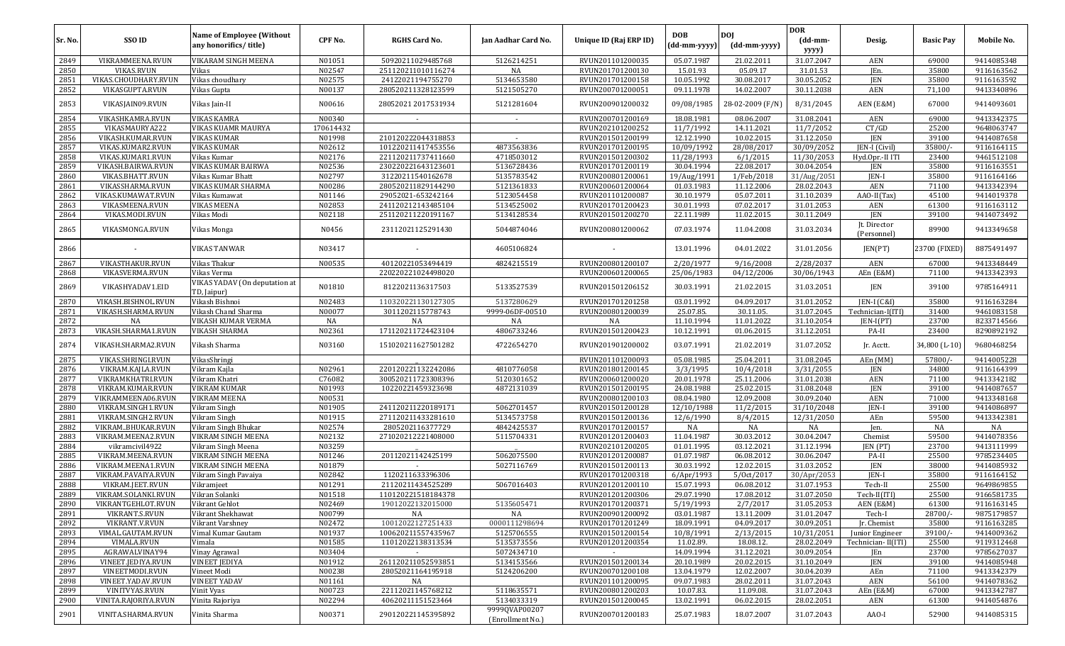| Sr. No. | SSO ID | Name of Employee (Without any honorifics/ title) | CPF No. | RGHS Card No. | Jan Aadhar Card No. | Unique ID (Raj ERP ID) | DOB (dd-mm-yyyy) | DOJ (dd-mm-yyyy) | DOR (dd-mm-yyyy) | Desig. | Basic Pay | Mobile No. |
|---|---|---|---|---|---|---|---|---|---|---|---|---|
| 2849 | VIKRAMMEENA.RVUN | VIKARAM SINGH MEENA | N01051 | 50920211029485768 | 5126214251 | RVUN201101200035 | 05.07.1987 | 21.02.2011 | 31.07.2047 | AEN | 69000 | 9414085348 |
| 2850 | VIKAS.RVUN | Vikas | N02547 | 251120211010116274 | NA | RVUN201701200130 | 15.01.93 | 05.09.17 | 31.01.53 | JEn. | 35800 | 9116163562 |
| 2851 | VIKAS.CHOUDHARY.RVUN | Vikas choudhary | N02575 | 24122021194755270 | 5134653580 | RVUN201701200158 | 10.05.1992 | 30.08.2017 | 30.05.2052 | JEN | 35800 | 9116163592 |
| 2852 | VIKASGUPTA.RVUN | Vikas Gupta | N00137 | 280520211328123599 | 5121505270 | RVUN200701200051 | 09.11.1978 | 14.02.2007 | 30.11.2038 | AEN | 71,100 | 9413340896 |
| 2853 | VIKASJAIN09.RVUN | Vikas Jain-II | N00616 | 28052021 2017531934 | 5121281604 | RVUN200901200032 | 09/08/1985 | 28-02-2009 (F/N) | 8/31/2045 | AEN (E&M) | 67000 | 9414093601 |
| 2854 | VIKASHKAMRA.RVUN | VIKAS KAMRA | N00340 | - | - | RVUN200701200169 | 18.08.1981 | 08.06.2007 | 31.08.2041 | AEN | 69000 | 9413342375 |
| 2855 | VIKASMAURYA222 | VIKAS KUAMR MAURYA | 170614432 | | | RVUN202101200252 | 11/7/1992 | 14.11.2021 | 11/7/2052 | CT/GD | 25200 | 9648063747 |
| 2856 | VIKASH.KUMAR.RVUN | VIKAS KUMAR | N01998 | 210120222044318853 | - | RVUN201501200199 | 12.12.1990 | 10.02.2015 | 31.12.2050 | JEN | 39100 | 9414087658 |
| 2857 | VIKAS.KUMAR2.RVUN | VIKAS KUMAR | N02612 | 101220211417453556 | 4873563836 | RVUN201701200195 | 10/09/1992 | 28/08/2017 | 30/09/2052 | JEN-I (Civil) | 35800/- | 9116164115 |
| 2858 | VIKAS.KUMAR1.RVUN | Vikas Kumar | N02176 | 221120211737411660 | 4718503012 | RVUN201501200302 | 11/28/1993 | 6/1/2015 | 11/30/2053 | Hyd.Opr.-II ITI | 23400 | 9461512108 |
| 2859 | VIKASH.BAIRWA.RVUN | VIKAS KUMAR BAIRWA | N02536 | 230220221643123601 | 5136728436 | RVUN201701200119 | 30.04.1994 | 22.08.2017 | 30.04.2054 | JEN | 35800 | 9116163551 |
| 2860 | VIKAS.BHATT.RVUN | Vikas Kumar Bhatt | N02797 | 31220211540162678 | 5135783542 | RVUN200801200061 | 19/Aug/1991 | 1/Feb/2018 | 31/Aug/2051 | JEN-I | 35800 | 9116164166 |
| 2861 | VIKASSHARMA.RVUN | VIKAS KUMAR SHARMA | N00286 | 280520211829144290 | 5121361833 | RVUN200601200064 | 01.03.1983 | 11.12.2006 | 28.02.2043 | AEN | 71100 | 9413342394 |
| 2862 | VIKAS.KUMAWAT.RVUN | Vikas Kumawat | N01146 | 29052021-653242164 | 5123054458 | RVUN201101200087 | 30.10.1979 | 05.07.2011 | 31.10.2039 | AAO-II(Tax) | 45100 | 9414019378 |
| 2863 | VIKASMEENA.RVUN | VIKAS MEENA | N02853 | 241120212143485104 | 5134525002 | RVUN201701200423 | 30.01.1993 | 07.02.2017 | 31.01.2053 | AEN | 61300 | 9116163112 |
| 2864 | VIKAS.MODI.RVUN | Vikas Modi | N02118 | 251120211220191167 | 5134128534 | RVUN201501200270 | 22.11.1989 | 11.02.2015 | 30.11.2049 | JEN | 39100 | 9414073492 |
| 2865 | VIKASMONGA.RVUN | Vikas Monga | N0456 | 23112021125291430 | 5044874046 | RVUN200801200062 | 07.03.1974 | 11.04.2008 | 31.03.2034 | Jt. Director (Personnel) | 89900 | 9413349658 |
| 2866 | - | VIKAS TANWAR | N03417 | - | 4605106824 | - | 13.01.1996 | 04.01.2022 | 31.01.2056 | JEN(PT) | 23700 (FIXED) | 8875491497 |
| 2867 | VIKASTHAKUR.RVUN | Vikas Thakur | N00535 | 40120221053494419 | 4824215519 | RVUN200801200107 | 2/20/1977 | 9/16/2008 | 2/28/2037 | AEN | 67000 | 9413348449 |
| 2868 | VIKASVERMA.RVUN | Vikas Verma | | 220220221024498020 | | RVUN200601200065 | 25/06/1983 | 04/12/2006 | 30/06/1943 | AEn (E&M) | 71100 | 9413342393 |
| 2869 | VIKASHYADAV1.EID | VIKAS YADAV (On deputation at TD, Jaipur) | N01810 | 8122021136317503 | 5133527539 | RVUN201501206152 | 30.03.1991 | 21.02.2015 | 31.03.2051 | JEN | 39100 | 9785164911 |
| 2870 | VIKASH.BISHNOL.RVUN | Vikash Bishnoi | N02483 | 110320221130127305 | 5137280629 | RVUN201701201258 | 03.01.1992 | 04.09.2017 | 31.01.2052 | JEN-I (C&I) | 35800 | 9116163284 |
| 2871 | VIKASH.SHARMA.RVUN | Vikash Chand Sharma | N00077 | 3011202115778743 | 9999-06DF-00510 | RVUN200801200039 | 25.07.85. | 30.11.05. | 31.07.2045 | Technician-I(ITI) | 31400 | 9461083158 |
| 2872 | NA | VIKASH KUMAR VERMA | NA | NA | NA | NA | 11.10.1994 | 11.01.2022 | 31.10.2054 | JEN-I(PT) | 23700 | 8233714566 |
| 2873 | VIKASH.SHARMA1.RVUN | VIKASH SHARMA | N02361 | 171120211724423104 | 4806733246 | RVUN201501200423 | 10.12.1991 | 01.06.2015 | 31.12.2051 | PA-II | 23400 | 8290892192 |
| 2874 | VIKASH.SHARMA2.RVUN | Vikash Sharma | N03160 | 151020211627501282 | 4722654270 | RVUN201901200002 | 03.07.1991 | 21.02.2019 | 31.07.2052 | Jr. Acctt. | 34,800 (L-10) | 9680468254 |
| 2875 | VIKAS.SHRINGI.RVUN | VikasShringi | | | | RVUN201101200093 | 05.08.1985 | 25.04.2011 | 31.08.2045 | AEn (MM) | 57800/- | 9414005228 |
| 2876 | VIKRAM.KAJLA.RVUN | Vikram Kajla | N02961 | 220120221132242086 | 4810776058 | RVUN201801200145 | 3/3/1995 | 10/4/2018 | 3/31/2055 | JEN | 34800 | 9116164399 |
| 2877 | VIKRAMKHATRI.RVUN | Vikram Khatri | C76082 | 300520211723308396 | 5120301652 | RVUN200601200020 | 20.01.1978 | 25.11.2006 | 31.01.2038 | AEN | 71100 | 9413342182 |
| 2878 | VIKRAM.KUMAR.RVUN | VIKRAM KUMAR | N01993 | 10220221459323698 | 4872131039 | RVUN201501200195 | 24.08.1988 | 25.02.2015 | 31.08.2048 | JEN | 39100 | 9414087657 |
| 2879 | VIKRAMMEENA06.RVUN | VIKRAM MEENA | N00531 | | | RVUN200801200103 | 08.04.1980 | 12.09.2008 | 30.09.2040 | AEN | 71000 | 9413348168 |
| 2880 | VIKRAM.SINGH1.RVUN | Vikram Singh | N01905 | 241120211220189171 | 5062701457 | RVUN201501200128 | 12/10/1988 | 11/2/2015 | 31/10/2048 | JEN-I | 39100 | 9414086897 |
| 2881 | VIKRAM.SINGH2.RVUN | Vikram Singh | N01915 | 271120211433281610 | 5134573758 | RVUN201501200136 | 12/6/1990 | 8/4/2015 | 12/31/2050 | AEn | 59500 | 9413342381 |
| 2882 | VIKRAM..BHUKAR.RVUN | Vikram Singh Bhukar | N02574 | 2805202116377729 | 4842425537 | RVUN201701200157 | NA | NA | NA | Jen. | NA | NA |
| 2883 | VIKRAM.MEENA2.RVUN | VIKRAM SINGH MEENA | N02132 | 271020212221408000 | 5115704331 | RVUN201201200403 | 11.04.1987 | 30.03.2012 | 30.04.2047 | Chemist | 59500 | 9414078356 |
| 2884 | vikramcivil4922 | Vikram Singh Meena | N03259 | | | RVUN202101200205 | 01.01.1995 | 03.12.2021 | 31.12.1994 | JEN (PT) | 23700 | 9413111999 |
| 2885 | VIKRAM.MEENA.RVUN | VIKRAM SINGH MEENA | N01246 | 20112021142425199 | 5062075500 | RVUN201201200087 | 01.07.1987 | 06.08.2012 | 30.06.2047 | PA-II | 25500 | 9785234405 |
| 2886 | VIKRAM.MEENA1.RVUN | VIKRAM SINGH MEENA | N01879 | | 5027116769 | RVUN201501200113 | 30.03.1992 | 12.02.2015 | 31.03.2052 | JEN | 38000 | 9414085932 |
| 2887 | VIKRAM.PAVAIYA.RVUN | Vikram Singh Pavaiya | N02842 | 1120211633396306 | | RVUN201701200318 | 6/Apr/1993 | 5/Oct/2017 | 30/Apr/2053 | JEN-I | 35800 | 9116164152 |
| 2888 | VIKRAM.JEET.RVUN | Vikramjeet | N01291 | 21120211434525289 | 5067016403 | RVUN201201200110 | 15.07.1993 | 06.08.2012 | 31.07.1953 | Tech-II | 25500 | 9649869855 |
| 2889 | VIKRAM.SOLANKI.RVUN | Vikran Solanki | N01518 | 110120221518184378 | | RVUN201201200306 | 29.07.1990 | 17.08.2012 | 31.07.2050 | Tech-II(ITI) | 25500 | 9166581735 |
| 2890 | VIKRANTGEHLOT.RVUN | Vikrant Gehlot | N02469 | 19012022132015000 | 5135605471 | RVUN201701200371 | 5/19/1993 | 2/7/2017 | 31.05.2053 | AEN (E&M) | 61300 | 9116163145 |
| 2891 | VIKRANT.S.RVUN | Vikrant Shekhawat | N00799 | NA | NA | RVUN200901200092 | 03.01.1987 | 13.11.2009 | 31.01.2047 | Tech-I | 28700/- | 9875179857 |
| 2892 | VIKRANT.V.RVUN | Vikrant Varshney | N02472 | 10012022127251433 | 0000111298694 | RVUN201701201249 | 18.09.1991 | 04.09.2017 | 30.09.2051 | Jr. Chemist | 35800 | 9116163285 |
| 2893 | VIMAL.GAUTAM.RVUN | Vimal Kumar Gautam | N01937 | 100620211557435967 | 5125706555 | RVUN201501200154 | 10/8/1991 | 2/13/2015 | 10/31/2051 | Junior Engineer | 39100/- | 9414009362 |
| 2894 | VIMALA.RVUN | Vimala | N01585 | 11012022138313534 | 5135373556 | RVUN201201200354 | 11.02.89. | 18.08.12. | 28.02.2049 | Technician- II(ITI) | 25500 | 9119312468 |
| 2895 | AGRAWALVINAY94 | Vinay Agrawal | N03404 | - | 5072434710 | - | 14.09.1994 | 31.12.2021 | 30.09.2054 | JEn | 23700 | 9785627037 |
| 2896 | VINEET.JEDIYA.RVUN | VINEET JEDIYA | N01912 | 261120211052593851 | 5134153566 | RVUN201501200134 | 20.10.1989 | 20.02.2015 | 31.10.2049 | JEN | 39100 | 9414085948 |
| 2897 | VINEETMODI.RVUN | Vineet Modi | N00238 | 28052021164195918 | 5124206200 | RVUN200701200108 | 13.04.1979 | 12.02.2007 | 30.04.2039 | AEn | 71100 | 9413342379 |
| 2898 | VINEET.YADAV.RVUN | VINEET YADAV | N01161 | NA | | RVUN201101200095 | 09.07.1983 | 28.02.2011 | 31.07.2043 | AEN | 56100 | 9414078362 |
| 2899 | VINITVYAS.RVUN | Vinit Vyas | N00723 | 22112021145768212 | 5118635571 | RVUN200801200203 | 10.07.83. | 11.09.08. | 31.07.2043 | AEn (E&M) | 67000 | 9413342787 |
| 2900 | VINITA.RAJORIYA.RVUN | Vinita Rajoriya | N02294 | 40620211151523464 | 5134033319 | RVUN201501200043 | 13.02.1991 | 06.02.2015 | 28.02.2051 | AEN | 61300 | 9414054876 |
| 2901 | VINITA.SHARMA.RVUN | Vinita Sharma | N00371 | 290120221145395892 | 9999QVAP00207 (Enrollment No.) | RVUN200701200183 | 25.07.1983 | 18.07.2007 | 31.07.2043 | AAO-I | 52900 | 9414085315 |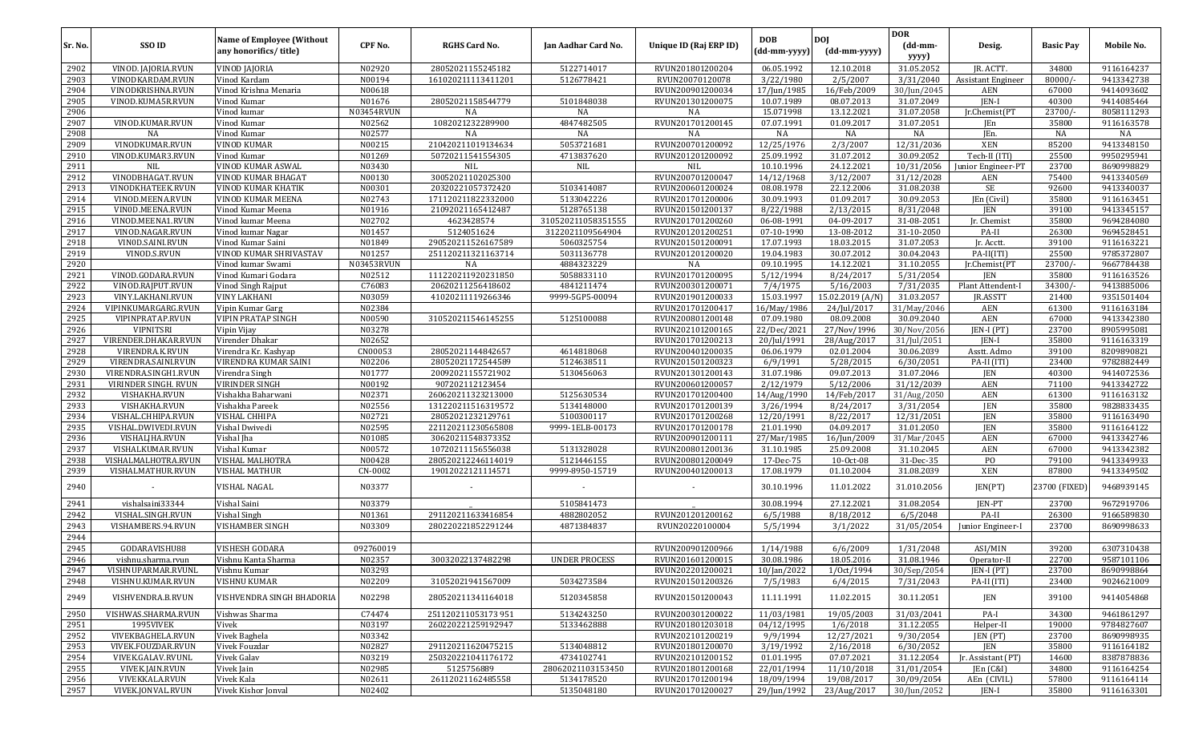| Sr. No. | SSO ID | Name of Employee (Without any honorifics/ title) | CPF No. | RGHS Card No. | Jan Aadhar Card No. | Unique ID (Raj ERP ID) | DOB (dd-mm-yyyy) | DOJ (dd-mm-yyyy) | DOR (dd-mm-yyyy) | Desig. | Basic Pay | Mobile No. |
|---|---|---|---|---|---|---|---|---|---|---|---|---|
| 2902 | VINOD. JAJORIA.RVUN | VINOD JAJORIA | N02920 | 28052021155245182 | 5122714017 | RVUN201801200204 | 06.05.1992 | 12.10.2018 | 31.05.2052 | JR. ACTT. | 34800 | 9116164237 |
| 2903 | VINODKARDAM.RVUN | Vinod Kardam | N00194 | 161020211113411201 | 5126778421 | RVUN20070120078 | 3/22/1980 | 2/5/2007 | 3/31/2040 | Assistant Engineer | 80000/- | 9413342738 |
| 2904 | VINODKRISHNA.RVUN | Vinod Krishna Menaria | N00618 | | | RVUN200901200034 | 17/Jun/1985 | 16/Feb/2009 | 30/Jun/2045 | AEN | 67000 | 9414093602 |
| 2905 | VINOD.KUMA5R.RVUN | Vinod Kumar | N01676 | 28052021158544779 | 5101848038 | RVUN201301200075 | 10.07.1989 | 08.07.2013 | 31.07.2049 | JEN-I | 40300 | 9414085464 |
| 2906 | | Vinod kumar | N03454RVUN | NA | NA | NA | 15.071998 | 13.12.2021 | 31.07.2058 | Jr.Chemist(PT | 23700/- | 8058111293 |
| 2907 | VINOD.KUMAR.RVUN | Vinod Kumar | N02562 | 1082021232289900 | 4847482505 | RVUN201701200145 | 07.07.1991 | 01.09.2017 | 31.07.2051 | JEn | 35800 | 9116163578 |
| 2908 | NA | Vinod Kumar | N02577 | NA | NA | NA | NA | NA | NA | JEn. | NA | NA |
| 2909 | VINODKUMAR.RVUN | VINOD KUMAR | N00215 | 210420211019134634 | 5053721681 | RVUN200701200092 | 12/25/1976 | 2/3/2007 | 12/31/2036 | XEN | 85200 | 9413348150 |
| 2910 | VINOD.KUMAR3.RVUN | Vinod Kumar | N01269 | 50720211541554305 | 4713837620 | RVUN201201200092 | 25.09.1992 | 31.07.2012 | 30.09.2052 | Tech-II (ITI) | 25500 | 9950295941 |
| 2911 | NIL | VINOD KUMAR ASWAL | N03430 | NIL | NIL | NIL | 10.10.1996 | 24.12.2021 | 10/31/2056 | Junior Engineer-PT | 23700 | 8690998829 |
| 2912 | VINODBHAGAT.RVUN | VINOD KUMAR BHAGAT | N00130 | 30052021102025300 | | RVUN200701200047 | 14/12/1968 | 3/12/2007 | 31/12/2028 | AEN | 75400 | 9413340569 |
| 2913 | VINODKHATEEK.RVUN | VINOD KUMAR KHATIK | N00301 | 20320221057372420 | 5103414087 | RVUN200601200024 | 08.08.1978 | 22.12.2006 | 31.08.2038 | SE | 92600 | 9413340037 |
| 2914 | VINOD.MEENA.RVUN | VINOD KUMAR MEENA | N02743 | 171120211822332000 | 5133042226 | RVUN201701200006 | 30.09.1993 | 01.09.2017 | 30.09.2053 | JEn (Civil) | 35800 | 9116163451 |
| 2915 | VINOD.MEENA.RVUN | Vinod Kumar Meena | N01916 | 21092021165412487 | 5128765138 | RVUN201501200137 | 8/22/1988 | 2/13/2015 | 8/31/2048 | JEN | 39100 | 9413345157 |
| 2916 | VINOD.MEENA1.RVUN | Vinod kumar Meena | N02702 | 4623428574 | 310520211058351555 | RVUN201701200260 | 06-08-1991 | 04-09-2017 | 31-08-2051 | Jr. Chemist | 35800 | 9694284080 |
| 2917 | VINOD.NAGAR.RVUN | Vinod kumar Nagar | N01457 | 5124051624 | 31220211095564904 | RVUN201201200251 | 07-10-1990 | 13-08-2012 | 31-10-2050 | PA-II | 26300 | 9694528451 |
| 2918 | VINOD.SAINI.RVUN | Vinod Kumar Saini | N01849 | 290520211526167589 | 5060325754 | RVUN201501200091 | 17.07.1993 | 18.03.2015 | 31.07.2053 | Jr. Acctt. | 39100 | 9116163221 |
| 2919 | VINOD.S.RVUN | VINOD KUMAR SHRIVASTAV | N01257 | 251120211321163714 | 5031136778 | RVUN201201200020 | 19.04.1983 | 30.07.2012 | 30.04.2043 | PA-II(ITI) | 25500 | 9785372807 |
| 2920 | | Vinod kumar Swami | N03453RVUN | NA | 4884323229 | NA | 09.10.1995 | 14.12.2021 | 31.10.2055 | Jr.Chemist(PT | 23700/- | 9667784438 |
| 2921 | VINOD.GODARA.RVUN | Vinod Kumari Godara | N02512 | 111220211920231850 | 5058833110 | RVUN201701200095 | 5/12/1994 | 8/24/2017 | 5/31/2054 | JEN | 35800 | 9116163526 |
| 2922 | VINOD.RAJPUT.RVUN | Vinod Singh Rajput | C76083 | 20620211256418602 | 4841211474 | RVUN200301200071 | 7/4/1975 | 5/16/2003 | 7/31/2035 | Plant Attendent-I | 34300/- | 9413885006 |
| 2923 | VINY.LAKHANI.RVUN | VINY LAKHANI | N03059 | 41020211119266346 | 9999-5GP5-00094 | RVUN201901200033 | 15.03.1997 | 15.02.2019 (A/N) | 31.03.2057 | JR.ASSTT | 21400 | 9351501404 |
| 2924 | VIPINKUMARGARG.RVUN | Vipin Kumar Garg | N02384 | | | RVUN201701200417 | 16/May/1986 | 24/Jul/2017 | 31/May/2046 | AEN | 61300 | 9116163184 |
| 2925 | VIPINPRATAP.RVUN | VIPIN PRATAP SINGH | N00590 | 310520211546145255 | 5125100088 | RVUN200801200148 | 07.09.1980 | 08.09.2008 | 30.09.2040 | AEN | 67000 | 9413342380 |
| 2926 | VIPNITSRI | Vipin Vijay | N03278 | | | RVUN202101200165 | 22/Dec/2021 | 27/Nov/1996 | 30/Nov/2056 | JEN-I (PT) | 23700 | 8905995081 |
| 2927 | VIRENDER.DHAKAR.RVUN | Virender Dhakar | N02652 | | | RVUN201701200213 | 20/Jul/1991 | 28/Aug/2017 | 31/Jul/2051 | JEN-I | 35800 | 9116163319 |
| 2928 | VIRENDRA.K.RVUN | Virendra Kr. Kashyap | CN00053 | 28052021144842657 | 4614818068 | RVUN200401200035 | 06.06.1979 | 02.01.2004 | 30.06.2039 | Asstt. Admo | 39100 | 8209890821 |
| 2929 | VIRENDRA.SAINI.RVUN | VIRENDRA KUMAR SAINI | N02206 | 28052021172544589 | 5124638511 | RVUN201501200323 | 6/9/1991 | 5/28/2015 | 6/30/2051 | PA-II (ITI) | 23400 | 9782882449 |
| 2930 | VIRENDRA.SINGH1.RVUN | Virendra Singh | N01777 | 20092021155721902 | 5130456063 | RVUN201301200143 | 31.07.1986 | 09.07.2013 | 31.07.2046 | JEN | 40300 | 9414072536 |
| 2931 | VIRINDER SINGH. RVUN | VIRINDER SINGH | N00192 | 907202112123454 | | RVUN200601200057 | 2/12/1979 | 5/12/2006 | 31/12/2039 | AEN | 71100 | 9413342722 |
| 2932 | VISHAKHA.RVUN | Vishakha Baharwani | N02371 | 260620211323213000 | 5125630534 | RVUN201701200400 | 14/Aug/1990 | 14/Feb/2017 | 31/Aug/2050 | AEN | 61300 | 9116163132 |
| 2933 | VISHAKHA.RVUN | Vishakha Pareek | N02556 | 131220211516319572 | 5134148000 | RVUN201701200139 | 3/26/1994 | 8/24/2017 | 3/31/2054 | JEN | 35800 | 9828833435 |
| 2934 | VISHAL.CHHIPA.RVUN | VISHAL CHHIPA | N02721 | 28052021232129761 | 5100300117 | RVUN201701200268 | 12/20/1991 | 8/22/2017 | 12/31/2051 | JEN | 35800 | 9116163490 |
| 2935 | VISHAL.DWIVEDI.RVUN | Vishal Dwivedi | N02595 | 221120211230565808 | 9999-1ELB-00173 | RVUN201701200178 | 21.01.1990 | 04.09.2017 | 31.01.2050 | JEN | 35800 | 9116164122 |
| 2936 | VISHALJHA.RVUN | Vishal Jha | N01085 | 30620211548373352 | | RVUN200901200111 | 27/Mar/1985 | 16/Jun/2009 | 31/Mar/2045 | AEN | 67000 | 9413342746 |
| 2937 | VISHALKUMAR.RVUN | Vishal Kumar | N00572 | 10720211156556038 | 5131328028 | RVUN200801200136 | 31.10.1985 | 25.09.2008 | 31.10.2045 | AEN | 67000 | 9413342382 |
| 2938 | VISHALMALHOTRA.RVUN | VISHAL MALHOTRA | N00428 | 280520212246114019 | 5121446155 | RVUN200801200049 | 17-Dec-75 | 10-Oct-08 | 31-Dec-35 | PO | 79100 | 9413349933 |
| 2939 | VISHALMATHUR.RVUN | VISHAL MATHUR | CN-0002 | 19012022121114571 | 9999-8950-15719 | RVUN200401200013 | 17.08.1979 | 01.10.2004 | 31.08.2039 | XEN | 87800 | 9413349502 |
| 2940 | - | VISHAL NAGAL | N03377 | - | - | - | 30.10.1996 | 11.01.2022 | 31.010.2056 | JEN(PT) | 23700 (FIXED) | 9468939145 |
| 2941 | vishalsaini33344 | Vishal Saini | N03379 | | 5105841473 | | 30.08.1994 | 27.12.2021 | 31.08.2054 | JEN-PT | 23700 | 9672919706 |
| 2942 | VISHAL.SINGH.RVUN | Vishal Singh | N01361 | 291120211633416854 | 4882802052 | RVUN201201200162 | 6/5/1988 | 8/18/2012 | 6/5/2048 | PA-II | 26300 | 9166589830 |
| 2943 | VISHAMBERS.94.RVUN | VISHAMBER SINGH | N03309 | 280220221852291244 | 4871384837 | RVUN20220100004 | 5/5/1994 | 3/1/2022 | 31/05/2054 | Junior Engineer-I | 23700 | 8690998633 |
| 2944 | | | | | | | | | | | | |
| 2945 | GODARAVISHU88 | VISHESH GODARA | 092760019 | | | RVUN200901200966 | 1/14/1988 | 6/6/2009 | 1/31/2048 | ASI/MIN | 39200 | 6307310438 |
| 2946 | vishnu.sharma.rvun | Vishnu Kanta Sharma | N02357 | 30032022137482298 | UNDER PROCESS | RVUN201601200015 | 30.08.1986 | 18.05.2016 | 31.08.1946 | Operator-II | 22700 | 9587101106 |
| 2947 | VISHNUPARMAR.RVUNL | Vishnu Kumar | N03293 | | | RVUN202201200021 | 10/Jan/2022 | 1/Oct/1994 | 30/Sep/2054 | JEN-I (PT) | 23700 | 8690998864 |
| 2948 | VISHNU.KUMAR.RVUN | VISHNU KUMAR | N02209 | 31052021941567009 | 5034273584 | RVUN201501200326 | 7/5/1983 | 6/4/2015 | 7/31/2043 | PA-II(ITI) | 23400 | 9024621009 |
| 2949 | VISHVENDRA.B.RVUN | VISHVENDRA SINGH BHADORIA | N02298 | 280520211341164018 | 5120345858 | RVUN201501200043 | 11.11.1991 | 11.02.2015 | 30.11.2051 | JEN | 39100 | 9414054868 |
| 2950 | VISHWAS.SHARMA.RVUN | Vishwas Sharma | C74474 | 251120211053173 951 | 5134243250 | RVUN200301200022 | 11/03/1981 | 19/05/2003 | 31/03/2041 | PA-I | 34300 | 9461861297 |
| 2951 | 1995VIVEK | Vivek | N03197 | 260220221259192947 | 5133462888 | RVUN201801203018 | 04/12/1995 | 1/6/2018 | 31.12.2055 | Helper-II | 19000 | 9784827607 |
| 2952 | VIVEKBAGHELA.RVUN | Vivek Baghela | N03342 | | | RVUN202101200219 | 9/9/1994 | 12/27/2021 | 9/30/2054 | JEN (PT) | 23700 | 8690998935 |
| 2953 | VIVEK.FOUZDAR.RVUN | Vivek Fouzdar | N02827 | 291120211620475215 | 5134048812 | RVUN201801200070 | 3/19/1992 | 2/16/2018 | 6/30/2052 | JEN | 35800 | 9116164182 |
| 2954 | VIVEK.GALAV.RVUNL | Vivek Galav | N03219 | 250320221041176172 | 4734102741 | RVUN202101200152 | 01.01.1995 | 07.07.2021 | 31.12.2054 | Jr. Assistant (PT) | 14600 | 8387878836 |
| 2955 | VIVEK.JAIN.RVUN | Vivek Jain | N02985 | 5125756889 | 28062021103153450 | RVUN201801200168 | 22/01/1994 | 11/10/2018 | 31/01/2054 | JEn (C&I) | 34800 | 9116164254 |
| 2956 | VIVEKKALA.RVUN | Vivek Kala | N02611 | 26112021162485558 | 5134178520 | RVUN201701200194 | 18/09/1994 | 19/08/2017 | 30/09/2054 | AEn (CIVIL) | 57800 | 9116164114 |
| 2957 | VIVEK.JONVAL.RVUN | Vivek Kishor Jonval | N02402 | | 5135048180 | RVUN201701200027 | 29/Jun/1992 | 23/Aug/2017 | 30/Jun/2052 | JEN-I | 35800 | 9116163301 |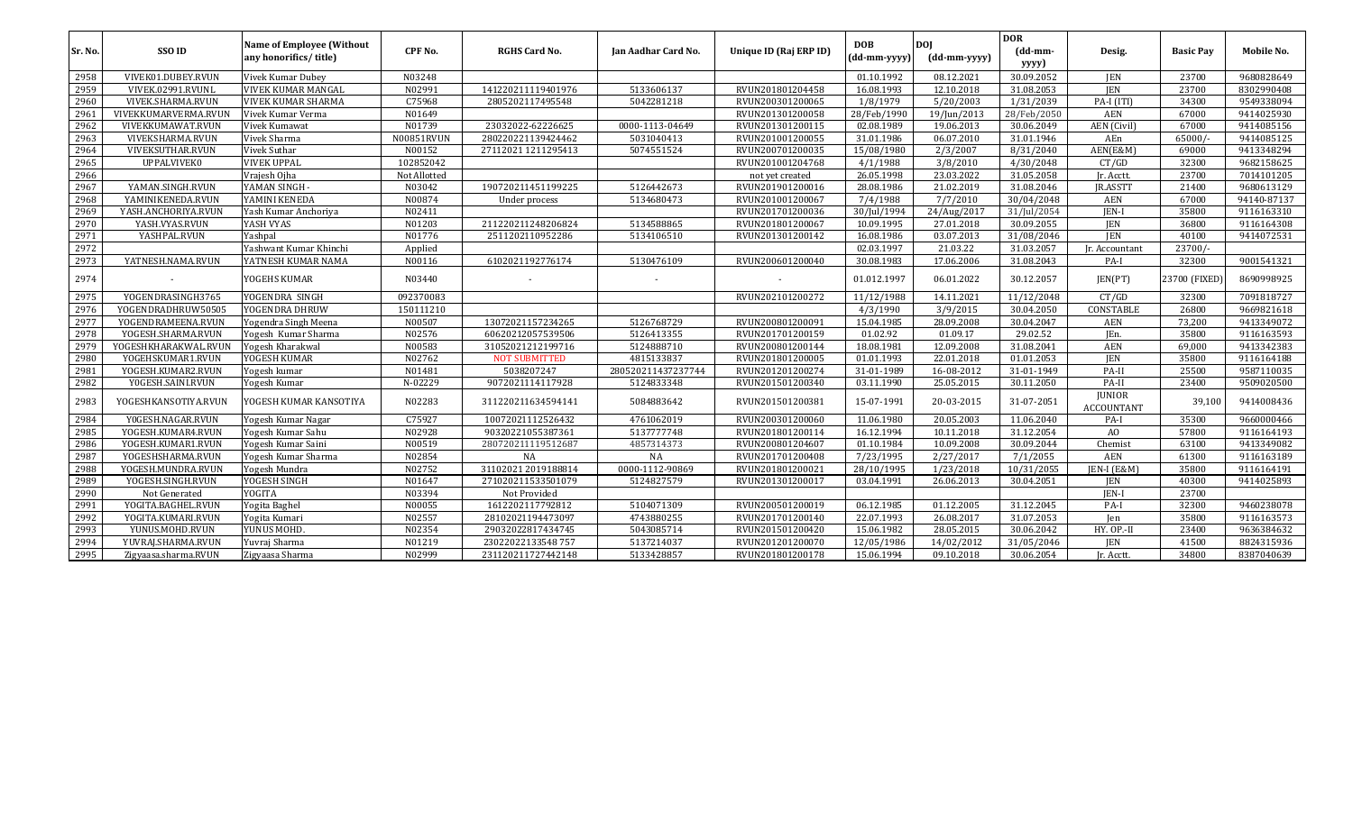| Sr. No. | SSO ID | Name of Employee (Without any honorifics/ title) | CPF No. | RGHS Card No. | Jan Aadhar Card No. | Unique ID (Raj ERP ID) | DOB (dd-mm-yyyy) | DOJ (dd-mm-yyyy) | DOR (dd-mm-yyyy) | Desig. | Basic Pay | Mobile No. |
|---|---|---|---|---|---|---|---|---|---|---|---|---|
| 2958 | VIVEK01.DUBEY.RVUN | Vivek Kumar Dubey | N03248 | | | | 01.10.1992 | 08.12.2021 | 30.09.2052 | JEN | 23700 | 9680828649 |
| 2959 | VIVEK.02991.RVUNL | VIVEK KUMAR MANGAL | N02991 | 141220211119401976 | 5133606137 | RVUN201801204458 | 16.08.1993 | 12.10.2018 | 31.08.2053 | JEN | 23700 | 8302990408 |
| 2960 | VIVEK.SHARMA.RVUN | VIVEK KUMAR SHARMA | C75968 | 2805202117495548 | 5042281218 | RVUN200301200065 | 1/8/1979 | 5/20/2003 | 1/31/2039 | PA-I (ITI) | 34300 | 9549338094 |
| 2961 | VIVEKKUMARVERMA.RVUN | Vivek Kumar Verma | N01649 | | | RVUN201301200058 | 28/Feb/1990 | 19/Jun/2013 | 28/Feb/2050 | AEN | 67000 | 9414025930 |
| 2962 | VIVEKKUMAWAT.RVUN | Vivek Kumawat | N01739 | 23032022-62226625 | 0000-1113-04649 | RVUN201301200115 | 02.08.1989 | 19.06.2013 | 30.06.2049 | AEN (Civil) | 67000 | 9414085156 |
| 2963 | VIVEKSHARMA.RVUN | Vivek Sharma | N00851RVUN | 280220221139424462 | 5031040413 | RVUN201001200055 | 31.01.1986 | 06.07.2010 | 31.01.1946 | AEn | 65000/- | 9414085125 |
| 2964 | VIVEKSUTHAR.RVUN | Vivek Suthar | N00152 | 27112021 1211295413 | 5074551524 | RVUN200701200035 | 15/08/1980 | 2/3/2007 | 8/31/2040 | AEN(E&M) | 69000 | 9413348294 |
| 2965 | UPPALVIVEK0 | VIVEK UPPAL | 102852042 | | | RVUN201001204768 | 4/1/1988 | 3/8/2010 | 4/30/2048 | CT/GD | 32300 | 9682158625 |
| 2966 | | Vrajesh Ojha | Not Allotted | | | not yet created | 26.05.1998 | 23.03.2022 | 31.05.2058 | Jr. Acctt. | 23700 | 7014101205 |
| 2967 | YAMAN.SINGH.RVUN | YAMAN SINGH - | N03042 | 190720211451199225 | 5126442673 | RVUN201901200016 | 28.08.1986 | 21.02.2019 | 31.08.2046 | JR.ASSTT | 21400 | 9680613129 |
| 2968 | YAMINIKENEDA.RVUN | YAMINI KENEDA | N00874 | Under process | 5134680473 | RVUN201001200067 | 7/4/1988 | 7/7/2010 | 30/04/2048 | AEN | 67000 | 94140-87137 |
| 2969 | YASH.ANCHORIYA.RVUN | Yash Kumar Anchoriya | N02411 | | | RVUN201701200036 | 30/Jul/1994 | 24/Aug/2017 | 31/Jul/2054 | JEN-I | 35800 | 9116163310 |
| 2970 | YASH.VYAS.RVUN | YASH VYAS | N01203 | 211220211248206824 | 5134588865 | RVUN201801200067 | 10.09.1995 | 27.01.2018 | 30.09.2055 | JEN | 36800 | 9116164308 |
| 2971 | YASHPAL.RVUN | Yashpal | N01776 | 2511202110952286 | 5134106510 | RVUN201301200142 | 16.08.1986 | 03.07.2013 | 31/08/2046 | JEN | 40100 | 9414072531 |
| 2972 | | Yashwant Kumar Khinchi | Applied | | | | 02.03.1997 | 21.03.22 | 31.03.2057 | Jr. Accountant | 23700/- | |
| 2973 | YATNESH.NAMA.RVUN | YATNESH KUMAR NAMA | N00116 | 6102021192776174 | 5130476109 | RVUN200601200040 | 30.08.1983 | 17.06.2006 | 31.08.2043 | PA-I | 32300 | 9001541321 |
| 2974 | - | YOGEHS KUMAR | N03440 | - | - | - | 01.012.1997 | 06.01.2022 | 30.12.2057 | JEN(PT) | 23700 (FIXED) | 8690998925 |
| 2975 | YOGENDRASINGH3765 | YOGENDRA SINGH | 092370083 | | | RVUN202101200272 | 11/12/1988 | 14.11.2021 | 11/12/2048 | CT/GD | 32300 | 7091818727 |
| 2976 | YOGENDRADHRUW50505 | YOGENDRA DHRUW | 150111210 | | | | 4/3/1990 | 3/9/2015 | 30.04.2050 | CONSTABLE | 26800 | 9669821618 |
| 2977 | YOGENDRAMEENA.RVUN | Yogendra Singh Meena | N00507 | 13072021157234265 | 5126768729 | RVUN200801200091 | 15.04.1985 | 28.09.2008 | 30.04.2047 | AEN | 73,200 | 9413349072 |
| 2978 | YOGESH.SHARMA.RVUN | Yogesh Kumar Sharma | N02576 | 60620212057539506 | 5126413355 | RVUN201701200159 | 01.02.92 | 01.09.17 | 29.02.52 | JEn. | 35800 | 9116163593 |
| 2979 | YOGESHKHARAKWAL.RVUN | Yogesh Kharakwal | N00583 | 310520212121199716 | 5124888710 | RVUN200801200144 | 18.08.1981 | 12.09.2008 | 31.08.2041 | AEN | 69,000 | 9413342383 |
| 2980 | YOGEHSKUMAR1.RVUN | YOGESH KUMAR | N02762 | NOT SUBMITTED | 4815133837 | RVUN201801200005 | 01.01.1993 | 22.01.2018 | 01.01.2053 | JEN | 35800 | 9116164188 |
| 2981 | YOGESH.KUMAR2.RVUN | Yogesh kumar | N01481 | 5038207247 | 280520211437237744 | RVUN201201200274 | 31-01-1989 | 16-08-2012 | 31-01-1949 | PA-II | 25500 | 9587110035 |
| 2982 | YOGESH.SAINI.RVUN | Yogesh Kumar | N-02229 | 9072021114117928 | 5124833348 | RVUN201501200340 | 03.11.1990 | 25.05.2015 | 30.11.2050 | PA-II | 23400 | 9509020500 |
| 2983 | YOGESHKANSOTIYA.RVUN | YOGESH KUMAR KANSOTIYA | N02283 | 311220211634594141 | 5084883642 | RVUN201501200381 | 15-07-1991 | 20-03-2015 | 31-07-2051 | JUNIOR ACCOUNTANT | 39,100 | 9414008436 |
| 2984 | YOGESH.NAGAR.RVUN | Yogesh Kumar Nagar | C75927 | 10072021112526432 | 4761062019 | RVUN200301200060 | 11.06.1980 | 20.05.2003 | 11.06.2040 | PA-I | 35300 | 9660000466 |
| 2985 | YOGESH.KUMAR4.RVUN | Yogesh Kumar Sahu | N02928 | 90320221055387361 | 5137777748 | RVUN201801200114 | 16.12.1994 | 10.11.2018 | 31.12.2054 | AO | 57800 | 9116164193 |
| 2986 | YOGESH.KUMAR1.RVUN | Yogesh Kumar Saini | N00519 | 280720211119512687 | 4857314373 | RVUN200801204607 | 01.10.1984 | 10.09.2008 | 30.09.2044 | Chemist | 63100 | 9413349082 |
| 2987 | YOGESHSHARMA.RVUN | Yogesh Kumar Sharma | N02854 | NA | NA | RVUN201701200408 | 7/23/1995 | 2/27/2017 | 7/1/2055 | AEN | 61300 | 9116163189 |
| 2988 | YOGESH.MUNDRA.RVUN | Yogesh Mundra | N02752 | 31102021 2019188814 | 0000-1112-90869 | RVUN201801200021 | 28/10/1995 | 1/23/2018 | 10/31/2055 | JEN-I (E&M) | 35800 | 9116164191 |
| 2989 | YOGESH.SINGH.RVUN | YOGESH SINGH | N01647 | 271020211533501079 | 5124827579 | RVUN201301200017 | 03.04.1991 | 26.06.2013 | 30.04.2051 | JEN | 40300 | 9414025893 |
| 2990 | Not Generated | YOGITA | N03394 | Not Provided | | | | | | JEN-I | 23700 | |
| 2991 | YOGITA.BAGHEL.RVUN | Yogita Baghel | N00055 | 1612202117792812 | 5104071309 | RVUN200501200019 | 06.12.1985 | 01.12.2005 | 31.12.2045 | PA-I | 32300 | 9460238078 |
| 2992 | YOGITA.KUMARI.RVUN | Yogita Kumari | N02557 | 28102021194473097 | 4743880255 | RVUN201701200140 | 22.07.1993 | 26.08.2017 | 31.07.2053 | Jen | 35800 | 9116163573 |
| 2993 | YUNUS.MOHD.RVUN | YUNUS MOHD. | N02354 | 29032022817434745 | 5043085714 | RVUN201501200420 | 15.06.1982 | 28.05.2015 | 30.06.2042 | HY. OP.-II | 23400 | 9636384632 |
| 2994 | YUVRAJ.SHARMA.RVUN | Yuvraj Sharma | N01219 | 23022022133548 757 | 5137214037 | RVUN201201200070 | 12/05/1986 | 14/02/2012 | 31/05/2046 | JEN | 41500 | 8824315936 |
| 2995 | Zigyaasa.sharma.RVUN | Zigyaasa Sharma | N02999 | 231120211727442148 | 5133428857 | RVUN201801200178 | 15.06.1994 | 09.10.2018 | 30.06.2054 | Jr. Acctt. | 34800 | 8387040639 |